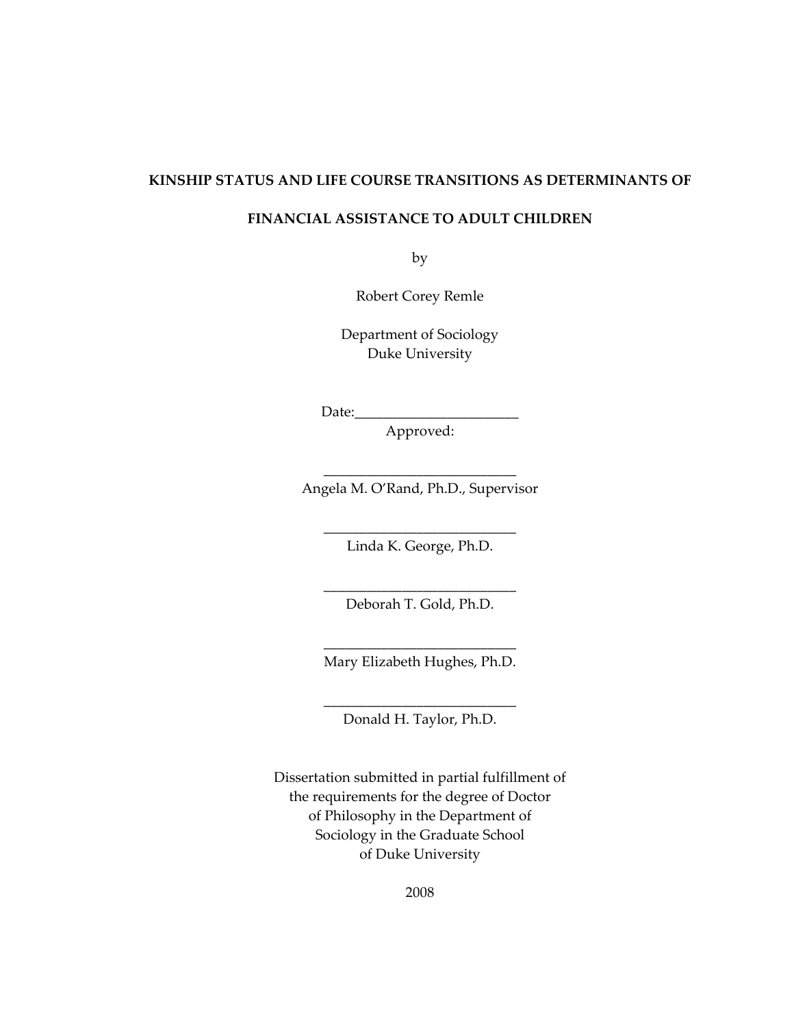# KINSHIP STATUS AND LIFE COURSE TRANSITIONS AS DETERMINANTS OF FINANCIAL ASSISTANCE TO ADULT CHILDREN

by

Robert Corey Remle

Department of Sociology
Duke University

Date:_______________________

Approved:

___________________________
Angela M. O'Rand, Ph.D., Supervisor

___________________________
Linda K. George, Ph.D.

___________________________
Deborah T. Gold, Ph.D.

___________________________
Mary Elizabeth Hughes, Ph.D.

___________________________
Donald H. Taylor, Ph.D.

Dissertation submitted in partial fulfillment of
the requirements for the degree of Doctor
of Philosophy in the Department of
Sociology in the Graduate School
of Duke University

2008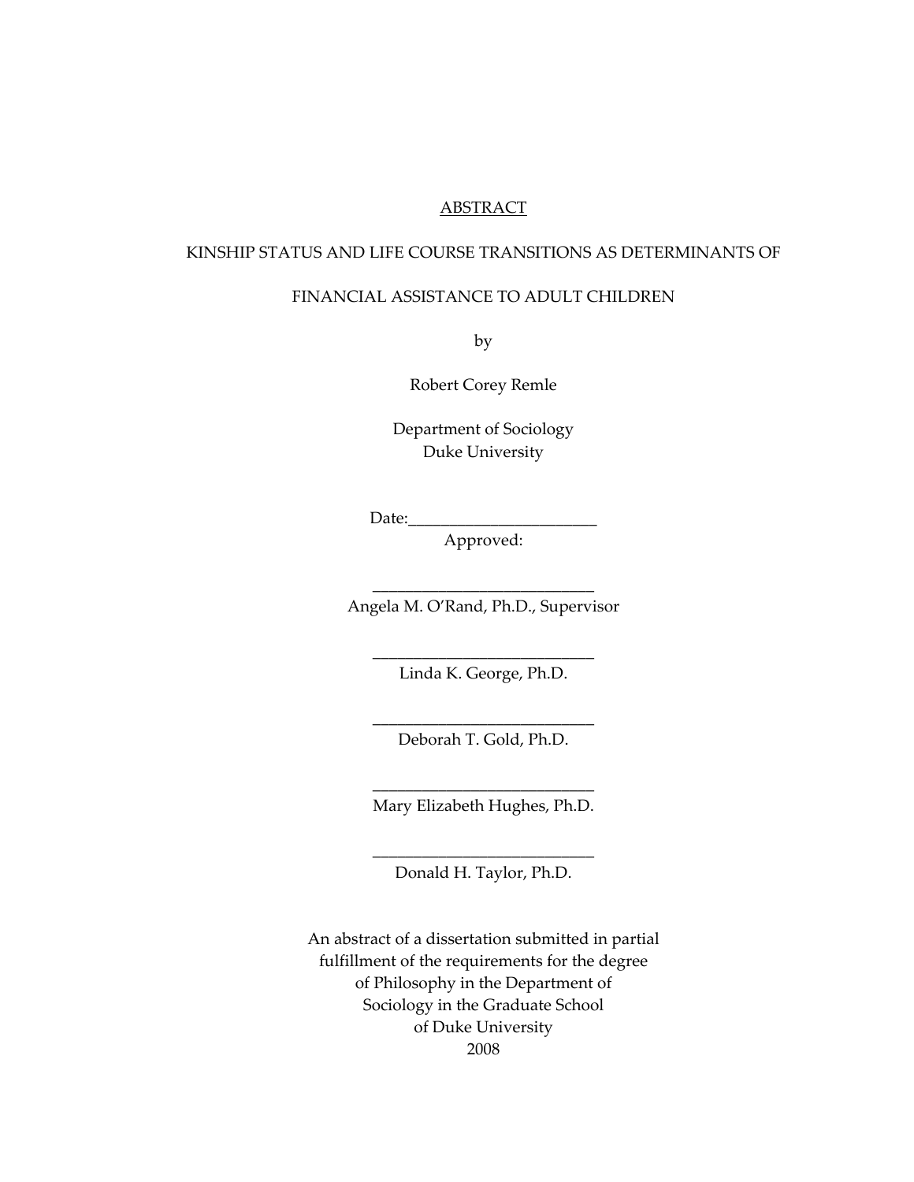# ABSTRACT

KINSHIP STATUS AND LIFE COURSE TRANSITIONS AS DETERMINANTS OF

FINANCIAL ASSISTANCE TO ADULT CHILDREN

by

Robert Corey Remle

Department of Sociology  
Duke University

Date:_______________________  
Approved:

___________________________  
Angela M. O'Rand, Ph.D., Supervisor

___________________________  
Linda K. George, Ph.D.

___________________________  
Deborah T. Gold, Ph.D.

___________________________  
Mary Elizabeth Hughes, Ph.D.

___________________________  
Donald H. Taylor, Ph.D.

An abstract of a dissertation submitted in partial  
fulfillment of the requirements for the degree  
of Philosophy in the Department of  
Sociology in the Graduate School  
of Duke University  
2008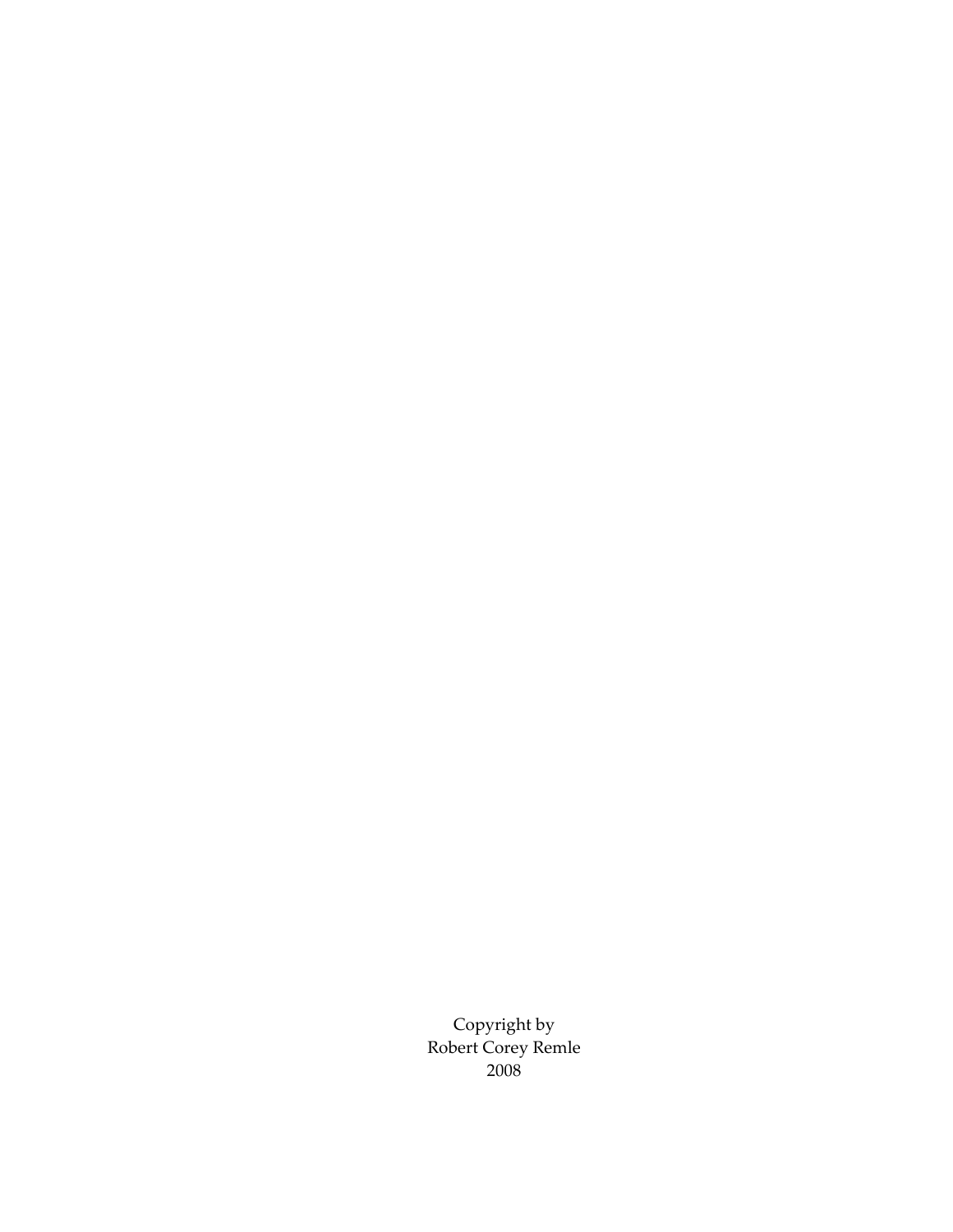Copyright by
Robert Corey Remle
2008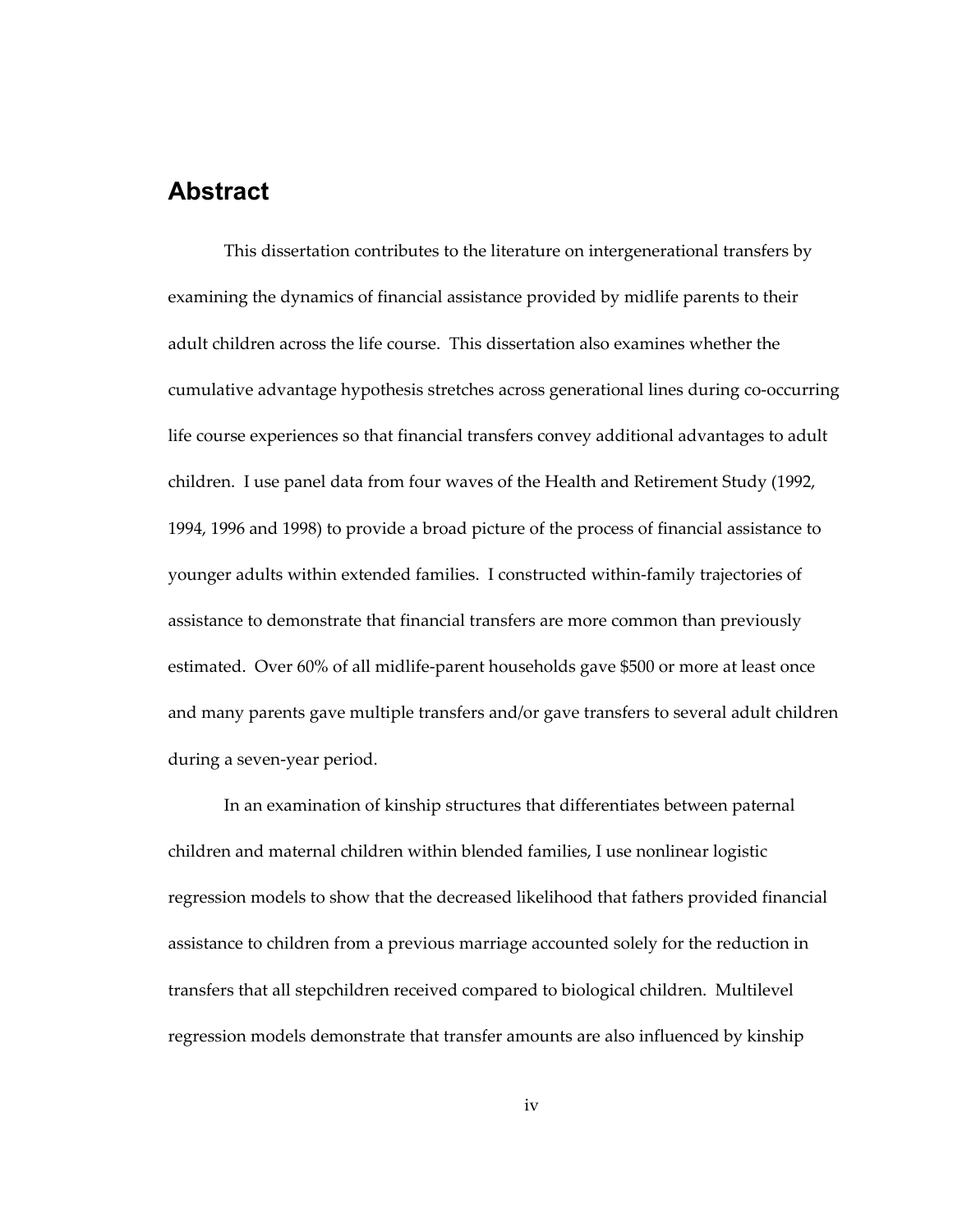## Abstract

This dissertation contributes to the literature on intergenerational transfers by examining the dynamics of financial assistance provided by midlife parents to their adult children across the life course. This dissertation also examines whether the cumulative advantage hypothesis stretches across generational lines during co-occurring life course experiences so that financial transfers convey additional advantages to adult children. I use panel data from four waves of the Health and Retirement Study (1992, 1994, 1996 and 1998) to provide a broad picture of the process of financial assistance to younger adults within extended families. I constructed within-family trajectories of assistance to demonstrate that financial transfers are more common than previously estimated. Over 60% of all midlife-parent households gave $500 or more at least once and many parents gave multiple transfers and/or gave transfers to several adult children during a seven-year period.

In an examination of kinship structures that differentiates between paternal children and maternal children within blended families, I use nonlinear logistic regression models to show that the decreased likelihood that fathers provided financial assistance to children from a previous marriage accounted solely for the reduction in transfers that all stepchildren received compared to biological children. Multilevel regression models demonstrate that transfer amounts are also influenced by kinship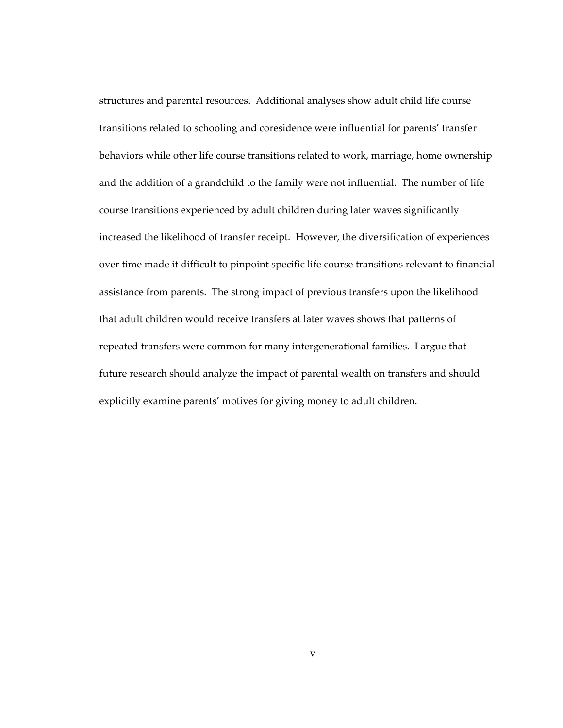structures and parental resources. Additional analyses show adult child life course transitions related to schooling and coresidence were influential for parents' transfer behaviors while other life course transitions related to work, marriage, home ownership and the addition of a grandchild to the family were not influential. The number of life course transitions experienced by adult children during later waves significantly increased the likelihood of transfer receipt. However, the diversification of experiences over time made it difficult to pinpoint specific life course transitions relevant to financial assistance from parents. The strong impact of previous transfers upon the likelihood that adult children would receive transfers at later waves shows that patterns of repeated transfers were common for many intergenerational families. I argue that future research should analyze the impact of parental wealth on transfers and should explicitly examine parents' motives for giving money to adult children.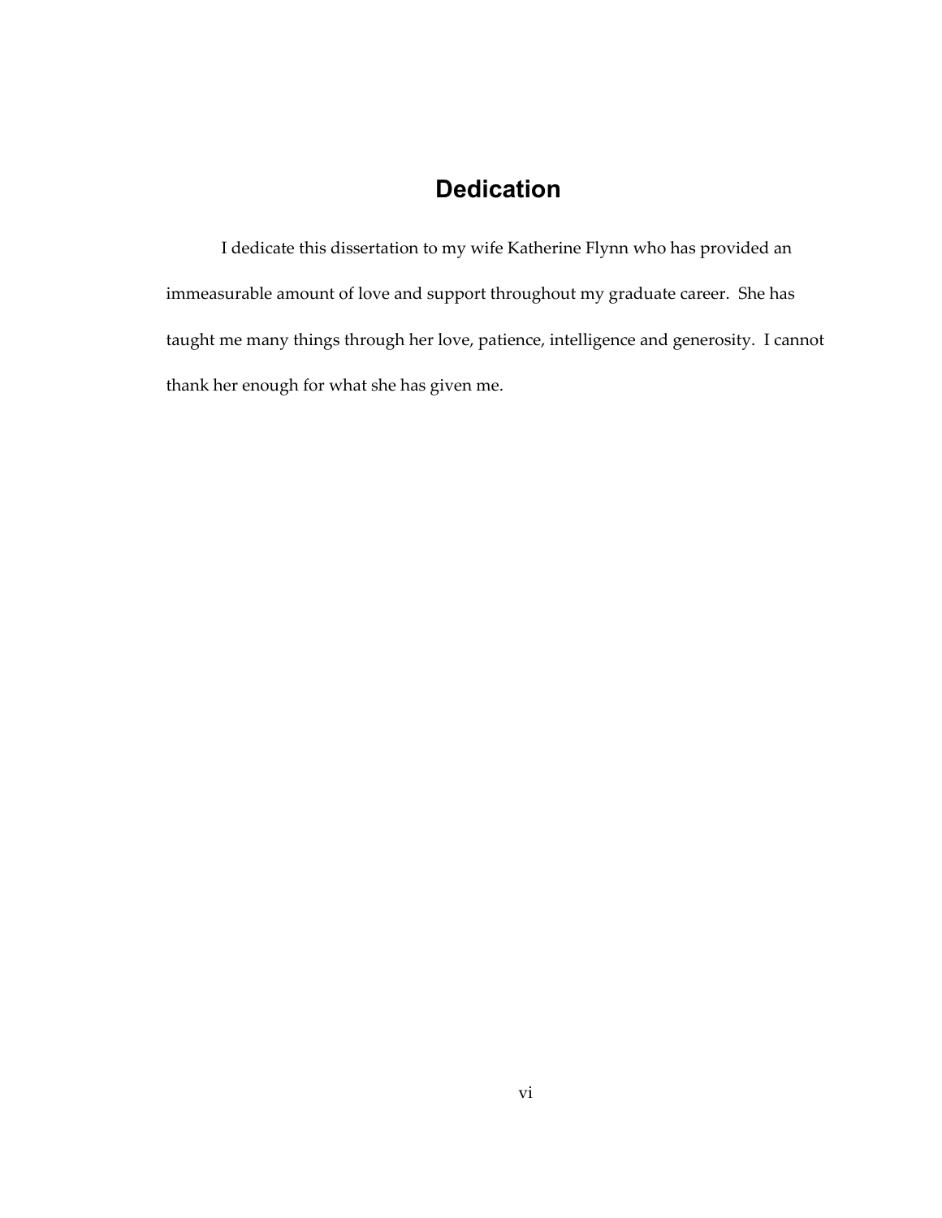# Dedication

I dedicate this dissertation to my wife Katherine Flynn who has provided an immeasurable amount of love and support throughout my graduate career. She has taught me many things through her love, patience, intelligence and generosity. I cannot thank her enough for what she has given me.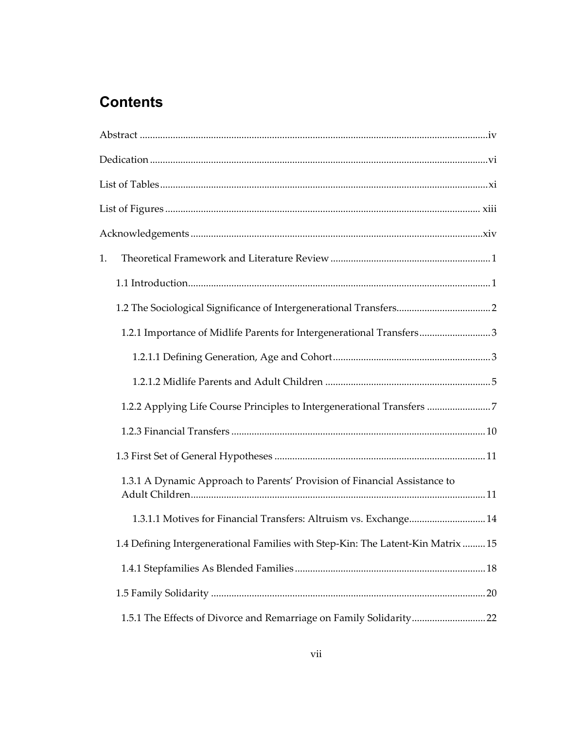## Contents

Abstract ....................................................................................................................... iv

Dedication .................................................................................................................... vi

List of Tables ................................................................................................................ xi

List of Figures ............................................................................................................. xiii

Acknowledgements .................................................................................................... xiv

1. Theoretical Framework and Literature Review ......................................................... 1

  1.1 Introduction ........................................................................................................... 1

  1.2 The Sociological Significance of Intergenerational Transfers .............................. 2

    1.2.1 Importance of Midlife Parents for Intergenerational Transfers ......................... 3

      1.2.1.1 Defining Generation, Age and Cohort .......................................................... 3

      1.2.1.2 Midlife Parents and Adult Children .............................................................. 5

    1.2.2 Applying Life Course Principles to Intergenerational Transfers ........................ 7

    1.2.3 Financial Transfers ............................................................................................ 10

  1.3 First Set of General Hypotheses ........................................................................... 11

    1.3.1 A Dynamic Approach to Parents' Provision of Financial Assistance to Adult Children ........................................................................................................... 11

      1.3.1.1 Motives for Financial Transfers: Altruism vs. Exchange ............................. 14

  1.4 Defining Intergenerational Families with Step-Kin: The Latent-Kin Matrix ......... 15

    1.4.1 Stepfamilies As Blended Families ..................................................................... 18

  1.5 Family Solidarity ................................................................................................... 20

    1.5.1 The Effects of Divorce and Remarriage on Family Solidarity ............................ 22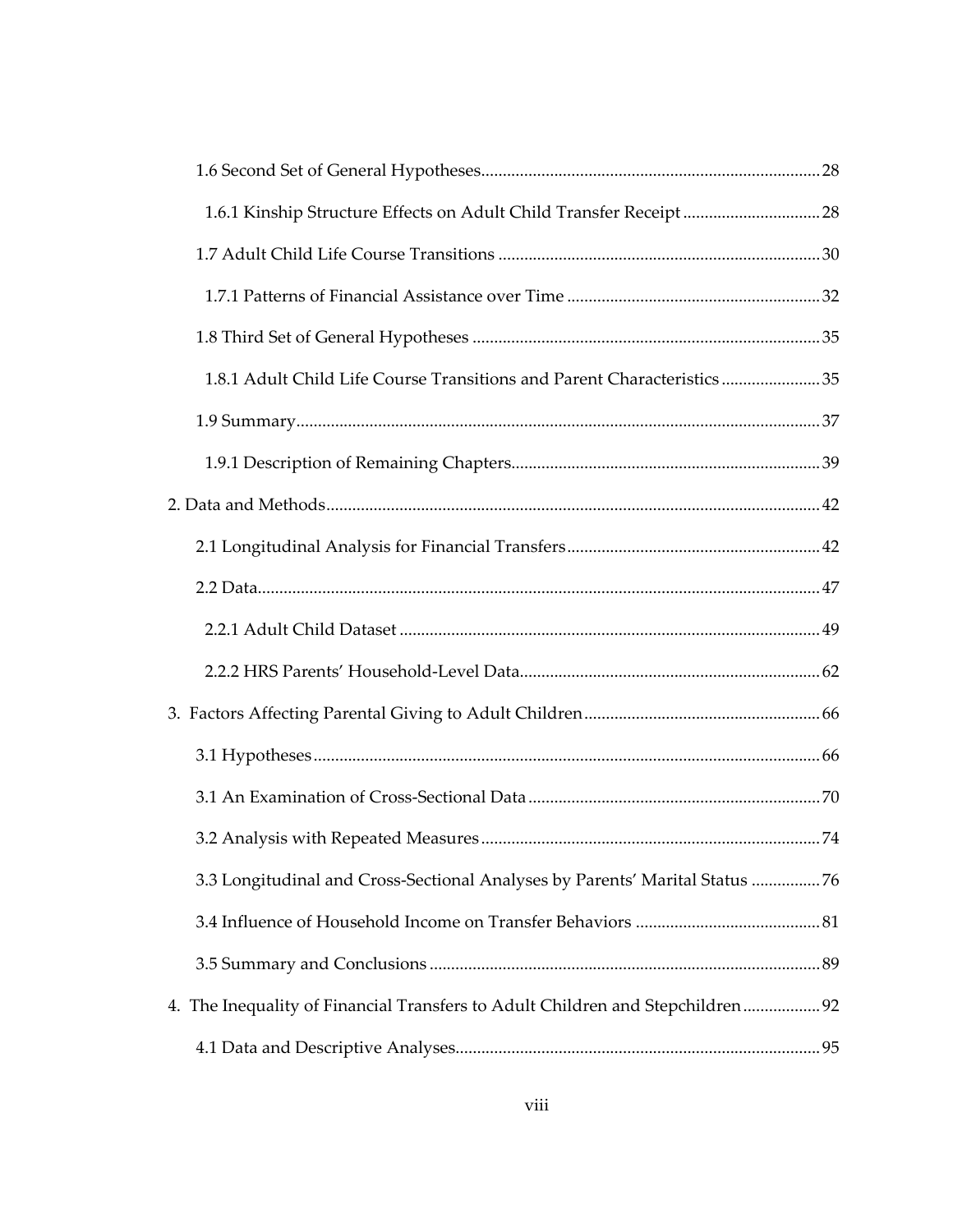1.6 Second Set of General Hypotheses .......... 28

1.6.1 Kinship Structure Effects on Adult Child Transfer Receipt .......... 28

1.7 Adult Child Life Course Transitions .......... 30

1.7.1 Patterns of Financial Assistance over Time .......... 32

1.8 Third Set of General Hypotheses .......... 35

1.8.1 Adult Child Life Course Transitions and Parent Characteristics .......... 35

1.9 Summary .......... 37

1.9.1 Description of Remaining Chapters .......... 39

2. Data and Methods .......... 42

2.1 Longitudinal Analysis for Financial Transfers .......... 42

2.2 Data .......... 47

2.2.1 Adult Child Dataset .......... 49

2.2.2 HRS Parents' Household-Level Data .......... 62

3. Factors Affecting Parental Giving to Adult Children .......... 66

3.1 Hypotheses .......... 66

3.1 An Examination of Cross-Sectional Data .......... 70

3.2 Analysis with Repeated Measures .......... 74

3.3 Longitudinal and Cross-Sectional Analyses by Parents' Marital Status .......... 76

3.4 Influence of Household Income on Transfer Behaviors .......... 81

3.5 Summary and Conclusions .......... 89

4. The Inequality of Financial Transfers to Adult Children and Stepchildren .......... 92

4.1 Data and Descriptive Analyses .......... 95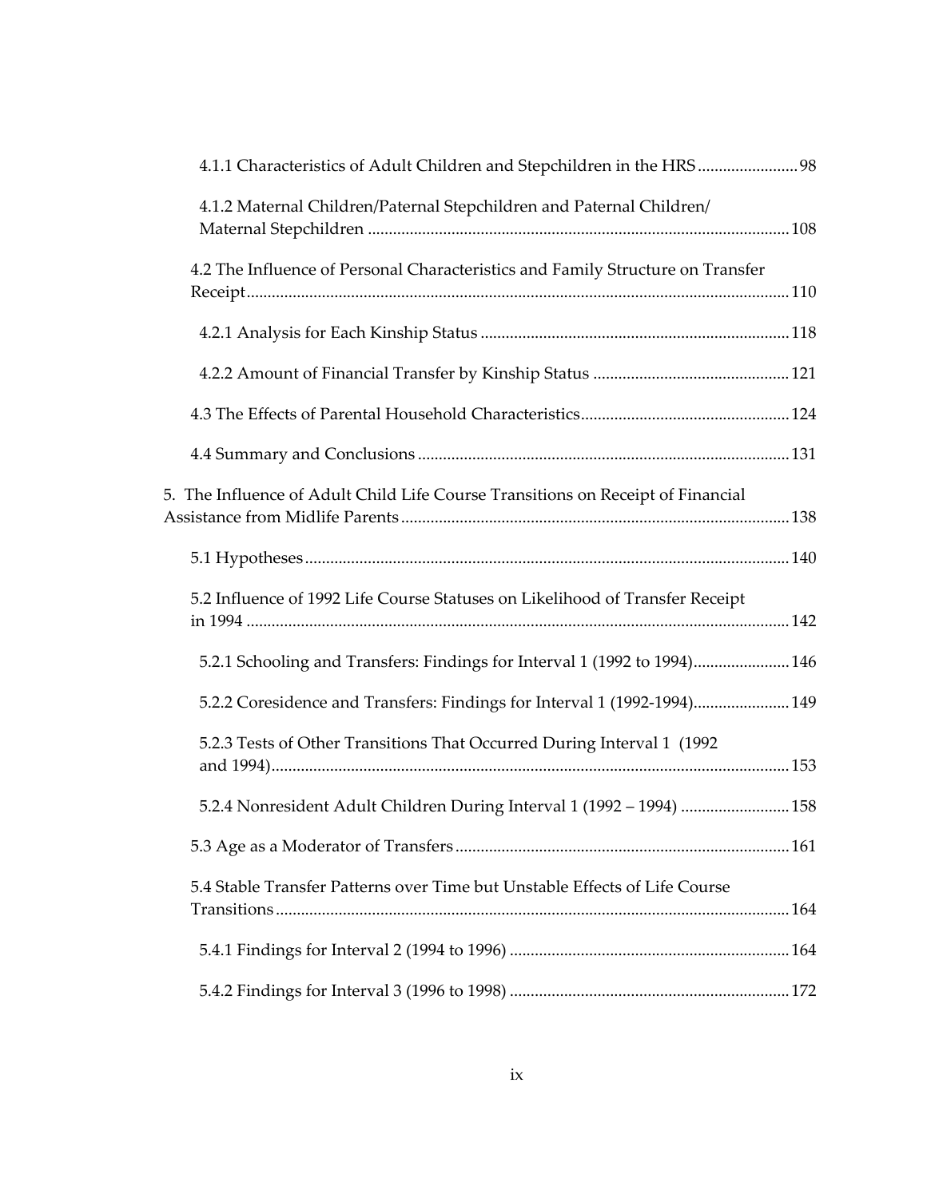4.1.1 Characteristics of Adult Children and Stepchildren in the HRS ........................ 98

4.1.2 Maternal Children/Paternal Stepchildren and Paternal Children/ Maternal Stepchildren .................................................................................................... 108

4.2 The Influence of Personal Characteristics and Family Structure on Transfer Receipt ................................................................................................................................. 110

4.2.1 Analysis for Each Kinship Status ......................................................................... 118

4.2.2 Amount of Financial Transfer by Kinship Status ............................................... 121

4.3 The Effects of Parental Household Characteristics .................................................. 124

4.4 Summary and Conclusions ......................................................................................... 131

5. The Influence of Adult Child Life Course Transitions on Receipt of Financial Assistance from Midlife Parents ............................................................................................ 138

5.1 Hypotheses ................................................................................................................... 140

5.2 Influence of 1992 Life Course Statuses on Likelihood of Transfer Receipt in 1994 ................................................................................................................................. 142

5.2.1 Schooling and Transfers: Findings for Interval 1 (1992 to 1994) ....................... 146

5.2.2 Coresidence and Transfers: Findings for Interval 1 (1992-1994) ....................... 149

5.2.3 Tests of Other Transitions That Occurred During Interval 1 (1992 and 1994) ........................................................................................................................... 153

5.2.4 Nonresident Adult Children During Interval 1 (1992 – 1994) .......................... 158

5.3 Age as a Moderator of Transfers ................................................................................ 161

5.4 Stable Transfer Patterns over Time but Unstable Effects of Life Course Transitions .......................................................................................................................... 164

5.4.1 Findings for Interval 2 (1994 to 1996) .................................................................. 164

5.4.2 Findings for Interval 3 (1996 to 1998) .................................................................. 172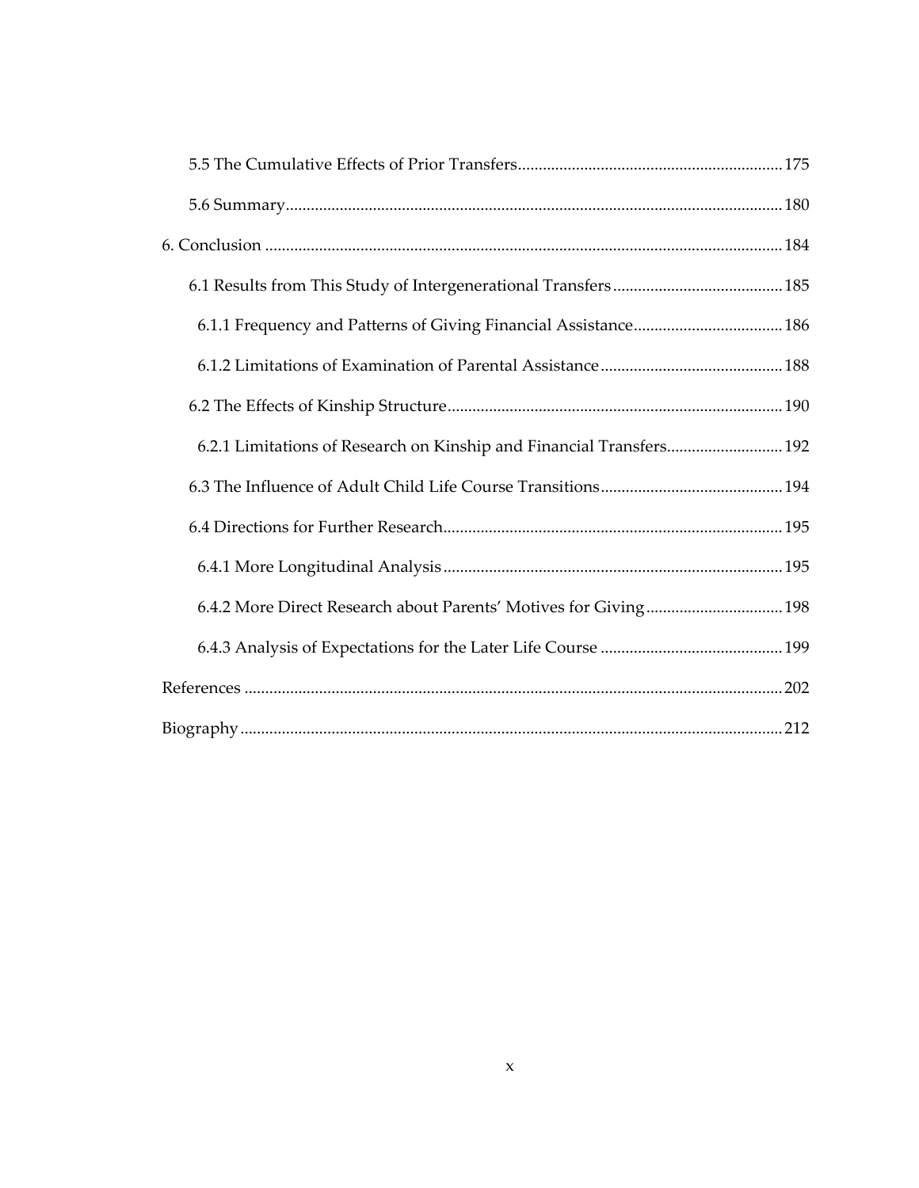5.5 The Cumulative Effects of Prior Transfers ........................................................ 175

5.6 Summary ........................................................................................................ 180

6. Conclusion ............................................................................................................ 184

6.1 Results from This Study of Intergenerational Transfers ......................................... 185

6.1.1 Frequency and Patterns of Giving Financial Assistance ...................................... 186

6.1.2 Limitations of Examination of Parental Assistance ............................................ 188

6.2 The Effects of Kinship Structure .......................................................................... 190

6.2.1 Limitations of Research on Kinship and Financial Transfers ............................... 192

6.3 The Influence of Adult Child Life Course Transitions ............................................ 194

6.4 Directions for Further Research ........................................................................... 195

6.4.1 More Longitudinal Analysis ................................................................................ 195

6.4.2 More Direct Research about Parents' Motives for Giving .................................... 198

6.4.3 Analysis of Expectations for the Later Life Course ............................................ 199

References ................................................................................................................. 202

Biography ................................................................................................................... 212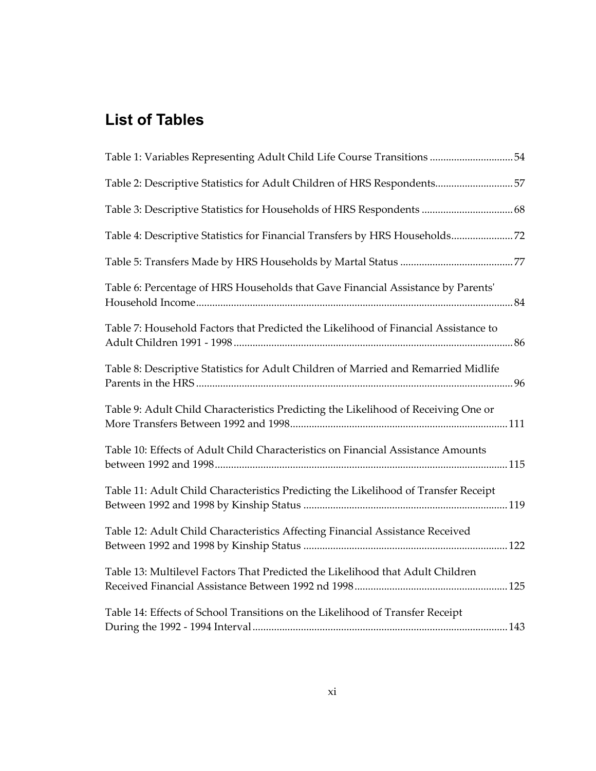# List of Tables

Table 1: Variables Representing Adult Child Life Course Transitions ............................... 54

Table 2: Descriptive Statistics for Adult Children of HRS Respondents............................ 57

Table 3: Descriptive Statistics for Households of HRS Respondents .................................. 68

Table 4: Descriptive Statistics for Financial Transfers by HRS Households....................... 72

Table 5: Transfers Made by HRS Households by Martal Status .......................................... 77

Table 6: Percentage of HRS Households that Gave Financial Assistance by Parents' Household Income ..................................................................................................................... 84

Table 7: Household Factors that Predicted the Likelihood of Financial Assistance to Adult Children 1991 - 1998 ....................................................................................................... 86

Table 8: Descriptive Statistics for Adult Children of Married and Remarried Midlife Parents in the HRS ..................................................................................................................... 96

Table 9: Adult Child Characteristics Predicting the Likelihood of Receiving One or More Transfers Between 1992 and 1998................................................................................ 111

Table 10: Effects of Adult Child Characteristics on Financial Assistance Amounts between 1992 and 1998............................................................................................................ 115

Table 11: Adult Child Characteristics Predicting the Likelihood of Transfer Receipt Between 1992 and 1998 by Kinship Status ........................................................................... 119

Table 12: Adult Child Characteristics Affecting Financial Assistance Received Between 1992 and 1998 by Kinship Status ........................................................................... 122

Table 13: Multilevel Factors That Predicted the Likelihood that Adult Children Received Financial Assistance Between 1992 nd 1998 ......................................................... 125

Table 14: Effects of School Transitions on the Likelihood of Transfer Receipt During the 1992 - 1994 Interval .............................................................................................. 143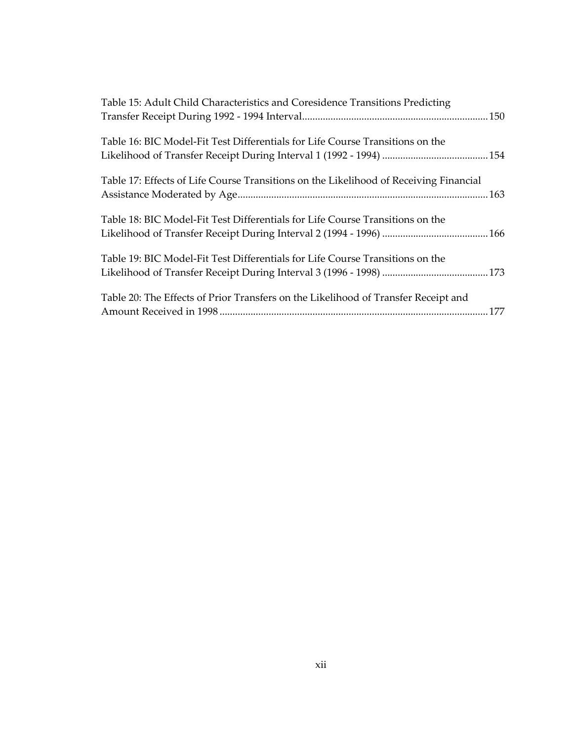Table 15: Adult Child Characteristics and Coresidence Transitions Predicting Transfer Receipt During 1992 - 1994 Interval........................................................................150

Table 16: BIC Model-Fit Test Differentials for Life Course Transitions on the Likelihood of Transfer Receipt During Interval 1 (1992 - 1994) .........................................154

Table 17: Effects of Life Course Transitions on the Likelihood of Receiving Financial Assistance Moderated by Age.................................................................................................163

Table 18: BIC Model-Fit Test Differentials for Life Course Transitions on the Likelihood of Transfer Receipt During Interval 2 (1994 - 1996) .........................................166

Table 19: BIC Model-Fit Test Differentials for Life Course Transitions on the Likelihood of Transfer Receipt During Interval 3 (1996 - 1998) .........................................173

Table 20: The Effects of Prior Transfers on the Likelihood of Transfer Receipt and Amount Received in 1998........................................................................................................177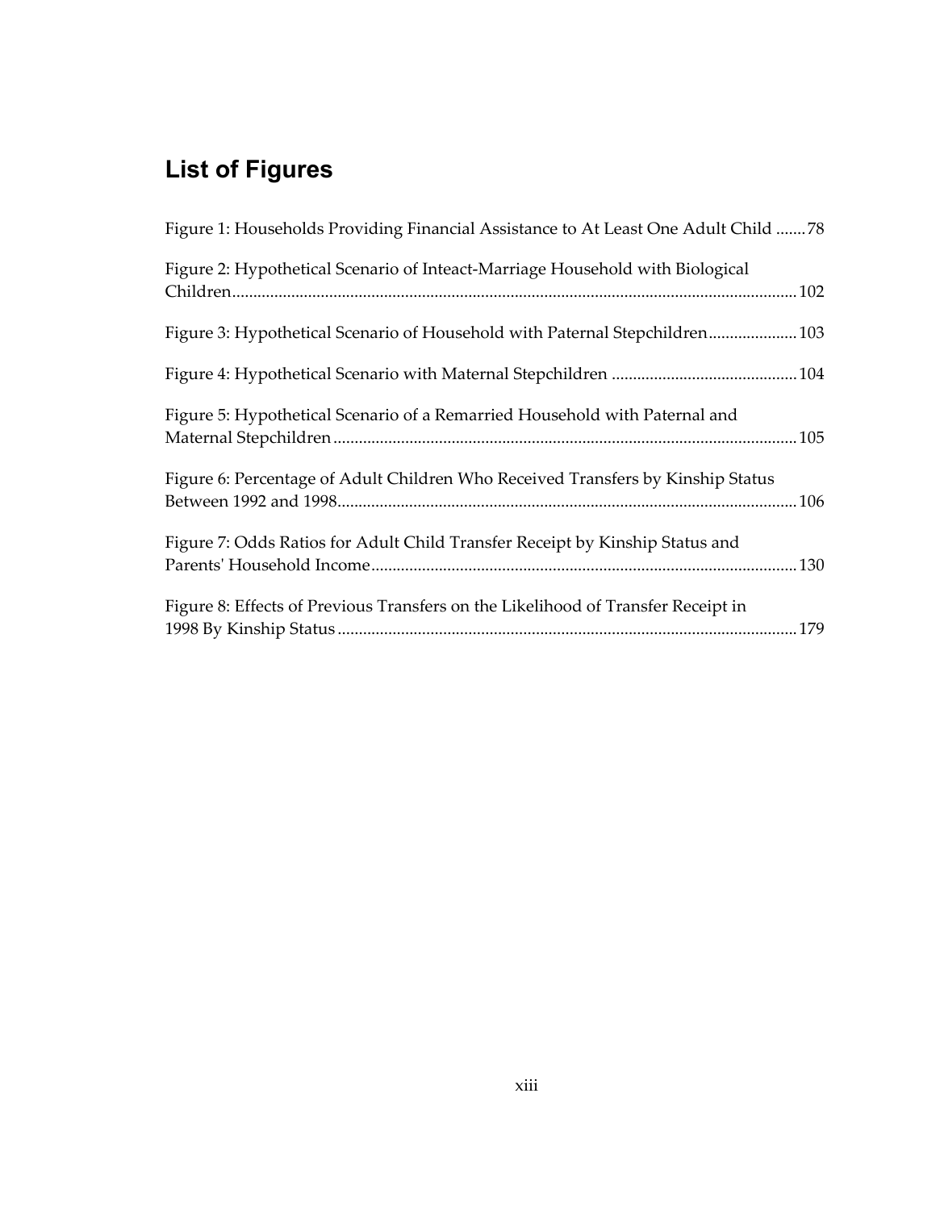## List of Figures

Figure 1: Households Providing Financial Assistance to At Least One Adult Child .......78

Figure 2: Hypothetical Scenario of Inteact-Marriage Household with Biological Children......................................................................................................................102

Figure 3: Hypothetical Scenario of Household with Paternal Stepchildren.....................103

Figure 4: Hypothetical Scenario with Maternal Stepchildren ............................................104

Figure 5: Hypothetical Scenario of a Remarried Household with Paternal and Maternal Stepchildren.............................................................................................................105

Figure 6: Percentage of Adult Children Who Received Transfers by Kinship Status Between 1992 and 1998............................................................................................................106

Figure 7: Odds Ratios for Adult Child Transfer Receipt by Kinship Status and Parents' Household Income....................................................................................................130

Figure 8: Effects of Previous Transfers on the Likelihood of Transfer Receipt in 1998 By Kinship Status............................................................................................................179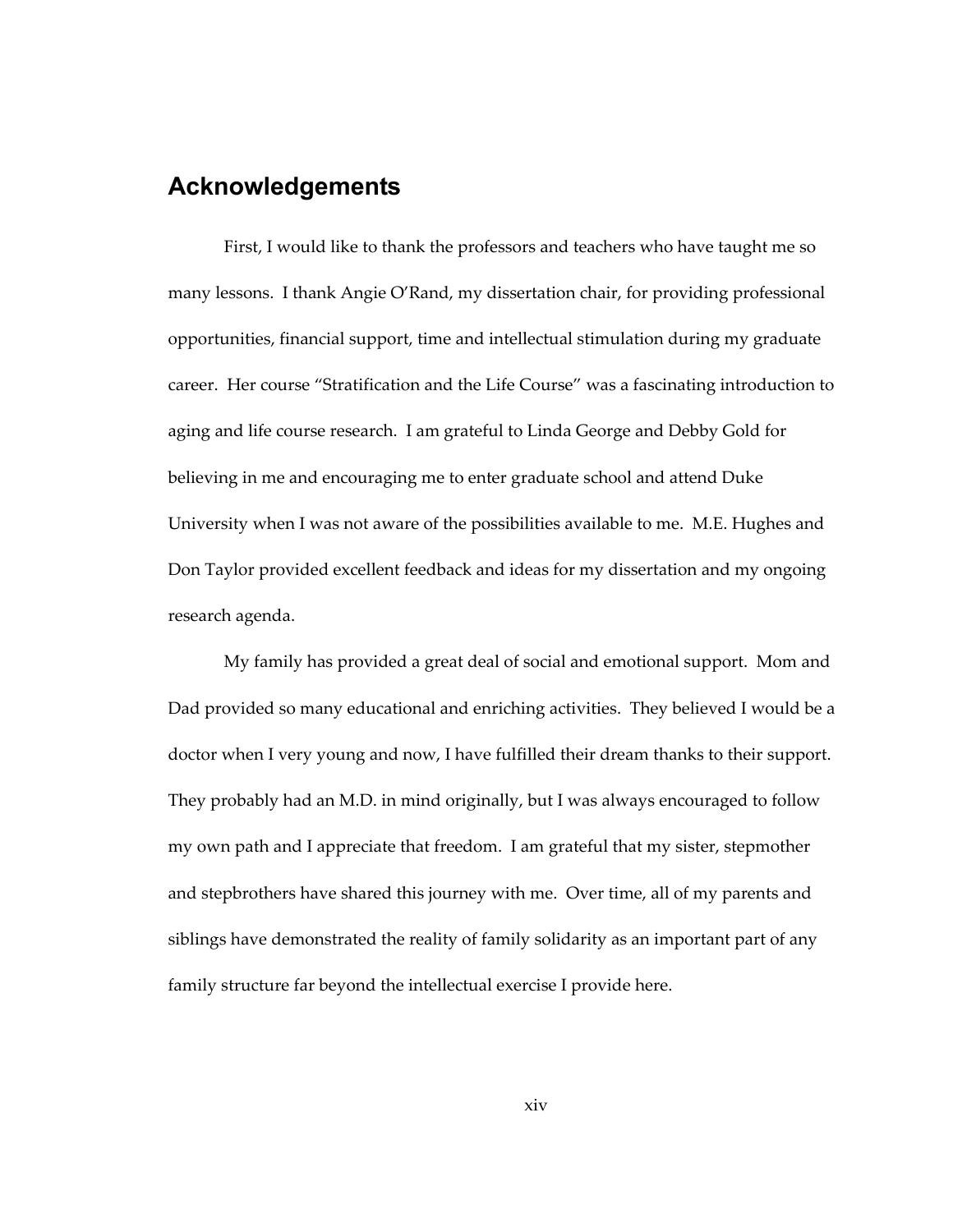## Acknowledgements

First, I would like to thank the professors and teachers who have taught me so many lessons. I thank Angie O'Rand, my dissertation chair, for providing professional opportunities, financial support, time and intellectual stimulation during my graduate career. Her course "Stratification and the Life Course" was a fascinating introduction to aging and life course research. I am grateful to Linda George and Debby Gold for believing in me and encouraging me to enter graduate school and attend Duke University when I was not aware of the possibilities available to me. M.E. Hughes and Don Taylor provided excellent feedback and ideas for my dissertation and my ongoing research agenda.

My family has provided a great deal of social and emotional support. Mom and Dad provided so many educational and enriching activities. They believed I would be a doctor when I very young and now, I have fulfilled their dream thanks to their support. They probably had an M.D. in mind originally, but I was always encouraged to follow my own path and I appreciate that freedom. I am grateful that my sister, stepmother and stepbrothers have shared this journey with me. Over time, all of my parents and siblings have demonstrated the reality of family solidarity as an important part of any family structure far beyond the intellectual exercise I provide here.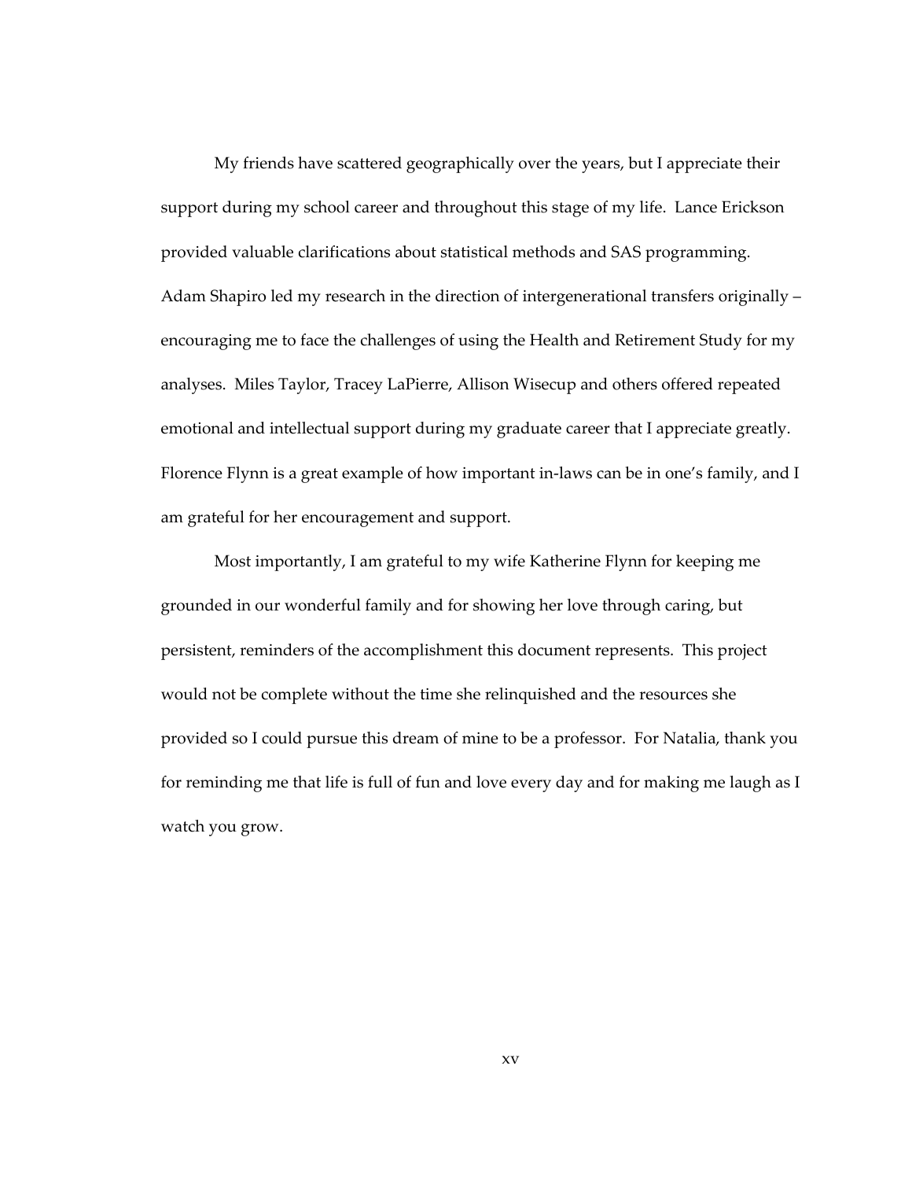My friends have scattered geographically over the years, but I appreciate their support during my school career and throughout this stage of my life. Lance Erickson provided valuable clarifications about statistical methods and SAS programming. Adam Shapiro led my research in the direction of intergenerational transfers originally – encouraging me to face the challenges of using the Health and Retirement Study for my analyses. Miles Taylor, Tracey LaPierre, Allison Wisecup and others offered repeated emotional and intellectual support during my graduate career that I appreciate greatly. Florence Flynn is a great example of how important in-laws can be in one's family, and I am grateful for her encouragement and support.

Most importantly, I am grateful to my wife Katherine Flynn for keeping me grounded in our wonderful family and for showing her love through caring, but persistent, reminders of the accomplishment this document represents. This project would not be complete without the time she relinquished and the resources she provided so I could pursue this dream of mine to be a professor. For Natalia, thank you for reminding me that life is full of fun and love every day and for making me laugh as I watch you grow.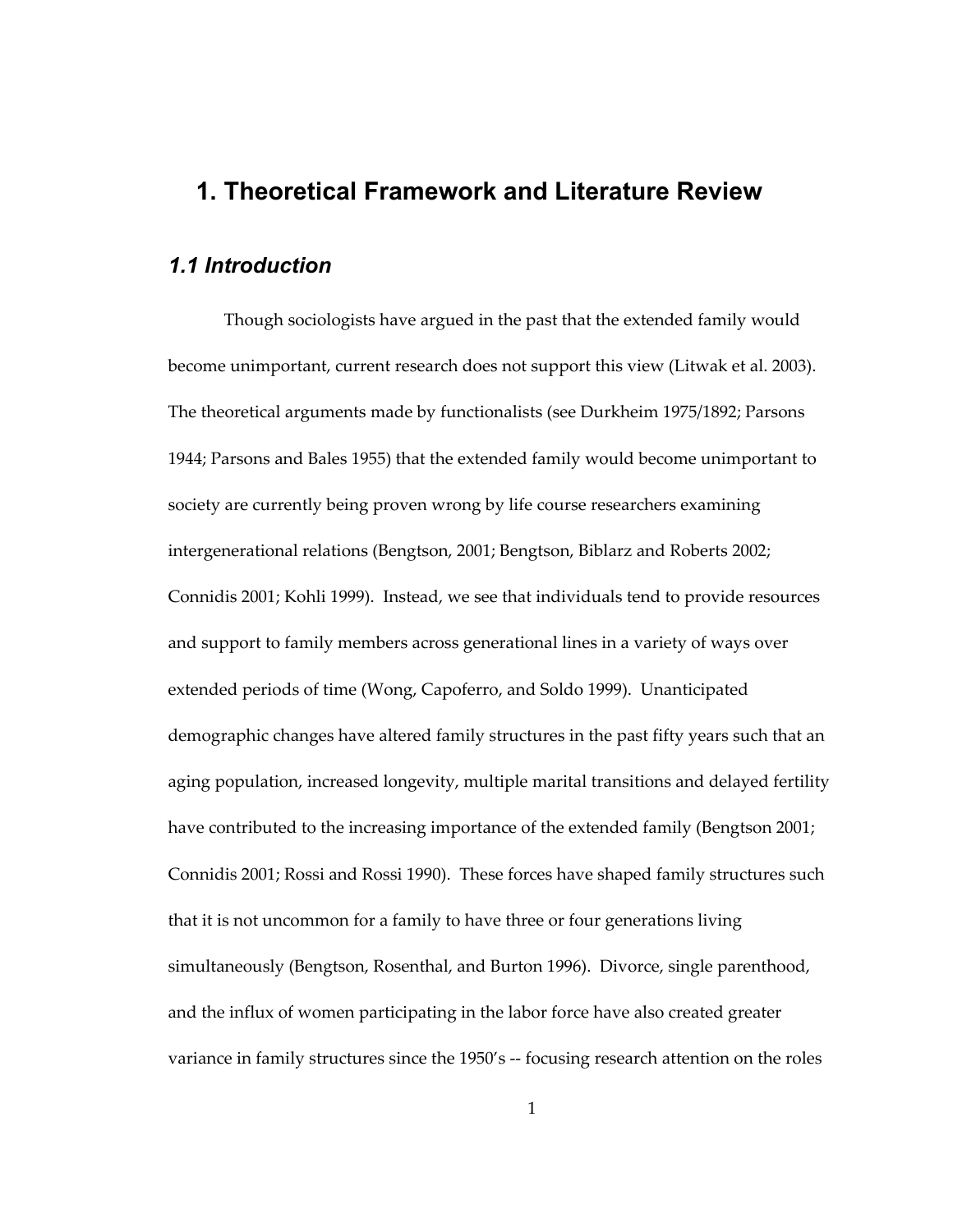# 1. Theoretical Framework and Literature Review

## *1.1 Introduction*

Though sociologists have argued in the past that the extended family would become unimportant, current research does not support this view (Litwak et al. 2003). The theoretical arguments made by functionalists (see Durkheim 1975/1892; Parsons 1944; Parsons and Bales 1955) that the extended family would become unimportant to society are currently being proven wrong by life course researchers examining intergenerational relations (Bengtson, 2001; Bengtson, Biblarz and Roberts 2002; Connidis 2001; Kohli 1999). Instead, we see that individuals tend to provide resources and support to family members across generational lines in a variety of ways over extended periods of time (Wong, Capoferro, and Soldo 1999). Unanticipated demographic changes have altered family structures in the past fifty years such that an aging population, increased longevity, multiple marital transitions and delayed fertility have contributed to the increasing importance of the extended family (Bengtson 2001; Connidis 2001; Rossi and Rossi 1990). These forces have shaped family structures such that it is not uncommon for a family to have three or four generations living simultaneously (Bengtson, Rosenthal, and Burton 1996). Divorce, single parenthood, and the influx of women participating in the labor force have also created greater variance in family structures since the 1950's -- focusing research attention on the roles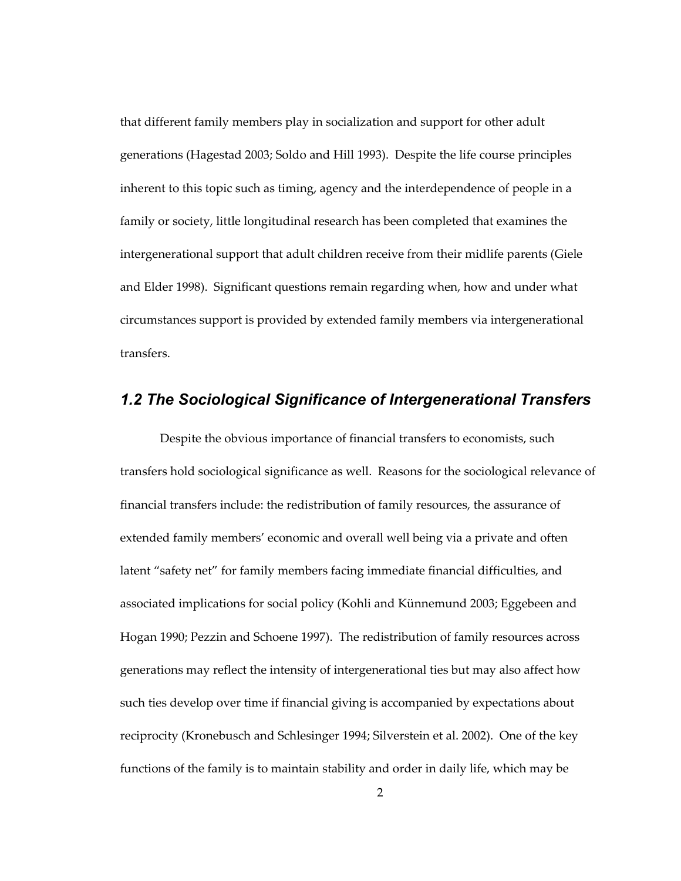that different family members play in socialization and support for other adult generations (Hagestad 2003; Soldo and Hill 1993). Despite the life course principles inherent to this topic such as timing, agency and the interdependence of people in a family or society, little longitudinal research has been completed that examines the intergenerational support that adult children receive from their midlife parents (Giele and Elder 1998). Significant questions remain regarding when, how and under what circumstances support is provided by extended family members via intergenerational transfers.

## *1.2 The Sociological Significance of Intergenerational Transfers*

Despite the obvious importance of financial transfers to economists, such transfers hold sociological significance as well. Reasons for the sociological relevance of financial transfers include: the redistribution of family resources, the assurance of extended family members' economic and overall well being via a private and often latent "safety net" for family members facing immediate financial difficulties, and associated implications for social policy (Kohli and Künnemund 2003; Eggebeen and Hogan 1990; Pezzin and Schoene 1997). The redistribution of family resources across generations may reflect the intensity of intergenerational ties but may also affect how such ties develop over time if financial giving is accompanied by expectations about reciprocity (Kronebusch and Schlesinger 1994; Silverstein et al. 2002). One of the key functions of the family is to maintain stability and order in daily life, which may be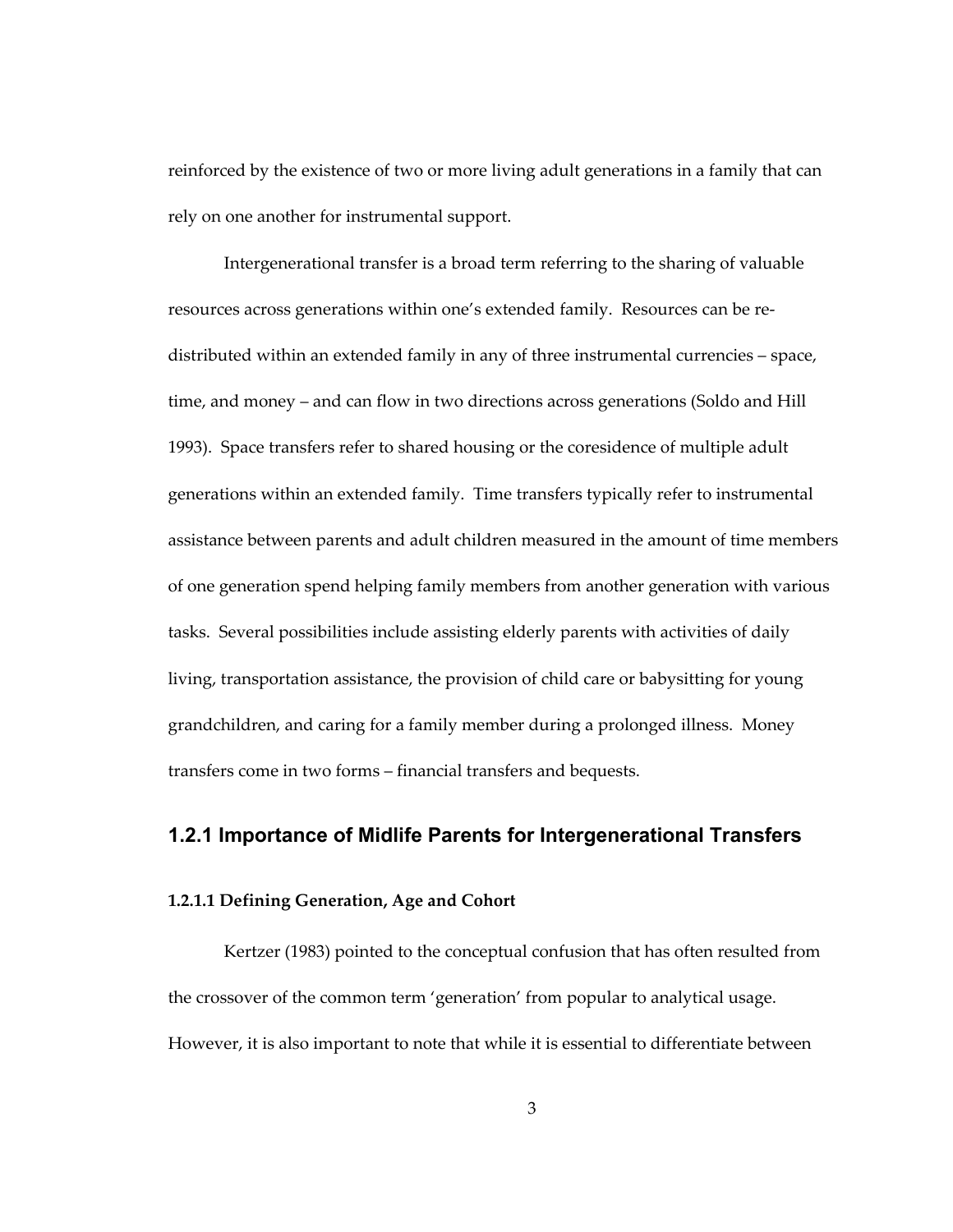reinforced by the existence of two or more living adult generations in a family that can rely on one another for instrumental support.

Intergenerational transfer is a broad term referring to the sharing of valuable resources across generations within one's extended family. Resources can be re-distributed within an extended family in any of three instrumental currencies – space, time, and money – and can flow in two directions across generations (Soldo and Hill 1993). Space transfers refer to shared housing or the coresidence of multiple adult generations within an extended family. Time transfers typically refer to instrumental assistance between parents and adult children measured in the amount of time members of one generation spend helping family members from another generation with various tasks. Several possibilities include assisting elderly parents with activities of daily living, transportation assistance, the provision of child care or babysitting for young grandchildren, and caring for a family member during a prolonged illness. Money transfers come in two forms – financial transfers and bequests.

### 1.2.1 Importance of Midlife Parents for Intergenerational Transfers

#### 1.2.1.1 Defining Generation, Age and Cohort

Kertzer (1983) pointed to the conceptual confusion that has often resulted from the crossover of the common term 'generation' from popular to analytical usage. However, it is also important to note that while it is essential to differentiate between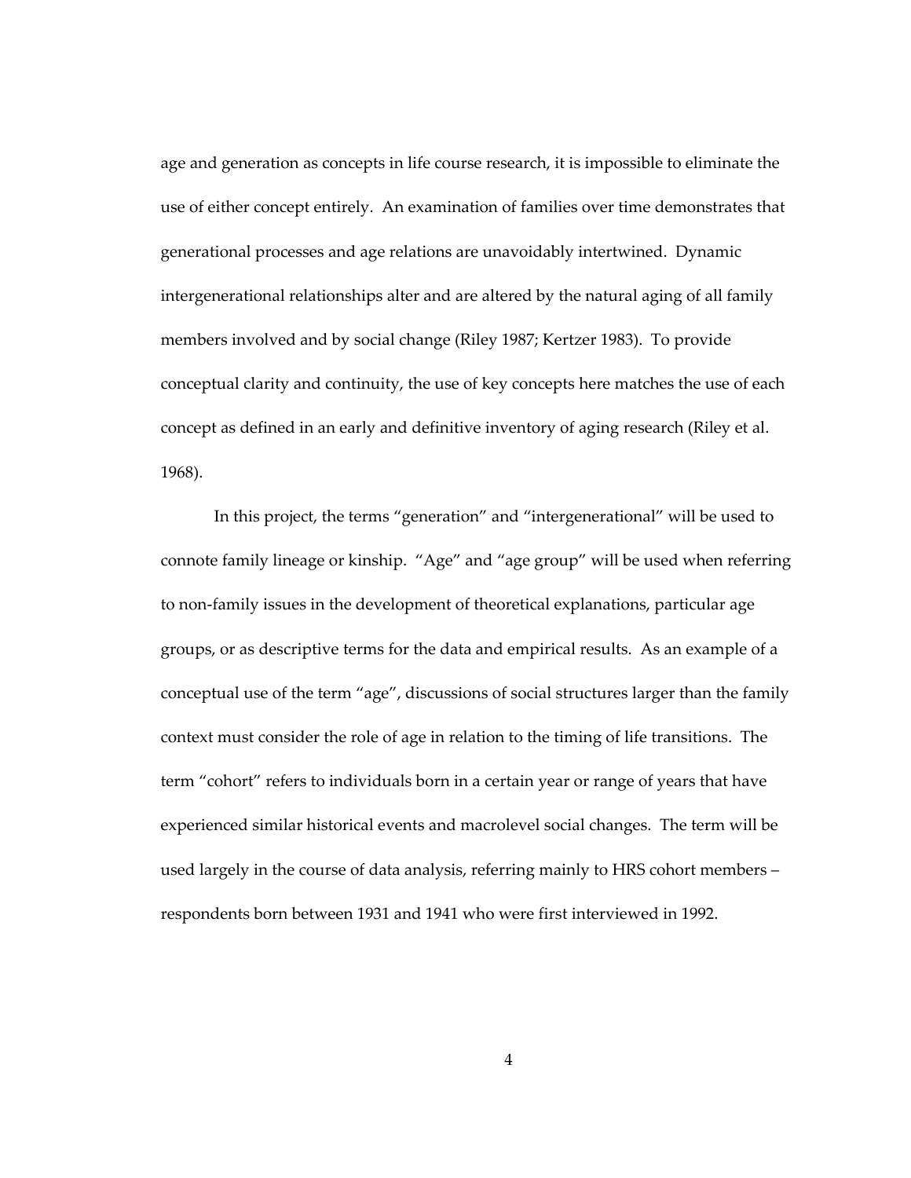age and generation as concepts in life course research, it is impossible to eliminate the use of either concept entirely. An examination of families over time demonstrates that generational processes and age relations are unavoidably intertwined. Dynamic intergenerational relationships alter and are altered by the natural aging of all family members involved and by social change (Riley 1987; Kertzer 1983). To provide conceptual clarity and continuity, the use of key concepts here matches the use of each concept as defined in an early and definitive inventory of aging research (Riley et al. 1968).

In this project, the terms "generation" and "intergenerational" will be used to connote family lineage or kinship. "Age" and "age group" will be used when referring to non-family issues in the development of theoretical explanations, particular age groups, or as descriptive terms for the data and empirical results. As an example of a conceptual use of the term "age", discussions of social structures larger than the family context must consider the role of age in relation to the timing of life transitions. The term "cohort" refers to individuals born in a certain year or range of years that have experienced similar historical events and macrolevel social changes. The term will be used largely in the course of data analysis, referring mainly to HRS cohort members – respondents born between 1931 and 1941 who were first interviewed in 1992.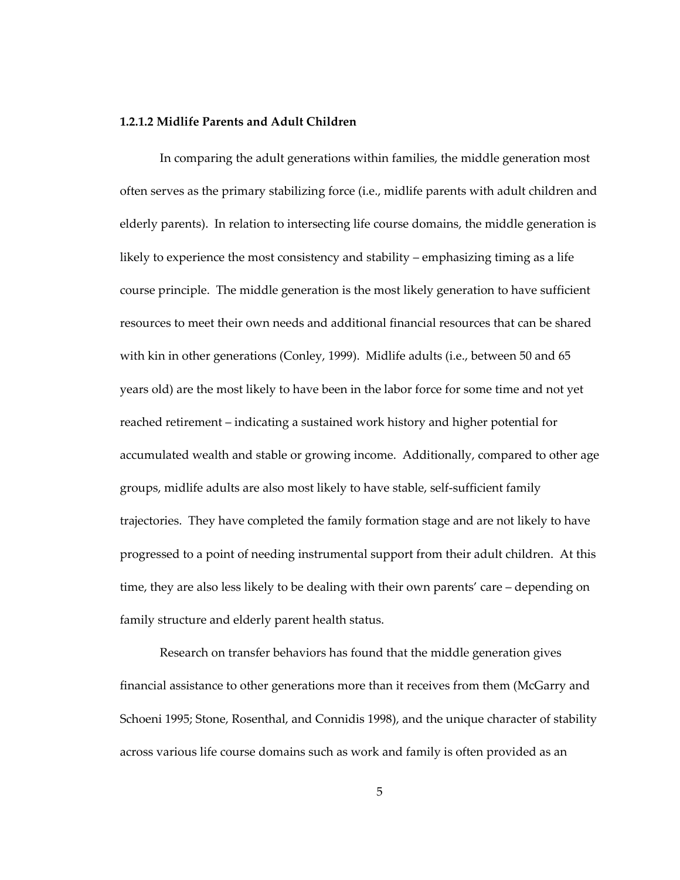#### 1.2.1.2 Midlife Parents and Adult Children

In comparing the adult generations within families, the middle generation most often serves as the primary stabilizing force (i.e., midlife parents with adult children and elderly parents). In relation to intersecting life course domains, the middle generation is likely to experience the most consistency and stability – emphasizing timing as a life course principle. The middle generation is the most likely generation to have sufficient resources to meet their own needs and additional financial resources that can be shared with kin in other generations (Conley, 1999). Midlife adults (i.e., between 50 and 65 years old) are the most likely to have been in the labor force for some time and not yet reached retirement – indicating a sustained work history and higher potential for accumulated wealth and stable or growing income. Additionally, compared to other age groups, midlife adults are also most likely to have stable, self-sufficient family trajectories. They have completed the family formation stage and are not likely to have progressed to a point of needing instrumental support from their adult children. At this time, they are also less likely to be dealing with their own parents' care – depending on family structure and elderly parent health status.

Research on transfer behaviors has found that the middle generation gives financial assistance to other generations more than it receives from them (McGarry and Schoeni 1995; Stone, Rosenthal, and Connidis 1998), and the unique character of stability across various life course domains such as work and family is often provided as an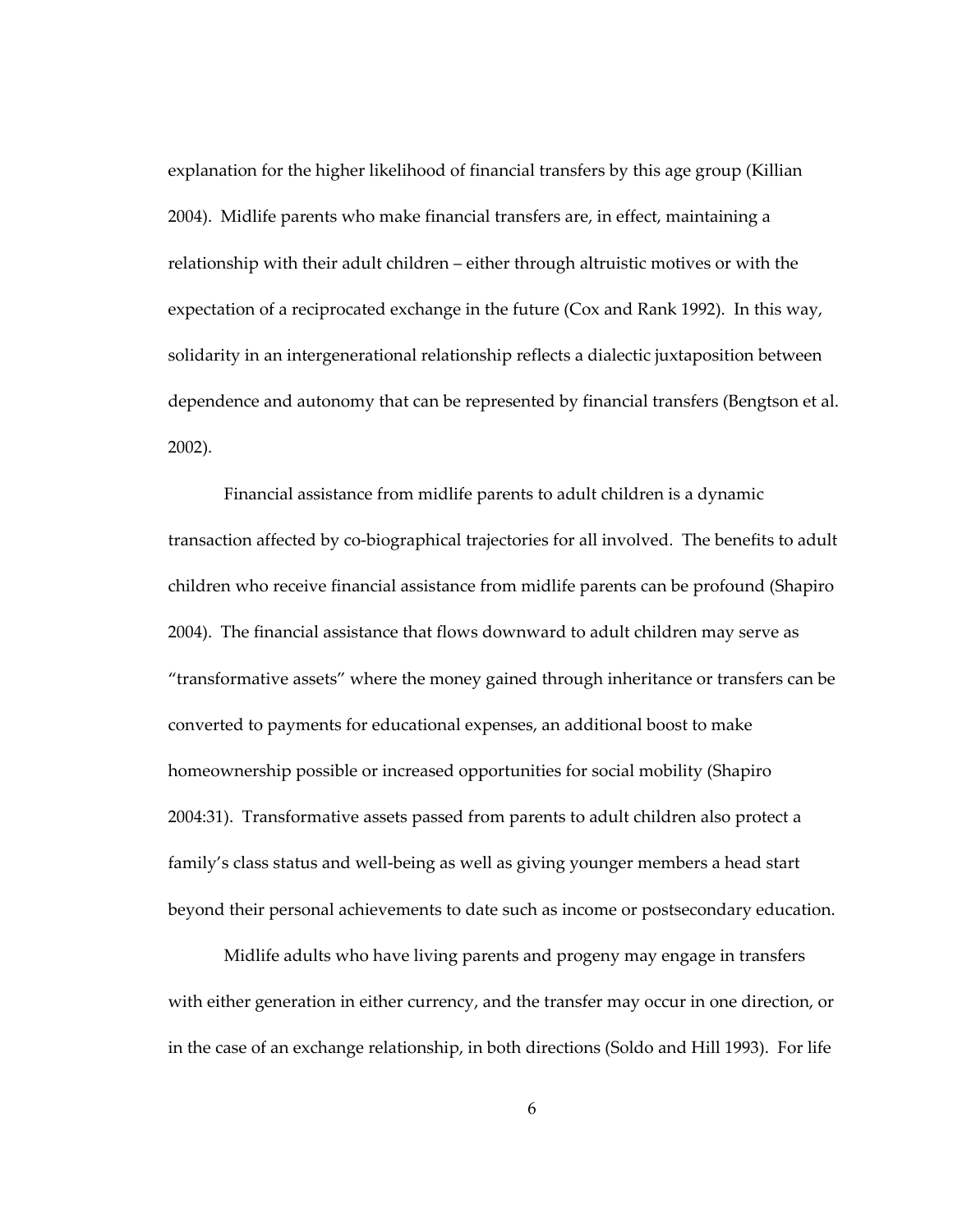explanation for the higher likelihood of financial transfers by this age group (Killian 2004). Midlife parents who make financial transfers are, in effect, maintaining a relationship with their adult children – either through altruistic motives or with the expectation of a reciprocated exchange in the future (Cox and Rank 1992). In this way, solidarity in an intergenerational relationship reflects a dialectic juxtaposition between dependence and autonomy that can be represented by financial transfers (Bengtson et al. 2002).

Financial assistance from midlife parents to adult children is a dynamic transaction affected by co-biographical trajectories for all involved. The benefits to adult children who receive financial assistance from midlife parents can be profound (Shapiro 2004). The financial assistance that flows downward to adult children may serve as "transformative assets" where the money gained through inheritance or transfers can be converted to payments for educational expenses, an additional boost to make homeownership possible or increased opportunities for social mobility (Shapiro 2004:31). Transformative assets passed from parents to adult children also protect a family's class status and well-being as well as giving younger members a head start beyond their personal achievements to date such as income or postsecondary education.

Midlife adults who have living parents and progeny may engage in transfers with either generation in either currency, and the transfer may occur in one direction, or in the case of an exchange relationship, in both directions (Soldo and Hill 1993). For life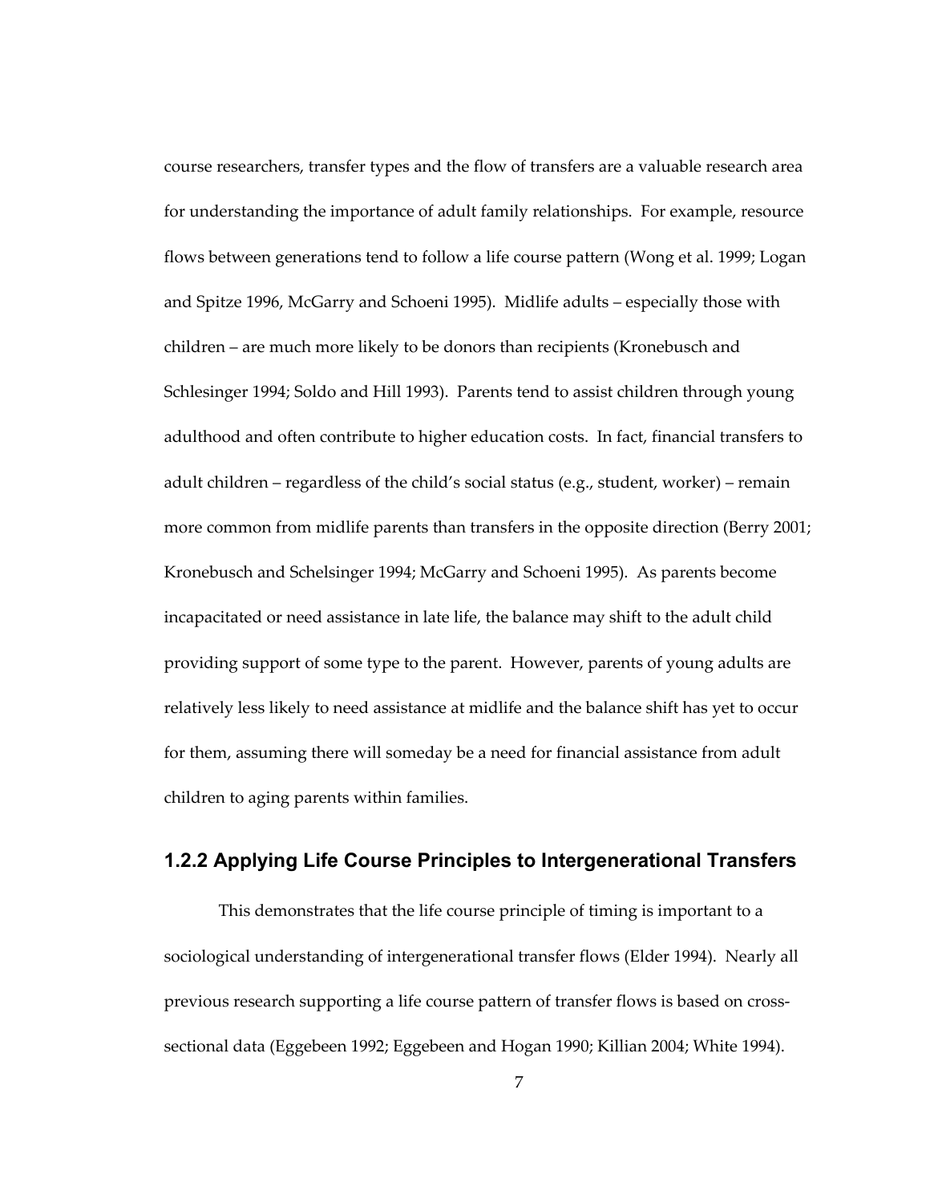course researchers, transfer types and the flow of transfers are a valuable research area for understanding the importance of adult family relationships. For example, resource flows between generations tend to follow a life course pattern (Wong et al. 1999; Logan and Spitze 1996, McGarry and Schoeni 1995). Midlife adults – especially those with children – are much more likely to be donors than recipients (Kronebusch and Schlesinger 1994; Soldo and Hill 1993). Parents tend to assist children through young adulthood and often contribute to higher education costs. In fact, financial transfers to adult children – regardless of the child's social status (e.g., student, worker) – remain more common from midlife parents than transfers in the opposite direction (Berry 2001; Kronebusch and Schelsinger 1994; McGarry and Schoeni 1995). As parents become incapacitated or need assistance in late life, the balance may shift to the adult child providing support of some type to the parent. However, parents of young adults are relatively less likely to need assistance at midlife and the balance shift has yet to occur for them, assuming there will someday be a need for financial assistance from adult children to aging parents within families.

### 1.2.2 Applying Life Course Principles to Intergenerational Transfers

This demonstrates that the life course principle of timing is important to a sociological understanding of intergenerational transfer flows (Elder 1994). Nearly all previous research supporting a life course pattern of transfer flows is based on cross-sectional data (Eggebeen 1992; Eggebeen and Hogan 1990; Killian 2004; White 1994).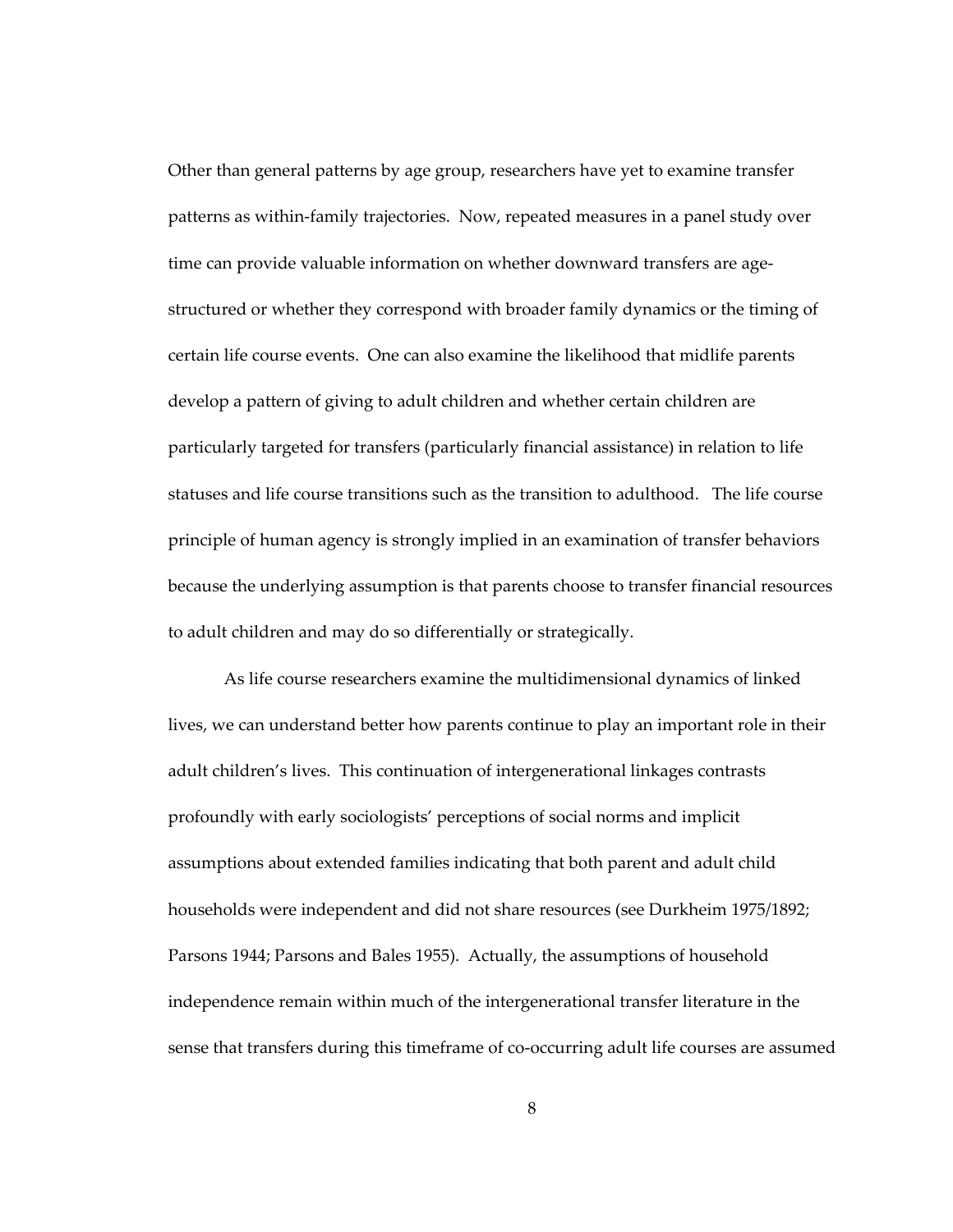Other than general patterns by age group, researchers have yet to examine transfer patterns as within-family trajectories. Now, repeated measures in a panel study over time can provide valuable information on whether downward transfers are age-structured or whether they correspond with broader family dynamics or the timing of certain life course events. One can also examine the likelihood that midlife parents develop a pattern of giving to adult children and whether certain children are particularly targeted for transfers (particularly financial assistance) in relation to life statuses and life course transitions such as the transition to adulthood. The life course principle of human agency is strongly implied in an examination of transfer behaviors because the underlying assumption is that parents choose to transfer financial resources to adult children and may do so differentially or strategically.

As life course researchers examine the multidimensional dynamics of linked lives, we can understand better how parents continue to play an important role in their adult children's lives. This continuation of intergenerational linkages contrasts profoundly with early sociologists' perceptions of social norms and implicit assumptions about extended families indicating that both parent and adult child households were independent and did not share resources (see Durkheim 1975/1892; Parsons 1944; Parsons and Bales 1955). Actually, the assumptions of household independence remain within much of the intergenerational transfer literature in the sense that transfers during this timeframe of co-occurring adult life courses are assumed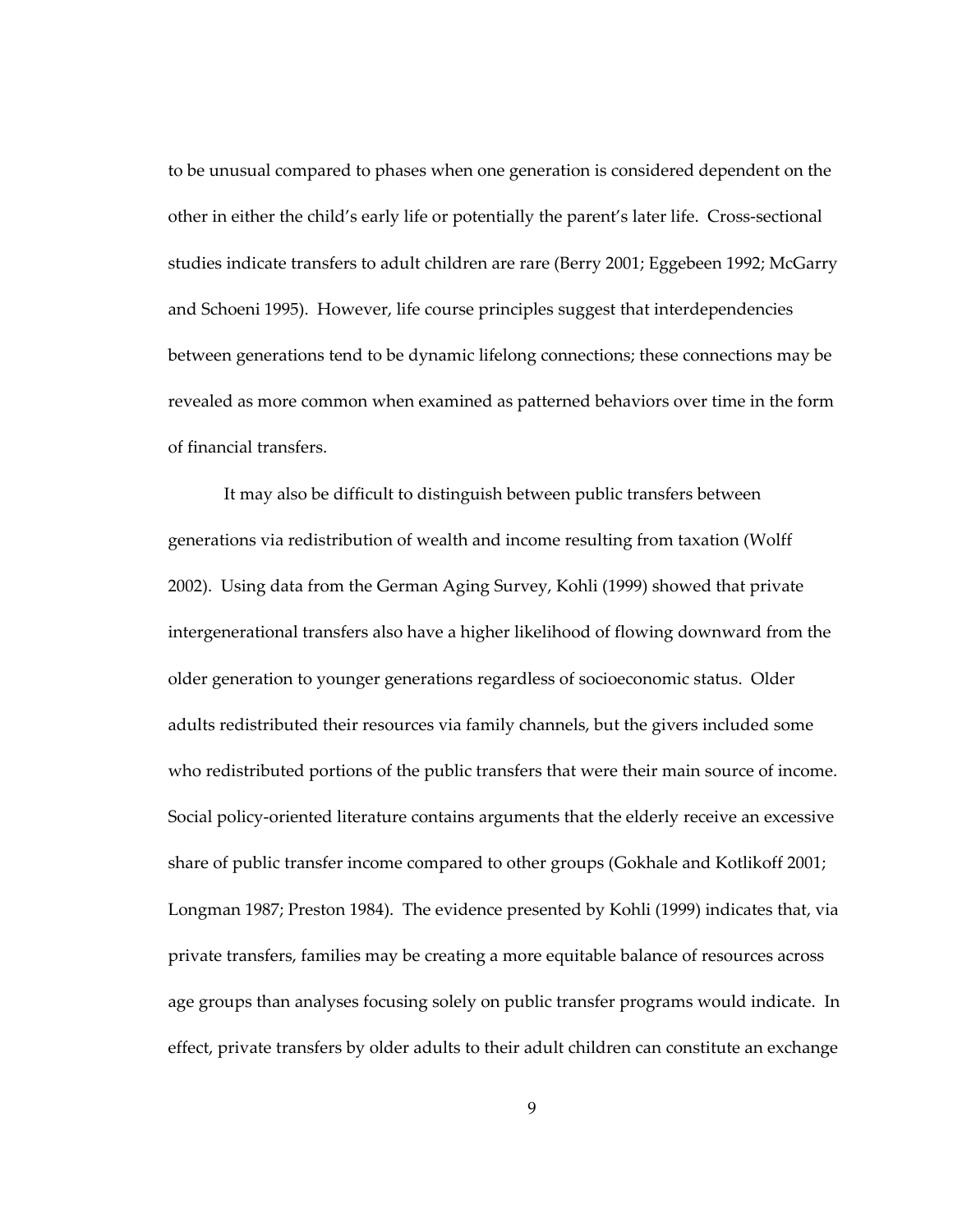to be unusual compared to phases when one generation is considered dependent on the other in either the child's early life or potentially the parent's later life. Cross-sectional studies indicate transfers to adult children are rare (Berry 2001; Eggebeen 1992; McGarry and Schoeni 1995). However, life course principles suggest that interdependencies between generations tend to be dynamic lifelong connections; these connections may be revealed as more common when examined as patterned behaviors over time in the form of financial transfers.

It may also be difficult to distinguish between public transfers between generations via redistribution of wealth and income resulting from taxation (Wolff 2002). Using data from the German Aging Survey, Kohli (1999) showed that private intergenerational transfers also have a higher likelihood of flowing downward from the older generation to younger generations regardless of socioeconomic status. Older adults redistributed their resources via family channels, but the givers included some who redistributed portions of the public transfers that were their main source of income. Social policy-oriented literature contains arguments that the elderly receive an excessive share of public transfer income compared to other groups (Gokhale and Kotlikoff 2001; Longman 1987; Preston 1984). The evidence presented by Kohli (1999) indicates that, via private transfers, families may be creating a more equitable balance of resources across age groups than analyses focusing solely on public transfer programs would indicate. In effect, private transfers by older adults to their adult children can constitute an exchange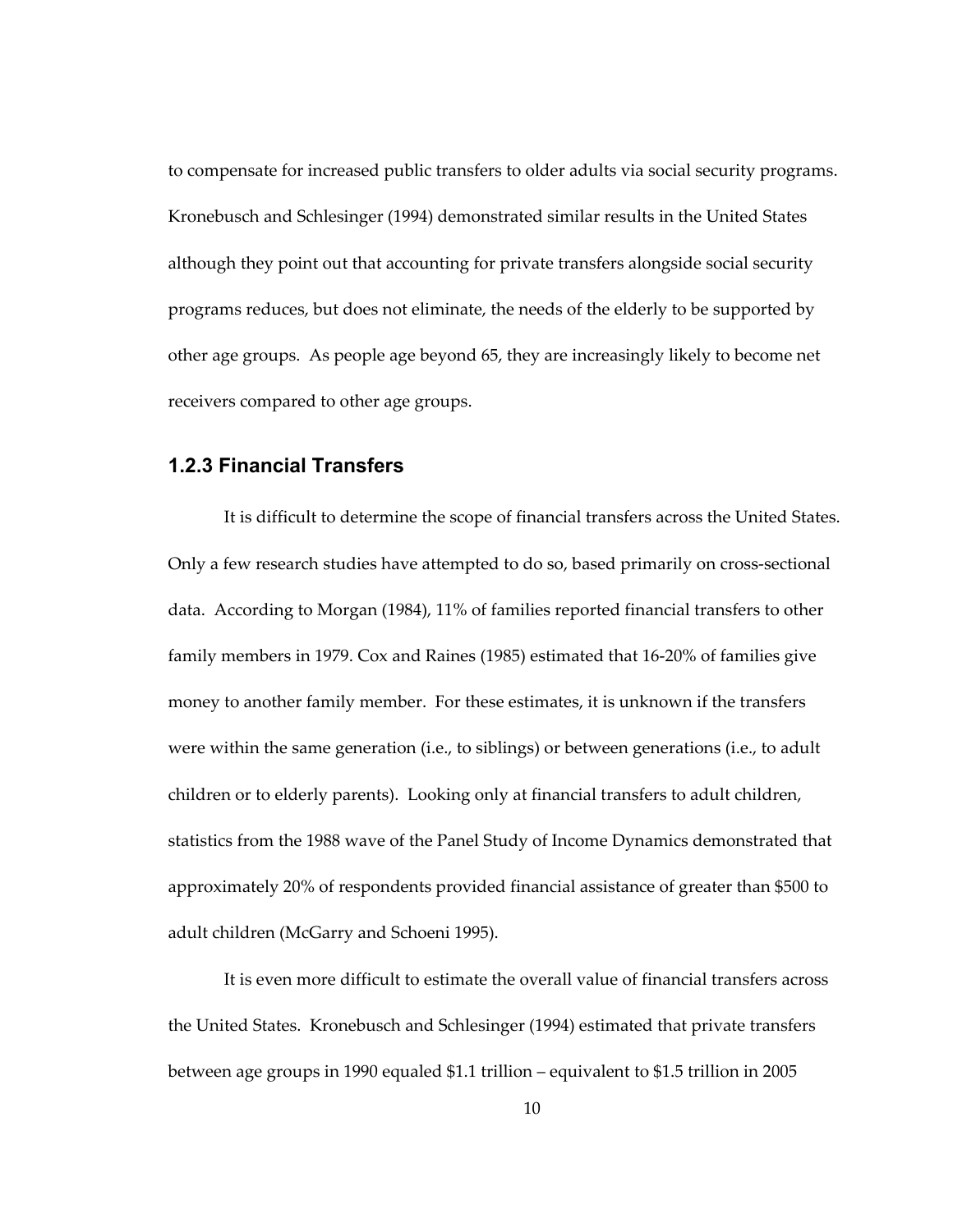to compensate for increased public transfers to older adults via social security programs. Kronebusch and Schlesinger (1994) demonstrated similar results in the United States although they point out that accounting for private transfers alongside social security programs reduces, but does not eliminate, the needs of the elderly to be supported by other age groups. As people age beyond 65, they are increasingly likely to become net receivers compared to other age groups.

### 1.2.3 Financial Transfers

It is difficult to determine the scope of financial transfers across the United States. Only a few research studies have attempted to do so, based primarily on cross-sectional data. According to Morgan (1984), 11% of families reported financial transfers to other family members in 1979. Cox and Raines (1985) estimated that 16-20% of families give money to another family member. For these estimates, it is unknown if the transfers were within the same generation (i.e., to siblings) or between generations (i.e., to adult children or to elderly parents). Looking only at financial transfers to adult children, statistics from the 1988 wave of the Panel Study of Income Dynamics demonstrated that approximately 20% of respondents provided financial assistance of greater than $500 to adult children (McGarry and Schoeni 1995).

It is even more difficult to estimate the overall value of financial transfers across the United States. Kronebusch and Schlesinger (1994) estimated that private transfers between age groups in 1990 equaled $1.1 trillion – equivalent to $1.5 trillion in 2005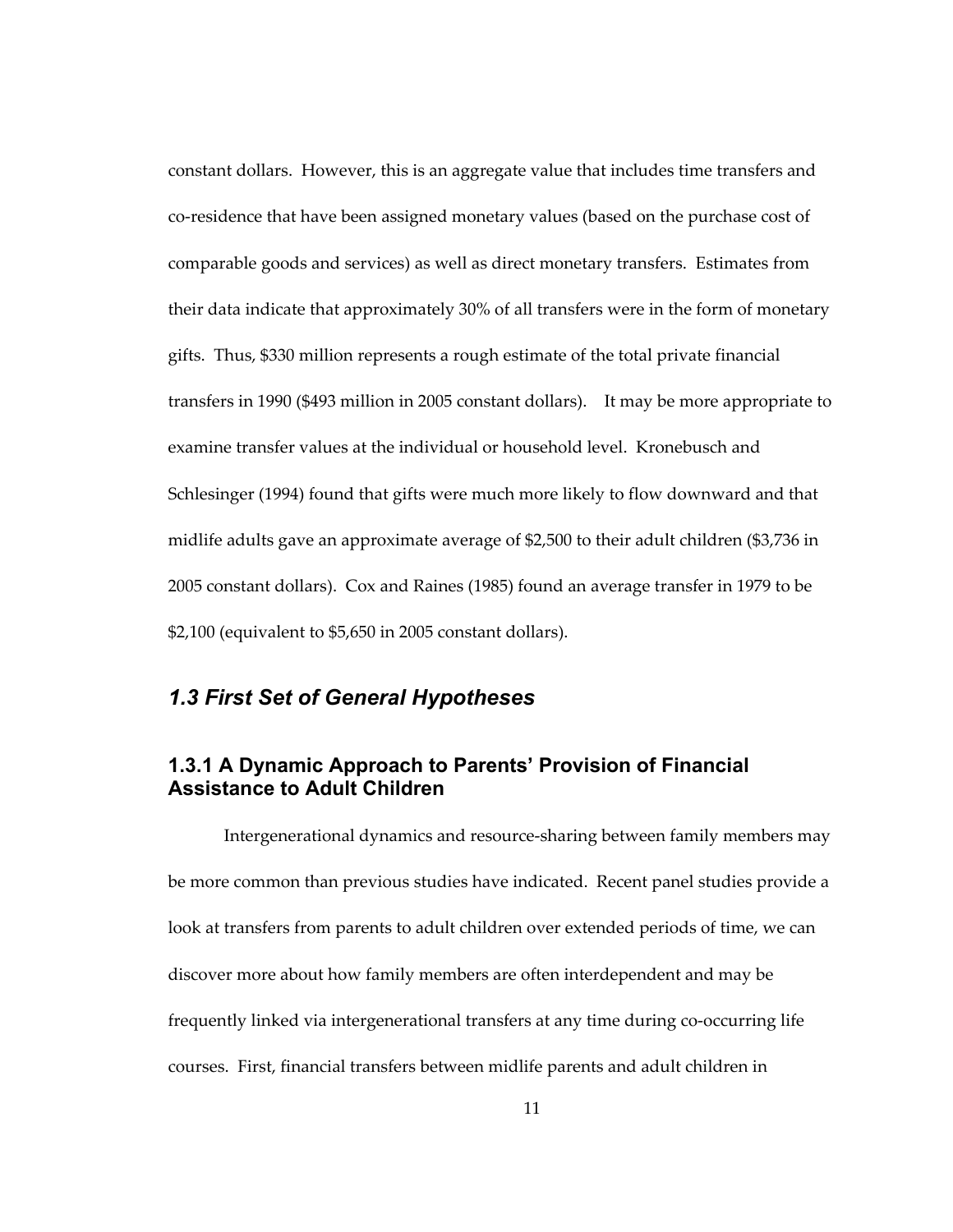constant dollars. However, this is an aggregate value that includes time transfers and co-residence that have been assigned monetary values (based on the purchase cost of comparable goods and services) as well as direct monetary transfers. Estimates from their data indicate that approximately 30% of all transfers were in the form of monetary gifts. Thus, $330 million represents a rough estimate of the total private financial transfers in 1990 ($493 million in 2005 constant dollars). It may be more appropriate to examine transfer values at the individual or household level. Kronebusch and Schlesinger (1994) found that gifts were much more likely to flow downward and that midlife adults gave an approximate average of $2,500 to their adult children ($3,736 in 2005 constant dollars). Cox and Raines (1985) found an average transfer in 1979 to be $2,100 (equivalent to $5,650 in 2005 constant dollars).

## *1.3 First Set of General Hypotheses*

### 1.3.1 A Dynamic Approach to Parents' Provision of Financial Assistance to Adult Children

Intergenerational dynamics and resource-sharing between family members may be more common than previous studies have indicated. Recent panel studies provide a look at transfers from parents to adult children over extended periods of time, we can discover more about how family members are often interdependent and may be frequently linked via intergenerational transfers at any time during co-occurring life courses. First, financial transfers between midlife parents and adult children in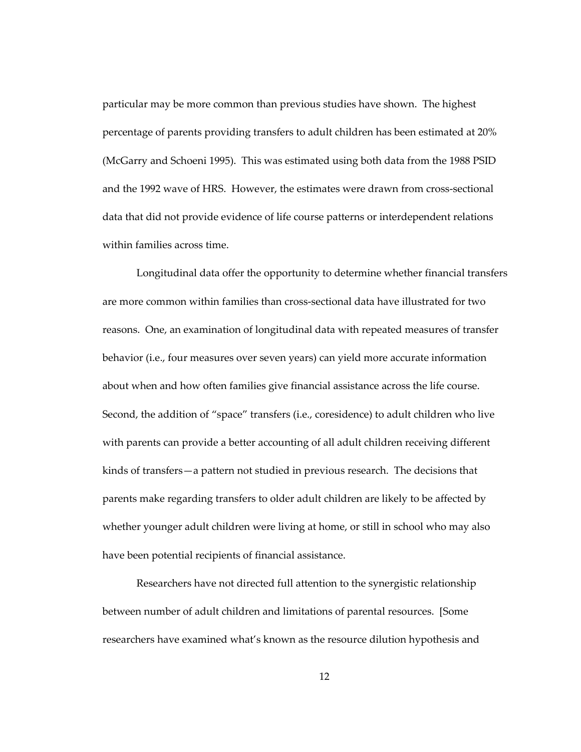particular may be more common than previous studies have shown. The highest percentage of parents providing transfers to adult children has been estimated at 20% (McGarry and Schoeni 1995). This was estimated using both data from the 1988 PSID and the 1992 wave of HRS. However, the estimates were drawn from cross-sectional data that did not provide evidence of life course patterns or interdependent relations within families across time.

Longitudinal data offer the opportunity to determine whether financial transfers are more common within families than cross-sectional data have illustrated for two reasons. One, an examination of longitudinal data with repeated measures of transfer behavior (i.e., four measures over seven years) can yield more accurate information about when and how often families give financial assistance across the life course. Second, the addition of "space" transfers (i.e., coresidence) to adult children who live with parents can provide a better accounting of all adult children receiving different kinds of transfers—a pattern not studied in previous research. The decisions that parents make regarding transfers to older adult children are likely to be affected by whether younger adult children were living at home, or still in school who may also have been potential recipients of financial assistance.

Researchers have not directed full attention to the synergistic relationship between number of adult children and limitations of parental resources. [Some researchers have examined what's known as the resource dilution hypothesis and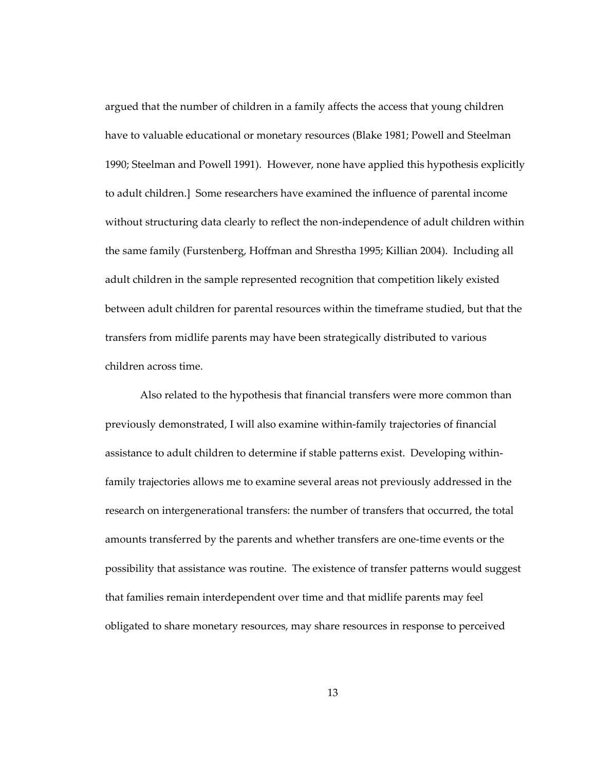argued that the number of children in a family affects the access that young children have to valuable educational or monetary resources (Blake 1981; Powell and Steelman 1990; Steelman and Powell 1991). However, none have applied this hypothesis explicitly to adult children.] Some researchers have examined the influence of parental income without structuring data clearly to reflect the non-independence of adult children within the same family (Furstenberg, Hoffman and Shrestha 1995; Killian 2004). Including all adult children in the sample represented recognition that competition likely existed between adult children for parental resources within the timeframe studied, but that the transfers from midlife parents may have been strategically distributed to various children across time.

Also related to the hypothesis that financial transfers were more common than previously demonstrated, I will also examine within-family trajectories of financial assistance to adult children to determine if stable patterns exist. Developing within-family trajectories allows me to examine several areas not previously addressed in the research on intergenerational transfers: the number of transfers that occurred, the total amounts transferred by the parents and whether transfers are one-time events or the possibility that assistance was routine. The existence of transfer patterns would suggest that families remain interdependent over time and that midlife parents may feel obligated to share monetary resources, may share resources in response to perceived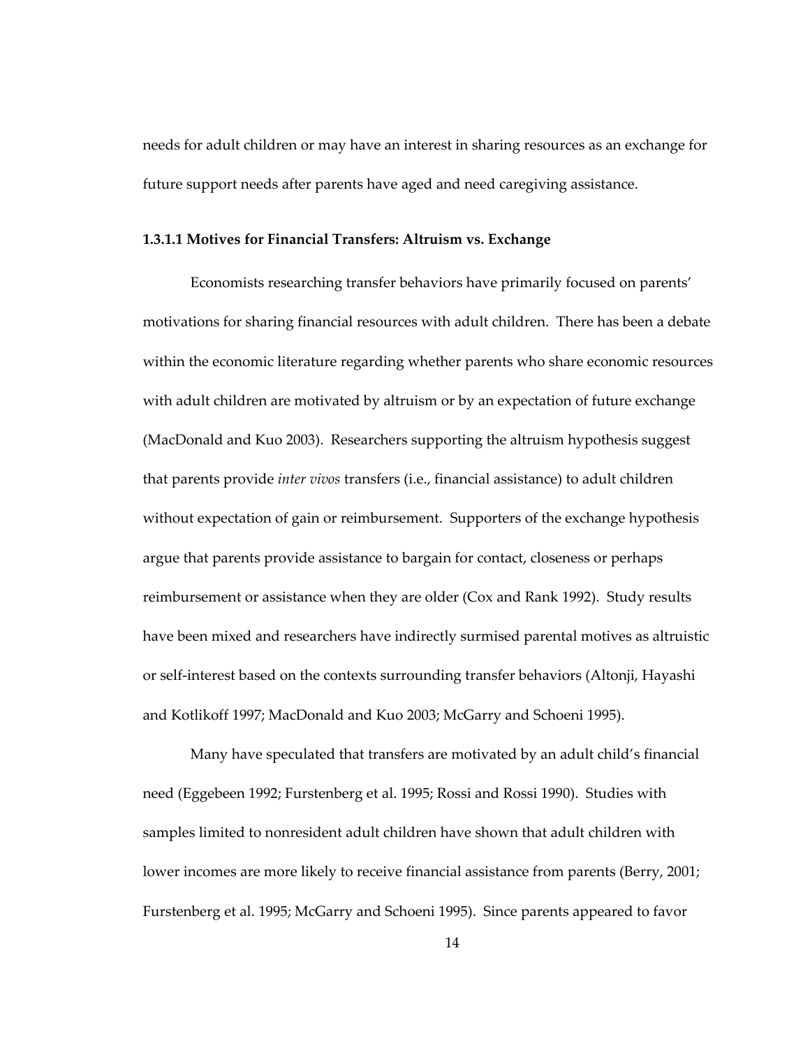needs for adult children or may have an interest in sharing resources as an exchange for future support needs after parents have aged and need caregiving assistance.

#### 1.3.1.1 Motives for Financial Transfers: Altruism vs. Exchange

Economists researching transfer behaviors have primarily focused on parents' motivations for sharing financial resources with adult children. There has been a debate within the economic literature regarding whether parents who share economic resources with adult children are motivated by altruism or by an expectation of future exchange (MacDonald and Kuo 2003). Researchers supporting the altruism hypothesis suggest that parents provide *inter vivos* transfers (i.e., financial assistance) to adult children without expectation of gain or reimbursement. Supporters of the exchange hypothesis argue that parents provide assistance to bargain for contact, closeness or perhaps reimbursement or assistance when they are older (Cox and Rank 1992). Study results have been mixed and researchers have indirectly surmised parental motives as altruistic or self-interest based on the contexts surrounding transfer behaviors (Altonji, Hayashi and Kotlikoff 1997; MacDonald and Kuo 2003; McGarry and Schoeni 1995).

Many have speculated that transfers are motivated by an adult child's financial need (Eggebeen 1992; Furstenberg et al. 1995; Rossi and Rossi 1990). Studies with samples limited to nonresident adult children have shown that adult children with lower incomes are more likely to receive financial assistance from parents (Berry, 2001; Furstenberg et al. 1995; McGarry and Schoeni 1995). Since parents appeared to favor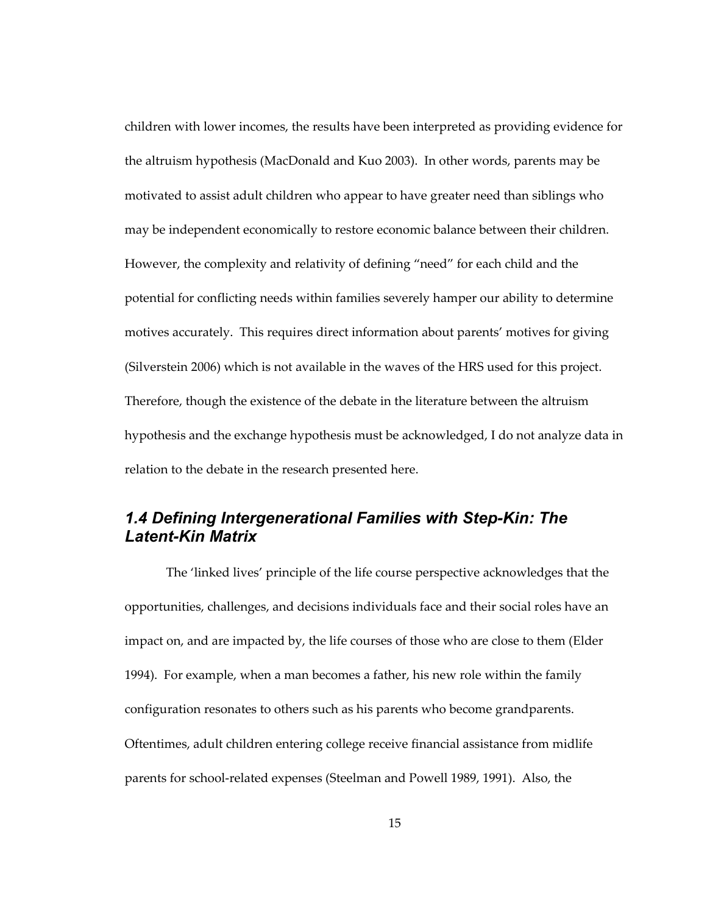children with lower incomes, the results have been interpreted as providing evidence for the altruism hypothesis (MacDonald and Kuo 2003). In other words, parents may be motivated to assist adult children who appear to have greater need than siblings who may be independent economically to restore economic balance between their children. However, the complexity and relativity of defining "need" for each child and the potential for conflicting needs within families severely hamper our ability to determine motives accurately. This requires direct information about parents' motives for giving (Silverstein 2006) which is not available in the waves of the HRS used for this project. Therefore, though the existence of the debate in the literature between the altruism hypothesis and the exchange hypothesis must be acknowledged, I do not analyze data in relation to the debate in the research presented here.

## *1.4 Defining Intergenerational Families with Step-Kin: The Latent-Kin Matrix*

The 'linked lives' principle of the life course perspective acknowledges that the opportunities, challenges, and decisions individuals face and their social roles have an impact on, and are impacted by, the life courses of those who are close to them (Elder 1994). For example, when a man becomes a father, his new role within the family configuration resonates to others such as his parents who become grandparents. Oftentimes, adult children entering college receive financial assistance from midlife parents for school-related expenses (Steelman and Powell 1989, 1991). Also, the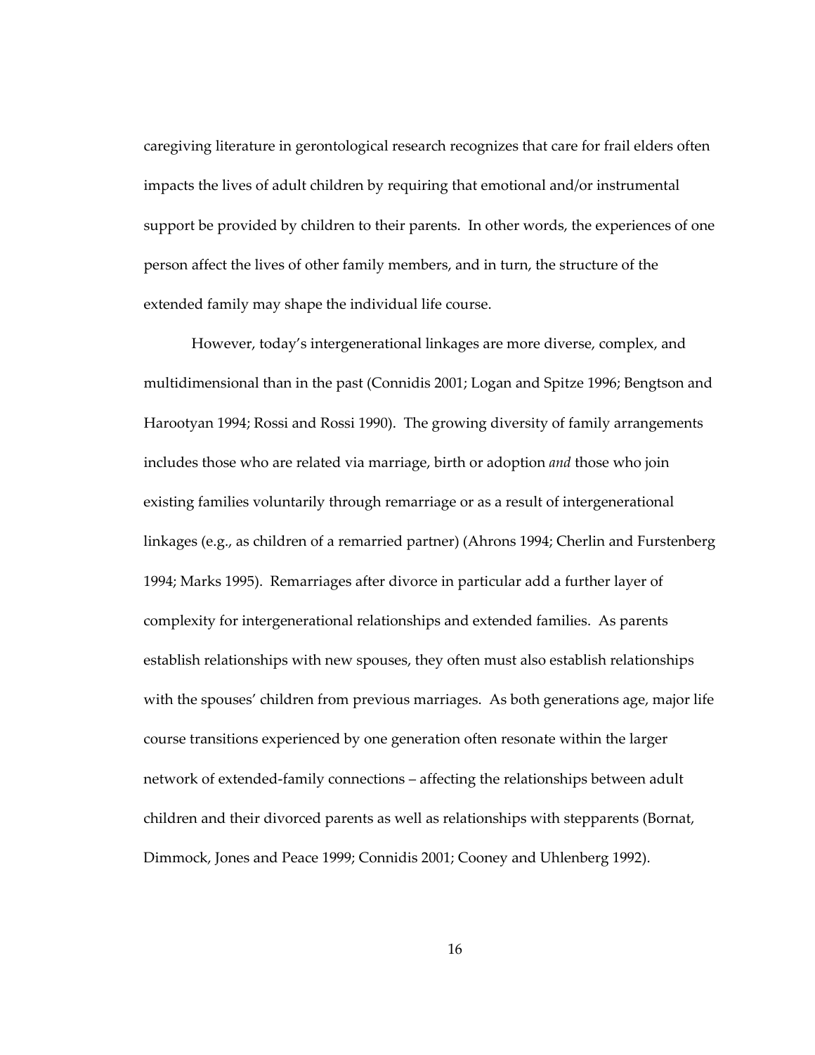caregiving literature in gerontological research recognizes that care for frail elders often impacts the lives of adult children by requiring that emotional and/or instrumental support be provided by children to their parents. In other words, the experiences of one person affect the lives of other family members, and in turn, the structure of the extended family may shape the individual life course.

However, today's intergenerational linkages are more diverse, complex, and multidimensional than in the past (Connidis 2001; Logan and Spitze 1996; Bengtson and Harootyan 1994; Rossi and Rossi 1990). The growing diversity of family arrangements includes those who are related via marriage, birth or adoption *and* those who join existing families voluntarily through remarriage or as a result of intergenerational linkages (e.g., as children of a remarried partner) (Ahrons 1994; Cherlin and Furstenberg 1994; Marks 1995). Remarriages after divorce in particular add a further layer of complexity for intergenerational relationships and extended families. As parents establish relationships with new spouses, they often must also establish relationships with the spouses' children from previous marriages. As both generations age, major life course transitions experienced by one generation often resonate within the larger network of extended-family connections – affecting the relationships between adult children and their divorced parents as well as relationships with stepparents (Bornat, Dimmock, Jones and Peace 1999; Connidis 2001; Cooney and Uhlenberg 1992).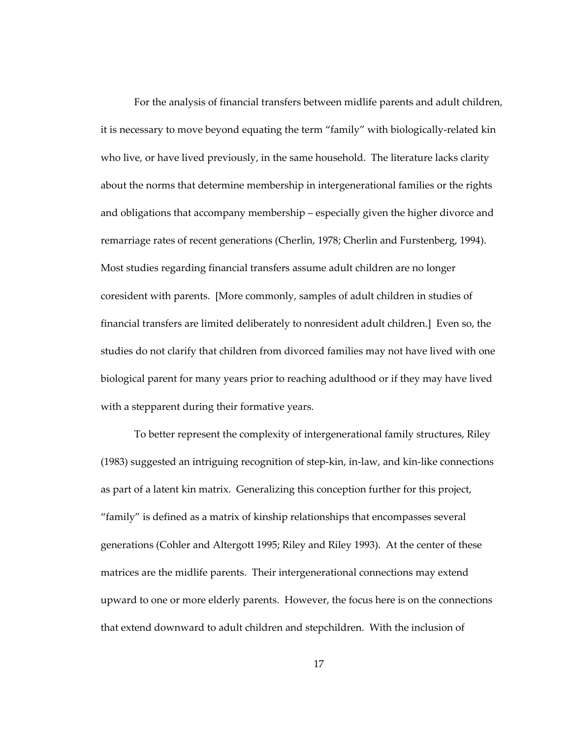For the analysis of financial transfers between midlife parents and adult children, it is necessary to move beyond equating the term "family" with biologically-related kin who live, or have lived previously, in the same household. The literature lacks clarity about the norms that determine membership in intergenerational families or the rights and obligations that accompany membership – especially given the higher divorce and remarriage rates of recent generations (Cherlin, 1978; Cherlin and Furstenberg, 1994). Most studies regarding financial transfers assume adult children are no longer coresident with parents. [More commonly, samples of adult children in studies of financial transfers are limited deliberately to nonresident adult children.] Even so, the studies do not clarify that children from divorced families may not have lived with one biological parent for many years prior to reaching adulthood or if they may have lived with a stepparent during their formative years.

To better represent the complexity of intergenerational family structures, Riley (1983) suggested an intriguing recognition of step-kin, in-law, and kin-like connections as part of a latent kin matrix. Generalizing this conception further for this project, "family" is defined as a matrix of kinship relationships that encompasses several generations (Cohler and Altergott 1995; Riley and Riley 1993). At the center of these matrices are the midlife parents. Their intergenerational connections may extend upward to one or more elderly parents. However, the focus here is on the connections that extend downward to adult children and stepchildren. With the inclusion of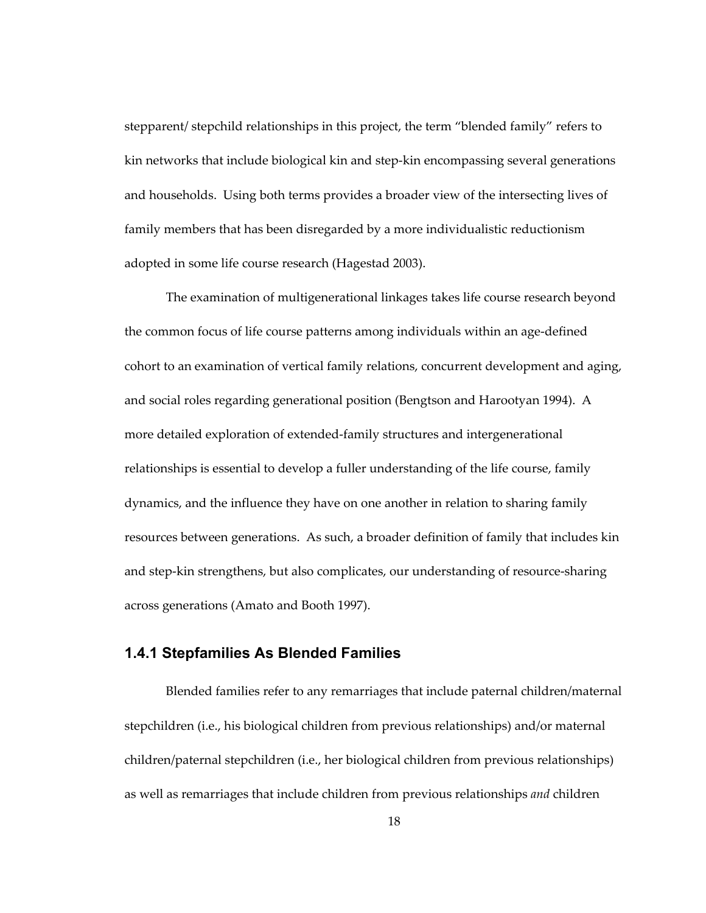stepparent/ stepchild relationships in this project, the term "blended family" refers to kin networks that include biological kin and step-kin encompassing several generations and households. Using both terms provides a broader view of the intersecting lives of family members that has been disregarded by a more individualistic reductionism adopted in some life course research (Hagestad 2003).

The examination of multigenerational linkages takes life course research beyond the common focus of life course patterns among individuals within an age-defined cohort to an examination of vertical family relations, concurrent development and aging, and social roles regarding generational position (Bengtson and Harootyan 1994). A more detailed exploration of extended-family structures and intergenerational relationships is essential to develop a fuller understanding of the life course, family dynamics, and the influence they have on one another in relation to sharing family resources between generations. As such, a broader definition of family that includes kin and step-kin strengthens, but also complicates, our understanding of resource-sharing across generations (Amato and Booth 1997).

### 1.4.1 Stepfamilies As Blended Families

Blended families refer to any remarriages that include paternal children/maternal stepchildren (i.e., his biological children from previous relationships) and/or maternal children/paternal stepchildren (i.e., her biological children from previous relationships) as well as remarriages that include children from previous relationships *and* children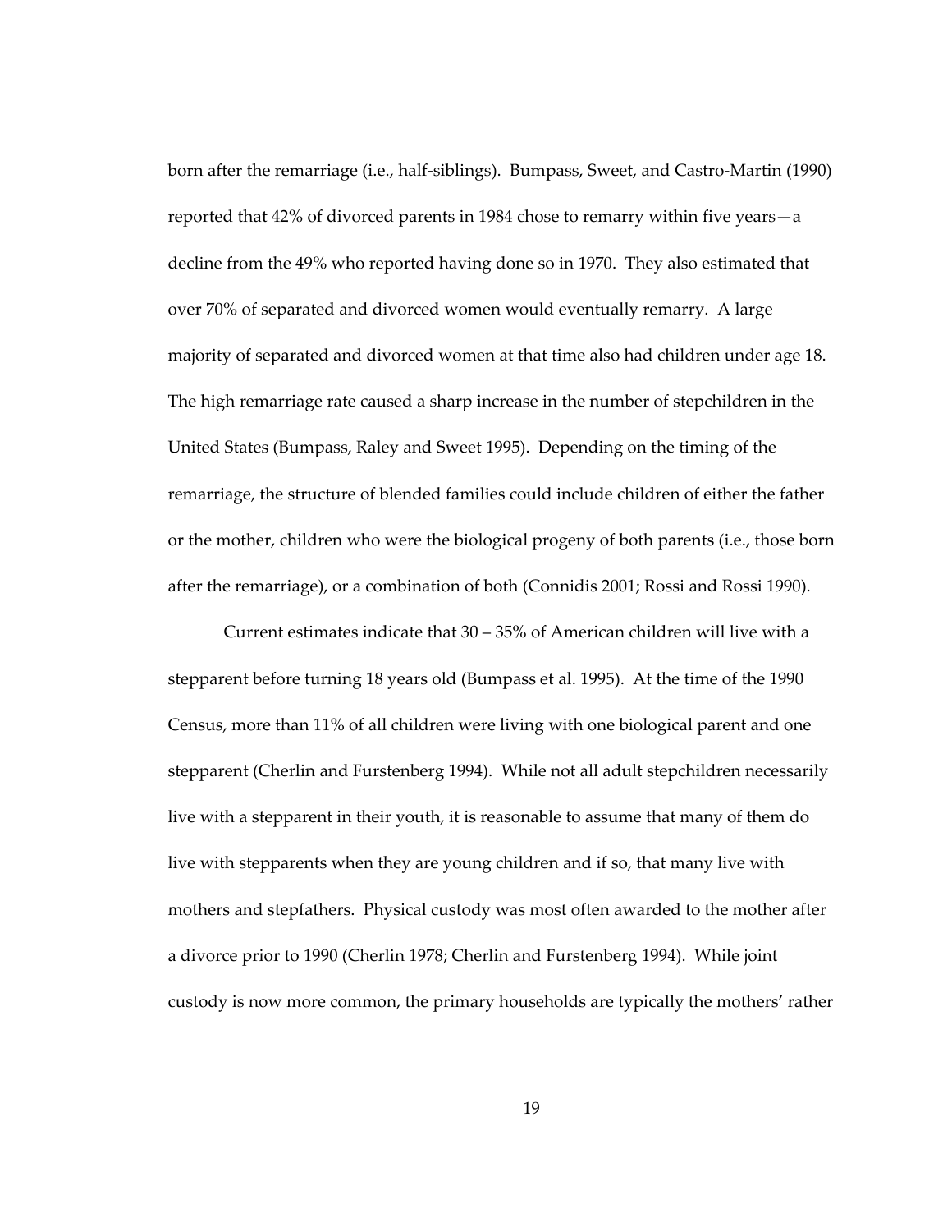born after the remarriage (i.e., half-siblings). Bumpass, Sweet, and Castro-Martin (1990) reported that 42% of divorced parents in 1984 chose to remarry within five years—a decline from the 49% who reported having done so in 1970. They also estimated that over 70% of separated and divorced women would eventually remarry. A large majority of separated and divorced women at that time also had children under age 18. The high remarriage rate caused a sharp increase in the number of stepchildren in the United States (Bumpass, Raley and Sweet 1995). Depending on the timing of the remarriage, the structure of blended families could include children of either the father or the mother, children who were the biological progeny of both parents (i.e., those born after the remarriage), or a combination of both (Connidis 2001; Rossi and Rossi 1990).

Current estimates indicate that 30 – 35% of American children will live with a stepparent before turning 18 years old (Bumpass et al. 1995). At the time of the 1990 Census, more than 11% of all children were living with one biological parent and one stepparent (Cherlin and Furstenberg 1994). While not all adult stepchildren necessarily live with a stepparent in their youth, it is reasonable to assume that many of them do live with stepparents when they are young children and if so, that many live with mothers and stepfathers. Physical custody was most often awarded to the mother after a divorce prior to 1990 (Cherlin 1978; Cherlin and Furstenberg 1994). While joint custody is now more common, the primary households are typically the mothers' rather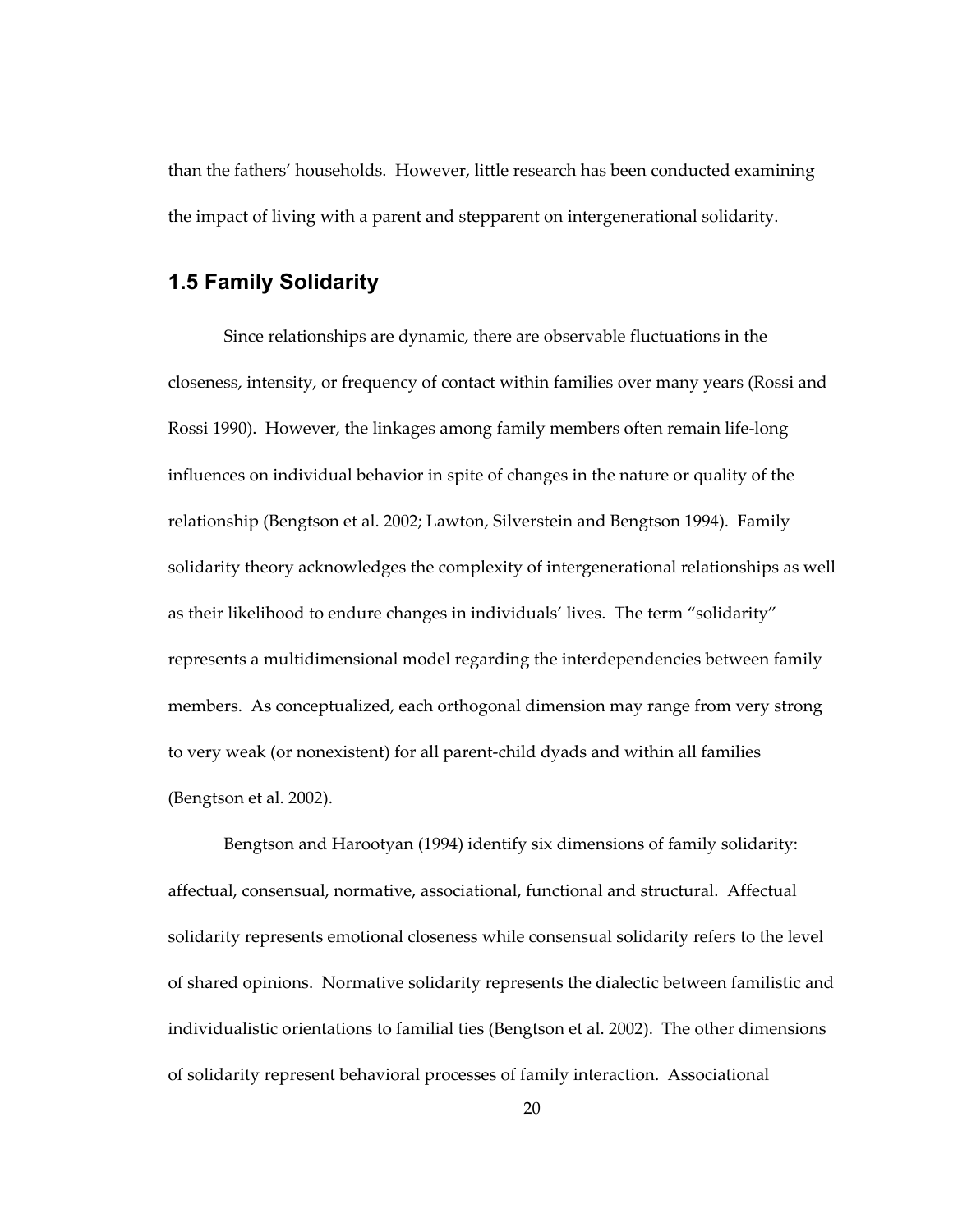than the fathers' households. However, little research has been conducted examining the impact of living with a parent and stepparent on intergenerational solidarity.

## 1.5 Family Solidarity

Since relationships are dynamic, there are observable fluctuations in the closeness, intensity, or frequency of contact within families over many years (Rossi and Rossi 1990). However, the linkages among family members often remain life-long influences on individual behavior in spite of changes in the nature or quality of the relationship (Bengtson et al. 2002; Lawton, Silverstein and Bengtson 1994). Family solidarity theory acknowledges the complexity of intergenerational relationships as well as their likelihood to endure changes in individuals' lives. The term "solidarity" represents a multidimensional model regarding the interdependencies between family members. As conceptualized, each orthogonal dimension may range from very strong to very weak (or nonexistent) for all parent-child dyads and within all families (Bengtson et al. 2002).

Bengtson and Harootyan (1994) identify six dimensions of family solidarity: affectual, consensual, normative, associational, functional and structural. Affectual solidarity represents emotional closeness while consensual solidarity refers to the level of shared opinions. Normative solidarity represents the dialectic between familistic and individualistic orientations to familial ties (Bengtson et al. 2002). The other dimensions of solidarity represent behavioral processes of family interaction. Associational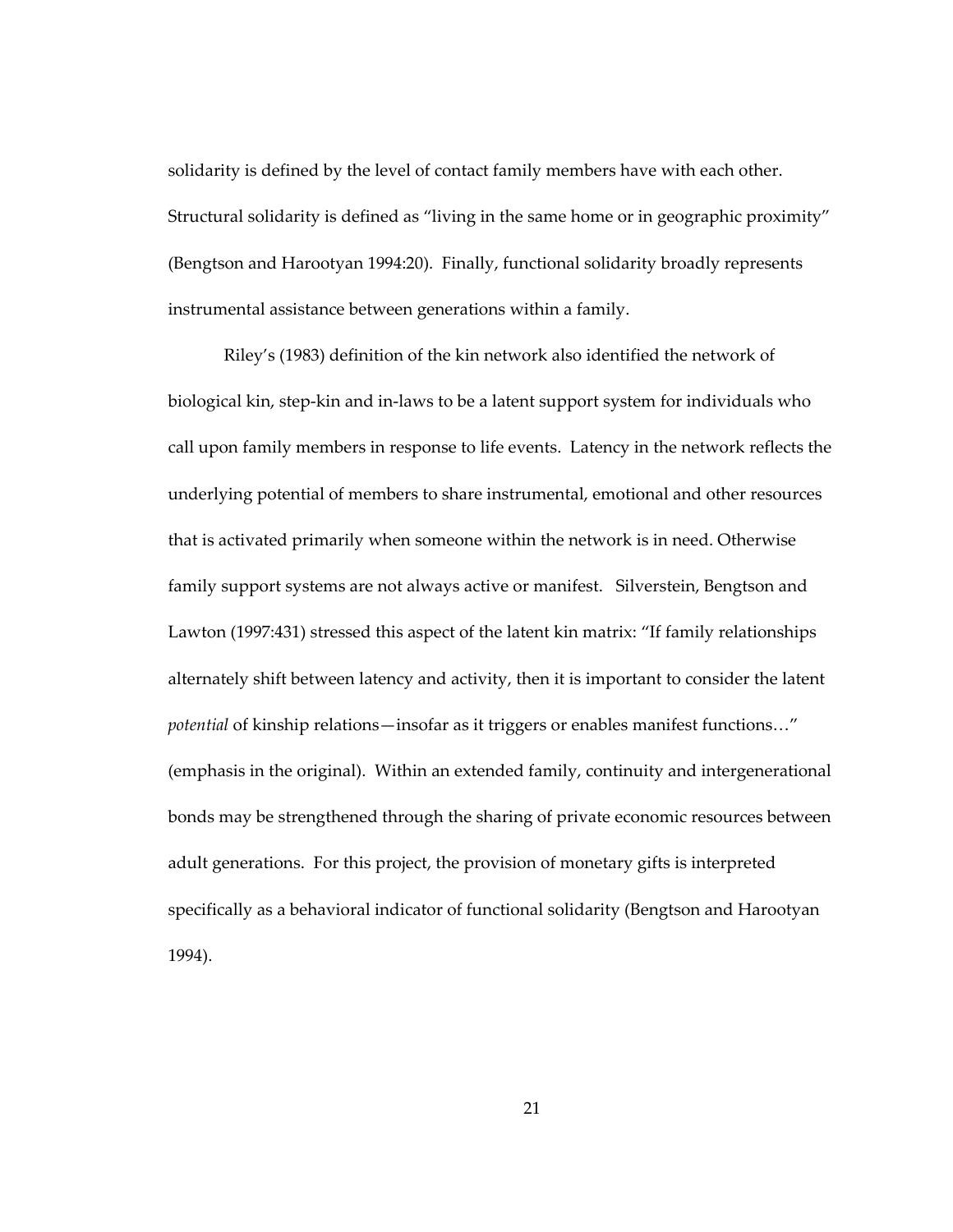solidarity is defined by the level of contact family members have with each other. Structural solidarity is defined as "living in the same home or in geographic proximity" (Bengtson and Harootyan 1994:20). Finally, functional solidarity broadly represents instrumental assistance between generations within a family.

Riley's (1983) definition of the kin network also identified the network of biological kin, step-kin and in-laws to be a latent support system for individuals who call upon family members in response to life events. Latency in the network reflects the underlying potential of members to share instrumental, emotional and other resources that is activated primarily when someone within the network is in need. Otherwise family support systems are not always active or manifest. Silverstein, Bengtson and Lawton (1997:431) stressed this aspect of the latent kin matrix: "If family relationships alternately shift between latency and activity, then it is important to consider the latent *potential* of kinship relations—insofar as it triggers or enables manifest functions…" (emphasis in the original). Within an extended family, continuity and intergenerational bonds may be strengthened through the sharing of private economic resources between adult generations. For this project, the provision of monetary gifts is interpreted specifically as a behavioral indicator of functional solidarity (Bengtson and Harootyan 1994).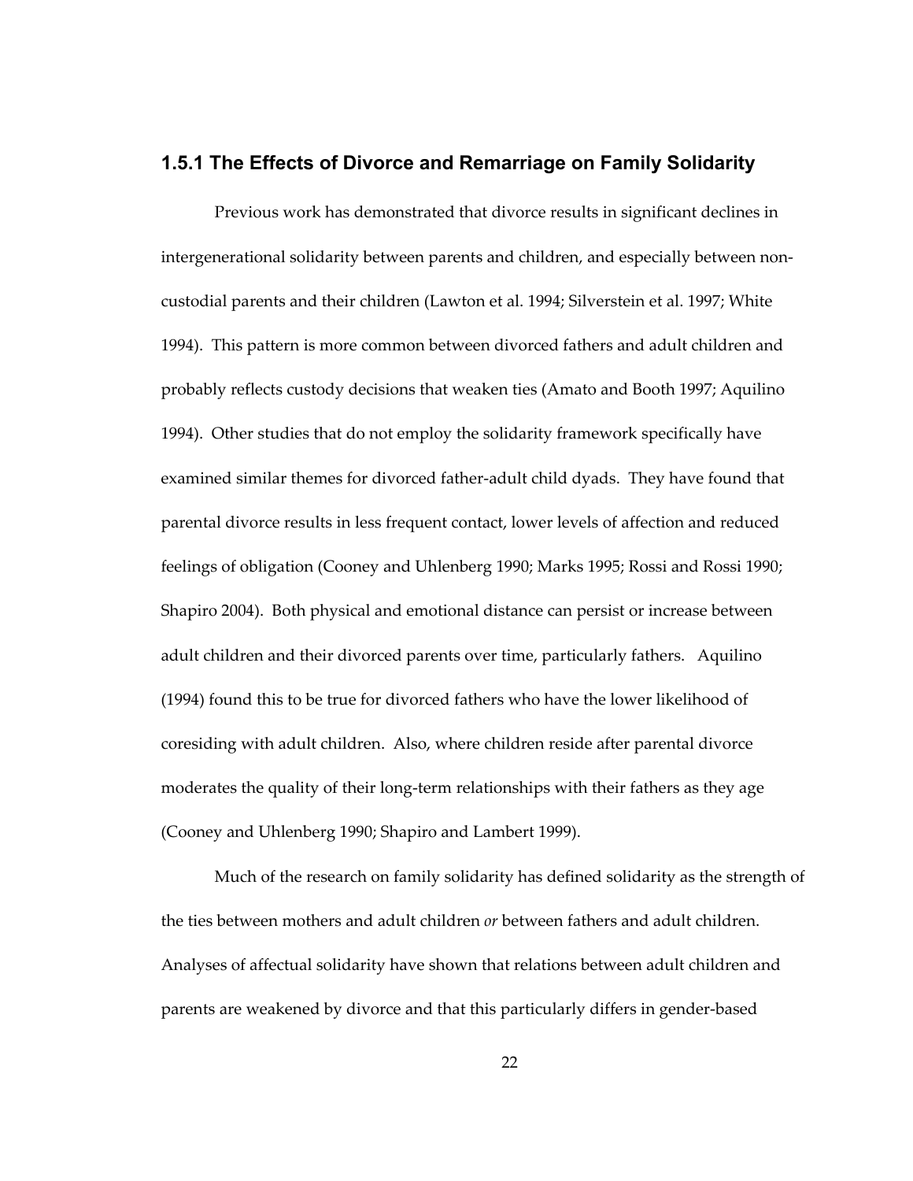### 1.5.1 The Effects of Divorce and Remarriage on Family Solidarity

Previous work has demonstrated that divorce results in significant declines in intergenerational solidarity between parents and children, and especially between non-custodial parents and their children (Lawton et al. 1994; Silverstein et al. 1997; White 1994). This pattern is more common between divorced fathers and adult children and probably reflects custody decisions that weaken ties (Amato and Booth 1997; Aquilino 1994). Other studies that do not employ the solidarity framework specifically have examined similar themes for divorced father-adult child dyads. They have found that parental divorce results in less frequent contact, lower levels of affection and reduced feelings of obligation (Cooney and Uhlenberg 1990; Marks 1995; Rossi and Rossi 1990; Shapiro 2004). Both physical and emotional distance can persist or increase between adult children and their divorced parents over time, particularly fathers. Aquilino (1994) found this to be true for divorced fathers who have the lower likelihood of coresiding with adult children. Also, where children reside after parental divorce moderates the quality of their long-term relationships with their fathers as they age (Cooney and Uhlenberg 1990; Shapiro and Lambert 1999).

Much of the research on family solidarity has defined solidarity as the strength of the ties between mothers and adult children *or* between fathers and adult children. Analyses of affectual solidarity have shown that relations between adult children and parents are weakened by divorce and that this particularly differs in gender-based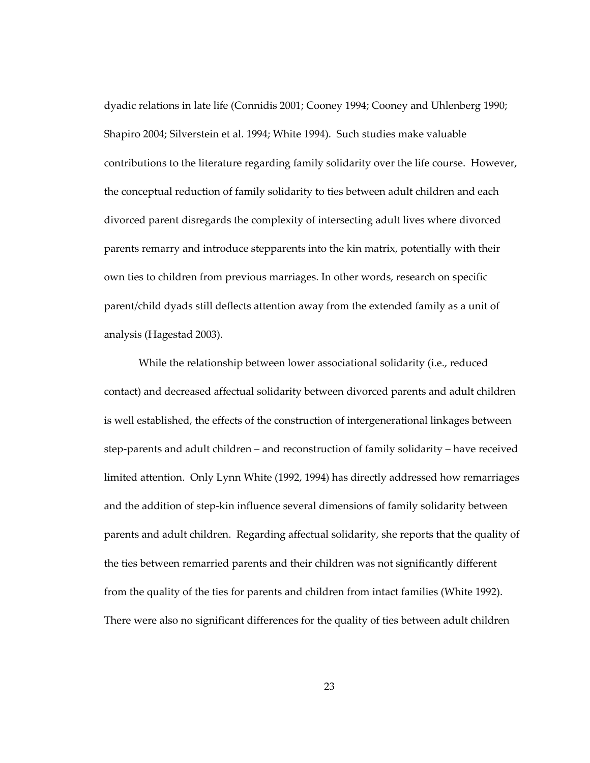dyadic relations in late life (Connidis 2001; Cooney 1994; Cooney and Uhlenberg 1990; Shapiro 2004; Silverstein et al. 1994; White 1994). Such studies make valuable contributions to the literature regarding family solidarity over the life course. However, the conceptual reduction of family solidarity to ties between adult children and each divorced parent disregards the complexity of intersecting adult lives where divorced parents remarry and introduce stepparents into the kin matrix, potentially with their own ties to children from previous marriages. In other words, research on specific parent/child dyads still deflects attention away from the extended family as a unit of analysis (Hagestad 2003).

While the relationship between lower associational solidarity (i.e., reduced contact) and decreased affectual solidarity between divorced parents and adult children is well established, the effects of the construction of intergenerational linkages between step-parents and adult children – and reconstruction of family solidarity – have received limited attention. Only Lynn White (1992, 1994) has directly addressed how remarriages and the addition of step-kin influence several dimensions of family solidarity between parents and adult children. Regarding affectual solidarity, she reports that the quality of the ties between remarried parents and their children was not significantly different from the quality of the ties for parents and children from intact families (White 1992). There were also no significant differences for the quality of ties between adult children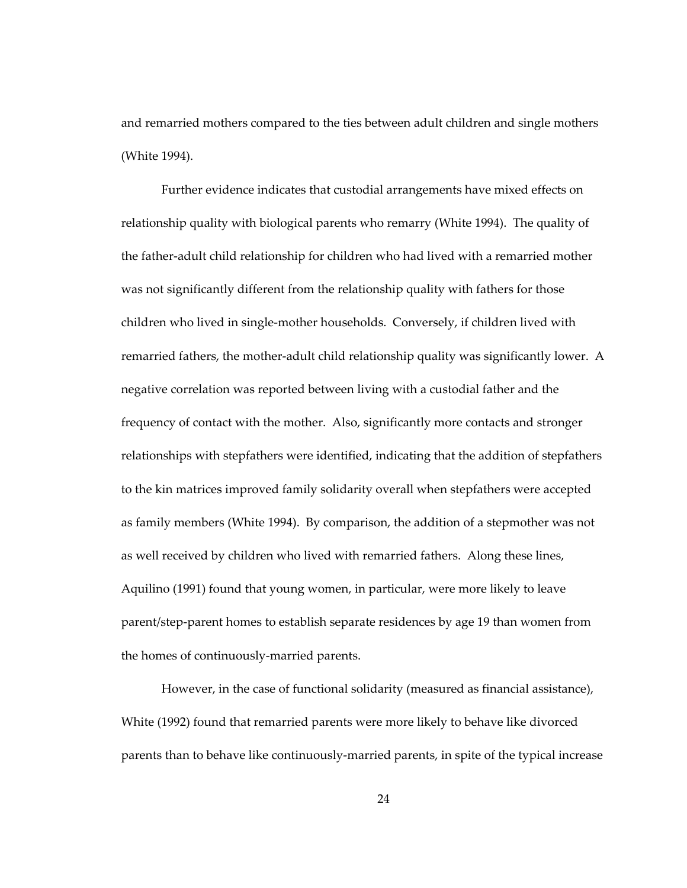and remarried mothers compared to the ties between adult children and single mothers (White 1994).

Further evidence indicates that custodial arrangements have mixed effects on relationship quality with biological parents who remarry (White 1994). The quality of the father-adult child relationship for children who had lived with a remarried mother was not significantly different from the relationship quality with fathers for those children who lived in single-mother households. Conversely, if children lived with remarried fathers, the mother-adult child relationship quality was significantly lower. A negative correlation was reported between living with a custodial father and the frequency of contact with the mother. Also, significantly more contacts and stronger relationships with stepfathers were identified, indicating that the addition of stepfathers to the kin matrices improved family solidarity overall when stepfathers were accepted as family members (White 1994). By comparison, the addition of a stepmother was not as well received by children who lived with remarried fathers. Along these lines, Aquilino (1991) found that young women, in particular, were more likely to leave parent/step-parent homes to establish separate residences by age 19 than women from the homes of continuously-married parents.

However, in the case of functional solidarity (measured as financial assistance), White (1992) found that remarried parents were more likely to behave like divorced parents than to behave like continuously-married parents, in spite of the typical increase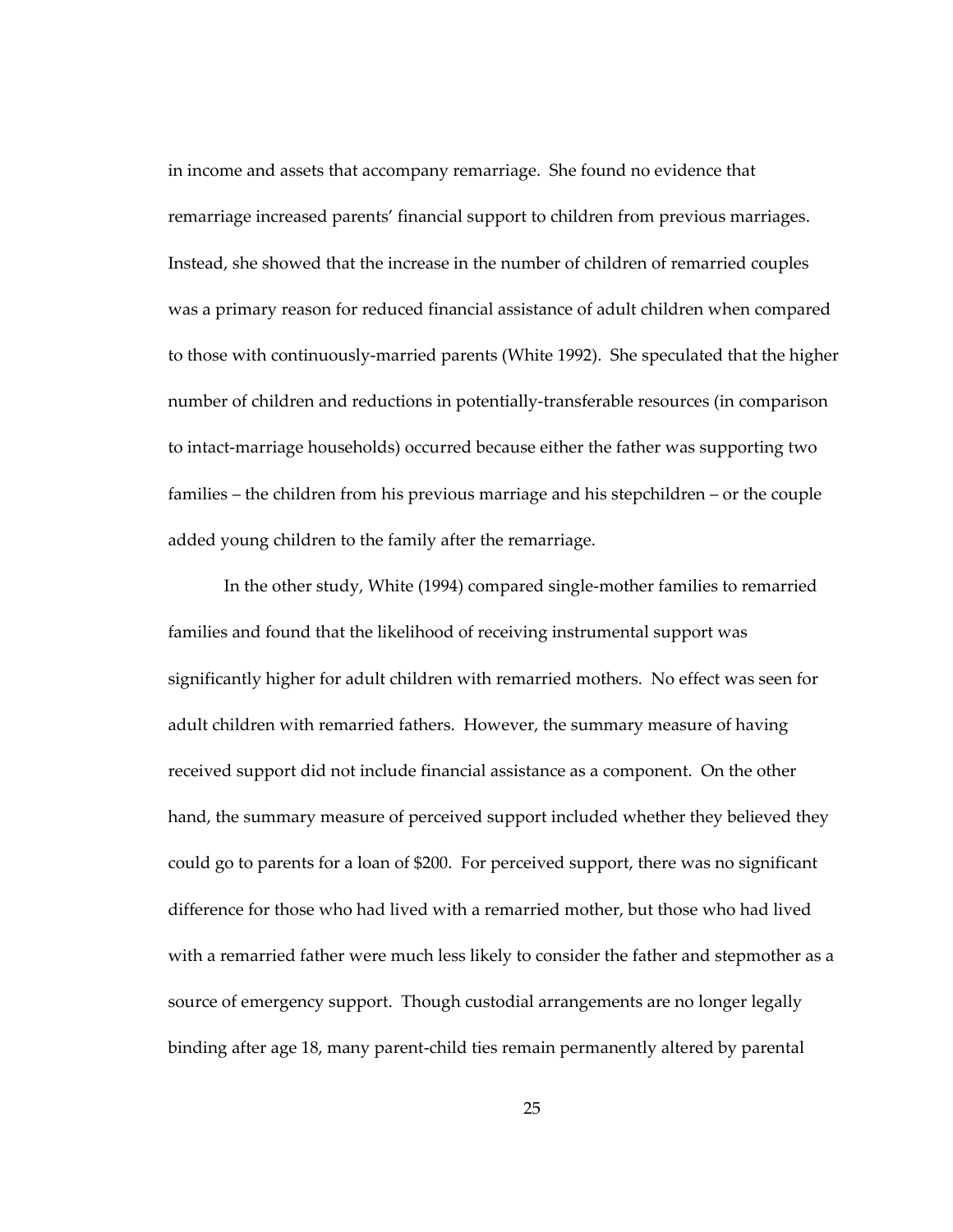in income and assets that accompany remarriage. She found no evidence that remarriage increased parents' financial support to children from previous marriages. Instead, she showed that the increase in the number of children of remarried couples was a primary reason for reduced financial assistance of adult children when compared to those with continuously-married parents (White 1992). She speculated that the higher number of children and reductions in potentially-transferable resources (in comparison to intact-marriage households) occurred because either the father was supporting two families – the children from his previous marriage and his stepchildren – or the couple added young children to the family after the remarriage.

In the other study, White (1994) compared single-mother families to remarried families and found that the likelihood of receiving instrumental support was significantly higher for adult children with remarried mothers. No effect was seen for adult children with remarried fathers. However, the summary measure of having received support did not include financial assistance as a component. On the other hand, the summary measure of perceived support included whether they believed they could go to parents for a loan of $200. For perceived support, there was no significant difference for those who had lived with a remarried mother, but those who had lived with a remarried father were much less likely to consider the father and stepmother as a source of emergency support. Though custodial arrangements are no longer legally binding after age 18, many parent-child ties remain permanently altered by parental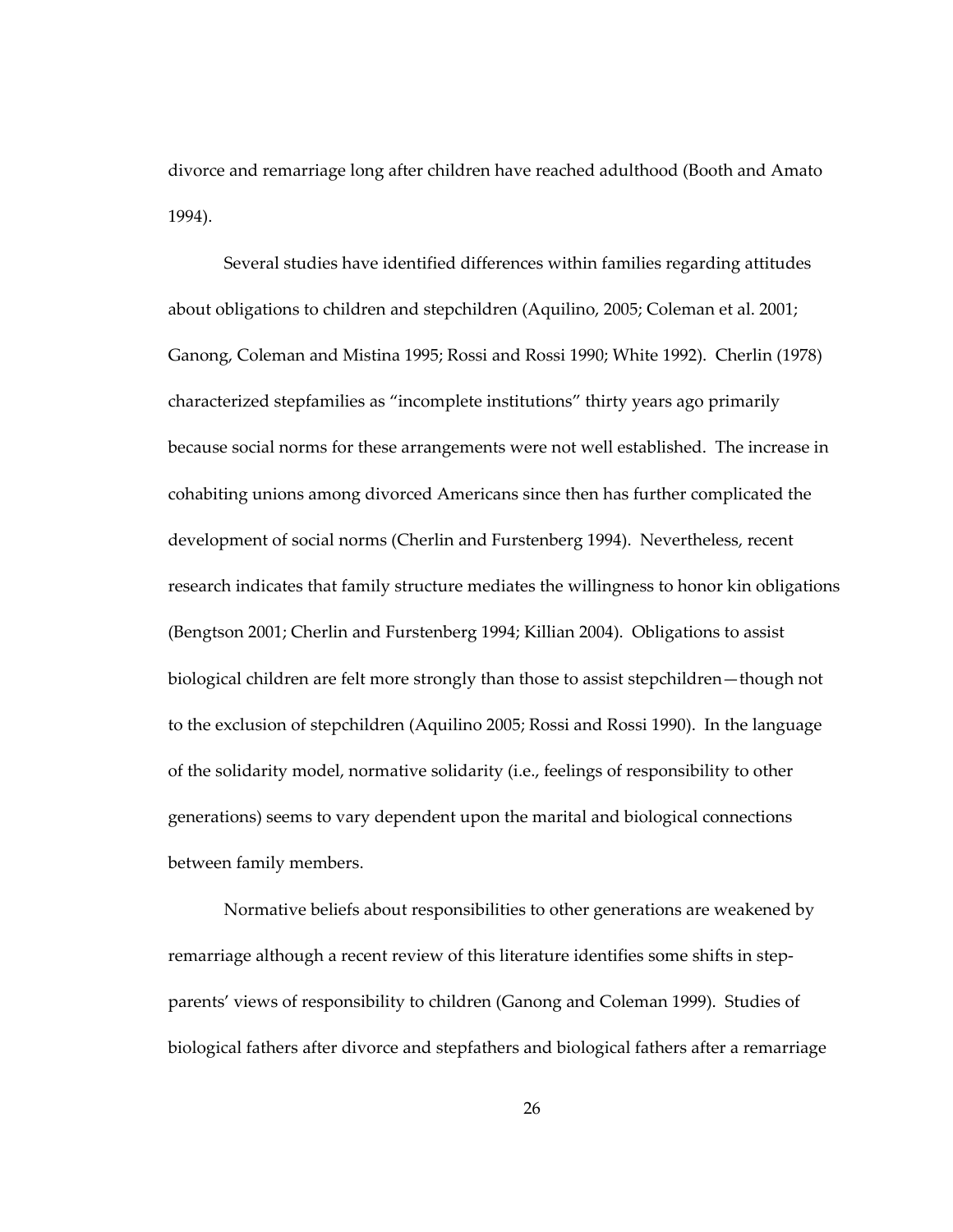divorce and remarriage long after children have reached adulthood (Booth and Amato 1994).

Several studies have identified differences within families regarding attitudes about obligations to children and stepchildren (Aquilino, 2005; Coleman et al. 2001; Ganong, Coleman and Mistina 1995; Rossi and Rossi 1990; White 1992). Cherlin (1978) characterized stepfamilies as "incomplete institutions" thirty years ago primarily because social norms for these arrangements were not well established. The increase in cohabiting unions among divorced Americans since then has further complicated the development of social norms (Cherlin and Furstenberg 1994). Nevertheless, recent research indicates that family structure mediates the willingness to honor kin obligations (Bengtson 2001; Cherlin and Furstenberg 1994; Killian 2004). Obligations to assist biological children are felt more strongly than those to assist stepchildren—though not to the exclusion of stepchildren (Aquilino 2005; Rossi and Rossi 1990). In the language of the solidarity model, normative solidarity (i.e., feelings of responsibility to other generations) seems to vary dependent upon the marital and biological connections between family members.

Normative beliefs about responsibilities to other generations are weakened by remarriage although a recent review of this literature identifies some shifts in step-parents' views of responsibility to children (Ganong and Coleman 1999). Studies of biological fathers after divorce and stepfathers and biological fathers after a remarriage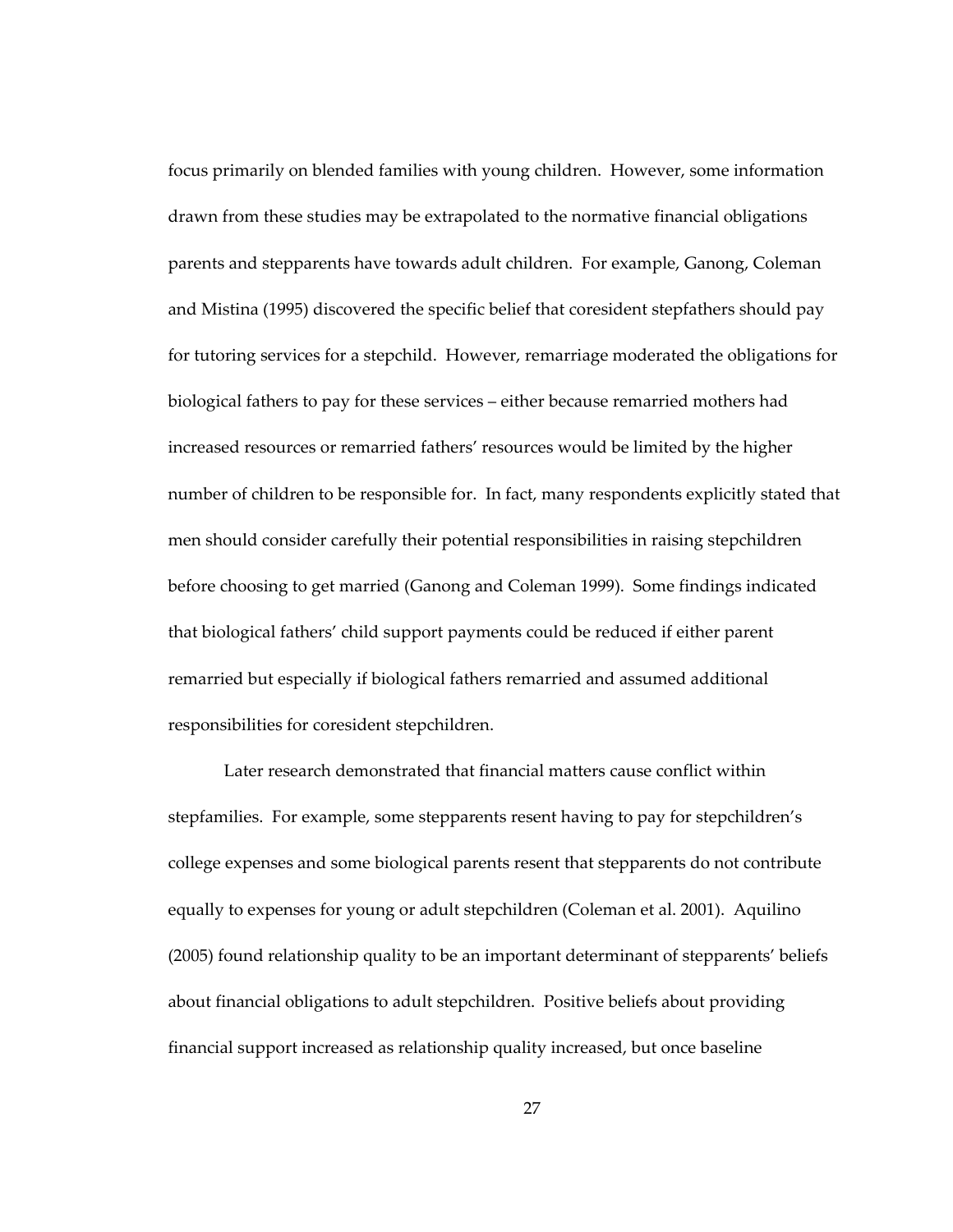focus primarily on blended families with young children. However, some information drawn from these studies may be extrapolated to the normative financial obligations parents and stepparents have towards adult children. For example, Ganong, Coleman and Mistina (1995) discovered the specific belief that coresident stepfathers should pay for tutoring services for a stepchild. However, remarriage moderated the obligations for biological fathers to pay for these services – either because remarried mothers had increased resources or remarried fathers' resources would be limited by the higher number of children to be responsible for. In fact, many respondents explicitly stated that men should consider carefully their potential responsibilities in raising stepchildren before choosing to get married (Ganong and Coleman 1999). Some findings indicated that biological fathers' child support payments could be reduced if either parent remarried but especially if biological fathers remarried and assumed additional responsibilities for coresident stepchildren.

Later research demonstrated that financial matters cause conflict within stepfamilies. For example, some stepparents resent having to pay for stepchildren's college expenses and some biological parents resent that stepparents do not contribute equally to expenses for young or adult stepchildren (Coleman et al. 2001). Aquilino (2005) found relationship quality to be an important determinant of stepparents' beliefs about financial obligations to adult stepchildren. Positive beliefs about providing financial support increased as relationship quality increased, but once baseline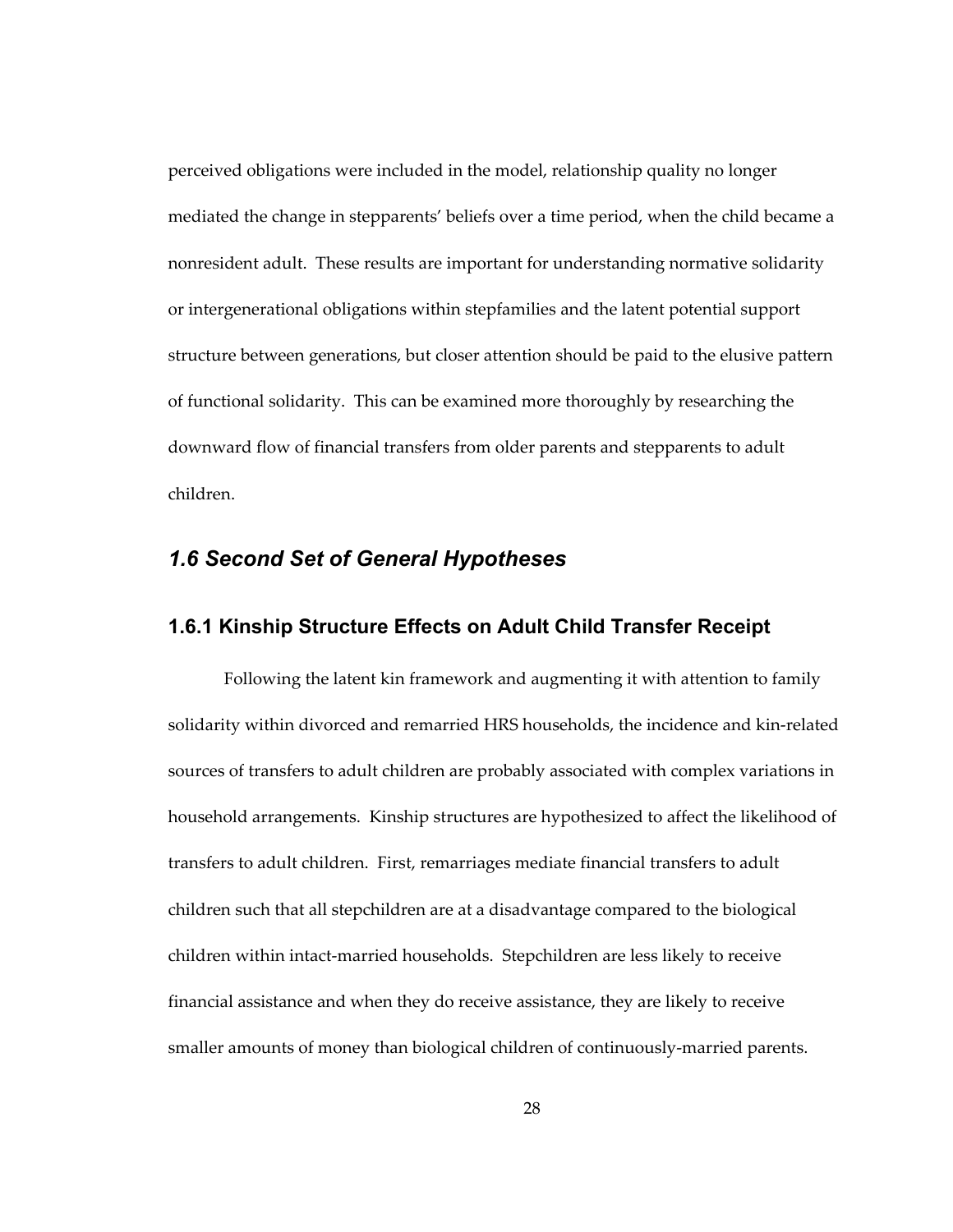perceived obligations were included in the model, relationship quality no longer mediated the change in stepparents' beliefs over a time period, when the child became a nonresident adult. These results are important for understanding normative solidarity or intergenerational obligations within stepfamilies and the latent potential support structure between generations, but closer attention should be paid to the elusive pattern of functional solidarity. This can be examined more thoroughly by researching the downward flow of financial transfers from older parents and stepparents to adult children.

## *1.6 Second Set of General Hypotheses*

### 1.6.1 Kinship Structure Effects on Adult Child Transfer Receipt

Following the latent kin framework and augmenting it with attention to family solidarity within divorced and remarried HRS households, the incidence and kin-related sources of transfers to adult children are probably associated with complex variations in household arrangements. Kinship structures are hypothesized to affect the likelihood of transfers to adult children. First, remarriages mediate financial transfers to adult children such that all stepchildren are at a disadvantage compared to the biological children within intact-married households. Stepchildren are less likely to receive financial assistance and when they do receive assistance, they are likely to receive smaller amounts of money than biological children of continuously-married parents.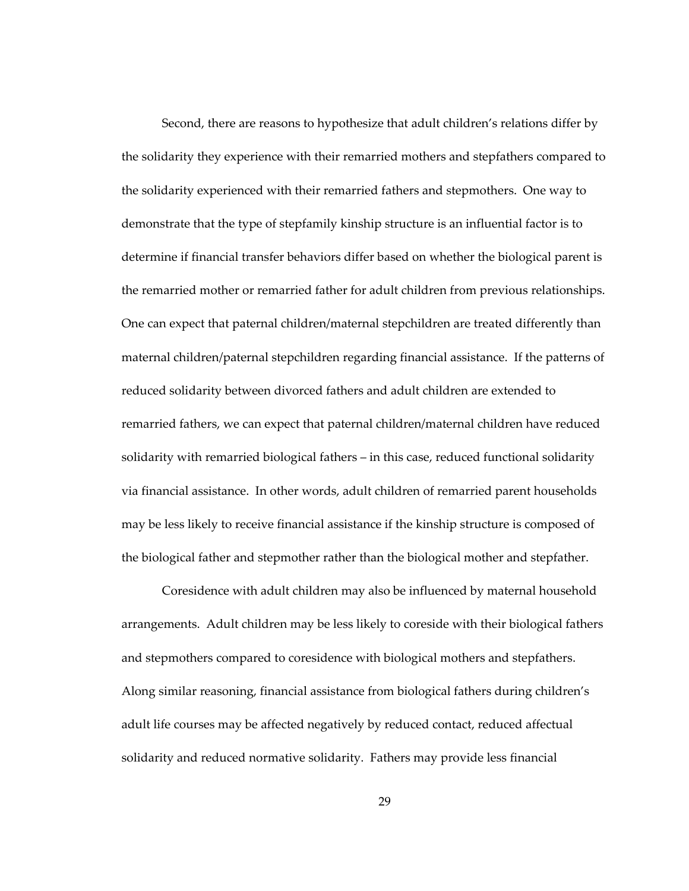Second, there are reasons to hypothesize that adult children's relations differ by the solidarity they experience with their remarried mothers and stepfathers compared to the solidarity experienced with their remarried fathers and stepmothers. One way to demonstrate that the type of stepfamily kinship structure is an influential factor is to determine if financial transfer behaviors differ based on whether the biological parent is the remarried mother or remarried father for adult children from previous relationships. One can expect that paternal children/maternal stepchildren are treated differently than maternal children/paternal stepchildren regarding financial assistance. If the patterns of reduced solidarity between divorced fathers and adult children are extended to remarried fathers, we can expect that paternal children/maternal children have reduced solidarity with remarried biological fathers – in this case, reduced functional solidarity via financial assistance. In other words, adult children of remarried parent households may be less likely to receive financial assistance if the kinship structure is composed of the biological father and stepmother rather than the biological mother and stepfather.

Coresidence with adult children may also be influenced by maternal household arrangements. Adult children may be less likely to coreside with their biological fathers and stepmothers compared to coresidence with biological mothers and stepfathers. Along similar reasoning, financial assistance from biological fathers during children's adult life courses may be affected negatively by reduced contact, reduced affectual solidarity and reduced normative solidarity. Fathers may provide less financial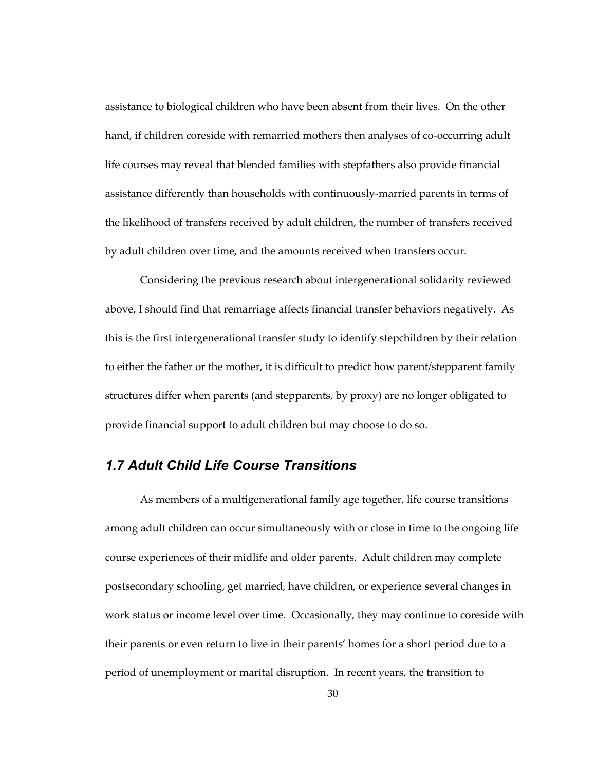assistance to biological children who have been absent from their lives. On the other hand, if children coreside with remarried mothers then analyses of co-occurring adult life courses may reveal that blended families with stepfathers also provide financial assistance differently than households with continuously-married parents in terms of the likelihood of transfers received by adult children, the number of transfers received by adult children over time, and the amounts received when transfers occur.

Considering the previous research about intergenerational solidarity reviewed above, I should find that remarriage affects financial transfer behaviors negatively. As this is the first intergenerational transfer study to identify stepchildren by their relation to either the father or the mother, it is difficult to predict how parent/stepparent family structures differ when parents (and stepparents, by proxy) are no longer obligated to provide financial support to adult children but may choose to do so.

## *1.7 Adult Child Life Course Transitions*

As members of a multigenerational family age together, life course transitions among adult children can occur simultaneously with or close in time to the ongoing life course experiences of their midlife and older parents. Adult children may complete postsecondary schooling, get married, have children, or experience several changes in work status or income level over time. Occasionally, they may continue to coreside with their parents or even return to live in their parents' homes for a short period due to a period of unemployment or marital disruption. In recent years, the transition to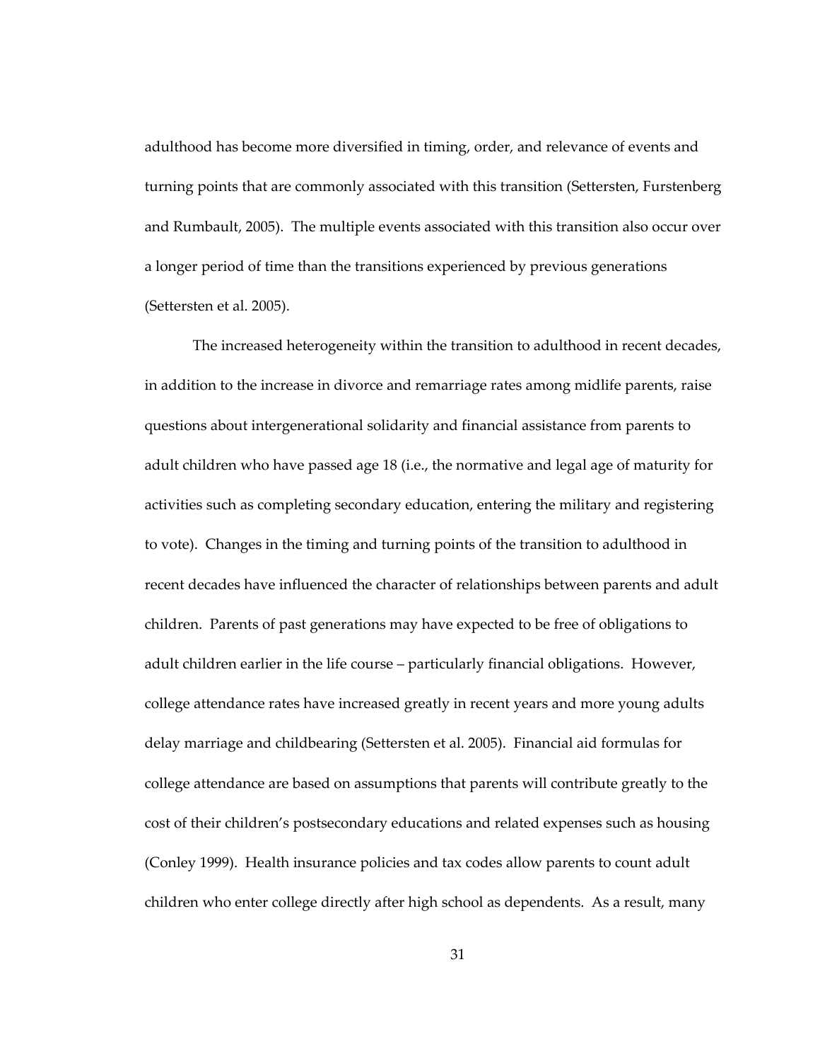adulthood has become more diversified in timing, order, and relevance of events and turning points that are commonly associated with this transition (Settersten, Furstenberg and Rumbault, 2005). The multiple events associated with this transition also occur over a longer period of time than the transitions experienced by previous generations (Settersten et al. 2005).

The increased heterogeneity within the transition to adulthood in recent decades, in addition to the increase in divorce and remarriage rates among midlife parents, raise questions about intergenerational solidarity and financial assistance from parents to adult children who have passed age 18 (i.e., the normative and legal age of maturity for activities such as completing secondary education, entering the military and registering to vote). Changes in the timing and turning points of the transition to adulthood in recent decades have influenced the character of relationships between parents and adult children. Parents of past generations may have expected to be free of obligations to adult children earlier in the life course – particularly financial obligations. However, college attendance rates have increased greatly in recent years and more young adults delay marriage and childbearing (Settersten et al. 2005). Financial aid formulas for college attendance are based on assumptions that parents will contribute greatly to the cost of their children's postsecondary educations and related expenses such as housing (Conley 1999). Health insurance policies and tax codes allow parents to count adult children who enter college directly after high school as dependents. As a result, many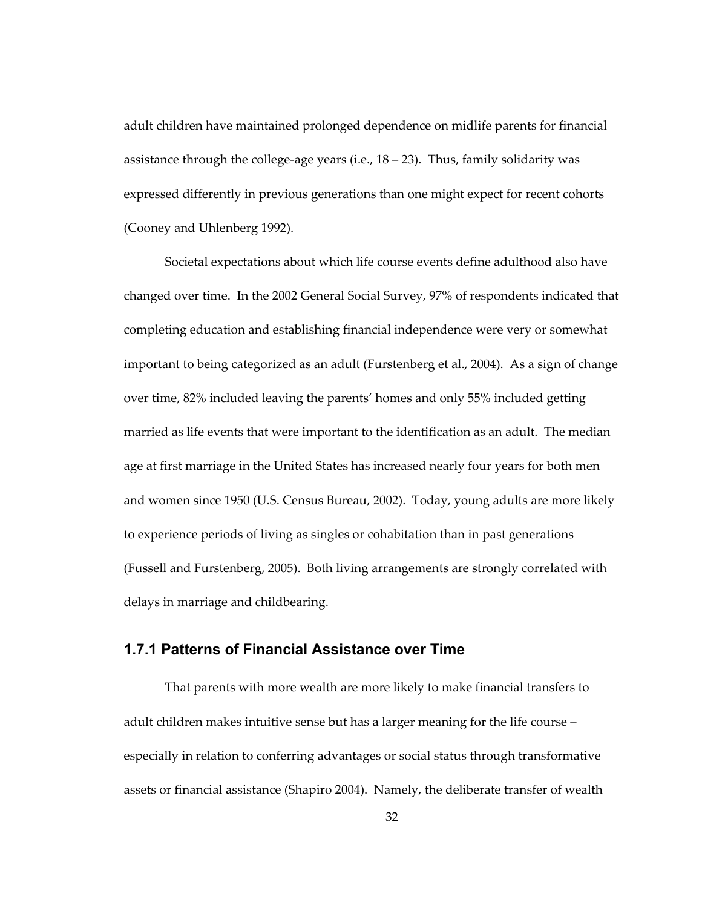adult children have maintained prolonged dependence on midlife parents for financial assistance through the college-age years (i.e., 18 – 23). Thus, family solidarity was expressed differently in previous generations than one might expect for recent cohorts (Cooney and Uhlenberg 1992).

Societal expectations about which life course events define adulthood also have changed over time. In the 2002 General Social Survey, 97% of respondents indicated that completing education and establishing financial independence were very or somewhat important to being categorized as an adult (Furstenberg et al., 2004). As a sign of change over time, 82% included leaving the parents' homes and only 55% included getting married as life events that were important to the identification as an adult. The median age at first marriage in the United States has increased nearly four years for both men and women since 1950 (U.S. Census Bureau, 2002). Today, young adults are more likely to experience periods of living as singles or cohabitation than in past generations (Fussell and Furstenberg, 2005). Both living arrangements are strongly correlated with delays in marriage and childbearing.

### 1.7.1 Patterns of Financial Assistance over Time

That parents with more wealth are more likely to make financial transfers to adult children makes intuitive sense but has a larger meaning for the life course – especially in relation to conferring advantages or social status through transformative assets or financial assistance (Shapiro 2004). Namely, the deliberate transfer of wealth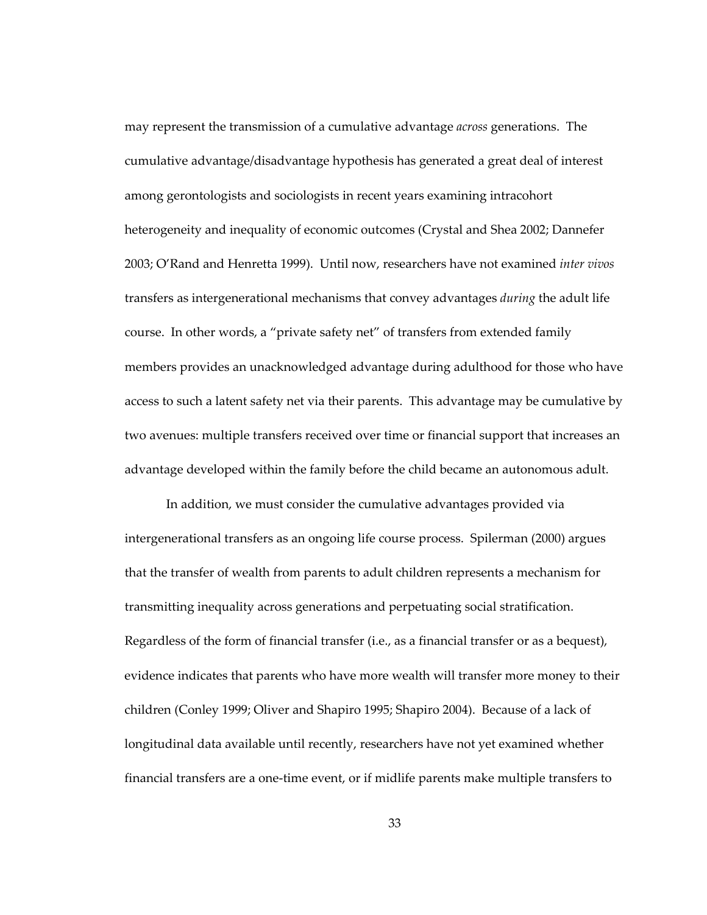may represent the transmission of a cumulative advantage *across* generations. The cumulative advantage/disadvantage hypothesis has generated a great deal of interest among gerontologists and sociologists in recent years examining intracohort heterogeneity and inequality of economic outcomes (Crystal and Shea 2002; Dannefer 2003; O'Rand and Henretta 1999). Until now, researchers have not examined *inter vivos* transfers as intergenerational mechanisms that convey advantages *during* the adult life course. In other words, a "private safety net" of transfers from extended family members provides an unacknowledged advantage during adulthood for those who have access to such a latent safety net via their parents. This advantage may be cumulative by two avenues: multiple transfers received over time or financial support that increases an advantage developed within the family before the child became an autonomous adult.

In addition, we must consider the cumulative advantages provided via intergenerational transfers as an ongoing life course process. Spilerman (2000) argues that the transfer of wealth from parents to adult children represents a mechanism for transmitting inequality across generations and perpetuating social stratification. Regardless of the form of financial transfer (i.e., as a financial transfer or as a bequest), evidence indicates that parents who have more wealth will transfer more money to their children (Conley 1999; Oliver and Shapiro 1995; Shapiro 2004). Because of a lack of longitudinal data available until recently, researchers have not yet examined whether financial transfers are a one-time event, or if midlife parents make multiple transfers to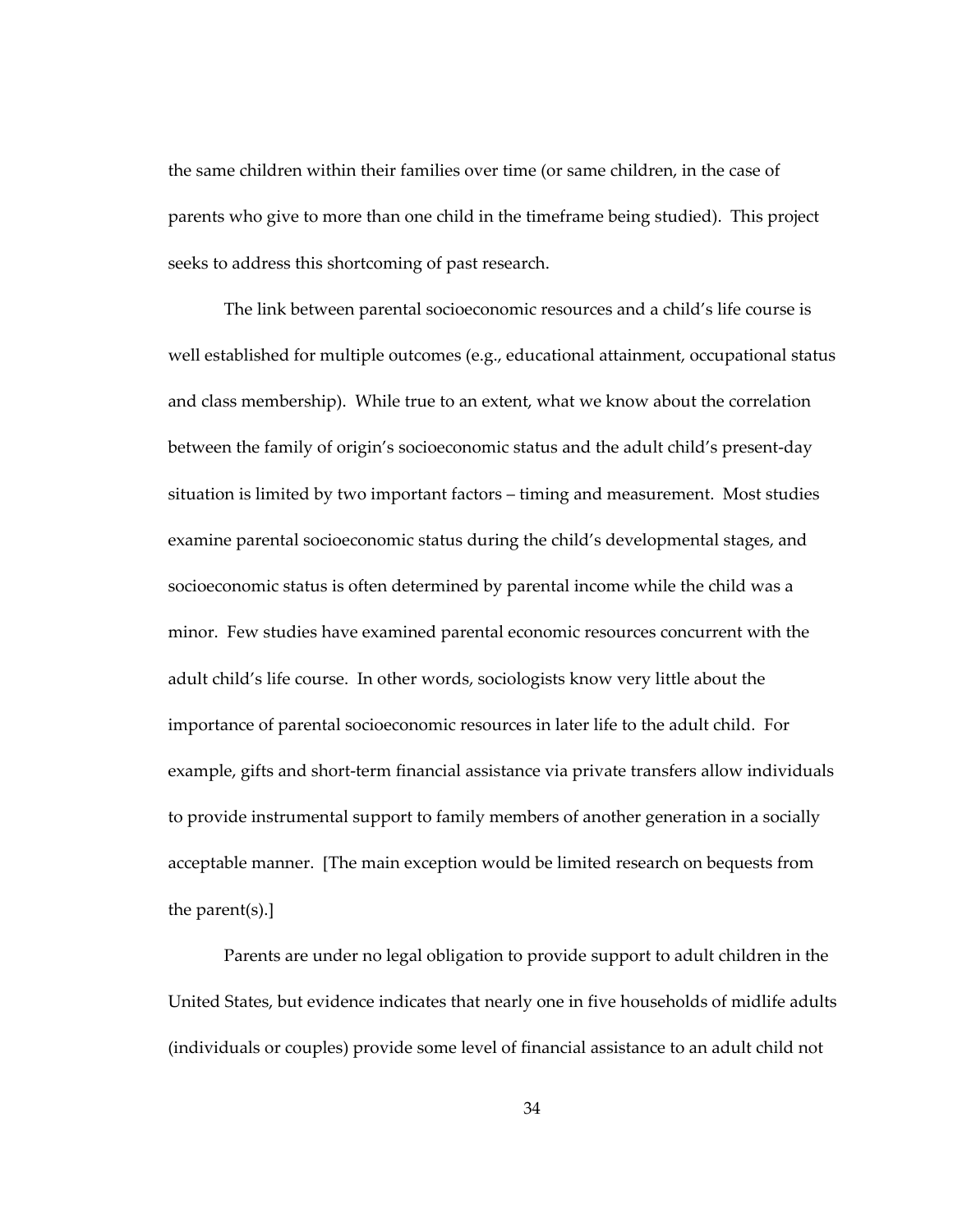the same children within their families over time (or same children, in the case of parents who give to more than one child in the timeframe being studied). This project seeks to address this shortcoming of past research.

The link between parental socioeconomic resources and a child's life course is well established for multiple outcomes (e.g., educational attainment, occupational status and class membership). While true to an extent, what we know about the correlation between the family of origin's socioeconomic status and the adult child's present-day situation is limited by two important factors – timing and measurement. Most studies examine parental socioeconomic status during the child's developmental stages, and socioeconomic status is often determined by parental income while the child was a minor. Few studies have examined parental economic resources concurrent with the adult child's life course. In other words, sociologists know very little about the importance of parental socioeconomic resources in later life to the adult child. For example, gifts and short-term financial assistance via private transfers allow individuals to provide instrumental support to family members of another generation in a socially acceptable manner. [The main exception would be limited research on bequests from the parent(s).]

Parents are under no legal obligation to provide support to adult children in the United States, but evidence indicates that nearly one in five households of midlife adults (individuals or couples) provide some level of financial assistance to an adult child not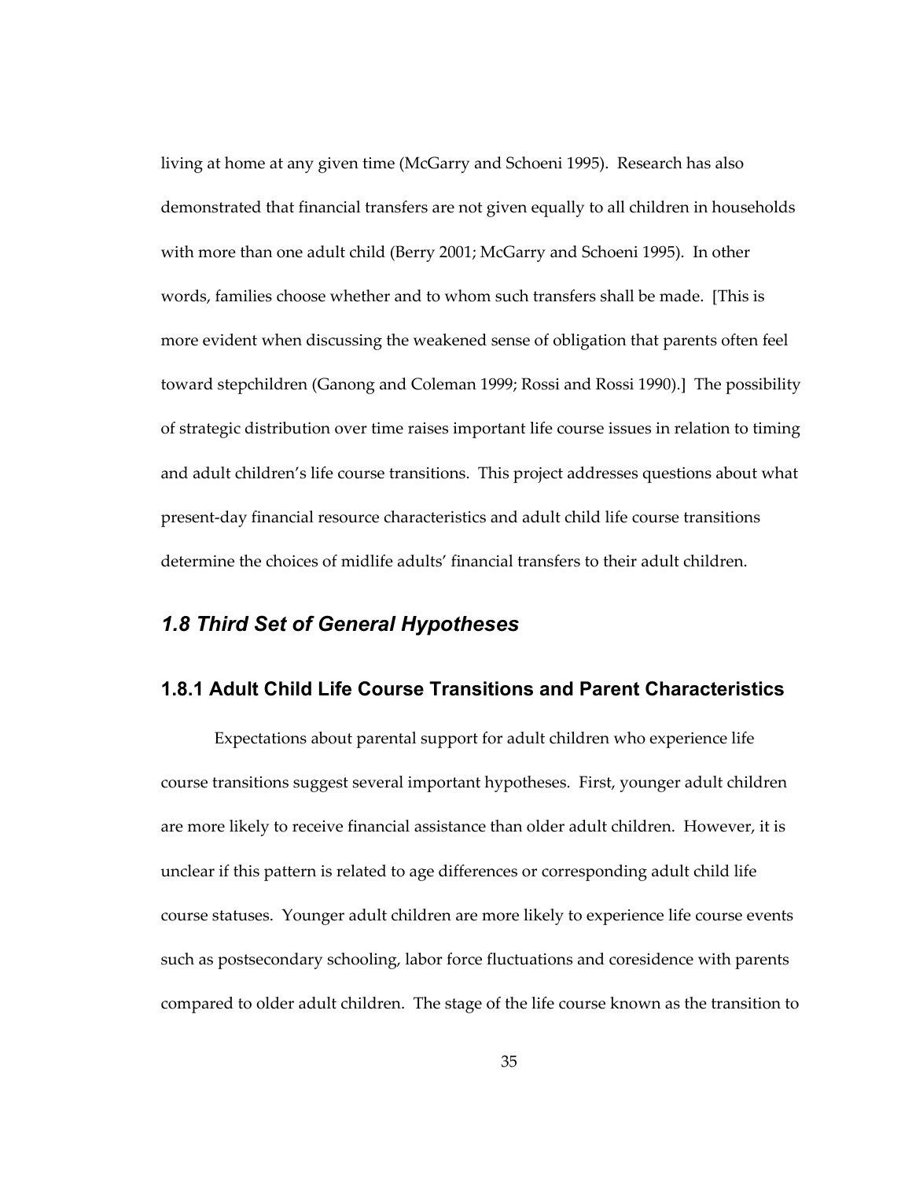living at home at any given time (McGarry and Schoeni 1995). Research has also demonstrated that financial transfers are not given equally to all children in households with more than one adult child (Berry 2001; McGarry and Schoeni 1995). In other words, families choose whether and to whom such transfers shall be made. [This is more evident when discussing the weakened sense of obligation that parents often feel toward stepchildren (Ganong and Coleman 1999; Rossi and Rossi 1990).] The possibility of strategic distribution over time raises important life course issues in relation to timing and adult children's life course transitions. This project addresses questions about what present-day financial resource characteristics and adult child life course transitions determine the choices of midlife adults' financial transfers to their adult children.

## *1.8 Third Set of General Hypotheses*

### 1.8.1 Adult Child Life Course Transitions and Parent Characteristics

Expectations about parental support for adult children who experience life course transitions suggest several important hypotheses. First, younger adult children are more likely to receive financial assistance than older adult children. However, it is unclear if this pattern is related to age differences or corresponding adult child life course statuses. Younger adult children are more likely to experience life course events such as postsecondary schooling, labor force fluctuations and coresidence with parents compared to older adult children. The stage of the life course known as the transition to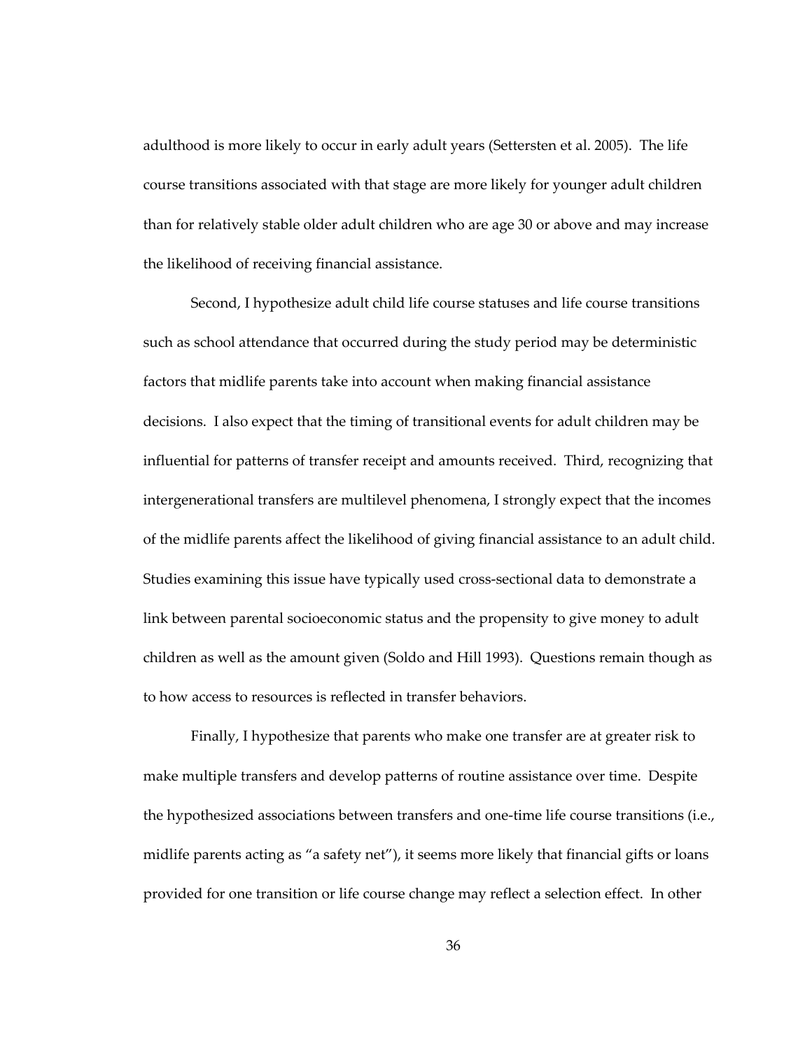adulthood is more likely to occur in early adult years (Settersten et al. 2005). The life course transitions associated with that stage are more likely for younger adult children than for relatively stable older adult children who are age 30 or above and may increase the likelihood of receiving financial assistance.

Second, I hypothesize adult child life course statuses and life course transitions such as school attendance that occurred during the study period may be deterministic factors that midlife parents take into account when making financial assistance decisions. I also expect that the timing of transitional events for adult children may be influential for patterns of transfer receipt and amounts received. Third, recognizing that intergenerational transfers are multilevel phenomena, I strongly expect that the incomes of the midlife parents affect the likelihood of giving financial assistance to an adult child. Studies examining this issue have typically used cross-sectional data to demonstrate a link between parental socioeconomic status and the propensity to give money to adult children as well as the amount given (Soldo and Hill 1993). Questions remain though as to how access to resources is reflected in transfer behaviors.

Finally, I hypothesize that parents who make one transfer are at greater risk to make multiple transfers and develop patterns of routine assistance over time. Despite the hypothesized associations between transfers and one-time life course transitions (i.e., midlife parents acting as "a safety net"), it seems more likely that financial gifts or loans provided for one transition or life course change may reflect a selection effect. In other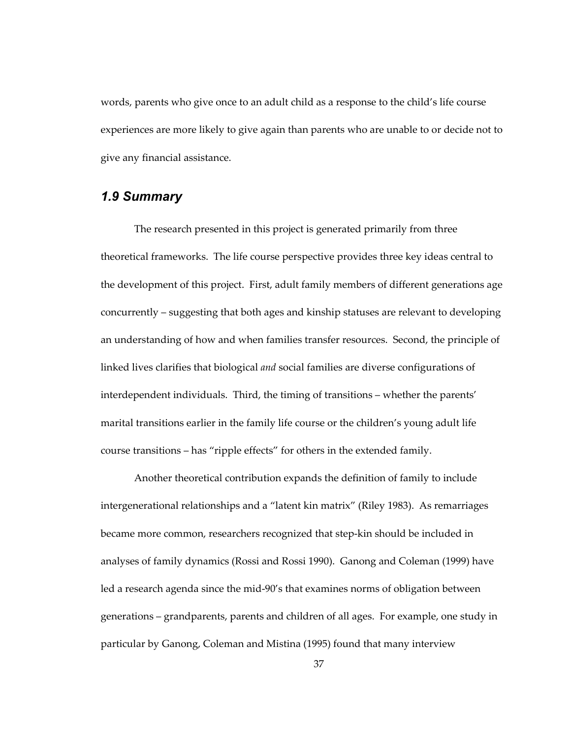words, parents who give once to an adult child as a response to the child's life course experiences are more likely to give again than parents who are unable to or decide not to give any financial assistance.

### *1.9 Summary*

The research presented in this project is generated primarily from three theoretical frameworks. The life course perspective provides three key ideas central to the development of this project. First, adult family members of different generations age concurrently – suggesting that both ages and kinship statuses are relevant to developing an understanding of how and when families transfer resources. Second, the principle of linked lives clarifies that biological *and* social families are diverse configurations of interdependent individuals. Third, the timing of transitions – whether the parents' marital transitions earlier in the family life course or the children's young adult life course transitions – has "ripple effects" for others in the extended family.

Another theoretical contribution expands the definition of family to include intergenerational relationships and a "latent kin matrix" (Riley 1983). As remarriages became more common, researchers recognized that step-kin should be included in analyses of family dynamics (Rossi and Rossi 1990). Ganong and Coleman (1999) have led a research agenda since the mid-90's that examines norms of obligation between generations – grandparents, parents and children of all ages. For example, one study in particular by Ganong, Coleman and Mistina (1995) found that many interview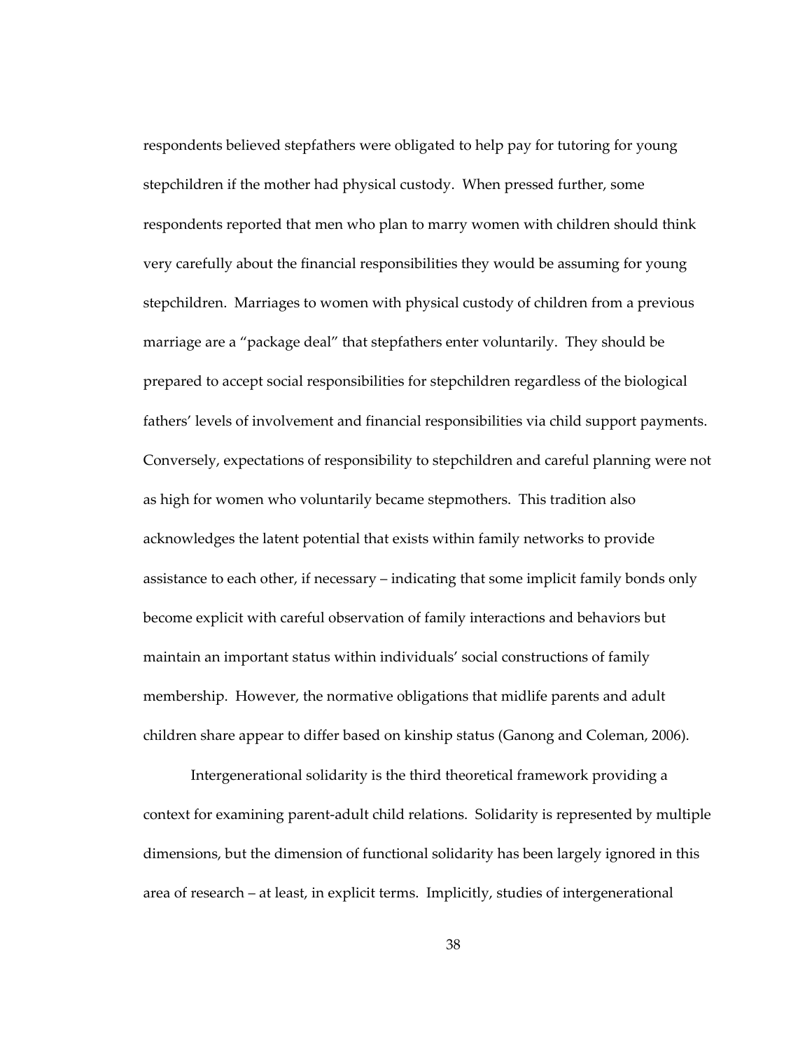respondents believed stepfathers were obligated to help pay for tutoring for young stepchildren if the mother had physical custody. When pressed further, some respondents reported that men who plan to marry women with children should think very carefully about the financial responsibilities they would be assuming for young stepchildren. Marriages to women with physical custody of children from a previous marriage are a "package deal" that stepfathers enter voluntarily. They should be prepared to accept social responsibilities for stepchildren regardless of the biological fathers' levels of involvement and financial responsibilities via child support payments. Conversely, expectations of responsibility to stepchildren and careful planning were not as high for women who voluntarily became stepmothers. This tradition also acknowledges the latent potential that exists within family networks to provide assistance to each other, if necessary – indicating that some implicit family bonds only become explicit with careful observation of family interactions and behaviors but maintain an important status within individuals' social constructions of family membership. However, the normative obligations that midlife parents and adult children share appear to differ based on kinship status (Ganong and Coleman, 2006).

Intergenerational solidarity is the third theoretical framework providing a context for examining parent-adult child relations. Solidarity is represented by multiple dimensions, but the dimension of functional solidarity has been largely ignored in this area of research – at least, in explicit terms. Implicitly, studies of intergenerational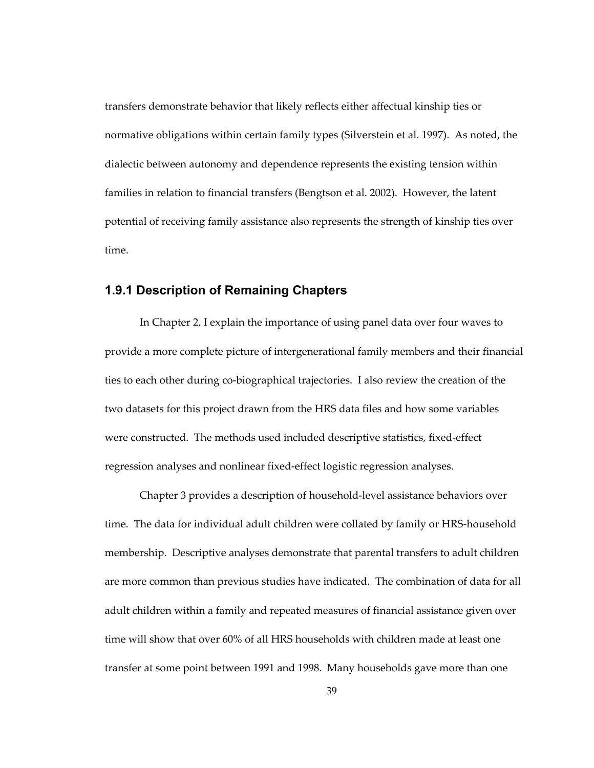transfers demonstrate behavior that likely reflects either affectual kinship ties or normative obligations within certain family types (Silverstein et al. 1997). As noted, the dialectic between autonomy and dependence represents the existing tension within families in relation to financial transfers (Bengtson et al. 2002). However, the latent potential of receiving family assistance also represents the strength of kinship ties over time.

### 1.9.1 Description of Remaining Chapters

In Chapter 2, I explain the importance of using panel data over four waves to provide a more complete picture of intergenerational family members and their financial ties to each other during co-biographical trajectories. I also review the creation of the two datasets for this project drawn from the HRS data files and how some variables were constructed. The methods used included descriptive statistics, fixed-effect regression analyses and nonlinear fixed-effect logistic regression analyses.

Chapter 3 provides a description of household-level assistance behaviors over time. The data for individual adult children were collated by family or HRS-household membership. Descriptive analyses demonstrate that parental transfers to adult children are more common than previous studies have indicated. The combination of data for all adult children within a family and repeated measures of financial assistance given over time will show that over 60% of all HRS households with children made at least one transfer at some point between 1991 and 1998. Many households gave more than one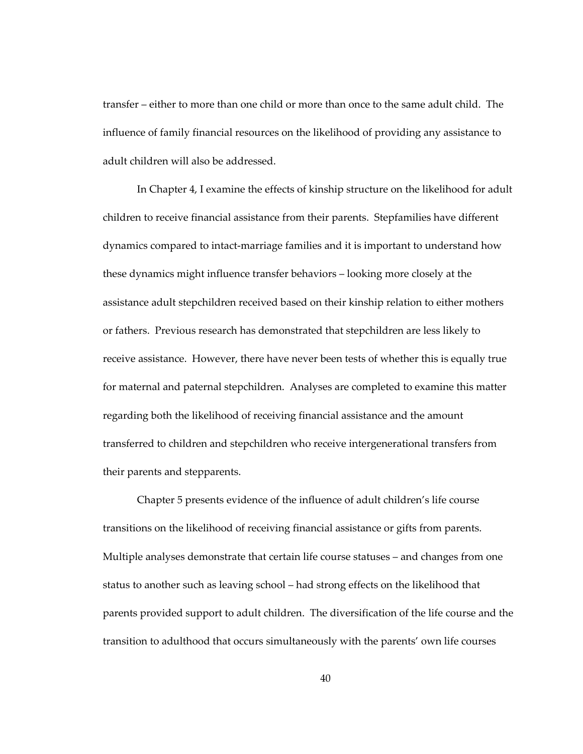transfer – either to more than one child or more than once to the same adult child. The influence of family financial resources on the likelihood of providing any assistance to adult children will also be addressed.

In Chapter 4, I examine the effects of kinship structure on the likelihood for adult children to receive financial assistance from their parents. Stepfamilies have different dynamics compared to intact-marriage families and it is important to understand how these dynamics might influence transfer behaviors – looking more closely at the assistance adult stepchildren received based on their kinship relation to either mothers or fathers. Previous research has demonstrated that stepchildren are less likely to receive assistance. However, there have never been tests of whether this is equally true for maternal and paternal stepchildren. Analyses are completed to examine this matter regarding both the likelihood of receiving financial assistance and the amount transferred to children and stepchildren who receive intergenerational transfers from their parents and stepparents.

Chapter 5 presents evidence of the influence of adult children's life course transitions on the likelihood of receiving financial assistance or gifts from parents. Multiple analyses demonstrate that certain life course statuses – and changes from one status to another such as leaving school – had strong effects on the likelihood that parents provided support to adult children. The diversification of the life course and the transition to adulthood that occurs simultaneously with the parents' own life courses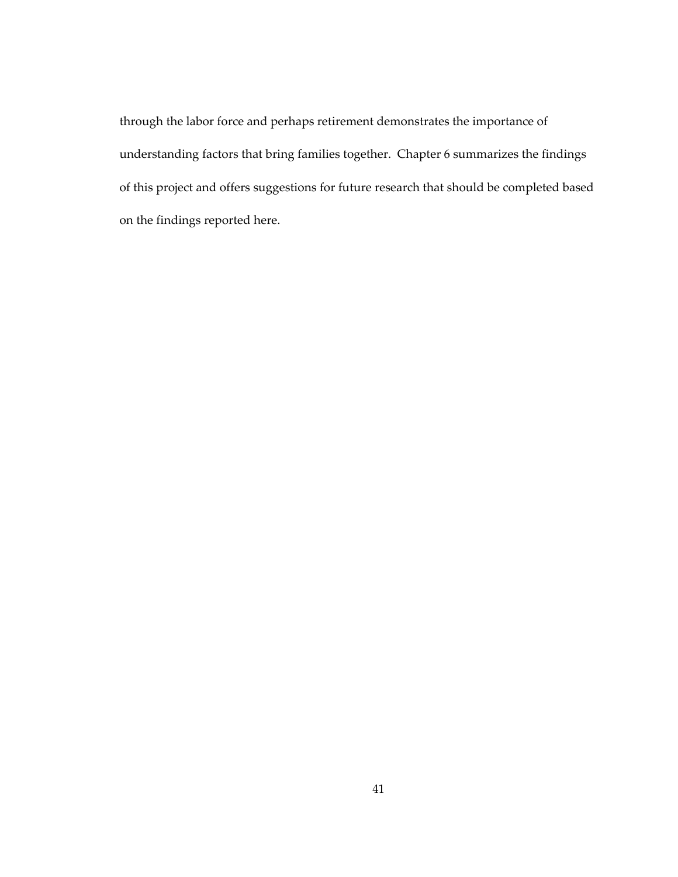through the labor force and perhaps retirement demonstrates the importance of understanding factors that bring families together. Chapter 6 summarizes the findings of this project and offers suggestions for future research that should be completed based on the findings reported here.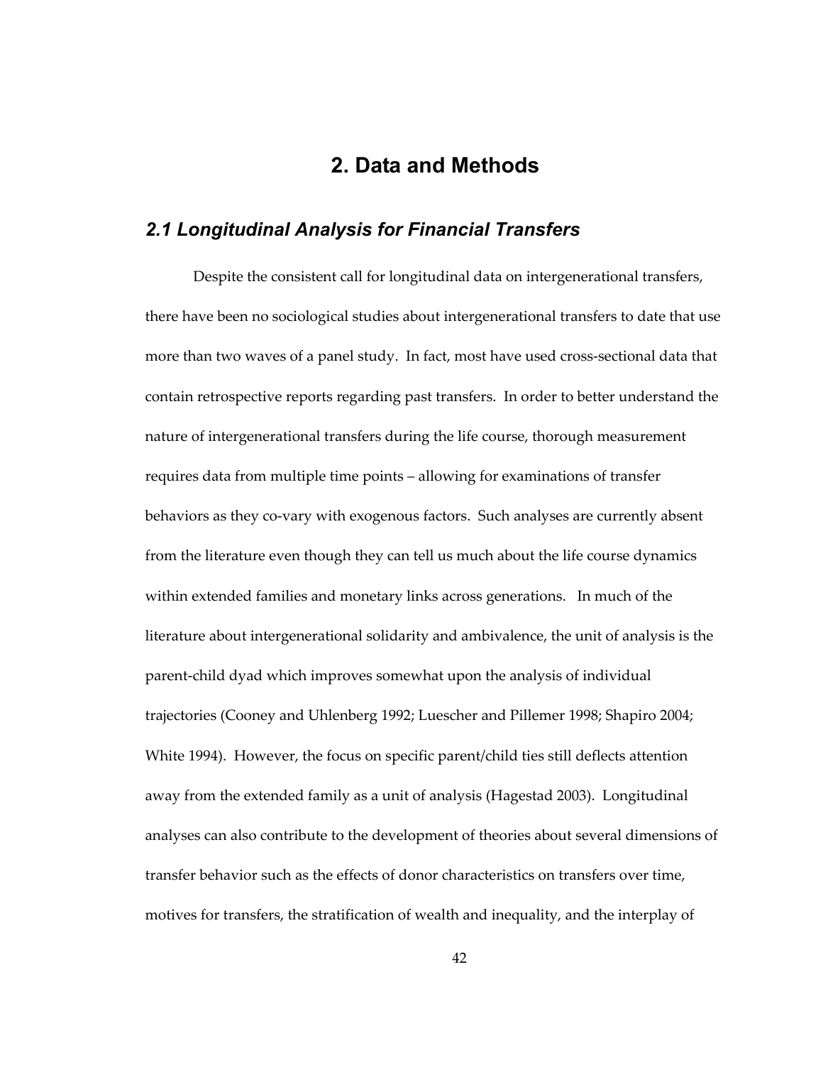# 2. Data and Methods

## *2.1 Longitudinal Analysis for Financial Transfers*

Despite the consistent call for longitudinal data on intergenerational transfers, there have been no sociological studies about intergenerational transfers to date that use more than two waves of a panel study. In fact, most have used cross-sectional data that contain retrospective reports regarding past transfers. In order to better understand the nature of intergenerational transfers during the life course, thorough measurement requires data from multiple time points – allowing for examinations of transfer behaviors as they co-vary with exogenous factors. Such analyses are currently absent from the literature even though they can tell us much about the life course dynamics within extended families and monetary links across generations. In much of the literature about intergenerational solidarity and ambivalence, the unit of analysis is the parent-child dyad which improves somewhat upon the analysis of individual trajectories (Cooney and Uhlenberg 1992; Luescher and Pillemer 1998; Shapiro 2004; White 1994). However, the focus on specific parent/child ties still deflects attention away from the extended family as a unit of analysis (Hagestad 2003). Longitudinal analyses can also contribute to the development of theories about several dimensions of transfer behavior such as the effects of donor characteristics on transfers over time, motives for transfers, the stratification of wealth and inequality, and the interplay of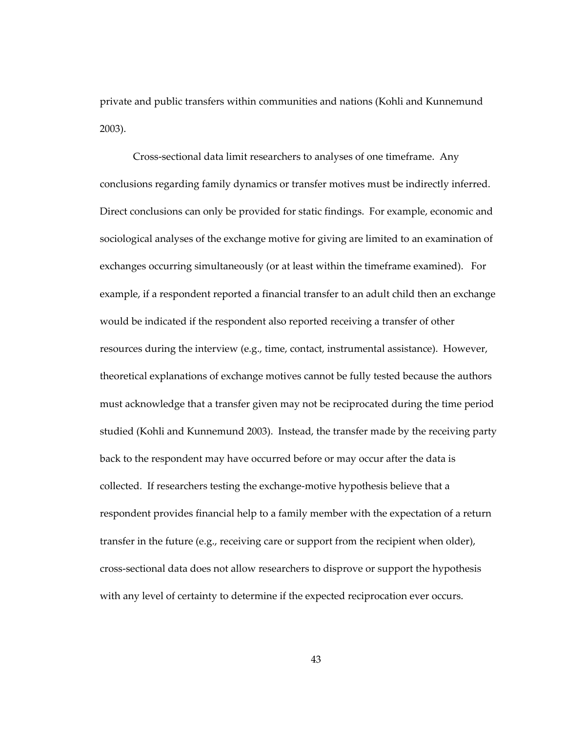private and public transfers within communities and nations (Kohli and Kunnemund 2003).

Cross-sectional data limit researchers to analyses of one timeframe. Any conclusions regarding family dynamics or transfer motives must be indirectly inferred. Direct conclusions can only be provided for static findings. For example, economic and sociological analyses of the exchange motive for giving are limited to an examination of exchanges occurring simultaneously (or at least within the timeframe examined). For example, if a respondent reported a financial transfer to an adult child then an exchange would be indicated if the respondent also reported receiving a transfer of other resources during the interview (e.g., time, contact, instrumental assistance). However, theoretical explanations of exchange motives cannot be fully tested because the authors must acknowledge that a transfer given may not be reciprocated during the time period studied (Kohli and Kunnemund 2003). Instead, the transfer made by the receiving party back to the respondent may have occurred before or may occur after the data is collected. If researchers testing the exchange-motive hypothesis believe that a respondent provides financial help to a family member with the expectation of a return transfer in the future (e.g., receiving care or support from the recipient when older), cross-sectional data does not allow researchers to disprove or support the hypothesis with any level of certainty to determine if the expected reciprocation ever occurs.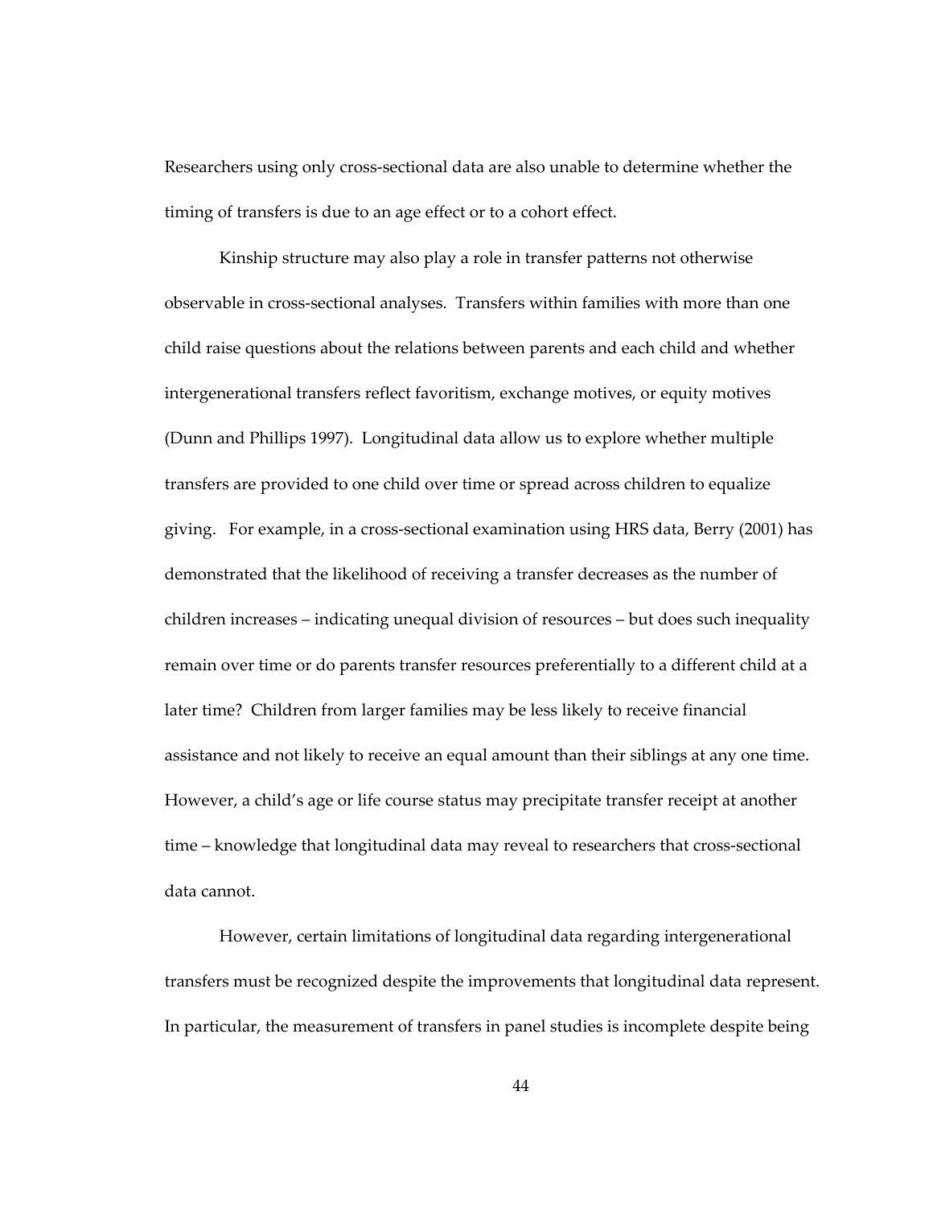Researchers using only cross-sectional data are also unable to determine whether the timing of transfers is due to an age effect or to a cohort effect.

Kinship structure may also play a role in transfer patterns not otherwise observable in cross-sectional analyses. Transfers within families with more than one child raise questions about the relations between parents and each child and whether intergenerational transfers reflect favoritism, exchange motives, or equity motives (Dunn and Phillips 1997). Longitudinal data allow us to explore whether multiple transfers are provided to one child over time or spread across children to equalize giving. For example, in a cross-sectional examination using HRS data, Berry (2001) has demonstrated that the likelihood of receiving a transfer decreases as the number of children increases – indicating unequal division of resources – but does such inequality remain over time or do parents transfer resources preferentially to a different child at a later time? Children from larger families may be less likely to receive financial assistance and not likely to receive an equal amount than their siblings at any one time. However, a child's age or life course status may precipitate transfer receipt at another time – knowledge that longitudinal data may reveal to researchers that cross-sectional data cannot.

However, certain limitations of longitudinal data regarding intergenerational transfers must be recognized despite the improvements that longitudinal data represent. In particular, the measurement of transfers in panel studies is incomplete despite being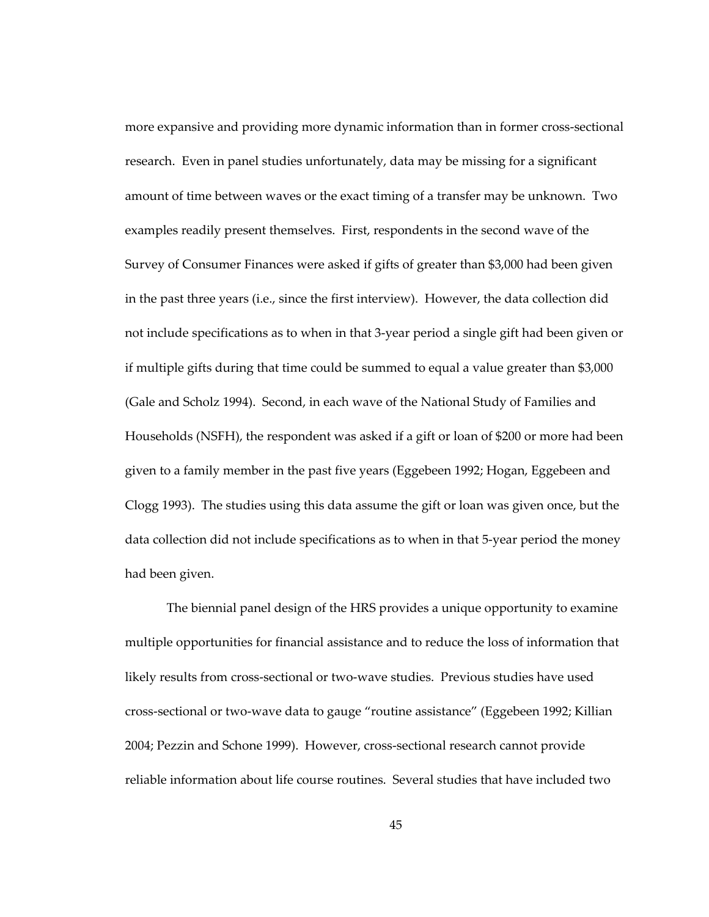more expansive and providing more dynamic information than in former cross-sectional research. Even in panel studies unfortunately, data may be missing for a significant amount of time between waves or the exact timing of a transfer may be unknown. Two examples readily present themselves. First, respondents in the second wave of the Survey of Consumer Finances were asked if gifts of greater than $3,000 had been given in the past three years (i.e., since the first interview). However, the data collection did not include specifications as to when in that 3-year period a single gift had been given or if multiple gifts during that time could be summed to equal a value greater than $3,000 (Gale and Scholz 1994). Second, in each wave of the National Study of Families and Households (NSFH), the respondent was asked if a gift or loan of $200 or more had been given to a family member in the past five years (Eggebeen 1992; Hogan, Eggebeen and Clogg 1993). The studies using this data assume the gift or loan was given once, but the data collection did not include specifications as to when in that 5-year period the money had been given.

The biennial panel design of the HRS provides a unique opportunity to examine multiple opportunities for financial assistance and to reduce the loss of information that likely results from cross-sectional or two-wave studies. Previous studies have used cross-sectional or two-wave data to gauge "routine assistance" (Eggebeen 1992; Killian 2004; Pezzin and Schone 1999). However, cross-sectional research cannot provide reliable information about life course routines. Several studies that have included two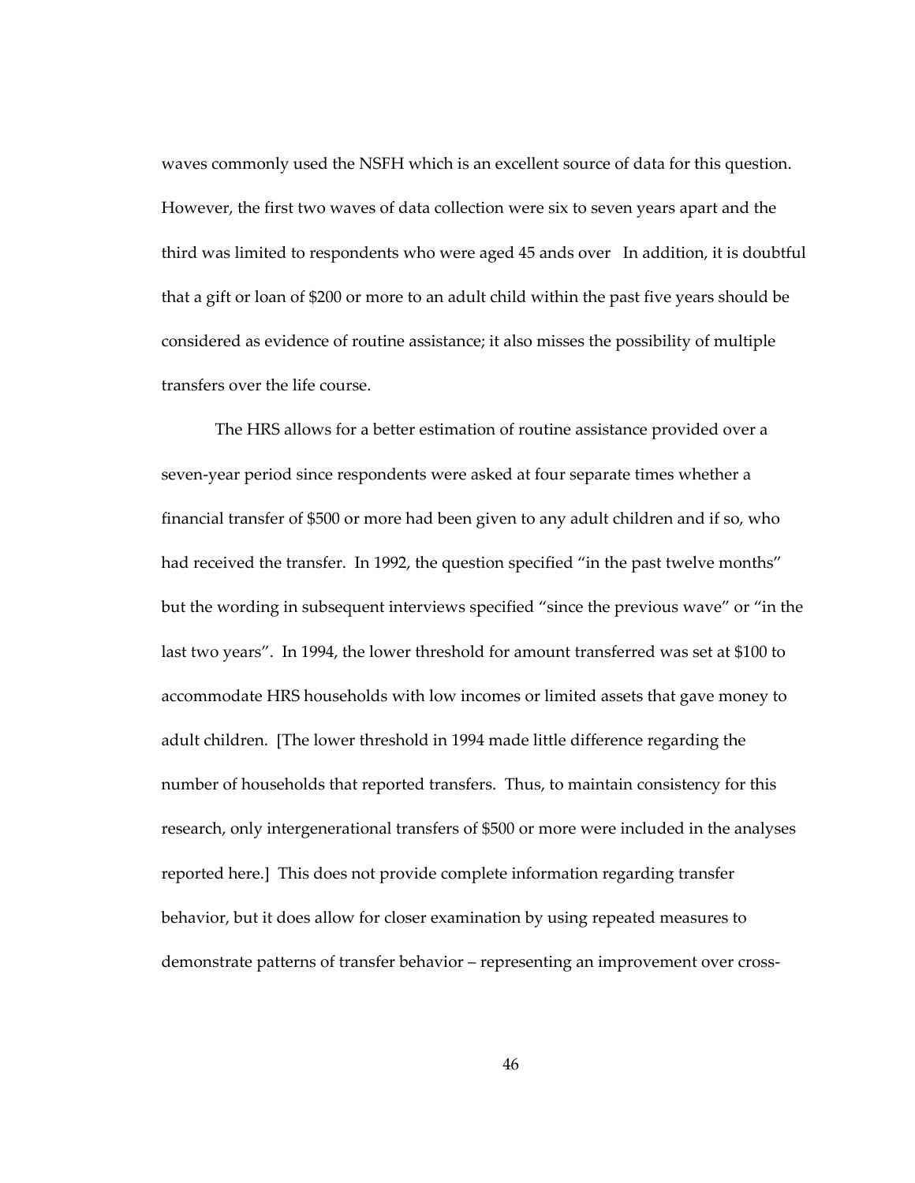waves commonly used the NSFH which is an excellent source of data for this question. However, the first two waves of data collection were six to seven years apart and the third was limited to respondents who were aged 45 ands over In addition, it is doubtful that a gift or loan of $200 or more to an adult child within the past five years should be considered as evidence of routine assistance; it also misses the possibility of multiple transfers over the life course.

The HRS allows for a better estimation of routine assistance provided over a seven-year period since respondents were asked at four separate times whether a financial transfer of $500 or more had been given to any adult children and if so, who had received the transfer. In 1992, the question specified "in the past twelve months" but the wording in subsequent interviews specified "since the previous wave" or "in the last two years". In 1994, the lower threshold for amount transferred was set at $100 to accommodate HRS households with low incomes or limited assets that gave money to adult children. [The lower threshold in 1994 made little difference regarding the number of households that reported transfers. Thus, to maintain consistency for this research, only intergenerational transfers of $500 or more were included in the analyses reported here.] This does not provide complete information regarding transfer behavior, but it does allow for closer examination by using repeated measures to demonstrate patterns of transfer behavior – representing an improvement over cross-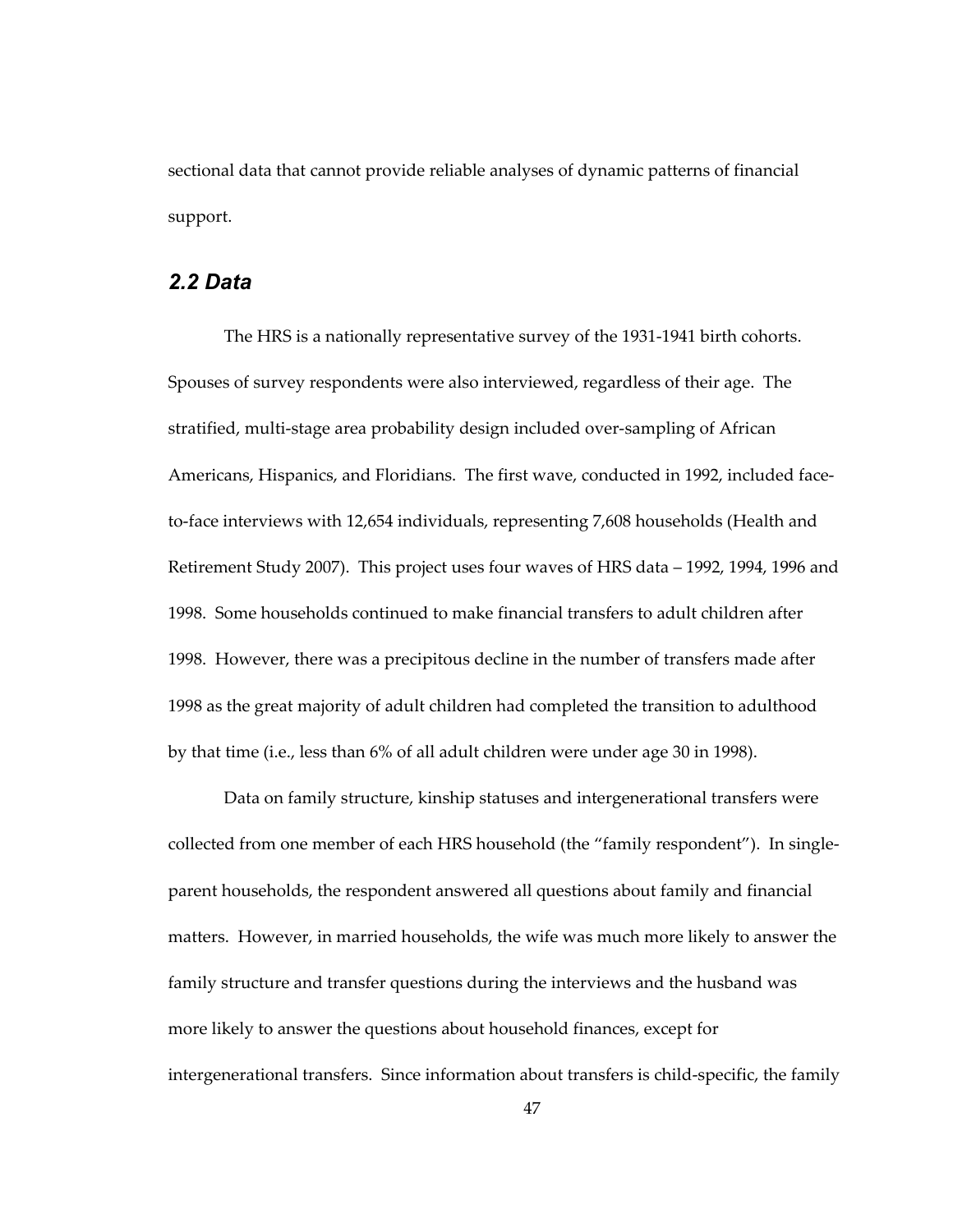sectional data that cannot provide reliable analyses of dynamic patterns of financial support.

## *2.2 Data*

The HRS is a nationally representative survey of the 1931-1941 birth cohorts. Spouses of survey respondents were also interviewed, regardless of their age. The stratified, multi-stage area probability design included over-sampling of African Americans, Hispanics, and Floridians. The first wave, conducted in 1992, included face-to-face interviews with 12,654 individuals, representing 7,608 households (Health and Retirement Study 2007). This project uses four waves of HRS data – 1992, 1994, 1996 and 1998. Some households continued to make financial transfers to adult children after 1998. However, there was a precipitous decline in the number of transfers made after 1998 as the great majority of adult children had completed the transition to adulthood by that time (i.e., less than 6% of all adult children were under age 30 in 1998).

Data on family structure, kinship statuses and intergenerational transfers were collected from one member of each HRS household (the "family respondent"). In single-parent households, the respondent answered all questions about family and financial matters. However, in married households, the wife was much more likely to answer the family structure and transfer questions during the interviews and the husband was more likely to answer the questions about household finances, except for intergenerational transfers. Since information about transfers is child-specific, the family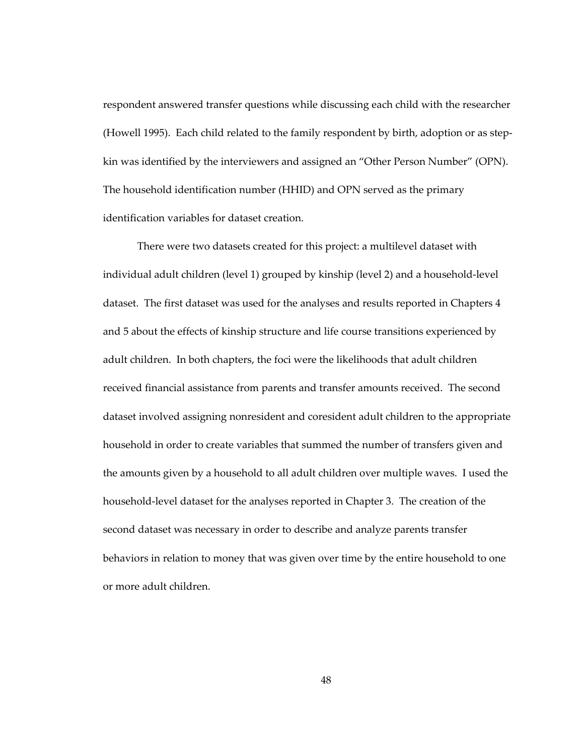respondent answered transfer questions while discussing each child with the researcher (Howell 1995). Each child related to the family respondent by birth, adoption or as step-kin was identified by the interviewers and assigned an "Other Person Number" (OPN). The household identification number (HHID) and OPN served as the primary identification variables for dataset creation.

There were two datasets created for this project: a multilevel dataset with individual adult children (level 1) grouped by kinship (level 2) and a household-level dataset. The first dataset was used for the analyses and results reported in Chapters 4 and 5 about the effects of kinship structure and life course transitions experienced by adult children. In both chapters, the foci were the likelihoods that adult children received financial assistance from parents and transfer amounts received. The second dataset involved assigning nonresident and coresident adult children to the appropriate household in order to create variables that summed the number of transfers given and the amounts given by a household to all adult children over multiple waves. I used the household-level dataset for the analyses reported in Chapter 3. The creation of the second dataset was necessary in order to describe and analyze parents transfer behaviors in relation to money that was given over time by the entire household to one or more adult children.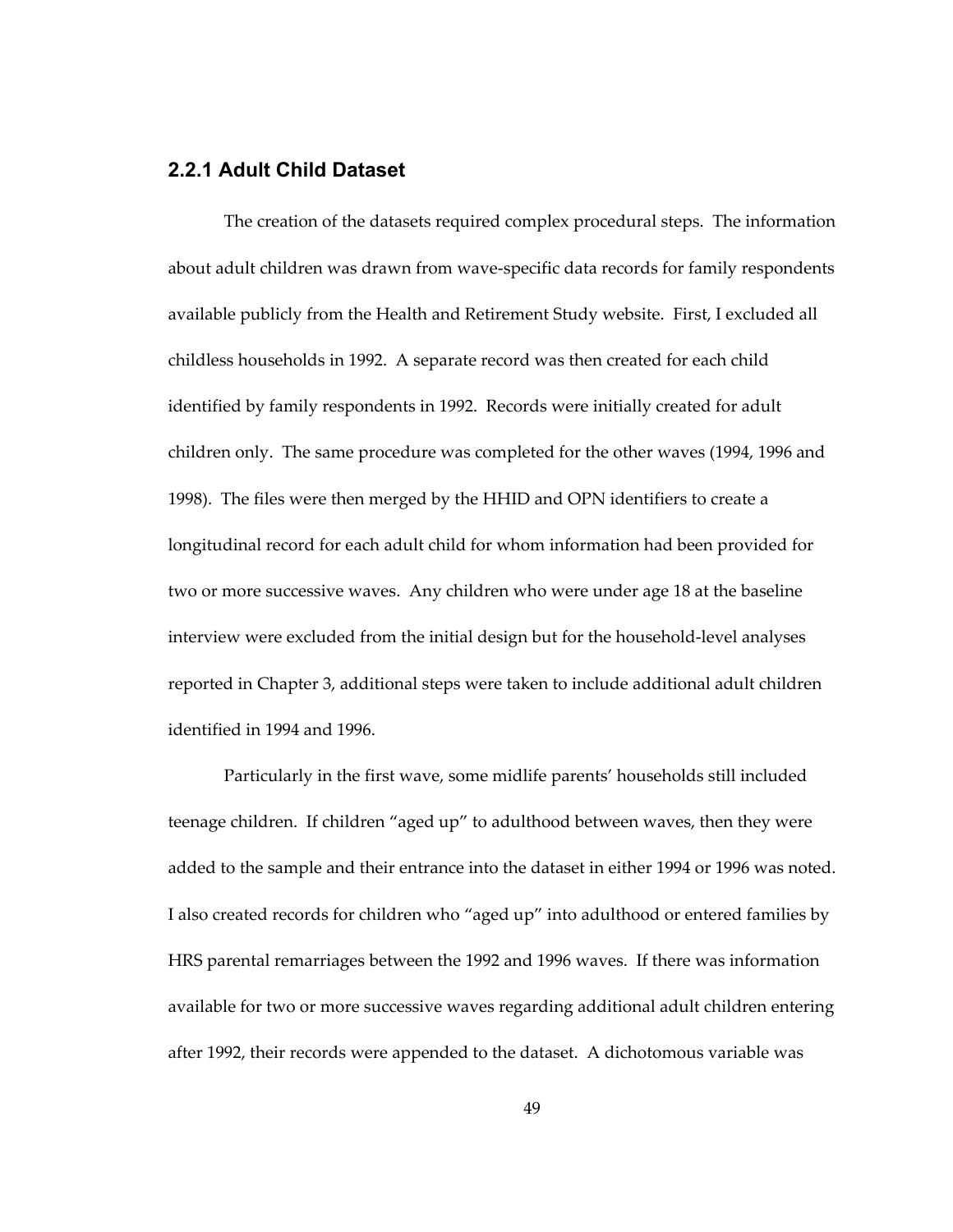### 2.2.1 Adult Child Dataset

The creation of the datasets required complex procedural steps. The information about adult children was drawn from wave-specific data records for family respondents available publicly from the Health and Retirement Study website. First, I excluded all childless households in 1992. A separate record was then created for each child identified by family respondents in 1992. Records were initially created for adult children only. The same procedure was completed for the other waves (1994, 1996 and 1998). The files were then merged by the HHID and OPN identifiers to create a longitudinal record for each adult child for whom information had been provided for two or more successive waves. Any children who were under age 18 at the baseline interview were excluded from the initial design but for the household-level analyses reported in Chapter 3, additional steps were taken to include additional adult children identified in 1994 and 1996.

Particularly in the first wave, some midlife parents' households still included teenage children. If children "aged up" to adulthood between waves, then they were added to the sample and their entrance into the dataset in either 1994 or 1996 was noted. I also created records for children who "aged up" into adulthood or entered families by HRS parental remarriages between the 1992 and 1996 waves. If there was information available for two or more successive waves regarding additional adult children entering after 1992, their records were appended to the dataset. A dichotomous variable was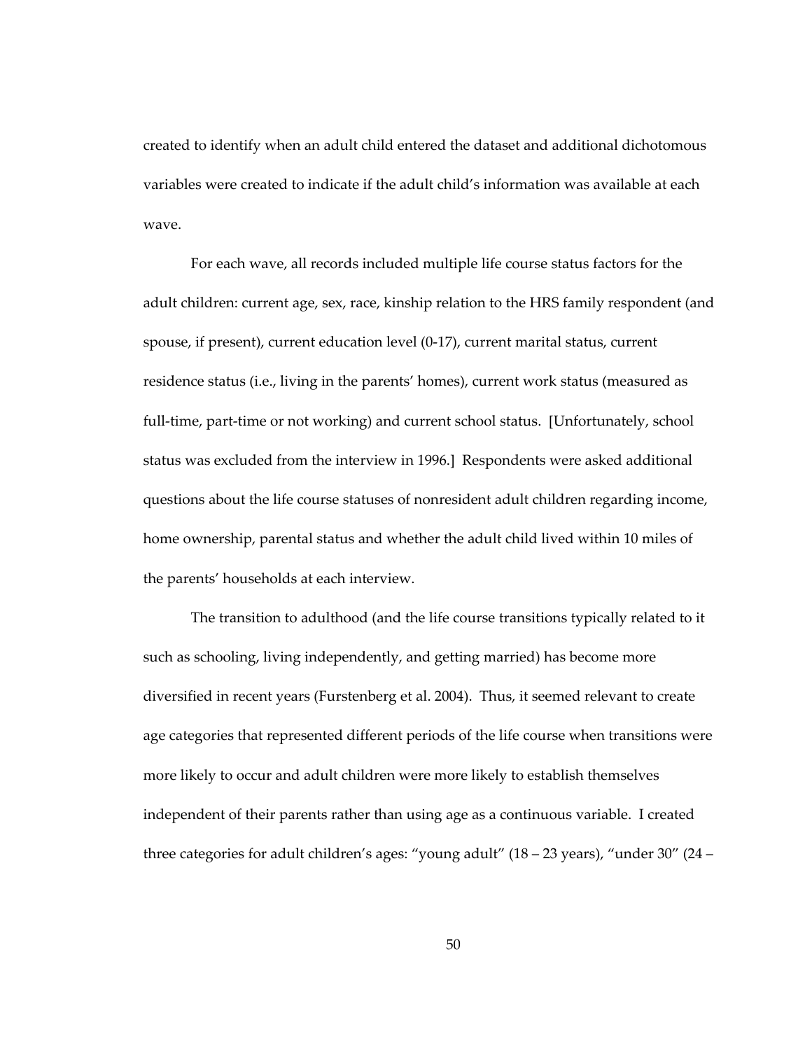created to identify when an adult child entered the dataset and additional dichotomous variables were created to indicate if the adult child's information was available at each wave.

For each wave, all records included multiple life course status factors for the adult children: current age, sex, race, kinship relation to the HRS family respondent (and spouse, if present), current education level (0-17), current marital status, current residence status (i.e., living in the parents' homes), current work status (measured as full-time, part-time or not working) and current school status. [Unfortunately, school status was excluded from the interview in 1996.] Respondents were asked additional questions about the life course statuses of nonresident adult children regarding income, home ownership, parental status and whether the adult child lived within 10 miles of the parents' households at each interview.

The transition to adulthood (and the life course transitions typically related to it such as schooling, living independently, and getting married) has become more diversified in recent years (Furstenberg et al. 2004). Thus, it seemed relevant to create age categories that represented different periods of the life course when transitions were more likely to occur and adult children were more likely to establish themselves independent of their parents rather than using age as a continuous variable. I created three categories for adult children's ages: "young adult" (18 – 23 years), "under 30" (24 –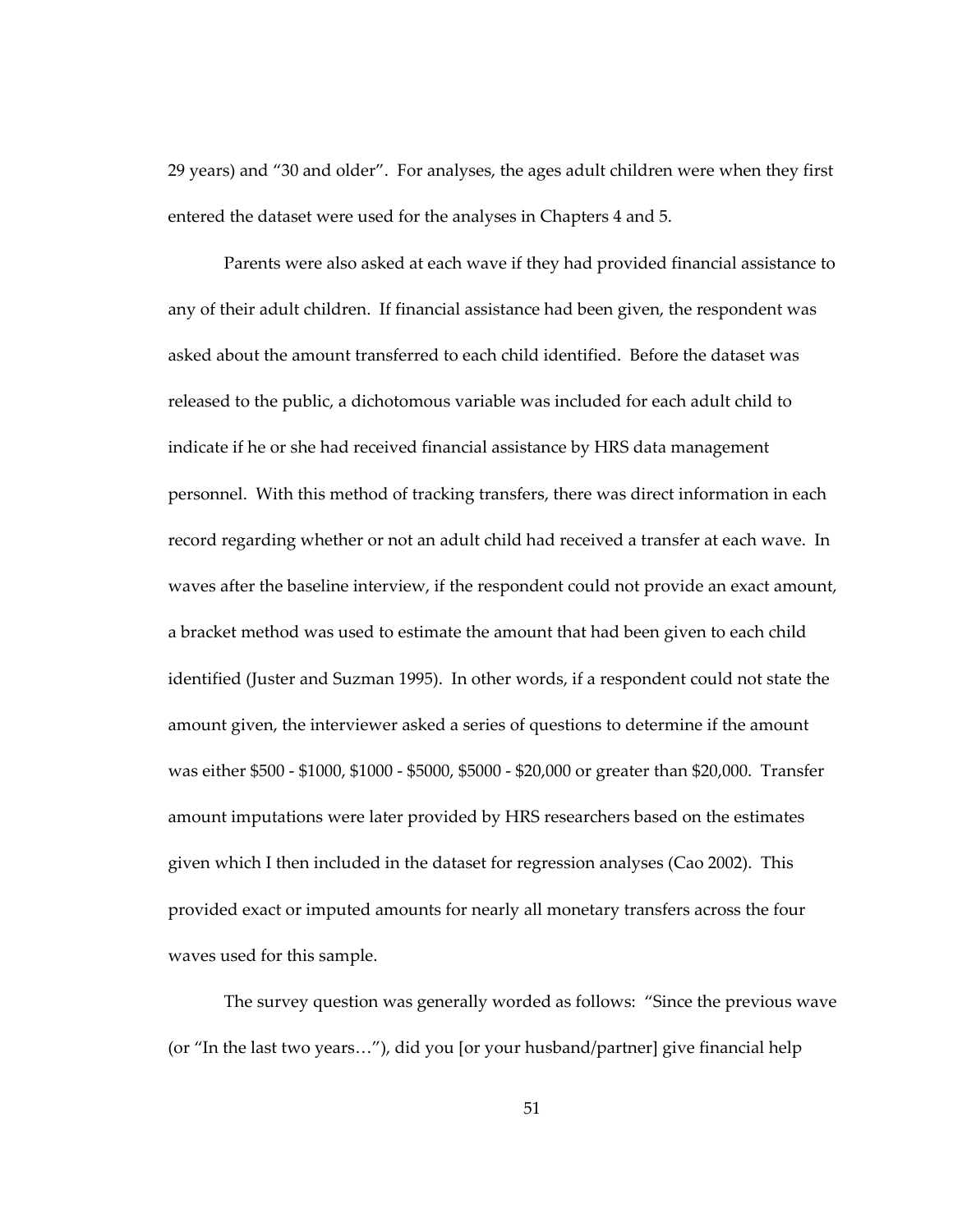29 years) and "30 and older". For analyses, the ages adult children were when they first entered the dataset were used for the analyses in Chapters 4 and 5.

Parents were also asked at each wave if they had provided financial assistance to any of their adult children. If financial assistance had been given, the respondent was asked about the amount transferred to each child identified. Before the dataset was released to the public, a dichotomous variable was included for each adult child to indicate if he or she had received financial assistance by HRS data management personnel. With this method of tracking transfers, there was direct information in each record regarding whether or not an adult child had received a transfer at each wave. In waves after the baseline interview, if the respondent could not provide an exact amount, a bracket method was used to estimate the amount that had been given to each child identified (Juster and Suzman 1995). In other words, if a respondent could not state the amount given, the interviewer asked a series of questions to determine if the amount was either $500 - $1000, $1000 - $5000, $5000 - $20,000 or greater than $20,000. Transfer amount imputations were later provided by HRS researchers based on the estimates given which I then included in the dataset for regression analyses (Cao 2002). This provided exact or imputed amounts for nearly all monetary transfers across the four waves used for this sample.

The survey question was generally worded as follows: "Since the previous wave (or "In the last two years…"), did you [or your husband/partner] give financial help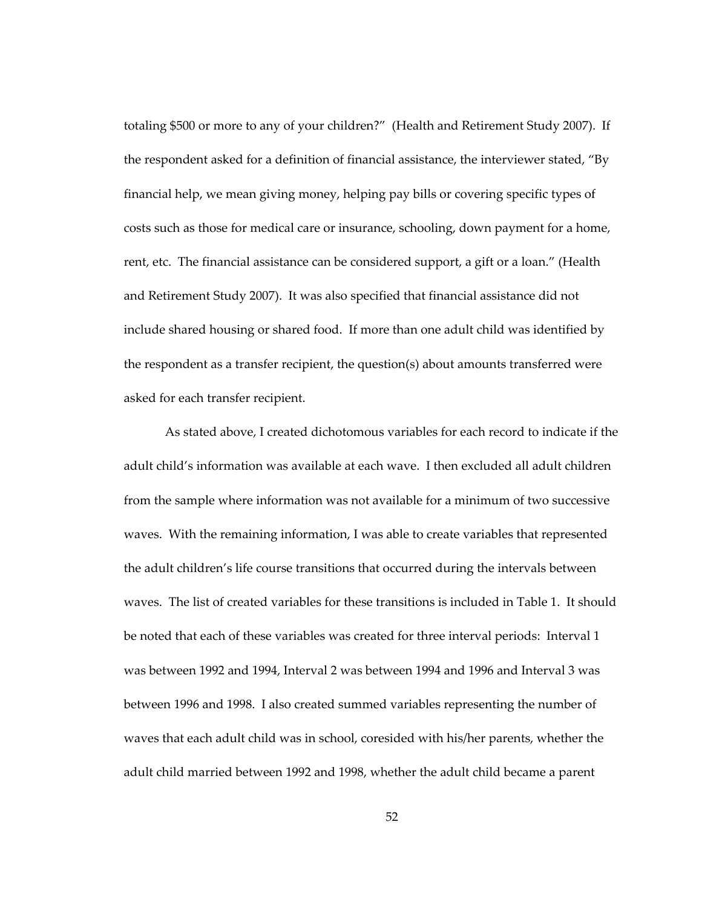totaling $500 or more to any of your children?" (Health and Retirement Study 2007). If the respondent asked for a definition of financial assistance, the interviewer stated, "By financial help, we mean giving money, helping pay bills or covering specific types of costs such as those for medical care or insurance, schooling, down payment for a home, rent, etc. The financial assistance can be considered support, a gift or a loan." (Health and Retirement Study 2007). It was also specified that financial assistance did not include shared housing or shared food. If more than one adult child was identified by the respondent as a transfer recipient, the question(s) about amounts transferred were asked for each transfer recipient.

As stated above, I created dichotomous variables for each record to indicate if the adult child's information was available at each wave. I then excluded all adult children from the sample where information was not available for a minimum of two successive waves. With the remaining information, I was able to create variables that represented the adult children's life course transitions that occurred during the intervals between waves. The list of created variables for these transitions is included in Table 1. It should be noted that each of these variables was created for three interval periods: Interval 1 was between 1992 and 1994, Interval 2 was between 1994 and 1996 and Interval 3 was between 1996 and 1998. I also created summed variables representing the number of waves that each adult child was in school, coresided with his/her parents, whether the adult child married between 1992 and 1998, whether the adult child became a parent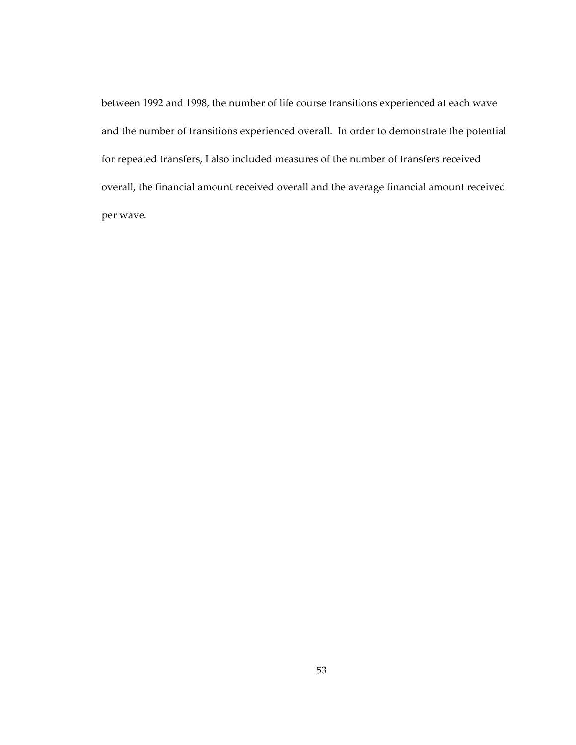between 1992 and 1998, the number of life course transitions experienced at each wave and the number of transitions experienced overall. In order to demonstrate the potential for repeated transfers, I also included measures of the number of transfers received overall, the financial amount received overall and the average financial amount received per wave.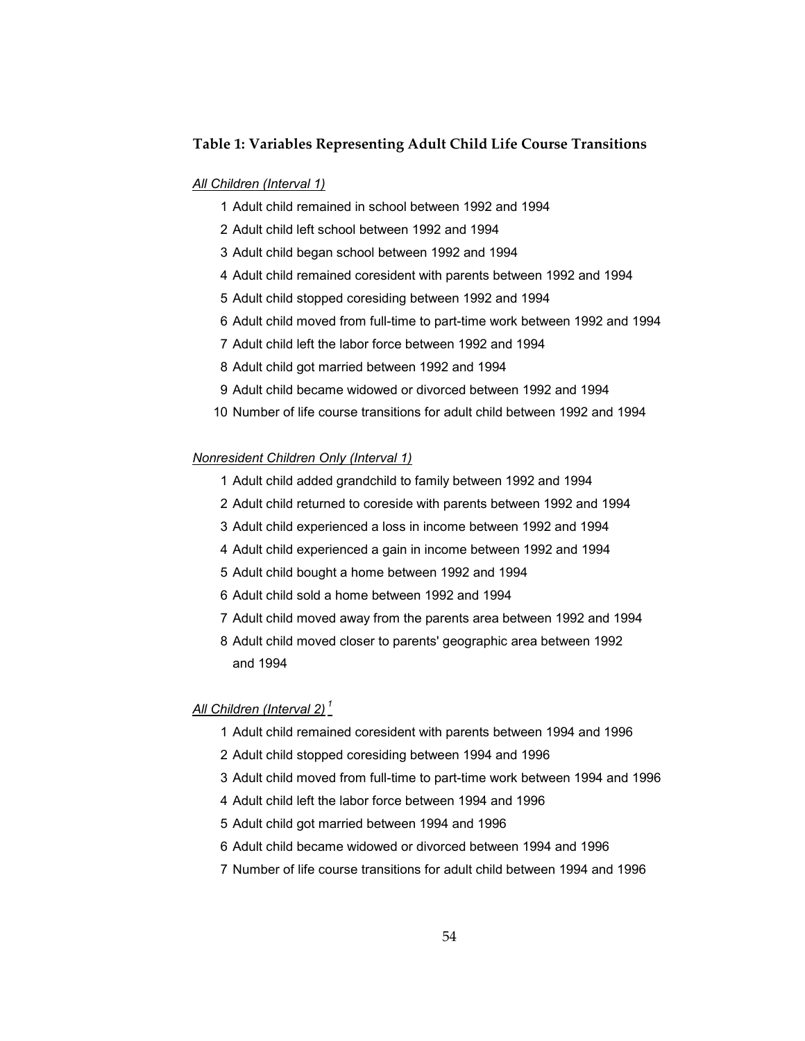### Table 1: Variables Representing Adult Child Life Course Transitions

*All Children (Interval 1)*

1. Adult child remained in school between 1992 and 1994
2. Adult child left school between 1992 and 1994
3. Adult child began school between 1992 and 1994
4. Adult child remained coresident with parents between 1992 and 1994
5. Adult child stopped coresiding between 1992 and 1994
6. Adult child moved from full-time to part-time work between 1992 and 1994
7. Adult child left the labor force between 1992 and 1994
8. Adult child got married between 1992 and 1994
9. Adult child became widowed or divorced between 1992 and 1994
10. Number of life course transitions for adult child between 1992 and 1994

*Nonresident Children Only (Interval 1)*

1. Adult child added grandchild to family between 1992 and 1994
2. Adult child returned to coreside with parents between 1992 and 1994
3. Adult child experienced a loss in income between 1992 and 1994
4. Adult child experienced a gain in income between 1992 and 1994
5. Adult child bought a home between 1992 and 1994
6. Adult child sold a home between 1992 and 1994
7. Adult child moved away from the parents area between 1992 and 1994
8. Adult child moved closer to parents' geographic area between 1992 and 1994

*All Children (Interval 2)* [1]

1. Adult child remained coresident with parents between 1994 and 1996
2. Adult child stopped coresiding between 1994 and 1996
3. Adult child moved from full-time to part-time work between 1994 and 1996
4. Adult child left the labor force between 1994 and 1996
5. Adult child got married between 1994 and 1996
6. Adult child became widowed or divorced between 1994 and 1996
7. Number of life course transitions for adult child between 1994 and 1996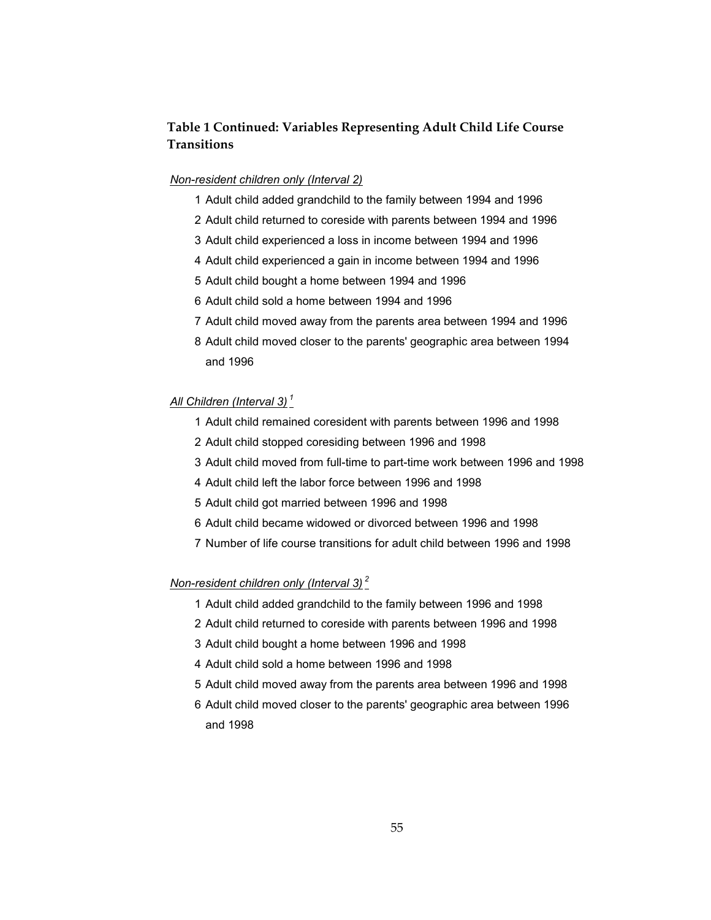### Table 1 Continued: Variables Representing Adult Child Life Course Transitions

*Non-resident children only (Interval 2)*

1 Adult child added grandchild to the family between 1994 and 1996

2 Adult child returned to coreside with parents between 1994 and 1996

3 Adult child experienced a loss in income between 1994 and 1996

4 Adult child experienced a gain in income between 1994 and 1996

5 Adult child bought a home between 1994 and 1996

6 Adult child sold a home between 1994 and 1996

7 Adult child moved away from the parents area between 1994 and 1996

8 Adult child moved closer to the parents' geographic area between 1994 and 1996

*All Children (Interval 3)* [1]

1 Adult child remained coresident with parents between 1996 and 1998

2 Adult child stopped coresiding between 1996 and 1998

3 Adult child moved from full-time to part-time work between 1996 and 1998

4 Adult child left the labor force between 1996 and 1998

5 Adult child got married between 1996 and 1998

6 Adult child became widowed or divorced between 1996 and 1998

7 Number of life course transitions for adult child between 1996 and 1998

*Non-resident children only (Interval 3)* [2]

1 Adult child added grandchild to the family between 1996 and 1998

2 Adult child returned to coreside with parents between 1996 and 1998

3 Adult child bought a home between 1996 and 1998

4 Adult child sold a home between 1996 and 1998

5 Adult child moved away from the parents area between 1996 and 1998

6 Adult child moved closer to the parents' geographic area between 1996 and 1998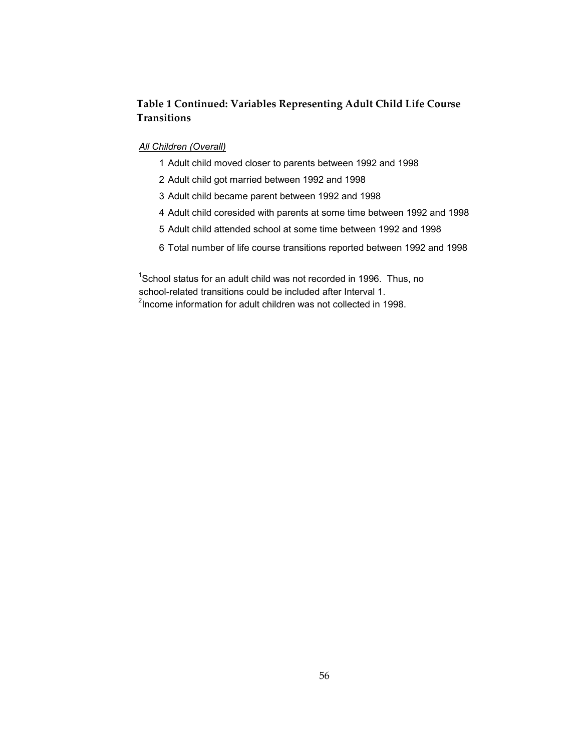## Table 1 Continued: Variables Representing Adult Child Life Course Transitions

*All Children (Overall)*

1 Adult child moved closer to parents between 1992 and 1998

2 Adult child got married between 1992 and 1998

3 Adult child became parent between 1992 and 1998

4 Adult child coresided with parents at some time between 1992 and 1998

5 Adult child attended school at some time between 1992 and 1998

6 Total number of life course transitions reported between 1992 and 1998

[1]School status for an adult child was not recorded in 1996. Thus, no school-related transitions could be included after Interval 1.
[2]Income information for adult children was not collected in 1998.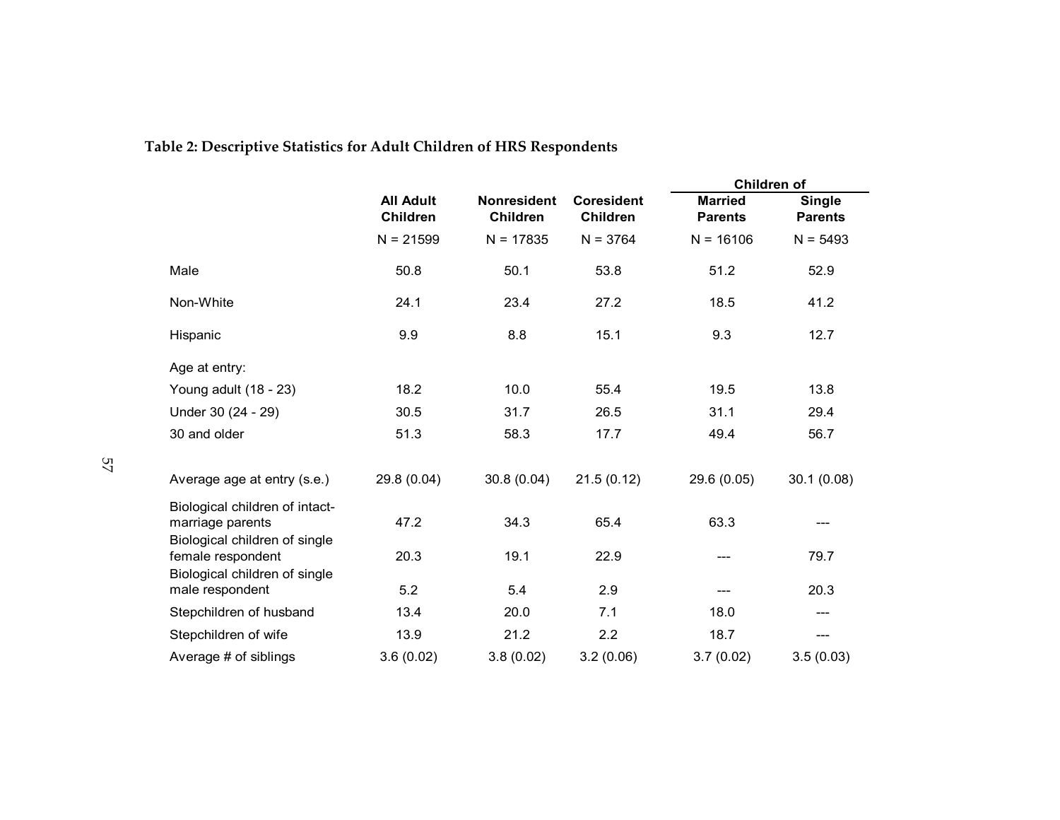**Table 2: Descriptive Statistics for Adult Children of HRS Respondents**

| | All Adult Children | Nonresident Children | Coresident Children | Children of Married Parents | Children of Single Parents |
|---|---|---|---|---|---|
| | N = 21599 | N = 17835 | N = 3764 | N = 16106 | N = 5493 |
| Male | 50.8 | 50.1 | 53.8 | 51.2 | 52.9 |
| Non-White | 24.1 | 23.4 | 27.2 | 18.5 | 41.2 |
| Hispanic | 9.9 | 8.8 | 15.1 | 9.3 | 12.7 |
| Age at entry: | | | | | |
| Young adult (18 - 23) | 18.2 | 10.0 | 55.4 | 19.5 | 13.8 |
| Under 30 (24 - 29) | 30.5 | 31.7 | 26.5 | 31.1 | 29.4 |
| 30 and older | 51.3 | 58.3 | 17.7 | 49.4 | 56.7 |
| Average age at entry (s.e.) | 29.8 (0.04) | 30.8 (0.04) | 21.5 (0.12) | 29.6 (0.05) | 30.1 (0.08) |
| Biological children of intact-marriage parents | 47.2 | 34.3 | 65.4 | 63.3 | --- |
| Biological children of single female respondent | 20.3 | 19.1 | 22.9 | --- | 79.7 |
| Biological children of single male respondent | 5.2 | 5.4 | 2.9 | --- | 20.3 |
| Stepchildren of husband | 13.4 | 20.0 | 7.1 | 18.0 | --- |
| Stepchildren of wife | 13.9 | 21.2 | 2.2 | 18.7 | --- |
| Average # of siblings | 3.6 (0.02) | 3.8 (0.02) | 3.2 (0.06) | 3.7 (0.02) | 3.5 (0.03) |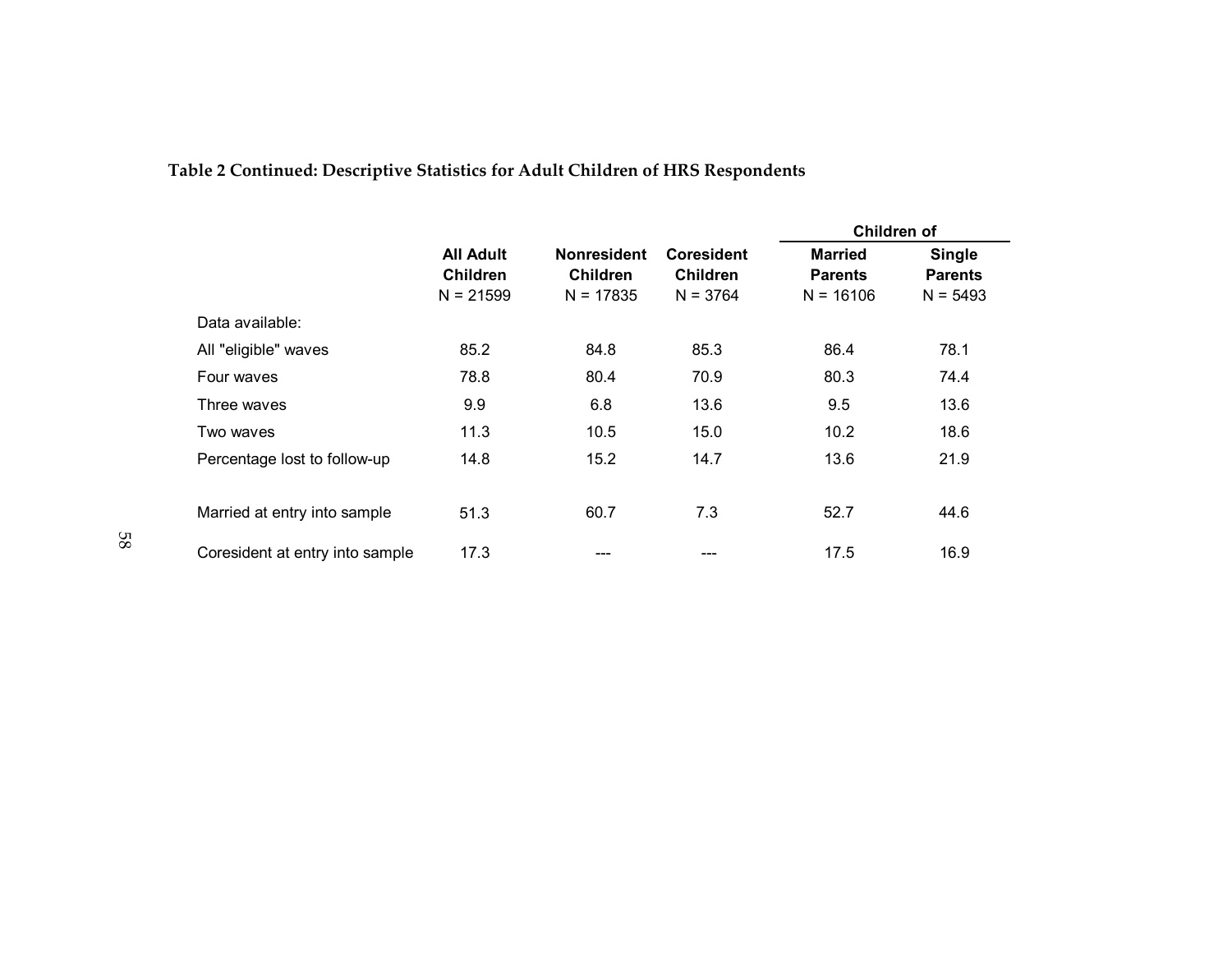**Table 2 Continued: Descriptive Statistics for Adult Children of HRS Respondents**

| | All Adult Children | Nonresident Children | Coresident Children | Children of | |
|---|---|---|---|---|---|
| | | | | Married Parents | Single Parents |
| | N = 21599 | N = 17835 | N = 3764 | N = 16106 | N = 5493 |
| Data available: | | | | | |
| All "eligible" waves | 85.2 | 84.8 | 85.3 | 86.4 | 78.1 |
| Four waves | 78.8 | 80.4 | 70.9 | 80.3 | 74.4 |
| Three waves | 9.9 | 6.8 | 13.6 | 9.5 | 13.6 |
| Two waves | 11.3 | 10.5 | 15.0 | 10.2 | 18.6 |
| Percentage lost to follow-up | 14.8 | 15.2 | 14.7 | 13.6 | 21.9 |
| Married at entry into sample | 51.3 | 60.7 | 7.3 | 52.7 | 44.6 |
| Coresident at entry into sample | 17.3 | --- | --- | 17.5 | 16.9 |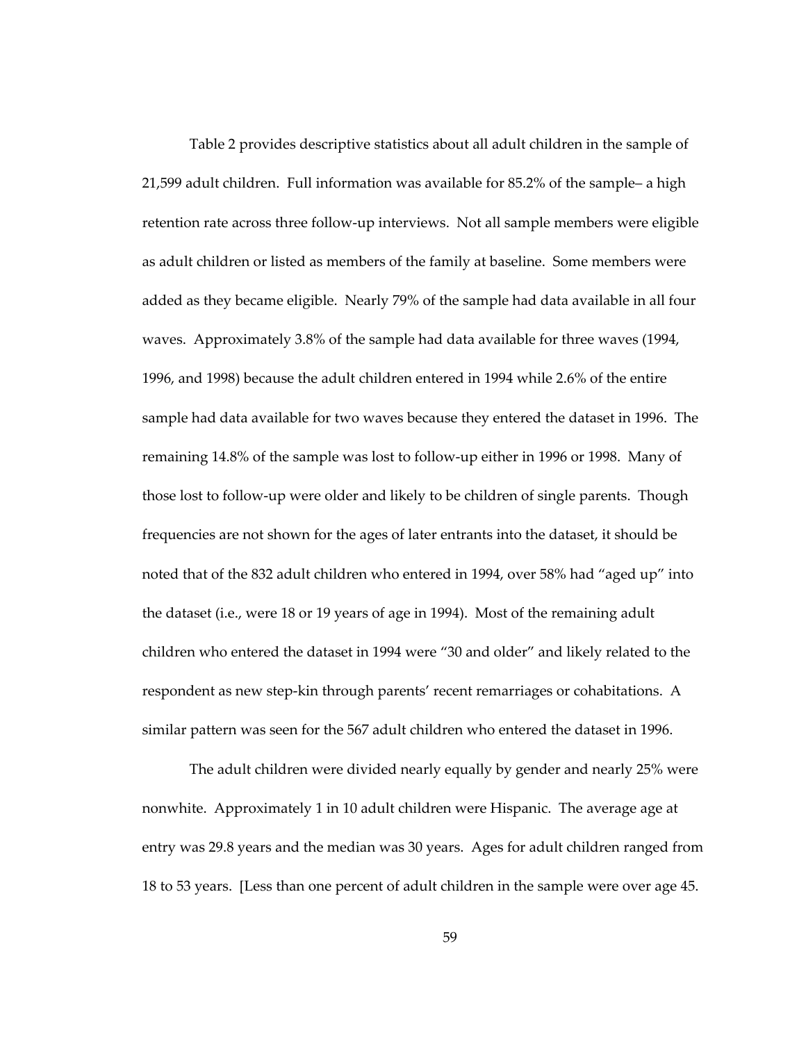Table 2 provides descriptive statistics about all adult children in the sample of 21,599 adult children. Full information was available for 85.2% of the sample– a high retention rate across three follow-up interviews. Not all sample members were eligible as adult children or listed as members of the family at baseline. Some members were added as they became eligible. Nearly 79% of the sample had data available in all four waves. Approximately 3.8% of the sample had data available for three waves (1994, 1996, and 1998) because the adult children entered in 1994 while 2.6% of the entire sample had data available for two waves because they entered the dataset in 1996. The remaining 14.8% of the sample was lost to follow-up either in 1996 or 1998. Many of those lost to follow-up were older and likely to be children of single parents. Though frequencies are not shown for the ages of later entrants into the dataset, it should be noted that of the 832 adult children who entered in 1994, over 58% had "aged up" into the dataset (i.e., were 18 or 19 years of age in 1994). Most of the remaining adult children who entered the dataset in 1994 were "30 and older" and likely related to the respondent as new step-kin through parents' recent remarriages or cohabitations. A similar pattern was seen for the 567 adult children who entered the dataset in 1996.

The adult children were divided nearly equally by gender and nearly 25% were nonwhite. Approximately 1 in 10 adult children were Hispanic. The average age at entry was 29.8 years and the median was 30 years. Ages for adult children ranged from 18 to 53 years. [Less than one percent of adult children in the sample were over age 45.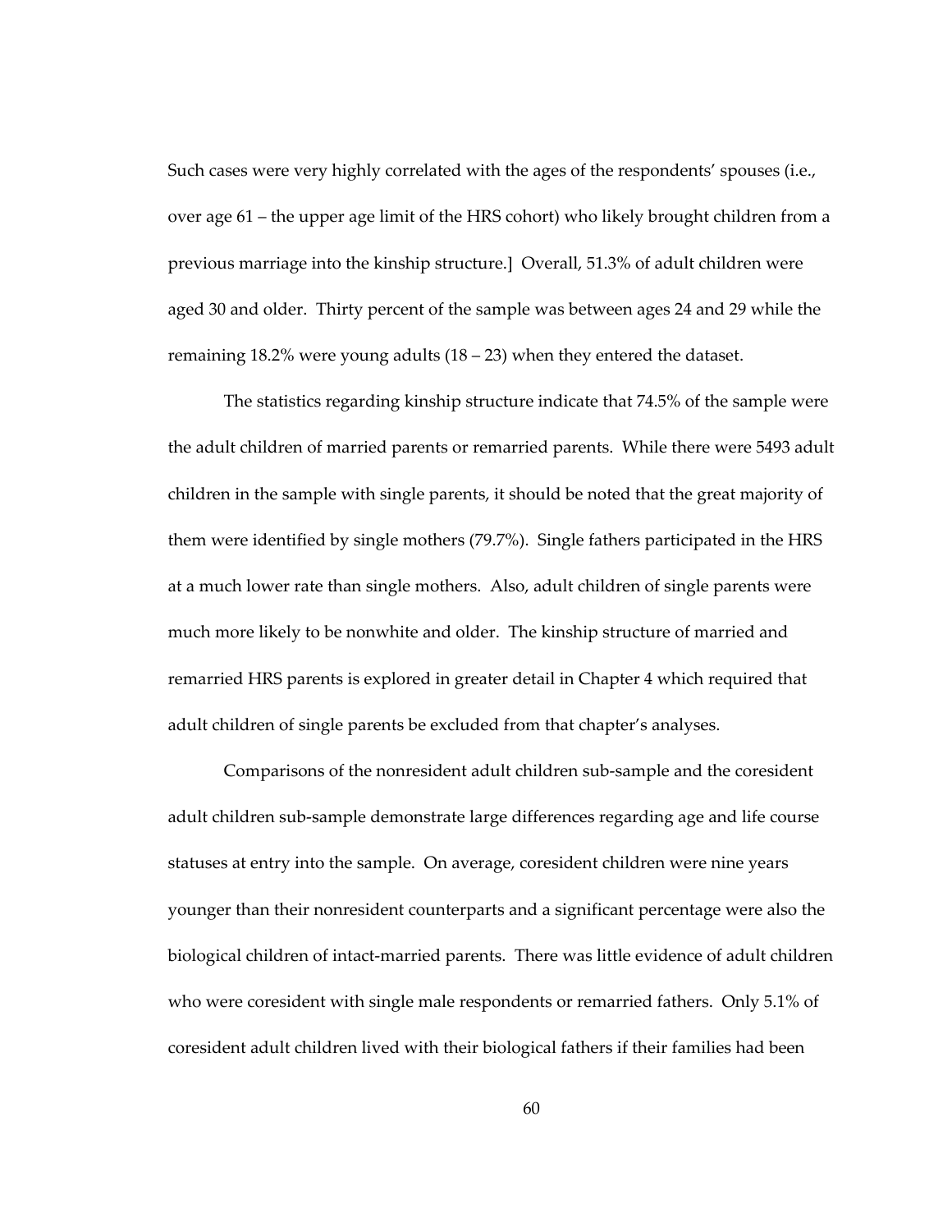Such cases were very highly correlated with the ages of the respondents' spouses (i.e., over age 61 – the upper age limit of the HRS cohort) who likely brought children from a previous marriage into the kinship structure.] Overall, 51.3% of adult children were aged 30 and older. Thirty percent of the sample was between ages 24 and 29 while the remaining 18.2% were young adults (18 – 23) when they entered the dataset.

The statistics regarding kinship structure indicate that 74.5% of the sample were the adult children of married parents or remarried parents. While there were 5493 adult children in the sample with single parents, it should be noted that the great majority of them were identified by single mothers (79.7%). Single fathers participated in the HRS at a much lower rate than single mothers. Also, adult children of single parents were much more likely to be nonwhite and older. The kinship structure of married and remarried HRS parents is explored in greater detail in Chapter 4 which required that adult children of single parents be excluded from that chapter's analyses.

Comparisons of the nonresident adult children sub-sample and the coresident adult children sub-sample demonstrate large differences regarding age and life course statuses at entry into the sample. On average, coresident children were nine years younger than their nonresident counterparts and a significant percentage were also the biological children of intact-married parents. There was little evidence of adult children who were coresident with single male respondents or remarried fathers. Only 5.1% of coresident adult children lived with their biological fathers if their families had been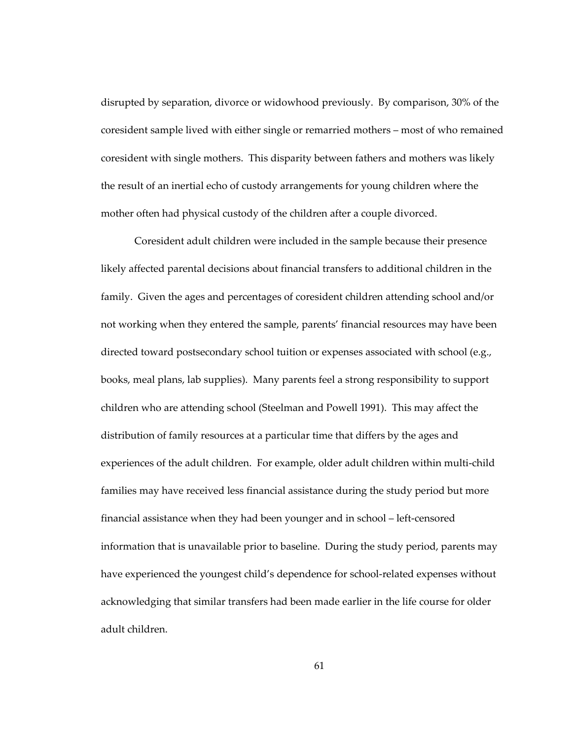disrupted by separation, divorce or widowhood previously. By comparison, 30% of the coresident sample lived with either single or remarried mothers – most of who remained coresident with single mothers. This disparity between fathers and mothers was likely the result of an inertial echo of custody arrangements for young children where the mother often had physical custody of the children after a couple divorced.

Coresident adult children were included in the sample because their presence likely affected parental decisions about financial transfers to additional children in the family. Given the ages and percentages of coresident children attending school and/or not working when they entered the sample, parents' financial resources may have been directed toward postsecondary school tuition or expenses associated with school (e.g., books, meal plans, lab supplies). Many parents feel a strong responsibility to support children who are attending school (Steelman and Powell 1991). This may affect the distribution of family resources at a particular time that differs by the ages and experiences of the adult children. For example, older adult children within multi-child families may have received less financial assistance during the study period but more financial assistance when they had been younger and in school – left-censored information that is unavailable prior to baseline. During the study period, parents may have experienced the youngest child's dependence for school-related expenses without acknowledging that similar transfers had been made earlier in the life course for older adult children.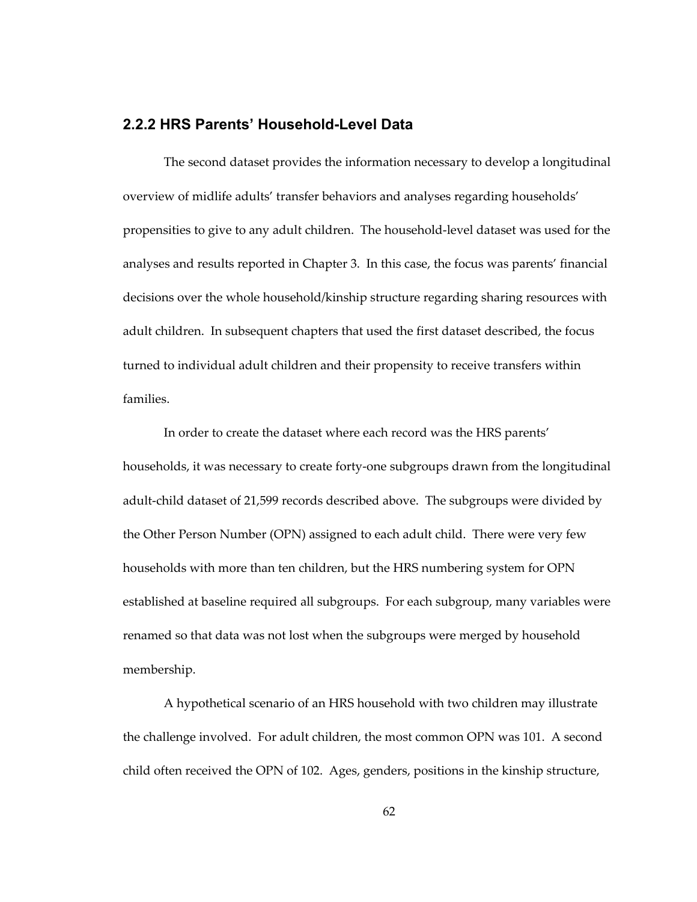### 2.2.2 HRS Parents' Household-Level Data

The second dataset provides the information necessary to develop a longitudinal overview of midlife adults' transfer behaviors and analyses regarding households' propensities to give to any adult children. The household-level dataset was used for the analyses and results reported in Chapter 3. In this case, the focus was parents' financial decisions over the whole household/kinship structure regarding sharing resources with adult children. In subsequent chapters that used the first dataset described, the focus turned to individual adult children and their propensity to receive transfers within families.

In order to create the dataset where each record was the HRS parents' households, it was necessary to create forty-one subgroups drawn from the longitudinal adult-child dataset of 21,599 records described above. The subgroups were divided by the Other Person Number (OPN) assigned to each adult child. There were very few households with more than ten children, but the HRS numbering system for OPN established at baseline required all subgroups. For each subgroup, many variables were renamed so that data was not lost when the subgroups were merged by household membership.

A hypothetical scenario of an HRS household with two children may illustrate the challenge involved. For adult children, the most common OPN was 101. A second child often received the OPN of 102. Ages, genders, positions in the kinship structure,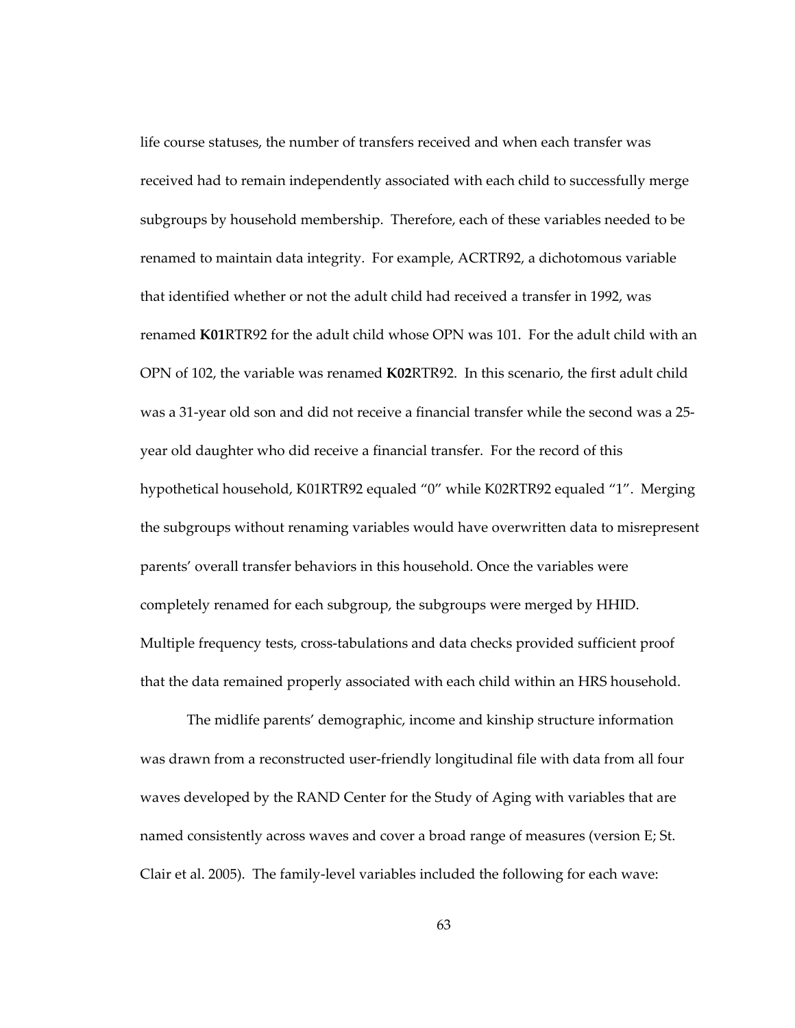life course statuses, the number of transfers received and when each transfer was received had to remain independently associated with each child to successfully merge subgroups by household membership. Therefore, each of these variables needed to be renamed to maintain data integrity. For example, ACRTR92, a dichotomous variable that identified whether or not the adult child had received a transfer in 1992, was renamed **K01**RTR92 for the adult child whose OPN was 101. For the adult child with an OPN of 102, the variable was renamed **K02**RTR92. In this scenario, the first adult child was a 31-year old son and did not receive a financial transfer while the second was a 25-year old daughter who did receive a financial transfer. For the record of this hypothetical household, K01RTR92 equaled "0" while K02RTR92 equaled "1". Merging the subgroups without renaming variables would have overwritten data to misrepresent parents' overall transfer behaviors in this household. Once the variables were completely renamed for each subgroup, the subgroups were merged by HHID. Multiple frequency tests, cross-tabulations and data checks provided sufficient proof that the data remained properly associated with each child within an HRS household.

The midlife parents' demographic, income and kinship structure information was drawn from a reconstructed user-friendly longitudinal file with data from all four waves developed by the RAND Center for the Study of Aging with variables that are named consistently across waves and cover a broad range of measures (version E; St. Clair et al. 2005). The family-level variables included the following for each wave: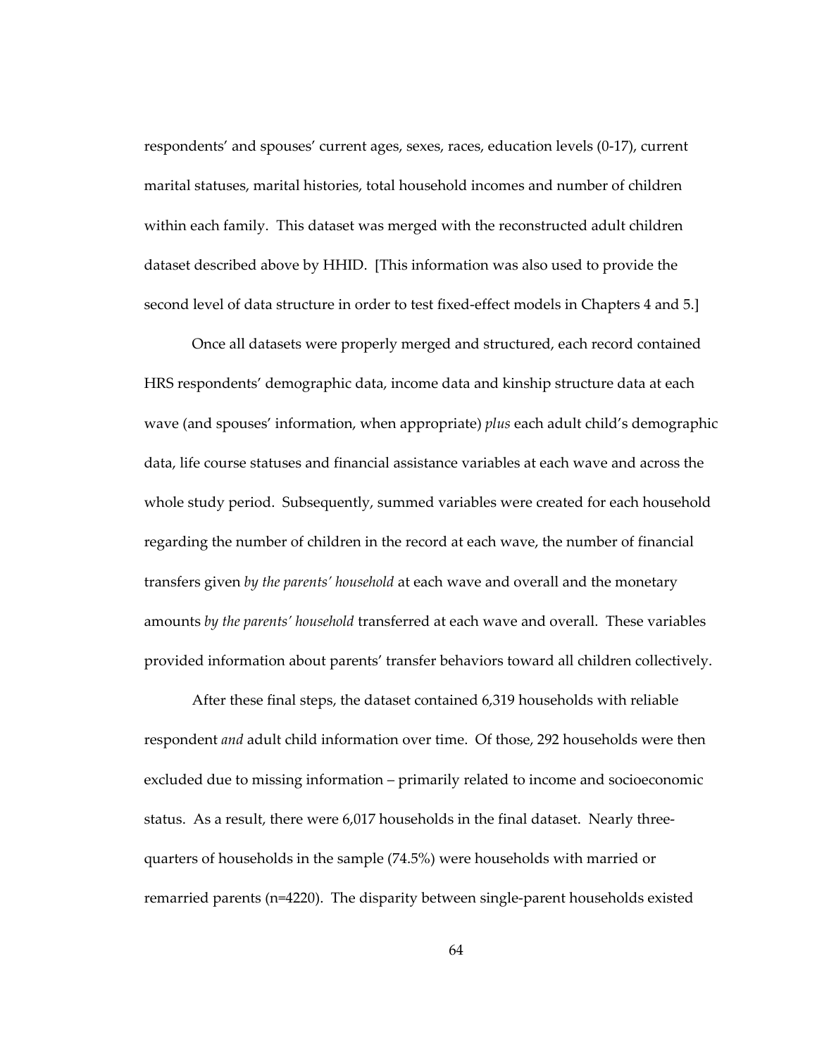respondents' and spouses' current ages, sexes, races, education levels (0-17), current marital statuses, marital histories, total household incomes and number of children within each family. This dataset was merged with the reconstructed adult children dataset described above by HHID. [This information was also used to provide the second level of data structure in order to test fixed-effect models in Chapters 4 and 5.]

Once all datasets were properly merged and structured, each record contained HRS respondents' demographic data, income data and kinship structure data at each wave (and spouses' information, when appropriate) *plus* each adult child's demographic data, life course statuses and financial assistance variables at each wave and across the whole study period. Subsequently, summed variables were created for each household regarding the number of children in the record at each wave, the number of financial transfers given *by the parents' household* at each wave and overall and the monetary amounts *by the parents' household* transferred at each wave and overall. These variables provided information about parents' transfer behaviors toward all children collectively.

After these final steps, the dataset contained 6,319 households with reliable respondent *and* adult child information over time. Of those, 292 households were then excluded due to missing information – primarily related to income and socioeconomic status. As a result, there were 6,017 households in the final dataset. Nearly three-quarters of households in the sample (74.5%) were households with married or remarried parents (n=4220). The disparity between single-parent households existed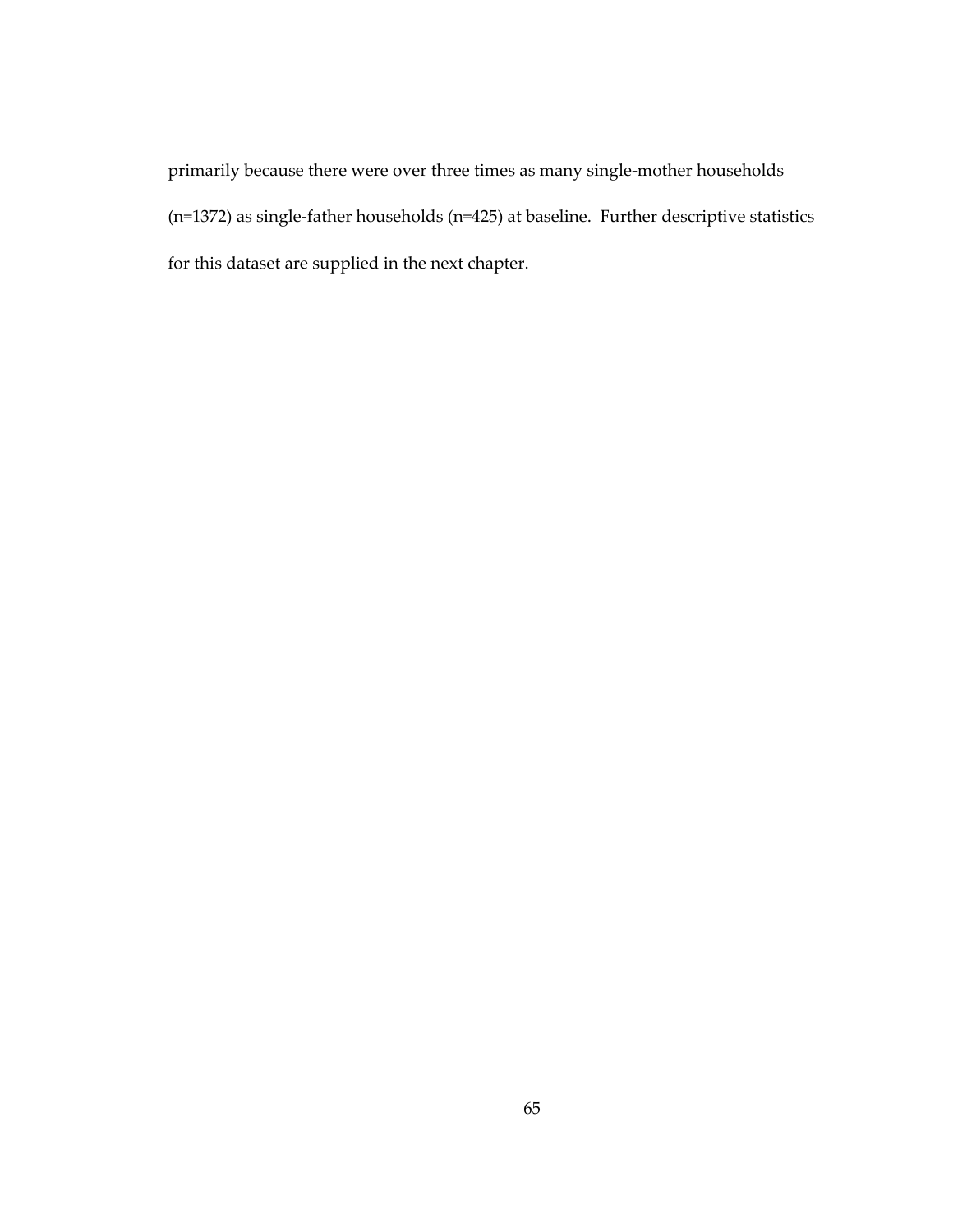primarily because there were over three times as many single-mother households (n=1372) as single-father households (n=425) at baseline. Further descriptive statistics for this dataset are supplied in the next chapter.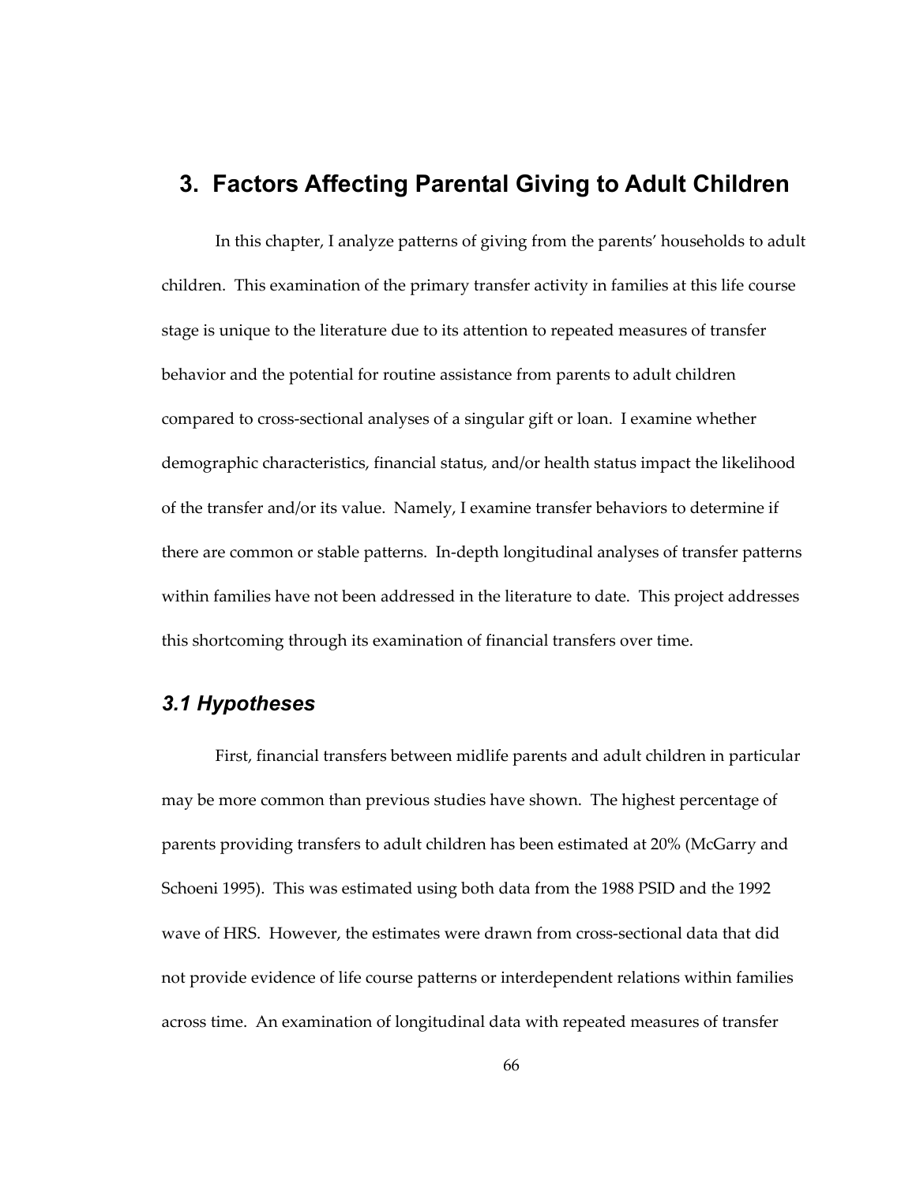# 3. Factors Affecting Parental Giving to Adult Children

In this chapter, I analyze patterns of giving from the parents' households to adult children. This examination of the primary transfer activity in families at this life course stage is unique to the literature due to its attention to repeated measures of transfer behavior and the potential for routine assistance from parents to adult children compared to cross-sectional analyses of a singular gift or loan. I examine whether demographic characteristics, financial status, and/or health status impact the likelihood of the transfer and/or its value. Namely, I examine transfer behaviors to determine if there are common or stable patterns. In-depth longitudinal analyses of transfer patterns within families have not been addressed in the literature to date. This project addresses this shortcoming through its examination of financial transfers over time.

## *3.1 Hypotheses*

First, financial transfers between midlife parents and adult children in particular may be more common than previous studies have shown. The highest percentage of parents providing transfers to adult children has been estimated at 20% (McGarry and Schoeni 1995). This was estimated using both data from the 1988 PSID and the 1992 wave of HRS. However, the estimates were drawn from cross-sectional data that did not provide evidence of life course patterns or interdependent relations within families across time. An examination of longitudinal data with repeated measures of transfer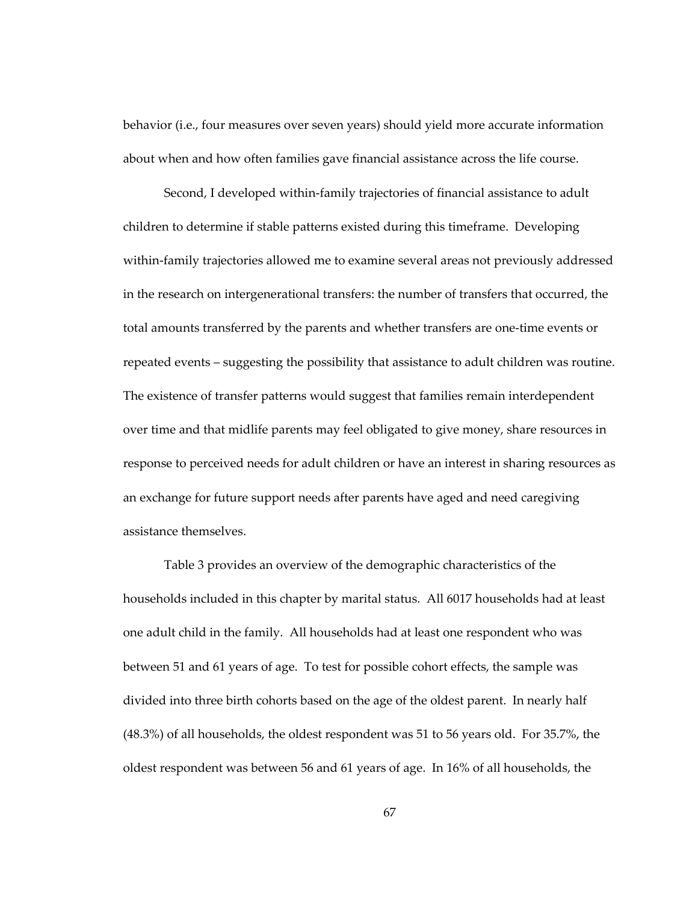behavior (i.e., four measures over seven years) should yield more accurate information about when and how often families gave financial assistance across the life course.

Second, I developed within-family trajectories of financial assistance to adult children to determine if stable patterns existed during this timeframe. Developing within-family trajectories allowed me to examine several areas not previously addressed in the research on intergenerational transfers: the number of transfers that occurred, the total amounts transferred by the parents and whether transfers are one-time events or repeated events – suggesting the possibility that assistance to adult children was routine. The existence of transfer patterns would suggest that families remain interdependent over time and that midlife parents may feel obligated to give money, share resources in response to perceived needs for adult children or have an interest in sharing resources as an exchange for future support needs after parents have aged and need caregiving assistance themselves.

Table 3 provides an overview of the demographic characteristics of the households included in this chapter by marital status. All 6017 households had at least one adult child in the family. All households had at least one respondent who was between 51 and 61 years of age. To test for possible cohort effects, the sample was divided into three birth cohorts based on the age of the oldest parent. In nearly half (48.3%) of all households, the oldest respondent was 51 to 56 years old. For 35.7%, the oldest respondent was between 56 and 61 years of age. In 16% of all households, the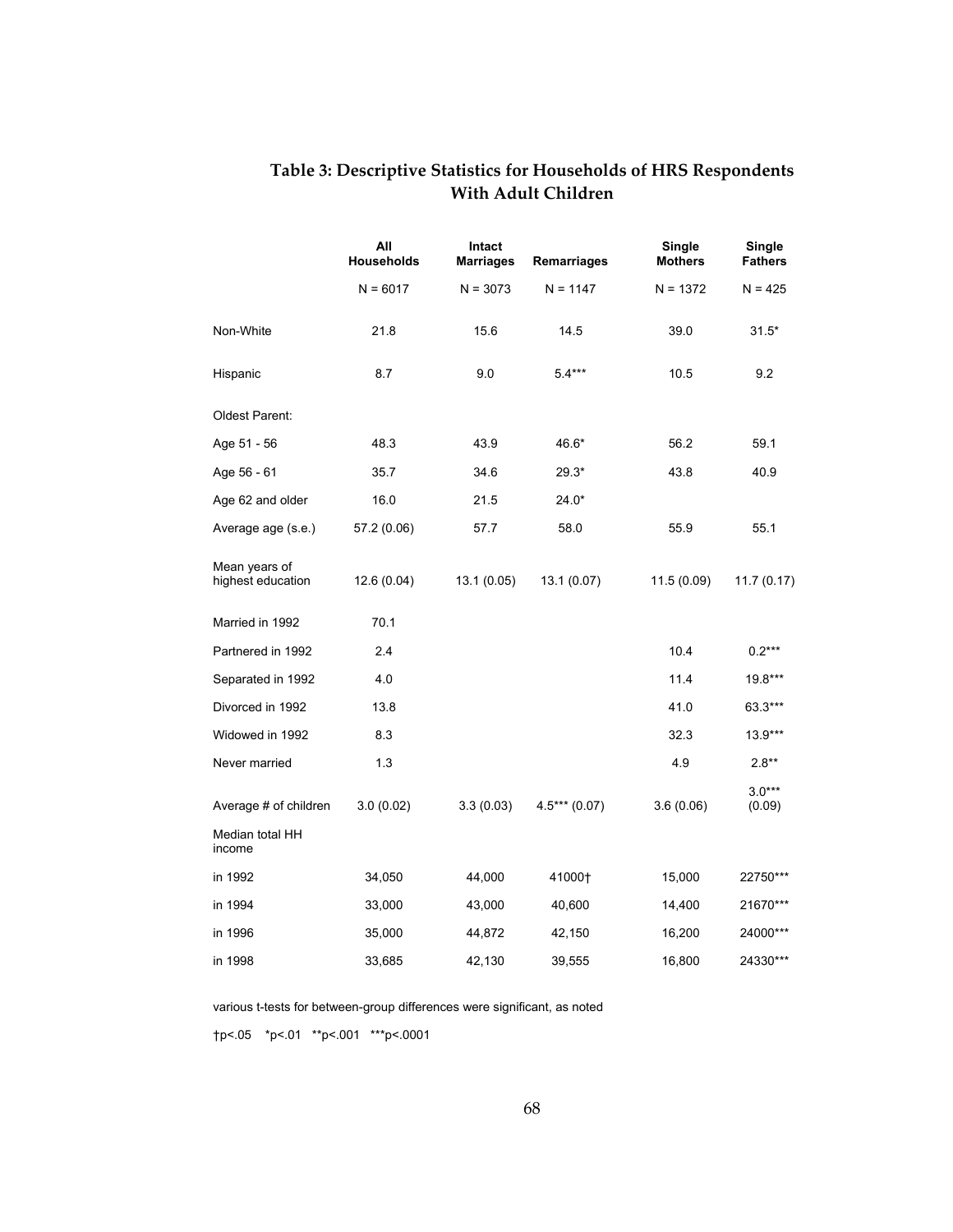## Table 3: Descriptive Statistics for Households of HRS Respondents With Adult Children

| | All Households | Intact Marriages | Remarriages | Single Mothers | Single Fathers |
|---|---|---|---|---|---|
| | N = 6017 | N = 3073 | N = 1147 | N = 1372 | N = 425 |
| Non-White | 21.8 | 15.6 | 14.5 | 39.0 | 31.5* |
| Hispanic | 8.7 | 9.0 | 5.4*** | 10.5 | 9.2 |
| Oldest Parent: | | | | | |
| Age 51 - 56 | 48.3 | 43.9 | 46.6* | 56.2 | 59.1 |
| Age 56 - 61 | 35.7 | 34.6 | 29.3* | 43.8 | 40.9 |
| Age 62 and older | 16.0 | 21.5 | 24.0* | | |
| Average age (s.e.) | 57.2 (0.06) | 57.7 | 58.0 | 55.9 | 55.1 |
| Mean years of highest education | 12.6 (0.04) | 13.1 (0.05) | 13.1 (0.07) | 11.5 (0.09) | 11.7 (0.17) |
| Married in 1992 | 70.1 | | | | |
| Partnered in 1992 | 2.4 | | | 10.4 | 0.2*** |
| Separated in 1992 | 4.0 | | | 11.4 | 19.8*** |
| Divorced in 1992 | 13.8 | | | 41.0 | 63.3*** |
| Widowed in 1992 | 8.3 | | | 32.3 | 13.9*** |
| Never married | 1.3 | | | 4.9 | 2.8** |
| Average # of children | 3.0 (0.02) | 3.3 (0.03) | 4.5*** (0.07) | 3.6 (0.06) | 3.0*** (0.09) |
| Median total HH income | | | | | |
| in 1992 | 34,050 | 44,000 | 41000† | 15,000 | 22750*** |
| in 1994 | 33,000 | 43,000 | 40,600 | 14,400 | 21670*** |
| in 1996 | 35,000 | 44,872 | 42,150 | 16,200 | 24000*** |
| in 1998 | 33,685 | 42,130 | 39,555 | 16,800 | 24330*** |

various t-tests for between-group differences were significant, as noted

†p<.05 *p<.01 **p<.001 ***p<.0001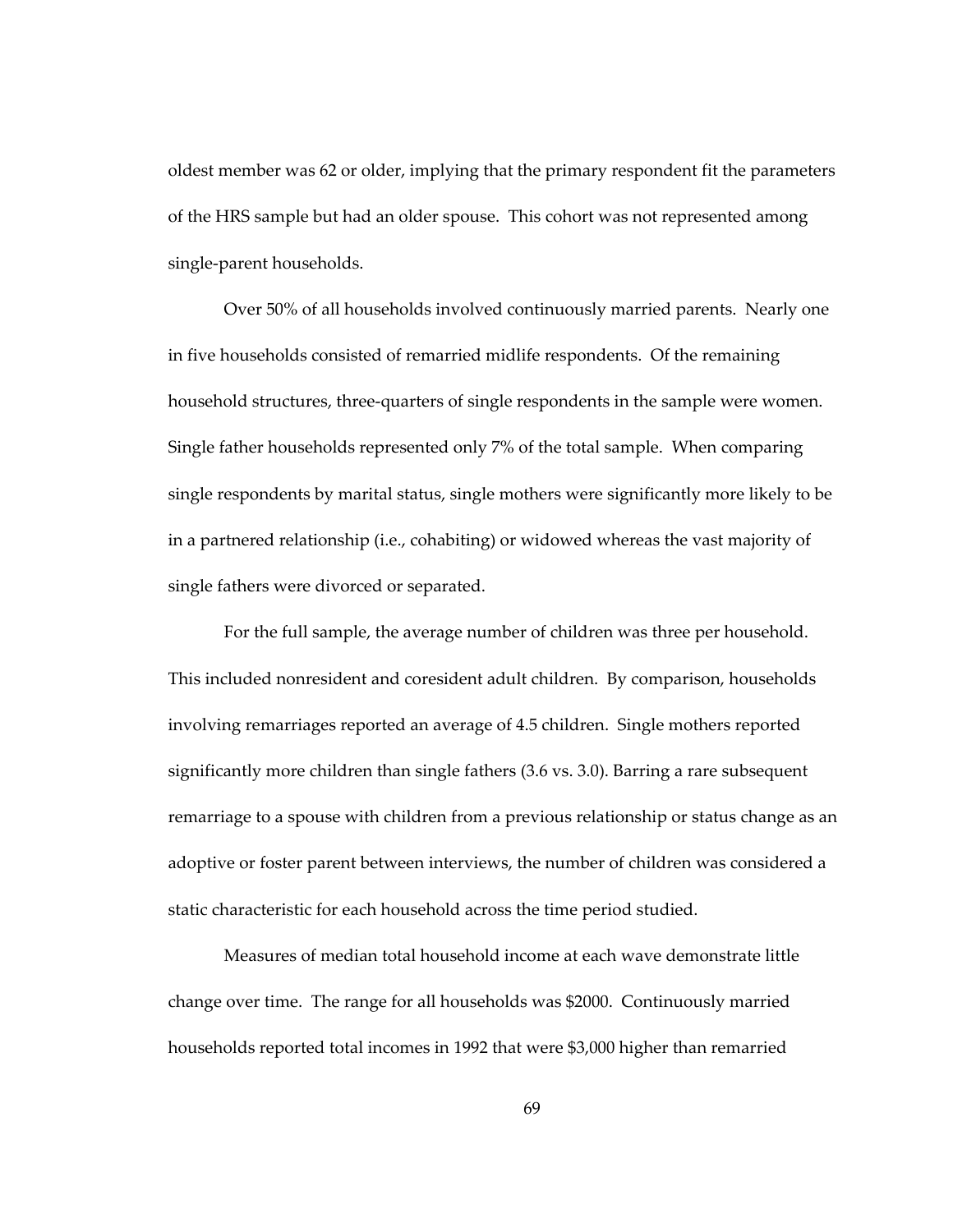oldest member was 62 or older, implying that the primary respondent fit the parameters of the HRS sample but had an older spouse. This cohort was not represented among single-parent households.

Over 50% of all households involved continuously married parents. Nearly one in five households consisted of remarried midlife respondents. Of the remaining household structures, three-quarters of single respondents in the sample were women. Single father households represented only 7% of the total sample. When comparing single respondents by marital status, single mothers were significantly more likely to be in a partnered relationship (i.e., cohabiting) or widowed whereas the vast majority of single fathers were divorced or separated.

For the full sample, the average number of children was three per household. This included nonresident and coresident adult children. By comparison, households involving remarriages reported an average of 4.5 children. Single mothers reported significantly more children than single fathers (3.6 vs. 3.0). Barring a rare subsequent remarriage to a spouse with children from a previous relationship or status change as an adoptive or foster parent between interviews, the number of children was considered a static characteristic for each household across the time period studied.

Measures of median total household income at each wave demonstrate little change over time. The range for all households was $2000. Continuously married households reported total incomes in 1992 that were $3,000 higher than remarried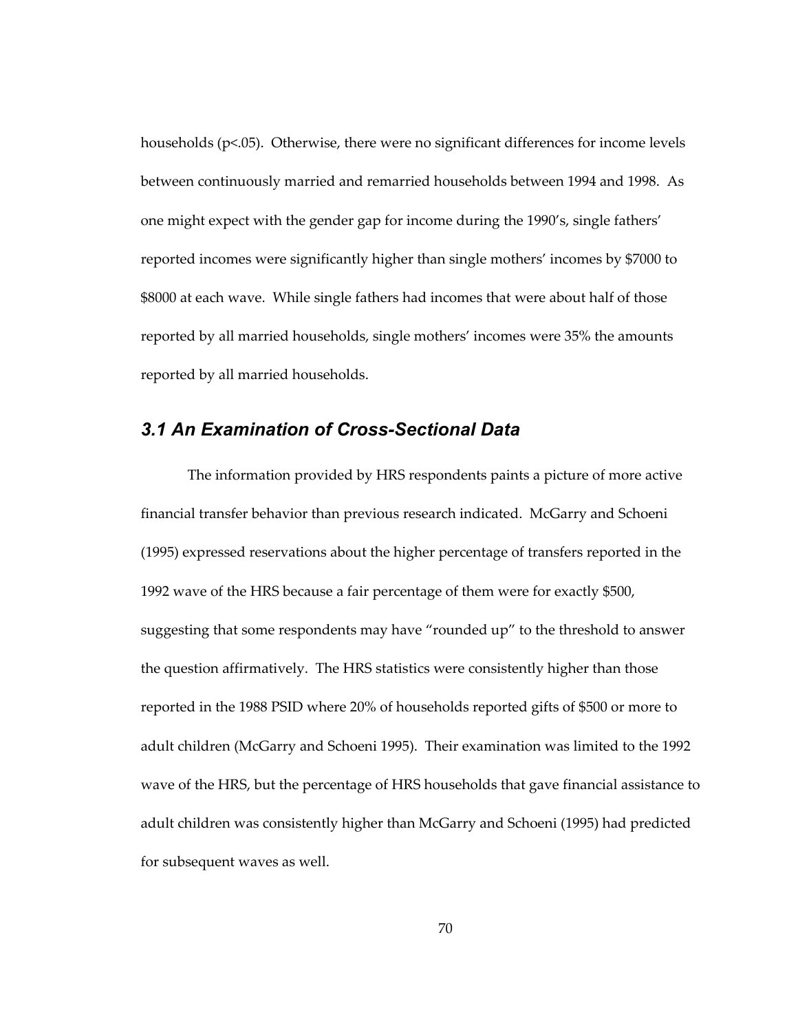households ($p<.05$). Otherwise, there were no significant differences for income levels between continuously married and remarried households between 1994 and 1998. As one might expect with the gender gap for income during the 1990's, single fathers' reported incomes were significantly higher than single mothers' incomes by $7000 to $8000 at each wave. While single fathers had incomes that were about half of those reported by all married households, single mothers' incomes were 35% the amounts reported by all married households.

## *3.1 An Examination of Cross-Sectional Data*

The information provided by HRS respondents paints a picture of more active financial transfer behavior than previous research indicated. McGarry and Schoeni (1995) expressed reservations about the higher percentage of transfers reported in the 1992 wave of the HRS because a fair percentage of them were for exactly $500, suggesting that some respondents may have "rounded up" to the threshold to answer the question affirmatively. The HRS statistics were consistently higher than those reported in the 1988 PSID where 20% of households reported gifts of $500 or more to adult children (McGarry and Schoeni 1995). Their examination was limited to the 1992 wave of the HRS, but the percentage of HRS households that gave financial assistance to adult children was consistently higher than McGarry and Schoeni (1995) had predicted for subsequent waves as well.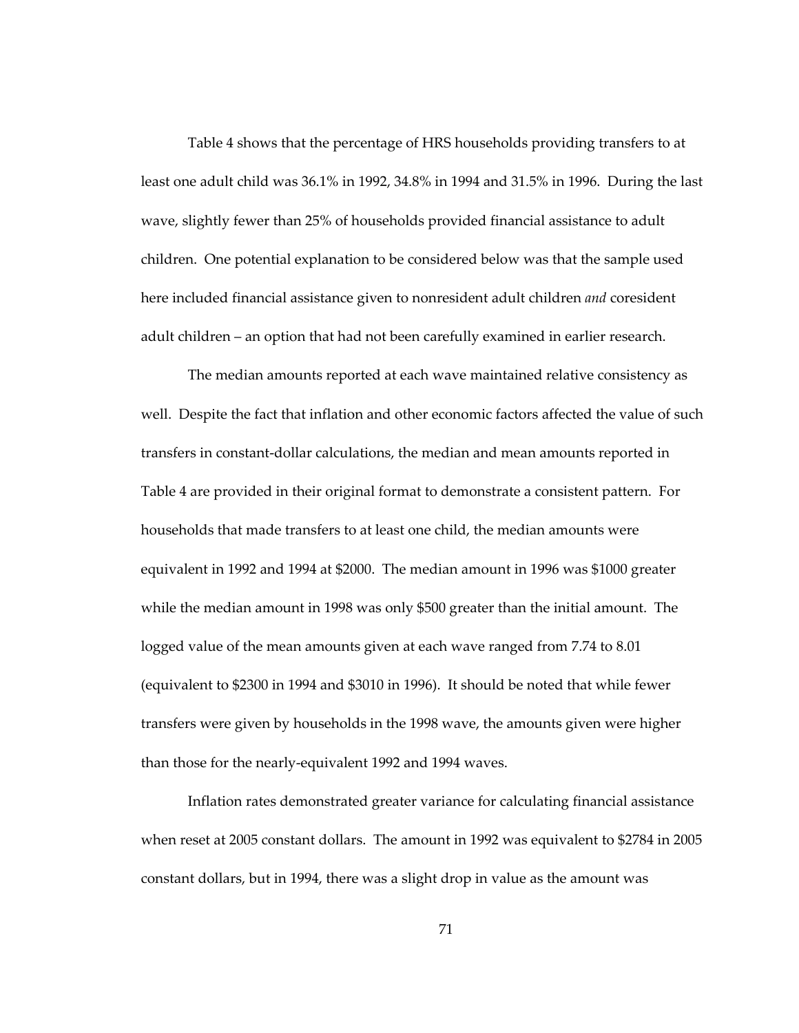Table 4 shows that the percentage of HRS households providing transfers to at least one adult child was 36.1% in 1992, 34.8% in 1994 and 31.5% in 1996. During the last wave, slightly fewer than 25% of households provided financial assistance to adult children. One potential explanation to be considered below was that the sample used here included financial assistance given to nonresident adult children *and* coresident adult children – an option that had not been carefully examined in earlier research.

The median amounts reported at each wave maintained relative consistency as well. Despite the fact that inflation and other economic factors affected the value of such transfers in constant-dollar calculations, the median and mean amounts reported in Table 4 are provided in their original format to demonstrate a consistent pattern. For households that made transfers to at least one child, the median amounts were equivalent in 1992 and 1994 at $2000. The median amount in 1996 was $1000 greater while the median amount in 1998 was only $500 greater than the initial amount. The logged value of the mean amounts given at each wave ranged from 7.74 to 8.01 (equivalent to $2300 in 1994 and $3010 in 1996). It should be noted that while fewer transfers were given by households in the 1998 wave, the amounts given were higher than those for the nearly-equivalent 1992 and 1994 waves.

Inflation rates demonstrated greater variance for calculating financial assistance when reset at 2005 constant dollars. The amount in 1992 was equivalent to $2784 in 2005 constant dollars, but in 1994, there was a slight drop in value as the amount was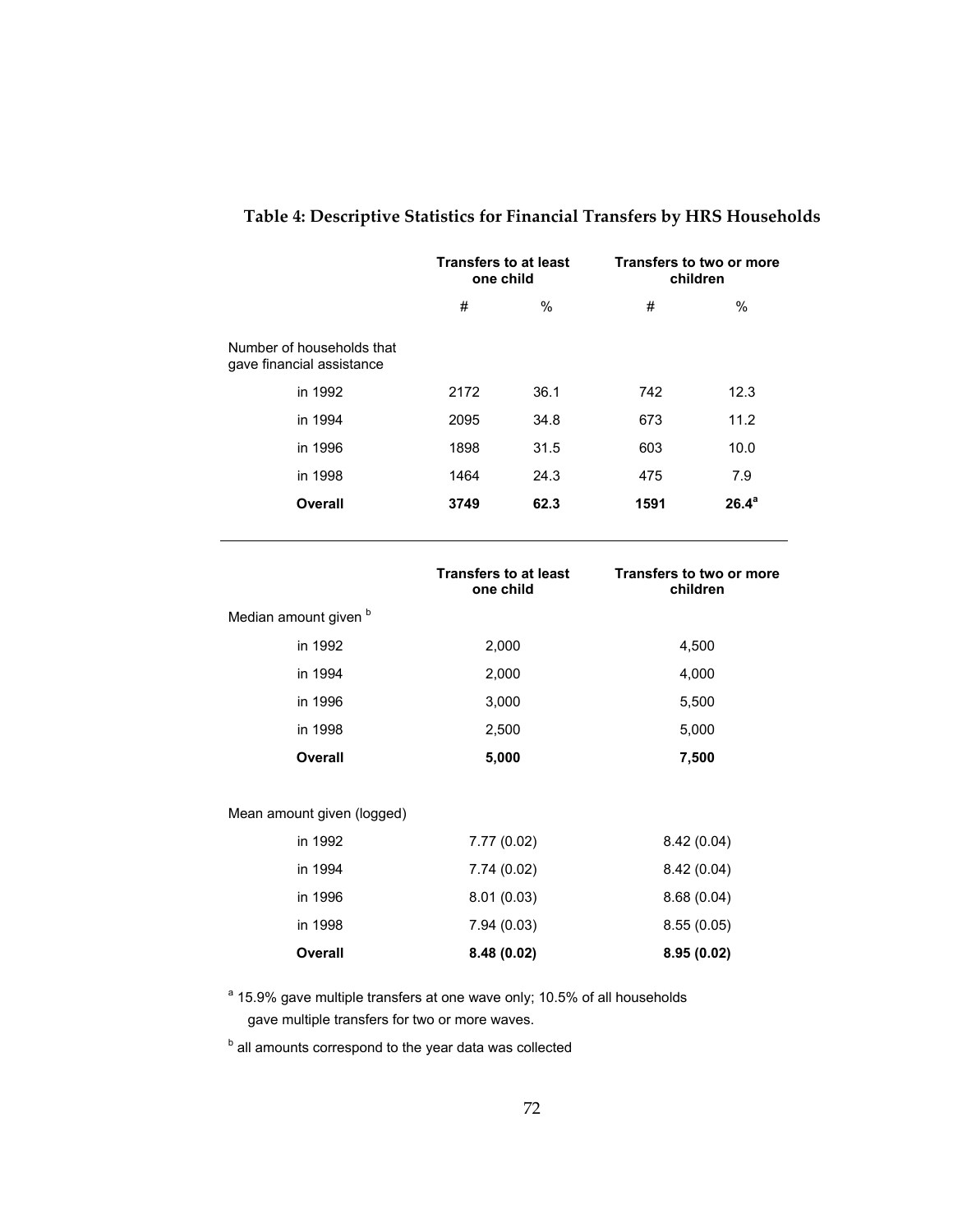**Table 4: Descriptive Statistics for Financial Transfers by HRS Households**

| | Transfers to at least one child | | Transfers to two or more children | |
|---|---|---|---|---|
| | # | % | # | % |
| Number of households that gave financial assistance | | | | |
| in 1992 | 2172 | 36.1 | 742 | 12.3 |
| in 1994 | 2095 | 34.8 | 673 | 11.2 |
| in 1996 | 1898 | 31.5 | 603 | 10.0 |
| in 1998 | 1464 | 24.3 | 475 | 7.9 |
| **Overall** | **3749** | **62.3** | **1591** | **26.4**[a] |

| | Transfers to at least one child | Transfers to two or more children |
|---|---|---|
| Median amount given [b] | | |
| in 1992 | 2,000 | 4,500 |
| in 1994 | 2,000 | 4,000 |
| in 1996 | 3,000 | 5,500 |
| in 1998 | 2,500 | 5,000 |
| **Overall** | **5,000** | **7,500** |
| Mean amount given (logged) | | |
| in 1992 | 7.77 (0.02) | 8.42 (0.04) |
| in 1994 | 7.74 (0.02) | 8.42 (0.04) |
| in 1996 | 8.01 (0.03) | 8.68 (0.04) |
| in 1998 | 7.94 (0.03) | 8.55 (0.05) |
| **Overall** | **8.48 (0.02)** | **8.95 (0.02)** |

[a] 15.9% gave multiple transfers at one wave only; 10.5% of all households gave multiple transfers for two or more waves.

[b] all amounts correspond to the year data was collected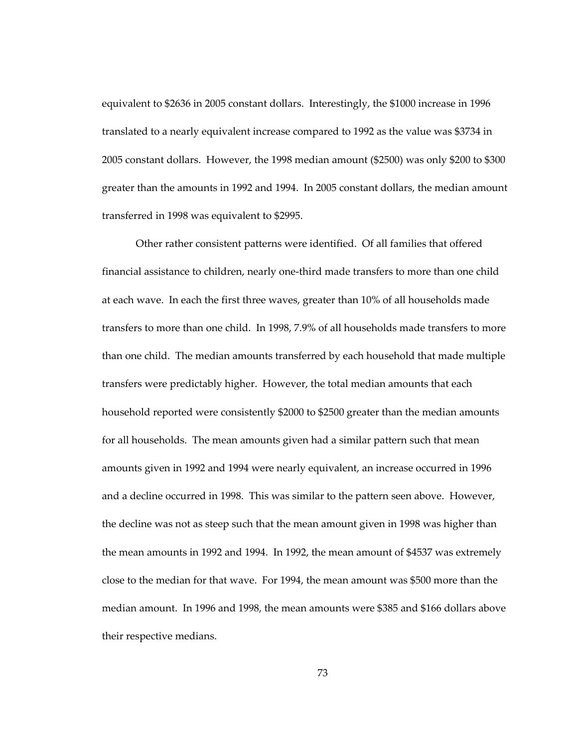equivalent to $2636 in 2005 constant dollars. Interestingly, the $1000 increase in 1996 translated to a nearly equivalent increase compared to 1992 as the value was $3734 in 2005 constant dollars. However, the 1998 median amount ($2500) was only $200 to $300 greater than the amounts in 1992 and 1994. In 2005 constant dollars, the median amount transferred in 1998 was equivalent to $2995.

Other rather consistent patterns were identified. Of all families that offered financial assistance to children, nearly one-third made transfers to more than one child at each wave. In each the first three waves, greater than 10% of all households made transfers to more than one child. In 1998, 7.9% of all households made transfers to more than one child. The median amounts transferred by each household that made multiple transfers were predictably higher. However, the total median amounts that each household reported were consistently $2000 to $2500 greater than the median amounts for all households. The mean amounts given had a similar pattern such that mean amounts given in 1992 and 1994 were nearly equivalent, an increase occurred in 1996 and a decline occurred in 1998. This was similar to the pattern seen above. However, the decline was not as steep such that the mean amount given in 1998 was higher than the mean amounts in 1992 and 1994. In 1992, the mean amount of $4537 was extremely close to the median for that wave. For 1994, the mean amount was $500 more than the median amount. In 1996 and 1998, the mean amounts were $385 and $166 dollars above their respective medians.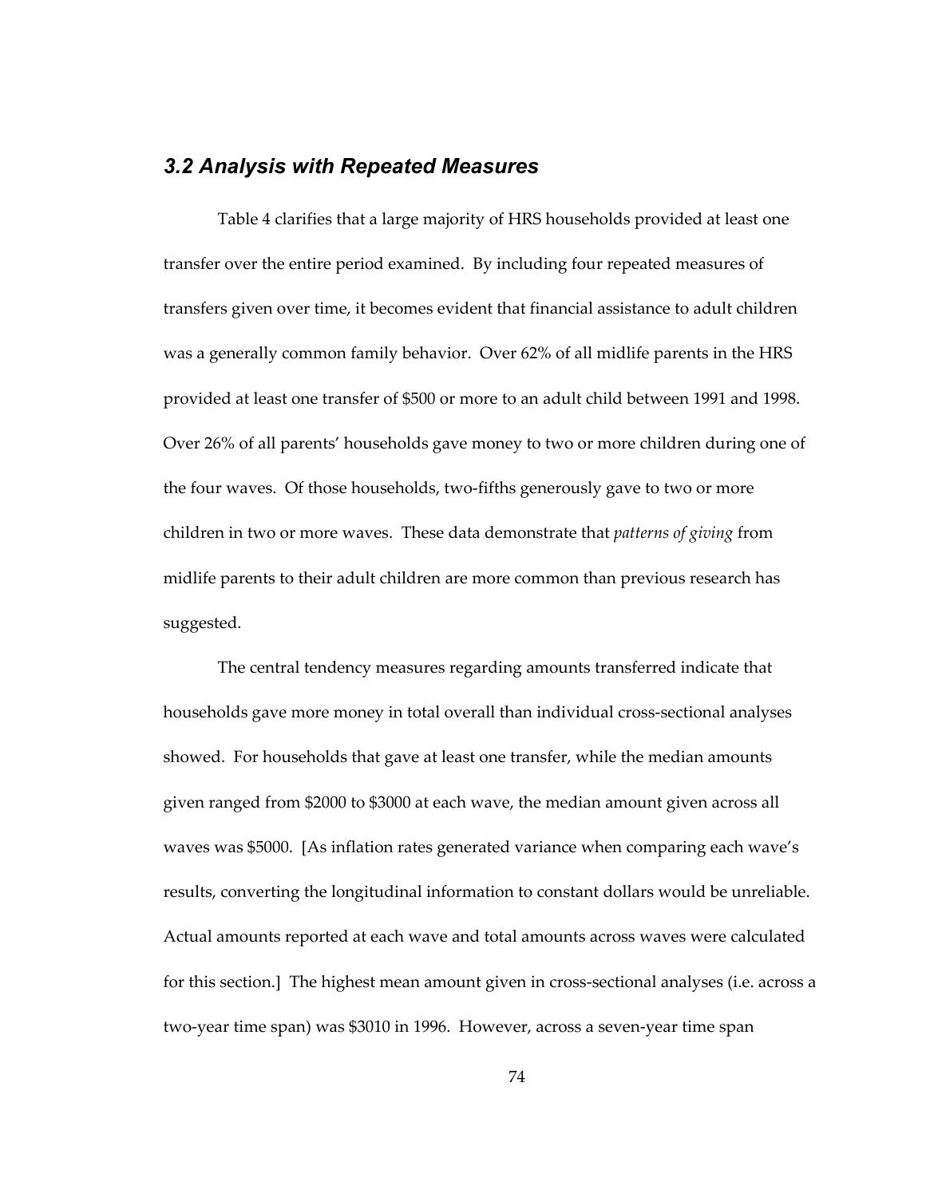### *3.2 Analysis with Repeated Measures*

Table 4 clarifies that a large majority of HRS households provided at least one transfer over the entire period examined. By including four repeated measures of transfers given over time, it becomes evident that financial assistance to adult children was a generally common family behavior. Over 62% of all midlife parents in the HRS provided at least one transfer of $500 or more to an adult child between 1991 and 1998. Over 26% of all parents' households gave money to two or more children during one of the four waves. Of those households, two-fifths generously gave to two or more children in two or more waves. These data demonstrate that *patterns of giving* from midlife parents to their adult children are more common than previous research has suggested.

The central tendency measures regarding amounts transferred indicate that households gave more money in total overall than individual cross-sectional analyses showed. For households that gave at least one transfer, while the median amounts given ranged from $2000 to $3000 at each wave, the median amount given across all waves was $5000. [As inflation rates generated variance when comparing each wave's results, converting the longitudinal information to constant dollars would be unreliable. Actual amounts reported at each wave and total amounts across waves were calculated for this section.] The highest mean amount given in cross-sectional analyses (i.e. across a two-year time span) was $3010 in 1996. However, across a seven-year time span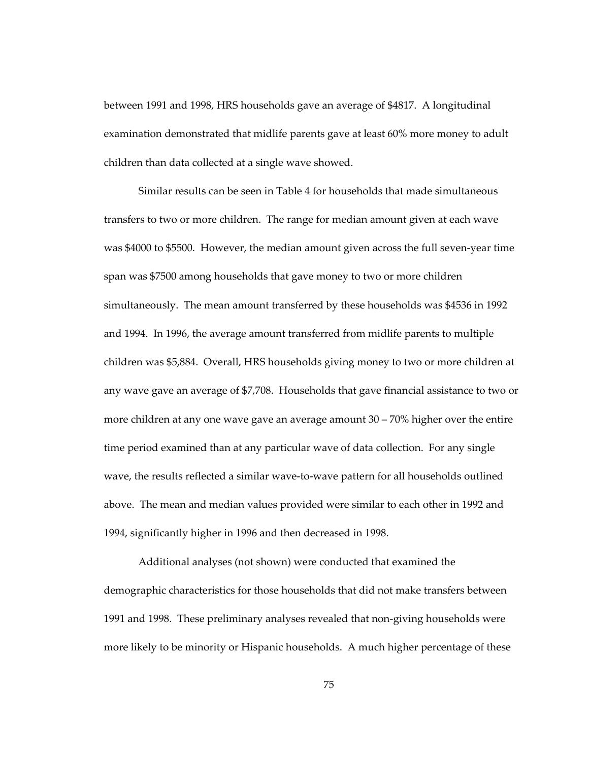between 1991 and 1998, HRS households gave an average of $4817. A longitudinal examination demonstrated that midlife parents gave at least 60% more money to adult children than data collected at a single wave showed.

Similar results can be seen in Table 4 for households that made simultaneous transfers to two or more children. The range for median amount given at each wave was $4000 to $5500. However, the median amount given across the full seven-year time span was $7500 among households that gave money to two or more children simultaneously. The mean amount transferred by these households was $4536 in 1992 and 1994. In 1996, the average amount transferred from midlife parents to multiple children was $5,884. Overall, HRS households giving money to two or more children at any wave gave an average of $7,708. Households that gave financial assistance to two or more children at any one wave gave an average amount 30 – 70% higher over the entire time period examined than at any particular wave of data collection. For any single wave, the results reflected a similar wave-to-wave pattern for all households outlined above. The mean and median values provided were similar to each other in 1992 and 1994, significantly higher in 1996 and then decreased in 1998.

Additional analyses (not shown) were conducted that examined the demographic characteristics for those households that did not make transfers between 1991 and 1998. These preliminary analyses revealed that non-giving households were more likely to be minority or Hispanic households. A much higher percentage of these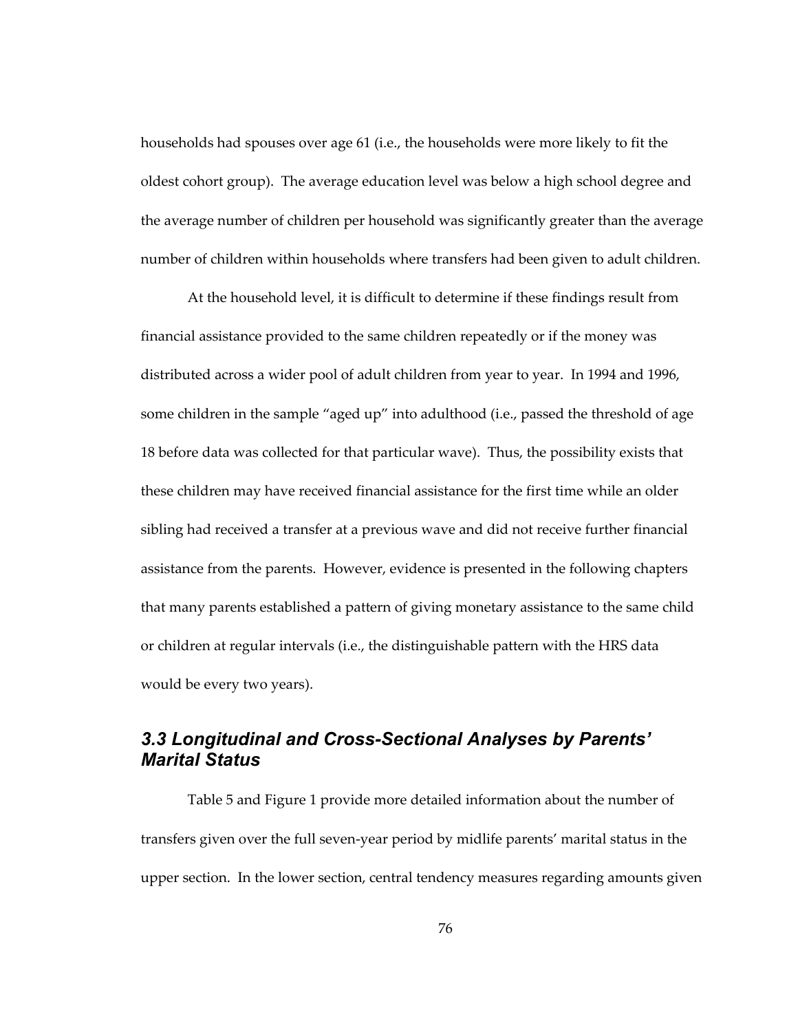households had spouses over age 61 (i.e., the households were more likely to fit the oldest cohort group). The average education level was below a high school degree and the average number of children per household was significantly greater than the average number of children within households where transfers had been given to adult children.

At the household level, it is difficult to determine if these findings result from financial assistance provided to the same children repeatedly or if the money was distributed across a wider pool of adult children from year to year. In 1994 and 1996, some children in the sample "aged up" into adulthood (i.e., passed the threshold of age 18 before data was collected for that particular wave). Thus, the possibility exists that these children may have received financial assistance for the first time while an older sibling had received a transfer at a previous wave and did not receive further financial assistance from the parents. However, evidence is presented in the following chapters that many parents established a pattern of giving monetary assistance to the same child or children at regular intervals (i.e., the distinguishable pattern with the HRS data would be every two years).

### *3.3 Longitudinal and Cross-Sectional Analyses by Parents' Marital Status*

Table 5 and Figure 1 provide more detailed information about the number of transfers given over the full seven-year period by midlife parents' marital status in the upper section. In the lower section, central tendency measures regarding amounts given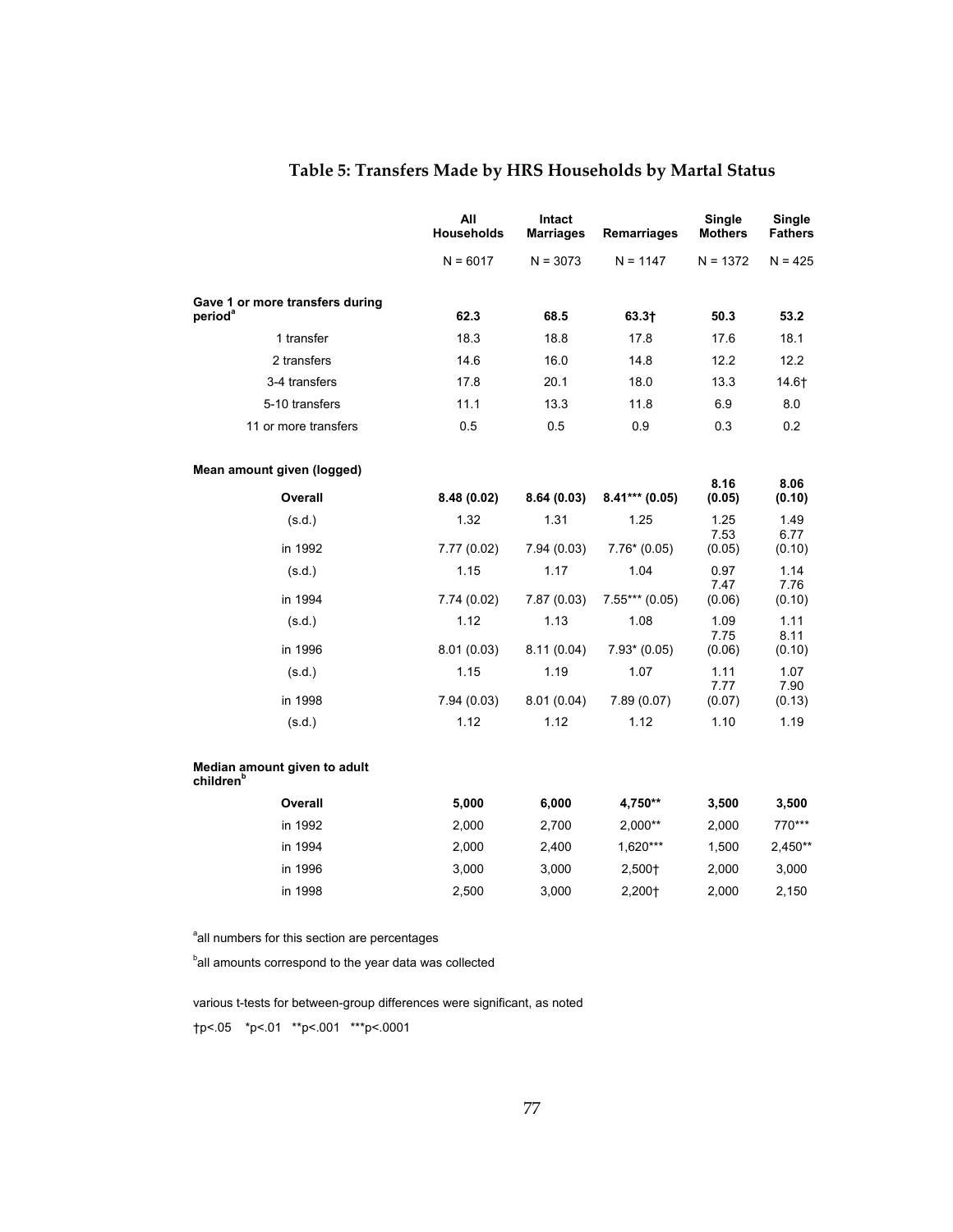# Table 5: Transfers Made by HRS Households by Martal Status

| | All Households | Intact Marriages | Remarriages | Single Mothers | Single Fathers |
|---|---|---|---|---|---|
| | N = 6017 | N = 3073 | N = 1147 | N = 1372 | N = 425 |
| **Gave 1 or more transfers during period[a]** | **62.3** | **68.5** | **63.3†** | **50.3** | **53.2** |
| 1 transfer | 18.3 | 18.8 | 17.8 | 17.6 | 18.1 |
| 2 transfers | 14.6 | 16.0 | 14.8 | 12.2 | 12.2 |
| 3-4 transfers | 17.8 | 20.1 | 18.0 | 13.3 | 14.6† |
| 5-10 transfers | 11.1 | 13.3 | 11.8 | 6.9 | 8.0 |
| 11 or more transfers | 0.5 | 0.5 | 0.9 | 0.3 | 0.2 |
| **Mean amount given (logged)** | | | | | |
| **Overall** | **8.48 (0.02)** | **8.64 (0.03)** | **8.41*** (0.05)** | **8.16 (0.05)** | **8.06 (0.10)** |
| (s.d.) | 1.32 | 1.31 | 1.25 | 1.25 | 1.49 |
| in 1992 | 7.77 (0.02) | 7.94 (0.03) | 7.76* (0.05) | 7.53 (0.05) | 6.77 (0.10) |
| (s.d.) | 1.15 | 1.17 | 1.04 | 0.97 | 1.14 |
| in 1994 | 7.74 (0.02) | 7.87 (0.03) | 7.55*** (0.05) | 7.47 (0.06) | 7.76 (0.10) |
| (s.d.) | 1.12 | 1.13 | 1.08 | 1.09 | 1.11 |
| in 1996 | 8.01 (0.03) | 8.11 (0.04) | 7.93* (0.05) | 7.75 (0.06) | 8.11 (0.10) |
| (s.d.) | 1.15 | 1.19 | 1.07 | 1.11 | 1.07 |
| in 1998 | 7.94 (0.03) | 8.01 (0.04) | 7.89 (0.07) | 7.77 (0.07) | 7.90 (0.13) |
| (s.d.) | 1.12 | 1.12 | 1.12 | 1.10 | 1.19 |
| **Median amount given to adult children[b]** | | | | | |
| **Overall** | **5,000** | **6,000** | **4,750**** | **3,500** | **3,500** |
| in 1992 | 2,000 | 2,700 | 2,000** | 2,000 | 770*** |
| in 1994 | 2,000 | 2,400 | 1,620*** | 1,500 | 2,450** |
| in 1996 | 3,000 | 3,000 | 2,500† | 2,000 | 3,000 |
| in 1998 | 2,500 | 3,000 | 2,200† | 2,000 | 2,150 |

[a]all numbers for this section are percentages

[b]all amounts correspond to the year data was collected

various t-tests for between-group differences were significant, as noted

†p<.05 *p<.01 **p<.001 ***p<.0001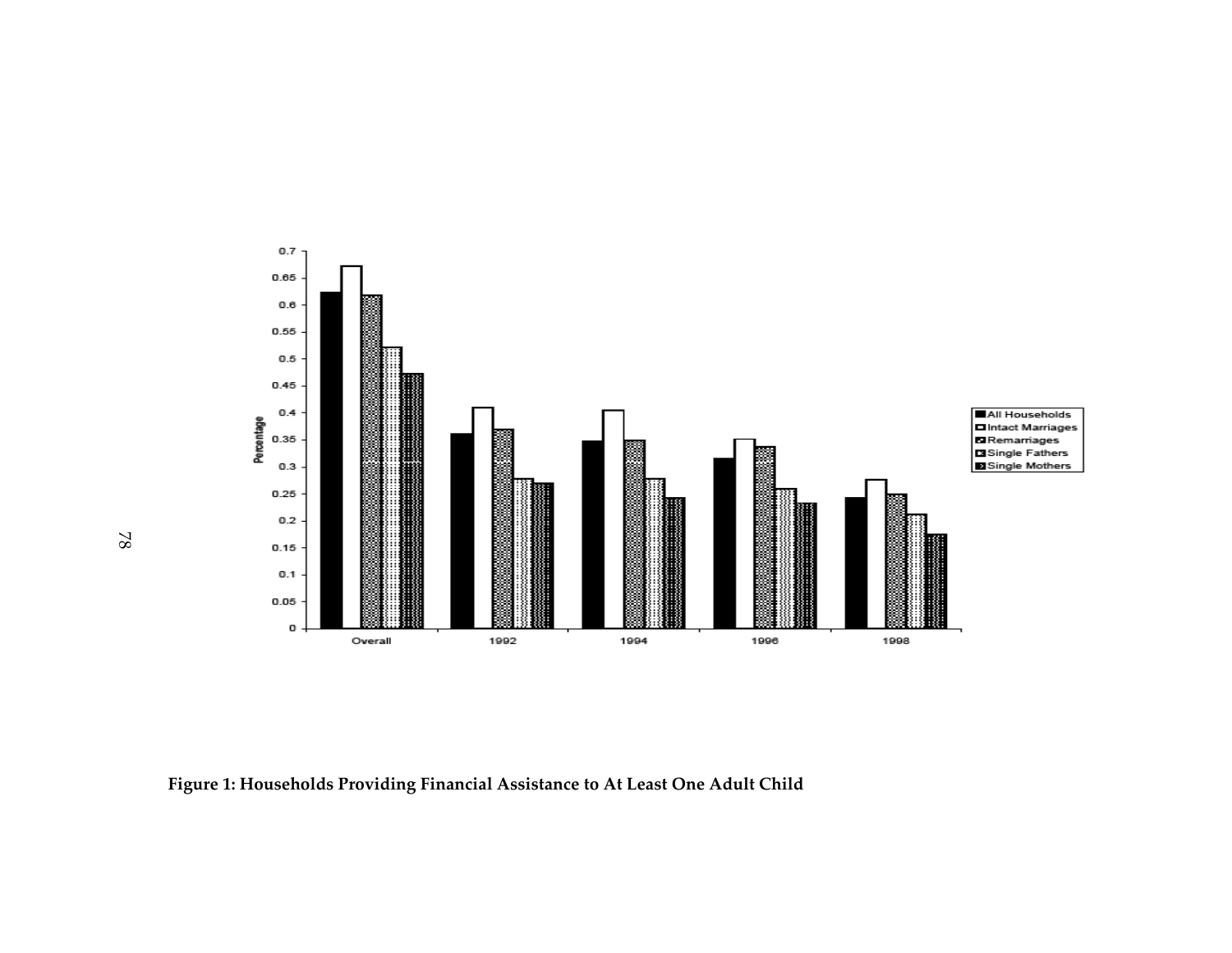**Figure 1: Households Providing Financial Assistance to At Least One Adult Child**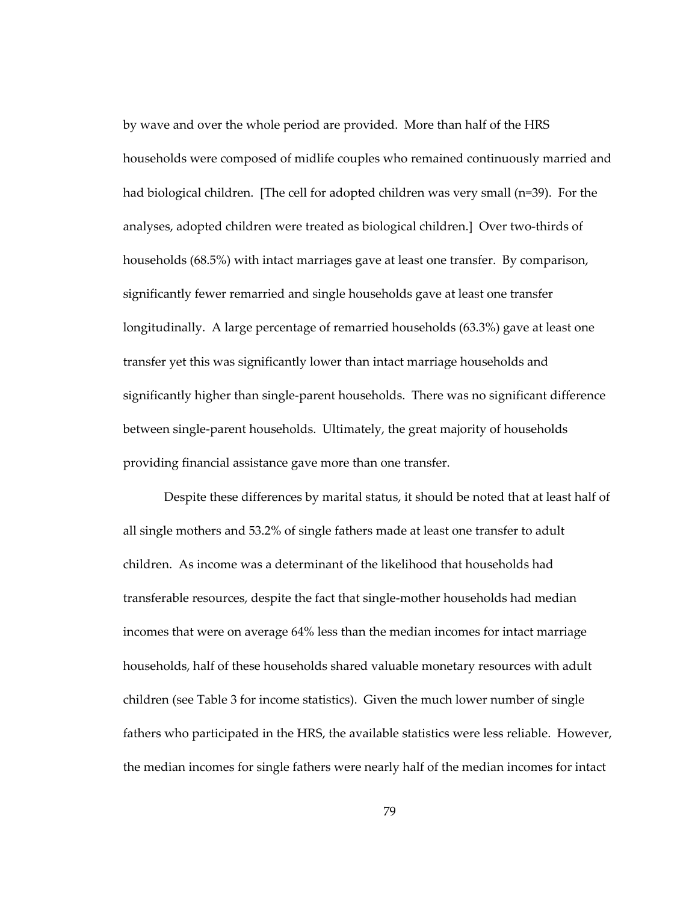by wave and over the whole period are provided. More than half of the HRS households were composed of midlife couples who remained continuously married and had biological children. [The cell for adopted children was very small (n=39). For the analyses, adopted children were treated as biological children.] Over two-thirds of households (68.5%) with intact marriages gave at least one transfer. By comparison, significantly fewer remarried and single households gave at least one transfer longitudinally. A large percentage of remarried households (63.3%) gave at least one transfer yet this was significantly lower than intact marriage households and significantly higher than single-parent households. There was no significant difference between single-parent households. Ultimately, the great majority of households providing financial assistance gave more than one transfer.

Despite these differences by marital status, it should be noted that at least half of all single mothers and 53.2% of single fathers made at least one transfer to adult children. As income was a determinant of the likelihood that households had transferable resources, despite the fact that single-mother households had median incomes that were on average 64% less than the median incomes for intact marriage households, half of these households shared valuable monetary resources with adult children (see Table 3 for income statistics). Given the much lower number of single fathers who participated in the HRS, the available statistics were less reliable. However, the median incomes for single fathers were nearly half of the median incomes for intact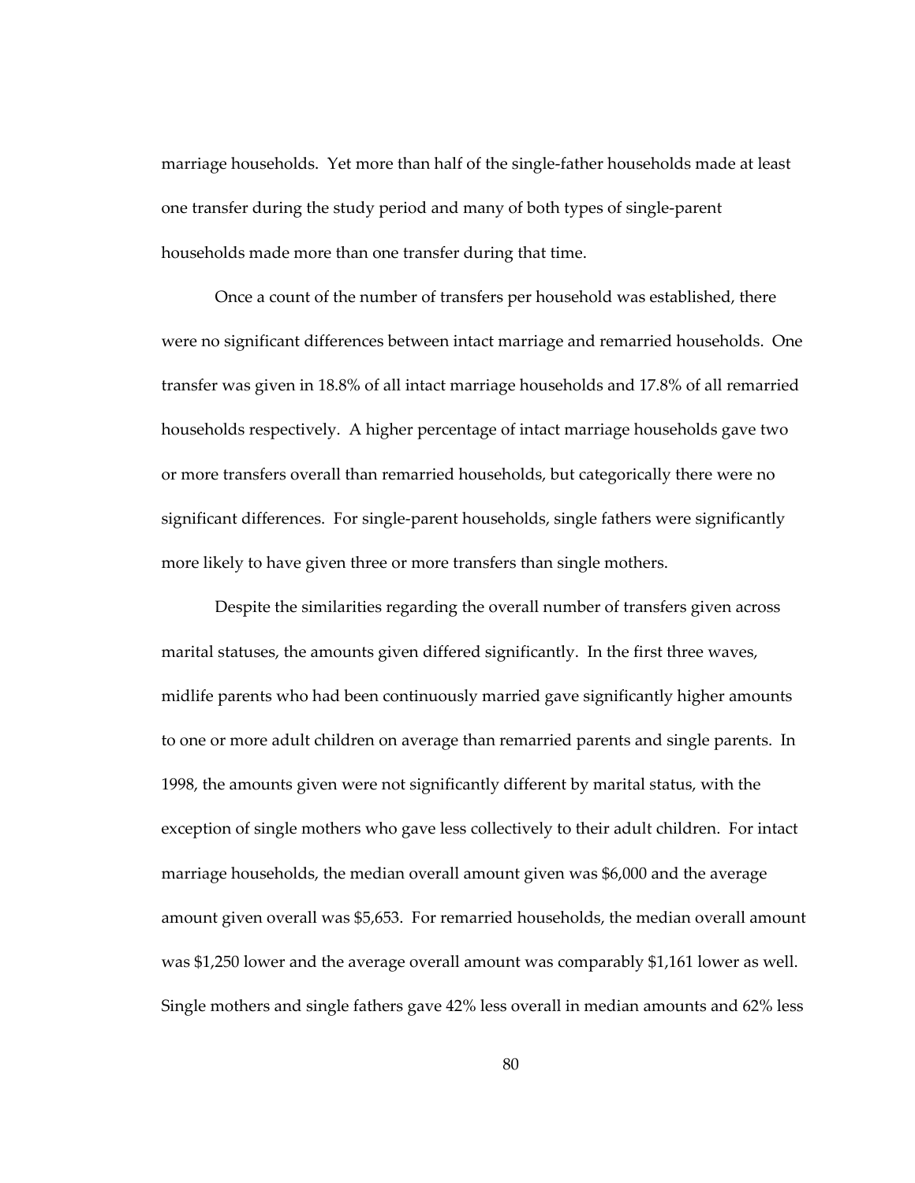marriage households. Yet more than half of the single-father households made at least one transfer during the study period and many of both types of single-parent households made more than one transfer during that time.

Once a count of the number of transfers per household was established, there were no significant differences between intact marriage and remarried households. One transfer was given in 18.8% of all intact marriage households and 17.8% of all remarried households respectively. A higher percentage of intact marriage households gave two or more transfers overall than remarried households, but categorically there were no significant differences. For single-parent households, single fathers were significantly more likely to have given three or more transfers than single mothers.

Despite the similarities regarding the overall number of transfers given across marital statuses, the amounts given differed significantly. In the first three waves, midlife parents who had been continuously married gave significantly higher amounts to one or more adult children on average than remarried parents and single parents. In 1998, the amounts given were not significantly different by marital status, with the exception of single mothers who gave less collectively to their adult children. For intact marriage households, the median overall amount given was $6,000 and the average amount given overall was $5,653. For remarried households, the median overall amount was $1,250 lower and the average overall amount was comparably $1,161 lower as well. Single mothers and single fathers gave 42% less overall in median amounts and 62% less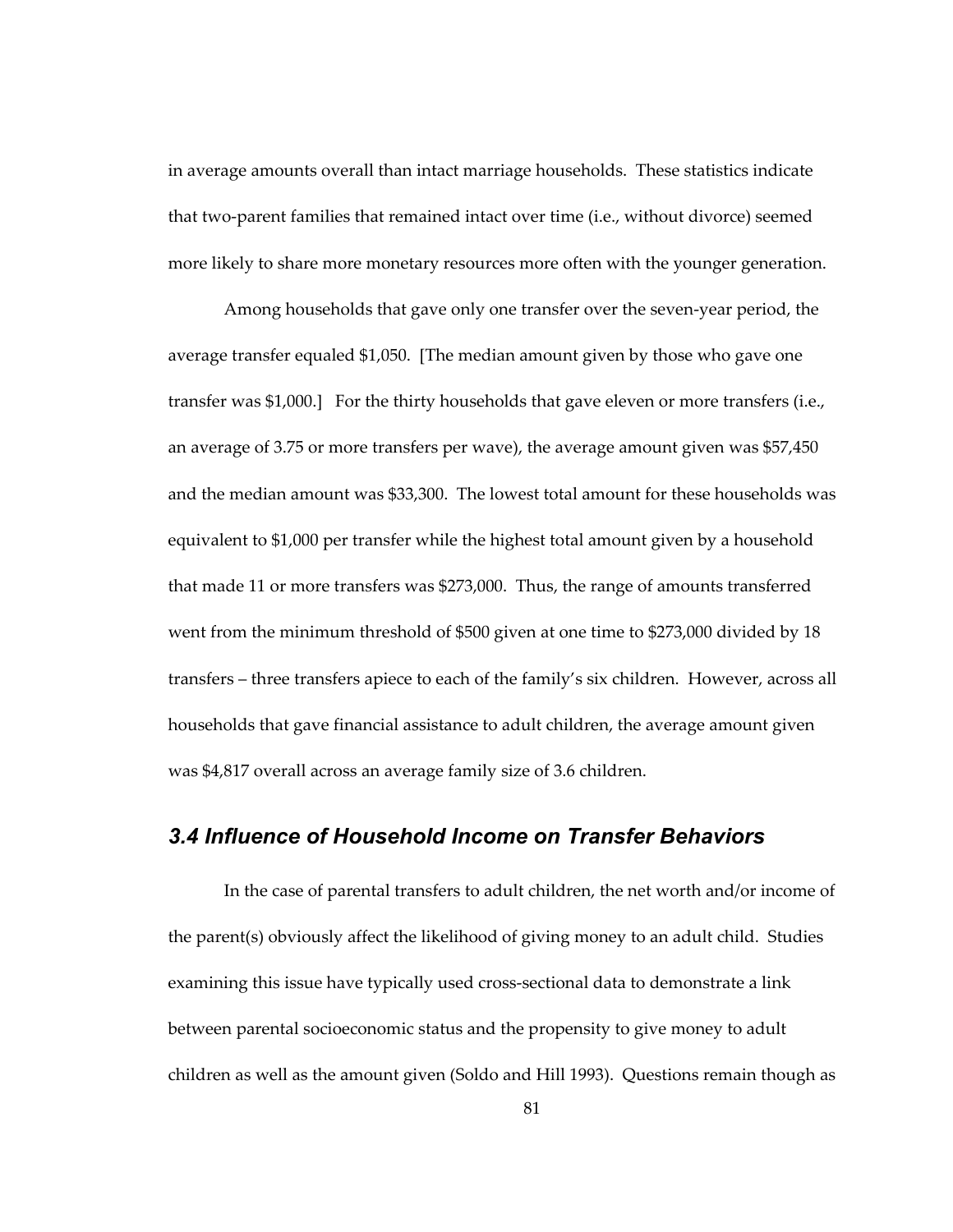in average amounts overall than intact marriage households. These statistics indicate that two-parent families that remained intact over time (i.e., without divorce) seemed more likely to share more monetary resources more often with the younger generation.

Among households that gave only one transfer over the seven-year period, the average transfer equaled $1,050. [The median amount given by those who gave one transfer was $1,000.] For the thirty households that gave eleven or more transfers (i.e., an average of 3.75 or more transfers per wave), the average amount given was $57,450 and the median amount was $33,300. The lowest total amount for these households was equivalent to $1,000 per transfer while the highest total amount given by a household that made 11 or more transfers was $273,000. Thus, the range of amounts transferred went from the minimum threshold of $500 given at one time to $273,000 divided by 18 transfers – three transfers apiece to each of the family's six children. However, across all households that gave financial assistance to adult children, the average amount given was $4,817 overall across an average family size of 3.6 children.

## 3.4 Influence of Household Income on Transfer Behaviors

In the case of parental transfers to adult children, the net worth and/or income of the parent(s) obviously affect the likelihood of giving money to an adult child. Studies examining this issue have typically used cross-sectional data to demonstrate a link between parental socioeconomic status and the propensity to give money to adult children as well as the amount given (Soldo and Hill 1993). Questions remain though as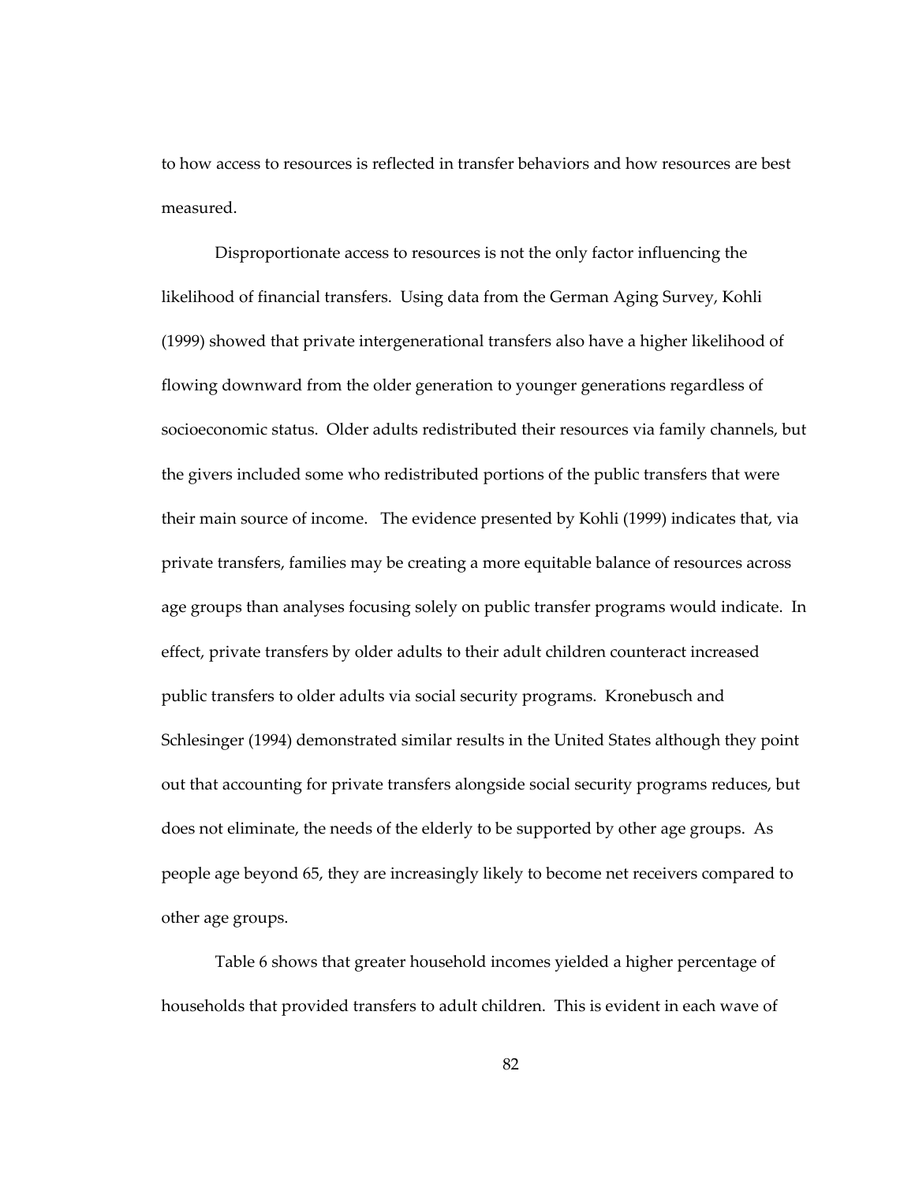to how access to resources is reflected in transfer behaviors and how resources are best measured.

Disproportionate access to resources is not the only factor influencing the likelihood of financial transfers. Using data from the German Aging Survey, Kohli (1999) showed that private intergenerational transfers also have a higher likelihood of flowing downward from the older generation to younger generations regardless of socioeconomic status. Older adults redistributed their resources via family channels, but the givers included some who redistributed portions of the public transfers that were their main source of income. The evidence presented by Kohli (1999) indicates that, via private transfers, families may be creating a more equitable balance of resources across age groups than analyses focusing solely on public transfer programs would indicate. In effect, private transfers by older adults to their adult children counteract increased public transfers to older adults via social security programs. Kronebusch and Schlesinger (1994) demonstrated similar results in the United States although they point out that accounting for private transfers alongside social security programs reduces, but does not eliminate, the needs of the elderly to be supported by other age groups. As people age beyond 65, they are increasingly likely to become net receivers compared to other age groups.

Table 6 shows that greater household incomes yielded a higher percentage of households that provided transfers to adult children. This is evident in each wave of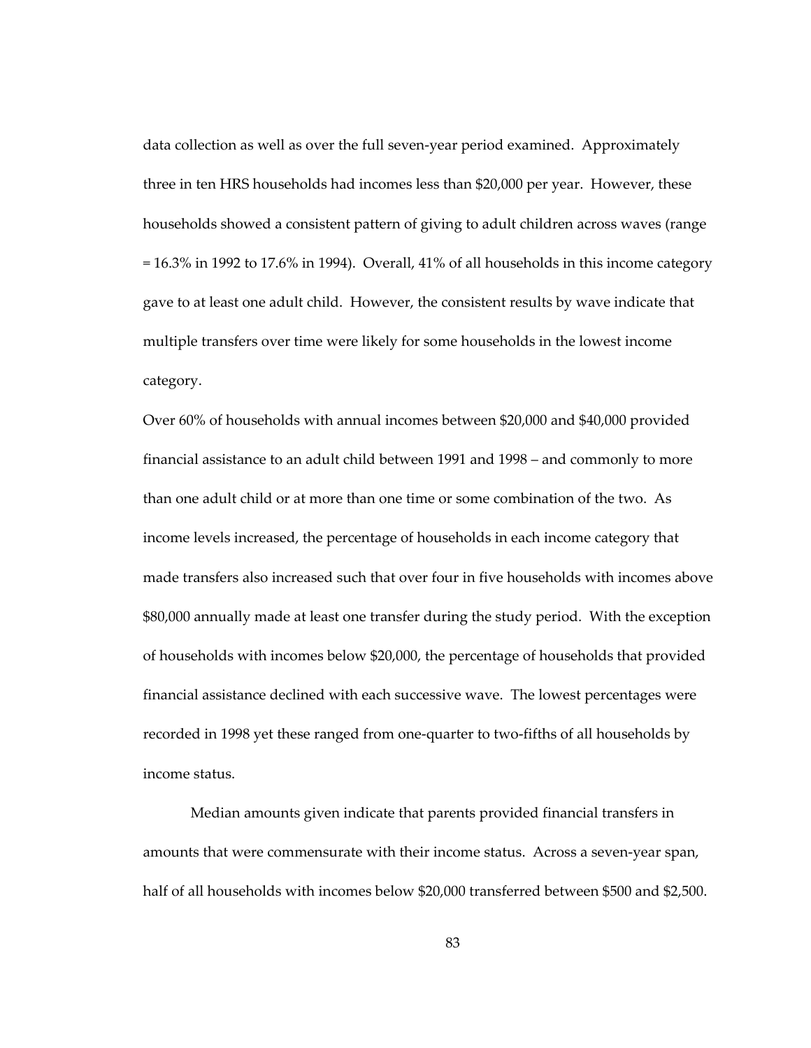data collection as well as over the full seven-year period examined. Approximately three in ten HRS households had incomes less than $20,000 per year. However, these households showed a consistent pattern of giving to adult children across waves (range = 16.3% in 1992 to 17.6% in 1994). Overall, 41% of all households in this income category gave to at least one adult child. However, the consistent results by wave indicate that multiple transfers over time were likely for some households in the lowest income category.

Over 60% of households with annual incomes between $20,000 and $40,000 provided financial assistance to an adult child between 1991 and 1998 – and commonly to more than one adult child or at more than one time or some combination of the two. As income levels increased, the percentage of households in each income category that made transfers also increased such that over four in five households with incomes above $80,000 annually made at least one transfer during the study period. With the exception of households with incomes below $20,000, the percentage of households that provided financial assistance declined with each successive wave. The lowest percentages were recorded in 1998 yet these ranged from one-quarter to two-fifths of all households by income status.

Median amounts given indicate that parents provided financial transfers in amounts that were commensurate with their income status. Across a seven-year span, half of all households with incomes below $20,000 transferred between $500 and $2,500.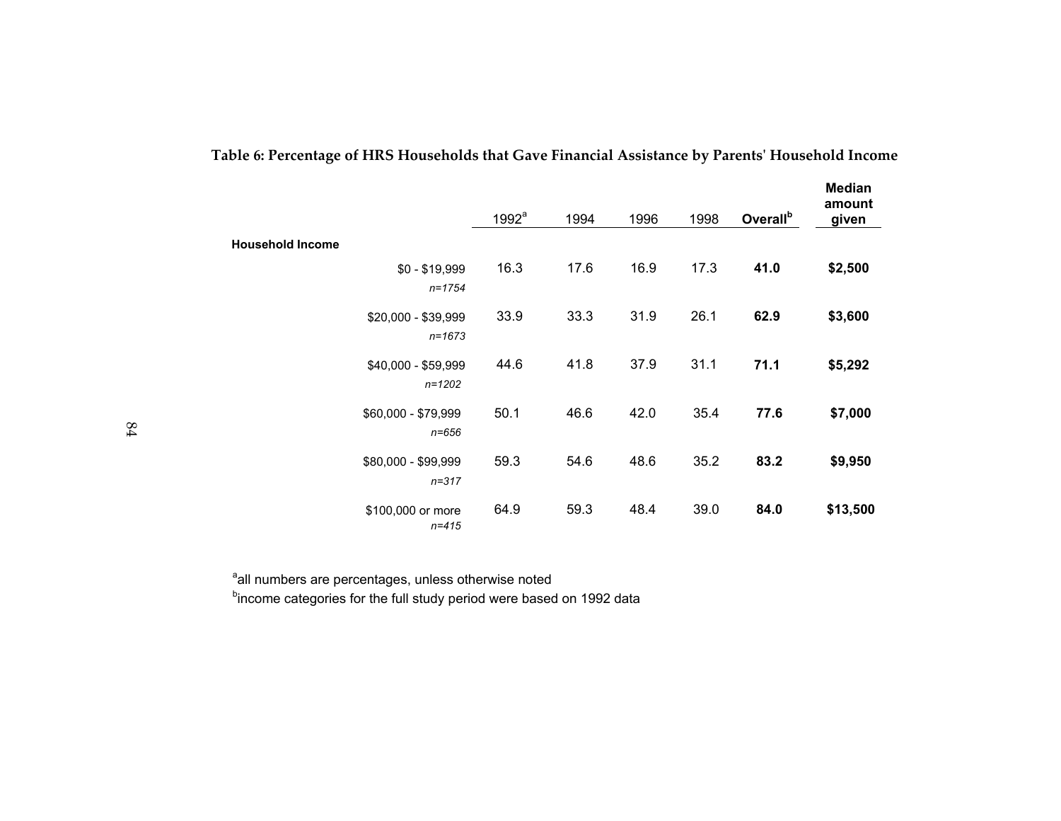**Table 6: Percentage of HRS Households that Gave Financial Assistance by Parents' Household Income**

| Household Income | 1992[a] | 1994 | 1996 | 1998 | **Overall[b]** | **Median amount given** |
|---|---|---|---|---|---|---|
| $0 - $19,999 *n=1754* | 16.3 | 17.6 | 16.9 | 17.3 | **41.0** | **$2,500** |
| $20,000 - $39,999 *n=1673* | 33.9 | 33.3 | 31.9 | 26.1 | **62.9** | **$3,600** |
| $40,000 - $59,999 *n=1202* | 44.6 | 41.8 | 37.9 | 31.1 | **71.1** | **$5,292** |
| $60,000 - $79,999 *n=656* | 50.1 | 46.6 | 42.0 | 35.4 | **77.6** | **$7,000** |
| $80,000 - $99,999 *n=317* | 59.3 | 54.6 | 48.6 | 35.2 | **83.2** | **$9,950** |
| $100,000 or more *n=415* | 64.9 | 59.3 | 48.4 | 39.0 | **84.0** | **$13,500** |

[a]all numbers are percentages, unless otherwise noted

[b]income categories for the full study period were based on 1992 data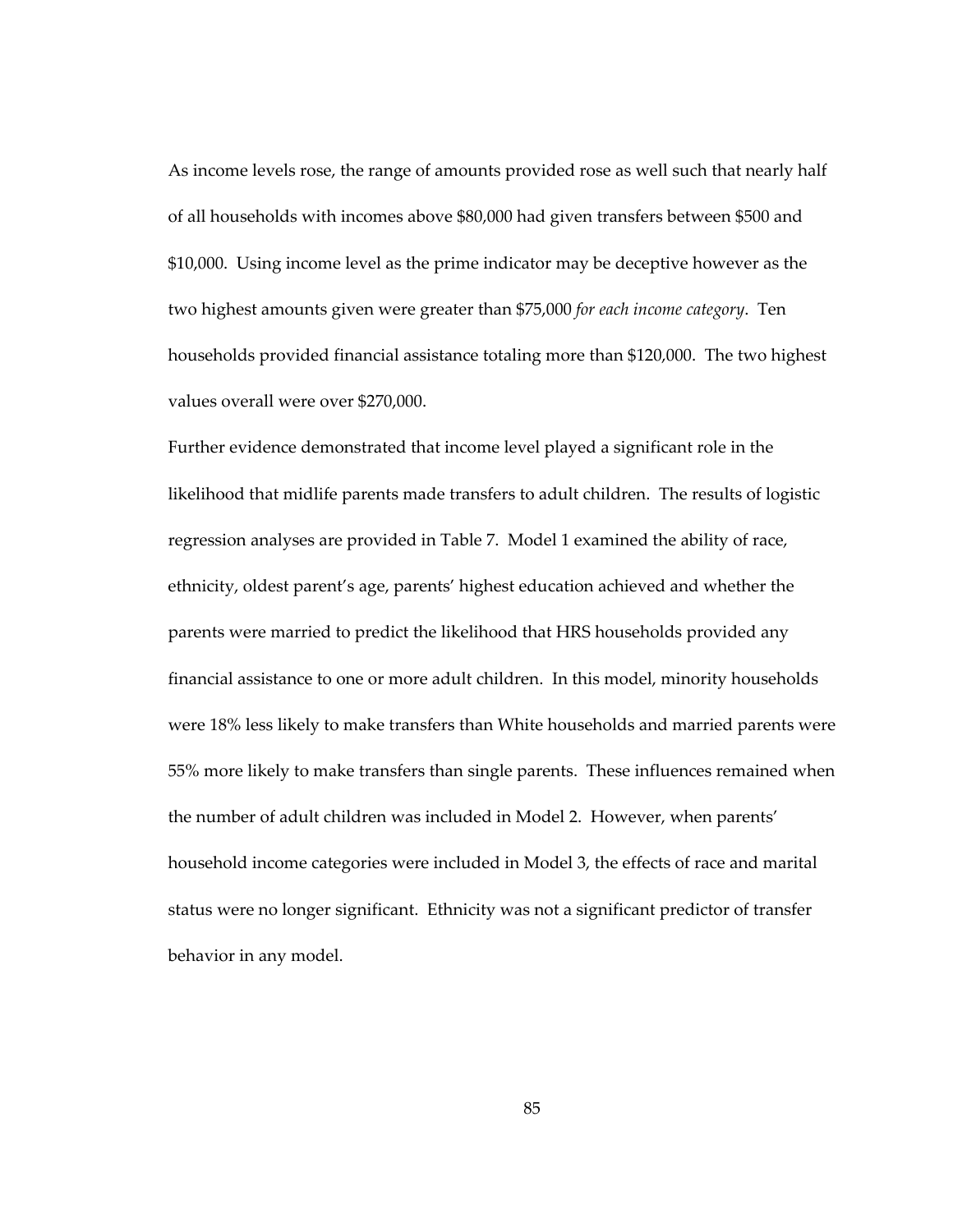As income levels rose, the range of amounts provided rose as well such that nearly half of all households with incomes above $80,000 had given transfers between $500 and $10,000. Using income level as the prime indicator may be deceptive however as the two highest amounts given were greater than $75,000 *for each income category*. Ten households provided financial assistance totaling more than $120,000. The two highest values overall were over $270,000.

Further evidence demonstrated that income level played a significant role in the likelihood that midlife parents made transfers to adult children. The results of logistic regression analyses are provided in Table 7. Model 1 examined the ability of race, ethnicity, oldest parent's age, parents' highest education achieved and whether the parents were married to predict the likelihood that HRS households provided any financial assistance to one or more adult children. In this model, minority households were 18% less likely to make transfers than White households and married parents were 55% more likely to make transfers than single parents. These influences remained when the number of adult children was included in Model 2. However, when parents' household income categories were included in Model 3, the effects of race and marital status were no longer significant. Ethnicity was not a significant predictor of transfer behavior in any model.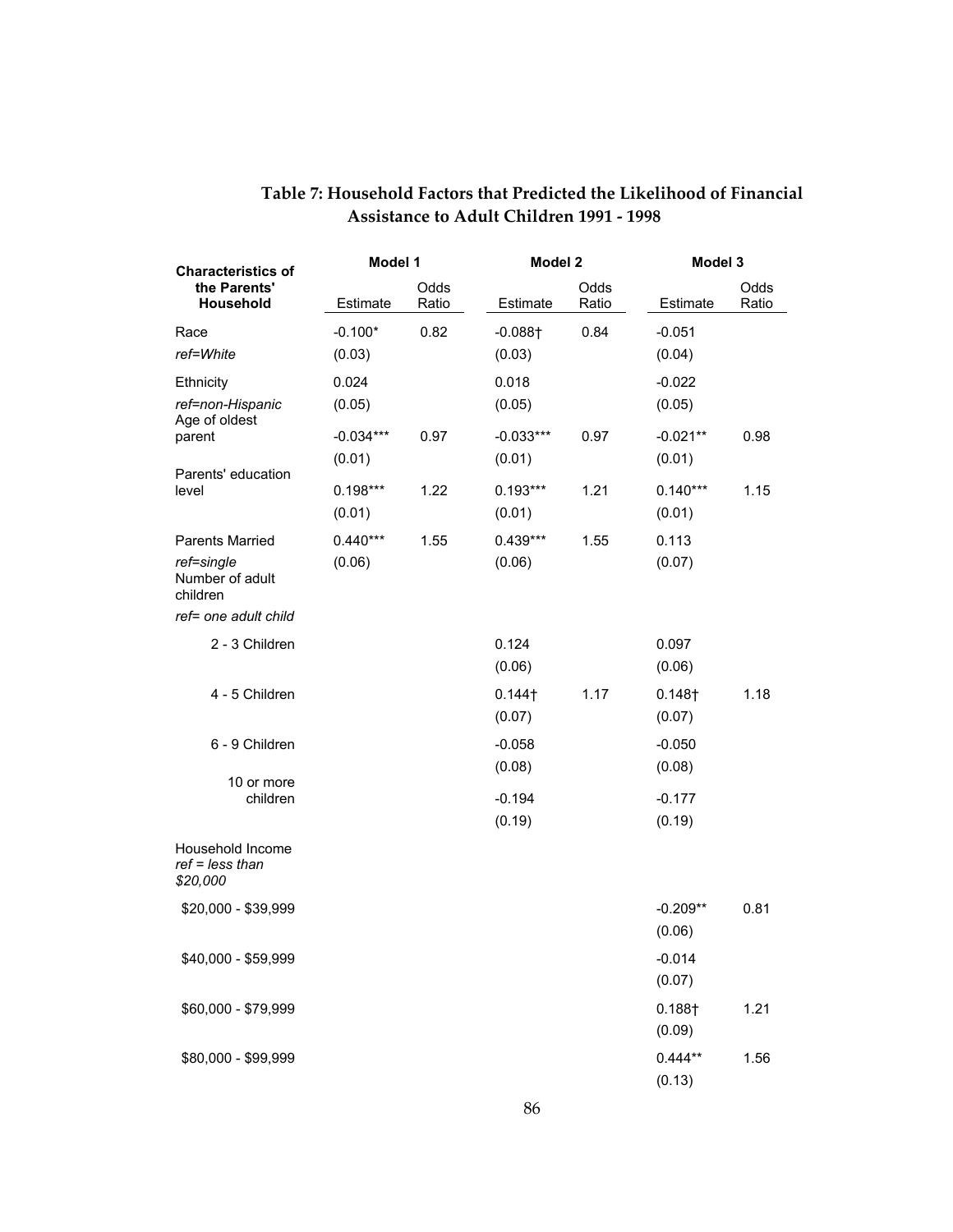**Table 7: Household Factors that Predicted the Likelihood of Financial Assistance to Adult Children 1991 - 1998**

| Characteristics of the Parents' Household | Model 1 | | Model 2 | | Model 3 | |
|---|---|---|---|---|---|---|
| | Estimate | Odds Ratio | Estimate | Odds Ratio | Estimate | Odds Ratio |
| Race | -0.100* | 0.82 | -0.088† | 0.84 | -0.051 | |
| *ref=White* | (0.03) | | (0.03) | | (0.04) | |
| Ethnicity | 0.024 | | 0.018 | | -0.022 | |
| *ref=non-Hispanic* | (0.05) | | (0.05) | | (0.05) | |
| Age of oldest parent | -0.034*** | 0.97 | -0.033*** | 0.97 | -0.021** | 0.98 |
| | (0.01) | | (0.01) | | (0.01) | |
| Parents' education level | 0.198*** | 1.22 | 0.193*** | 1.21 | 0.140*** | 1.15 |
| | (0.01) | | (0.01) | | (0.01) | |
| Parents Married | 0.440*** | 1.55 | 0.439*** | 1.55 | 0.113 | |
| *ref=single* | (0.06) | | (0.06) | | (0.07) | |
| Number of adult children | | | | | | |
| *ref= one adult child* | | | | | | |
| 2 - 3 Children | | | 0.124 | | 0.097 | |
| | | | (0.06) | | (0.06) | |
| 4 - 5 Children | | | 0.144† | 1.17 | 0.148† | 1.18 |
| | | | (0.07) | | (0.07) | |
| 6 - 9 Children | | | -0.058 | | -0.050 | |
| | | | (0.08) | | (0.08) | |
| 10 or more children | | | -0.194 | | -0.177 | |
| | | | (0.19) | | (0.19) | |
| Household Income *ref = less than $20,000* | | | | | | |
| $20,000 - $39,999 | | | | | -0.209** | 0.81 |
| | | | | | (0.06) | |
| $40,000 - $59,999 | | | | | -0.014 | |
| | | | | | (0.07) | |
| $60,000 - $79,999 | | | | | 0.188† | 1.21 |
| | | | | | (0.09) | |
| $80,000 - $99,999 | | | | | 0.444** | 1.56 |
| | | | | | (0.13) | |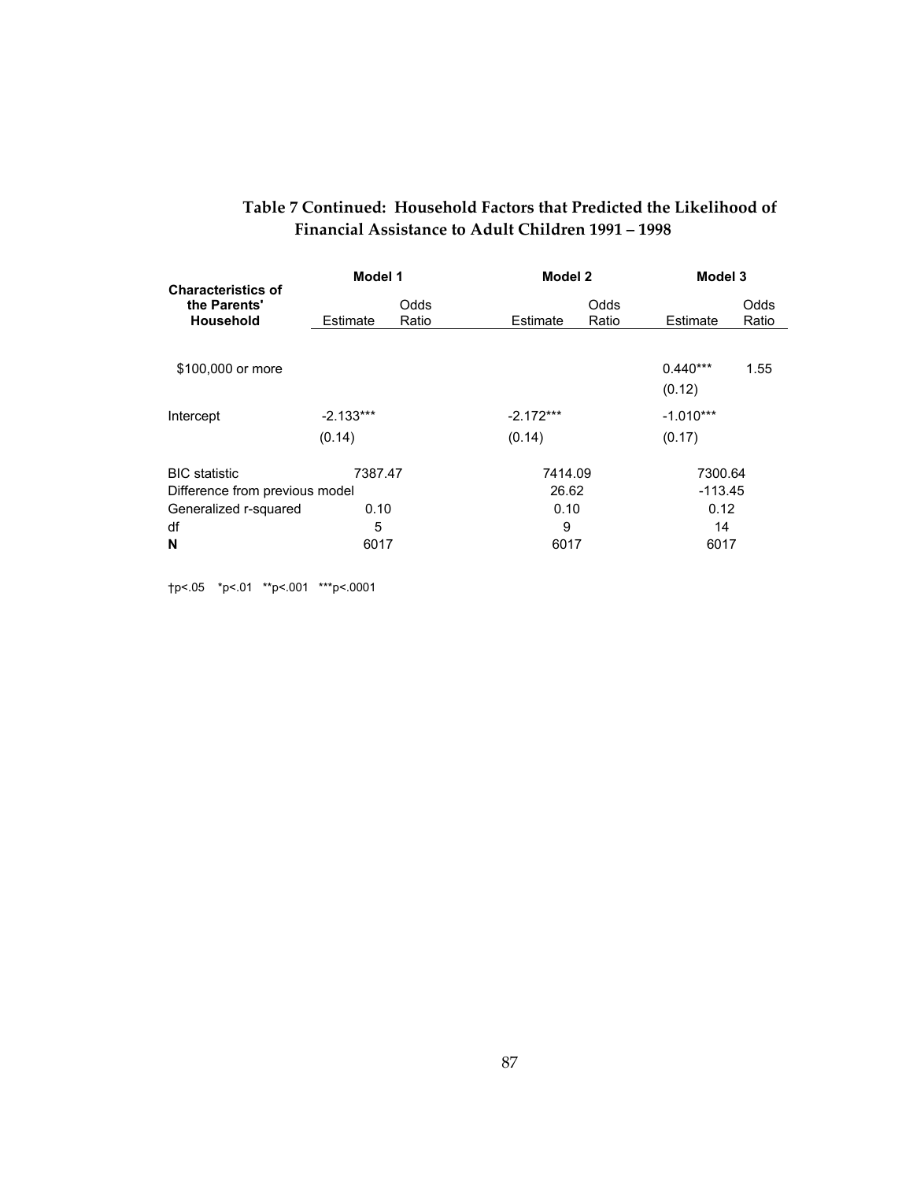**Table 7 Continued: Household Factors that Predicted the Likelihood of Financial Assistance to Adult Children 1991 – 1998**

| Characteristics of the Parents' Household | Model 1 | | Model 2 | | Model 3 | |
|---|---|---|---|---|---|---|
| | Estimate | Odds Ratio | Estimate | Odds Ratio | Estimate | Odds Ratio |
| $100,000 or more | | | | | 0.440*** | 1.55 |
| | | | | | (0.12) | |
| Intercept | -2.133*** | | -2.172*** | | -1.010*** | |
| | (0.14) | | (0.14) | | (0.17) | |
| BIC statistic | 7387.47 | | 7414.09 | | 7300.64 | |
| Difference from previous model | | | 26.62 | | -113.45 | |
| Generalized r-squared | 0.10 | | 0.10 | | 0.12 | |
| df | 5 | | 9 | | 14 | |
| **N** | 6017 | | 6017 | | 6017 | |

†p<.05 *p<.01 **p<.001 ***p<.0001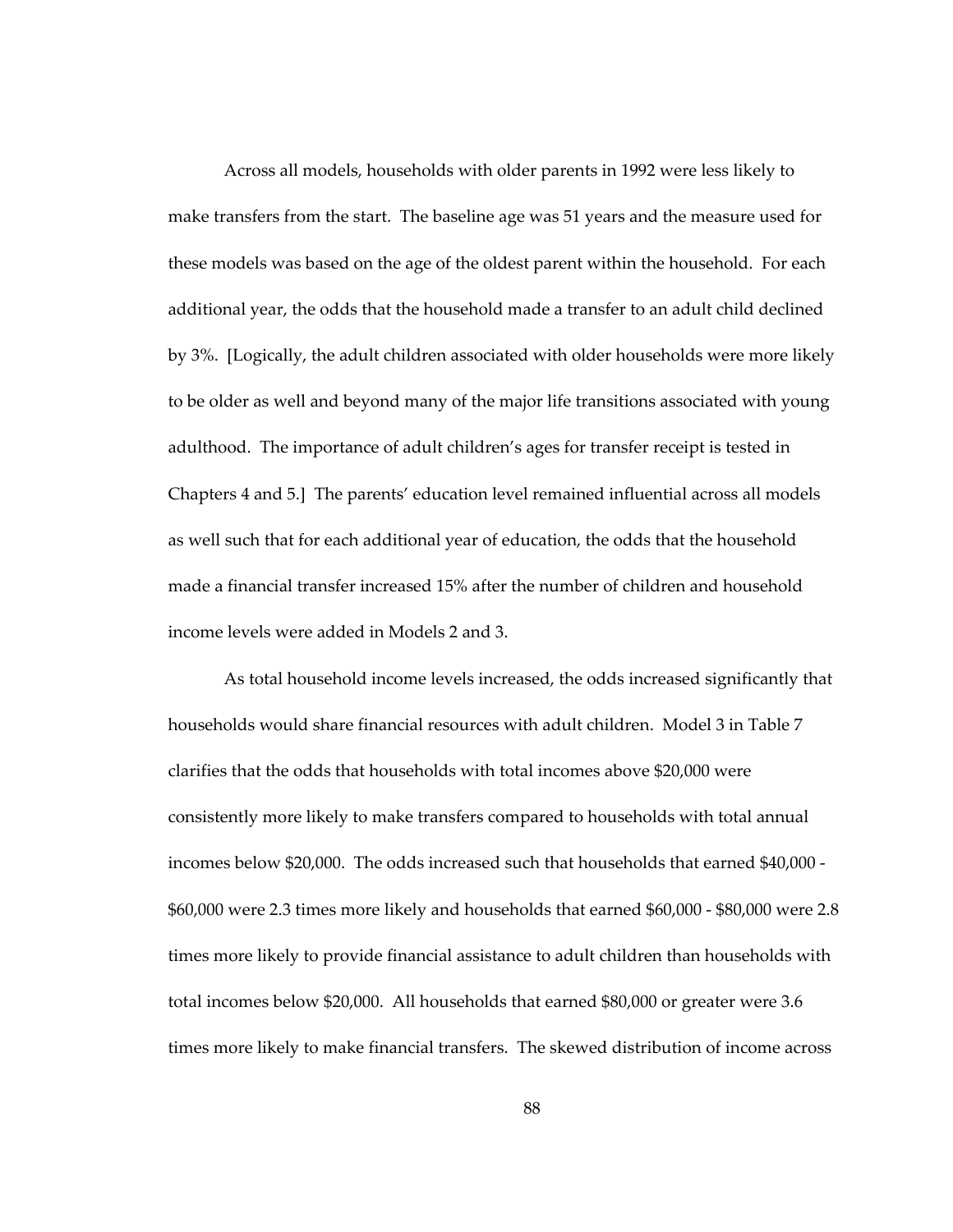Across all models, households with older parents in 1992 were less likely to make transfers from the start. The baseline age was 51 years and the measure used for these models was based on the age of the oldest parent within the household. For each additional year, the odds that the household made a transfer to an adult child declined by 3%. [Logically, the adult children associated with older households were more likely to be older as well and beyond many of the major life transitions associated with young adulthood. The importance of adult children's ages for transfer receipt is tested in Chapters 4 and 5.] The parents' education level remained influential across all models as well such that for each additional year of education, the odds that the household made a financial transfer increased 15% after the number of children and household income levels were added in Models 2 and 3.

As total household income levels increased, the odds increased significantly that households would share financial resources with adult children. Model 3 in Table 7 clarifies that the odds that households with total incomes above $20,000 were consistently more likely to make transfers compared to households with total annual incomes below $20,000. The odds increased such that households that earned $40,000 - $60,000 were 2.3 times more likely and households that earned $60,000 - $80,000 were 2.8 times more likely to provide financial assistance to adult children than households with total incomes below $20,000. All households that earned $80,000 or greater were 3.6 times more likely to make financial transfers. The skewed distribution of income across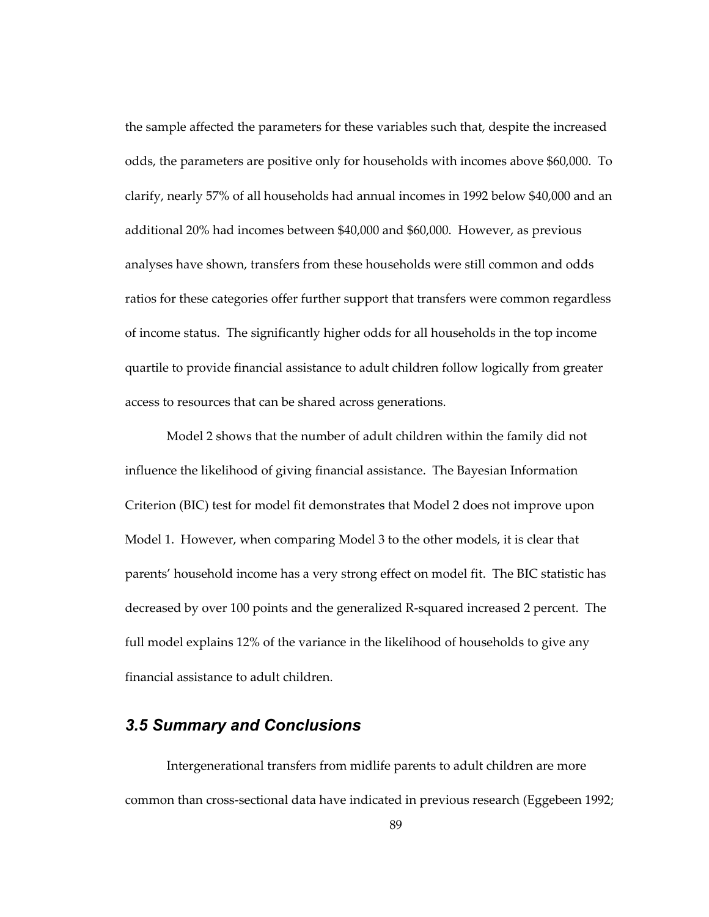the sample affected the parameters for these variables such that, despite the increased odds, the parameters are positive only for households with incomes above $60,000. To clarify, nearly 57% of all households had annual incomes in 1992 below $40,000 and an additional 20% had incomes between $40,000 and $60,000. However, as previous analyses have shown, transfers from these households were still common and odds ratios for these categories offer further support that transfers were common regardless of income status. The significantly higher odds for all households in the top income quartile to provide financial assistance to adult children follow logically from greater access to resources that can be shared across generations.

Model 2 shows that the number of adult children within the family did not influence the likelihood of giving financial assistance. The Bayesian Information Criterion (BIC) test for model fit demonstrates that Model 2 does not improve upon Model 1. However, when comparing Model 3 to the other models, it is clear that parents' household income has a very strong effect on model fit. The BIC statistic has decreased by over 100 points and the generalized R-squared increased 2 percent. The full model explains 12% of the variance in the likelihood of households to give any financial assistance to adult children.

### *3.5 Summary and Conclusions*

Intergenerational transfers from midlife parents to adult children are more common than cross-sectional data have indicated in previous research (Eggebeen 1992;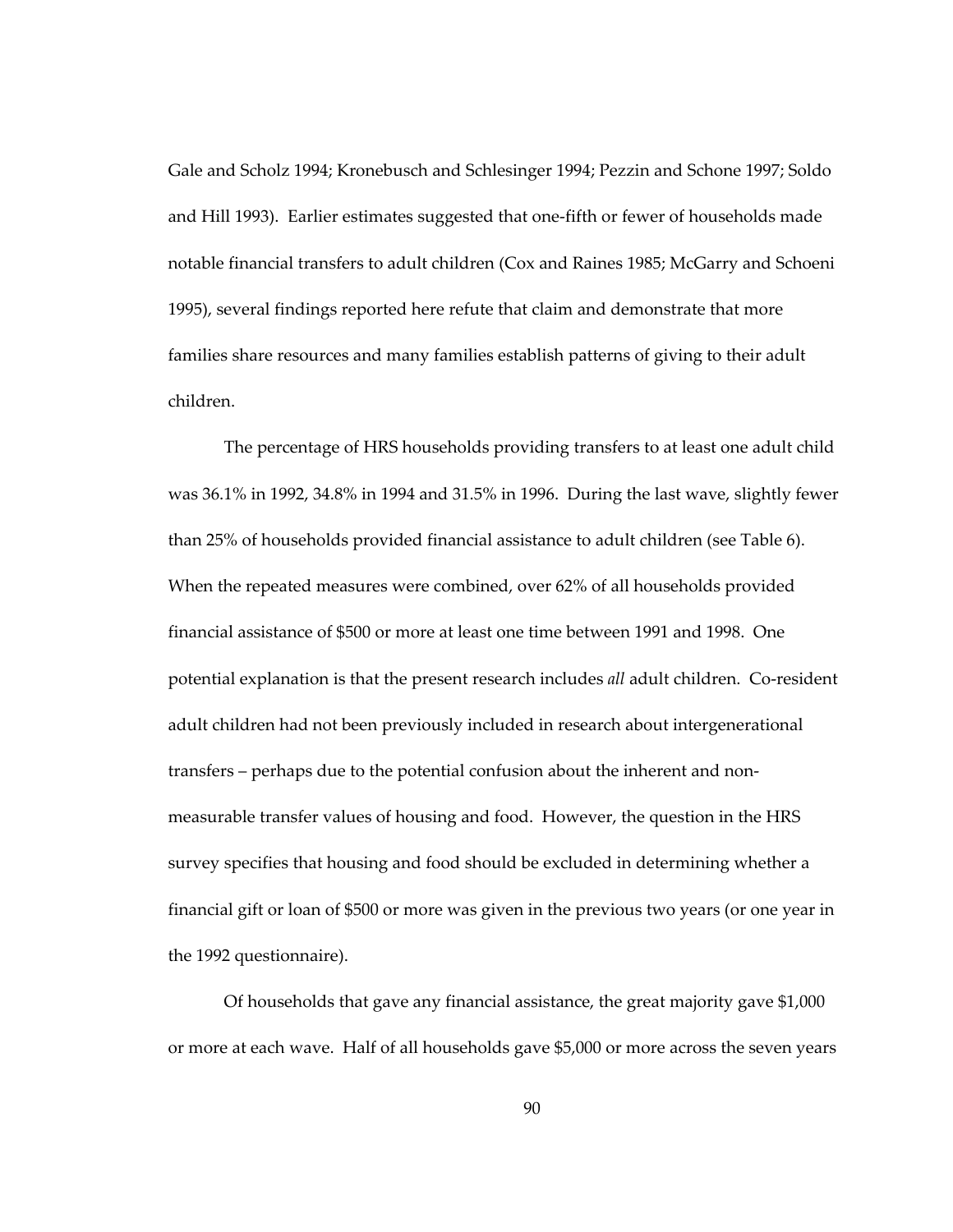Gale and Scholz 1994; Kronebusch and Schlesinger 1994; Pezzin and Schone 1997; Soldo and Hill 1993). Earlier estimates suggested that one-fifth or fewer of households made notable financial transfers to adult children (Cox and Raines 1985; McGarry and Schoeni 1995), several findings reported here refute that claim and demonstrate that more families share resources and many families establish patterns of giving to their adult children.

The percentage of HRS households providing transfers to at least one adult child was 36.1% in 1992, 34.8% in 1994 and 31.5% in 1996. During the last wave, slightly fewer than 25% of households provided financial assistance to adult children (see Table 6). When the repeated measures were combined, over 62% of all households provided financial assistance of $500 or more at least one time between 1991 and 1998. One potential explanation is that the present research includes *all* adult children. Co-resident adult children had not been previously included in research about intergenerational transfers – perhaps due to the potential confusion about the inherent and non-measurable transfer values of housing and food. However, the question in the HRS survey specifies that housing and food should be excluded in determining whether a financial gift or loan of $500 or more was given in the previous two years (or one year in the 1992 questionnaire).

Of households that gave any financial assistance, the great majority gave $1,000 or more at each wave. Half of all households gave $5,000 or more across the seven years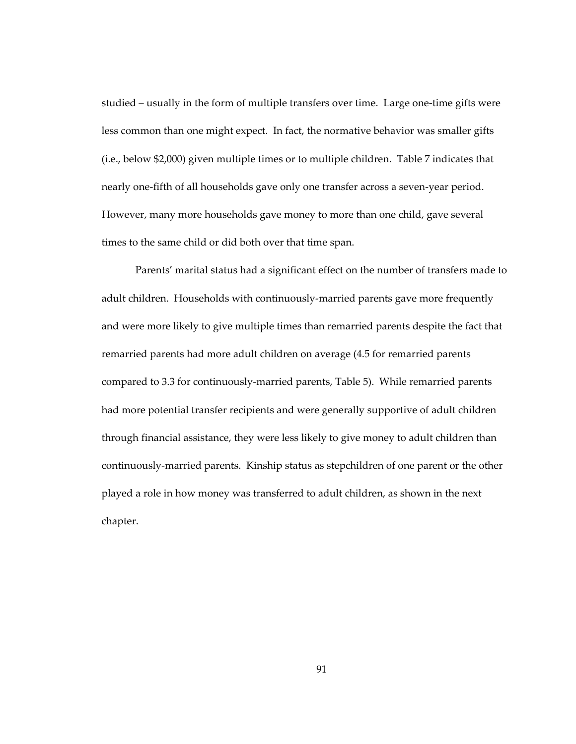studied – usually in the form of multiple transfers over time. Large one-time gifts were less common than one might expect. In fact, the normative behavior was smaller gifts (i.e., below $2,000) given multiple times or to multiple children. Table 7 indicates that nearly one-fifth of all households gave only one transfer across a seven-year period. However, many more households gave money to more than one child, gave several times to the same child or did both over that time span.

Parents' marital status had a significant effect on the number of transfers made to adult children. Households with continuously-married parents gave more frequently and were more likely to give multiple times than remarried parents despite the fact that remarried parents had more adult children on average (4.5 for remarried parents compared to 3.3 for continuously-married parents, Table 5). While remarried parents had more potential transfer recipients and were generally supportive of adult children through financial assistance, they were less likely to give money to adult children than continuously-married parents. Kinship status as stepchildren of one parent or the other played a role in how money was transferred to adult children, as shown in the next chapter.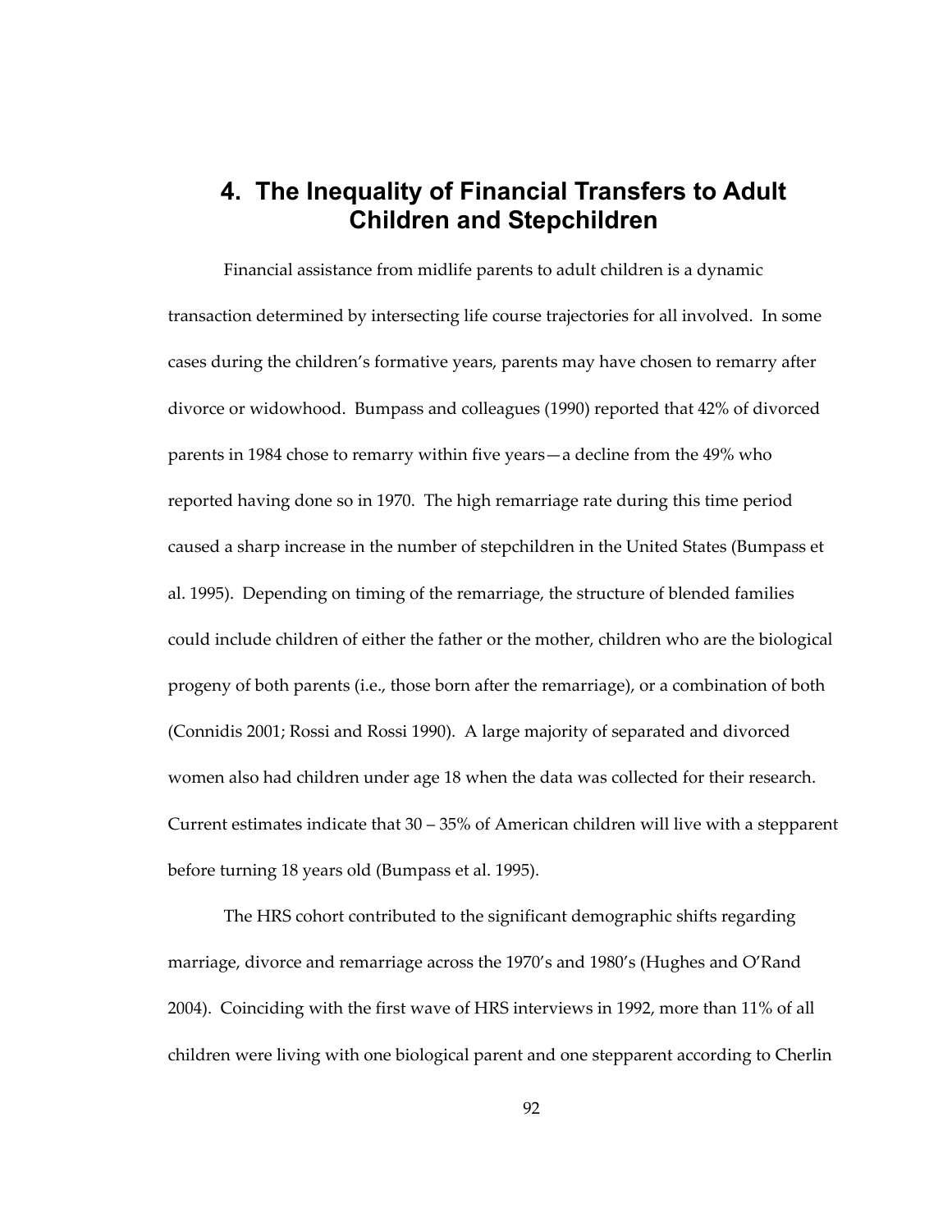# 4. The Inequality of Financial Transfers to Adult Children and Stepchildren

Financial assistance from midlife parents to adult children is a dynamic transaction determined by intersecting life course trajectories for all involved. In some cases during the children's formative years, parents may have chosen to remarry after divorce or widowhood. Bumpass and colleagues (1990) reported that 42% of divorced parents in 1984 chose to remarry within five years—a decline from the 49% who reported having done so in 1970. The high remarriage rate during this time period caused a sharp increase in the number of stepchildren in the United States (Bumpass et al. 1995). Depending on timing of the remarriage, the structure of blended families could include children of either the father or the mother, children who are the biological progeny of both parents (i.e., those born after the remarriage), or a combination of both (Connidis 2001; Rossi and Rossi 1990). A large majority of separated and divorced women also had children under age 18 when the data was collected for their research. Current estimates indicate that 30 – 35% of American children will live with a stepparent before turning 18 years old (Bumpass et al. 1995).

The HRS cohort contributed to the significant demographic shifts regarding marriage, divorce and remarriage across the 1970's and 1980's (Hughes and O'Rand 2004). Coinciding with the first wave of HRS interviews in 1992, more than 11% of all children were living with one biological parent and one stepparent according to Cherlin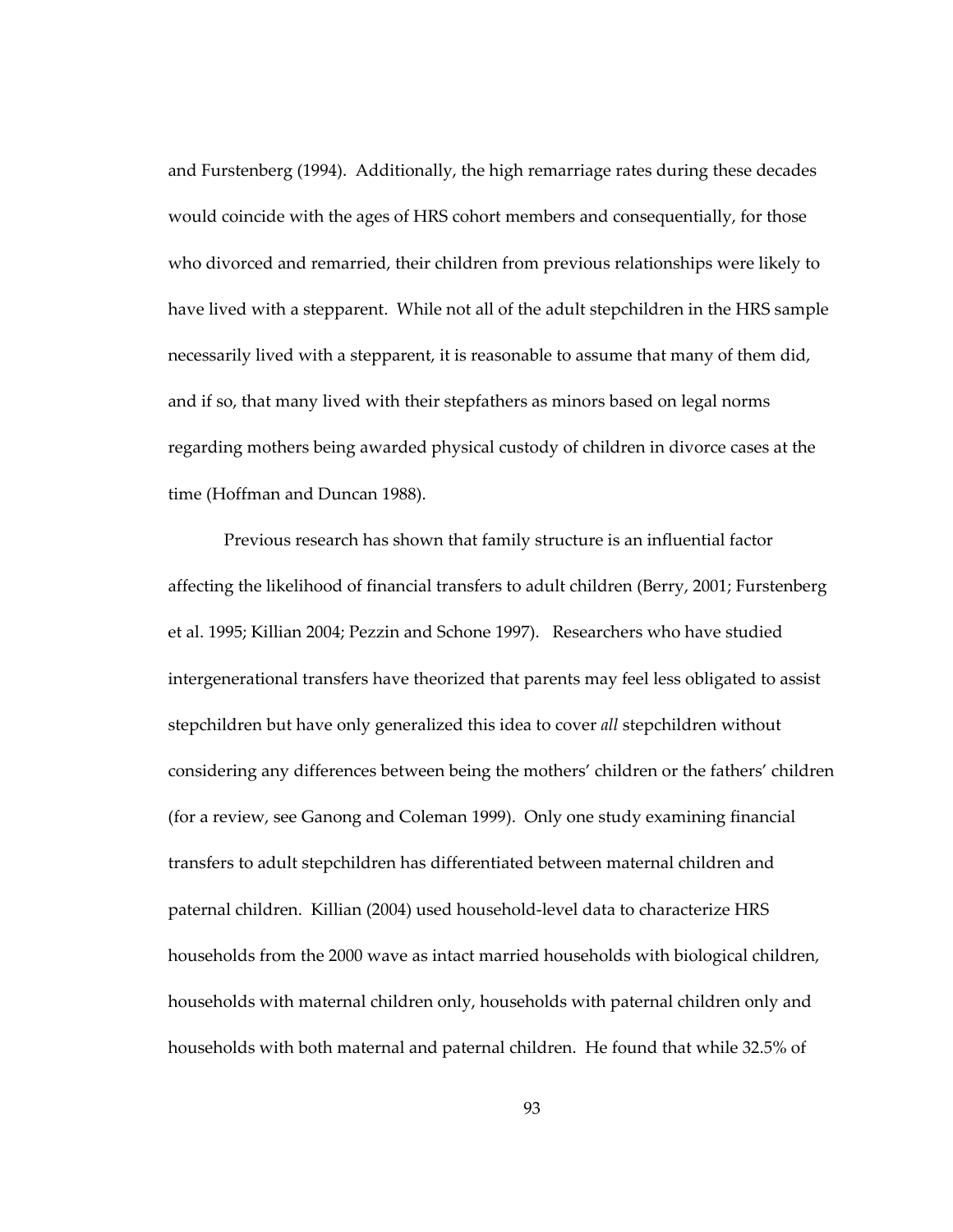and Furstenberg (1994). Additionally, the high remarriage rates during these decades would coincide with the ages of HRS cohort members and consequentially, for those who divorced and remarried, their children from previous relationships were likely to have lived with a stepparent. While not all of the adult stepchildren in the HRS sample necessarily lived with a stepparent, it is reasonable to assume that many of them did, and if so, that many lived with their stepfathers as minors based on legal norms regarding mothers being awarded physical custody of children in divorce cases at the time (Hoffman and Duncan 1988).

Previous research has shown that family structure is an influential factor affecting the likelihood of financial transfers to adult children (Berry, 2001; Furstenberg et al. 1995; Killian 2004; Pezzin and Schone 1997). Researchers who have studied intergenerational transfers have theorized that parents may feel less obligated to assist stepchildren but have only generalized this idea to cover *all* stepchildren without considering any differences between being the mothers' children or the fathers' children (for a review, see Ganong and Coleman 1999). Only one study examining financial transfers to adult stepchildren has differentiated between maternal children and paternal children. Killian (2004) used household-level data to characterize HRS households from the 2000 wave as intact married households with biological children, households with maternal children only, households with paternal children only and households with both maternal and paternal children. He found that while 32.5% of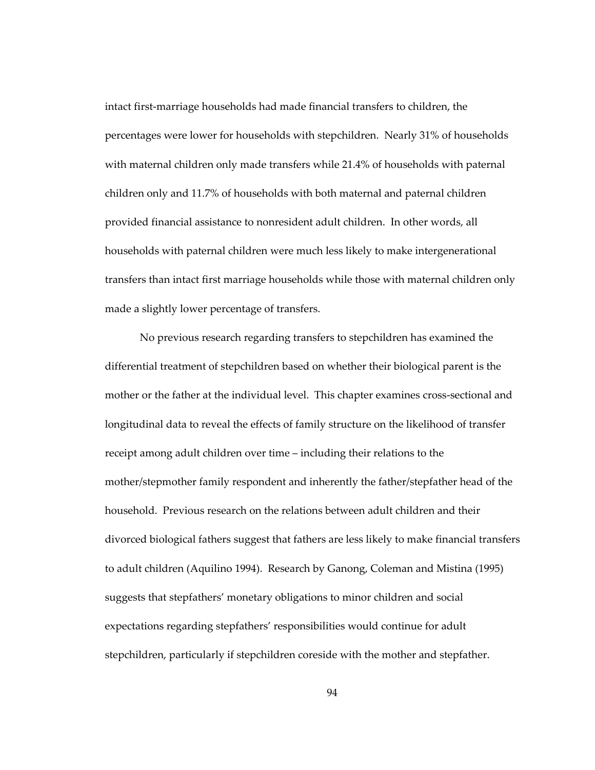intact first-marriage households had made financial transfers to children, the percentages were lower for households with stepchildren. Nearly 31% of households with maternal children only made transfers while 21.4% of households with paternal children only and 11.7% of households with both maternal and paternal children provided financial assistance to nonresident adult children. In other words, all households with paternal children were much less likely to make intergenerational transfers than intact first marriage households while those with maternal children only made a slightly lower percentage of transfers.

No previous research regarding transfers to stepchildren has examined the differential treatment of stepchildren based on whether their biological parent is the mother or the father at the individual level. This chapter examines cross-sectional and longitudinal data to reveal the effects of family structure on the likelihood of transfer receipt among adult children over time – including their relations to the mother/stepmother family respondent and inherently the father/stepfather head of the household. Previous research on the relations between adult children and their divorced biological fathers suggest that fathers are less likely to make financial transfers to adult children (Aquilino 1994). Research by Ganong, Coleman and Mistina (1995) suggests that stepfathers' monetary obligations to minor children and social expectations regarding stepfathers' responsibilities would continue for adult stepchildren, particularly if stepchildren coreside with the mother and stepfather.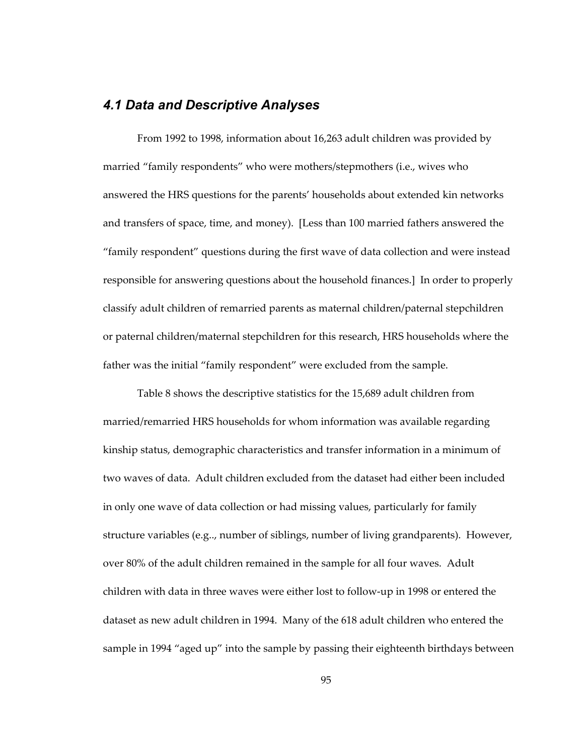## *4.1 Data and Descriptive Analyses*

From 1992 to 1998, information about 16,263 adult children was provided by married "family respondents" who were mothers/stepmothers (i.e., wives who answered the HRS questions for the parents' households about extended kin networks and transfers of space, time, and money). [Less than 100 married fathers answered the "family respondent" questions during the first wave of data collection and were instead responsible for answering questions about the household finances.] In order to properly classify adult children of remarried parents as maternal children/paternal stepchildren or paternal children/maternal stepchildren for this research, HRS households where the father was the initial "family respondent" were excluded from the sample.

Table 8 shows the descriptive statistics for the 15,689 adult children from married/remarried HRS households for whom information was available regarding kinship status, demographic characteristics and transfer information in a minimum of two waves of data. Adult children excluded from the dataset had either been included in only one wave of data collection or had missing values, particularly for family structure variables (e.g.., number of siblings, number of living grandparents). However, over 80% of the adult children remained in the sample for all four waves. Adult children with data in three waves were either lost to follow-up in 1998 or entered the dataset as new adult children in 1994. Many of the 618 adult children who entered the sample in 1994 "aged up" into the sample by passing their eighteenth birthdays between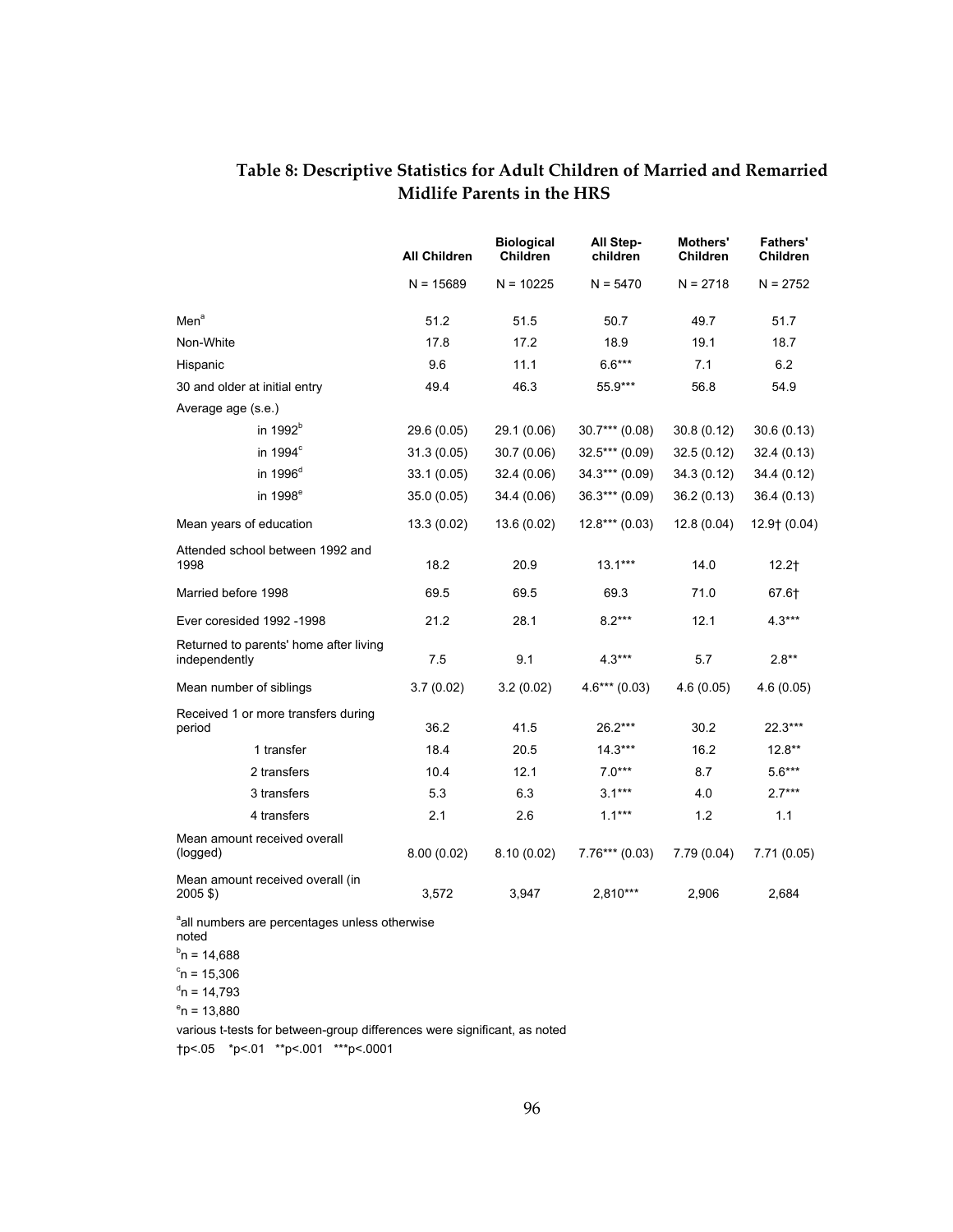# Table 8: Descriptive Statistics for Adult Children of Married and Remarried Midlife Parents in the HRS

| | All Children | Biological Children | All Step-children | Mothers' Children | Fathers' Children |
|---|---|---|---|---|---|
| | N = 15689 | N = 10225 | N = 5470 | N = 2718 | N = 2752 |
| Men[a] | 51.2 | 51.5 | 50.7 | 49.7 | 51.7 |
| Non-White | 17.8 | 17.2 | 18.9 | 19.1 | 18.7 |
| Hispanic | 9.6 | 11.1 | 6.6*** | 7.1 | 6.2 |
| 30 and older at initial entry | 49.4 | 46.3 | 55.9*** | 56.8 | 54.9 |
| Average age (s.e.) | | | | | |
| in 1992[b] | 29.6 (0.05) | 29.1 (0.06) | 30.7*** (0.08) | 30.8 (0.12) | 30.6 (0.13) |
| in 1994[c] | 31.3 (0.05) | 30.7 (0.06) | 32.5*** (0.09) | 32.5 (0.12) | 32.4 (0.13) |
| in 1996[d] | 33.1 (0.05) | 32.4 (0.06) | 34.3*** (0.09) | 34.3 (0.12) | 34.4 (0.12) |
| in 1998[e] | 35.0 (0.05) | 34.4 (0.06) | 36.3*** (0.09) | 36.2 (0.13) | 36.4 (0.13) |
| Mean years of education | 13.3 (0.02) | 13.6 (0.02) | 12.8*** (0.03) | 12.8 (0.04) | 12.9† (0.04) |
| Attended school between 1992 and 1998 | 18.2 | 20.9 | 13.1*** | 14.0 | 12.2† |
| Married before 1998 | 69.5 | 69.5 | 69.3 | 71.0 | 67.6† |
| Ever coresided 1992 -1998 | 21.2 | 28.1 | 8.2*** | 12.1 | 4.3*** |
| Returned to parents' home after living independently | 7.5 | 9.1 | 4.3*** | 5.7 | 2.8** |
| Mean number of siblings | 3.7 (0.02) | 3.2 (0.02) | 4.6*** (0.03) | 4.6 (0.05) | 4.6 (0.05) |
| Received 1 or more transfers during period | 36.2 | 41.5 | 26.2*** | 30.2 | 22.3*** |
| 1 transfer | 18.4 | 20.5 | 14.3*** | 16.2 | 12.8** |
| 2 transfers | 10.4 | 12.1 | 7.0*** | 8.7 | 5.6*** |
| 3 transfers | 5.3 | 6.3 | 3.1*** | 4.0 | 2.7*** |
| 4 transfers | 2.1 | 2.6 | 1.1*** | 1.2 | 1.1 |
| Mean amount received overall (logged) | 8.00 (0.02) | 8.10 (0.02) | 7.76*** (0.03) | 7.79 (0.04) | 7.71 (0.05) |
| Mean amount received overall (in 2005 $) | 3,572 | 3,947 | 2,810*** | 2,906 | 2,684 |

[a]all numbers are percentages unless otherwise noted

[b]n = 14,688

[c]n = 15,306

[d]n = 14,793

[e]n = 13,880

various t-tests for between-group differences were significant, as noted

†p<.05 *p<.01 **p<.001 ***p<.0001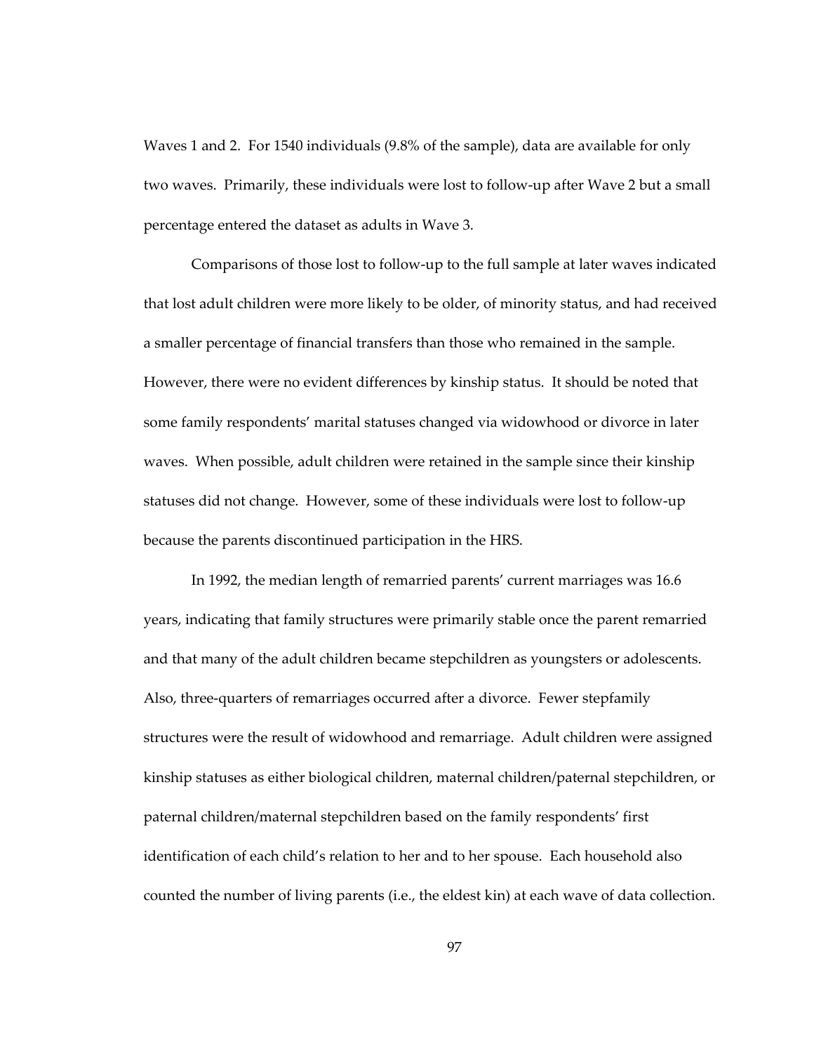Waves 1 and 2. For 1540 individuals (9.8% of the sample), data are available for only two waves. Primarily, these individuals were lost to follow-up after Wave 2 but a small percentage entered the dataset as adults in Wave 3.

Comparisons of those lost to follow-up to the full sample at later waves indicated that lost adult children were more likely to be older, of minority status, and had received a smaller percentage of financial transfers than those who remained in the sample. However, there were no evident differences by kinship status. It should be noted that some family respondents' marital statuses changed via widowhood or divorce in later waves. When possible, adult children were retained in the sample since their kinship statuses did not change. However, some of these individuals were lost to follow-up because the parents discontinued participation in the HRS.

In 1992, the median length of remarried parents' current marriages was 16.6 years, indicating that family structures were primarily stable once the parent remarried and that many of the adult children became stepchildren as youngsters or adolescents. Also, three-quarters of remarriages occurred after a divorce. Fewer stepfamily structures were the result of widowhood and remarriage. Adult children were assigned kinship statuses as either biological children, maternal children/paternal stepchildren, or paternal children/maternal stepchildren based on the family respondents' first identification of each child's relation to her and to her spouse. Each household also counted the number of living parents (i.e., the eldest kin) at each wave of data collection.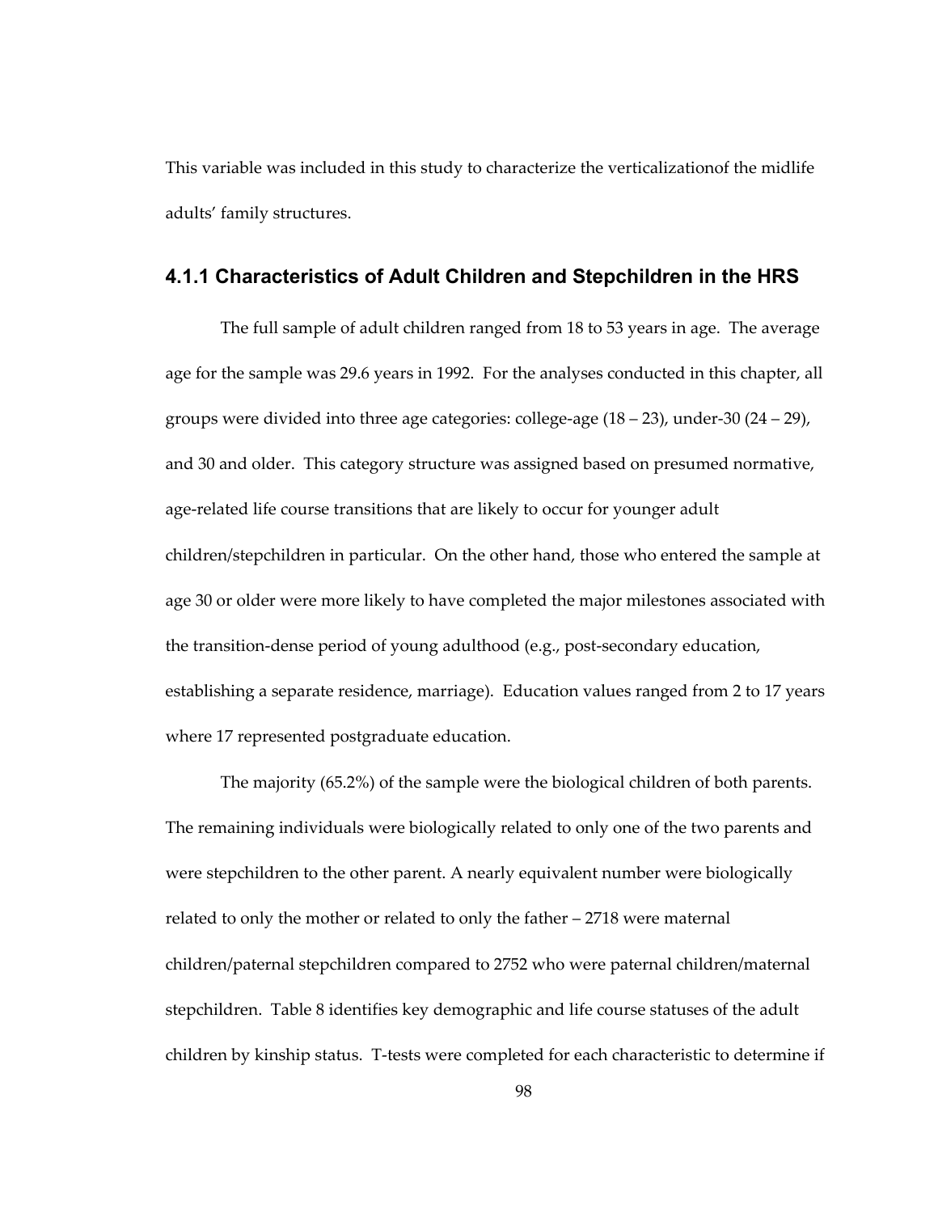This variable was included in this study to characterize the verticalizationof the midlife adults' family structures.

### 4.1.1 Characteristics of Adult Children and Stepchildren in the HRS

The full sample of adult children ranged from 18 to 53 years in age. The average age for the sample was 29.6 years in 1992. For the analyses conducted in this chapter, all groups were divided into three age categories: college-age (18 – 23), under-30 (24 – 29), and 30 and older. This category structure was assigned based on presumed normative, age-related life course transitions that are likely to occur for younger adult children/stepchildren in particular. On the other hand, those who entered the sample at age 30 or older were more likely to have completed the major milestones associated with the transition-dense period of young adulthood (e.g., post-secondary education, establishing a separate residence, marriage). Education values ranged from 2 to 17 years where 17 represented postgraduate education.

The majority (65.2%) of the sample were the biological children of both parents. The remaining individuals were biologically related to only one of the two parents and were stepchildren to the other parent. A nearly equivalent number were biologically related to only the mother or related to only the father – 2718 were maternal children/paternal stepchildren compared to 2752 who were paternal children/maternal stepchildren. Table 8 identifies key demographic and life course statuses of the adult children by kinship status. T-tests were completed for each characteristic to determine if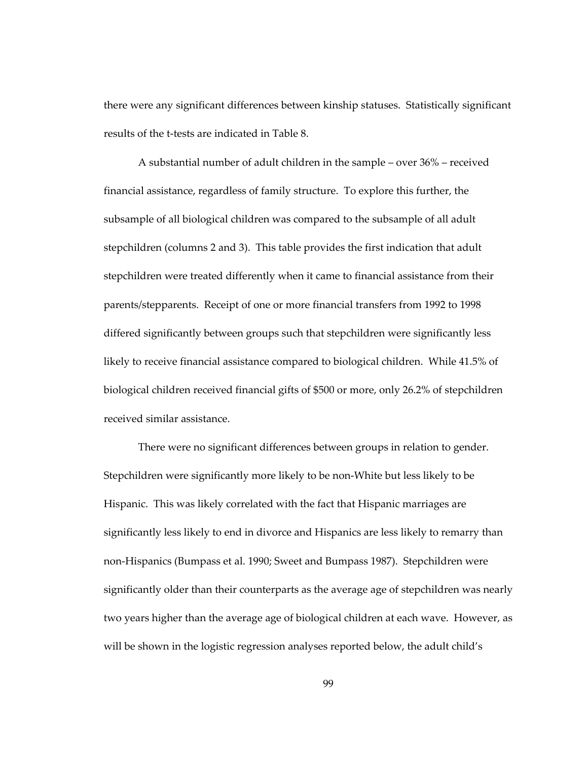there were any significant differences between kinship statuses. Statistically significant results of the t-tests are indicated in Table 8.

A substantial number of adult children in the sample – over 36% – received financial assistance, regardless of family structure. To explore this further, the subsample of all biological children was compared to the subsample of all adult stepchildren (columns 2 and 3). This table provides the first indication that adult stepchildren were treated differently when it came to financial assistance from their parents/stepparents. Receipt of one or more financial transfers from 1992 to 1998 differed significantly between groups such that stepchildren were significantly less likely to receive financial assistance compared to biological children. While 41.5% of biological children received financial gifts of $500 or more, only 26.2% of stepchildren received similar assistance.

There were no significant differences between groups in relation to gender. Stepchildren were significantly more likely to be non-White but less likely to be Hispanic. This was likely correlated with the fact that Hispanic marriages are significantly less likely to end in divorce and Hispanics are less likely to remarry than non-Hispanics (Bumpass et al. 1990; Sweet and Bumpass 1987). Stepchildren were significantly older than their counterparts as the average age of stepchildren was nearly two years higher than the average age of biological children at each wave. However, as will be shown in the logistic regression analyses reported below, the adult child's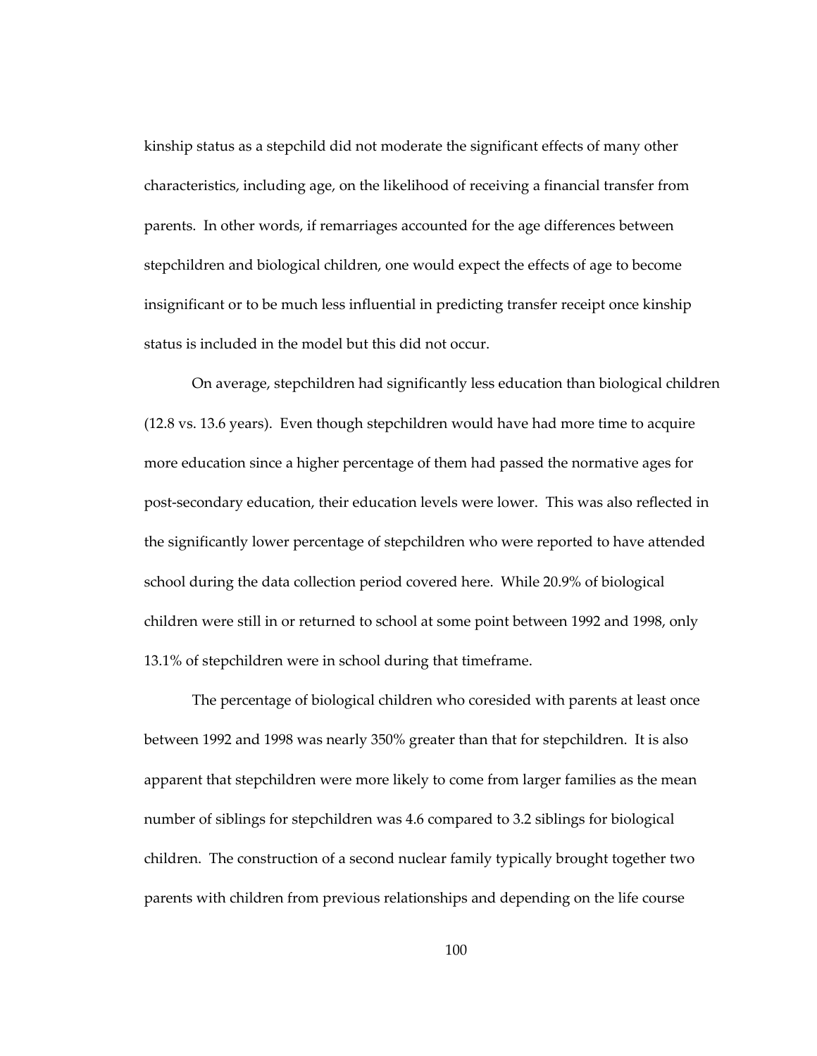kinship status as a stepchild did not moderate the significant effects of many other characteristics, including age, on the likelihood of receiving a financial transfer from parents. In other words, if remarriages accounted for the age differences between stepchildren and biological children, one would expect the effects of age to become insignificant or to be much less influential in predicting transfer receipt once kinship status is included in the model but this did not occur.

On average, stepchildren had significantly less education than biological children (12.8 vs. 13.6 years). Even though stepchildren would have had more time to acquire more education since a higher percentage of them had passed the normative ages for post-secondary education, their education levels were lower. This was also reflected in the significantly lower percentage of stepchildren who were reported to have attended school during the data collection period covered here. While 20.9% of biological children were still in or returned to school at some point between 1992 and 1998, only 13.1% of stepchildren were in school during that timeframe.

The percentage of biological children who coresided with parents at least once between 1992 and 1998 was nearly 350% greater than that for stepchildren. It is also apparent that stepchildren were more likely to come from larger families as the mean number of siblings for stepchildren was 4.6 compared to 3.2 siblings for biological children. The construction of a second nuclear family typically brought together two parents with children from previous relationships and depending on the life course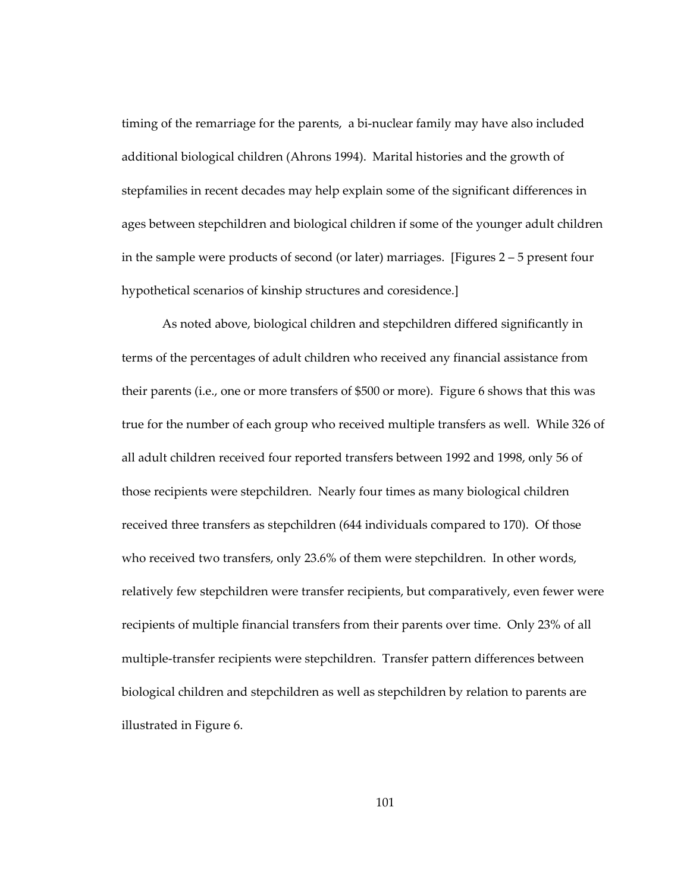timing of the remarriage for the parents, a bi-nuclear family may have also included additional biological children (Ahrons 1994). Marital histories and the growth of stepfamilies in recent decades may help explain some of the significant differences in ages between stepchildren and biological children if some of the younger adult children in the sample were products of second (or later) marriages. [Figures 2 – 5 present four hypothetical scenarios of kinship structures and coresidence.]

As noted above, biological children and stepchildren differed significantly in terms of the percentages of adult children who received any financial assistance from their parents (i.e., one or more transfers of $500 or more). Figure 6 shows that this was true for the number of each group who received multiple transfers as well. While 326 of all adult children received four reported transfers between 1992 and 1998, only 56 of those recipients were stepchildren. Nearly four times as many biological children received three transfers as stepchildren (644 individuals compared to 170). Of those who received two transfers, only 23.6% of them were stepchildren. In other words, relatively few stepchildren were transfer recipients, but comparatively, even fewer were recipients of multiple financial transfers from their parents over time. Only 23% of all multiple-transfer recipients were stepchildren. Transfer pattern differences between biological children and stepchildren as well as stepchildren by relation to parents are illustrated in Figure 6.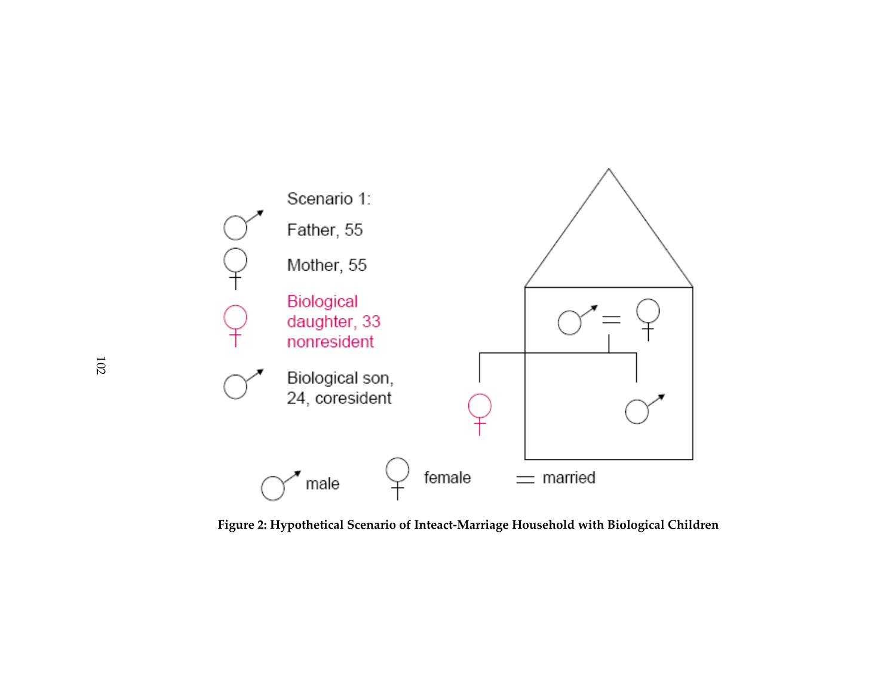Scenario 1:

Father, 55

Mother, 55

Biological daughter, 33 nonresident

Biological son, 24, coresident

male female = married

**Figure 2: Hypothetical Scenario of Inteact-Marriage Household with Biological Children**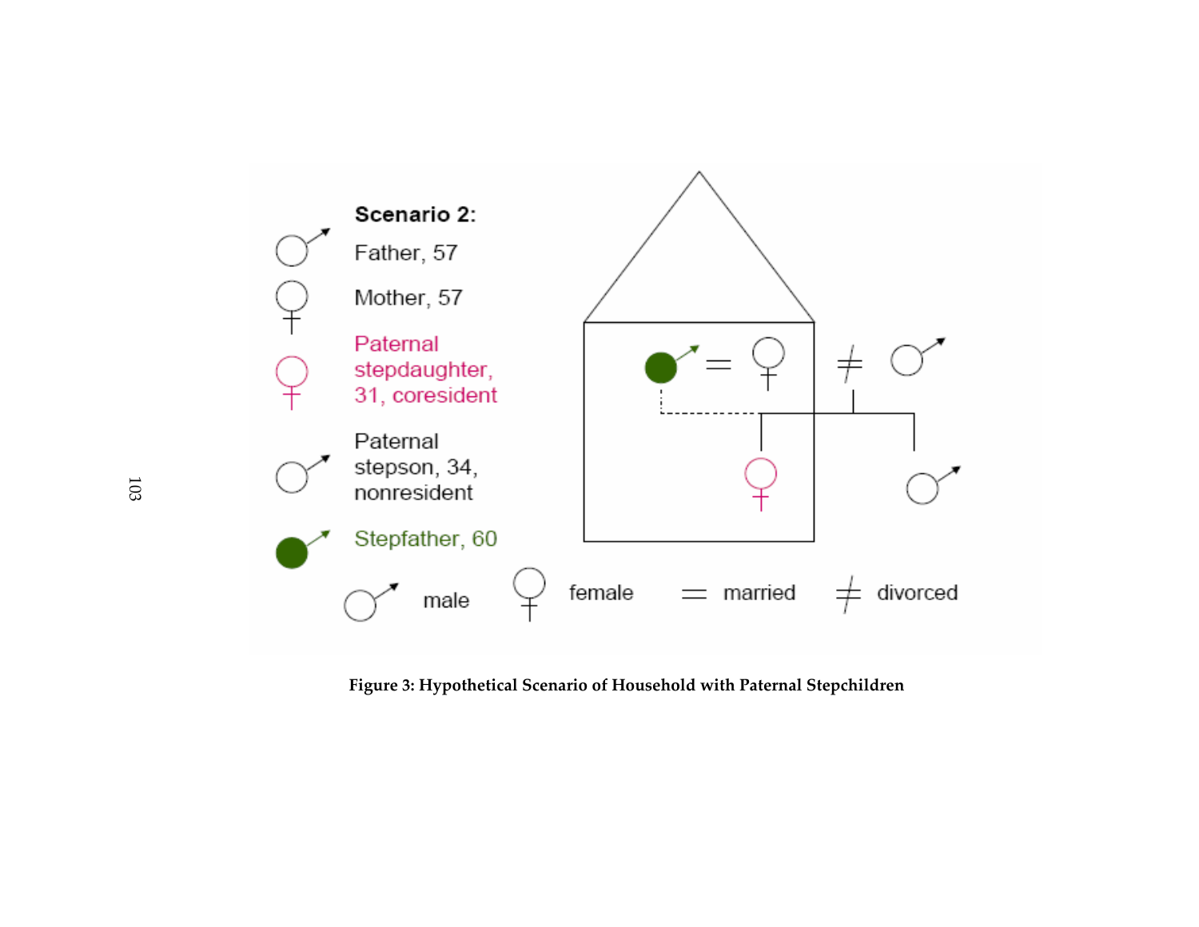**Scenario 2:**

Father, 57

Mother, 57

Paternal stepdaughter, 31, coresident

Paternal stepson, 34, nonresident

Stepfather, 60

male female = married ≠ divorced

**Figure 3: Hypothetical Scenario of Household with Paternal Stepchildren**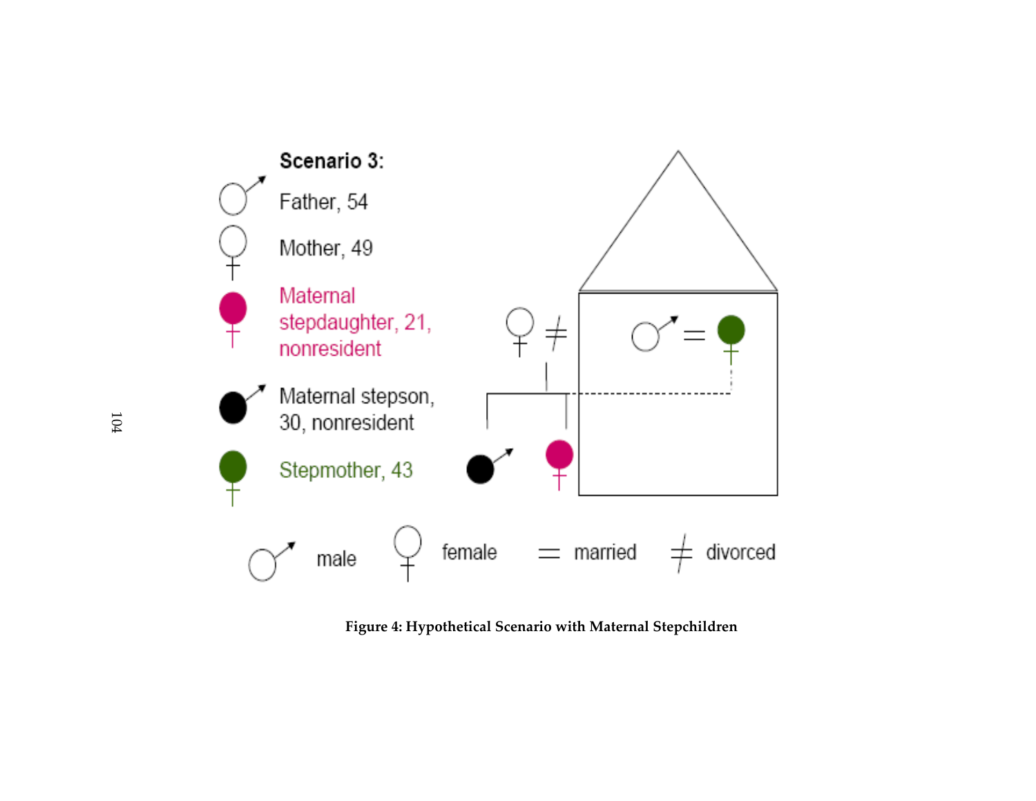**Scenario 3:**

Father, 54

Mother, 49

Maternal stepdaughter, 21, nonresident

Maternal stepson, 30, nonresident

Stepmother, 43

male female = married ≠ divorced

**Figure 4: Hypothetical Scenario with Maternal Stepchildren**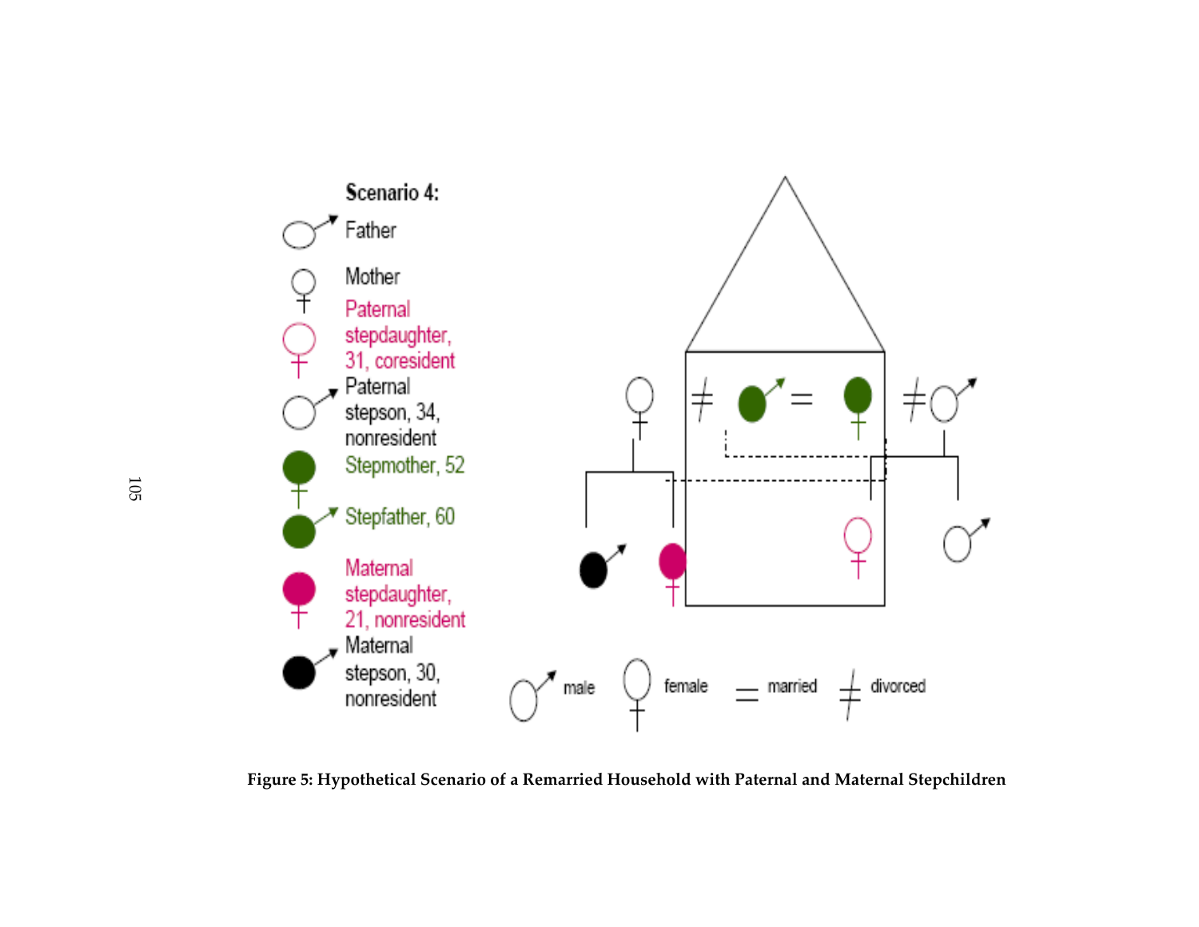Scenario 4:

Father

Mother

Paternal stepdaughter, 31, coresident

Paternal stepson, 34, nonresident

Stepmother, 52

Stepfather, 60

Maternal stepdaughter, 21, nonresident

Maternal stepson, 30, nonresident

male female = married ≠ divorced

**Figure 5: Hypothetical Scenario of a Remarried Household with Paternal and Maternal Stepchildren**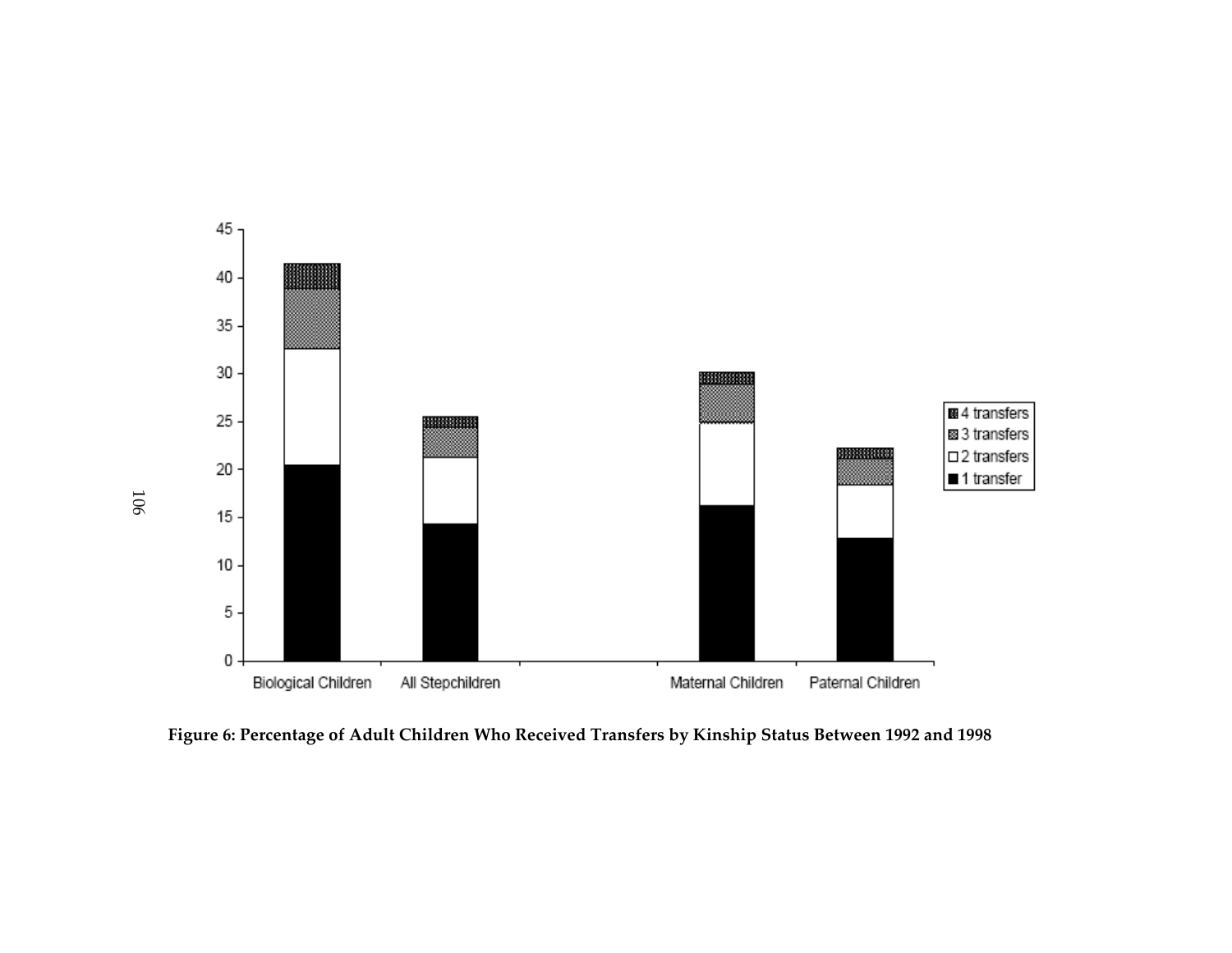**Figure 6: Percentage of Adult Children Who Received Transfers by Kinship Status Between 1992 and 1998**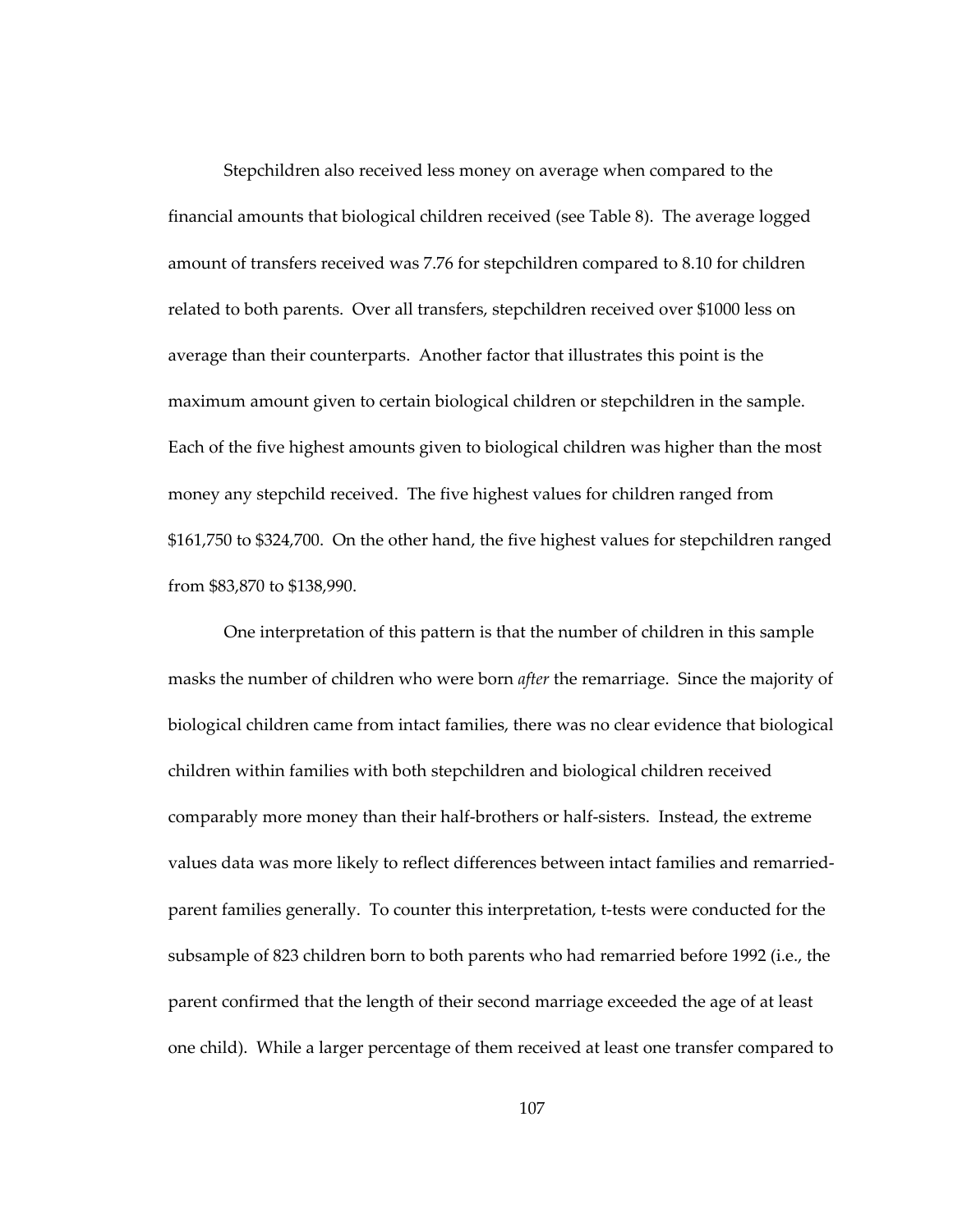Stepchildren also received less money on average when compared to the financial amounts that biological children received (see Table 8). The average logged amount of transfers received was 7.76 for stepchildren compared to 8.10 for children related to both parents. Over all transfers, stepchildren received over $1000 less on average than their counterparts. Another factor that illustrates this point is the maximum amount given to certain biological children or stepchildren in the sample. Each of the five highest amounts given to biological children was higher than the most money any stepchild received. The five highest values for children ranged from $161,750 to $324,700. On the other hand, the five highest values for stepchildren ranged from $83,870 to $138,990.

One interpretation of this pattern is that the number of children in this sample masks the number of children who were born *after* the remarriage. Since the majority of biological children came from intact families, there was no clear evidence that biological children within families with both stepchildren and biological children received comparably more money than their half-brothers or half-sisters. Instead, the extreme values data was more likely to reflect differences between intact families and remarried-parent families generally. To counter this interpretation, t-tests were conducted for the subsample of 823 children born to both parents who had remarried before 1992 (i.e., the parent confirmed that the length of their second marriage exceeded the age of at least one child). While a larger percentage of them received at least one transfer compared to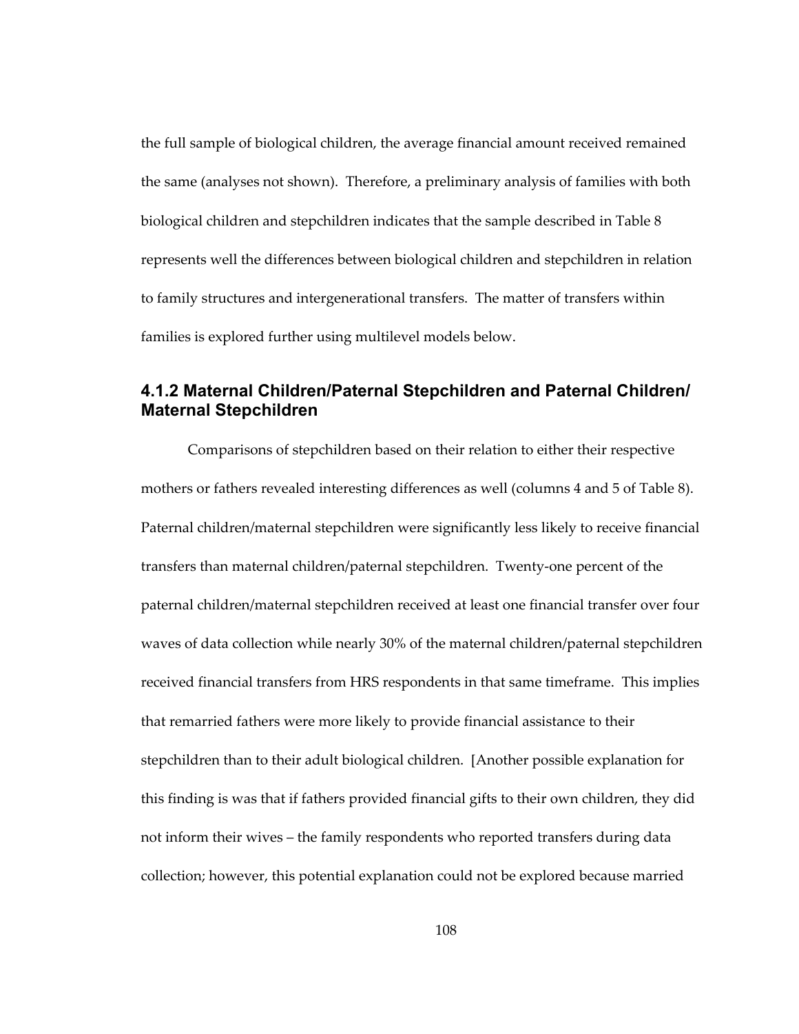the full sample of biological children, the average financial amount received remained the same (analyses not shown). Therefore, a preliminary analysis of families with both biological children and stepchildren indicates that the sample described in Table 8 represents well the differences between biological children and stepchildren in relation to family structures and intergenerational transfers. The matter of transfers within families is explored further using multilevel models below.

### 4.1.2 Maternal Children/Paternal Stepchildren and Paternal Children/ Maternal Stepchildren

Comparisons of stepchildren based on their relation to either their respective mothers or fathers revealed interesting differences as well (columns 4 and 5 of Table 8). Paternal children/maternal stepchildren were significantly less likely to receive financial transfers than maternal children/paternal stepchildren. Twenty-one percent of the paternal children/maternal stepchildren received at least one financial transfer over four waves of data collection while nearly 30% of the maternal children/paternal stepchildren received financial transfers from HRS respondents in that same timeframe. This implies that remarried fathers were more likely to provide financial assistance to their stepchildren than to their adult biological children. [Another possible explanation for this finding is was that if fathers provided financial gifts to their own children, they did not inform their wives – the family respondents who reported transfers during data collection; however, this potential explanation could not be explored because married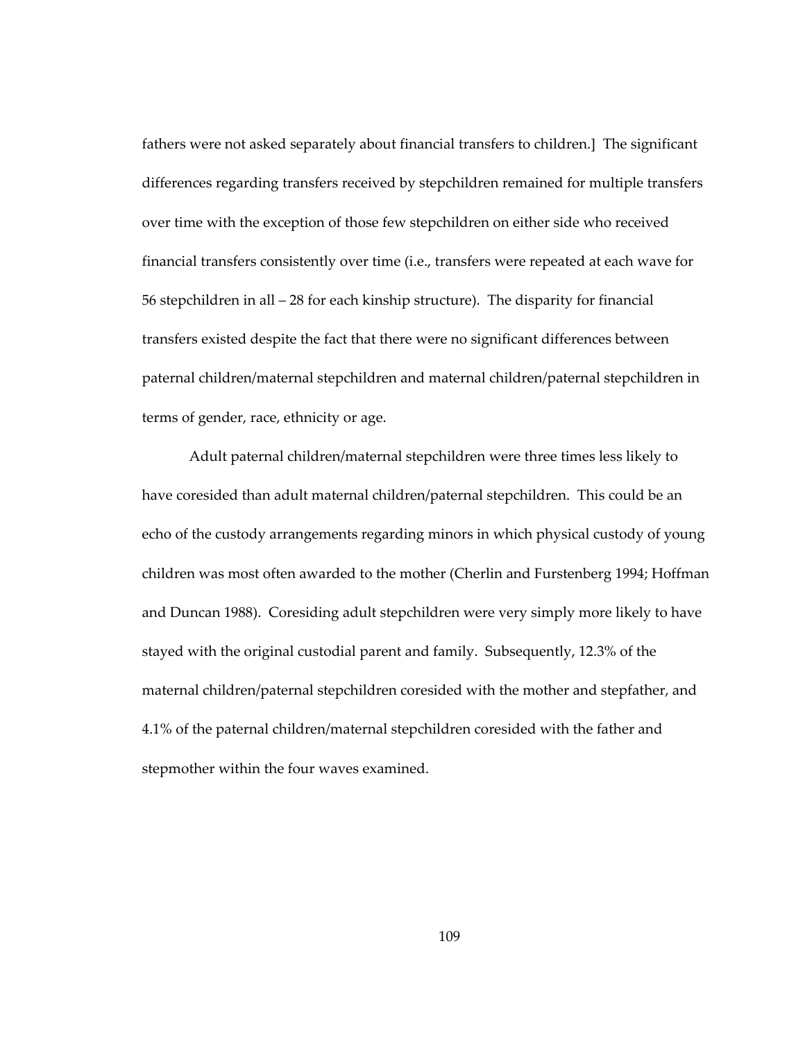fathers were not asked separately about financial transfers to children.] The significant differences regarding transfers received by stepchildren remained for multiple transfers over time with the exception of those few stepchildren on either side who received financial transfers consistently over time (i.e., transfers were repeated at each wave for 56 stepchildren in all – 28 for each kinship structure). The disparity for financial transfers existed despite the fact that there were no significant differences between paternal children/maternal stepchildren and maternal children/paternal stepchildren in terms of gender, race, ethnicity or age.

Adult paternal children/maternal stepchildren were three times less likely to have coresided than adult maternal children/paternal stepchildren. This could be an echo of the custody arrangements regarding minors in which physical custody of young children was most often awarded to the mother (Cherlin and Furstenberg 1994; Hoffman and Duncan 1988). Coresiding adult stepchildren were very simply more likely to have stayed with the original custodial parent and family. Subsequently, 12.3% of the maternal children/paternal stepchildren coresided with the mother and stepfather, and 4.1% of the paternal children/maternal stepchildren coresided with the father and stepmother within the four waves examined.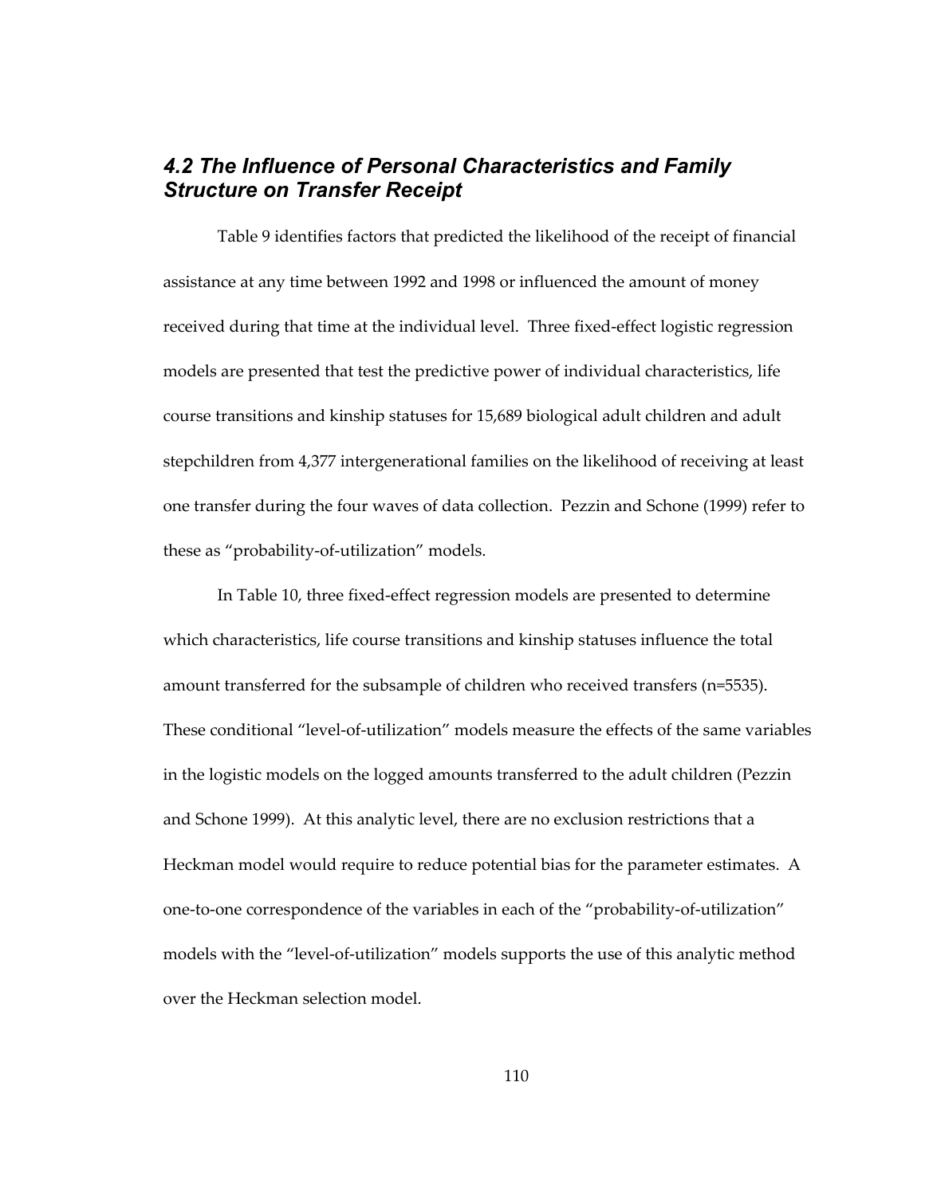## *4.2 The Influence of Personal Characteristics and Family Structure on Transfer Receipt*

Table 9 identifies factors that predicted the likelihood of the receipt of financial assistance at any time between 1992 and 1998 or influenced the amount of money received during that time at the individual level. Three fixed-effect logistic regression models are presented that test the predictive power of individual characteristics, life course transitions and kinship statuses for 15,689 biological adult children and adult stepchildren from 4,377 intergenerational families on the likelihood of receiving at least one transfer during the four waves of data collection. Pezzin and Schone (1999) refer to these as "probability-of-utilization" models.

In Table 10, three fixed-effect regression models are presented to determine which characteristics, life course transitions and kinship statuses influence the total amount transferred for the subsample of children who received transfers (n=5535). These conditional "level-of-utilization" models measure the effects of the same variables in the logistic models on the logged amounts transferred to the adult children (Pezzin and Schone 1999). At this analytic level, there are no exclusion restrictions that a Heckman model would require to reduce potential bias for the parameter estimates. A one-to-one correspondence of the variables in each of the "probability-of-utilization" models with the "level-of-utilization" models supports the use of this analytic method over the Heckman selection model.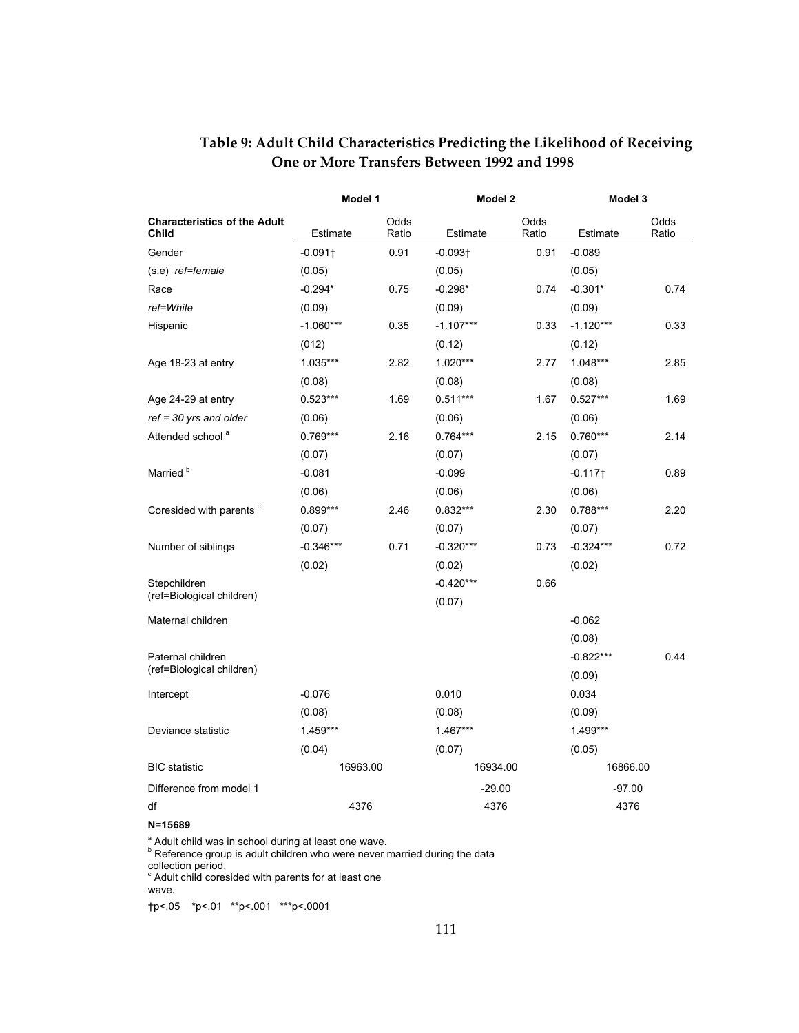## Table 9: Adult Child Characteristics Predicting the Likelihood of Receiving One or More Transfers Between 1992 and 1998

| | Model 1 | | Model 2 | | Model 3 | |
|---|---|---|---|---|---|---|
| **Characteristics of the Adult Child** | Estimate | Odds Ratio | Estimate | Odds Ratio | Estimate | Odds Ratio |
| Gender | -0.091† | 0.91 | -0.093† | 0.91 | -0.089 | |
| (s.e) *ref=female* | (0.05) | | (0.05) | | (0.05) | |
| Race | -0.294* | 0.75 | -0.298* | 0.74 | -0.301* | 0.74 |
| *ref=White* | (0.09) | | (0.09) | | (0.09) | |
| Hispanic | -1.060*** | 0.35 | -1.107*** | 0.33 | -1.120*** | 0.33 |
| | (012) | | (0.12) | | (0.12) | |
| Age 18-23 at entry | 1.035*** | 2.82 | 1.020*** | 2.77 | 1.048*** | 2.85 |
| | (0.08) | | (0.08) | | (0.08) | |
| Age 24-29 at entry | 0.523*** | 1.69 | 0.511*** | 1.67 | 0.527*** | 1.69 |
| *ref = 30 yrs and older* | (0.06) | | (0.06) | | (0.06) | |
| Attended school [a] | 0.769*** | 2.16 | 0.764*** | 2.15 | 0.760*** | 2.14 |
| | (0.07) | | (0.07) | | (0.07) | |
| Married [b] | -0.081 | | -0.099 | | -0.117† | 0.89 |
| | (0.06) | | (0.06) | | (0.06) | |
| Coresided with parents [c] | 0.899*** | 2.46 | 0.832*** | 2.30 | 0.788*** | 2.20 |
| | (0.07) | | (0.07) | | (0.07) | |
| Number of siblings | -0.346*** | 0.71 | -0.320*** | 0.73 | -0.324*** | 0.72 |
| | (0.02) | | (0.02) | | (0.02) | |
| Stepchildren (ref=Biological children) | | | -0.420*** | 0.66 | | |
| | | | (0.07) | | | |
| Maternal children | | | | | -0.062 | |
| | | | | | (0.08) | |
| Paternal children (ref=Biological children) | | | | | -0.822*** | 0.44 |
| | | | | | (0.09) | |
| Intercept | -0.076 | | 0.010 | | 0.034 | |
| | (0.08) | | (0.08) | | (0.09) | |
| Deviance statistic | 1.459*** | | 1.467*** | | 1.499*** | |
| | (0.04) | | (0.07) | | (0.05) | |
| BIC statistic | 16963.00 | | 16934.00 | | 16866.00 | |
| Difference from model 1 | | | -29.00 | | -97.00 | |
| df | 4376 | | 4376 | | 4376 | |

**N=15689**

[a] Adult child was in school during at least one wave.
[b] Reference group is adult children who were never married during the data collection period.
[c] Adult child coresided with parents for at least one wave.

†p<.05 *p<.01 **p<.001 ***p<.0001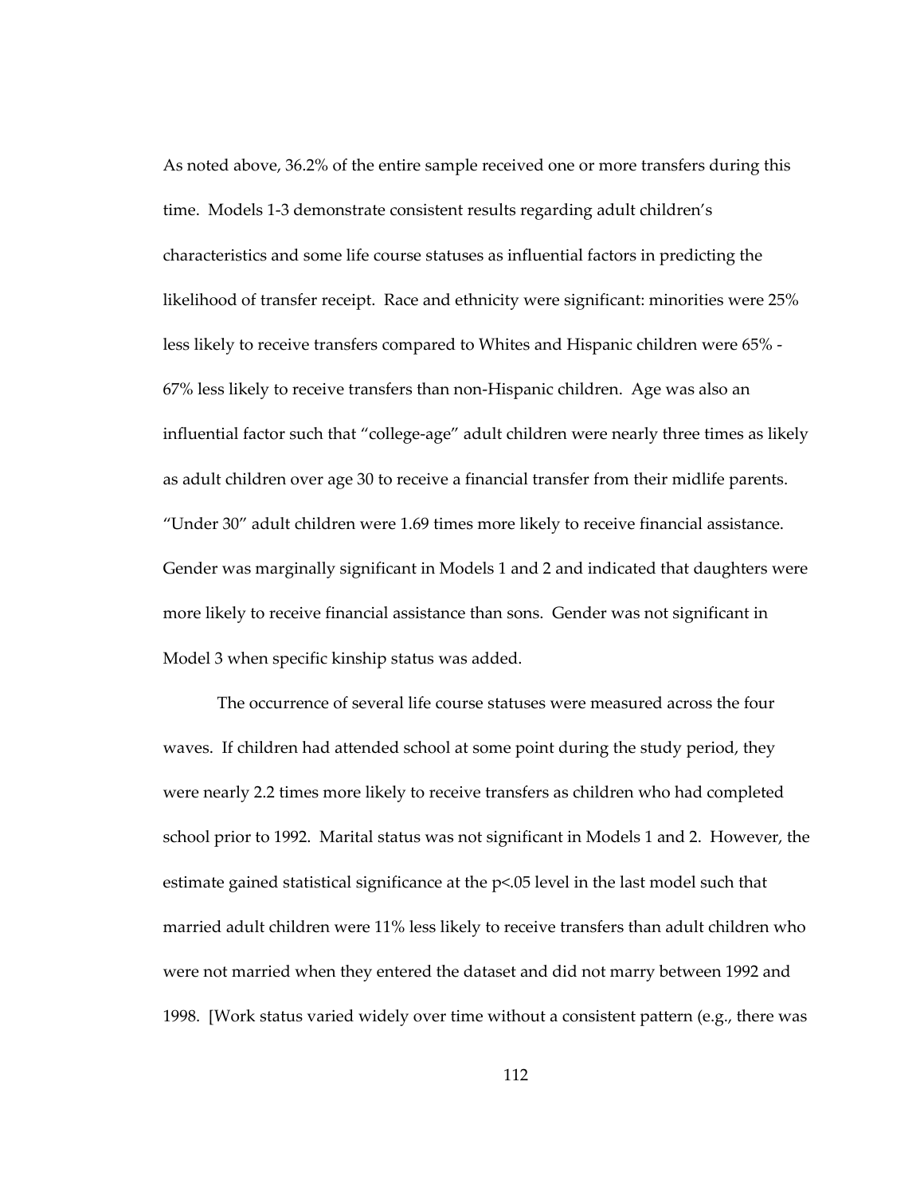As noted above, 36.2% of the entire sample received one or more transfers during this time. Models 1-3 demonstrate consistent results regarding adult children's characteristics and some life course statuses as influential factors in predicting the likelihood of transfer receipt. Race and ethnicity were significant: minorities were 25% less likely to receive transfers compared to Whites and Hispanic children were 65% - 67% less likely to receive transfers than non-Hispanic children. Age was also an influential factor such that "college-age" adult children were nearly three times as likely as adult children over age 30 to receive a financial transfer from their midlife parents. "Under 30" adult children were 1.69 times more likely to receive financial assistance. Gender was marginally significant in Models 1 and 2 and indicated that daughters were more likely to receive financial assistance than sons. Gender was not significant in Model 3 when specific kinship status was added.

The occurrence of several life course statuses were measured across the four waves. If children had attended school at some point during the study period, they were nearly 2.2 times more likely to receive transfers as children who had completed school prior to 1992. Marital status was not significant in Models 1 and 2. However, the estimate gained statistical significance at the $p<.05$ level in the last model such that married adult children were 11% less likely to receive transfers than adult children who were not married when they entered the dataset and did not marry between 1992 and 1998. [Work status varied widely over time without a consistent pattern (e.g., there was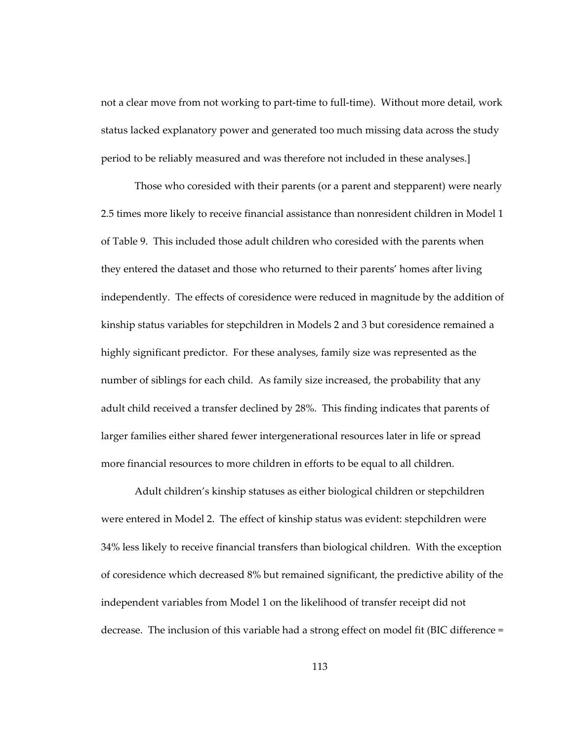not a clear move from not working to part-time to full-time). Without more detail, work status lacked explanatory power and generated too much missing data across the study period to be reliably measured and was therefore not included in these analyses.]

Those who coresided with their parents (or a parent and stepparent) were nearly 2.5 times more likely to receive financial assistance than nonresident children in Model 1 of Table 9. This included those adult children who coresided with the parents when they entered the dataset and those who returned to their parents' homes after living independently. The effects of coresidence were reduced in magnitude by the addition of kinship status variables for stepchildren in Models 2 and 3 but coresidence remained a highly significant predictor. For these analyses, family size was represented as the number of siblings for each child. As family size increased, the probability that any adult child received a transfer declined by 28%. This finding indicates that parents of larger families either shared fewer intergenerational resources later in life or spread more financial resources to more children in efforts to be equal to all children.

Adult children's kinship statuses as either biological children or stepchildren were entered in Model 2. The effect of kinship status was evident: stepchildren were 34% less likely to receive financial transfers than biological children. With the exception of coresidence which decreased 8% but remained significant, the predictive ability of the independent variables from Model 1 on the likelihood of transfer receipt did not decrease. The inclusion of this variable had a strong effect on model fit (BIC difference =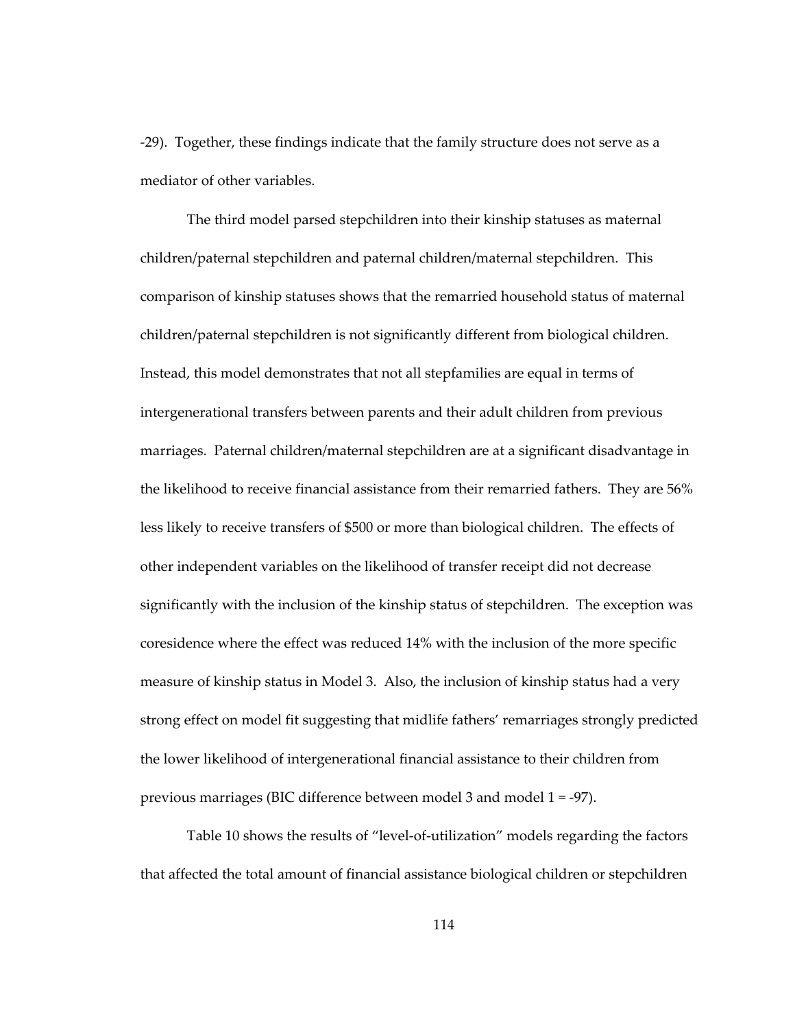-29). Together, these findings indicate that the family structure does not serve as a mediator of other variables.

The third model parsed stepchildren into their kinship statuses as maternal children/paternal stepchildren and paternal children/maternal stepchildren. This comparison of kinship statuses shows that the remarried household status of maternal children/paternal stepchildren is not significantly different from biological children. Instead, this model demonstrates that not all stepfamilies are equal in terms of intergenerational transfers between parents and their adult children from previous marriages. Paternal children/maternal stepchildren are at a significant disadvantage in the likelihood to receive financial assistance from their remarried fathers. They are 56% less likely to receive transfers of $500 or more than biological children. The effects of other independent variables on the likelihood of transfer receipt did not decrease significantly with the inclusion of the kinship status of stepchildren. The exception was coresidence where the effect was reduced 14% with the inclusion of the more specific measure of kinship status in Model 3. Also, the inclusion of kinship status had a very strong effect on model fit suggesting that midlife fathers' remarriages strongly predicted the lower likelihood of intergenerational financial assistance to their children from previous marriages (BIC difference between model 3 and model 1 = -97).

Table 10 shows the results of "level-of-utilization" models regarding the factors that affected the total amount of financial assistance biological children or stepchildren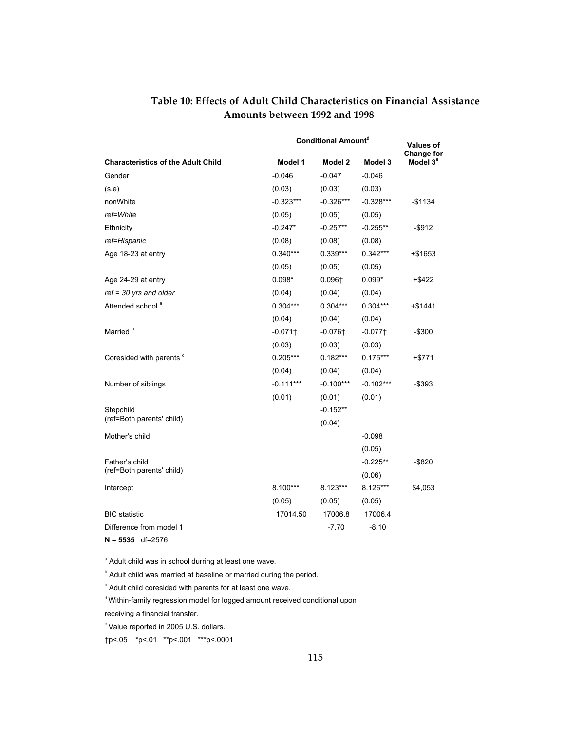### Table 10: Effects of Adult Child Characteristics on Financial Assistance Amounts between 1992 and 1998

| Characteristics of the Adult Child | Conditional Amount[d] Model 1 | Model 2 | Model 3 | Values of Change for Model 3[e] |
|---|---|---|---|---|
| Gender | -0.046 | -0.047 | -0.046 | |
| (s.e) | (0.03) | (0.03) | (0.03) | |
| nonWhite | -0.323*** | -0.326*** | -0.328*** | -$1134 |
| *ref=White* | (0.05) | (0.05) | (0.05) | |
| Ethnicity | -0.247* | -0.257** | -0.255** | -$912 |
| *ref=Hispanic* | (0.08) | (0.08) | (0.08) | |
| Age 18-23 at entry | 0.340*** | 0.339*** | 0.342*** | +$1653 |
| | (0.05) | (0.05) | (0.05) | |
| Age 24-29 at entry | 0.098* | 0.096† | 0.099* | +$422 |
| *ref = 30 yrs and older* | (0.04) | (0.04) | (0.04) | |
| Attended school[a] | 0.304*** | 0.304*** | 0.304*** | +$1441 |
| | (0.04) | (0.04) | (0.04) | |
| Married[b] | -0.071† | -0.076† | -0.077† | -$300 |
| | (0.03) | (0.03) | (0.03) | |
| Coresided with parents[c] | 0.205*** | 0.182*** | 0.175*** | +$771 |
| | (0.04) | (0.04) | (0.04) | |
| Number of siblings | -0.111*** | -0.100*** | -0.102*** | -$393 |
| | (0.01) | (0.01) | (0.01) | |
| Stepchild (ref=Both parents' child) | | -0.152** | | |
| | | (0.04) | | |
| Mother's child | | | -0.098 | |
| | | | (0.05) | |
| Father's child (ref=Both parents' child) | | | -0.225** | -$820 |
| | | | (0.06) | |
| Intercept | 8.100*** | 8.123*** | 8.126*** | $4,053 |
| | (0.05) | (0.05) | (0.05) | |
| BIC statistic | 17014.50 | 17006.8 | 17006.4 | |
| Difference from model 1 | | -7.70 | -8.10 | |

**N = 5535** df=2576

[a] Adult child was in school durring at least one wave.

[b] Adult child was married at baseline or married during the period.

[c] Adult child coresided with parents for at least one wave.

[d] Within-family regression model for logged amount received conditional upon receiving a financial transfer.

[e] Value reported in 2005 U.S. dollars.

†p<.05 *p<.01 **p<.001 ***p<.0001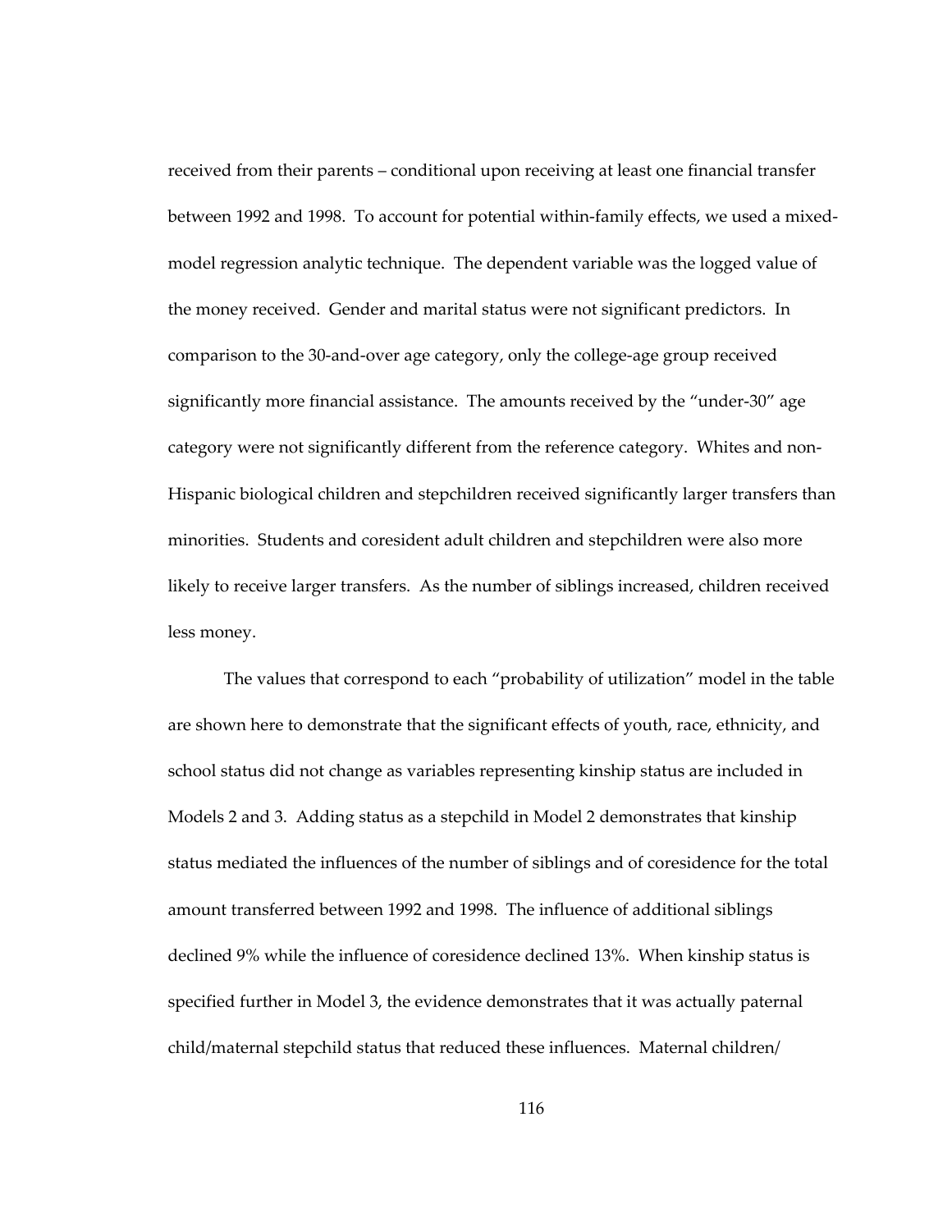received from their parents – conditional upon receiving at least one financial transfer between 1992 and 1998. To account for potential within-family effects, we used a mixed-model regression analytic technique. The dependent variable was the logged value of the money received. Gender and marital status were not significant predictors. In comparison to the 30-and-over age category, only the college-age group received significantly more financial assistance. The amounts received by the "under-30" age category were not significantly different from the reference category. Whites and non-Hispanic biological children and stepchildren received significantly larger transfers than minorities. Students and coresident adult children and stepchildren were also more likely to receive larger transfers. As the number of siblings increased, children received less money.

The values that correspond to each "probability of utilization" model in the table are shown here to demonstrate that the significant effects of youth, race, ethnicity, and school status did not change as variables representing kinship status are included in Models 2 and 3. Adding status as a stepchild in Model 2 demonstrates that kinship status mediated the influences of the number of siblings and of coresidence for the total amount transferred between 1992 and 1998. The influence of additional siblings declined 9% while the influence of coresidence declined 13%. When kinship status is specified further in Model 3, the evidence demonstrates that it was actually paternal child/maternal stepchild status that reduced these influences. Maternal children/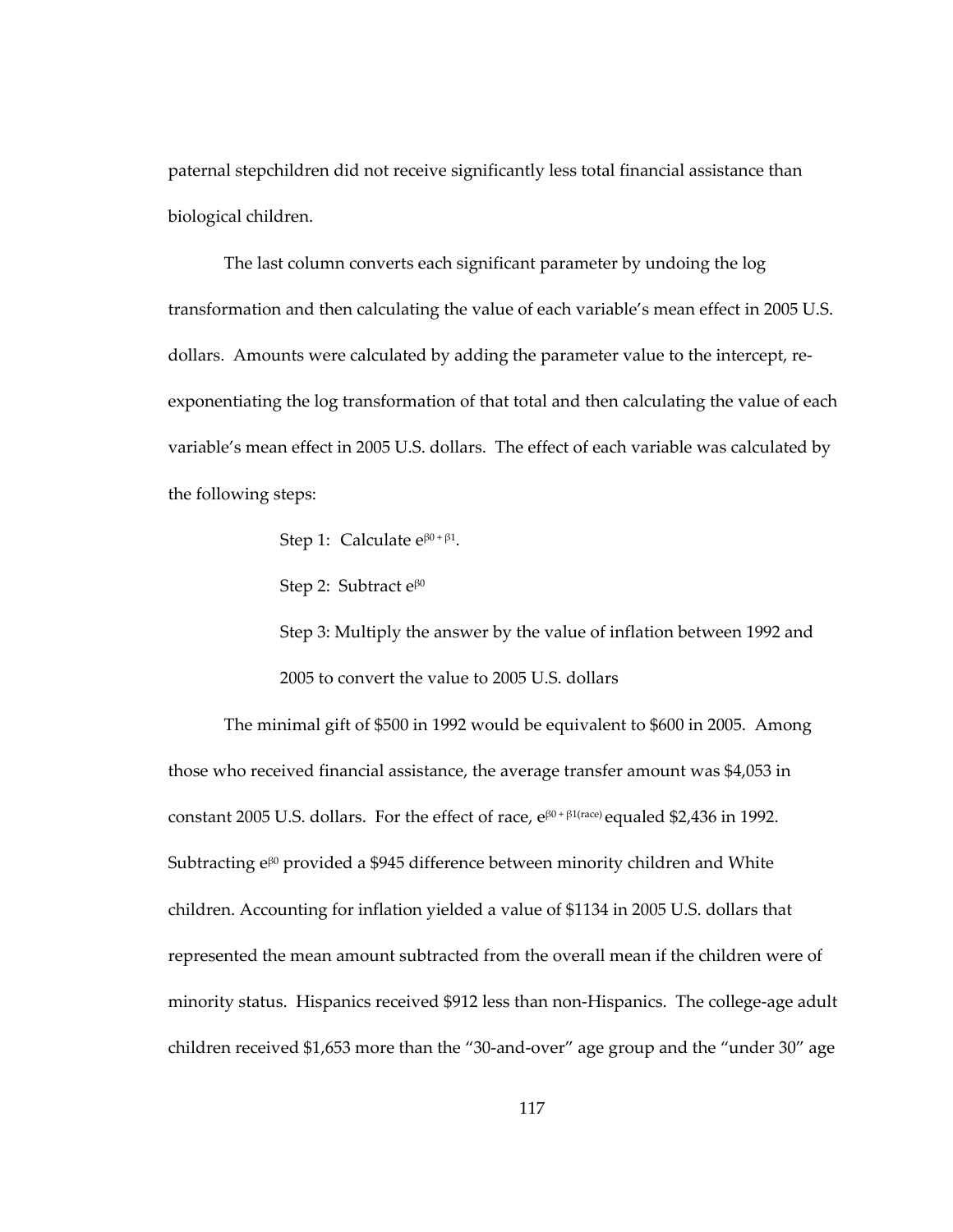paternal stepchildren did not receive significantly less total financial assistance than biological children.

The last column converts each significant parameter by undoing the log transformation and then calculating the value of each variable's mean effect in 2005 U.S. dollars. Amounts were calculated by adding the parameter value to the intercept, re-exponentiating the log transformation of that total and then calculating the value of each variable's mean effect in 2005 U.S. dollars. The effect of each variable was calculated by the following steps:

Step 1: Calculate $e^{\beta 0 + \beta 1}$.

Step 2: Subtract $e^{\beta 0}$

Step 3: Multiply the answer by the value of inflation between 1992 and 2005 to convert the value to 2005 U.S. dollars

The minimal gift of $500 in 1992 would be equivalent to $600 in 2005. Among those who received financial assistance, the average transfer amount was $4,053 in constant 2005 U.S. dollars. For the effect of race, $e^{\beta 0 + \beta 1(\text{race})}$ equaled $2,436 in 1992. Subtracting $e^{\beta 0}$ provided a $945 difference between minority children and White children. Accounting for inflation yielded a value of $1134 in 2005 U.S. dollars that represented the mean amount subtracted from the overall mean if the children were of minority status. Hispanics received $912 less than non-Hispanics. The college-age adult children received $1,653 more than the "30-and-over" age group and the "under 30" age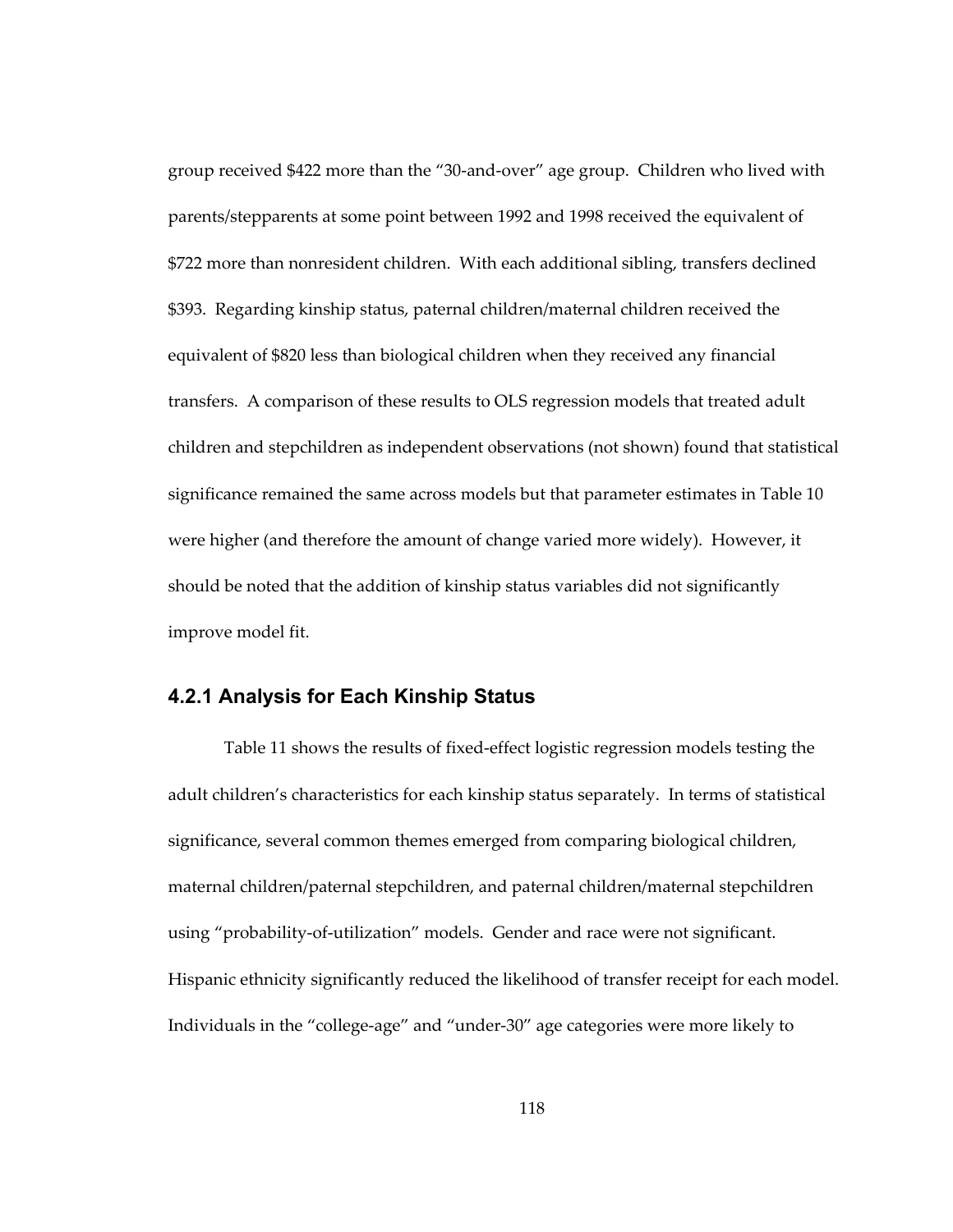group received $422 more than the "30-and-over" age group. Children who lived with parents/stepparents at some point between 1992 and 1998 received the equivalent of $722 more than nonresident children. With each additional sibling, transfers declined $393. Regarding kinship status, paternal children/maternal children received the equivalent of $820 less than biological children when they received any financial transfers. A comparison of these results to OLS regression models that treated adult children and stepchildren as independent observations (not shown) found that statistical significance remained the same across models but that parameter estimates in Table 10 were higher (and therefore the amount of change varied more widely). However, it should be noted that the addition of kinship status variables did not significantly improve model fit.

### 4.2.1 Analysis for Each Kinship Status

Table 11 shows the results of fixed-effect logistic regression models testing the adult children's characteristics for each kinship status separately. In terms of statistical significance, several common themes emerged from comparing biological children, maternal children/paternal stepchildren, and paternal children/maternal stepchildren using "probability-of-utilization" models. Gender and race were not significant. Hispanic ethnicity significantly reduced the likelihood of transfer receipt for each model. Individuals in the "college-age" and "under-30" age categories were more likely to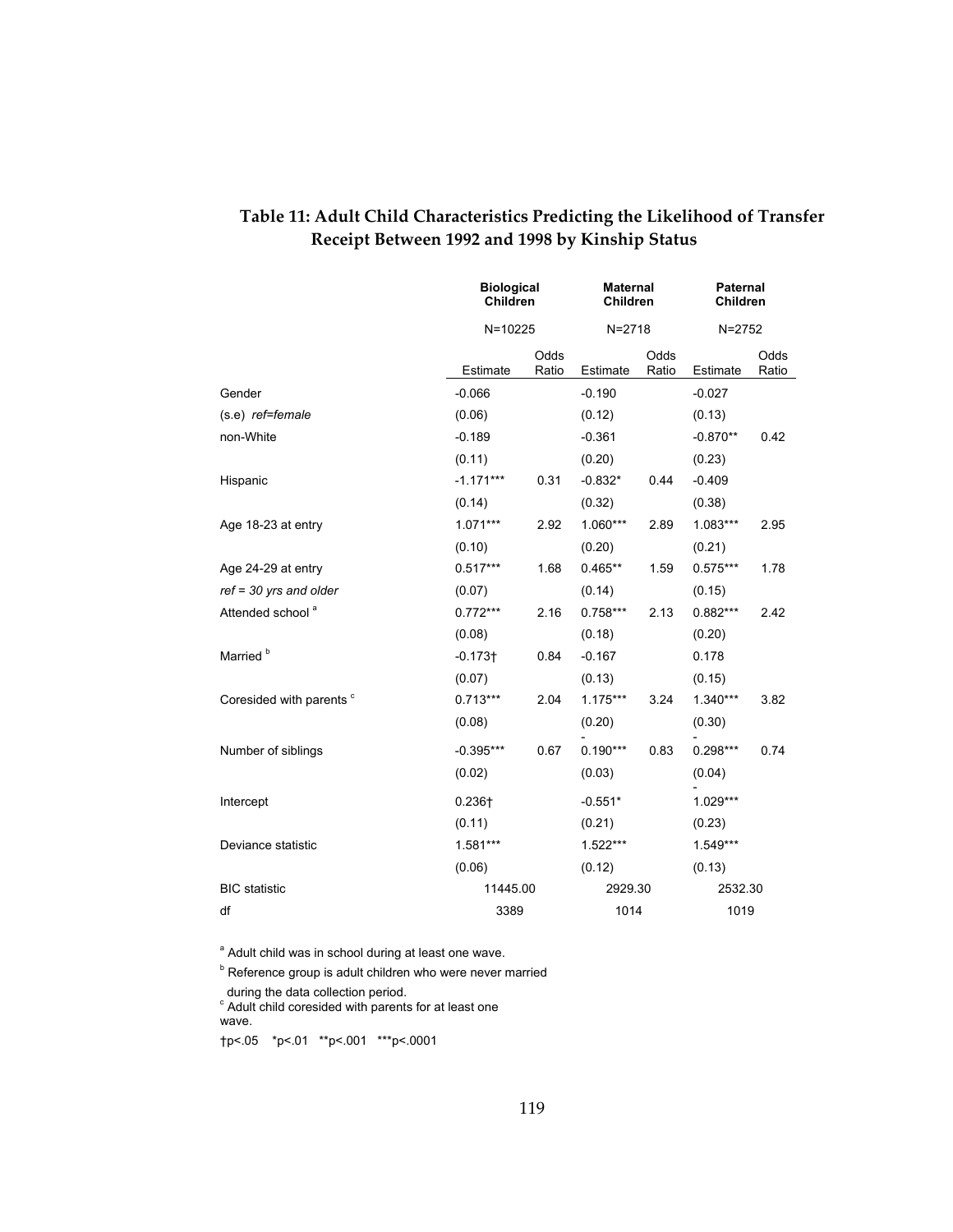**Table 11: Adult Child Characteristics Predicting the Likelihood of Transfer Receipt Between 1992 and 1998 by Kinship Status**

| | Biological Children | | Maternal Children | | Paternal Children | |
|---|---|---|---|---|---|---|
| | N=10225 | | N=2718 | | N=2752 | |
| | Estimate | Odds Ratio | Estimate | Odds Ratio | Estimate | Odds Ratio |
| Gender | -0.066 | | -0.190 | | -0.027 | |
| (s.e) *ref=female* | (0.06) | | (0.12) | | (0.13) | |
| non-White | -0.189 | | -0.361 | | -0.870** | 0.42 |
| | (0.11) | | (0.20) | | (0.23) | |
| Hispanic | -1.171*** | 0.31 | -0.832* | 0.44 | -0.409 | |
| | (0.14) | | (0.32) | | (0.38) | |
| Age 18-23 at entry | 1.071*** | 2.92 | 1.060*** | 2.89 | 1.083*** | 2.95 |
| | (0.10) | | (0.20) | | (0.21) | |
| Age 24-29 at entry | 0.517*** | 1.68 | 0.465** | 1.59 | 0.575*** | 1.78 |
| *ref = 30 yrs and older* | (0.07) | | (0.14) | | (0.15) | |
| Attended school [a] | 0.772*** | 2.16 | 0.758*** | 2.13 | 0.882*** | 2.42 |
| | (0.08) | | (0.18) | | (0.20) | |
| Married [b] | -0.173† | 0.84 | -0.167 | | 0.178 | |
| | (0.07) | | (0.13) | | (0.15) | |
| Coresided with parents [c] | 0.713*** | 2.04 | 1.175*** | 3.24 | 1.340*** | 3.82 |
| | (0.08) | | (0.20) | | (0.30) | |
| Number of siblings | -0.395*** | 0.67 | -0.190*** | 0.83 | -0.298*** | 0.74 |
| | (0.02) | | (0.03) | | (0.04) | |
| Intercept | 0.236† | | -0.551* | | -1.029*** | |
| | (0.11) | | (0.21) | | (0.23) | |
| Deviance statistic | 1.581*** | | 1.522*** | | 1.549*** | |
| | (0.06) | | (0.12) | | (0.13) | |
| BIC statistic | 11445.00 | | 2929.30 | | 2532.30 | |
| df | 3389 | | 1014 | | 1019 | |

[a] Adult child was in school during at least one wave.

[b] Reference group is adult children who were never married during the data collection period.

[c] Adult child coresided with parents for at least one wave.

†p<.05 *p<.01 **p<.001 ***p<.0001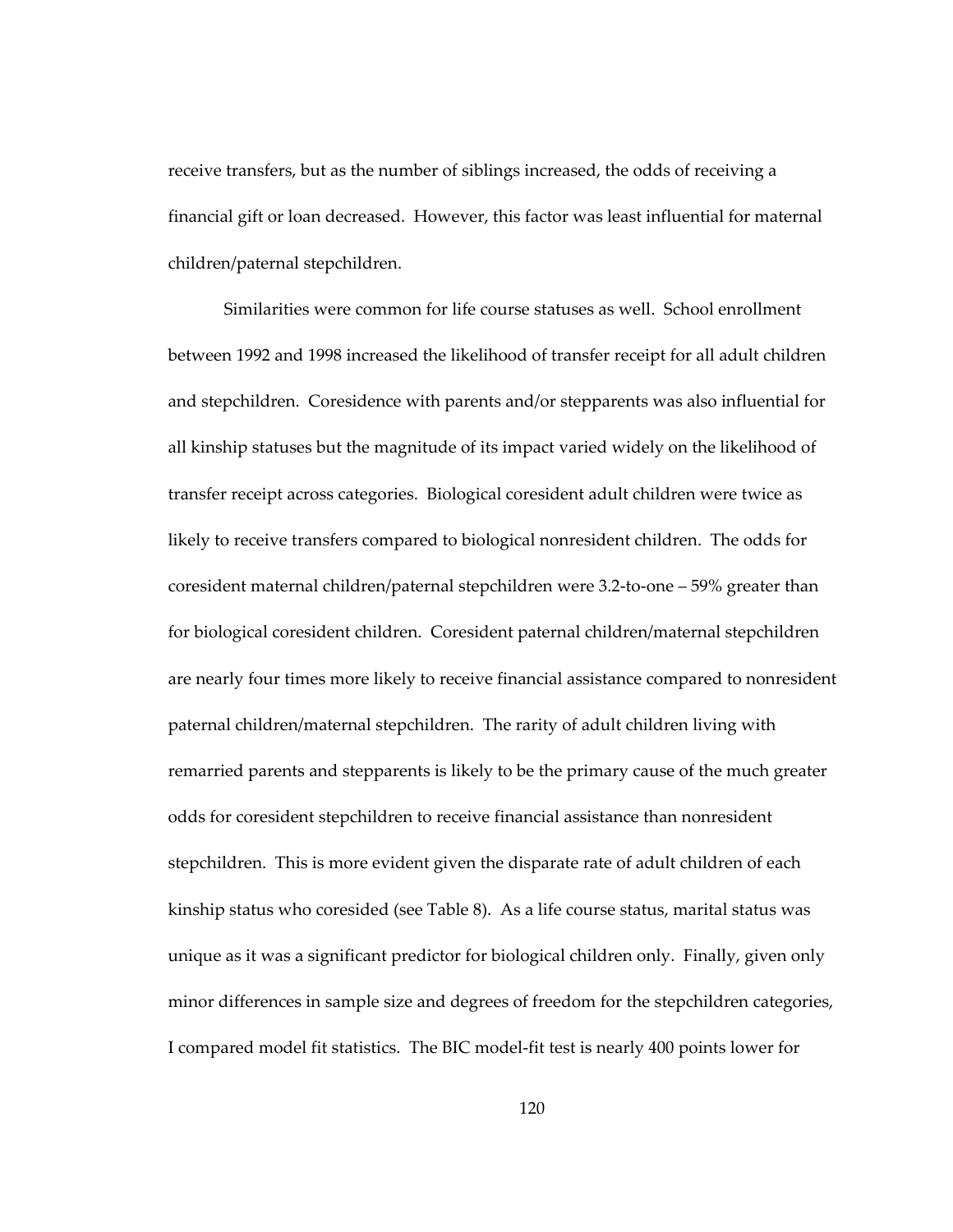receive transfers, but as the number of siblings increased, the odds of receiving a financial gift or loan decreased. However, this factor was least influential for maternal children/paternal stepchildren.

Similarities were common for life course statuses as well. School enrollment between 1992 and 1998 increased the likelihood of transfer receipt for all adult children and stepchildren. Coresidence with parents and/or stepparents was also influential for all kinship statuses but the magnitude of its impact varied widely on the likelihood of transfer receipt across categories. Biological coresident adult children were twice as likely to receive transfers compared to biological nonresident children. The odds for coresident maternal children/paternal stepchildren were 3.2-to-one – 59% greater than for biological coresident children. Coresident paternal children/maternal stepchildren are nearly four times more likely to receive financial assistance compared to nonresident paternal children/maternal stepchildren. The rarity of adult children living with remarried parents and stepparents is likely to be the primary cause of the much greater odds for coresident stepchildren to receive financial assistance than nonresident stepchildren. This is more evident given the disparate rate of adult children of each kinship status who coresided (see Table 8). As a life course status, marital status was unique as it was a significant predictor for biological children only. Finally, given only minor differences in sample size and degrees of freedom for the stepchildren categories, I compared model fit statistics. The BIC model-fit test is nearly 400 points lower for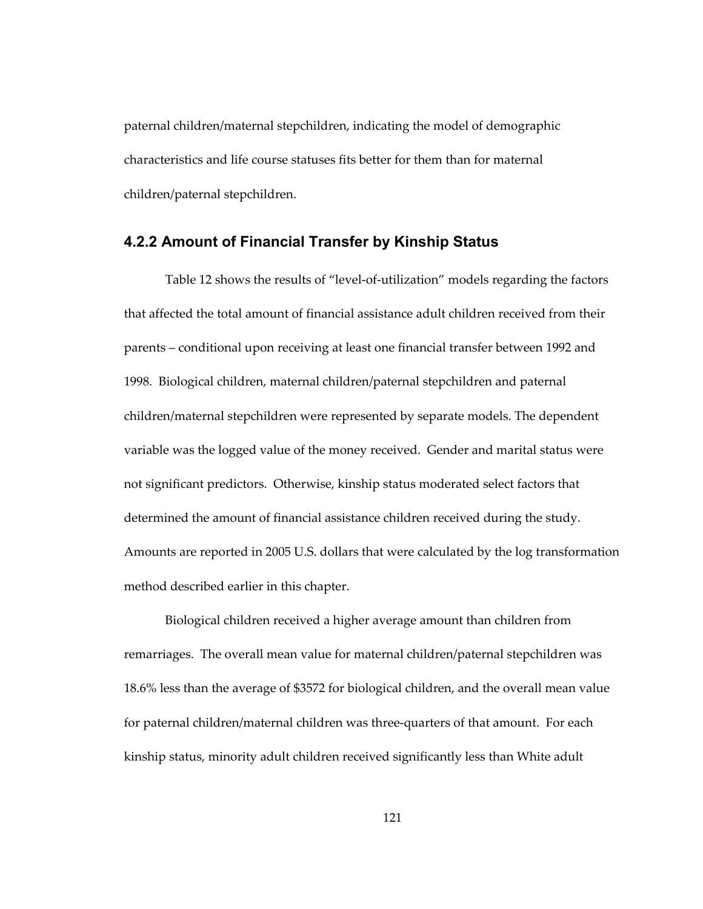paternal children/maternal stepchildren, indicating the model of demographic characteristics and life course statuses fits better for them than for maternal children/paternal stepchildren.

### 4.2.2 Amount of Financial Transfer by Kinship Status

Table 12 shows the results of "level-of-utilization" models regarding the factors that affected the total amount of financial assistance adult children received from their parents – conditional upon receiving at least one financial transfer between 1992 and 1998. Biological children, maternal children/paternal stepchildren and paternal children/maternal stepchildren were represented by separate models. The dependent variable was the logged value of the money received. Gender and marital status were not significant predictors. Otherwise, kinship status moderated select factors that determined the amount of financial assistance children received during the study. Amounts are reported in 2005 U.S. dollars that were calculated by the log transformation method described earlier in this chapter.

Biological children received a higher average amount than children from remarriages. The overall mean value for maternal children/paternal stepchildren was 18.6% less than the average of $3572 for biological children, and the overall mean value for paternal children/maternal children was three-quarters of that amount. For each kinship status, minority adult children received significantly less than White adult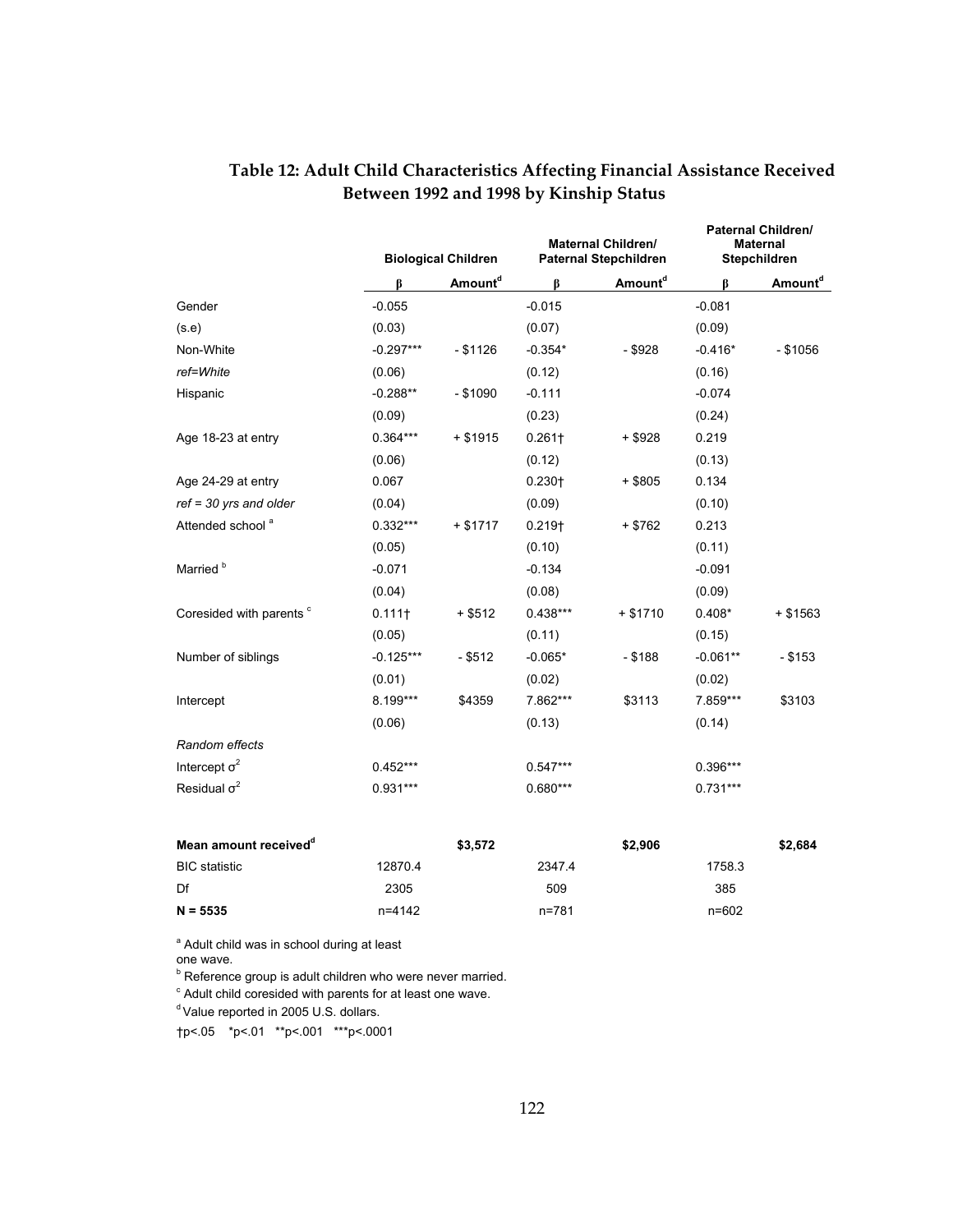# Table 12: Adult Child Characteristics Affecting Financial Assistance Received Between 1992 and 1998 by Kinship Status

| | Biological Children | | Maternal Children/ Paternal Stepchildren | | Paternal Children/ Maternal Stepchildren | |
|---|---|---|---|---|---|---|
| | β | Amount[d] | β | Amount[d] | β | Amount[d] |
| Gender | -0.055 | | -0.015 | | -0.081 | |
| (s.e) | (0.03) | | (0.07) | | (0.09) | |
| Non-White | -0.297*** | - $1126 | -0.354* | - $928 | -0.416* | - $1056 |
| *ref=White* | (0.06) | | (0.12) | | (0.16) | |
| Hispanic | -0.288** | - $1090 | -0.111 | | -0.074 | |
| | (0.09) | | (0.23) | | (0.24) | |
| Age 18-23 at entry | 0.364*** | + $1915 | 0.261† | + $928 | 0.219 | |
| | (0.06) | | (0.12) | | (0.13) | |
| Age 24-29 at entry | 0.067 | | 0.230† | + $805 | 0.134 | |
| *ref = 30 yrs and older* | (0.04) | | (0.09) | | (0.10) | |
| Attended school [a] | 0.332*** | + $1717 | 0.219† | + $762 | 0.213 | |
| | (0.05) | | (0.10) | | (0.11) | |
| Married [b] | -0.071 | | -0.134 | | -0.091 | |
| | (0.04) | | (0.08) | | (0.09) | |
| Coresided with parents [c] | 0.111† | + $512 | 0.438*** | + $1710 | 0.408* | + $1563 |
| | (0.05) | | (0.11) | | (0.15) | |
| Number of siblings | -0.125*** | - $512 | -0.065* | - $188 | -0.061** | - $153 |
| | (0.01) | | (0.02) | | (0.02) | |
| Intercept | 8.199*** | $4359 | 7.862*** | $3113 | 7.859*** | $3103 |
| | (0.06) | | (0.13) | | (0.14) | |
| *Random effects* | | | | | | |
| Intercept $\sigma^2$ | 0.452*** | | 0.547*** | | 0.396*** | |
| Residual $\sigma^2$ | 0.931*** | | 0.680*** | | 0.731*** | |
| | | | | | | |
| **Mean amount received[d]** | | **$3,572** | | **$2,906** | | **$2,684** |
| BIC statistic | 12870.4 | | 2347.4 | | 1758.3 | |
| Df | 2305 | | 509 | | 385 | |
| **N = 5535** | n=4142 | | n=781 | | n=602 | |

[a] Adult child was in school during at least one wave.
[b] Reference group is adult children who were never married.
[c] Adult child coresided with parents for at least one wave.
[d] Value reported in 2005 U.S. dollars.
†p<.05 *p<.01 **p<.001 ***p<.0001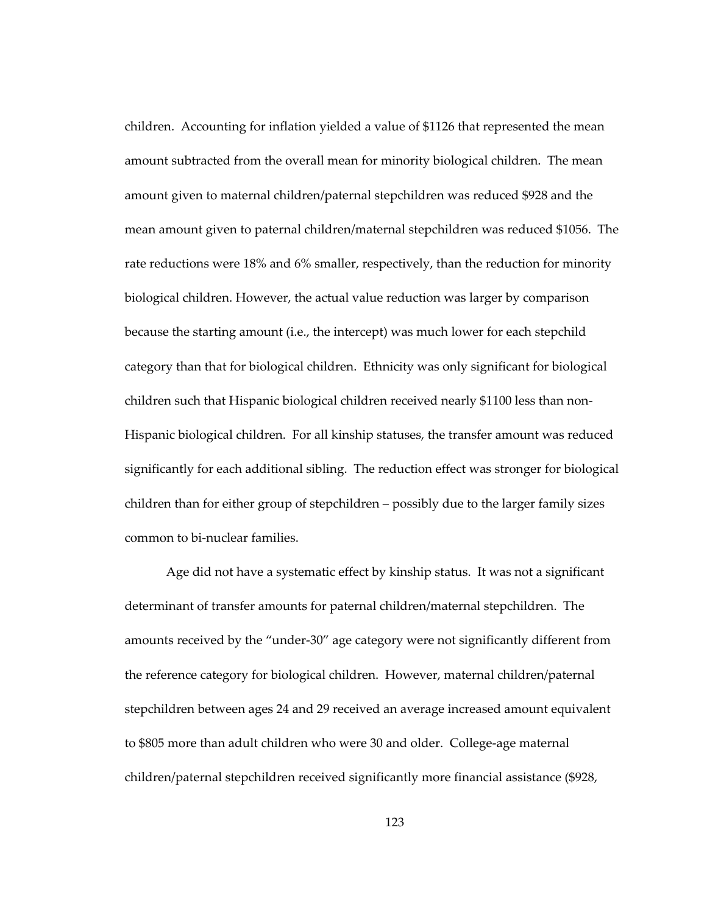children. Accounting for inflation yielded a value of $1126 that represented the mean amount subtracted from the overall mean for minority biological children. The mean amount given to maternal children/paternal stepchildren was reduced $928 and the mean amount given to paternal children/maternal stepchildren was reduced $1056. The rate reductions were 18% and 6% smaller, respectively, than the reduction for minority biological children. However, the actual value reduction was larger by comparison because the starting amount (i.e., the intercept) was much lower for each stepchild category than that for biological children. Ethnicity was only significant for biological children such that Hispanic biological children received nearly $1100 less than non-Hispanic biological children. For all kinship statuses, the transfer amount was reduced significantly for each additional sibling. The reduction effect was stronger for biological children than for either group of stepchildren – possibly due to the larger family sizes common to bi-nuclear families.

Age did not have a systematic effect by kinship status. It was not a significant determinant of transfer amounts for paternal children/maternal stepchildren. The amounts received by the "under-30" age category were not significantly different from the reference category for biological children. However, maternal children/paternal stepchildren between ages 24 and 29 received an average increased amount equivalent to $805 more than adult children who were 30 and older. College-age maternal children/paternal stepchildren received significantly more financial assistance ($928,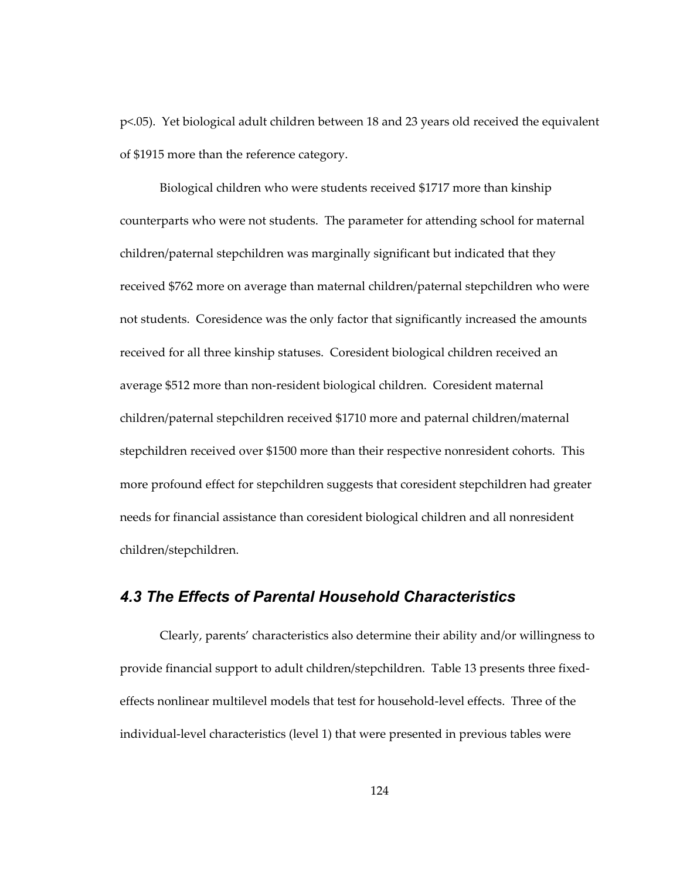p<.05). Yet biological adult children between 18 and 23 years old received the equivalent of $1915 more than the reference category.

Biological children who were students received $1717 more than kinship counterparts who were not students. The parameter for attending school for maternal children/paternal stepchildren was marginally significant but indicated that they received $762 more on average than maternal children/paternal stepchildren who were not students. Coresidence was the only factor that significantly increased the amounts received for all three kinship statuses. Coresident biological children received an average $512 more than non-resident biological children. Coresident maternal children/paternal stepchildren received $1710 more and paternal children/maternal stepchildren received over $1500 more than their respective nonresident cohorts. This more profound effect for stepchildren suggests that coresident stepchildren had greater needs for financial assistance than coresident biological children and all nonresident children/stepchildren.

## *4.3 The Effects of Parental Household Characteristics*

Clearly, parents' characteristics also determine their ability and/or willingness to provide financial support to adult children/stepchildren. Table 13 presents three fixed-effects nonlinear multilevel models that test for household-level effects. Three of the individual-level characteristics (level 1) that were presented in previous tables were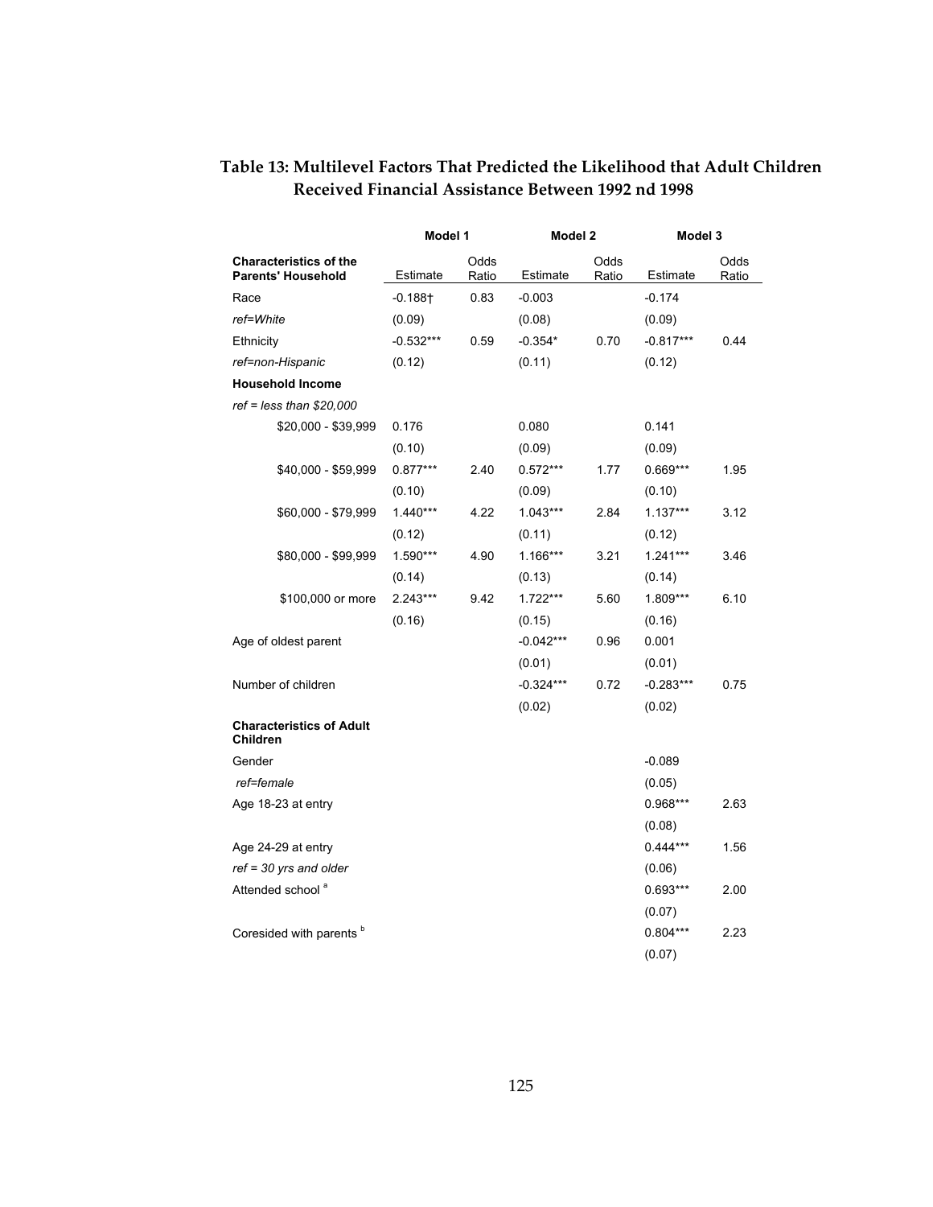**Table 13: Multilevel Factors That Predicted the Likelihood that Adult Children Received Financial Assistance Between 1992 nd 1998**

| | Model 1 | | Model 2 | | Model 3 | |
|---|---|---|---|---|---|---|
| **Characteristics of the Parents' Household** | Estimate | Odds Ratio | Estimate | Odds Ratio | Estimate | Odds Ratio |
| Race | -0.188† | 0.83 | -0.003 | | -0.174 | |
| *ref=White* | (0.09) | | (0.08) | | (0.09) | |
| Ethnicity | -0.532*** | 0.59 | -0.354* | 0.70 | -0.817*** | 0.44 |
| *ref=non-Hispanic* | (0.12) | | (0.11) | | (0.12) | |
| **Household Income** | | | | | | |
| *ref = less than $20,000* | | | | | | |
| $20,000 - $39,999 | 0.176 | | 0.080 | | 0.141 | |
| | (0.10) | | (0.09) | | (0.09) | |
| $40,000 - $59,999 | 0.877*** | 2.40 | 0.572*** | 1.77 | 0.669*** | 1.95 |
| | (0.10) | | (0.09) | | (0.10) | |
| $60,000 - $79,999 | 1.440*** | 4.22 | 1.043*** | 2.84 | 1.137*** | 3.12 |
| | (0.12) | | (0.11) | | (0.12) | |
| $80,000 - $99,999 | 1.590*** | 4.90 | 1.166*** | 3.21 | 1.241*** | 3.46 |
| | (0.14) | | (0.13) | | (0.14) | |
| $100,000 or more | 2.243*** | 9.42 | 1.722*** | 5.60 | 1.809*** | 6.10 |
| | (0.16) | | (0.15) | | (0.16) | |
| Age of oldest parent | | | -0.042*** | 0.96 | 0.001 | |
| | | | (0.01) | | (0.01) | |
| Number of children | | | -0.324*** | 0.72 | -0.283*** | 0.75 |
| | | | (0.02) | | (0.02) | |
| **Characteristics of Adult Children** | | | | | | |
| Gender | | | | | -0.089 | |
| *ref=female* | | | | | (0.05) | |
| Age 18-23 at entry | | | | | 0.968*** | 2.63 |
| | | | | | (0.08) | |
| Age 24-29 at entry | | | | | 0.444*** | 1.56 |
| *ref = 30 yrs and older* | | | | | (0.06) | |
| Attended school [a] | | | | | 0.693*** | 2.00 |
| | | | | | (0.07) | |
| Coresided with parents [b] | | | | | 0.804*** | 2.23 |
| | | | | | (0.07) | |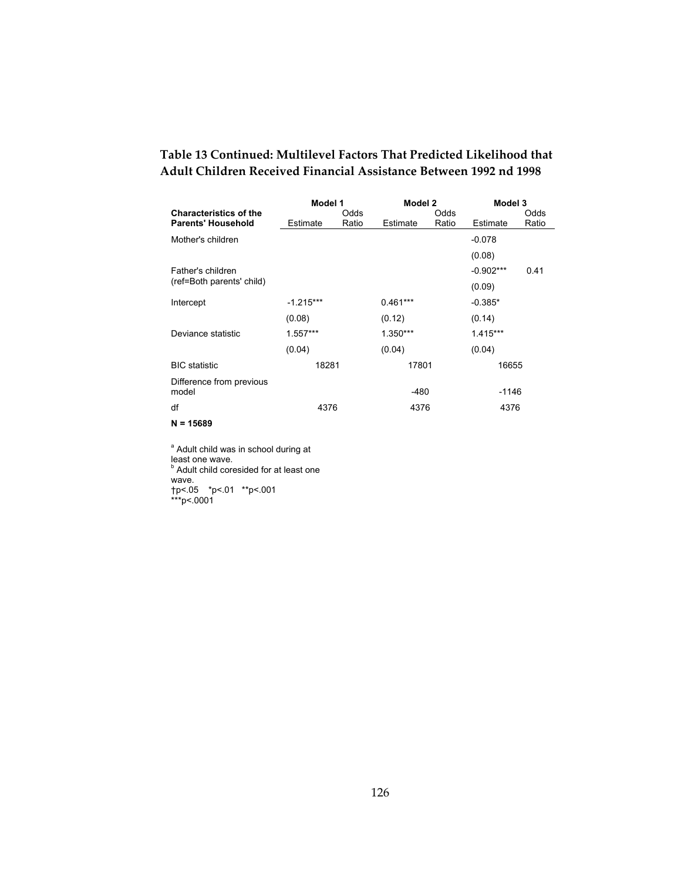**Table 13 Continued: Multilevel Factors That Predicted Likelihood that Adult Children Received Financial Assistance Between 1992 nd 1998**

| | Model 1 | | Model 2 | | Model 3 | |
|---|---|---|---|---|---|---|
| **Characteristics of the Parents' Household** | Estimate | Odds Ratio | Estimate | Odds Ratio | Estimate | Odds Ratio |
| Mother's children | | | | | -0.078 | |
| | | | | | (0.08) | |
| Father's children | | | | | -0.902*** | 0.41 |
| (ref=Both parents' child) | | | | | (0.09) | |
| Intercept | -1.215*** | | 0.461*** | | -0.385* | |
| | (0.08) | | (0.12) | | (0.14) | |
| Deviance statistic | 1.557*** | | 1.350*** | | 1.415*** | |
| | (0.04) | | (0.04) | | (0.04) | |
| BIC statistic | 18281 | | 17801 | | 16655 | |
| Difference from previous model | | | -480 | | -1146 | |
| df | 4376 | | 4376 | | 4376 | |
| **N = 15689** | | | | | | |

[a] Adult child was in school during at least one wave.
[b] Adult child coresided for at least one wave.
†p<.05 *p<.01 **p<.001
***p<.0001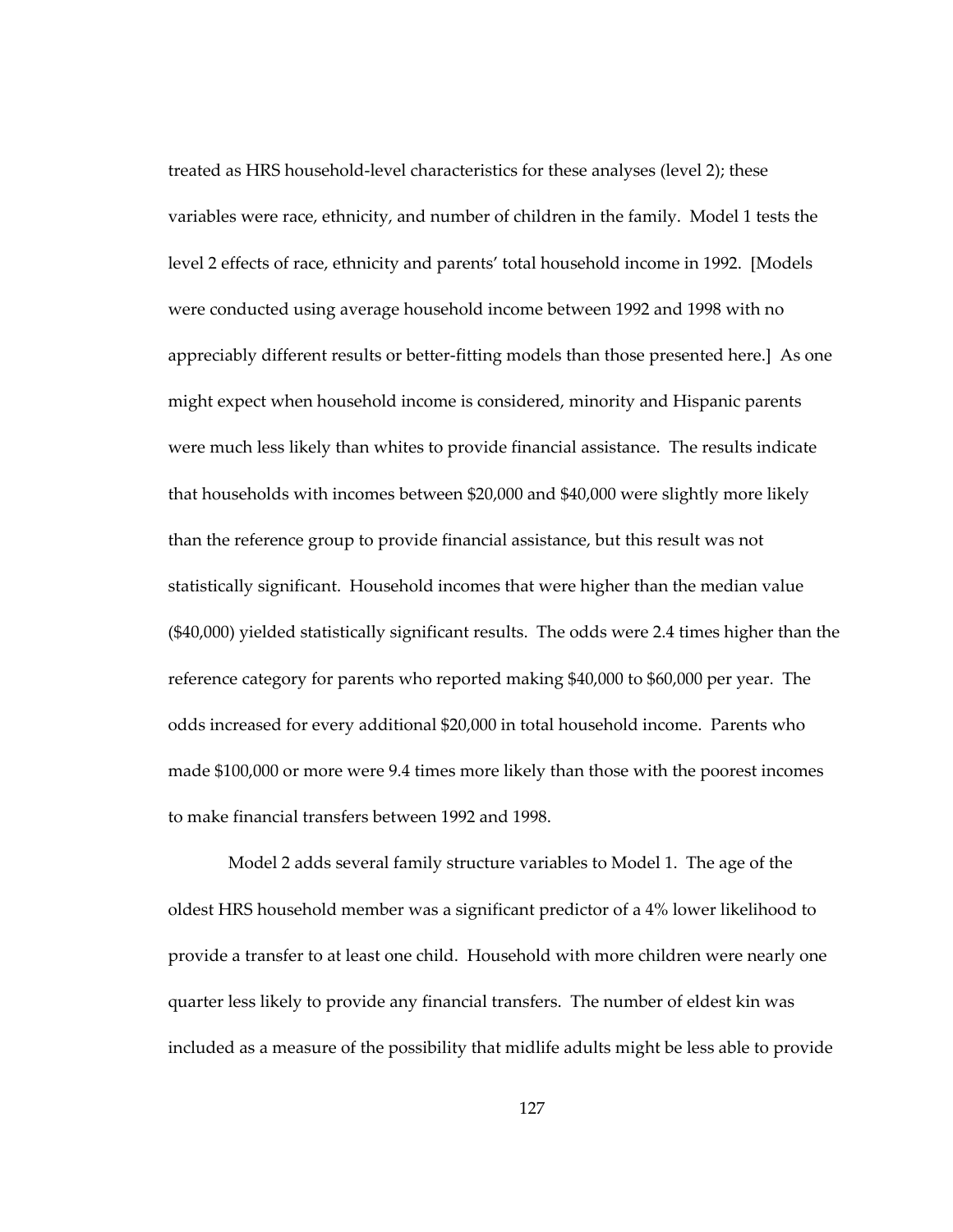treated as HRS household-level characteristics for these analyses (level 2); these variables were race, ethnicity, and number of children in the family. Model 1 tests the level 2 effects of race, ethnicity and parents' total household income in 1992. [Models were conducted using average household income between 1992 and 1998 with no appreciably different results or better-fitting models than those presented here.] As one might expect when household income is considered, minority and Hispanic parents were much less likely than whites to provide financial assistance. The results indicate that households with incomes between $20,000 and $40,000 were slightly more likely than the reference group to provide financial assistance, but this result was not statistically significant. Household incomes that were higher than the median value ($40,000) yielded statistically significant results. The odds were 2.4 times higher than the reference category for parents who reported making $40,000 to $60,000 per year. The odds increased for every additional $20,000 in total household income. Parents who made $100,000 or more were 9.4 times more likely than those with the poorest incomes to make financial transfers between 1992 and 1998.

Model 2 adds several family structure variables to Model 1. The age of the oldest HRS household member was a significant predictor of a 4% lower likelihood to provide a transfer to at least one child. Household with more children were nearly one quarter less likely to provide any financial transfers. The number of eldest kin was included as a measure of the possibility that midlife adults might be less able to provide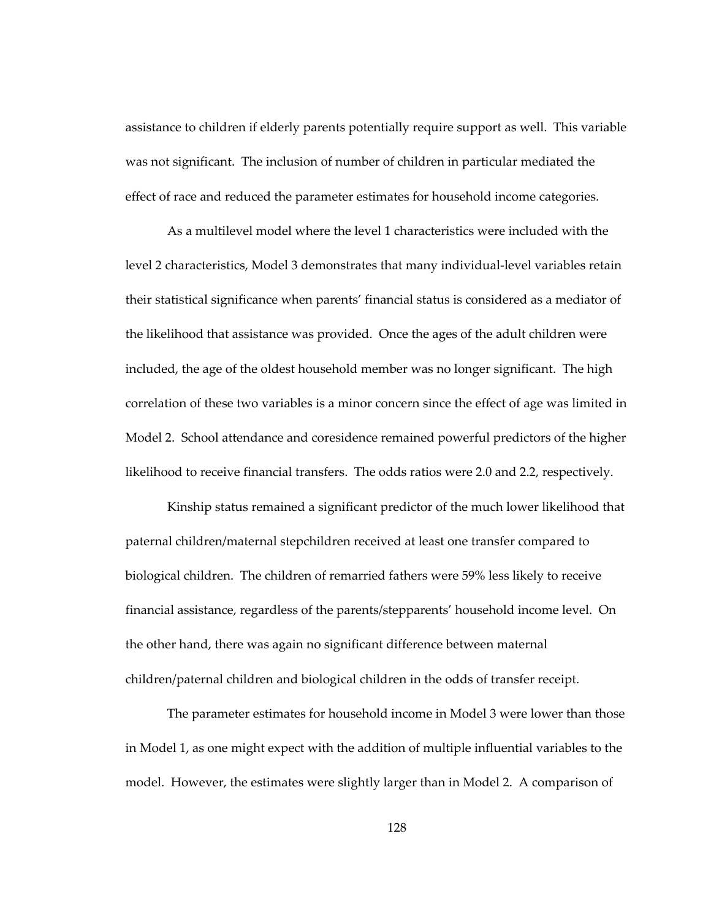assistance to children if elderly parents potentially require support as well. This variable was not significant. The inclusion of number of children in particular mediated the effect of race and reduced the parameter estimates for household income categories.

As a multilevel model where the level 1 characteristics were included with the level 2 characteristics, Model 3 demonstrates that many individual-level variables retain their statistical significance when parents' financial status is considered as a mediator of the likelihood that assistance was provided. Once the ages of the adult children were included, the age of the oldest household member was no longer significant. The high correlation of these two variables is a minor concern since the effect of age was limited in Model 2. School attendance and coresidence remained powerful predictors of the higher likelihood to receive financial transfers. The odds ratios were 2.0 and 2.2, respectively.

Kinship status remained a significant predictor of the much lower likelihood that paternal children/maternal stepchildren received at least one transfer compared to biological children. The children of remarried fathers were 59% less likely to receive financial assistance, regardless of the parents/stepparents' household income level. On the other hand, there was again no significant difference between maternal children/paternal children and biological children in the odds of transfer receipt.

The parameter estimates for household income in Model 3 were lower than those in Model 1, as one might expect with the addition of multiple influential variables to the model. However, the estimates were slightly larger than in Model 2. A comparison of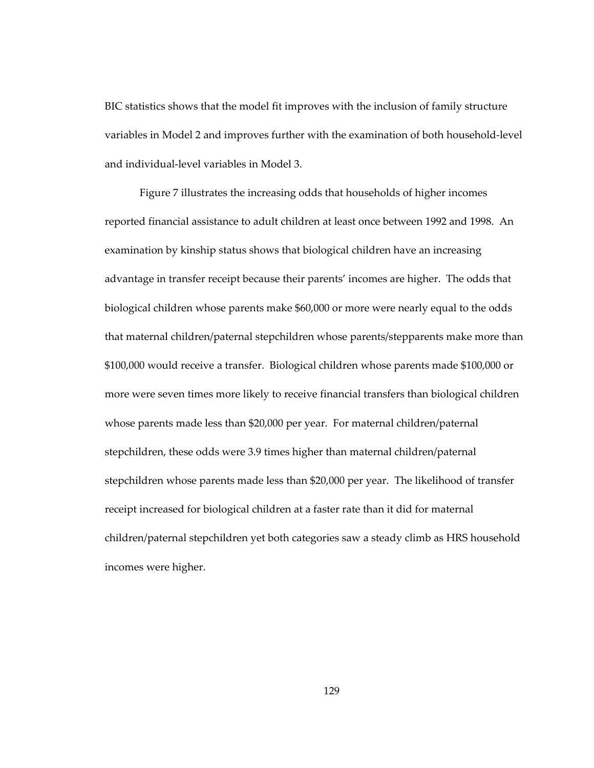BIC statistics shows that the model fit improves with the inclusion of family structure variables in Model 2 and improves further with the examination of both household-level and individual-level variables in Model 3.

Figure 7 illustrates the increasing odds that households of higher incomes reported financial assistance to adult children at least once between 1992 and 1998. An examination by kinship status shows that biological children have an increasing advantage in transfer receipt because their parents' incomes are higher. The odds that biological children whose parents make $60,000 or more were nearly equal to the odds that maternal children/paternal stepchildren whose parents/stepparents make more than $100,000 would receive a transfer. Biological children whose parents made $100,000 or more were seven times more likely to receive financial transfers than biological children whose parents made less than $20,000 per year. For maternal children/paternal stepchildren, these odds were 3.9 times higher than maternal children/paternal stepchildren whose parents made less than $20,000 per year. The likelihood of transfer receipt increased for biological children at a faster rate than it did for maternal children/paternal stepchildren yet both categories saw a steady climb as HRS household incomes were higher.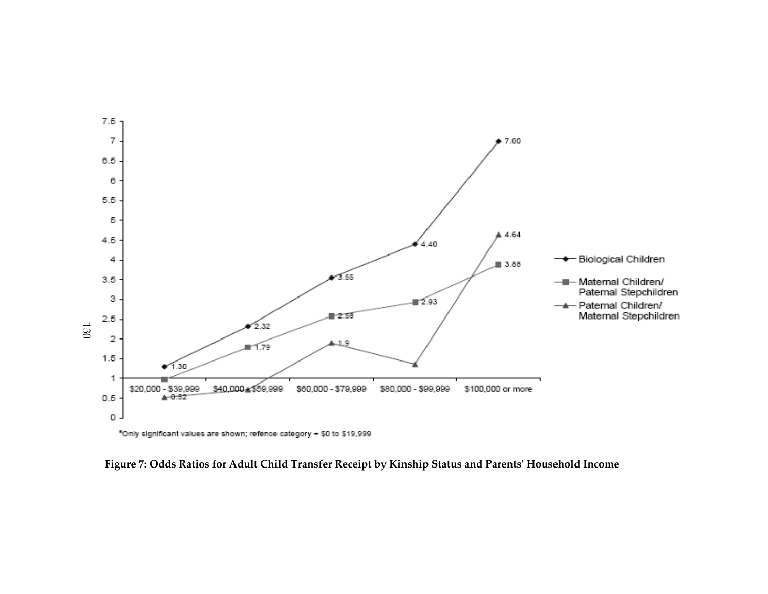*Only significant values are shown; refence category = $0 to $19,999

**Figure 7: Odds Ratios for Adult Child Transfer Receipt by Kinship Status and Parents' Household Income**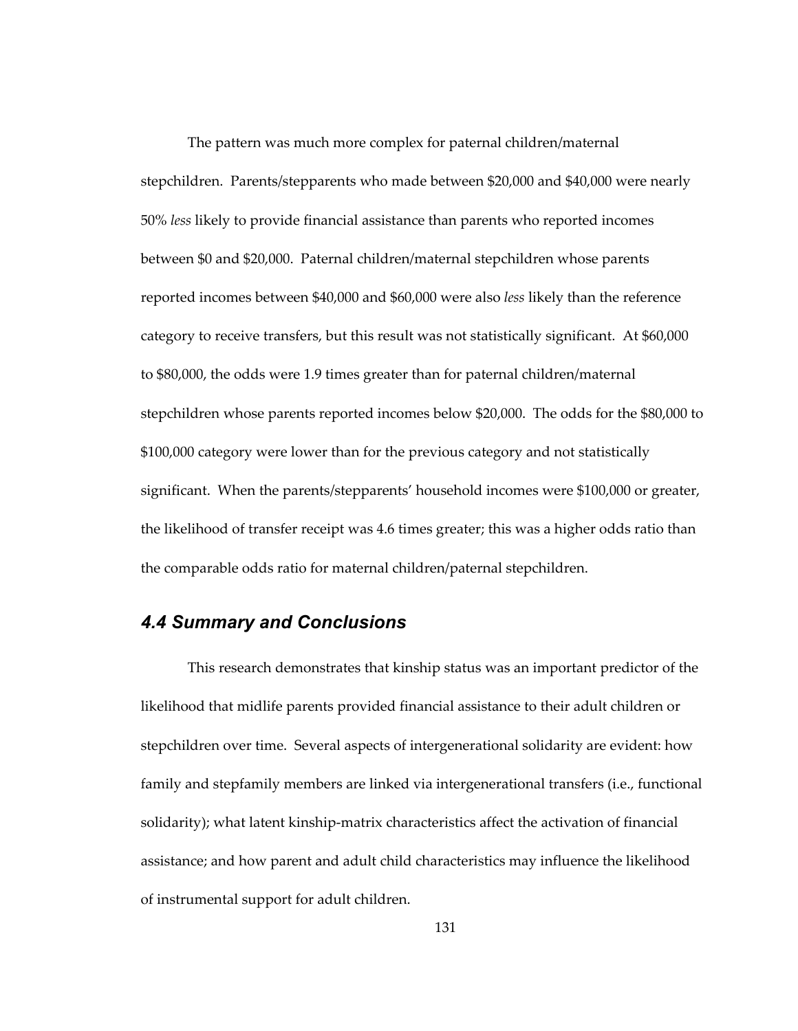The pattern was much more complex for paternal children/maternal stepchildren. Parents/stepparents who made between $20,000 and $40,000 were nearly 50% *less* likely to provide financial assistance than parents who reported incomes between $0 and $20,000. Paternal children/maternal stepchildren whose parents reported incomes between $40,000 and $60,000 were also *less* likely than the reference category to receive transfers, but this result was not statistically significant. At $60,000 to $80,000, the odds were 1.9 times greater than for paternal children/maternal stepchildren whose parents reported incomes below $20,000. The odds for the $80,000 to $100,000 category were lower than for the previous category and not statistically significant. When the parents/stepparents' household incomes were $100,000 or greater, the likelihood of transfer receipt was 4.6 times greater; this was a higher odds ratio than the comparable odds ratio for maternal children/paternal stepchildren.

### *4.4 Summary and Conclusions*

This research demonstrates that kinship status was an important predictor of the likelihood that midlife parents provided financial assistance to their adult children or stepchildren over time. Several aspects of intergenerational solidarity are evident: how family and stepfamily members are linked via intergenerational transfers (i.e., functional solidarity); what latent kinship-matrix characteristics affect the activation of financial assistance; and how parent and adult child characteristics may influence the likelihood of instrumental support for adult children.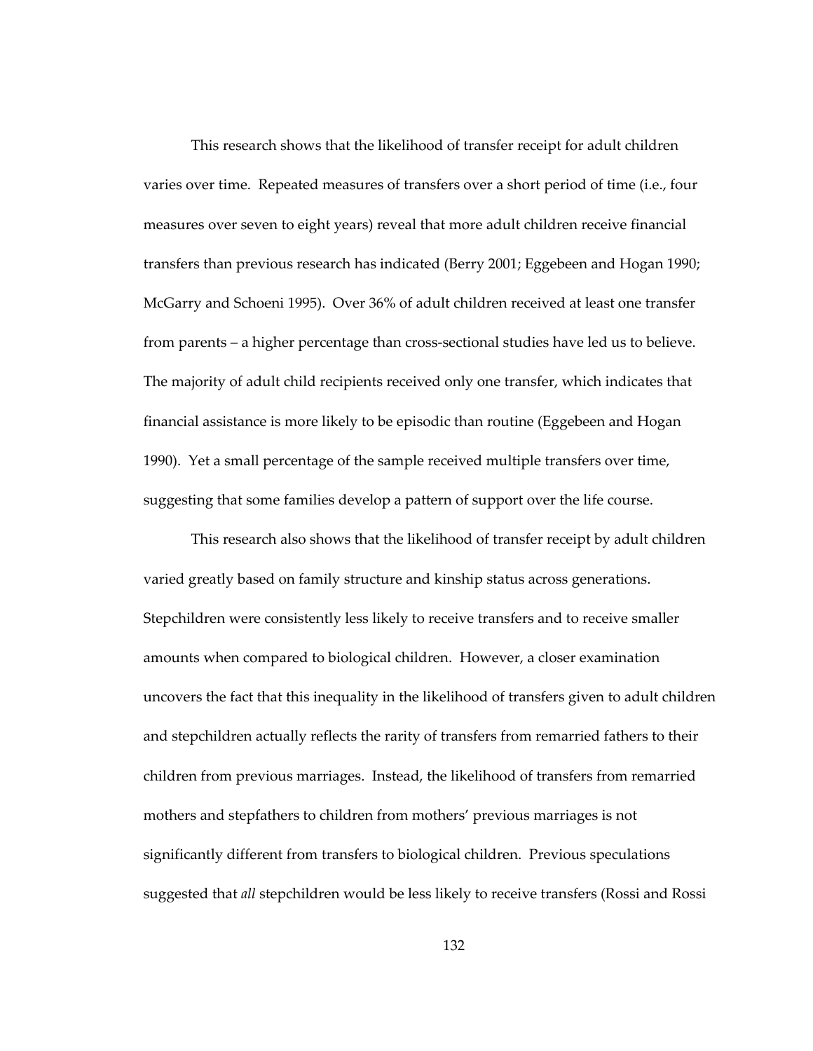This research shows that the likelihood of transfer receipt for adult children varies over time. Repeated measures of transfers over a short period of time (i.e., four measures over seven to eight years) reveal that more adult children receive financial transfers than previous research has indicated (Berry 2001; Eggebeen and Hogan 1990; McGarry and Schoeni 1995). Over 36% of adult children received at least one transfer from parents – a higher percentage than cross-sectional studies have led us to believe. The majority of adult child recipients received only one transfer, which indicates that financial assistance is more likely to be episodic than routine (Eggebeen and Hogan 1990). Yet a small percentage of the sample received multiple transfers over time, suggesting that some families develop a pattern of support over the life course.

This research also shows that the likelihood of transfer receipt by adult children varied greatly based on family structure and kinship status across generations. Stepchildren were consistently less likely to receive transfers and to receive smaller amounts when compared to biological children. However, a closer examination uncovers the fact that this inequality in the likelihood of transfers given to adult children and stepchildren actually reflects the rarity of transfers from remarried fathers to their children from previous marriages. Instead, the likelihood of transfers from remarried mothers and stepfathers to children from mothers' previous marriages is not significantly different from transfers to biological children. Previous speculations suggested that *all* stepchildren would be less likely to receive transfers (Rossi and Rossi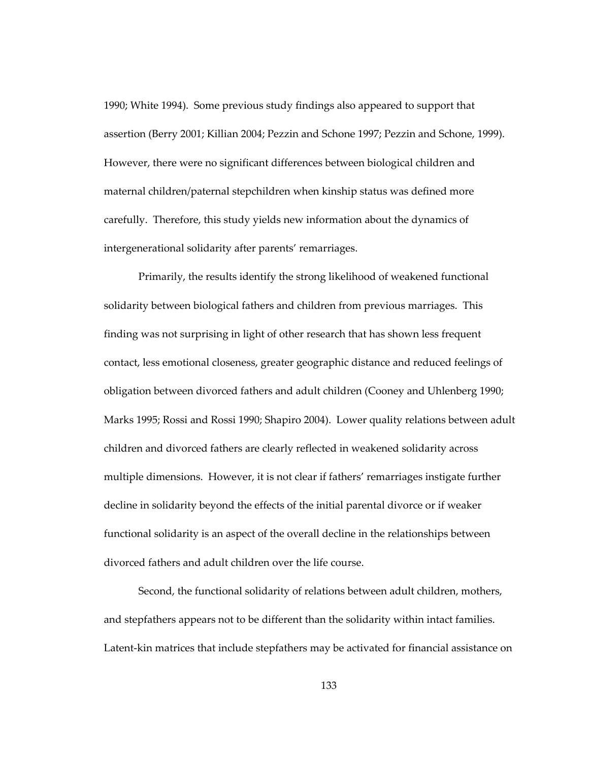1990; White 1994). Some previous study findings also appeared to support that assertion (Berry 2001; Killian 2004; Pezzin and Schone 1997; Pezzin and Schone, 1999). However, there were no significant differences between biological children and maternal children/paternal stepchildren when kinship status was defined more carefully. Therefore, this study yields new information about the dynamics of intergenerational solidarity after parents' remarriages.

Primarily, the results identify the strong likelihood of weakened functional solidarity between biological fathers and children from previous marriages. This finding was not surprising in light of other research that has shown less frequent contact, less emotional closeness, greater geographic distance and reduced feelings of obligation between divorced fathers and adult children (Cooney and Uhlenberg 1990; Marks 1995; Rossi and Rossi 1990; Shapiro 2004). Lower quality relations between adult children and divorced fathers are clearly reflected in weakened solidarity across multiple dimensions. However, it is not clear if fathers' remarriages instigate further decline in solidarity beyond the effects of the initial parental divorce or if weaker functional solidarity is an aspect of the overall decline in the relationships between divorced fathers and adult children over the life course.

Second, the functional solidarity of relations between adult children, mothers, and stepfathers appears not to be different than the solidarity within intact families. Latent-kin matrices that include stepfathers may be activated for financial assistance on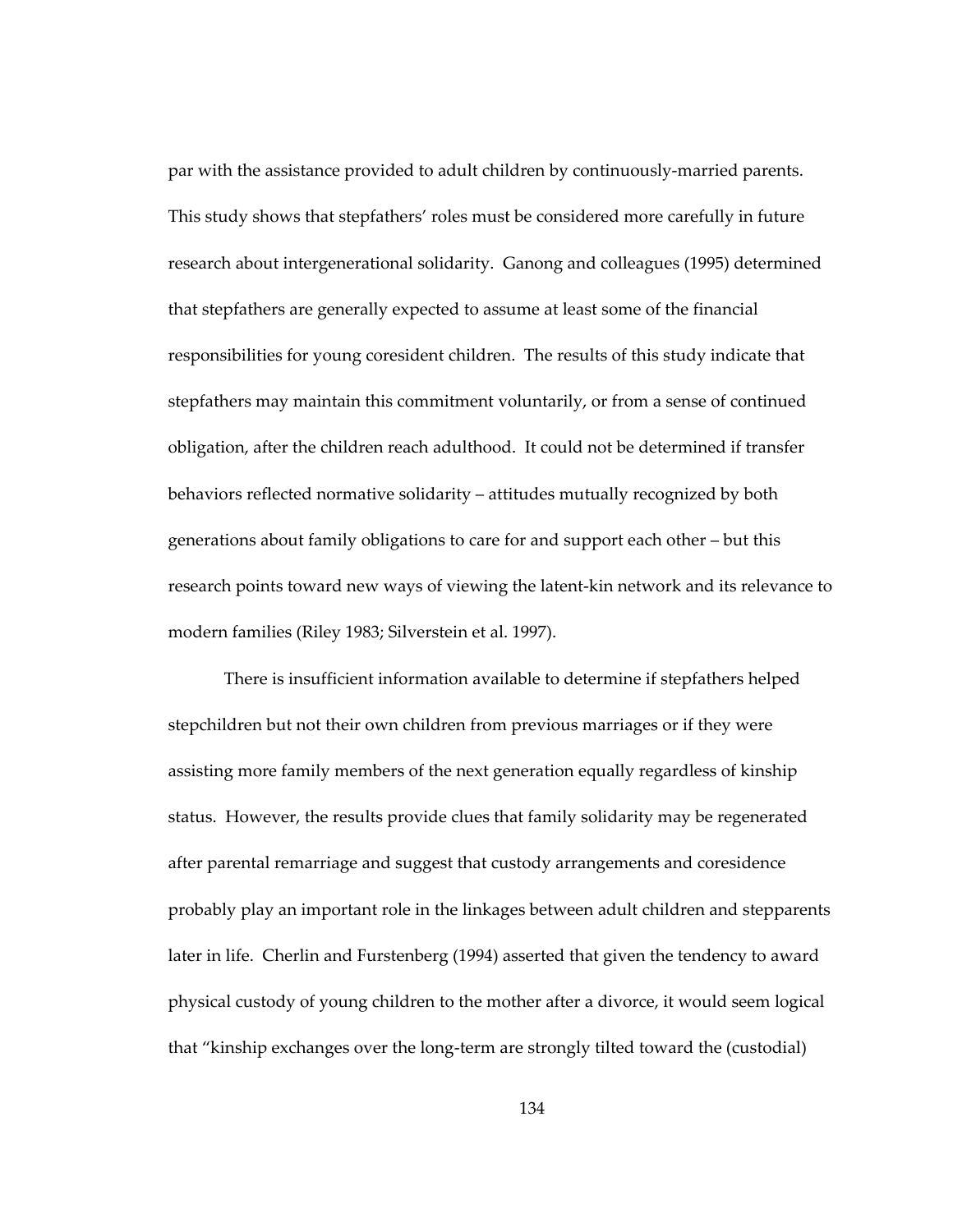par with the assistance provided to adult children by continuously-married parents. This study shows that stepfathers' roles must be considered more carefully in future research about intergenerational solidarity. Ganong and colleagues (1995) determined that stepfathers are generally expected to assume at least some of the financial responsibilities for young coresident children. The results of this study indicate that stepfathers may maintain this commitment voluntarily, or from a sense of continued obligation, after the children reach adulthood. It could not be determined if transfer behaviors reflected normative solidarity – attitudes mutually recognized by both generations about family obligations to care for and support each other – but this research points toward new ways of viewing the latent-kin network and its relevance to modern families (Riley 1983; Silverstein et al. 1997).

There is insufficient information available to determine if stepfathers helped stepchildren but not their own children from previous marriages or if they were assisting more family members of the next generation equally regardless of kinship status. However, the results provide clues that family solidarity may be regenerated after parental remarriage and suggest that custody arrangements and coresidence probably play an important role in the linkages between adult children and stepparents later in life. Cherlin and Furstenberg (1994) asserted that given the tendency to award physical custody of young children to the mother after a divorce, it would seem logical that "kinship exchanges over the long-term are strongly tilted toward the (custodial)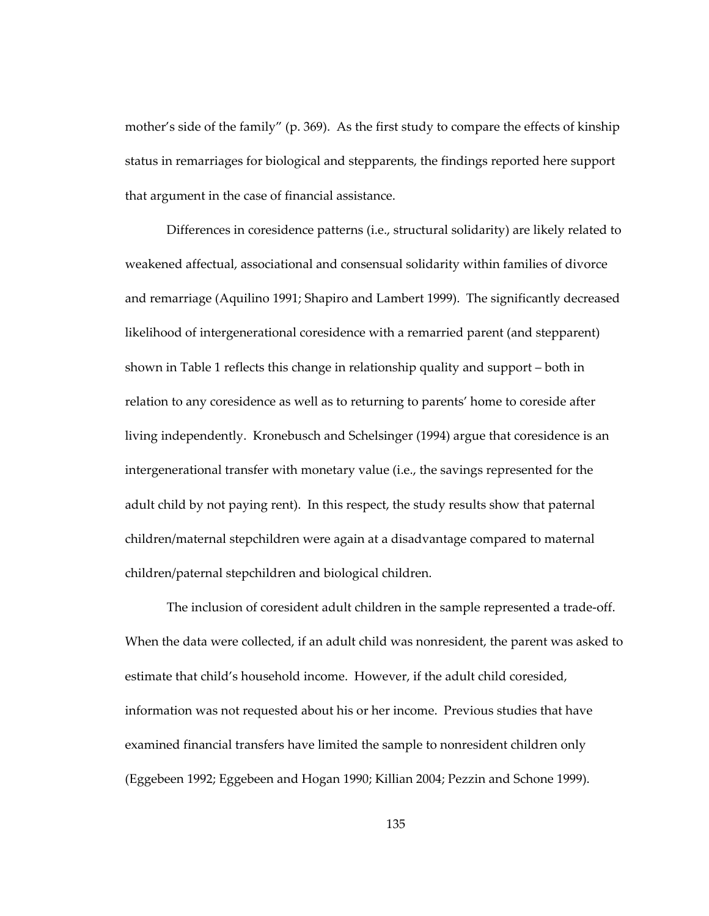mother's side of the family" (p. 369). As the first study to compare the effects of kinship status in remarriages for biological and stepparents, the findings reported here support that argument in the case of financial assistance.

Differences in coresidence patterns (i.e., structural solidarity) are likely related to weakened affectual, associational and consensual solidarity within families of divorce and remarriage (Aquilino 1991; Shapiro and Lambert 1999). The significantly decreased likelihood of intergenerational coresidence with a remarried parent (and stepparent) shown in Table 1 reflects this change in relationship quality and support – both in relation to any coresidence as well as to returning to parents' home to coreside after living independently. Kronebusch and Schelsinger (1994) argue that coresidence is an intergenerational transfer with monetary value (i.e., the savings represented for the adult child by not paying rent). In this respect, the study results show that paternal children/maternal stepchildren were again at a disadvantage compared to maternal children/paternal stepchildren and biological children.

The inclusion of coresident adult children in the sample represented a trade-off. When the data were collected, if an adult child was nonresident, the parent was asked to estimate that child's household income. However, if the adult child coresided, information was not requested about his or her income. Previous studies that have examined financial transfers have limited the sample to nonresident children only (Eggebeen 1992; Eggebeen and Hogan 1990; Killian 2004; Pezzin and Schone 1999).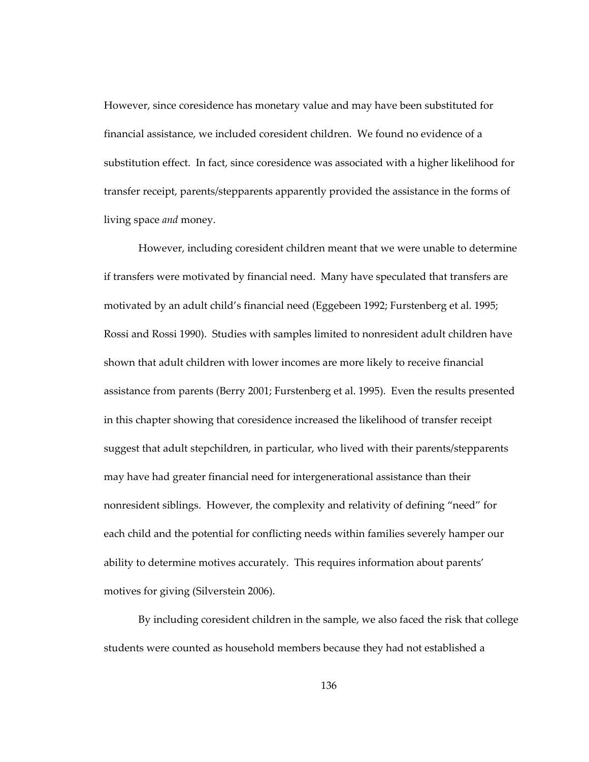However, since coresidence has monetary value and may have been substituted for financial assistance, we included coresident children. We found no evidence of a substitution effect. In fact, since coresidence was associated with a higher likelihood for transfer receipt, parents/stepparents apparently provided the assistance in the forms of living space *and* money.

However, including coresident children meant that we were unable to determine if transfers were motivated by financial need. Many have speculated that transfers are motivated by an adult child's financial need (Eggebeen 1992; Furstenberg et al. 1995; Rossi and Rossi 1990). Studies with samples limited to nonresident adult children have shown that adult children with lower incomes are more likely to receive financial assistance from parents (Berry 2001; Furstenberg et al. 1995). Even the results presented in this chapter showing that coresidence increased the likelihood of transfer receipt suggest that adult stepchildren, in particular, who lived with their parents/stepparents may have had greater financial need for intergenerational assistance than their nonresident siblings. However, the complexity and relativity of defining "need" for each child and the potential for conflicting needs within families severely hamper our ability to determine motives accurately. This requires information about parents' motives for giving (Silverstein 2006).

By including coresident children in the sample, we also faced the risk that college students were counted as household members because they had not established a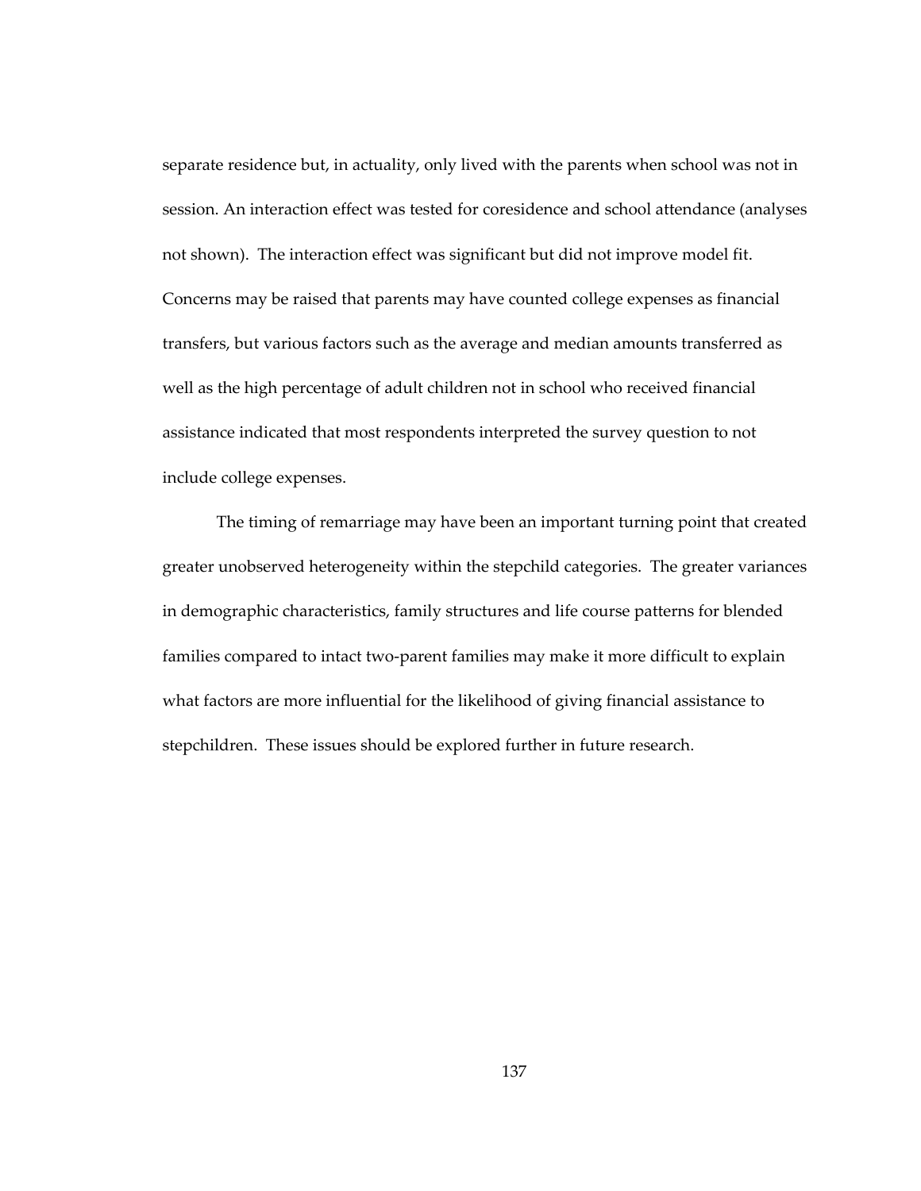separate residence but, in actuality, only lived with the parents when school was not in session. An interaction effect was tested for coresidence and school attendance (analyses not shown). The interaction effect was significant but did not improve model fit. Concerns may be raised that parents may have counted college expenses as financial transfers, but various factors such as the average and median amounts transferred as well as the high percentage of adult children not in school who received financial assistance indicated that most respondents interpreted the survey question to not include college expenses.

The timing of remarriage may have been an important turning point that created greater unobserved heterogeneity within the stepchild categories. The greater variances in demographic characteristics, family structures and life course patterns for blended families compared to intact two-parent families may make it more difficult to explain what factors are more influential for the likelihood of giving financial assistance to stepchildren. These issues should be explored further in future research.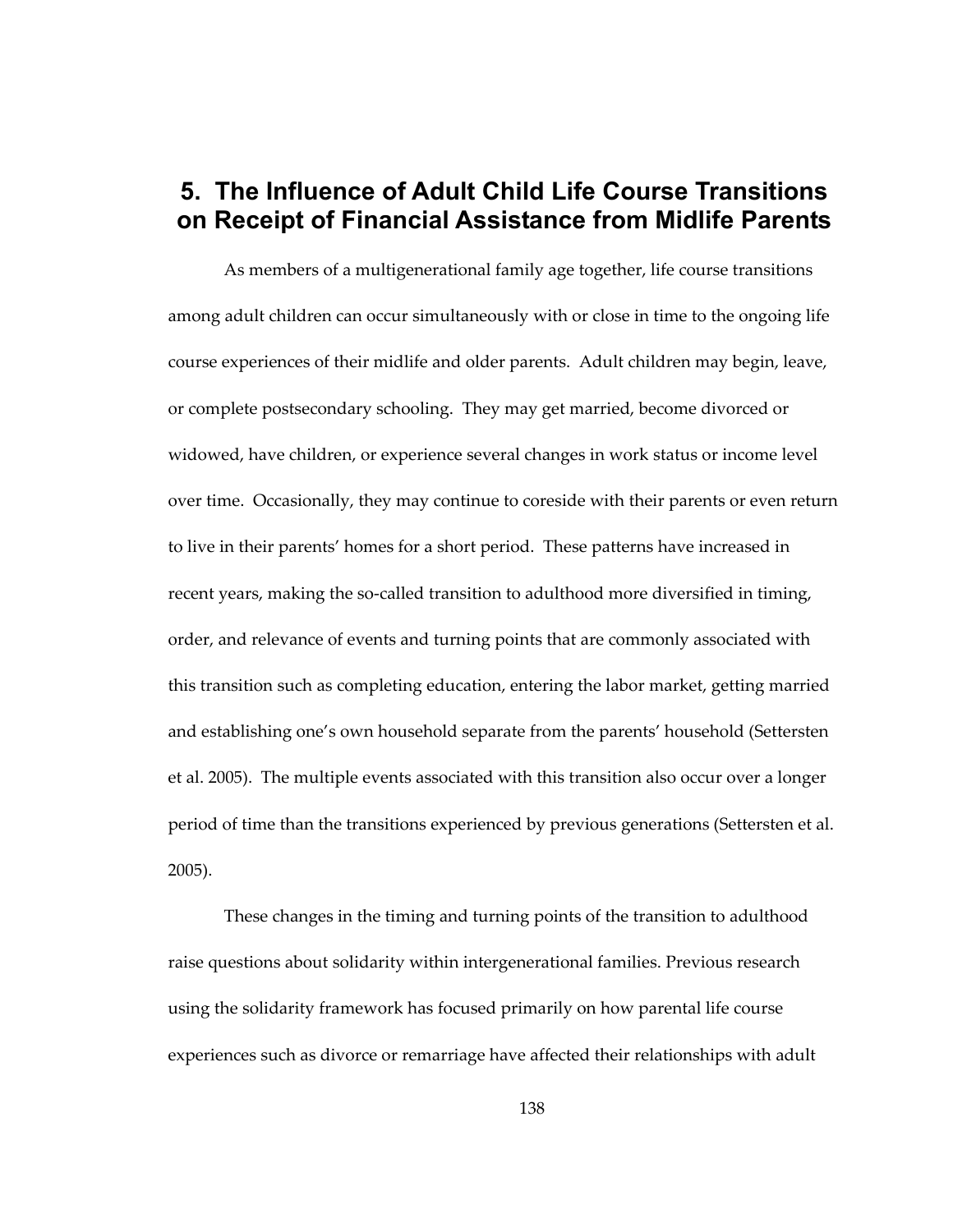# 5. The Influence of Adult Child Life Course Transitions on Receipt of Financial Assistance from Midlife Parents

As members of a multigenerational family age together, life course transitions among adult children can occur simultaneously with or close in time to the ongoing life course experiences of their midlife and older parents. Adult children may begin, leave, or complete postsecondary schooling. They may get married, become divorced or widowed, have children, or experience several changes in work status or income level over time. Occasionally, they may continue to coreside with their parents or even return to live in their parents' homes for a short period. These patterns have increased in recent years, making the so-called transition to adulthood more diversified in timing, order, and relevance of events and turning points that are commonly associated with this transition such as completing education, entering the labor market, getting married and establishing one's own household separate from the parents' household (Settersten et al. 2005). The multiple events associated with this transition also occur over a longer period of time than the transitions experienced by previous generations (Settersten et al. 2005).

These changes in the timing and turning points of the transition to adulthood raise questions about solidarity within intergenerational families. Previous research using the solidarity framework has focused primarily on how parental life course experiences such as divorce or remarriage have affected their relationships with adult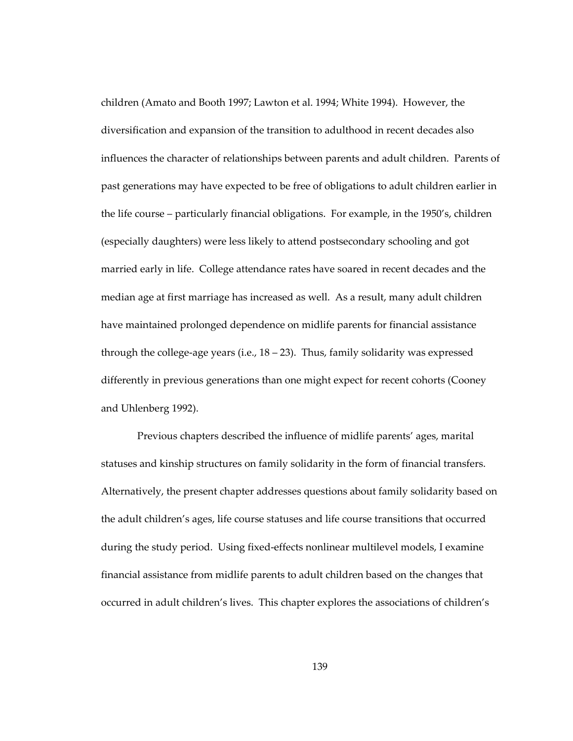children (Amato and Booth 1997; Lawton et al. 1994; White 1994). However, the diversification and expansion of the transition to adulthood in recent decades also influences the character of relationships between parents and adult children. Parents of past generations may have expected to be free of obligations to adult children earlier in the life course – particularly financial obligations. For example, in the 1950's, children (especially daughters) were less likely to attend postsecondary schooling and got married early in life. College attendance rates have soared in recent decades and the median age at first marriage has increased as well. As a result, many adult children have maintained prolonged dependence on midlife parents for financial assistance through the college-age years (i.e., 18 – 23). Thus, family solidarity was expressed differently in previous generations than one might expect for recent cohorts (Cooney and Uhlenberg 1992).

Previous chapters described the influence of midlife parents' ages, marital statuses and kinship structures on family solidarity in the form of financial transfers. Alternatively, the present chapter addresses questions about family solidarity based on the adult children's ages, life course statuses and life course transitions that occurred during the study period. Using fixed-effects nonlinear multilevel models, I examine financial assistance from midlife parents to adult children based on the changes that occurred in adult children's lives. This chapter explores the associations of children's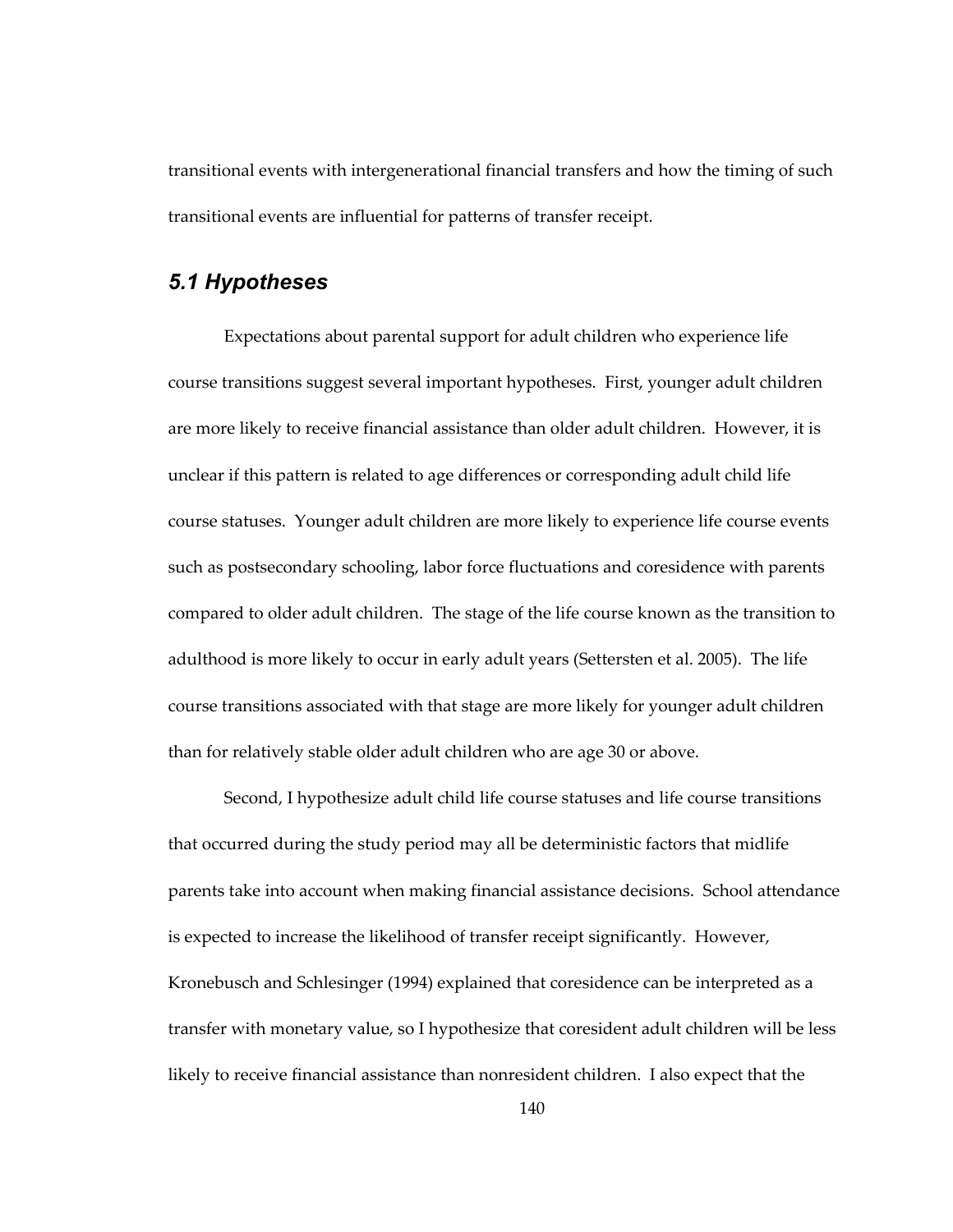transitional events with intergenerational financial transfers and how the timing of such transitional events are influential for patterns of transfer receipt.

## *5.1 Hypotheses*

Expectations about parental support for adult children who experience life course transitions suggest several important hypotheses. First, younger adult children are more likely to receive financial assistance than older adult children. However, it is unclear if this pattern is related to age differences or corresponding adult child life course statuses. Younger adult children are more likely to experience life course events such as postsecondary schooling, labor force fluctuations and coresidence with parents compared to older adult children. The stage of the life course known as the transition to adulthood is more likely to occur in early adult years (Settersten et al. 2005). The life course transitions associated with that stage are more likely for younger adult children than for relatively stable older adult children who are age 30 or above.

Second, I hypothesize adult child life course statuses and life course transitions that occurred during the study period may all be deterministic factors that midlife parents take into account when making financial assistance decisions. School attendance is expected to increase the likelihood of transfer receipt significantly. However, Kronebusch and Schlesinger (1994) explained that coresidence can be interpreted as a transfer with monetary value, so I hypothesize that coresident adult children will be less likely to receive financial assistance than nonresident children. I also expect that the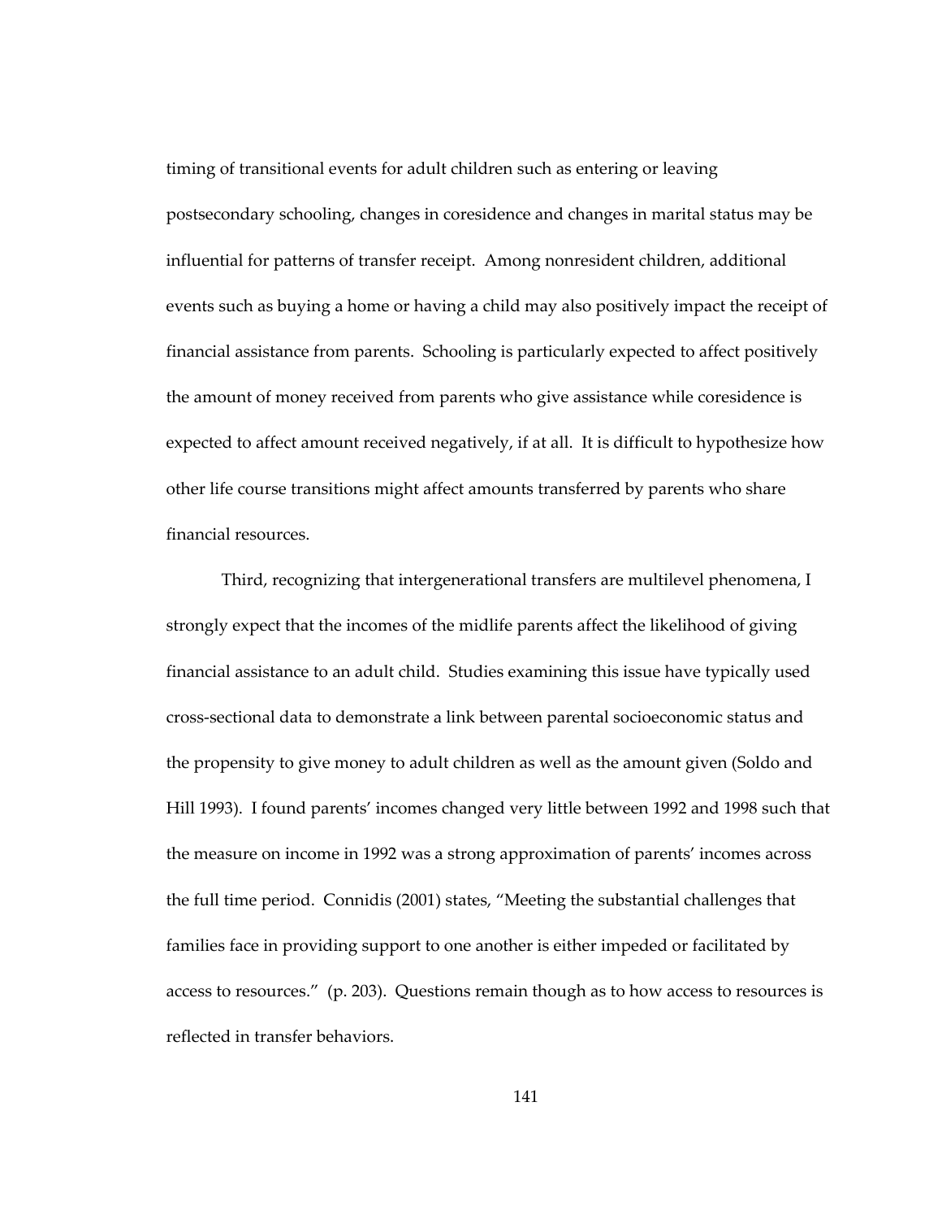timing of transitional events for adult children such as entering or leaving postsecondary schooling, changes in coresidence and changes in marital status may be influential for patterns of transfer receipt. Among nonresident children, additional events such as buying a home or having a child may also positively impact the receipt of financial assistance from parents. Schooling is particularly expected to affect positively the amount of money received from parents who give assistance while coresidence is expected to affect amount received negatively, if at all. It is difficult to hypothesize how other life course transitions might affect amounts transferred by parents who share financial resources.

Third, recognizing that intergenerational transfers are multilevel phenomena, I strongly expect that the incomes of the midlife parents affect the likelihood of giving financial assistance to an adult child. Studies examining this issue have typically used cross-sectional data to demonstrate a link between parental socioeconomic status and the propensity to give money to adult children as well as the amount given (Soldo and Hill 1993). I found parents' incomes changed very little between 1992 and 1998 such that the measure on income in 1992 was a strong approximation of parents' incomes across the full time period. Connidis (2001) states, "Meeting the substantial challenges that families face in providing support to one another is either impeded or facilitated by access to resources." (p. 203). Questions remain though as to how access to resources is reflected in transfer behaviors.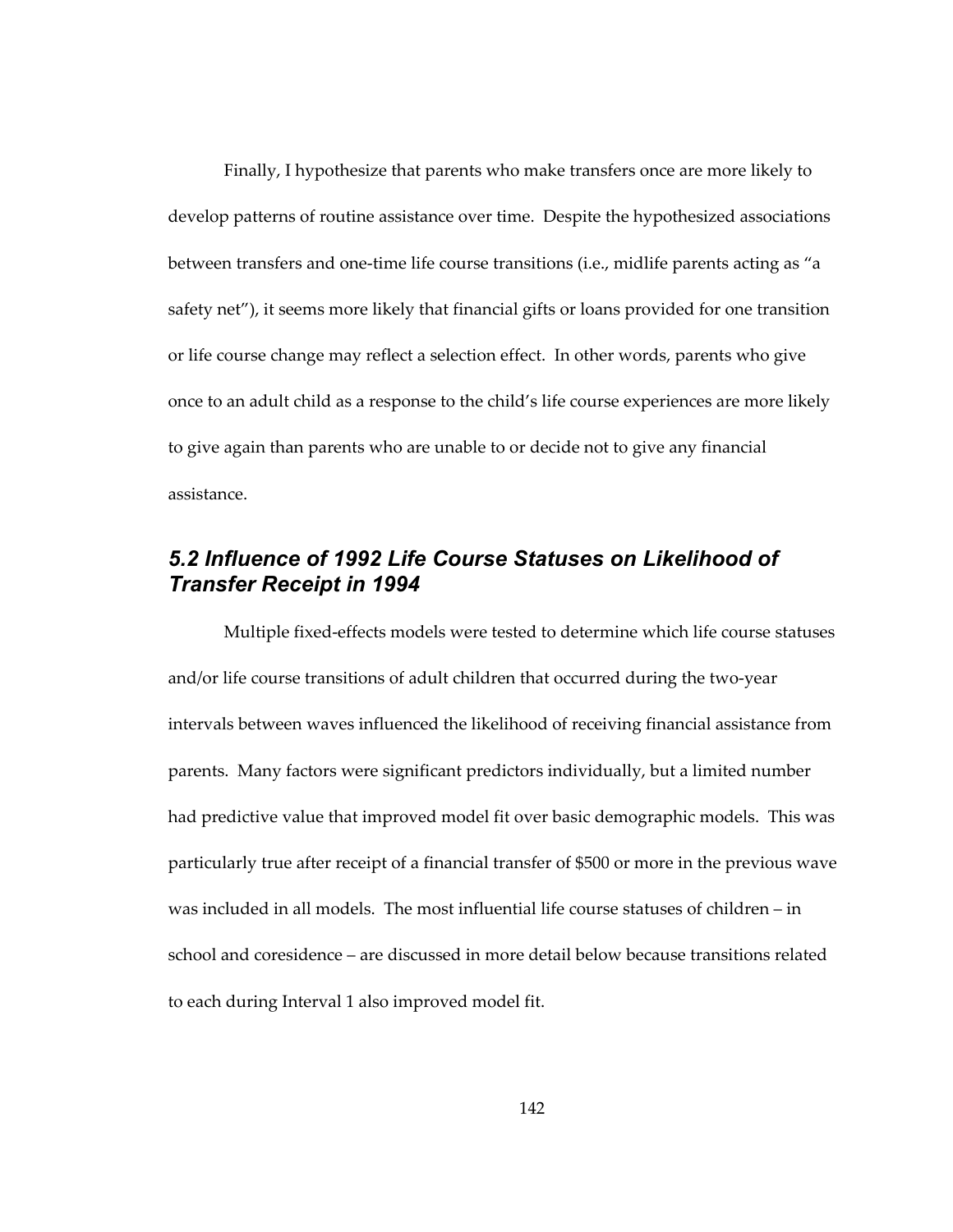Finally, I hypothesize that parents who make transfers once are more likely to develop patterns of routine assistance over time. Despite the hypothesized associations between transfers and one-time life course transitions (i.e., midlife parents acting as "a safety net"), it seems more likely that financial gifts or loans provided for one transition or life course change may reflect a selection effect. In other words, parents who give once to an adult child as a response to the child's life course experiences are more likely to give again than parents who are unable to or decide not to give any financial assistance.

## *5.2 Influence of 1992 Life Course Statuses on Likelihood of Transfer Receipt in 1994*

Multiple fixed-effects models were tested to determine which life course statuses and/or life course transitions of adult children that occurred during the two-year intervals between waves influenced the likelihood of receiving financial assistance from parents. Many factors were significant predictors individually, but a limited number had predictive value that improved model fit over basic demographic models. This was particularly true after receipt of a financial transfer of $500 or more in the previous wave was included in all models. The most influential life course statuses of children – in school and coresidence – are discussed in more detail below because transitions related to each during Interval 1 also improved model fit.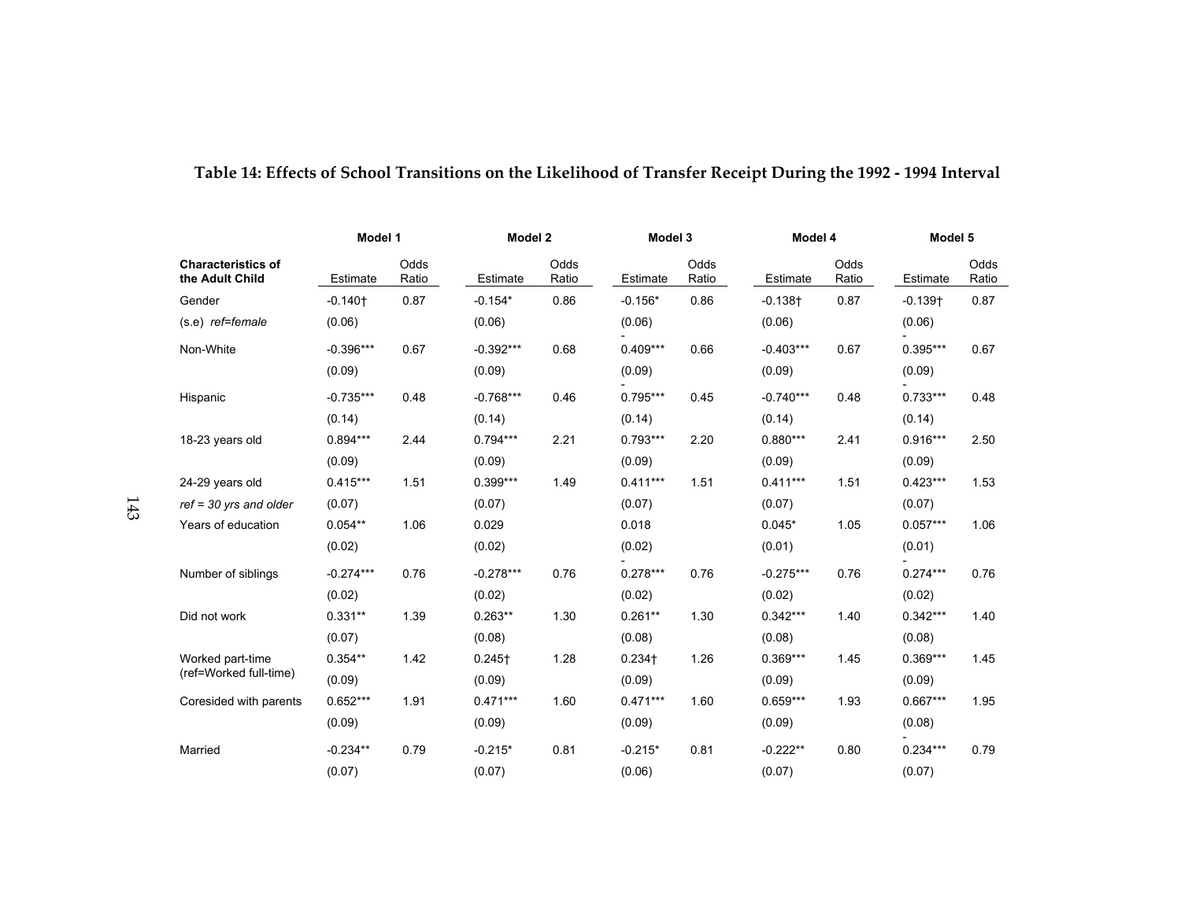**Table 14: Effects of School Transitions on the Likelihood of Transfer Receipt During the 1992 - 1994 Interval**

| Characteristics of the Adult Child | Model 1 Estimate | Model 1 Odds Ratio | Model 2 Estimate | Model 2 Odds Ratio | Model 3 Estimate | Model 3 Odds Ratio | Model 4 Estimate | Model 4 Odds Ratio | Model 5 Estimate | Model 5 Odds Ratio |
|---|---|---|---|---|---|---|---|---|---|---|
| Gender | -0.140† | 0.87 | -0.154* | 0.86 | -0.156* | 0.86 | -0.138† | 0.87 | -0.139† | 0.87 |
| (s.e) *ref=female* | (0.06) | | (0.06) | | (0.06) | | (0.06) | | (0.06) | |
| Non-White | -0.396*** | 0.67 | -0.392*** | 0.68 | -0.409*** | 0.66 | -0.403*** | 0.67 | -0.395*** | 0.67 |
| | (0.09) | | (0.09) | | (0.09) | | (0.09) | | (0.09) | |
| Hispanic | -0.735*** | 0.48 | -0.768*** | 0.46 | -0.795*** | 0.45 | -0.740*** | 0.48 | -0.733*** | 0.48 |
| | (0.14) | | (0.14) | | (0.14) | | (0.14) | | (0.14) | |
| 18-23 years old | 0.894*** | 2.44 | 0.794*** | 2.21 | 0.793*** | 2.20 | 0.880*** | 2.41 | 0.916*** | 2.50 |
| | (0.09) | | (0.09) | | (0.09) | | (0.09) | | (0.09) | |
| 24-29 years old | 0.415*** | 1.51 | 0.399*** | 1.49 | 0.411*** | 1.51 | 0.411*** | 1.51 | 0.423*** | 1.53 |
| *ref = 30 yrs and older* | (0.07) | | (0.07) | | (0.07) | | (0.07) | | (0.07) | |
| Years of education | 0.054** | 1.06 | 0.029 | | 0.018 | | 0.045* | 1.05 | 0.057*** | 1.06 |
| | (0.02) | | (0.02) | | (0.02) | | (0.01) | | (0.01) | |
| Number of siblings | -0.274*** | 0.76 | -0.278*** | 0.76 | -0.278*** | 0.76 | -0.275*** | 0.76 | -0.274*** | 0.76 |
| | (0.02) | | (0.02) | | (0.02) | | (0.02) | | (0.02) | |
| Did not work | 0.331** | 1.39 | 0.263** | 1.30 | 0.261** | 1.30 | 0.342*** | 1.40 | 0.342*** | 1.40 |
| | (0.07) | | (0.08) | | (0.08) | | (0.08) | | (0.08) | |
| Worked part-time (ref=Worked full-time) | 0.354** | 1.42 | 0.245† | 1.28 | 0.234† | 1.26 | 0.369*** | 1.45 | 0.369*** | 1.45 |
| | (0.09) | | (0.09) | | (0.09) | | (0.09) | | (0.09) | |
| Coresided with parents | 0.652*** | 1.91 | 0.471*** | 1.60 | 0.471*** | 1.60 | 0.659*** | 1.93 | 0.667*** | 1.95 |
| | (0.09) | | (0.09) | | (0.09) | | (0.09) | | (0.08) | |
| Married | -0.234** | 0.79 | -0.215* | 0.81 | -0.215* | 0.81 | -0.222** | 0.80 | -0.234*** | 0.79 |
| | (0.07) | | (0.07) | | (0.06) | | (0.07) | | (0.07) | |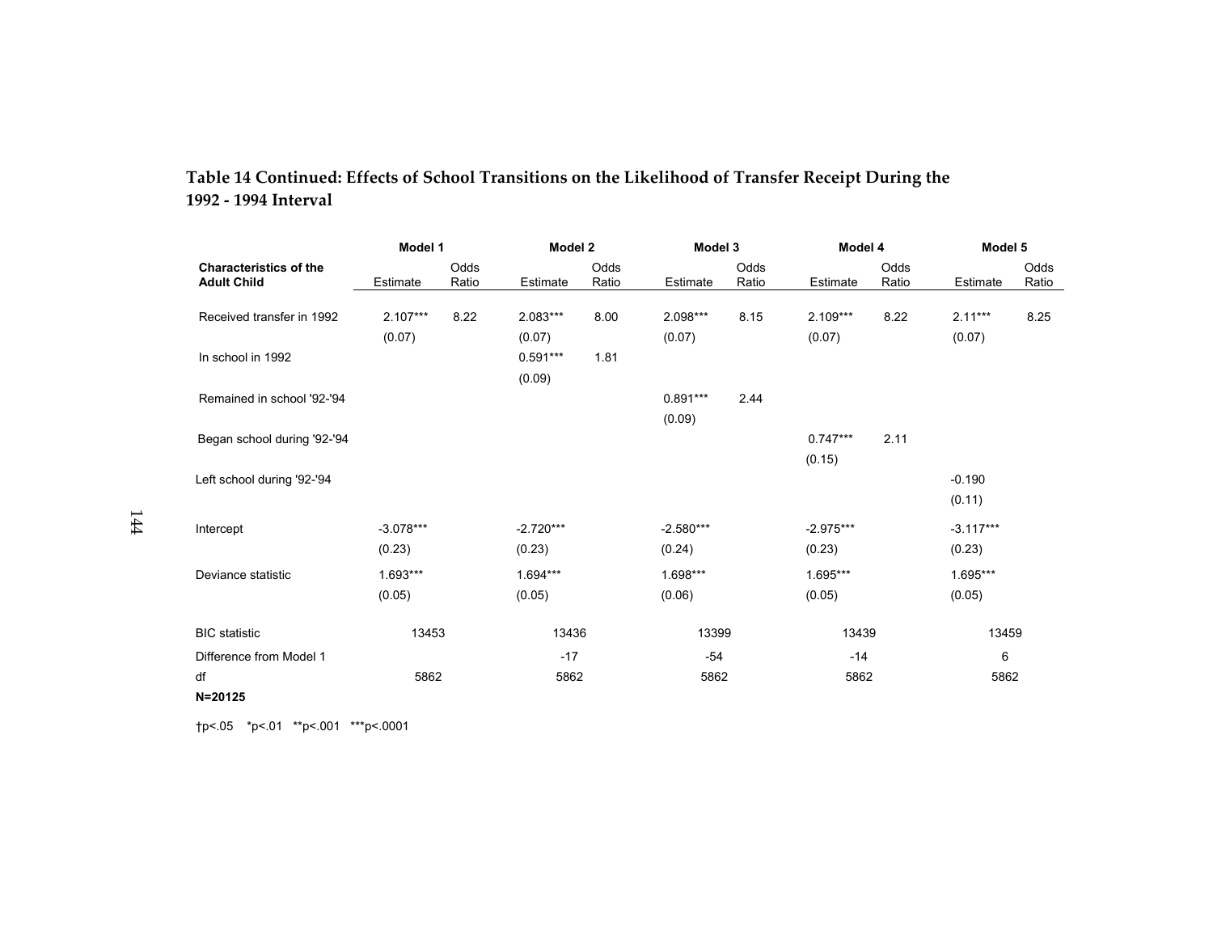**Table 14 Continued: Effects of School Transitions on the Likelihood of Transfer Receipt During the 1992 - 1994 Interval**

| Characteristics of the Adult Child | Model 1 | | Model 2 | | Model 3 | | Model 4 | | Model 5 | |
|---|---|---|---|---|---|---|---|---|---|---|
| | Estimate | Odds Ratio | Estimate | Odds Ratio | Estimate | Odds Ratio | Estimate | Odds Ratio | Estimate | Odds Ratio |
| Received transfer in 1992 | 2.107*** | 8.22 | 2.083*** | 8.00 | 2.098*** | 8.15 | 2.109*** | 8.22 | 2.11*** | 8.25 |
| | (0.07) | | (0.07) | | (0.07) | | (0.07) | | (0.07) | |
| In school in 1992 | | | 0.591*** | 1.81 | | | | | | |
| | | | (0.09) | | | | | | | |
| Remained in school '92-'94 | | | | | 0.891*** | 2.44 | | | | |
| | | | | | (0.09) | | | | | |
| Began school during '92-'94 | | | | | | | 0.747*** | 2.11 | | |
| | | | | | | | (0.15) | | | |
| Left school during '92-'94 | | | | | | | | | -0.190 | |
| | | | | | | | | | (0.11) | |
| Intercept | -3.078*** | | -2.720*** | | -2.580*** | | -2.975*** | | -3.117*** | |
| | (0.23) | | (0.23) | | (0.24) | | (0.23) | | (0.23) | |
| Deviance statistic | 1.693*** | | 1.694*** | | 1.698*** | | 1.695*** | | 1.695*** | |
| | (0.05) | | (0.05) | | (0.06) | | (0.05) | | (0.05) | |
| BIC statistic | 13453 | | 13436 | | 13399 | | 13439 | | 13459 | |
| Difference from Model 1 | | | -17 | | -54 | | -14 | | 6 | |
| df | 5862 | | 5862 | | 5862 | | 5862 | | 5862 | |
| **N=20125** | | | | | | | | | | |

†p<.05 *p<.01 **p<.001 ***p<.0001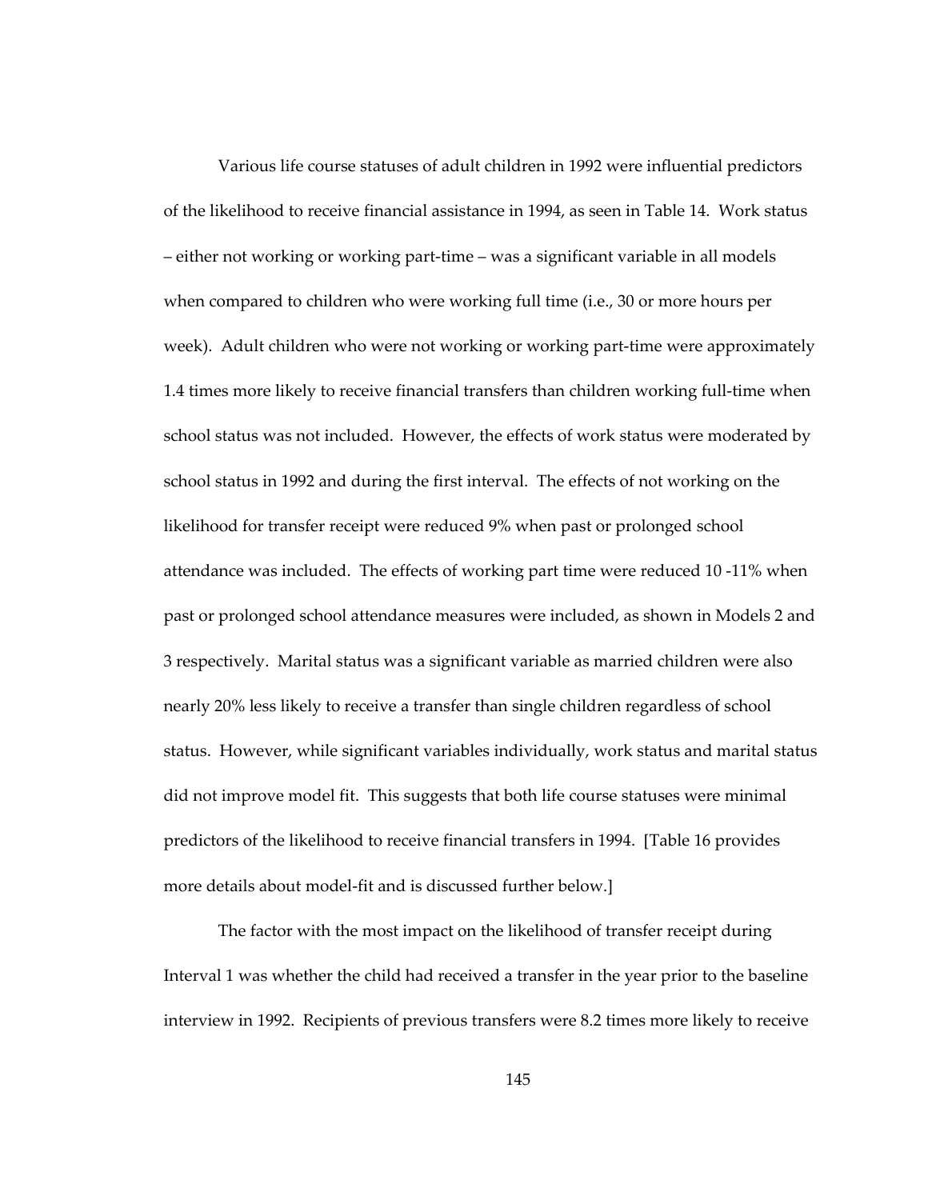Various life course statuses of adult children in 1992 were influential predictors of the likelihood to receive financial assistance in 1994, as seen in Table 14. Work status – either not working or working part-time – was a significant variable in all models when compared to children who were working full time (i.e., 30 or more hours per week). Adult children who were not working or working part-time were approximately 1.4 times more likely to receive financial transfers than children working full-time when school status was not included. However, the effects of work status were moderated by school status in 1992 and during the first interval. The effects of not working on the likelihood for transfer receipt were reduced 9% when past or prolonged school attendance was included. The effects of working part time were reduced 10 -11% when past or prolonged school attendance measures were included, as shown in Models 2 and 3 respectively. Marital status was a significant variable as married children were also nearly 20% less likely to receive a transfer than single children regardless of school status. However, while significant variables individually, work status and marital status did not improve model fit. This suggests that both life course statuses were minimal predictors of the likelihood to receive financial transfers in 1994. [Table 16 provides more details about model-fit and is discussed further below.]

The factor with the most impact on the likelihood of transfer receipt during Interval 1 was whether the child had received a transfer in the year prior to the baseline interview in 1992. Recipients of previous transfers were 8.2 times more likely to receive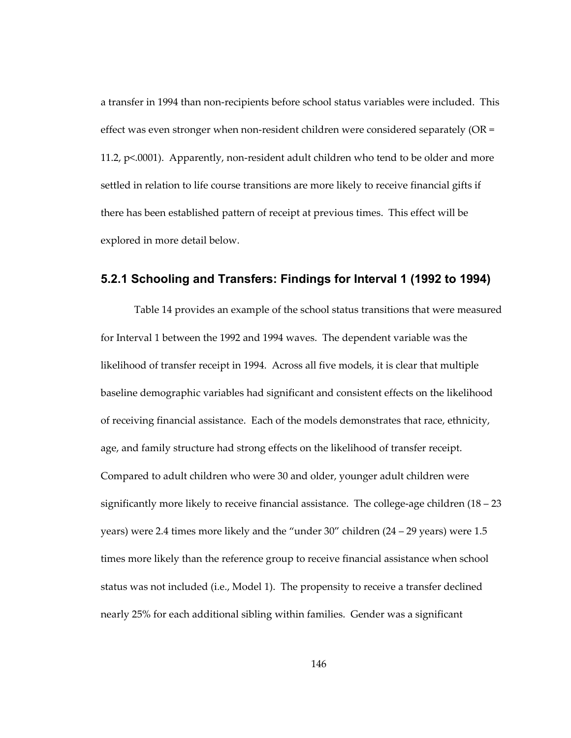a transfer in 1994 than non-recipients before school status variables were included. This effect was even stronger when non-resident children were considered separately (OR = 11.2, $p<.0001$). Apparently, non-resident adult children who tend to be older and more settled in relation to life course transitions are more likely to receive financial gifts if there has been established pattern of receipt at previous times. This effect will be explored in more detail below.

### 5.2.1 Schooling and Transfers: Findings for Interval 1 (1992 to 1994)

Table 14 provides an example of the school status transitions that were measured for Interval 1 between the 1992 and 1994 waves. The dependent variable was the likelihood of transfer receipt in 1994. Across all five models, it is clear that multiple baseline demographic variables had significant and consistent effects on the likelihood of receiving financial assistance. Each of the models demonstrates that race, ethnicity, age, and family structure had strong effects on the likelihood of transfer receipt. Compared to adult children who were 30 and older, younger adult children were significantly more likely to receive financial assistance. The college-age children (18 – 23 years) were 2.4 times more likely and the "under 30" children (24 – 29 years) were 1.5 times more likely than the reference group to receive financial assistance when school status was not included (i.e., Model 1). The propensity to receive a transfer declined nearly 25% for each additional sibling within families. Gender was a significant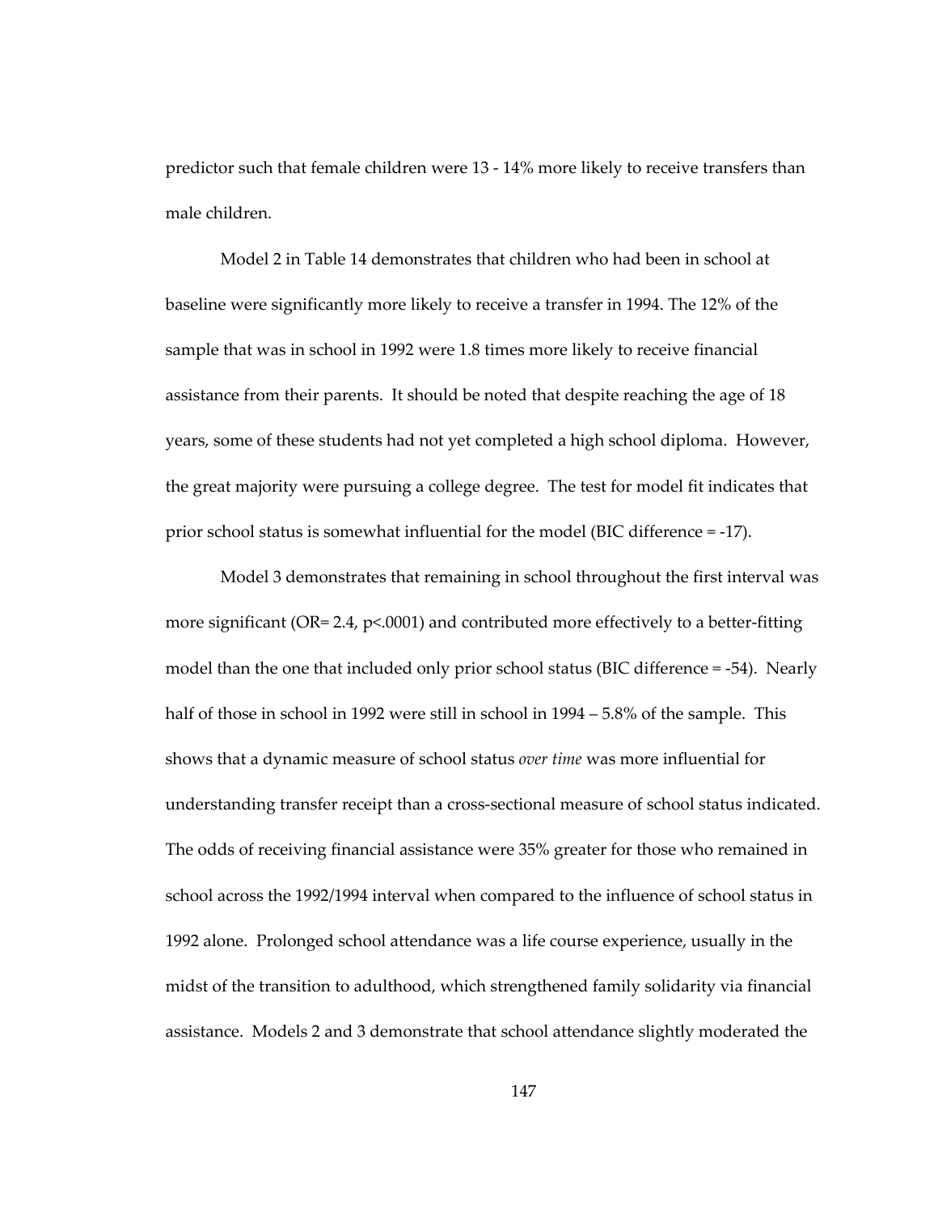predictor such that female children were 13 - 14% more likely to receive transfers than male children.

Model 2 in Table 14 demonstrates that children who had been in school at baseline were significantly more likely to receive a transfer in 1994. The 12% of the sample that was in school in 1992 were 1.8 times more likely to receive financial assistance from their parents. It should be noted that despite reaching the age of 18 years, some of these students had not yet completed a high school diploma. However, the great majority were pursuing a college degree. The test for model fit indicates that prior school status is somewhat influential for the model (BIC difference = -17).

Model 3 demonstrates that remaining in school throughout the first interval was more significant (OR= 2.4, $p<.0001$) and contributed more effectively to a better-fitting model than the one that included only prior school status (BIC difference = -54). Nearly half of those in school in 1992 were still in school in 1994 – 5.8% of the sample. This shows that a dynamic measure of school status *over time* was more influential for understanding transfer receipt than a cross-sectional measure of school status indicated. The odds of receiving financial assistance were 35% greater for those who remained in school across the 1992/1994 interval when compared to the influence of school status in 1992 alone. Prolonged school attendance was a life course experience, usually in the midst of the transition to adulthood, which strengthened family solidarity via financial assistance. Models 2 and 3 demonstrate that school attendance slightly moderated the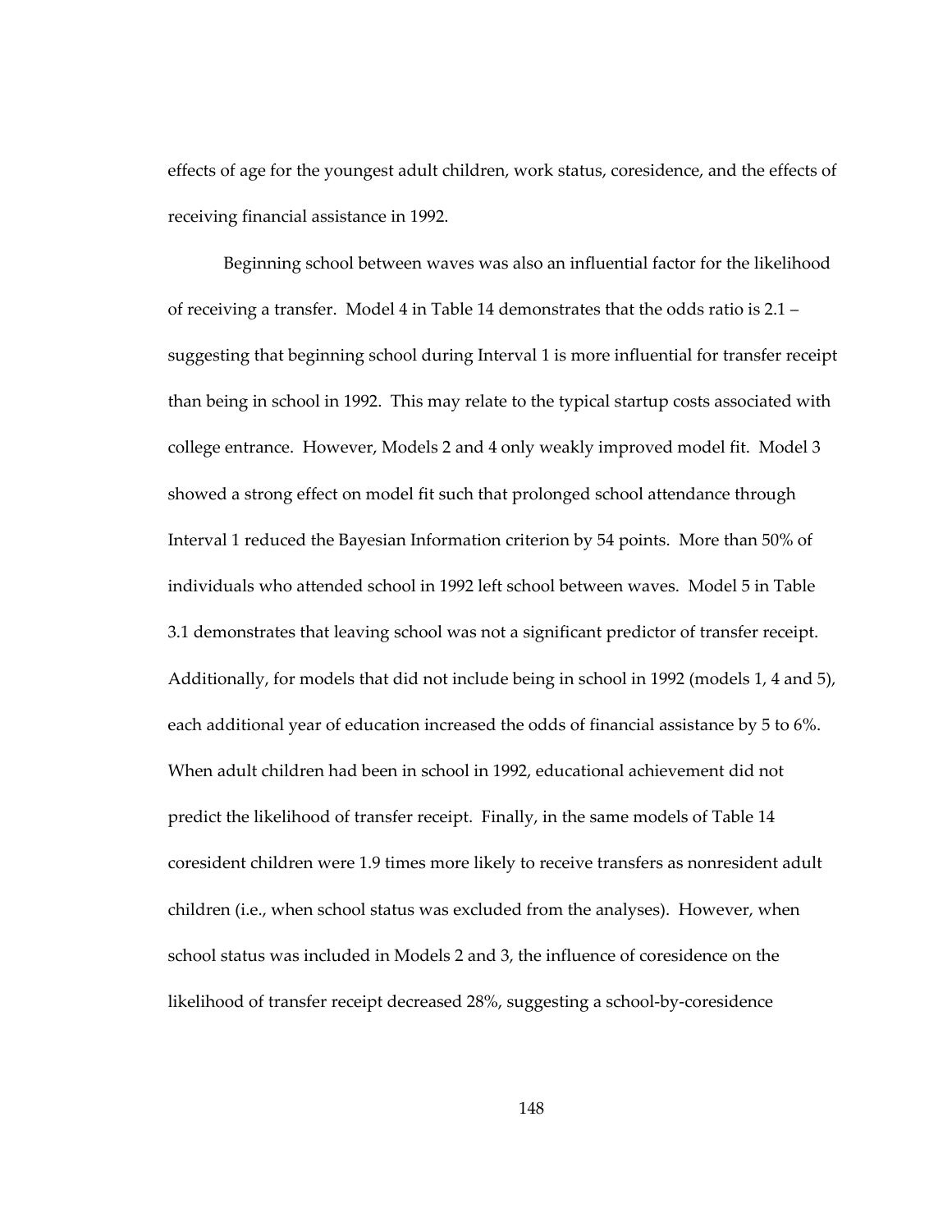effects of age for the youngest adult children, work status, coresidence, and the effects of receiving financial assistance in 1992.

Beginning school between waves was also an influential factor for the likelihood of receiving a transfer. Model 4 in Table 14 demonstrates that the odds ratio is 2.1 – suggesting that beginning school during Interval 1 is more influential for transfer receipt than being in school in 1992. This may relate to the typical startup costs associated with college entrance. However, Models 2 and 4 only weakly improved model fit. Model 3 showed a strong effect on model fit such that prolonged school attendance through Interval 1 reduced the Bayesian Information criterion by 54 points. More than 50% of individuals who attended school in 1992 left school between waves. Model 5 in Table 3.1 demonstrates that leaving school was not a significant predictor of transfer receipt. Additionally, for models that did not include being in school in 1992 (models 1, 4 and 5), each additional year of education increased the odds of financial assistance by 5 to 6%. When adult children had been in school in 1992, educational achievement did not predict the likelihood of transfer receipt. Finally, in the same models of Table 14 coresident children were 1.9 times more likely to receive transfers as nonresident adult children (i.e., when school status was excluded from the analyses). However, when school status was included in Models 2 and 3, the influence of coresidence on the likelihood of transfer receipt decreased 28%, suggesting a school-by-coresidence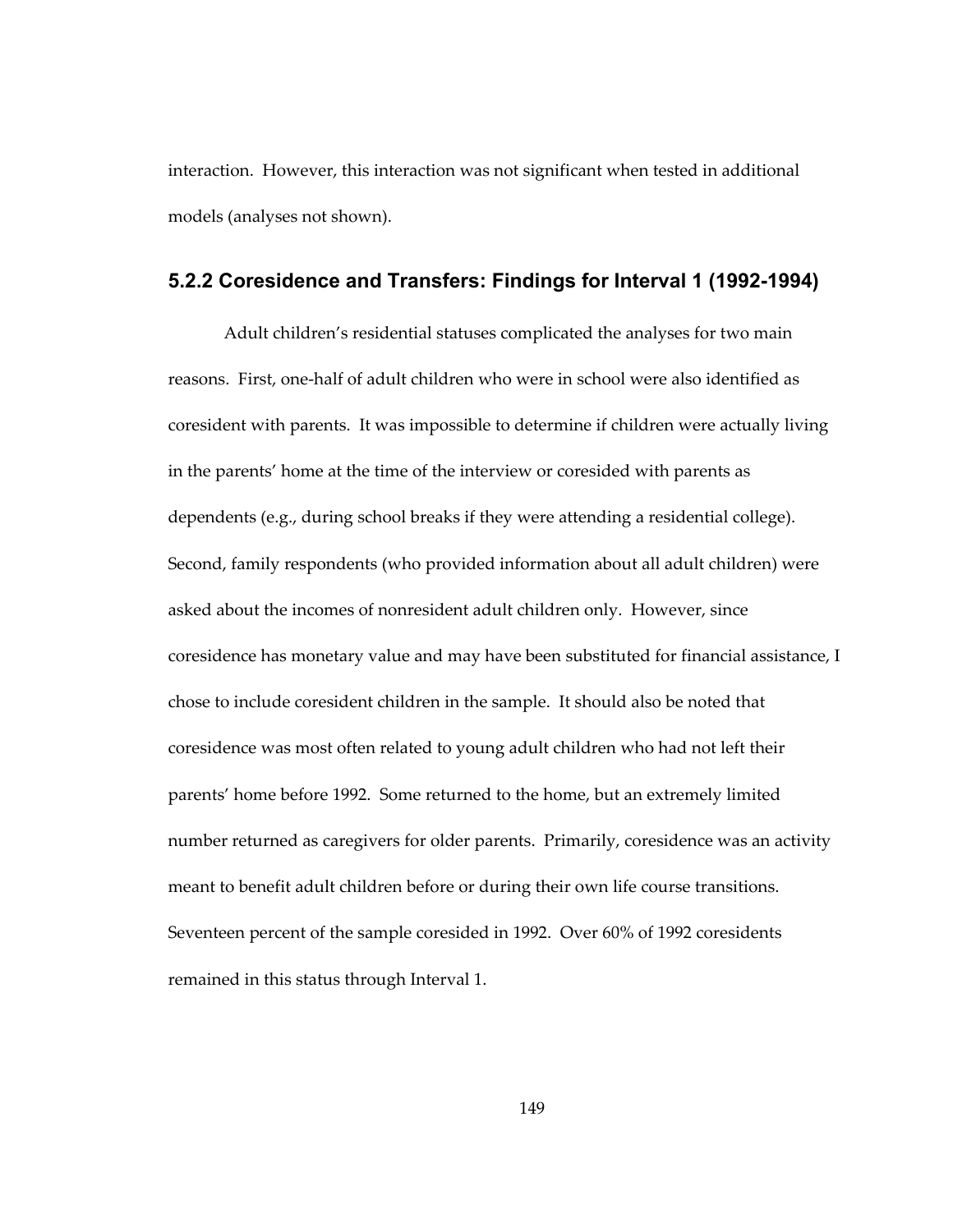interaction. However, this interaction was not significant when tested in additional models (analyses not shown).

### 5.2.2 Coresidence and Transfers: Findings for Interval 1 (1992-1994)

Adult children's residential statuses complicated the analyses for two main reasons. First, one-half of adult children who were in school were also identified as coresident with parents. It was impossible to determine if children were actually living in the parents' home at the time of the interview or coresided with parents as dependents (e.g., during school breaks if they were attending a residential college). Second, family respondents (who provided information about all adult children) were asked about the incomes of nonresident adult children only. However, since coresidence has monetary value and may have been substituted for financial assistance, I chose to include coresident children in the sample. It should also be noted that coresidence was most often related to young adult children who had not left their parents' home before 1992. Some returned to the home, but an extremely limited number returned as caregivers for older parents. Primarily, coresidence was an activity meant to benefit adult children before or during their own life course transitions. Seventeen percent of the sample coresided in 1992. Over 60% of 1992 coresidents remained in this status through Interval 1.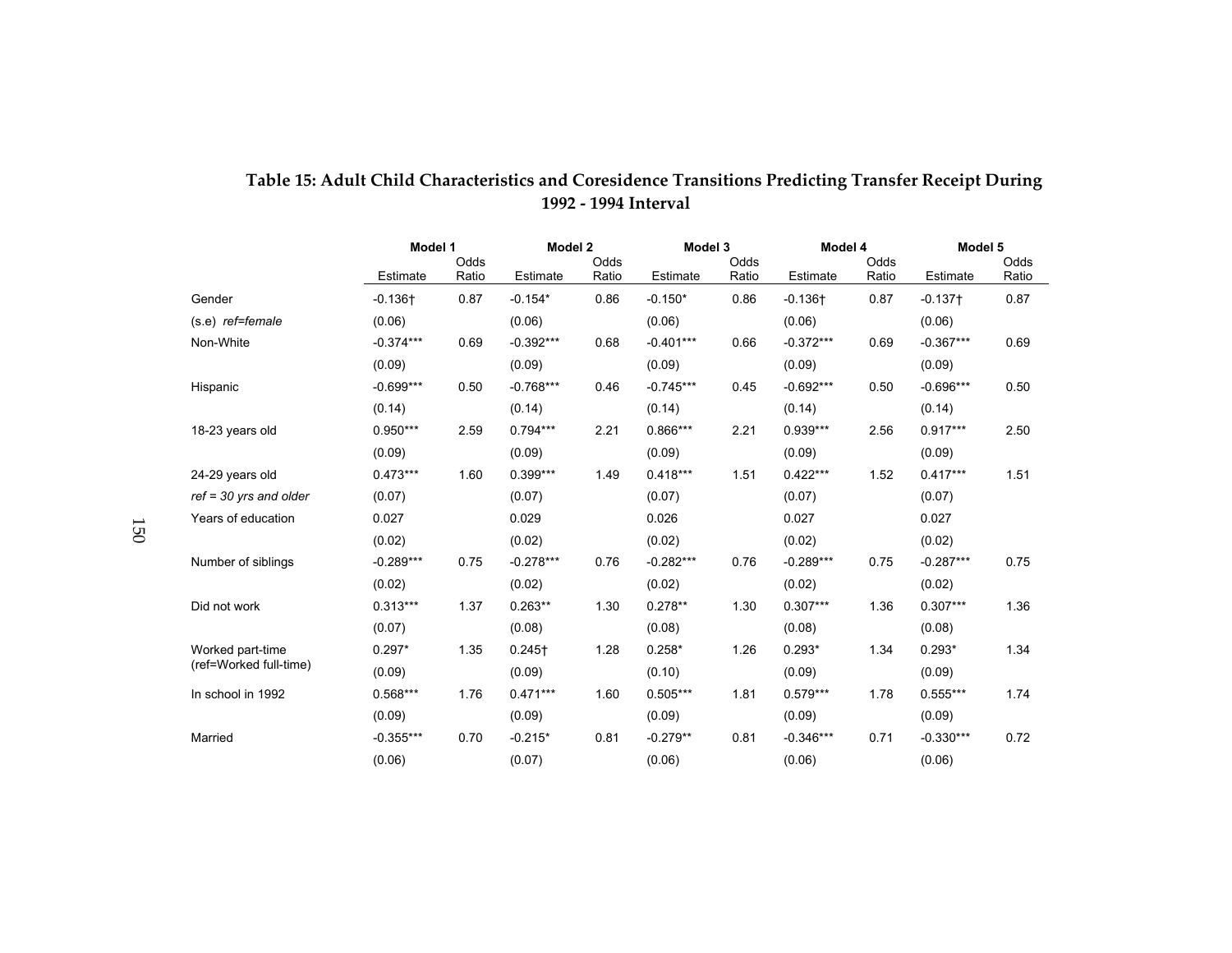**Table 15: Adult Child Characteristics and Coresidence Transitions Predicting Transfer Receipt During 1992 - 1994 Interval**

| | Model 1 | | Model 2 | | Model 3 | | Model 4 | | Model 5 | |
|---|---|---|---|---|---|---|---|---|---|---|
| | Estimate | Odds Ratio | Estimate | Odds Ratio | Estimate | Odds Ratio | Estimate | Odds Ratio | Estimate | Odds Ratio |
| Gender | -0.136† | 0.87 | -0.154* | 0.86 | -0.150* | 0.86 | -0.136† | 0.87 | -0.137† | 0.87 |
| (s.e) *ref=female* | (0.06) | | (0.06) | | (0.06) | | (0.06) | | (0.06) | |
| Non-White | -0.374*** | 0.69 | -0.392*** | 0.68 | -0.401*** | 0.66 | -0.372*** | 0.69 | -0.367*** | 0.69 |
| | (0.09) | | (0.09) | | (0.09) | | (0.09) | | (0.09) | |
| Hispanic | -0.699*** | 0.50 | -0.768*** | 0.46 | -0.745*** | 0.45 | -0.692*** | 0.50 | -0.696*** | 0.50 |
| | (0.14) | | (0.14) | | (0.14) | | (0.14) | | (0.14) | |
| 18-23 years old | 0.950*** | 2.59 | 0.794*** | 2.21 | 0.866*** | 2.21 | 0.939*** | 2.56 | 0.917*** | 2.50 |
| | (0.09) | | (0.09) | | (0.09) | | (0.09) | | (0.09) | |
| 24-29 years old | 0.473*** | 1.60 | 0.399*** | 1.49 | 0.418*** | 1.51 | 0.422*** | 1.52 | 0.417*** | 1.51 |
| *ref = 30 yrs and older* | (0.07) | | (0.07) | | (0.07) | | (0.07) | | (0.07) | |
| Years of education | 0.027 | | 0.029 | | 0.026 | | 0.027 | | 0.027 | |
| | (0.02) | | (0.02) | | (0.02) | | (0.02) | | (0.02) | |
| Number of siblings | -0.289*** | 0.75 | -0.278*** | 0.76 | -0.282*** | 0.76 | -0.289*** | 0.75 | -0.287*** | 0.75 |
| | (0.02) | | (0.02) | | (0.02) | | (0.02) | | (0.02) | |
| Did not work | 0.313*** | 1.37 | 0.263** | 1.30 | 0.278** | 1.30 | 0.307*** | 1.36 | 0.307*** | 1.36 |
| | (0.07) | | (0.08) | | (0.08) | | (0.08) | | (0.08) | |
| Worked part-time | 0.297* | 1.35 | 0.245† | 1.28 | 0.258* | 1.26 | 0.293* | 1.34 | 0.293* | 1.34 |
| (ref=Worked full-time) | (0.09) | | (0.09) | | (0.10) | | (0.09) | | (0.09) | |
| In school in 1992 | 0.568*** | 1.76 | 0.471*** | 1.60 | 0.505*** | 1.81 | 0.579*** | 1.78 | 0.555*** | 1.74 |
| | (0.09) | | (0.09) | | (0.09) | | (0.09) | | (0.09) | |
| Married | -0.355*** | 0.70 | -0.215* | 0.81 | -0.279** | 0.81 | -0.346*** | 0.71 | -0.330*** | 0.72 |
| | (0.06) | | (0.07) | | (0.06) | | (0.06) | | (0.06) | |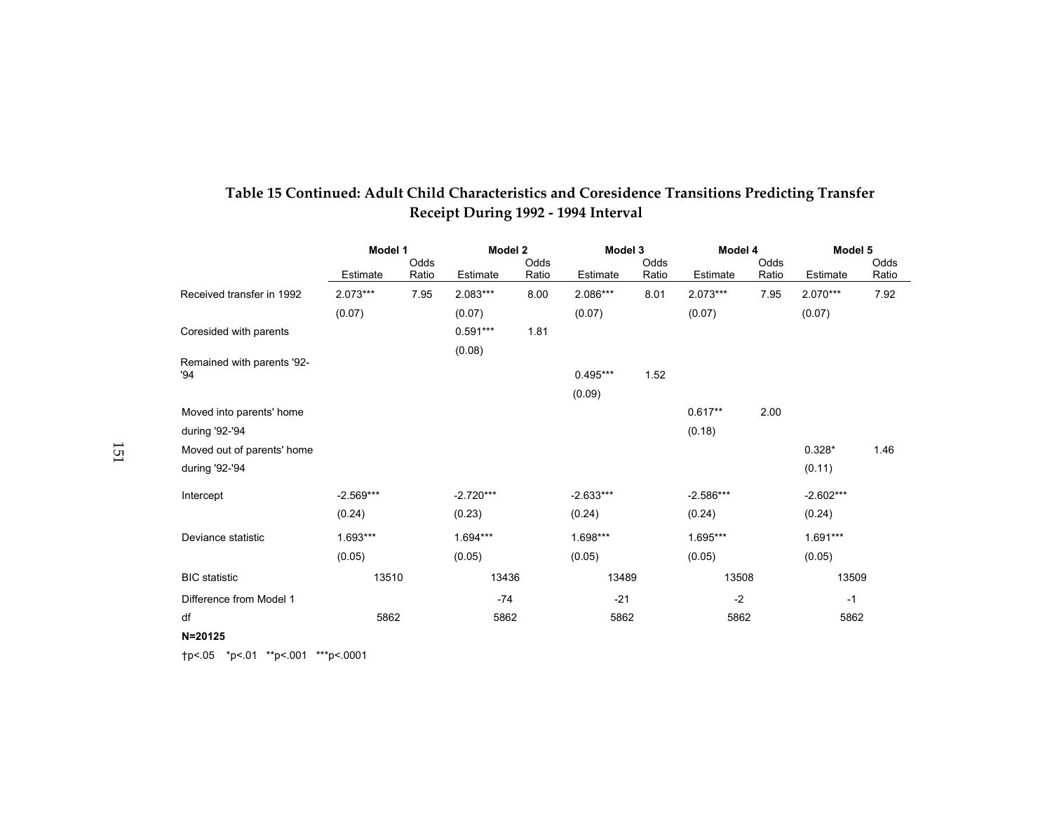# Table 15 Continued: Adult Child Characteristics and Coresidence Transitions Predicting Transfer Receipt During 1992 - 1994 Interval

| | Model 1 | | Model 2 | | Model 3 | | Model 4 | | Model 5 | |
|---|---|---|---|---|---|---|---|---|---|---|
| | Estimate | Odds Ratio | Estimate | Odds Ratio | Estimate | Odds Ratio | Estimate | Odds Ratio | Estimate | Odds Ratio |
| Received transfer in 1992 | 2.073*** | 7.95 | 2.083*** | 8.00 | 2.086*** | 8.01 | 2.073*** | 7.95 | 2.070*** | 7.92 |
| | (0.07) | | (0.07) | | (0.07) | | (0.07) | | (0.07) | |
| Coresided with parents | | | 0.591*** | 1.81 | | | | | | |
| | | | (0.08) | | | | | | | |
| Remained with parents '92-'94 | | | | | 0.495*** | 1.52 | | | | |
| | | | | | (0.09) | | | | | |
| Moved into parents' home during '92-'94 | | | | | | | 0.617** | 2.00 | | |
| | | | | | | | (0.18) | | | |
| Moved out of parents' home during '92-'94 | | | | | | | | | 0.328* | 1.46 |
| | | | | | | | | | (0.11) | |
| Intercept | -2.569*** | | -2.720*** | | -2.633*** | | -2.586*** | | -2.602*** | |
| | (0.24) | | (0.23) | | (0.24) | | (0.24) | | (0.24) | |
| Deviance statistic | 1.693*** | | 1.694*** | | 1.698*** | | 1.695*** | | 1.691*** | |
| | (0.05) | | (0.05) | | (0.05) | | (0.05) | | (0.05) | |
| BIC statistic | 13510 | | 13436 | | 13489 | | 13508 | | 13509 | |
| Difference from Model 1 | | | -74 | | -21 | | -2 | | -1 | |
| df | 5862 | | 5862 | | 5862 | | 5862 | | 5862 | |

**N=20125**

†p<.05 *p<.01 **p<.001 ***p<.0001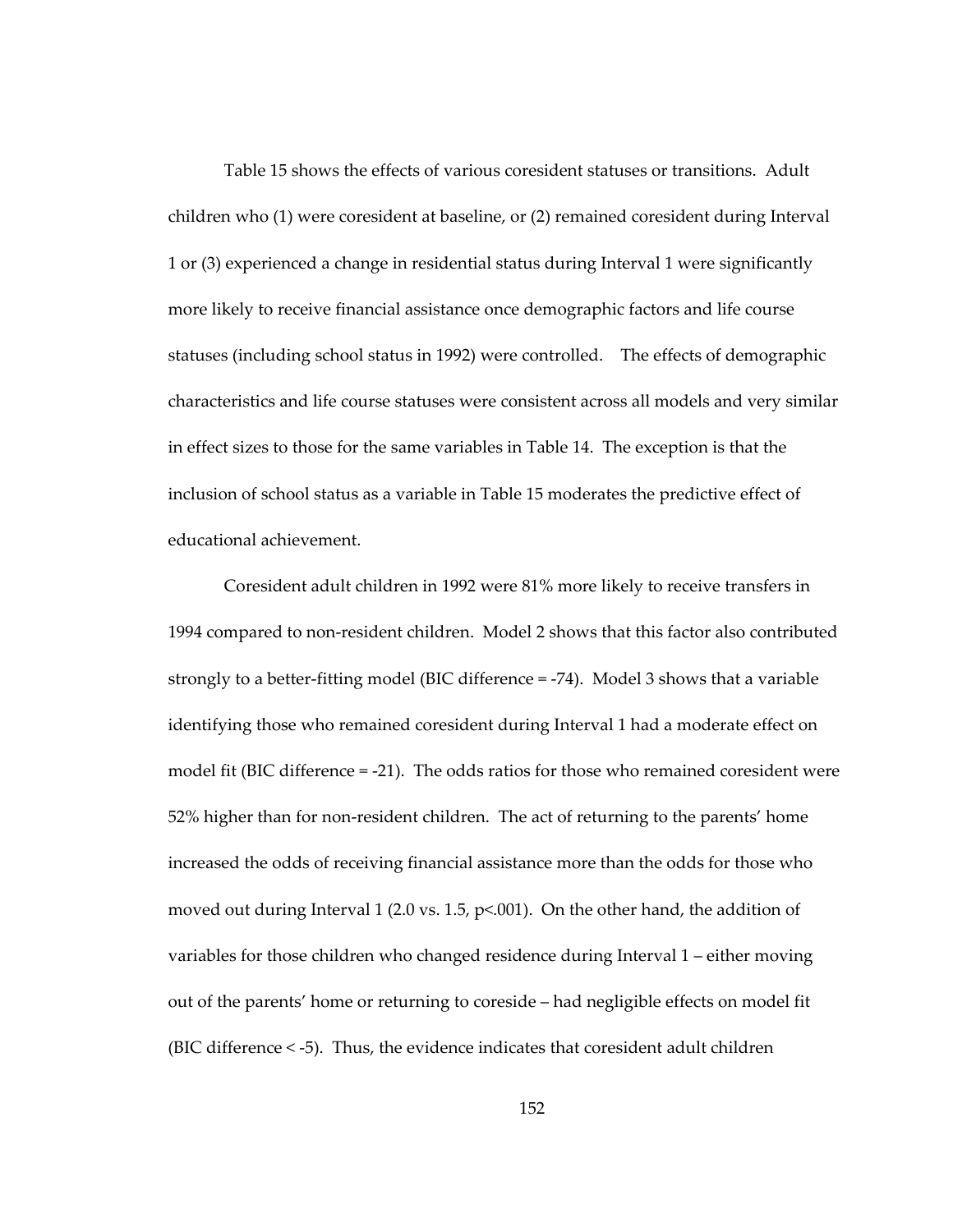Table 15 shows the effects of various coresident statuses or transitions. Adult children who (1) were coresident at baseline, or (2) remained coresident during Interval 1 or (3) experienced a change in residential status during Interval 1 were significantly more likely to receive financial assistance once demographic factors and life course statuses (including school status in 1992) were controlled. The effects of demographic characteristics and life course statuses were consistent across all models and very similar in effect sizes to those for the same variables in Table 14. The exception is that the inclusion of school status as a variable in Table 15 moderates the predictive effect of educational achievement.

Coresident adult children in 1992 were 81% more likely to receive transfers in 1994 compared to non-resident children. Model 2 shows that this factor also contributed strongly to a better-fitting model (BIC difference = -74). Model 3 shows that a variable identifying those who remained coresident during Interval 1 had a moderate effect on model fit (BIC difference = -21). The odds ratios for those who remained coresident were 52% higher than for non-resident children. The act of returning to the parents' home increased the odds of receiving financial assistance more than the odds for those who moved out during Interval 1 (2.0 vs. 1.5, $p<.001$). On the other hand, the addition of variables for those children who changed residence during Interval 1 – either moving out of the parents' home or returning to coreside – had negligible effects on model fit (BIC difference < -5). Thus, the evidence indicates that coresident adult children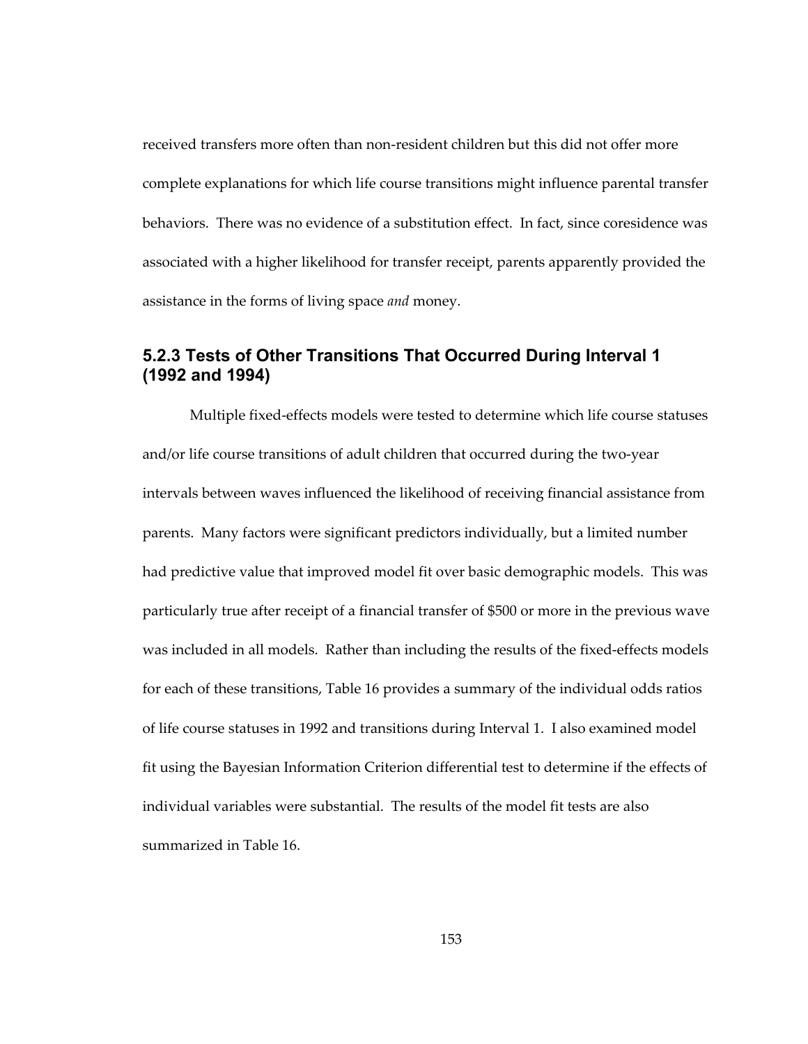received transfers more often than non-resident children but this did not offer more complete explanations for which life course transitions might influence parental transfer behaviors. There was no evidence of a substitution effect. In fact, since coresidence was associated with a higher likelihood for transfer receipt, parents apparently provided the assistance in the forms of living space *and* money.

### 5.2.3 Tests of Other Transitions That Occurred During Interval 1 (1992 and 1994)

Multiple fixed-effects models were tested to determine which life course statuses and/or life course transitions of adult children that occurred during the two-year intervals between waves influenced the likelihood of receiving financial assistance from parents. Many factors were significant predictors individually, but a limited number had predictive value that improved model fit over basic demographic models. This was particularly true after receipt of a financial transfer of $500 or more in the previous wave was included in all models. Rather than including the results of the fixed-effects models for each of these transitions, Table 16 provides a summary of the individual odds ratios of life course statuses in 1992 and transitions during Interval 1. I also examined model fit using the Bayesian Information Criterion differential test to determine if the effects of individual variables were substantial. The results of the model fit tests are also summarized in Table 16.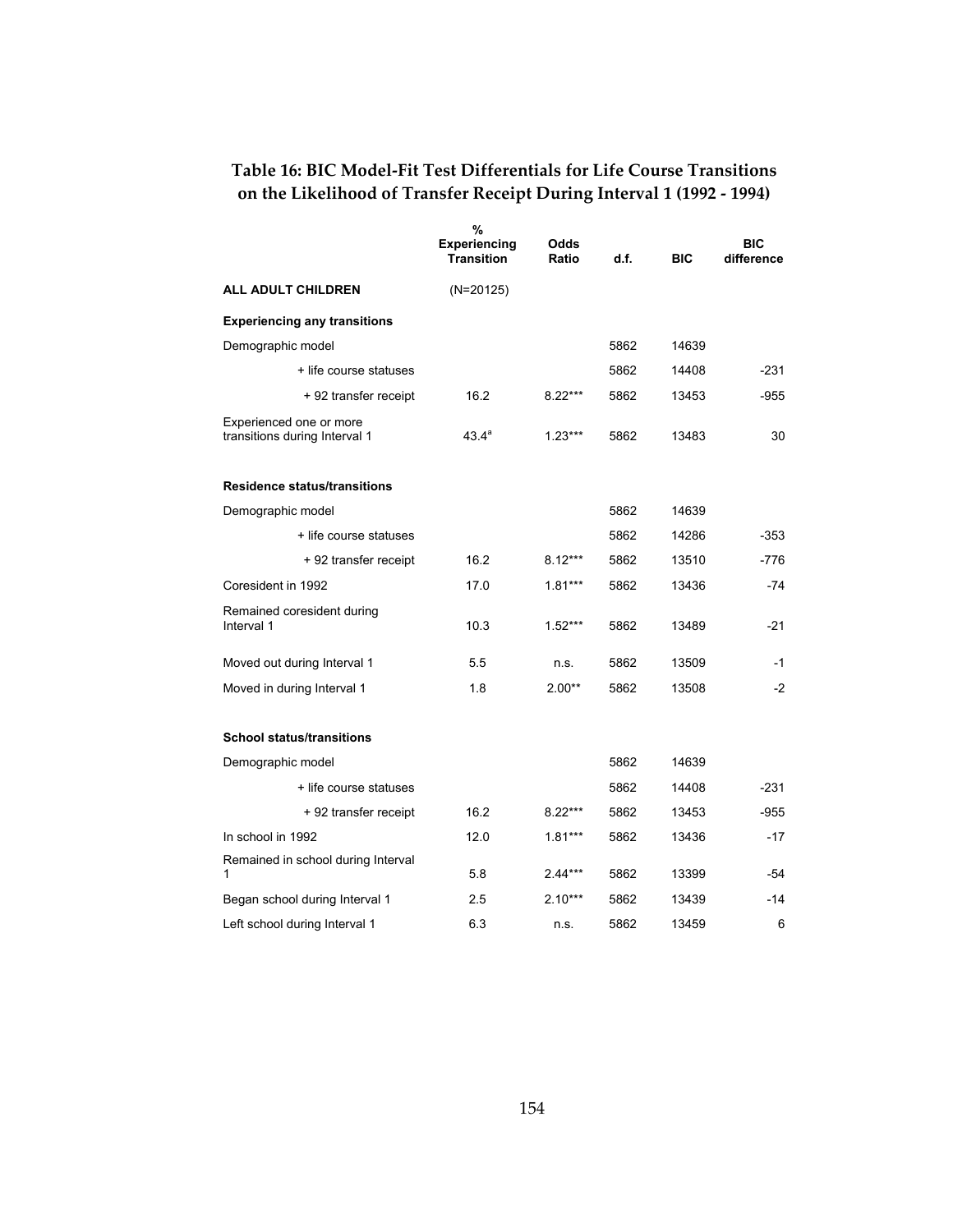**Table 16: BIC Model-Fit Test Differentials for Life Course Transitions on the Likelihood of Transfer Receipt During Interval 1 (1992 - 1994)**

| | % Experiencing Transition | Odds Ratio | d.f. | BIC | BIC difference |
|---|---|---|---|---|---|
| **ALL ADULT CHILDREN** | (N=20125) | | | | |
| **Experiencing any transitions** | | | | | |
| Demographic model | | | 5862 | 14639 | |
| + life course statuses | | | 5862 | 14408 | -231 |
| + 92 transfer receipt | 16.2 | 8.22*** | 5862 | 13453 | -955 |
| Experienced one or more transitions during Interval 1 | 43.4[a] | 1.23*** | 5862 | 13483 | 30 |
| **Residence status/transitions** | | | | | |
| Demographic model | | | 5862 | 14639 | |
| + life course statuses | | | 5862 | 14286 | -353 |
| + 92 transfer receipt | 16.2 | 8.12*** | 5862 | 13510 | -776 |
| Coresident in 1992 | 17.0 | 1.81*** | 5862 | 13436 | -74 |
| Remained coresident during Interval 1 | 10.3 | 1.52*** | 5862 | 13489 | -21 |
| Moved out during Interval 1 | 5.5 | n.s. | 5862 | 13509 | -1 |
| Moved in during Interval 1 | 1.8 | 2.00** | 5862 | 13508 | -2 |
| **School status/transitions** | | | | | |
| Demographic model | | | 5862 | 14639 | |
| + life course statuses | | | 5862 | 14408 | -231 |
| + 92 transfer receipt | 16.2 | 8.22*** | 5862 | 13453 | -955 |
| In school in 1992 | 12.0 | 1.81*** | 5862 | 13436 | -17 |
| Remained in school during Interval 1 | 5.8 | 2.44*** | 5862 | 13399 | -54 |
| Began school during Interval 1 | 2.5 | 2.10*** | 5862 | 13439 | -14 |
| Left school during Interval 1 | 6.3 | n.s. | 5862 | 13459 | 6 |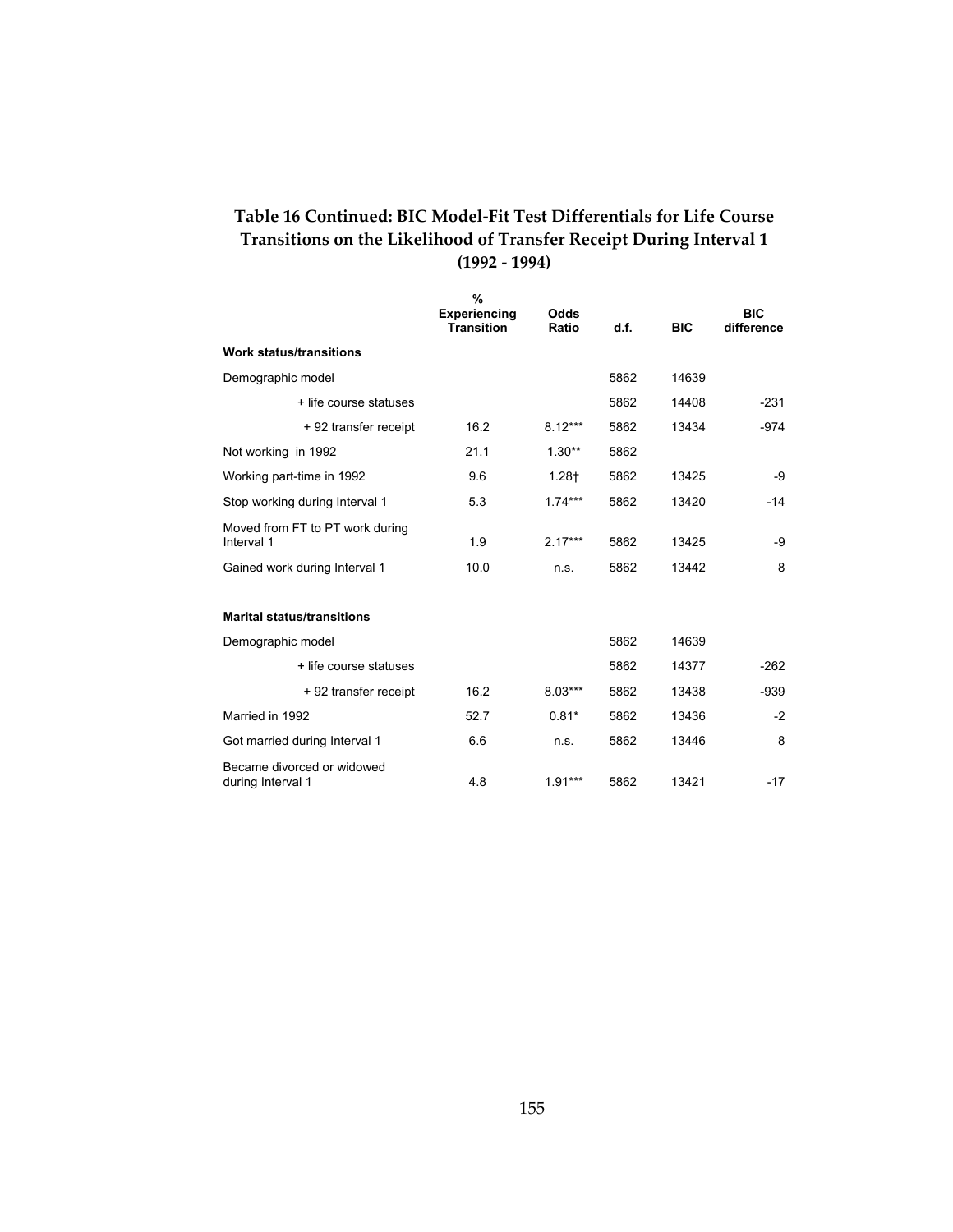# Table 16 Continued: BIC Model-Fit Test Differentials for Life Course Transitions on the Likelihood of Transfer Receipt During Interval 1 (1992 - 1994)

| | % Experiencing Transition | Odds Ratio | d.f. | BIC | BIC difference |
|---|---|---|---|---|---|
| **Work status/transitions** | | | | | |
| Demographic model | | | 5862 | 14639 | |
| + life course statuses | | | 5862 | 14408 | -231 |
| + 92 transfer receipt | 16.2 | 8.12*** | 5862 | 13434 | -974 |
| Not working in 1992 | 21.1 | 1.30** | 5862 | | |
| Working part-time in 1992 | 9.6 | 1.28† | 5862 | 13425 | -9 |
| Stop working during Interval 1 | 5.3 | 1.74*** | 5862 | 13420 | -14 |
| Moved from FT to PT work during Interval 1 | 1.9 | 2.17*** | 5862 | 13425 | -9 |
| Gained work during Interval 1 | 10.0 | n.s. | 5862 | 13442 | 8 |
| **Marital status/transitions** | | | | | |
| Demographic model | | | 5862 | 14639 | |
| + life course statuses | | | 5862 | 14377 | -262 |
| + 92 transfer receipt | 16.2 | 8.03*** | 5862 | 13438 | -939 |
| Married in 1992 | 52.7 | 0.81* | 5862 | 13436 | -2 |
| Got married during Interval 1 | 6.6 | n.s. | 5862 | 13446 | 8 |
| Became divorced or widowed during Interval 1 | 4.8 | 1.91*** | 5862 | 13421 | -17 |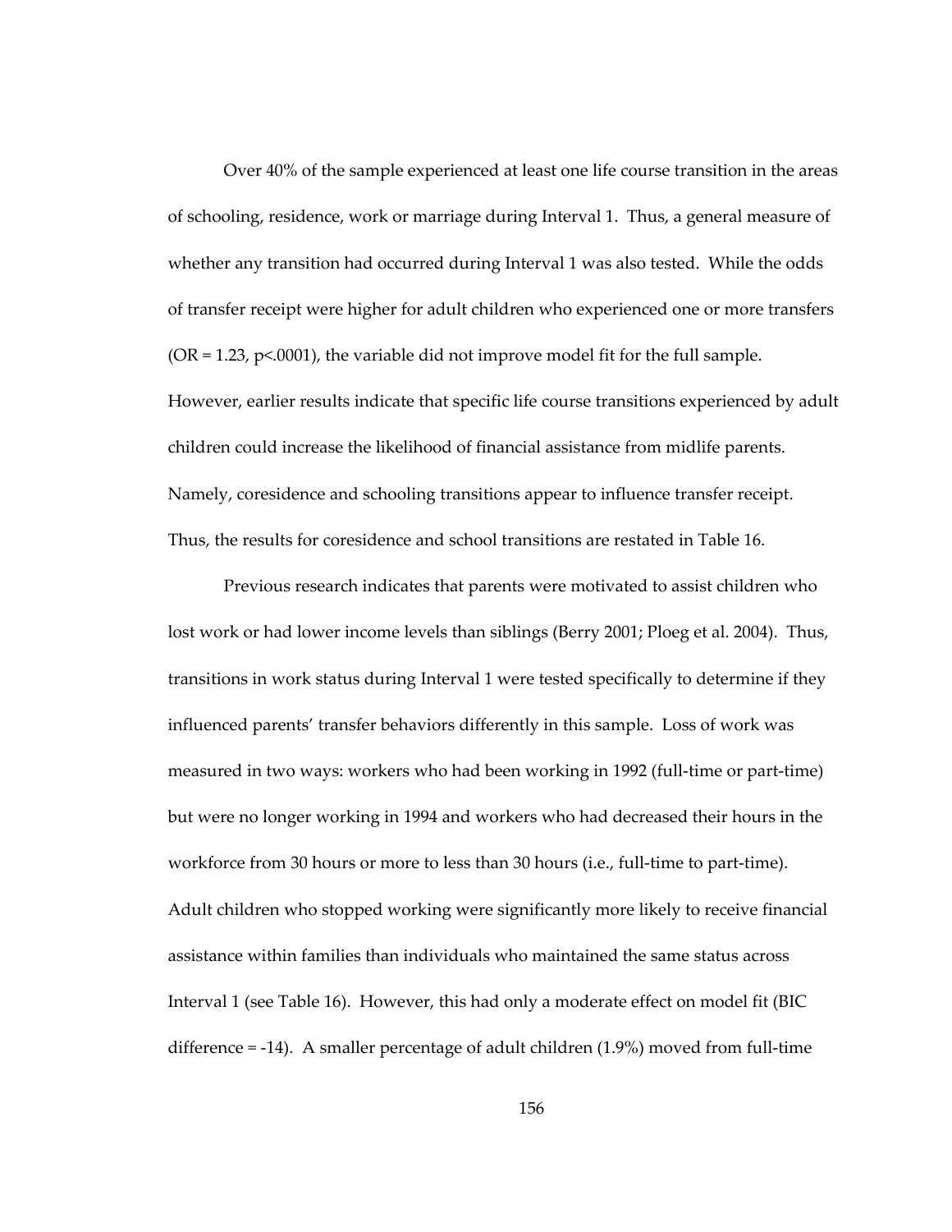Over 40% of the sample experienced at least one life course transition in the areas of schooling, residence, work or marriage during Interval 1. Thus, a general measure of whether any transition had occurred during Interval 1 was also tested. While the odds of transfer receipt were higher for adult children who experienced one or more transfers (OR = 1.23, $p<.0001$), the variable did not improve model fit for the full sample. However, earlier results indicate that specific life course transitions experienced by adult children could increase the likelihood of financial assistance from midlife parents. Namely, coresidence and schooling transitions appear to influence transfer receipt. Thus, the results for coresidence and school transitions are restated in Table 16.

Previous research indicates that parents were motivated to assist children who lost work or had lower income levels than siblings (Berry 2001; Ploeg et al. 2004). Thus, transitions in work status during Interval 1 were tested specifically to determine if they influenced parents' transfer behaviors differently in this sample. Loss of work was measured in two ways: workers who had been working in 1992 (full-time or part-time) but were no longer working in 1994 and workers who had decreased their hours in the workforce from 30 hours or more to less than 30 hours (i.e., full-time to part-time). Adult children who stopped working were significantly more likely to receive financial assistance within families than individuals who maintained the same status across Interval 1 (see Table 16). However, this had only a moderate effect on model fit (BIC difference = -14). A smaller percentage of adult children (1.9%) moved from full-time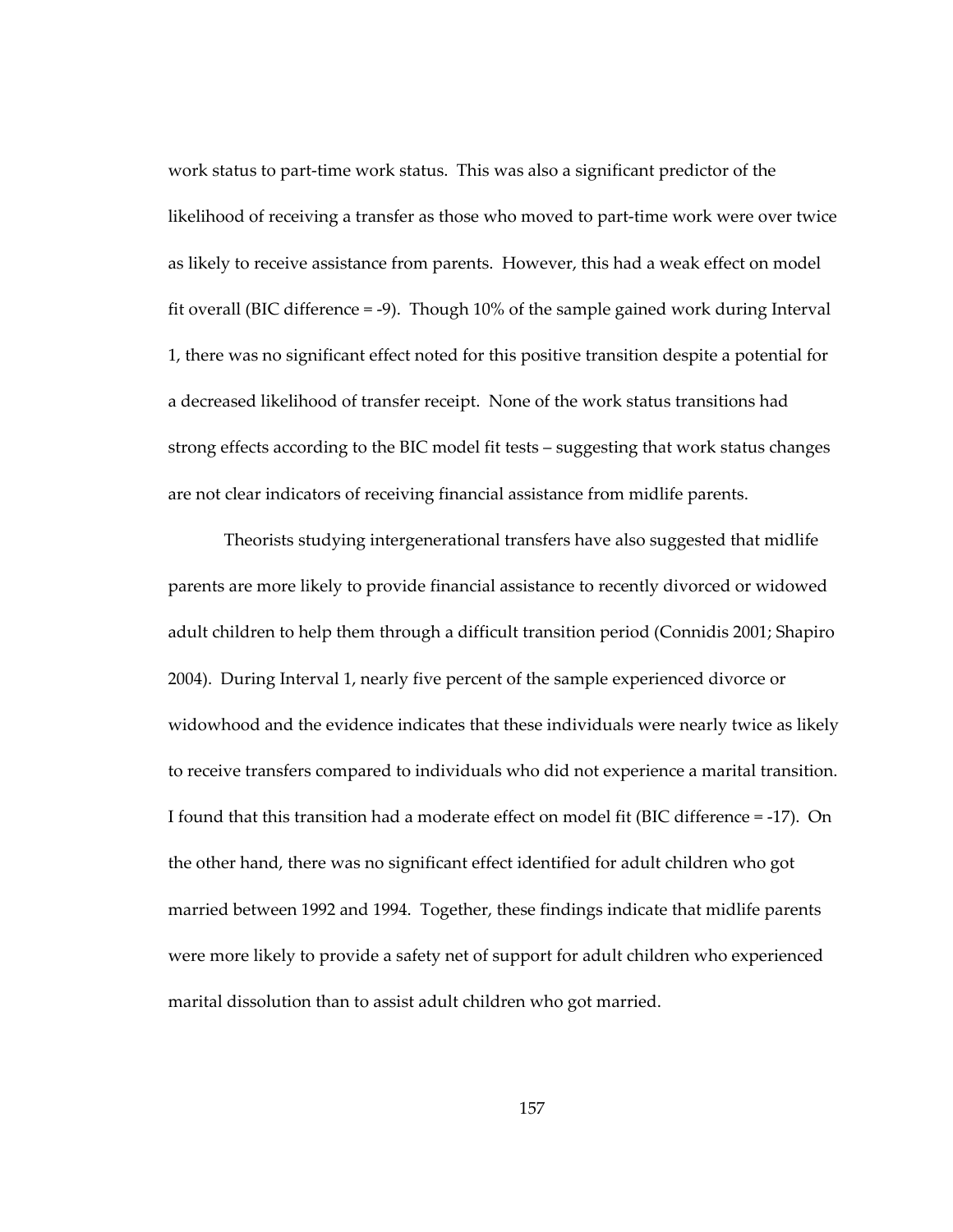work status to part-time work status. This was also a significant predictor of the likelihood of receiving a transfer as those who moved to part-time work were over twice as likely to receive assistance from parents. However, this had a weak effect on model fit overall (BIC difference = -9). Though 10% of the sample gained work during Interval 1, there was no significant effect noted for this positive transition despite a potential for a decreased likelihood of transfer receipt. None of the work status transitions had strong effects according to the BIC model fit tests – suggesting that work status changes are not clear indicators of receiving financial assistance from midlife parents.

Theorists studying intergenerational transfers have also suggested that midlife parents are more likely to provide financial assistance to recently divorced or widowed adult children to help them through a difficult transition period (Connidis 2001; Shapiro 2004). During Interval 1, nearly five percent of the sample experienced divorce or widowhood and the evidence indicates that these individuals were nearly twice as likely to receive transfers compared to individuals who did not experience a marital transition. I found that this transition had a moderate effect on model fit (BIC difference = -17). On the other hand, there was no significant effect identified for adult children who got married between 1992 and 1994. Together, these findings indicate that midlife parents were more likely to provide a safety net of support for adult children who experienced marital dissolution than to assist adult children who got married.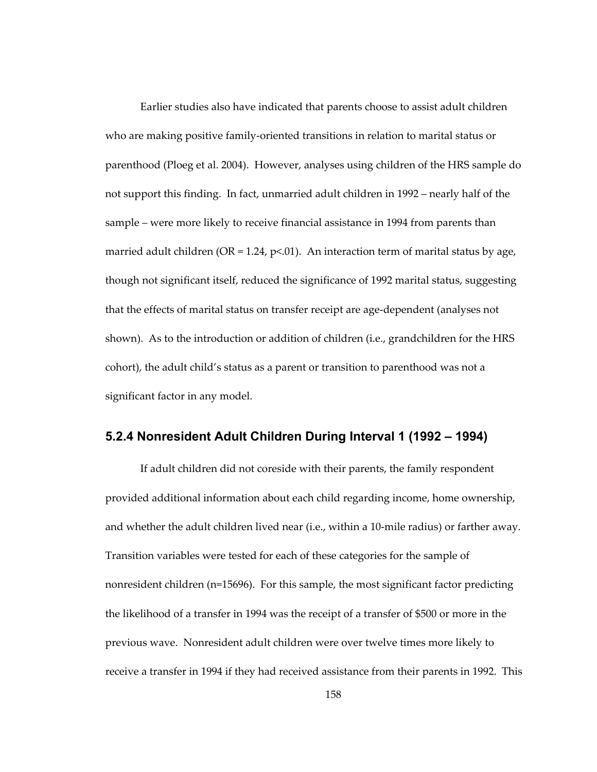Earlier studies also have indicated that parents choose to assist adult children who are making positive family-oriented transitions in relation to marital status or parenthood (Ploeg et al. 2004). However, analyses using children of the HRS sample do not support this finding. In fact, unmarried adult children in 1992 – nearly half of the sample – were more likely to receive financial assistance in 1994 from parents than married adult children (OR = 1.24, $p<.01$). An interaction term of marital status by age, though not significant itself, reduced the significance of 1992 marital status, suggesting that the effects of marital status on transfer receipt are age-dependent (analyses not shown). As to the introduction or addition of children (i.e., grandchildren for the HRS cohort), the adult child's status as a parent or transition to parenthood was not a significant factor in any model.

### 5.2.4 Nonresident Adult Children During Interval 1 (1992 – 1994)

If adult children did not coreside with their parents, the family respondent provided additional information about each child regarding income, home ownership, and whether the adult children lived near (i.e., within a 10-mile radius) or farther away. Transition variables were tested for each of these categories for the sample of nonresident children (n=15696). For this sample, the most significant factor predicting the likelihood of a transfer in 1994 was the receipt of a transfer of $500 or more in the previous wave. Nonresident adult children were over twelve times more likely to receive a transfer in 1994 if they had received assistance from their parents in 1992. This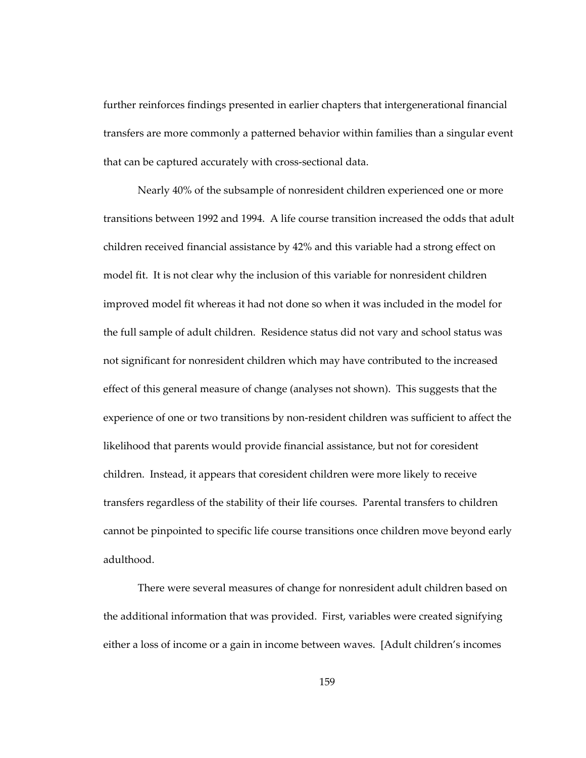further reinforces findings presented in earlier chapters that intergenerational financial transfers are more commonly a patterned behavior within families than a singular event that can be captured accurately with cross-sectional data.

Nearly 40% of the subsample of nonresident children experienced one or more transitions between 1992 and 1994. A life course transition increased the odds that adult children received financial assistance by 42% and this variable had a strong effect on model fit. It is not clear why the inclusion of this variable for nonresident children improved model fit whereas it had not done so when it was included in the model for the full sample of adult children. Residence status did not vary and school status was not significant for nonresident children which may have contributed to the increased effect of this general measure of change (analyses not shown). This suggests that the experience of one or two transitions by non-resident children was sufficient to affect the likelihood that parents would provide financial assistance, but not for coresident children. Instead, it appears that coresident children were more likely to receive transfers regardless of the stability of their life courses. Parental transfers to children cannot be pinpointed to specific life course transitions once children move beyond early adulthood.

There were several measures of change for nonresident adult children based on the additional information that was provided. First, variables were created signifying either a loss of income or a gain in income between waves. [Adult children's incomes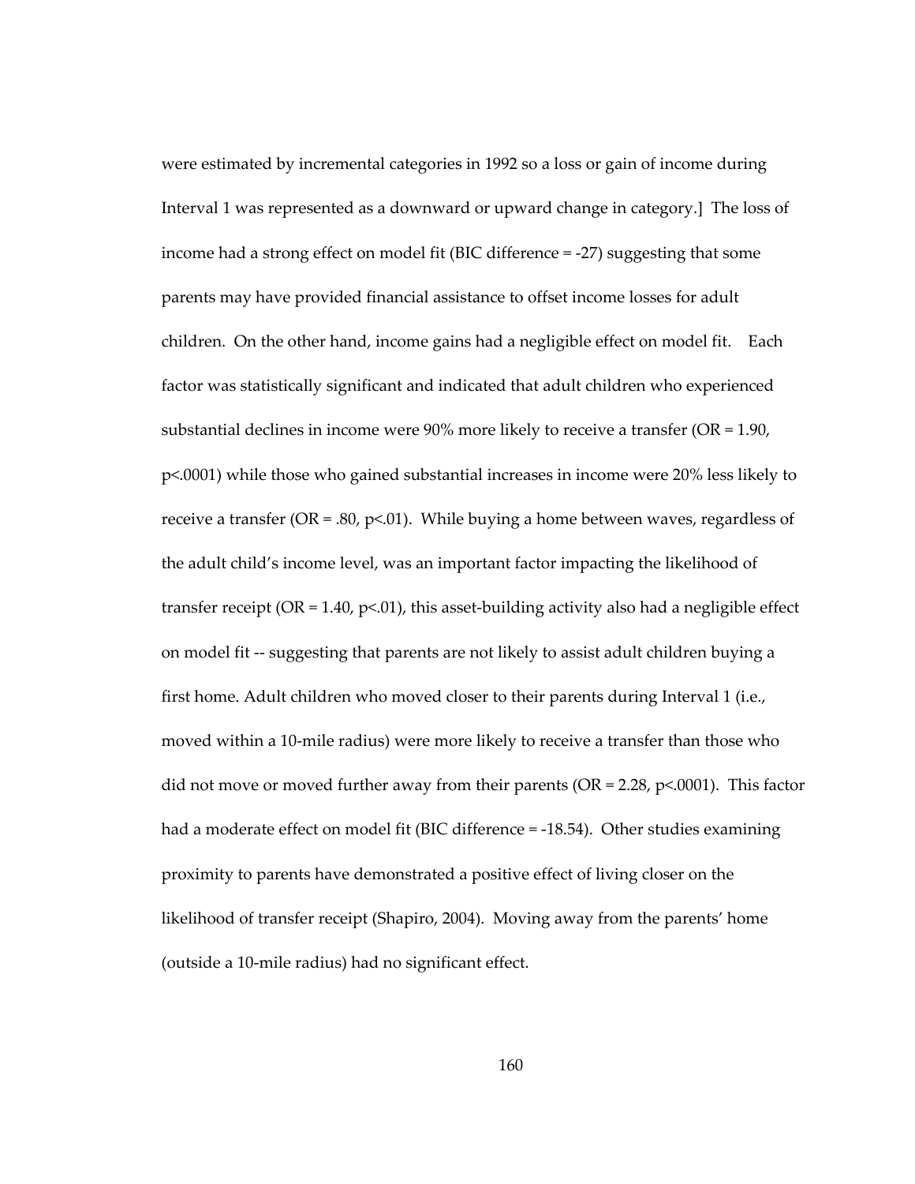were estimated by incremental categories in 1992 so a loss or gain of income during Interval 1 was represented as a downward or upward change in category.] The loss of income had a strong effect on model fit (BIC difference = -27) suggesting that some parents may have provided financial assistance to offset income losses for adult children. On the other hand, income gains had a negligible effect on model fit. Each factor was statistically significant and indicated that adult children who experienced substantial declines in income were 90% more likely to receive a transfer (OR = 1.90, $p<.0001$) while those who gained substantial increases in income were 20% less likely to receive a transfer (OR = .80, $p<.01$). While buying a home between waves, regardless of the adult child's income level, was an important factor impacting the likelihood of transfer receipt (OR = 1.40, $p<.01$), this asset-building activity also had a negligible effect on model fit -- suggesting that parents are not likely to assist adult children buying a first home. Adult children who moved closer to their parents during Interval 1 (i.e., moved within a 10-mile radius) were more likely to receive a transfer than those who did not move or moved further away from their parents (OR = 2.28, $p<.0001$). This factor had a moderate effect on model fit (BIC difference = -18.54). Other studies examining proximity to parents have demonstrated a positive effect of living closer on the likelihood of transfer receipt (Shapiro, 2004). Moving away from the parents' home (outside a 10-mile radius) had no significant effect.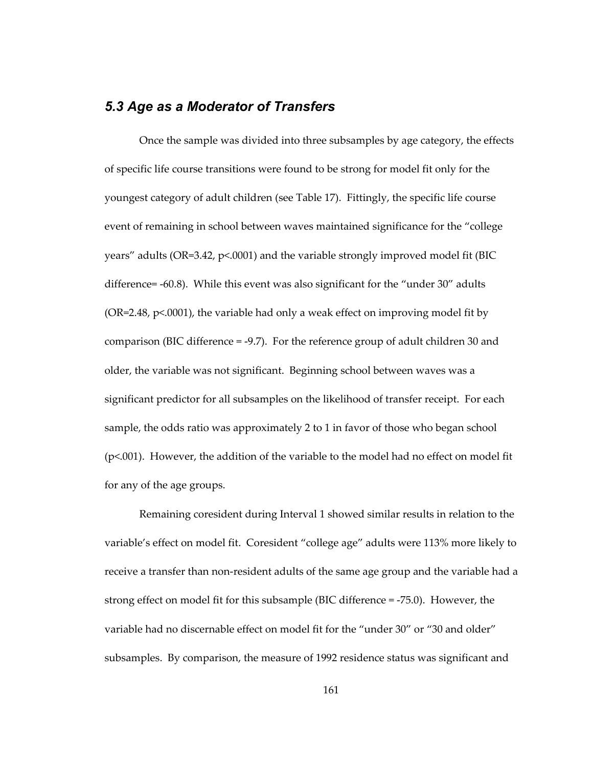### *5.3 Age as a Moderator of Transfers*

Once the sample was divided into three subsamples by age category, the effects of specific life course transitions were found to be strong for model fit only for the youngest category of adult children (see Table 17). Fittingly, the specific life course event of remaining in school between waves maintained significance for the "college years" adults (OR=3.42, p<.0001) and the variable strongly improved model fit (BIC difference= -60.8). While this event was also significant for the "under 30" adults (OR=2.48, p<.0001), the variable had only a weak effect on improving model fit by comparison (BIC difference = -9.7). For the reference group of adult children 30 and older, the variable was not significant. Beginning school between waves was a significant predictor for all subsamples on the likelihood of transfer receipt. For each sample, the odds ratio was approximately 2 to 1 in favor of those who began school (p<.001). However, the addition of the variable to the model had no effect on model fit for any of the age groups.

Remaining coresident during Interval 1 showed similar results in relation to the variable's effect on model fit. Coresident "college age" adults were 113% more likely to receive a transfer than non-resident adults of the same age group and the variable had a strong effect on model fit for this subsample (BIC difference = -75.0). However, the variable had no discernable effect on model fit for the "under 30" or "30 and older" subsamples. By comparison, the measure of 1992 residence status was significant and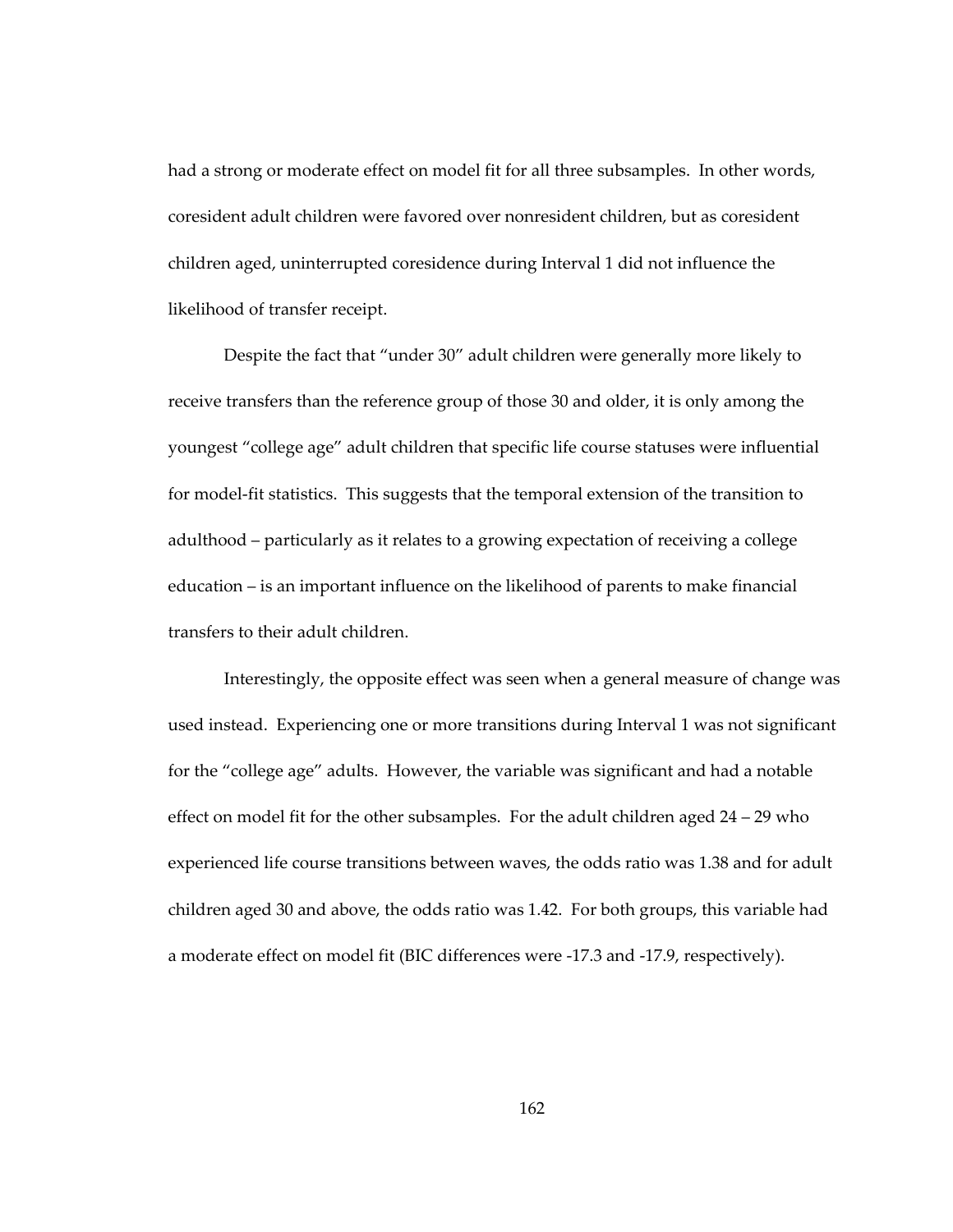had a strong or moderate effect on model fit for all three subsamples. In other words, coresident adult children were favored over nonresident children, but as coresident children aged, uninterrupted coresidence during Interval 1 did not influence the likelihood of transfer receipt.

Despite the fact that "under 30" adult children were generally more likely to receive transfers than the reference group of those 30 and older, it is only among the youngest "college age" adult children that specific life course statuses were influential for model-fit statistics. This suggests that the temporal extension of the transition to adulthood – particularly as it relates to a growing expectation of receiving a college education – is an important influence on the likelihood of parents to make financial transfers to their adult children.

Interestingly, the opposite effect was seen when a general measure of change was used instead. Experiencing one or more transitions during Interval 1 was not significant for the "college age" adults. However, the variable was significant and had a notable effect on model fit for the other subsamples. For the adult children aged 24 – 29 who experienced life course transitions between waves, the odds ratio was 1.38 and for adult children aged 30 and above, the odds ratio was 1.42. For both groups, this variable had a moderate effect on model fit (BIC differences were -17.3 and -17.9, respectively).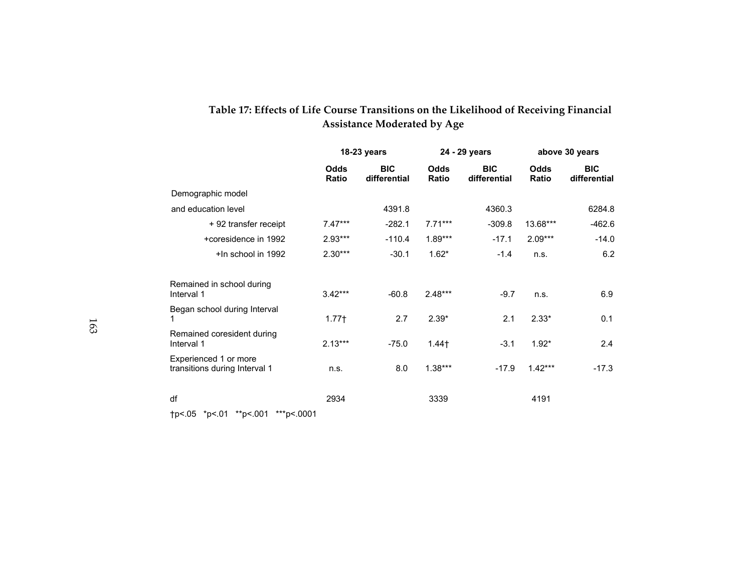**Table 17: Effects of Life Course Transitions on the Likelihood of Receiving Financial Assistance Moderated by Age**

| | 18-23 years | | 24 - 29 years | | above 30 years | |
|---|---|---|---|---|---|---|
| | Odds Ratio | BIC differential | Odds Ratio | BIC differential | Odds Ratio | BIC differential |
| Demographic model and education level | | 4391.8 | | 4360.3 | | 6284.8 |
| + 92 transfer receipt | 7.47*** | -282.1 | 7.71*** | -309.8 | 13.68*** | -462.6 |
| +coresidence in 1992 | 2.93*** | -110.4 | 1.89*** | -17.1 | 2.09*** | -14.0 |
| +In school in 1992 | 2.30*** | -30.1 | 1.62* | -1.4 | n.s. | 6.2 |
| Remained in school during Interval 1 | 3.42*** | -60.8 | 2.48*** | -9.7 | n.s. | 6.9 |
| Began school during Interval 1 | 1.77† | 2.7 | 2.39* | 2.1 | 2.33* | 0.1 |
| Remained coresident during Interval 1 | 2.13*** | -75.0 | 1.44† | -3.1 | 1.92* | 2.4 |
| Experienced 1 or more transitions during Interval 1 | n.s. | 8.0 | 1.38*** | -17.9 | 1.42*** | -17.3 |
| df | 2934 | | 3339 | | 4191 | |

†p<.05 *p<.01 **p<.001 ***p<.0001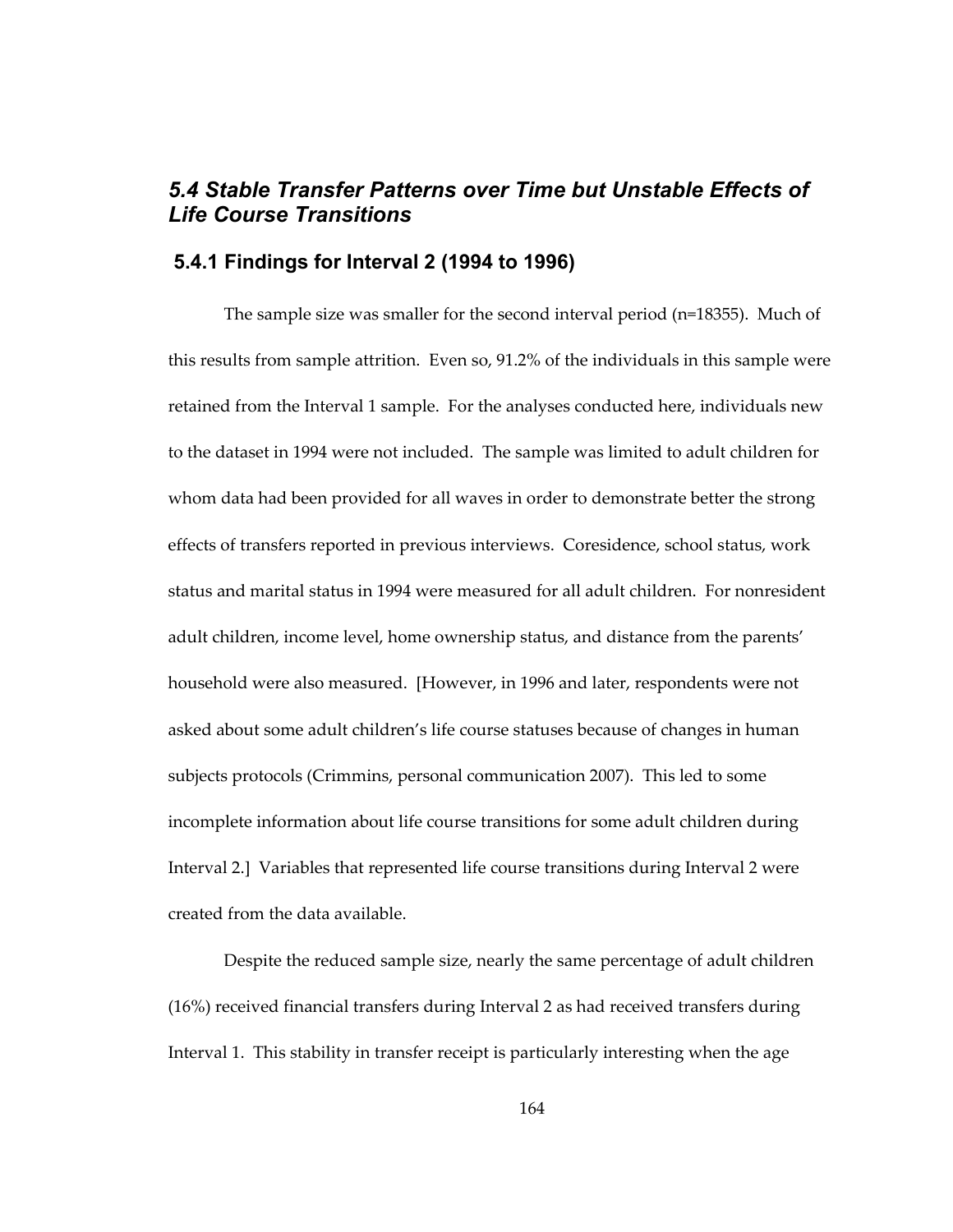## 5.4 Stable Transfer Patterns over Time but Unstable Effects of Life Course Transitions

### 5.4.1 Findings for Interval 2 (1994 to 1996)

The sample size was smaller for the second interval period (n=18355). Much of this results from sample attrition. Even so, 91.2% of the individuals in this sample were retained from the Interval 1 sample. For the analyses conducted here, individuals new to the dataset in 1994 were not included. The sample was limited to adult children for whom data had been provided for all waves in order to demonstrate better the strong effects of transfers reported in previous interviews. Coresidence, school status, work status and marital status in 1994 were measured for all adult children. For nonresident adult children, income level, home ownership status, and distance from the parents' household were also measured. [However, in 1996 and later, respondents were not asked about some adult children's life course statuses because of changes in human subjects protocols (Crimmins, personal communication 2007). This led to some incomplete information about life course transitions for some adult children during Interval 2.] Variables that represented life course transitions during Interval 2 were created from the data available.

Despite the reduced sample size, nearly the same percentage of adult children (16%) received financial transfers during Interval 2 as had received transfers during Interval 1. This stability in transfer receipt is particularly interesting when the age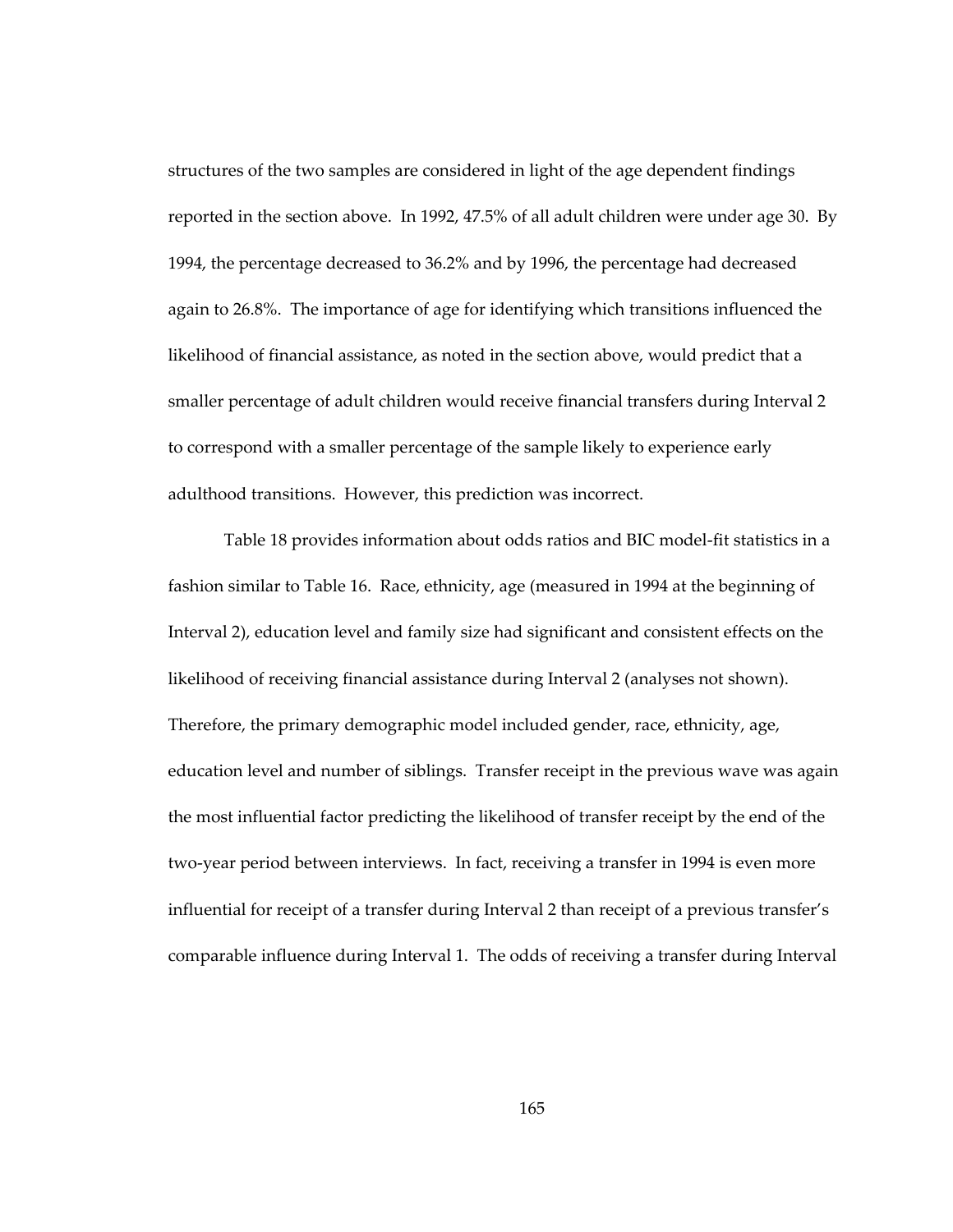structures of the two samples are considered in light of the age dependent findings reported in the section above. In 1992, 47.5% of all adult children were under age 30. By 1994, the percentage decreased to 36.2% and by 1996, the percentage had decreased again to 26.8%. The importance of age for identifying which transitions influenced the likelihood of financial assistance, as noted in the section above, would predict that a smaller percentage of adult children would receive financial transfers during Interval 2 to correspond with a smaller percentage of the sample likely to experience early adulthood transitions. However, this prediction was incorrect.

Table 18 provides information about odds ratios and BIC model-fit statistics in a fashion similar to Table 16. Race, ethnicity, age (measured in 1994 at the beginning of Interval 2), education level and family size had significant and consistent effects on the likelihood of receiving financial assistance during Interval 2 (analyses not shown). Therefore, the primary demographic model included gender, race, ethnicity, age, education level and number of siblings. Transfer receipt in the previous wave was again the most influential factor predicting the likelihood of transfer receipt by the end of the two-year period between interviews. In fact, receiving a transfer in 1994 is even more influential for receipt of a transfer during Interval 2 than receipt of a previous transfer's comparable influence during Interval 1. The odds of receiving a transfer during Interval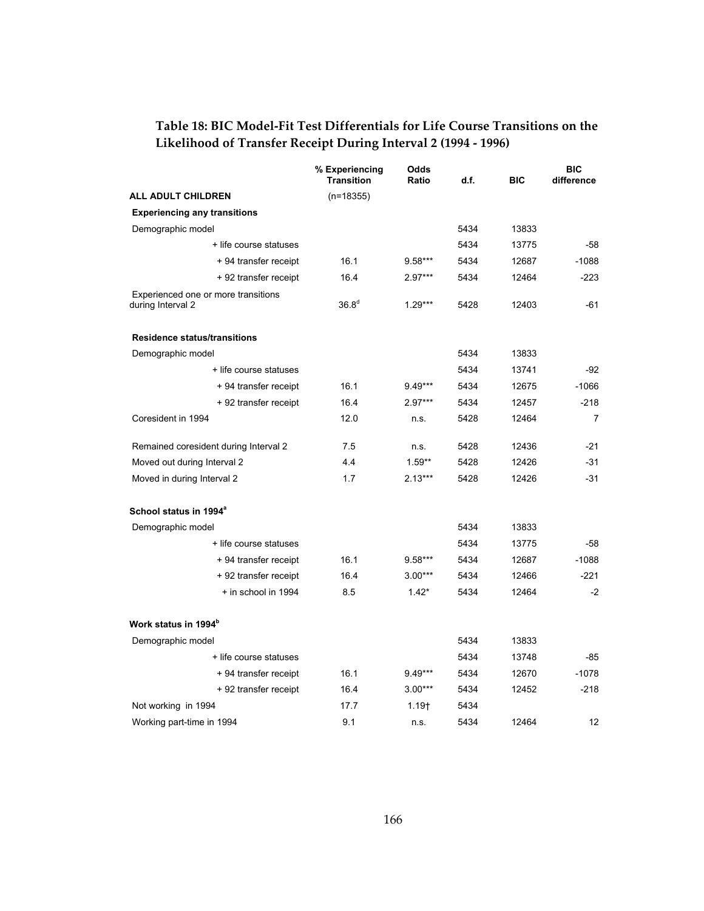## Table 18: BIC Model-Fit Test Differentials for Life Course Transitions on the Likelihood of Transfer Receipt During Interval 2 (1994 - 1996)

| | % Experiencing Transition | Odds Ratio | d.f. | BIC | BIC difference |
|---|---|---|---|---|---|
| **ALL ADULT CHILDREN** | (n=18355) | | | | |
| **Experiencing any transitions** | | | | | |
| Demographic model | | | 5434 | 13833 | |
| + life course statuses | | | 5434 | 13775 | -58 |
| + 94 transfer receipt | 16.1 | 9.58*** | 5434 | 12687 | -1088 |
| + 92 transfer receipt | 16.4 | 2.97*** | 5434 | 12464 | -223 |
| Experienced one or more transitions during Interval 2 | 36.8[d] | 1.29*** | 5428 | 12403 | -61 |
| **Residence status/transitions** | | | | | |
| Demographic model | | | 5434 | 13833 | |
| + life course statuses | | | 5434 | 13741 | -92 |
| + 94 transfer receipt | 16.1 | 9.49*** | 5434 | 12675 | -1066 |
| + 92 transfer receipt | 16.4 | 2.97*** | 5434 | 12457 | -218 |
| Coresident in 1994 | 12.0 | n.s. | 5428 | 12464 | 7 |
| Remained coresident during Interval 2 | 7.5 | n.s. | 5428 | 12436 | -21 |
| Moved out during Interval 2 | 4.4 | 1.59** | 5428 | 12426 | -31 |
| Moved in during Interval 2 | 1.7 | 2.13*** | 5428 | 12426 | -31 |
| **School status in 1994[a]** | | | | | |
| Demographic model | | | 5434 | 13833 | |
| + life course statuses | | | 5434 | 13775 | -58 |
| + 94 transfer receipt | 16.1 | 9.58*** | 5434 | 12687 | -1088 |
| + 92 transfer receipt | 16.4 | 3.00*** | 5434 | 12466 | -221 |
| + in school in 1994 | 8.5 | 1.42* | 5434 | 12464 | -2 |
| **Work status in 1994[b]** | | | | | |
| Demographic model | | | 5434 | 13833 | |
| + life course statuses | | | 5434 | 13748 | -85 |
| + 94 transfer receipt | 16.1 | 9.49*** | 5434 | 12670 | -1078 |
| + 92 transfer receipt | 16.4 | 3.00*** | 5434 | 12452 | -218 |
| Not working in 1994 | 17.7 | 1.19† | 5434 | | |
| Working part-time in 1994 | 9.1 | n.s. | 5434 | 12464 | 12 |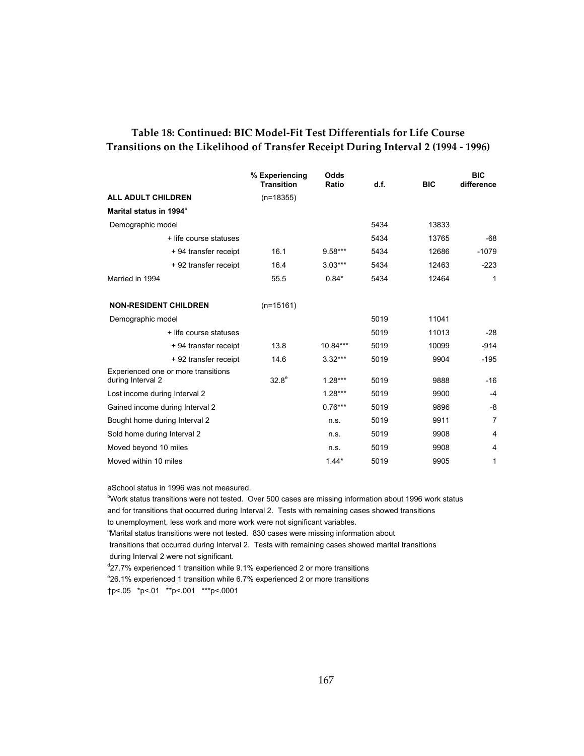**Table 18: Continued: BIC Model-Fit Test Differentials for Life Course Transitions on the Likelihood of Transfer Receipt During Interval 2 (1994 - 1996)**

| | % Experiencing Transition | Odds Ratio | d.f. | BIC | BIC difference |
|---|---|---|---|---|---|
| **ALL ADULT CHILDREN** | (n=18355) | | | | |
| **Marital status in 1994**[c] | | | | | |
| Demographic model | | | 5434 | 13833 | |
| + life course statuses | | | 5434 | 13765 | -68 |
| + 94 transfer receipt | 16.1 | 9.58*** | 5434 | 12686 | -1079 |
| + 92 transfer receipt | 16.4 | 3.03*** | 5434 | 12463 | -223 |
| Married in 1994 | 55.5 | 0.84* | 5434 | 12464 | 1 |
| | | | | | |
| **NON-RESIDENT CHILDREN** | (n=15161) | | | | |
| Demographic model | | | 5019 | 11041 | |
| + life course statuses | | | 5019 | 11013 | -28 |
| + 94 transfer receipt | 13.8 | 10.84*** | 5019 | 10099 | -914 |
| + 92 transfer receipt | 14.6 | 3.32*** | 5019 | 9904 | -195 |
| Experienced one or more transitions during Interval 2 | 32.8[e] | 1.28*** | 5019 | 9888 | -16 |
| Lost income during Interval 2 | | 1.28*** | 5019 | 9900 | -4 |
| Gained income during Interval 2 | | 0.76*** | 5019 | 9896 | -8 |
| Bought home during Interval 2 | | n.s. | 5019 | 9911 | 7 |
| Sold home during Interval 2 | | n.s. | 5019 | 9908 | 4 |
| Moved beyond 10 miles | | n.s. | 5019 | 9908 | 4 |
| Moved within 10 miles | | 1.44* | 5019 | 9905 | 1 |

aSchool status in 1996 was not measured.

[b]Work status transitions were not tested. Over 500 cases are missing information about 1996 work status and for transitions that occurred during Interval 2. Tests with remaining cases showed transitions to unemployment, less work and more work were not significant variables.

[c]Marital status transitions were not tested. 830 cases were missing information about transitions that occurred during Interval 2. Tests with remaining cases showed marital transitions during Interval 2 were not significant.

[d]27.7% experienced 1 transition while 9.1% experienced 2 or more transitions

[e]26.1% experienced 1 transition while 6.7% experienced 2 or more transitions

†$p<.05$ \* $p<.01$ \*\* $p<.001$ \*\*\* $p<.0001$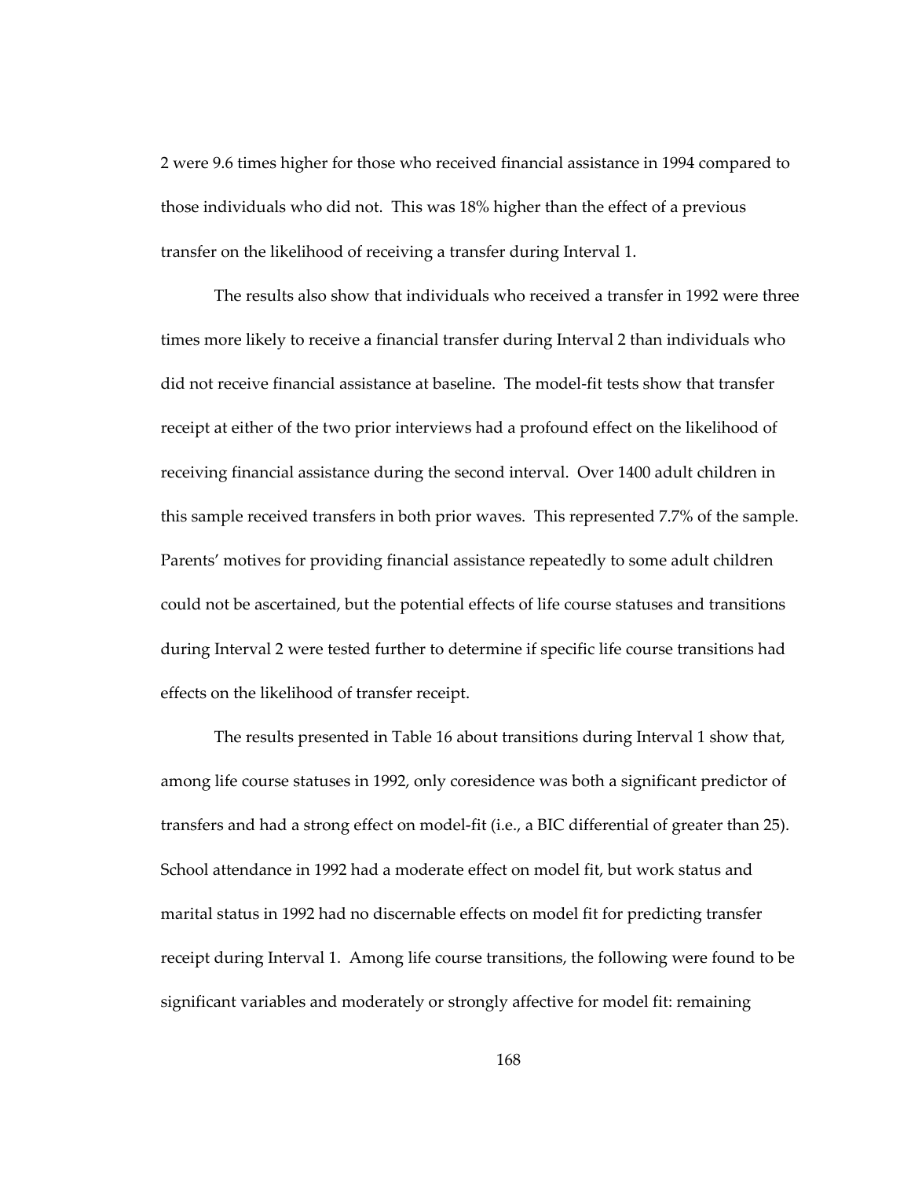2 were 9.6 times higher for those who received financial assistance in 1994 compared to those individuals who did not. This was 18% higher than the effect of a previous transfer on the likelihood of receiving a transfer during Interval 1.

The results also show that individuals who received a transfer in 1992 were three times more likely to receive a financial transfer during Interval 2 than individuals who did not receive financial assistance at baseline. The model-fit tests show that transfer receipt at either of the two prior interviews had a profound effect on the likelihood of receiving financial assistance during the second interval. Over 1400 adult children in this sample received transfers in both prior waves. This represented 7.7% of the sample. Parents' motives for providing financial assistance repeatedly to some adult children could not be ascertained, but the potential effects of life course statuses and transitions during Interval 2 were tested further to determine if specific life course transitions had effects on the likelihood of transfer receipt.

The results presented in Table 16 about transitions during Interval 1 show that, among life course statuses in 1992, only coresidence was both a significant predictor of transfers and had a strong effect on model-fit (i.e., a BIC differential of greater than 25). School attendance in 1992 had a moderate effect on model fit, but work status and marital status in 1992 had no discernable effects on model fit for predicting transfer receipt during Interval 1. Among life course transitions, the following were found to be significant variables and moderately or strongly affective for model fit: remaining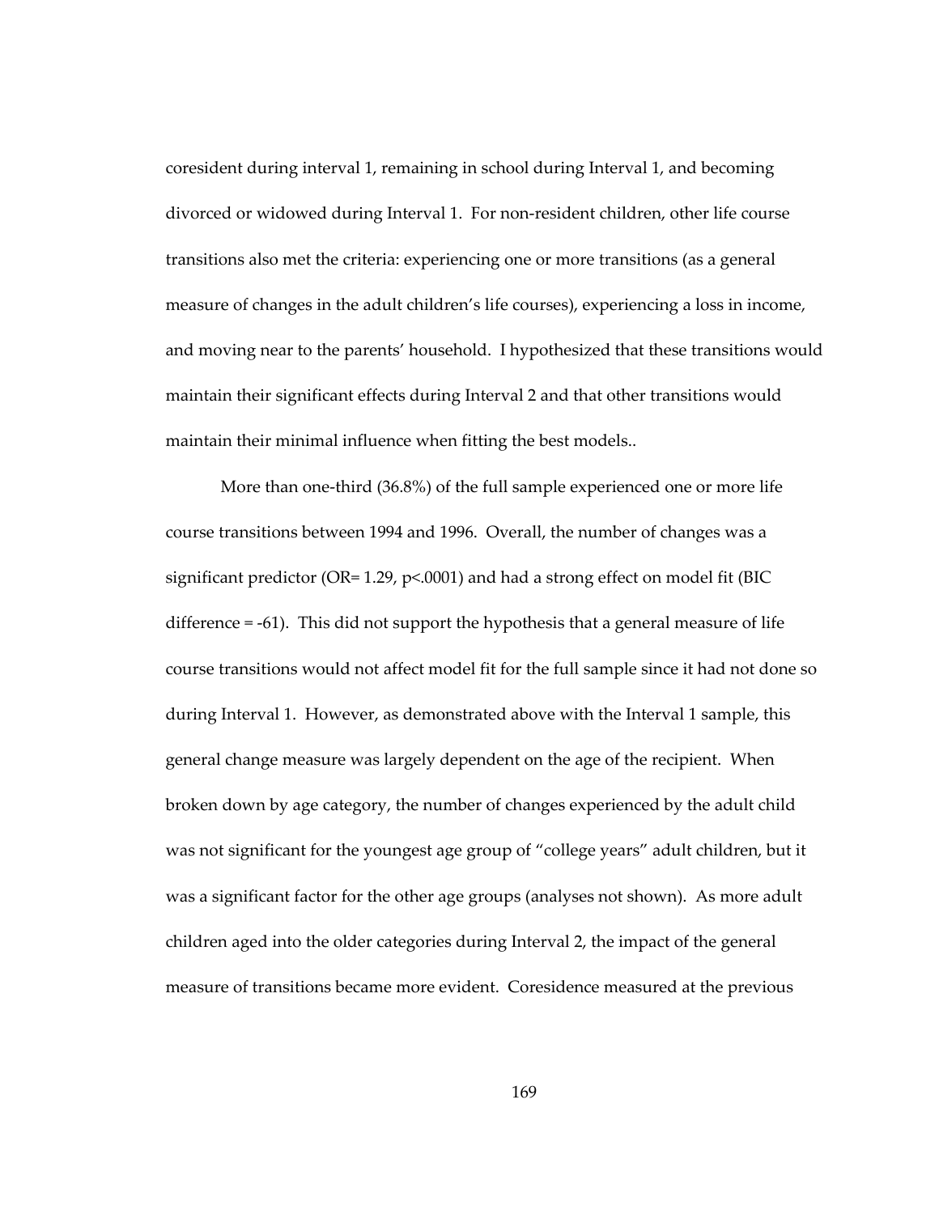coresident during interval 1, remaining in school during Interval 1, and becoming divorced or widowed during Interval 1. For non-resident children, other life course transitions also met the criteria: experiencing one or more transitions (as a general measure of changes in the adult children's life courses), experiencing a loss in income, and moving near to the parents' household. I hypothesized that these transitions would maintain their significant effects during Interval 2 and that other transitions would maintain their minimal influence when fitting the best models..

More than one-third (36.8%) of the full sample experienced one or more life course transitions between 1994 and 1996. Overall, the number of changes was a significant predictor (OR= 1.29, $p<.0001$) and had a strong effect on model fit (BIC difference = -61). This did not support the hypothesis that a general measure of life course transitions would not affect model fit for the full sample since it had not done so during Interval 1. However, as demonstrated above with the Interval 1 sample, this general change measure was largely dependent on the age of the recipient. When broken down by age category, the number of changes experienced by the adult child was not significant for the youngest age group of "college years" adult children, but it was a significant factor for the other age groups (analyses not shown). As more adult children aged into the older categories during Interval 2, the impact of the general measure of transitions became more evident. Coresidence measured at the previous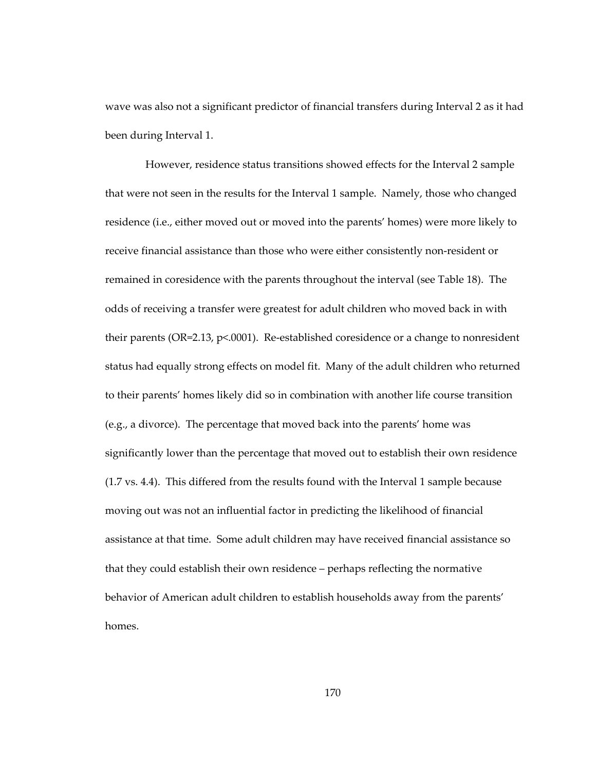wave was also not a significant predictor of financial transfers during Interval 2 as it had been during Interval 1.

However, residence status transitions showed effects for the Interval 2 sample that were not seen in the results for the Interval 1 sample. Namely, those who changed residence (i.e., either moved out or moved into the parents' homes) were more likely to receive financial assistance than those who were either consistently non-resident or remained in coresidence with the parents throughout the interval (see Table 18). The odds of receiving a transfer were greatest for adult children who moved back in with their parents (OR=2.13, $p<.0001$). Re-established coresidence or a change to nonresident status had equally strong effects on model fit. Many of the adult children who returned to their parents' homes likely did so in combination with another life course transition (e.g., a divorce). The percentage that moved back into the parents' home was significantly lower than the percentage that moved out to establish their own residence (1.7 vs. 4.4). This differed from the results found with the Interval 1 sample because moving out was not an influential factor in predicting the likelihood of financial assistance at that time. Some adult children may have received financial assistance so that they could establish their own residence – perhaps reflecting the normative behavior of American adult children to establish households away from the parents' homes.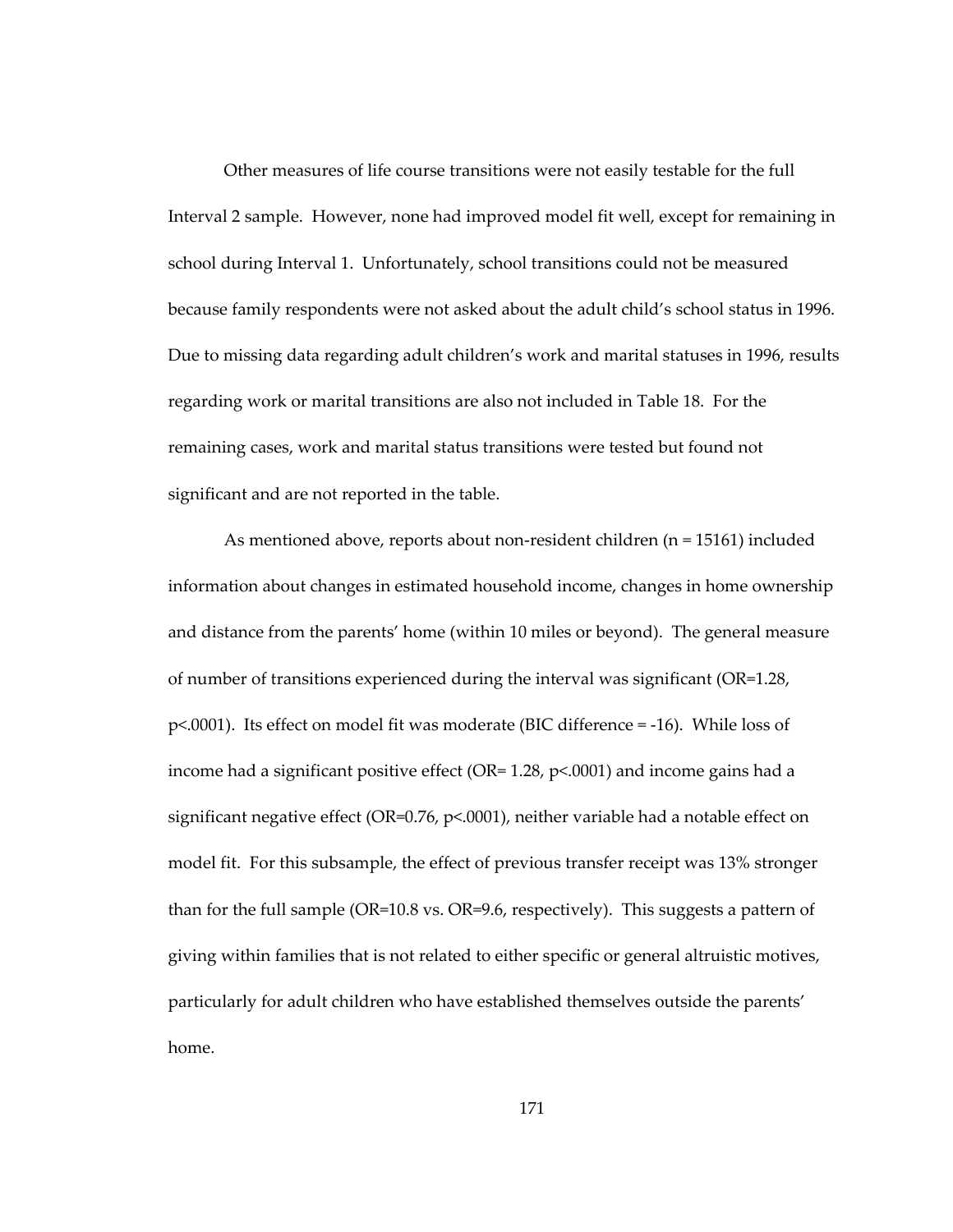Other measures of life course transitions were not easily testable for the full Interval 2 sample. However, none had improved model fit well, except for remaining in school during Interval 1. Unfortunately, school transitions could not be measured because family respondents were not asked about the adult child's school status in 1996. Due to missing data regarding adult children's work and marital statuses in 1996, results regarding work or marital transitions are also not included in Table 18. For the remaining cases, work and marital status transitions were tested but found not significant and are not reported in the table.

As mentioned above, reports about non-resident children (n = 15161) included information about changes in estimated household income, changes in home ownership and distance from the parents' home (within 10 miles or beyond). The general measure of number of transitions experienced during the interval was significant (OR=1.28, p<.0001). Its effect on model fit was moderate (BIC difference = -16). While loss of income had a significant positive effect (OR= 1.28, p<.0001) and income gains had a significant negative effect (OR=0.76, p<.0001), neither variable had a notable effect on model fit. For this subsample, the effect of previous transfer receipt was 13% stronger than for the full sample (OR=10.8 vs. OR=9.6, respectively). This suggests a pattern of giving within families that is not related to either specific or general altruistic motives, particularly for adult children who have established themselves outside the parents' home.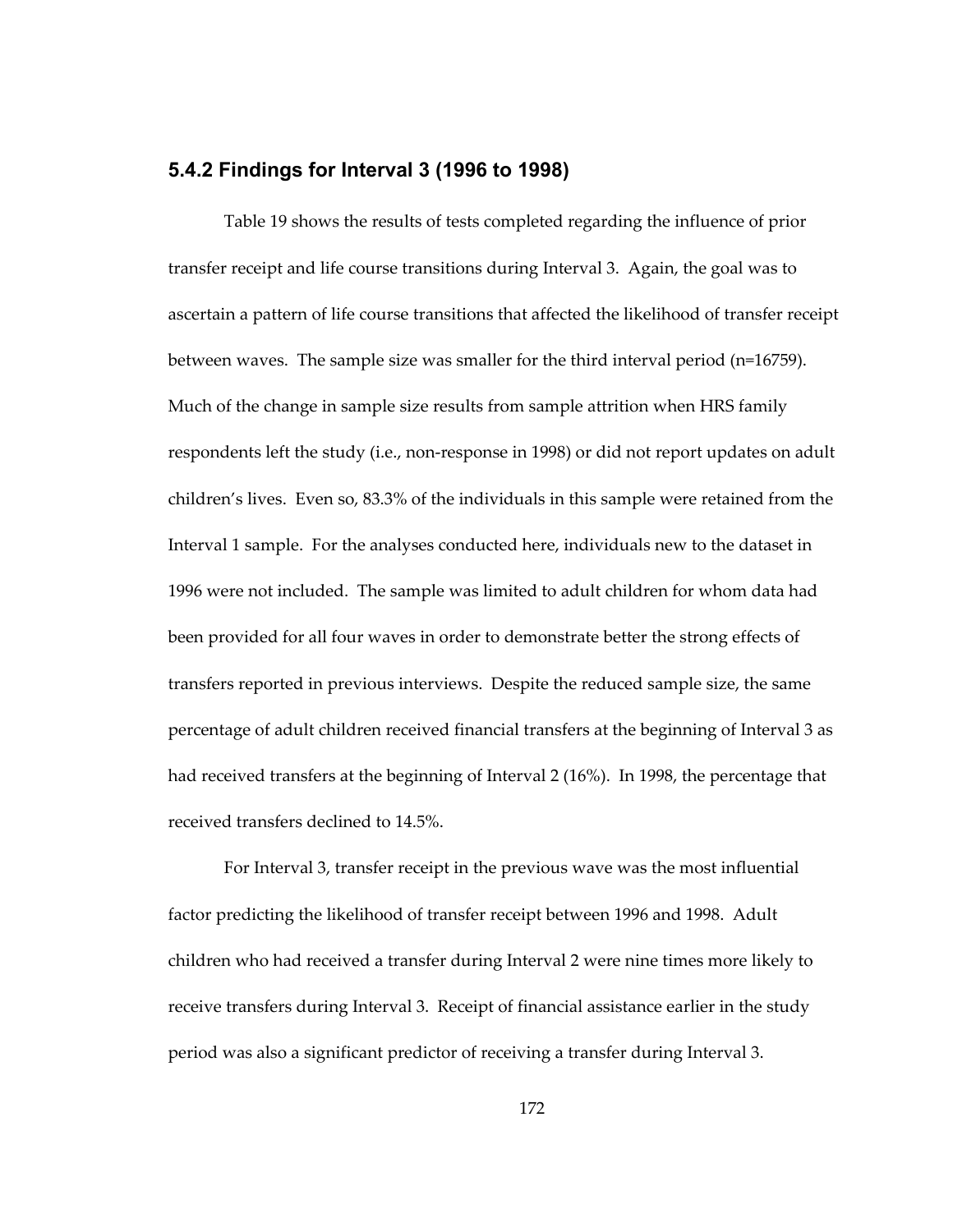### 5.4.2 Findings for Interval 3 (1996 to 1998)

Table 19 shows the results of tests completed regarding the influence of prior transfer receipt and life course transitions during Interval 3. Again, the goal was to ascertain a pattern of life course transitions that affected the likelihood of transfer receipt between waves. The sample size was smaller for the third interval period (n=16759). Much of the change in sample size results from sample attrition when HRS family respondents left the study (i.e., non-response in 1998) or did not report updates on adult children's lives. Even so, 83.3% of the individuals in this sample were retained from the Interval 1 sample. For the analyses conducted here, individuals new to the dataset in 1996 were not included. The sample was limited to adult children for whom data had been provided for all four waves in order to demonstrate better the strong effects of transfers reported in previous interviews. Despite the reduced sample size, the same percentage of adult children received financial transfers at the beginning of Interval 3 as had received transfers at the beginning of Interval 2 (16%). In 1998, the percentage that received transfers declined to 14.5%.

For Interval 3, transfer receipt in the previous wave was the most influential factor predicting the likelihood of transfer receipt between 1996 and 1998. Adult children who had received a transfer during Interval 2 were nine times more likely to receive transfers during Interval 3. Receipt of financial assistance earlier in the study period was also a significant predictor of receiving a transfer during Interval 3.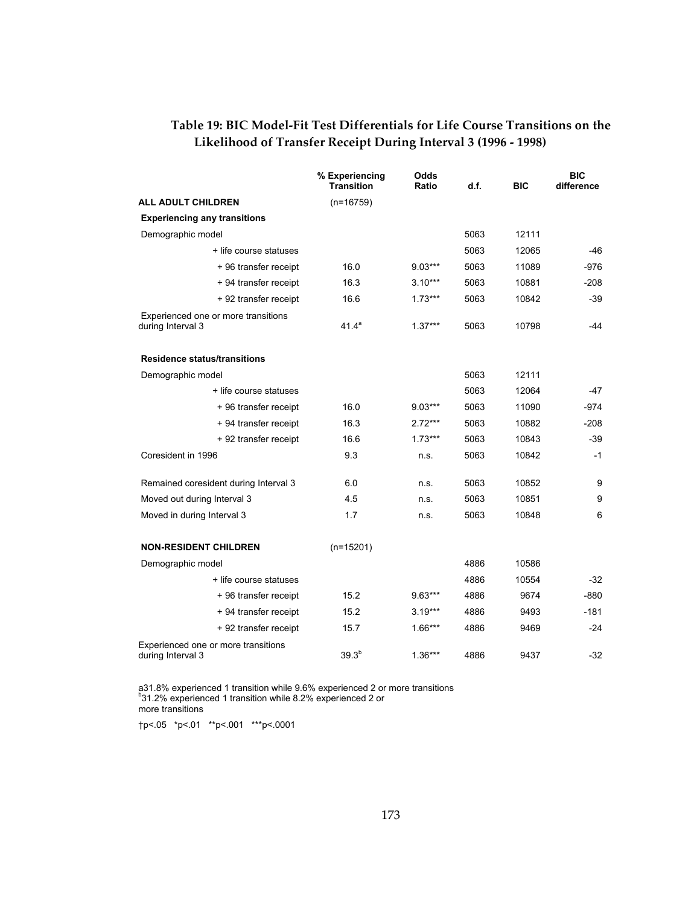## Table 19: BIC Model-Fit Test Differentials for Life Course Transitions on the Likelihood of Transfer Receipt During Interval 3 (1996 - 1998)

| | % Experiencing Transition | Odds Ratio | d.f. | BIC | BIC difference |
|---|---|---|---|---|---|
| **ALL ADULT CHILDREN** | (n=16759) | | | | |
| **Experiencing any transitions** | | | | | |
| Demographic model | | | 5063 | 12111 | |
| + life course statuses | | | 5063 | 12065 | -46 |
| + 96 transfer receipt | 16.0 | 9.03*** | 5063 | 11089 | -976 |
| + 94 transfer receipt | 16.3 | 3.10*** | 5063 | 10881 | -208 |
| + 92 transfer receipt | 16.6 | 1.73*** | 5063 | 10842 | -39 |
| Experienced one or more transitions during Interval 3 | 41.4[a] | 1.37*** | 5063 | 10798 | -44 |
| **Residence status/transitions** | | | | | |
| Demographic model | | | 5063 | 12111 | |
| + life course statuses | | | 5063 | 12064 | -47 |
| + 96 transfer receipt | 16.0 | 9.03*** | 5063 | 11090 | -974 |
| + 94 transfer receipt | 16.3 | 2.72*** | 5063 | 10882 | -208 |
| + 92 transfer receipt | 16.6 | 1.73*** | 5063 | 10843 | -39 |
| Coresident in 1996 | 9.3 | n.s. | 5063 | 10842 | -1 |
| Remained coresident during Interval 3 | 6.0 | n.s. | 5063 | 10852 | 9 |
| Moved out during Interval 3 | 4.5 | n.s. | 5063 | 10851 | 9 |
| Moved in during Interval 3 | 1.7 | n.s. | 5063 | 10848 | 6 |
| **NON-RESIDENT CHILDREN** | (n=15201) | | | | |
| Demographic model | | | 4886 | 10586 | |
| + life course statuses | | | 4886 | 10554 | -32 |
| + 96 transfer receipt | 15.2 | 9.63*** | 4886 | 9674 | -880 |
| + 94 transfer receipt | 15.2 | 3.19*** | 4886 | 9493 | -181 |
| + 92 transfer receipt | 15.7 | 1.66*** | 4886 | 9469 | -24 |
| Experienced one or more transitions during Interval 3 | 39.3[b] | 1.36*** | 4886 | 9437 | -32 |

[a]31.8% experienced 1 transition while 9.6% experienced 2 or more transitions
[b]31.2% experienced 1 transition while 8.2% experienced 2 or more transitions

†p<.05 *p<.01 **p<.001 ***p<.0001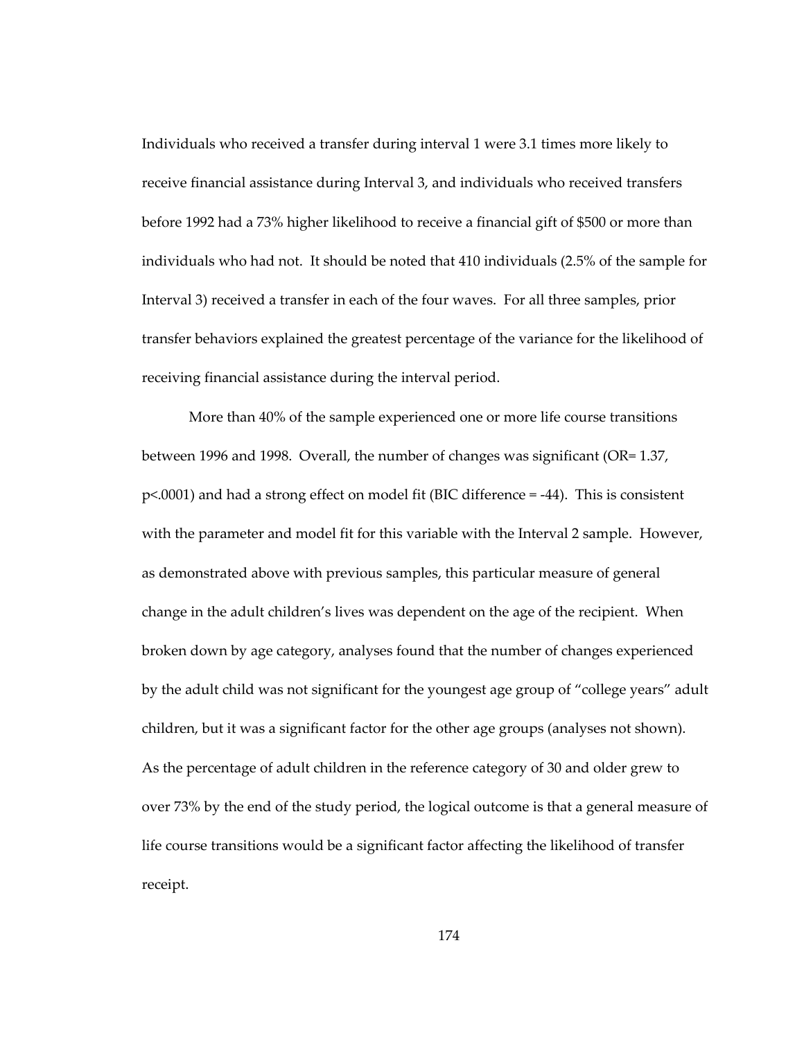Individuals who received a transfer during interval 1 were 3.1 times more likely to receive financial assistance during Interval 3, and individuals who received transfers before 1992 had a 73% higher likelihood to receive a financial gift of $500 or more than individuals who had not. It should be noted that 410 individuals (2.5% of the sample for Interval 3) received a transfer in each of the four waves. For all three samples, prior transfer behaviors explained the greatest percentage of the variance for the likelihood of receiving financial assistance during the interval period.

More than 40% of the sample experienced one or more life course transitions between 1996 and 1998. Overall, the number of changes was significant (OR= 1.37, $p<.0001$) and had a strong effect on model fit (BIC difference = -44). This is consistent with the parameter and model fit for this variable with the Interval 2 sample. However, as demonstrated above with previous samples, this particular measure of general change in the adult children's lives was dependent on the age of the recipient. When broken down by age category, analyses found that the number of changes experienced by the adult child was not significant for the youngest age group of "college years" adult children, but it was a significant factor for the other age groups (analyses not shown). As the percentage of adult children in the reference category of 30 and older grew to over 73% by the end of the study period, the logical outcome is that a general measure of life course transitions would be a significant factor affecting the likelihood of transfer receipt.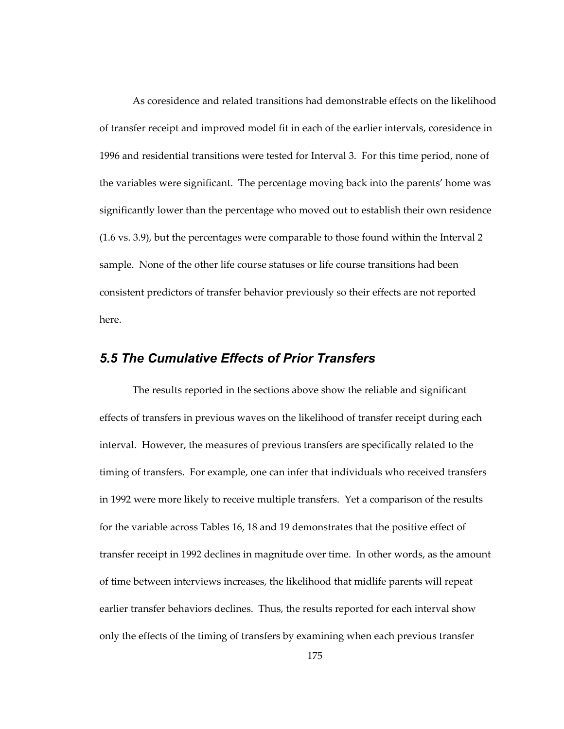As coresidence and related transitions had demonstrable effects on the likelihood of transfer receipt and improved model fit in each of the earlier intervals, coresidence in 1996 and residential transitions were tested for Interval 3. For this time period, none of the variables were significant. The percentage moving back into the parents' home was significantly lower than the percentage who moved out to establish their own residence (1.6 vs. 3.9), but the percentages were comparable to those found within the Interval 2 sample. None of the other life course statuses or life course transitions had been consistent predictors of transfer behavior previously so their effects are not reported here.

## *5.5 The Cumulative Effects of Prior Transfers*

The results reported in the sections above show the reliable and significant effects of transfers in previous waves on the likelihood of transfer receipt during each interval. However, the measures of previous transfers are specifically related to the timing of transfers. For example, one can infer that individuals who received transfers in 1992 were more likely to receive multiple transfers. Yet a comparison of the results for the variable across Tables 16, 18 and 19 demonstrates that the positive effect of transfer receipt in 1992 declines in magnitude over time. In other words, as the amount of time between interviews increases, the likelihood that midlife parents will repeat earlier transfer behaviors declines. Thus, the results reported for each interval show only the effects of the timing of transfers by examining when each previous transfer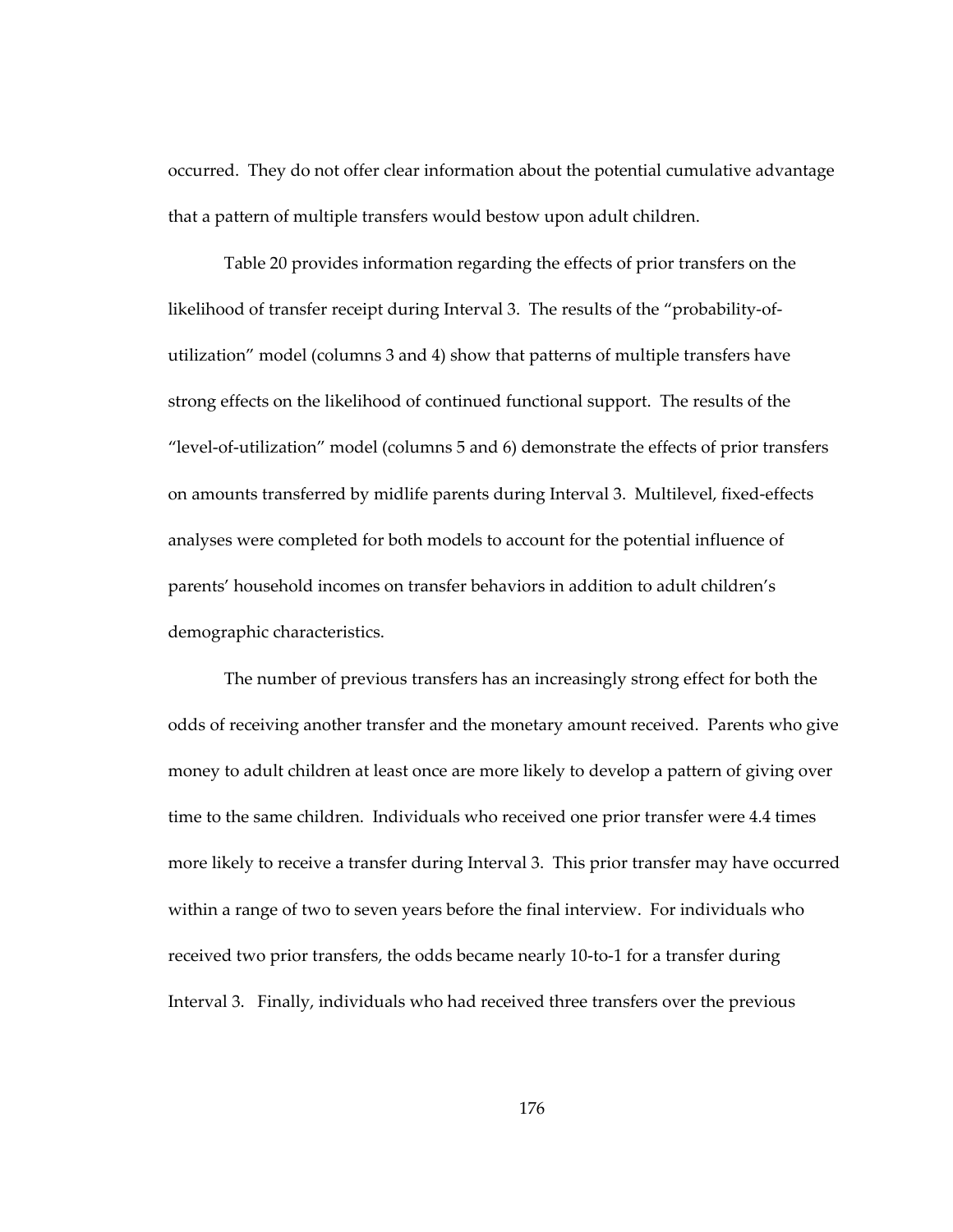occurred. They do not offer clear information about the potential cumulative advantage that a pattern of multiple transfers would bestow upon adult children.

Table 20 provides information regarding the effects of prior transfers on the likelihood of transfer receipt during Interval 3. The results of the "probability-of-utilization" model (columns 3 and 4) show that patterns of multiple transfers have strong effects on the likelihood of continued functional support. The results of the "level-of-utilization" model (columns 5 and 6) demonstrate the effects of prior transfers on amounts transferred by midlife parents during Interval 3. Multilevel, fixed-effects analyses were completed for both models to account for the potential influence of parents' household incomes on transfer behaviors in addition to adult children's demographic characteristics.

The number of previous transfers has an increasingly strong effect for both the odds of receiving another transfer and the monetary amount received. Parents who give money to adult children at least once are more likely to develop a pattern of giving over time to the same children. Individuals who received one prior transfer were 4.4 times more likely to receive a transfer during Interval 3. This prior transfer may have occurred within a range of two to seven years before the final interview. For individuals who received two prior transfers, the odds became nearly 10-to-1 for a transfer during Interval 3. Finally, individuals who had received three transfers over the previous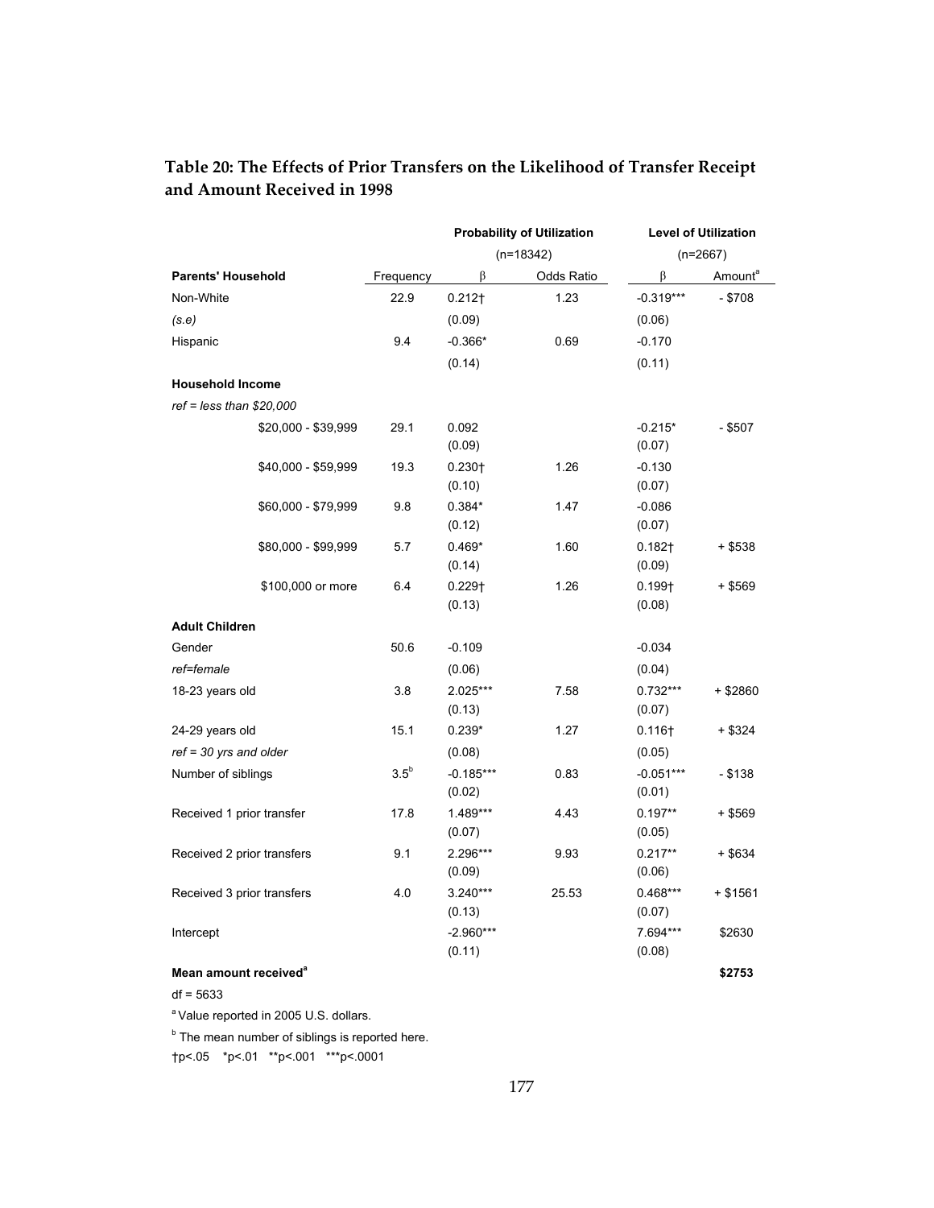## Table 20: The Effects of Prior Transfers on the Likelihood of Transfer Receipt and Amount Received in 1998

| | | Probability of Utilization | | Level of Utilization | |
|---|---|---|---|---|---|
| | | (n=18342) | | (n=2667) | |
| **Parents' Household** | Frequency | β | Odds Ratio | β | Amount[a] |
| Non-White | 22.9 | 0.212† | 1.23 | -0.319*** | - $708 |
| *(s.e)* | | (0.09) | | (0.06) | |
| Hispanic | 9.4 | -0.366* | 0.69 | -0.170 | |
| | | (0.14) | | (0.11) | |
| **Household Income** | | | | | |
| *ref = less than $20,000* | | | | | |
| $20,000 - $39,999 | 29.1 | 0.092 (0.09) | | -0.215* (0.07) | - $507 |
| $40,000 - $59,999 | 19.3 | 0.230† (0.10) | 1.26 | -0.130 (0.07) | |
| $60,000 - $79,999 | 9.8 | 0.384* (0.12) | 1.47 | -0.086 (0.07) | |
| $80,000 - $99,999 | 5.7 | 0.469* (0.14) | 1.60 | 0.182† (0.09) | + $538 |
| $100,000 or more | 6.4 | 0.229† (0.13) | 1.26 | 0.199† (0.08) | + $569 |
| **Adult Children** | | | | | |
| Gender | 50.6 | -0.109 | | -0.034 | |
| *ref=female* | | (0.06) | | (0.04) | |
| 18-23 years old | 3.8 | 2.025*** (0.13) | 7.58 | 0.732*** (0.07) | + $2860 |
| 24-29 years old | 15.1 | 0.239* | 1.27 | 0.116† | + $324 |
| *ref = 30 yrs and older* | | (0.08) | | (0.05) | |
| Number of siblings | 3.5[b] | -0.185*** (0.02) | 0.83 | -0.051*** (0.01) | - $138 |
| Received 1 prior transfer | 17.8 | 1.489*** (0.07) | 4.43 | 0.197** (0.05) | + $569 |
| Received 2 prior transfers | 9.1 | 2.296*** (0.09) | 9.93 | 0.217** (0.06) | + $634 |
| Received 3 prior transfers | 4.0 | 3.240*** (0.13) | 25.53 | 0.468*** (0.07) | + $1561 |
| Intercept | | -2.960*** (0.11) | | 7.694*** (0.08) | $2630 |
| **Mean amount received[a]** | | | | | **$2753** |

df = 5633

[a] Value reported in 2005 U.S. dollars.

[b] The mean number of siblings is reported here.

†p<.05 *p<.01 **p<.001 ***p<.0001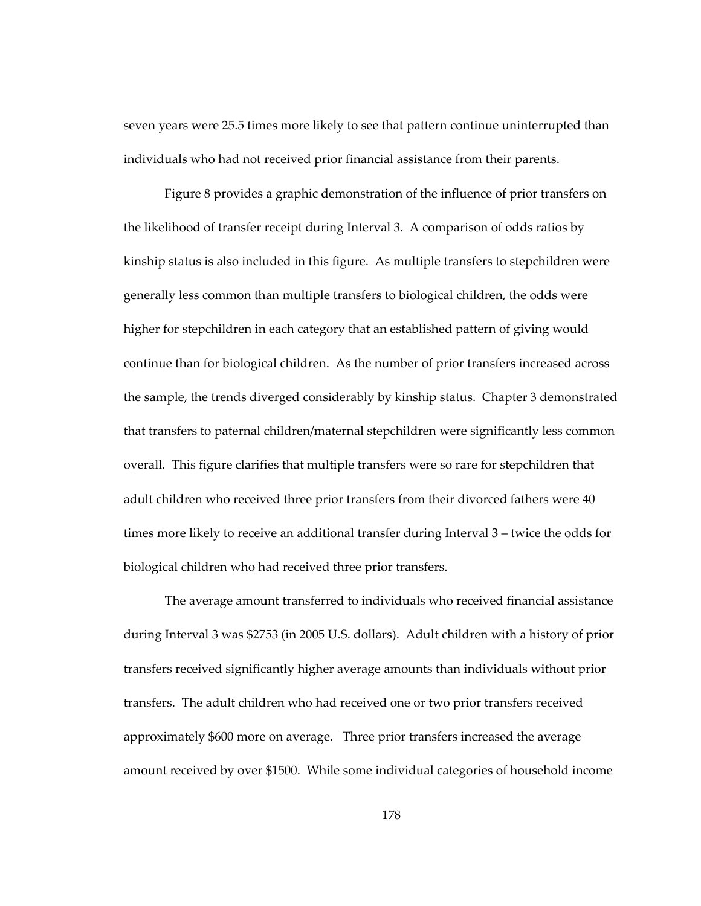seven years were 25.5 times more likely to see that pattern continue uninterrupted than individuals who had not received prior financial assistance from their parents.

Figure 8 provides a graphic demonstration of the influence of prior transfers on the likelihood of transfer receipt during Interval 3. A comparison of odds ratios by kinship status is also included in this figure. As multiple transfers to stepchildren were generally less common than multiple transfers to biological children, the odds were higher for stepchildren in each category that an established pattern of giving would continue than for biological children. As the number of prior transfers increased across the sample, the trends diverged considerably by kinship status. Chapter 3 demonstrated that transfers to paternal children/maternal stepchildren were significantly less common overall. This figure clarifies that multiple transfers were so rare for stepchildren that adult children who received three prior transfers from their divorced fathers were 40 times more likely to receive an additional transfer during Interval 3 – twice the odds for biological children who had received three prior transfers.

The average amount transferred to individuals who received financial assistance during Interval 3 was $2753 (in 2005 U.S. dollars). Adult children with a history of prior transfers received significantly higher average amounts than individuals without prior transfers. The adult children who had received one or two prior transfers received approximately $600 more on average. Three prior transfers increased the average amount received by over $1500. While some individual categories of household income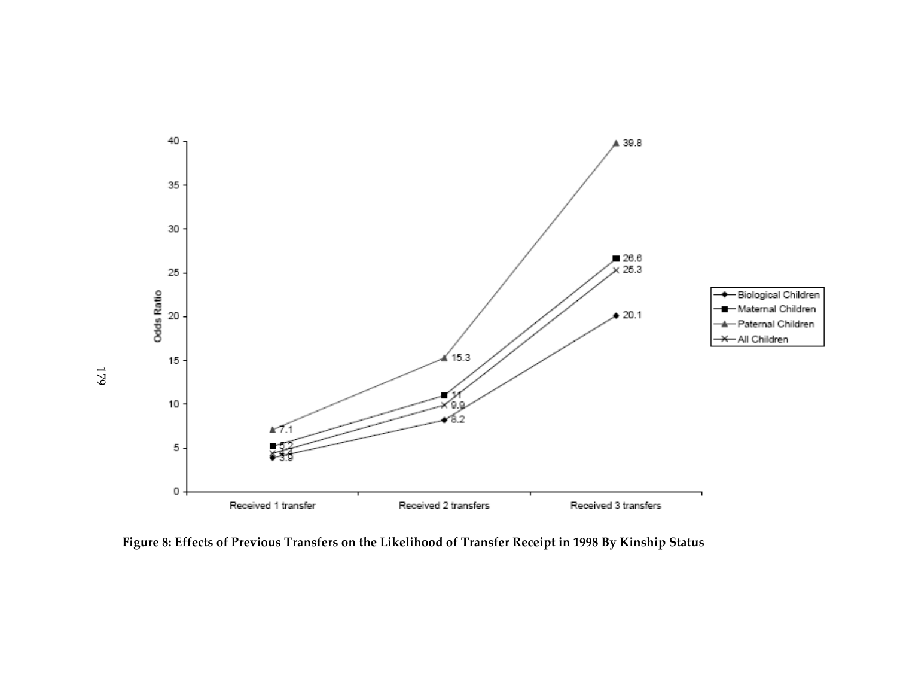**Figure 8: Effects of Previous Transfers on the Likelihood of Transfer Receipt in 1998 By Kinship Status**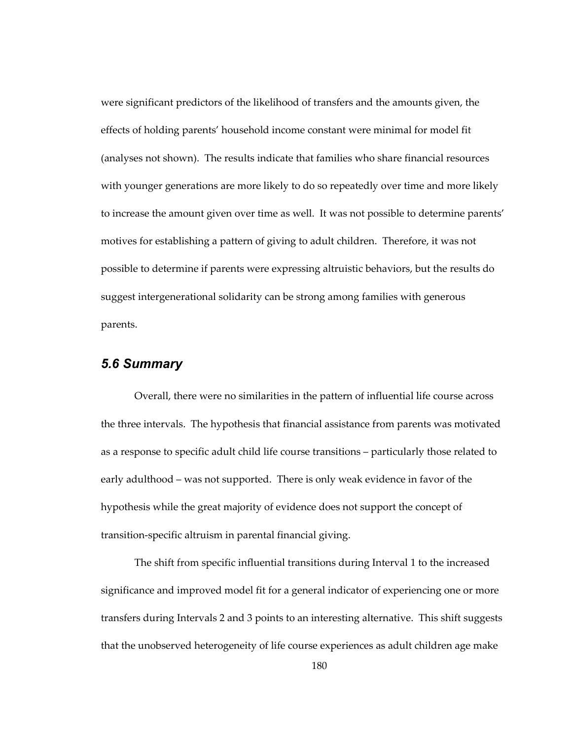were significant predictors of the likelihood of transfers and the amounts given, the effects of holding parents' household income constant were minimal for model fit (analyses not shown). The results indicate that families who share financial resources with younger generations are more likely to do so repeatedly over time and more likely to increase the amount given over time as well. It was not possible to determine parents' motives for establishing a pattern of giving to adult children. Therefore, it was not possible to determine if parents were expressing altruistic behaviors, but the results do suggest intergenerational solidarity can be strong among families with generous parents.

### *5.6 Summary*

Overall, there were no similarities in the pattern of influential life course across the three intervals. The hypothesis that financial assistance from parents was motivated as a response to specific adult child life course transitions – particularly those related to early adulthood – was not supported. There is only weak evidence in favor of the hypothesis while the great majority of evidence does not support the concept of transition-specific altruism in parental financial giving.

The shift from specific influential transitions during Interval 1 to the increased significance and improved model fit for a general indicator of experiencing one or more transfers during Intervals 2 and 3 points to an interesting alternative. This shift suggests that the unobserved heterogeneity of life course experiences as adult children age make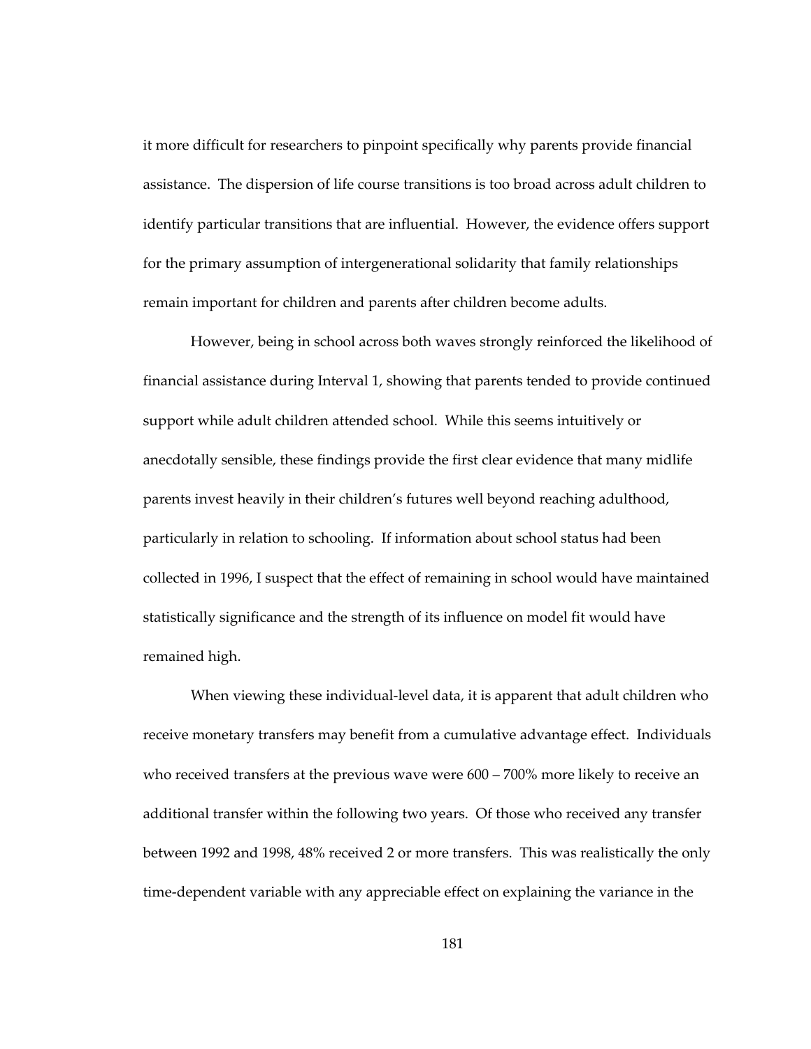it more difficult for researchers to pinpoint specifically why parents provide financial assistance. The dispersion of life course transitions is too broad across adult children to identify particular transitions that are influential. However, the evidence offers support for the primary assumption of intergenerational solidarity that family relationships remain important for children and parents after children become adults.

However, being in school across both waves strongly reinforced the likelihood of financial assistance during Interval 1, showing that parents tended to provide continued support while adult children attended school. While this seems intuitively or anecdotally sensible, these findings provide the first clear evidence that many midlife parents invest heavily in their children's futures well beyond reaching adulthood, particularly in relation to schooling. If information about school status had been collected in 1996, I suspect that the effect of remaining in school would have maintained statistically significance and the strength of its influence on model fit would have remained high.

When viewing these individual-level data, it is apparent that adult children who receive monetary transfers may benefit from a cumulative advantage effect. Individuals who received transfers at the previous wave were 600 – 700% more likely to receive an additional transfer within the following two years. Of those who received any transfer between 1992 and 1998, 48% received 2 or more transfers. This was realistically the only time-dependent variable with any appreciable effect on explaining the variance in the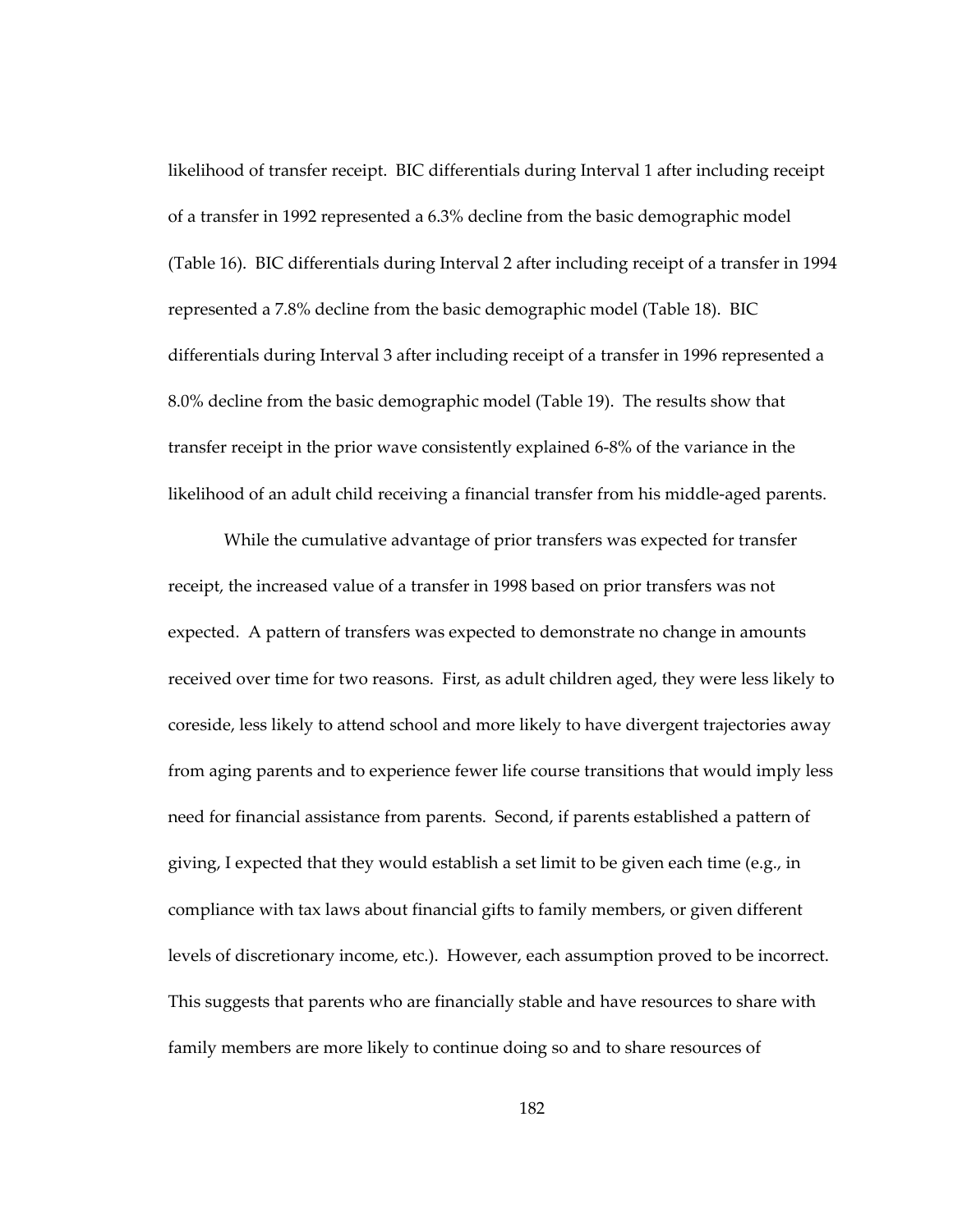likelihood of transfer receipt. BIC differentials during Interval 1 after including receipt of a transfer in 1992 represented a 6.3% decline from the basic demographic model (Table 16). BIC differentials during Interval 2 after including receipt of a transfer in 1994 represented a 7.8% decline from the basic demographic model (Table 18). BIC differentials during Interval 3 after including receipt of a transfer in 1996 represented a 8.0% decline from the basic demographic model (Table 19). The results show that transfer receipt in the prior wave consistently explained 6-8% of the variance in the likelihood of an adult child receiving a financial transfer from his middle-aged parents.

While the cumulative advantage of prior transfers was expected for transfer receipt, the increased value of a transfer in 1998 based on prior transfers was not expected. A pattern of transfers was expected to demonstrate no change in amounts received over time for two reasons. First, as adult children aged, they were less likely to coreside, less likely to attend school and more likely to have divergent trajectories away from aging parents and to experience fewer life course transitions that would imply less need for financial assistance from parents. Second, if parents established a pattern of giving, I expected that they would establish a set limit to be given each time (e.g., in compliance with tax laws about financial gifts to family members, or given different levels of discretionary income, etc.). However, each assumption proved to be incorrect. This suggests that parents who are financially stable and have resources to share with family members are more likely to continue doing so and to share resources of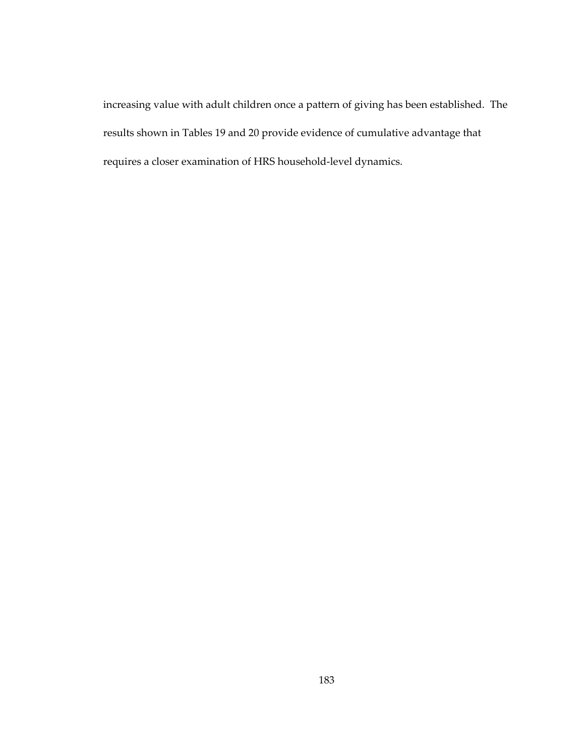increasing value with adult children once a pattern of giving has been established. The results shown in Tables 19 and 20 provide evidence of cumulative advantage that requires a closer examination of HRS household-level dynamics.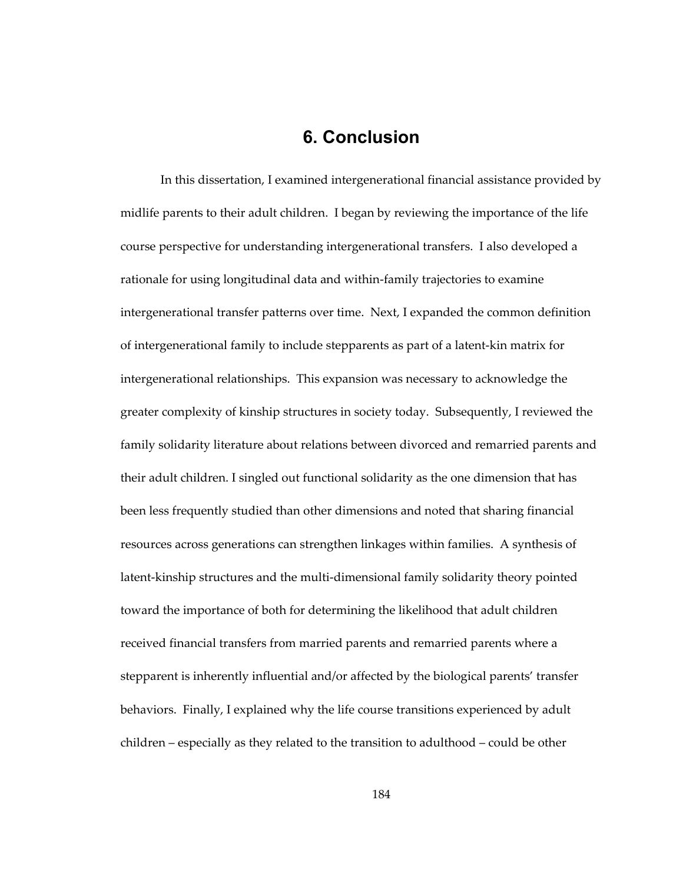# 6. Conclusion

In this dissertation, I examined intergenerational financial assistance provided by midlife parents to their adult children. I began by reviewing the importance of the life course perspective for understanding intergenerational transfers. I also developed a rationale for using longitudinal data and within-family trajectories to examine intergenerational transfer patterns over time. Next, I expanded the common definition of intergenerational family to include stepparents as part of a latent-kin matrix for intergenerational relationships. This expansion was necessary to acknowledge the greater complexity of kinship structures in society today. Subsequently, I reviewed the family solidarity literature about relations between divorced and remarried parents and their adult children. I singled out functional solidarity as the one dimension that has been less frequently studied than other dimensions and noted that sharing financial resources across generations can strengthen linkages within families. A synthesis of latent-kinship structures and the multi-dimensional family solidarity theory pointed toward the importance of both for determining the likelihood that adult children received financial transfers from married parents and remarried parents where a stepparent is inherently influential and/or affected by the biological parents' transfer behaviors. Finally, I explained why the life course transitions experienced by adult children – especially as they related to the transition to adulthood – could be other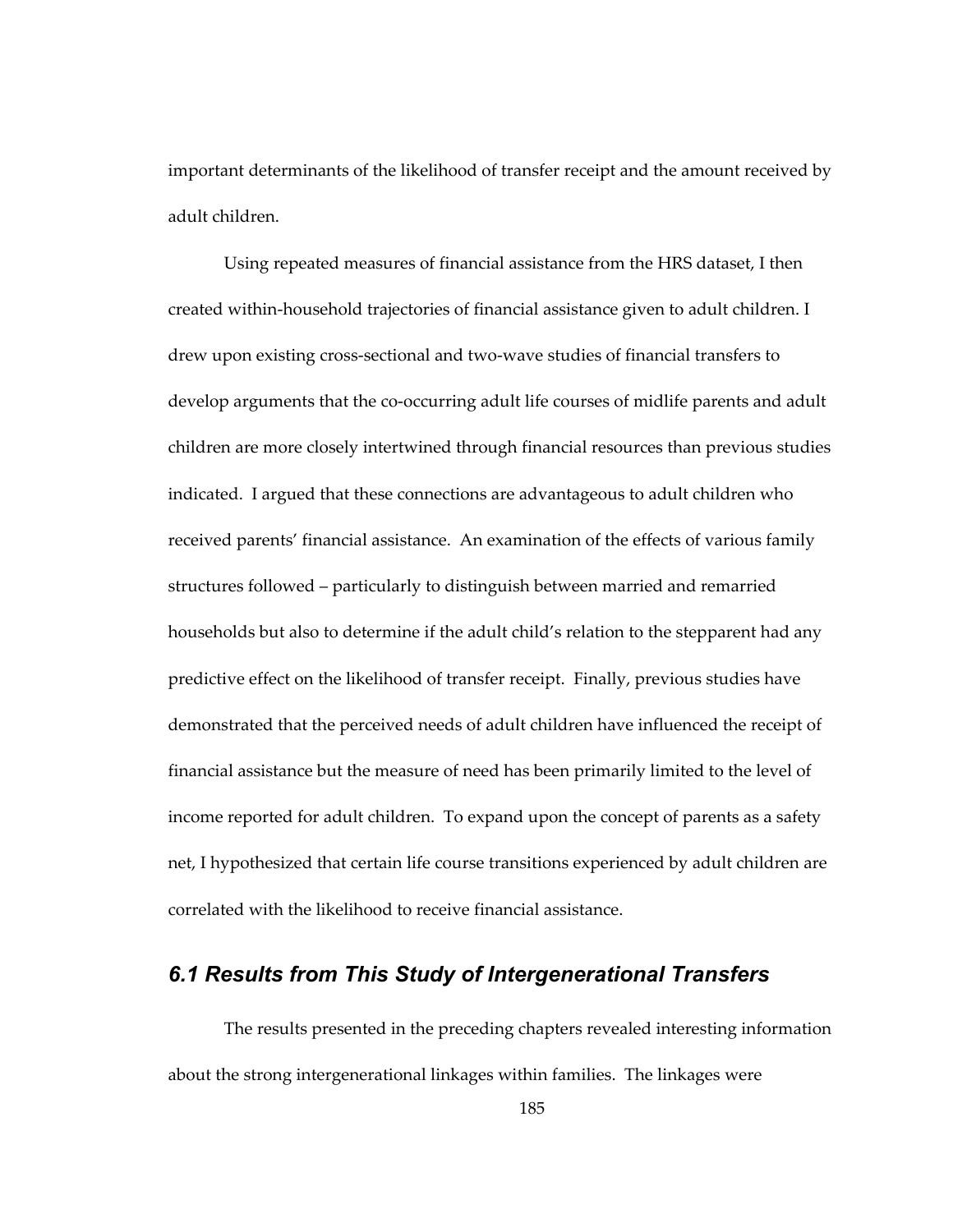important determinants of the likelihood of transfer receipt and the amount received by adult children.

Using repeated measures of financial assistance from the HRS dataset, I then created within-household trajectories of financial assistance given to adult children. I drew upon existing cross-sectional and two-wave studies of financial transfers to develop arguments that the co-occurring adult life courses of midlife parents and adult children are more closely intertwined through financial resources than previous studies indicated. I argued that these connections are advantageous to adult children who received parents' financial assistance. An examination of the effects of various family structures followed – particularly to distinguish between married and remarried households but also to determine if the adult child's relation to the stepparent had any predictive effect on the likelihood of transfer receipt. Finally, previous studies have demonstrated that the perceived needs of adult children have influenced the receipt of financial assistance but the measure of need has been primarily limited to the level of income reported for adult children. To expand upon the concept of parents as a safety net, I hypothesized that certain life course transitions experienced by adult children are correlated with the likelihood to receive financial assistance.

## *6.1 Results from This Study of Intergenerational Transfers*

The results presented in the preceding chapters revealed interesting information about the strong intergenerational linkages within families. The linkages were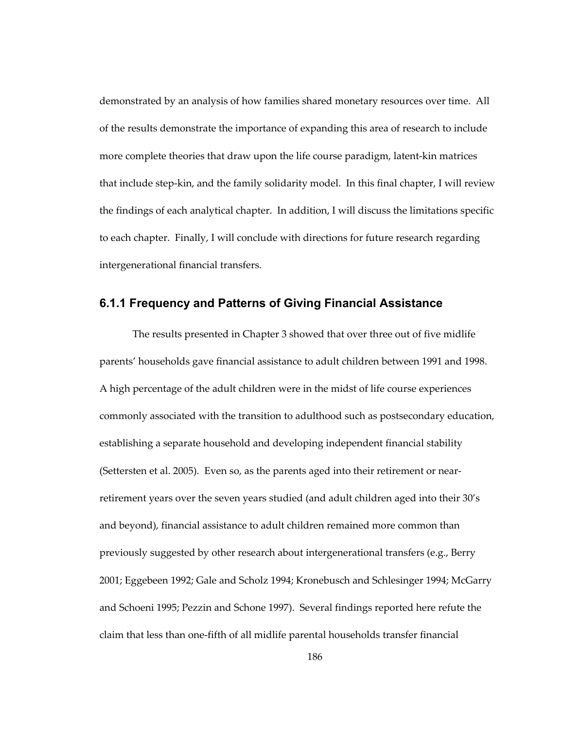demonstrated by an analysis of how families shared monetary resources over time. All of the results demonstrate the importance of expanding this area of research to include more complete theories that draw upon the life course paradigm, latent-kin matrices that include step-kin, and the family solidarity model. In this final chapter, I will review the findings of each analytical chapter. In addition, I will discuss the limitations specific to each chapter. Finally, I will conclude with directions for future research regarding intergenerational financial transfers.

### 6.1.1 Frequency and Patterns of Giving Financial Assistance

The results presented in Chapter 3 showed that over three out of five midlife parents' households gave financial assistance to adult children between 1991 and 1998. A high percentage of the adult children were in the midst of life course experiences commonly associated with the transition to adulthood such as postsecondary education, establishing a separate household and developing independent financial stability (Settersten et al. 2005). Even so, as the parents aged into their retirement or near-retirement years over the seven years studied (and adult children aged into their 30's and beyond), financial assistance to adult children remained more common than previously suggested by other research about intergenerational transfers (e.g., Berry 2001; Eggebeen 1992; Gale and Scholz 1994; Kronebusch and Schlesinger 1994; McGarry and Schoeni 1995; Pezzin and Schone 1997). Several findings reported here refute the claim that less than one-fifth of all midlife parental households transfer financial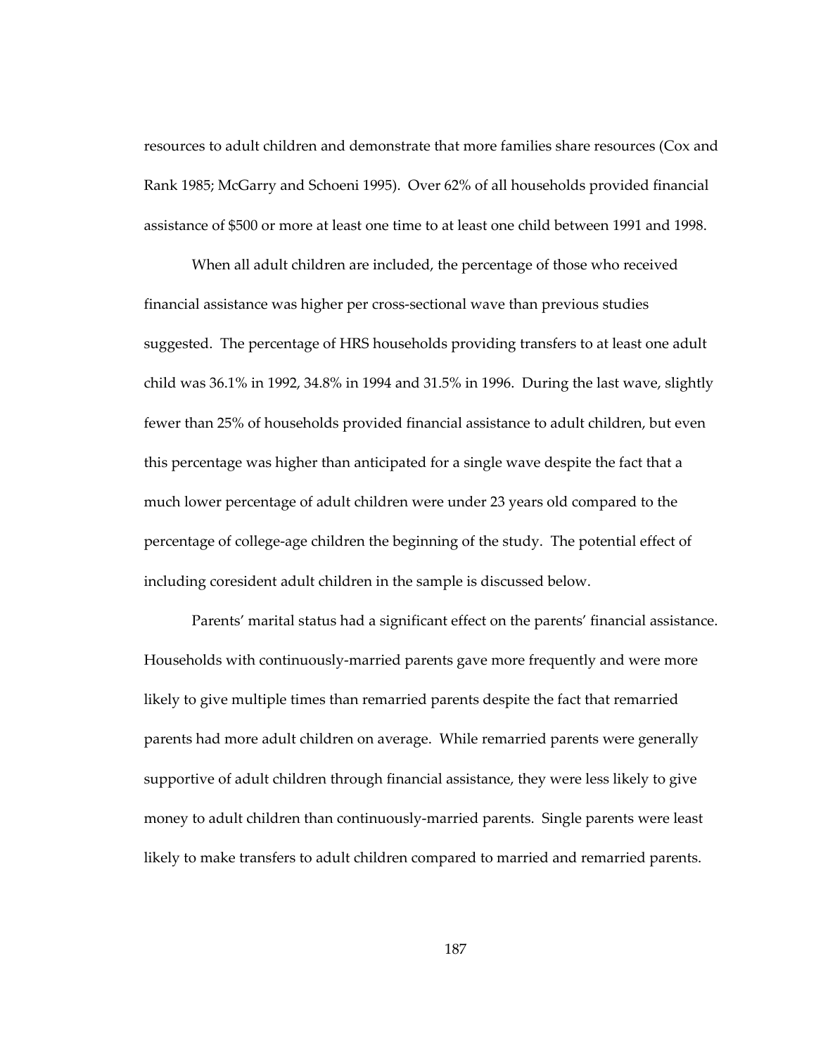resources to adult children and demonstrate that more families share resources (Cox and Rank 1985; McGarry and Schoeni 1995). Over 62% of all households provided financial assistance of $500 or more at least one time to at least one child between 1991 and 1998.

When all adult children are included, the percentage of those who received financial assistance was higher per cross-sectional wave than previous studies suggested. The percentage of HRS households providing transfers to at least one adult child was 36.1% in 1992, 34.8% in 1994 and 31.5% in 1996. During the last wave, slightly fewer than 25% of households provided financial assistance to adult children, but even this percentage was higher than anticipated for a single wave despite the fact that a much lower percentage of adult children were under 23 years old compared to the percentage of college-age children the beginning of the study. The potential effect of including coresident adult children in the sample is discussed below.

Parents' marital status had a significant effect on the parents' financial assistance. Households with continuously-married parents gave more frequently and were more likely to give multiple times than remarried parents despite the fact that remarried parents had more adult children on average. While remarried parents were generally supportive of adult children through financial assistance, they were less likely to give money to adult children than continuously-married parents. Single parents were least likely to make transfers to adult children compared to married and remarried parents.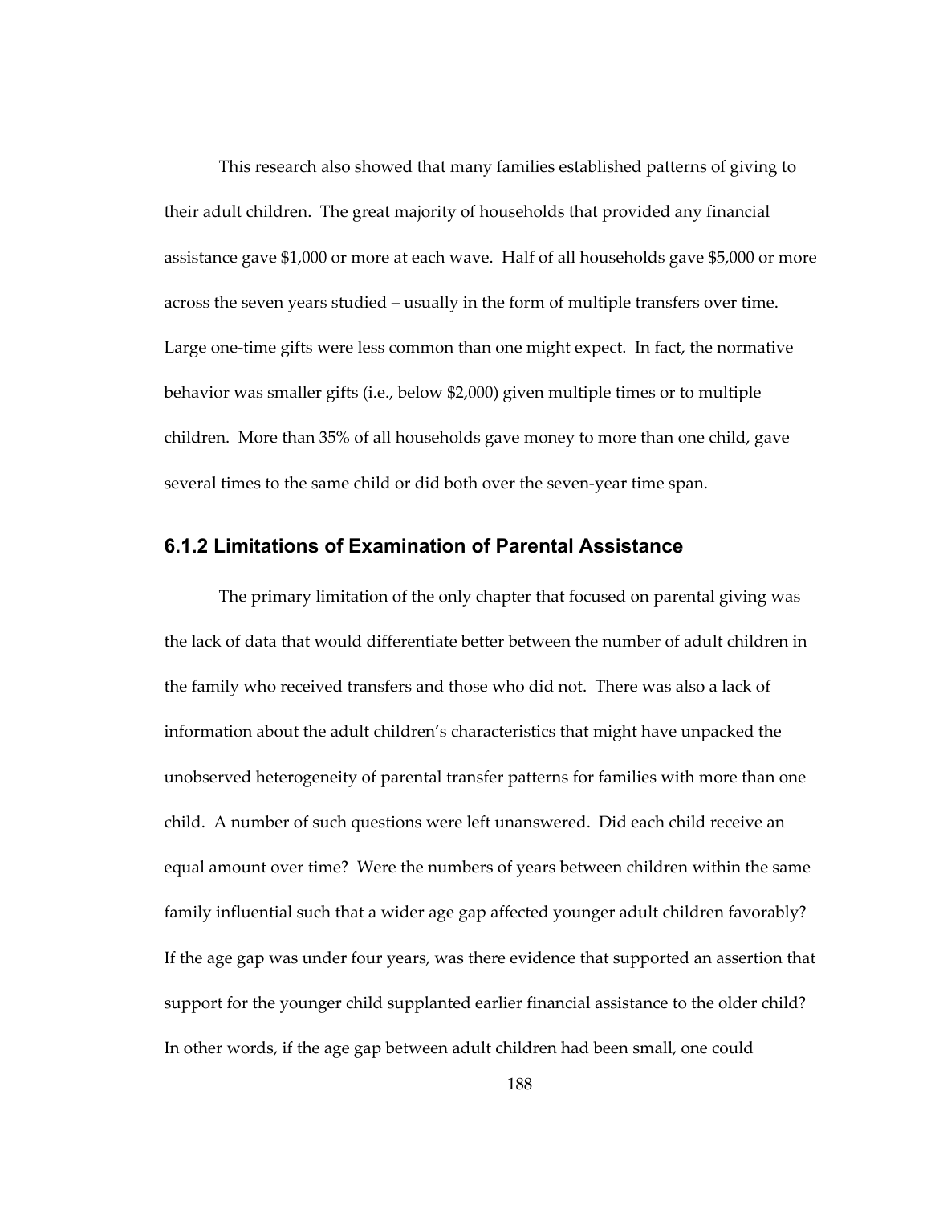This research also showed that many families established patterns of giving to their adult children. The great majority of households that provided any financial assistance gave $1,000 or more at each wave. Half of all households gave $5,000 or more across the seven years studied – usually in the form of multiple transfers over time. Large one-time gifts were less common than one might expect. In fact, the normative behavior was smaller gifts (i.e., below $2,000) given multiple times or to multiple children. More than 35% of all households gave money to more than one child, gave several times to the same child or did both over the seven-year time span.

### 6.1.2 Limitations of Examination of Parental Assistance

The primary limitation of the only chapter that focused on parental giving was the lack of data that would differentiate better between the number of adult children in the family who received transfers and those who did not. There was also a lack of information about the adult children's characteristics that might have unpacked the unobserved heterogeneity of parental transfer patterns for families with more than one child. A number of such questions were left unanswered. Did each child receive an equal amount over time? Were the numbers of years between children within the same family influential such that a wider age gap affected younger adult children favorably? If the age gap was under four years, was there evidence that supported an assertion that support for the younger child supplanted earlier financial assistance to the older child? In other words, if the age gap between adult children had been small, one could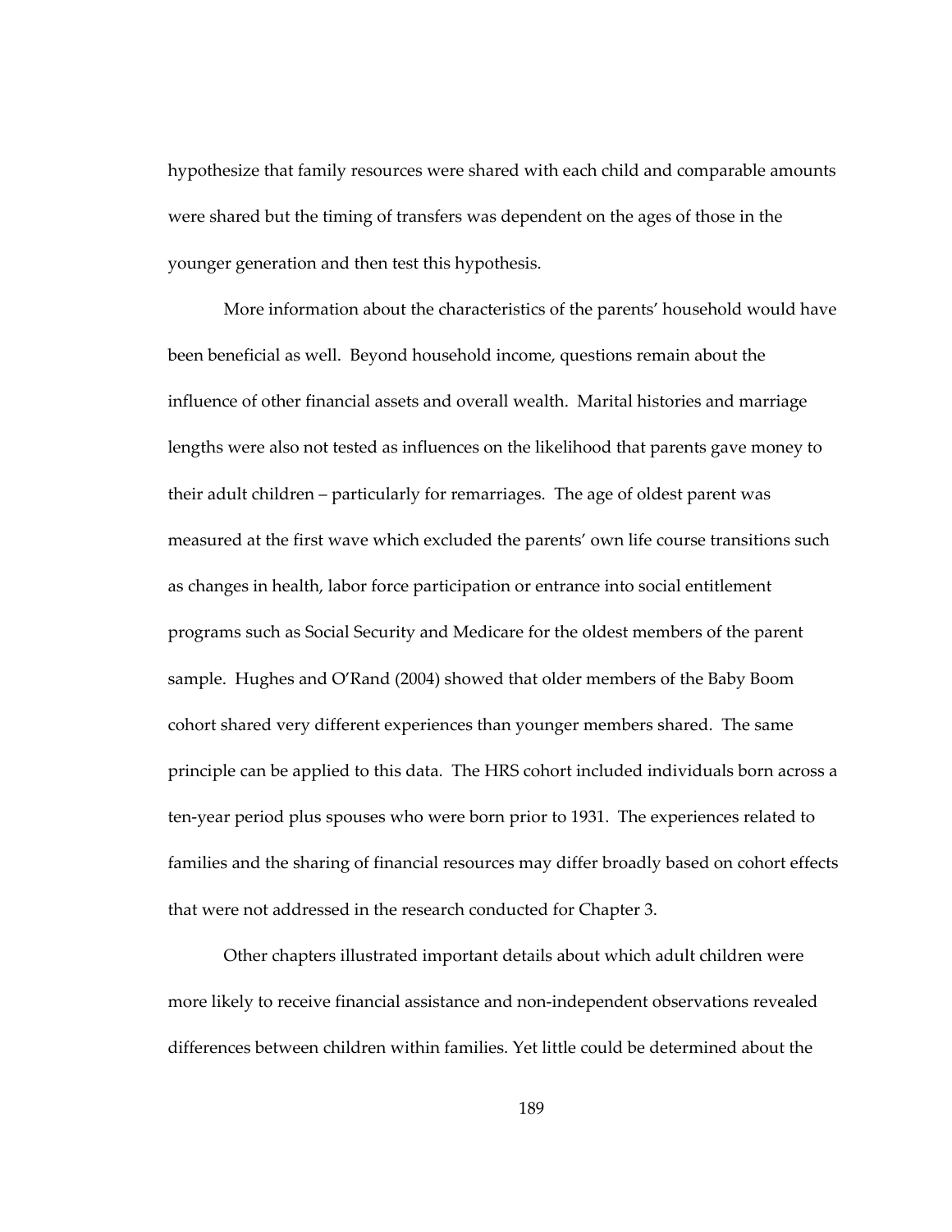hypothesize that family resources were shared with each child and comparable amounts were shared but the timing of transfers was dependent on the ages of those in the younger generation and then test this hypothesis.

More information about the characteristics of the parents' household would have been beneficial as well. Beyond household income, questions remain about the influence of other financial assets and overall wealth. Marital histories and marriage lengths were also not tested as influences on the likelihood that parents gave money to their adult children – particularly for remarriages. The age of oldest parent was measured at the first wave which excluded the parents' own life course transitions such as changes in health, labor force participation or entrance into social entitlement programs such as Social Security and Medicare for the oldest members of the parent sample. Hughes and O'Rand (2004) showed that older members of the Baby Boom cohort shared very different experiences than younger members shared. The same principle can be applied to this data. The HRS cohort included individuals born across a ten-year period plus spouses who were born prior to 1931. The experiences related to families and the sharing of financial resources may differ broadly based on cohort effects that were not addressed in the research conducted for Chapter 3.

Other chapters illustrated important details about which adult children were more likely to receive financial assistance and non-independent observations revealed differences between children within families. Yet little could be determined about the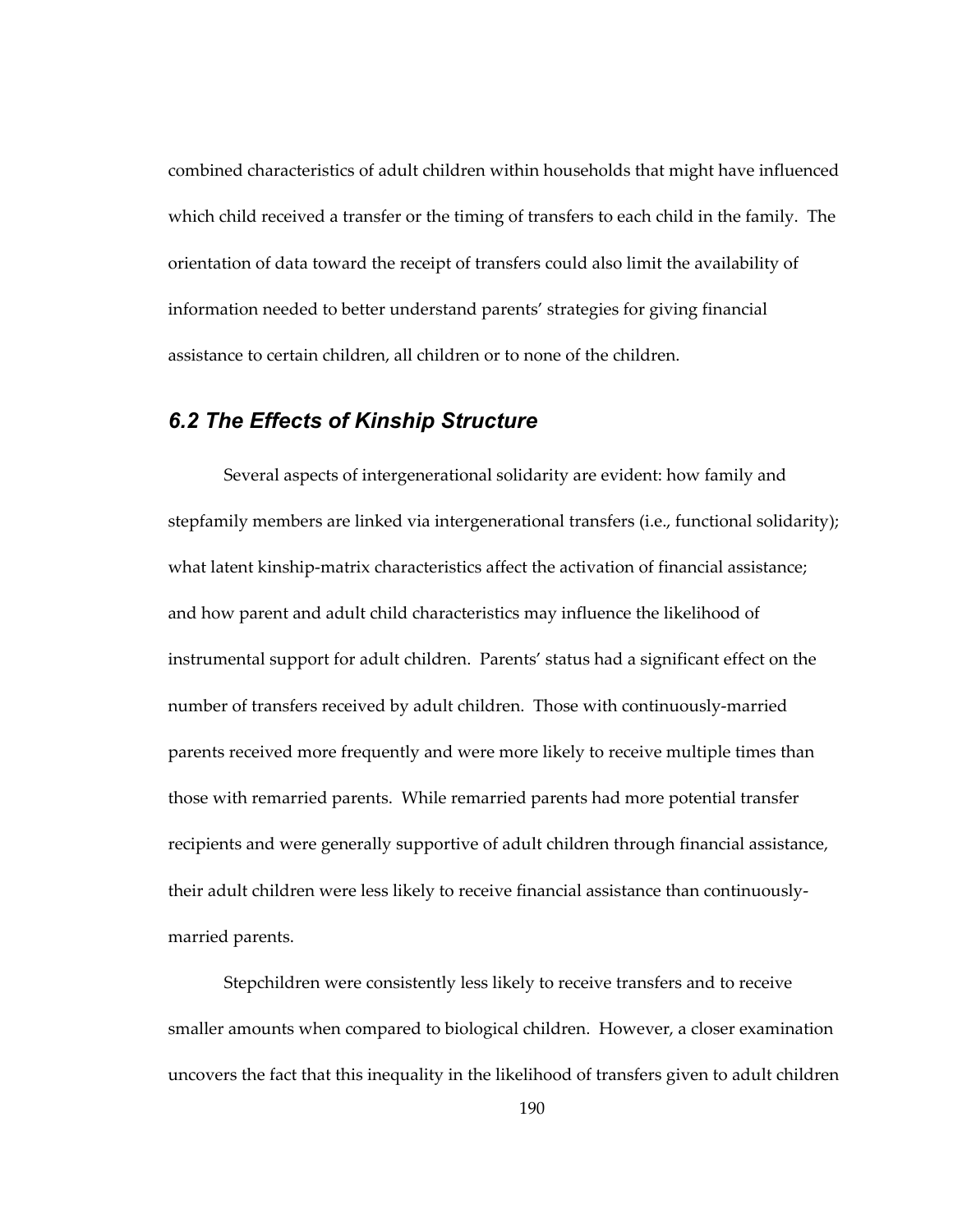combined characteristics of adult children within households that might have influenced which child received a transfer or the timing of transfers to each child in the family. The orientation of data toward the receipt of transfers could also limit the availability of information needed to better understand parents' strategies for giving financial assistance to certain children, all children or to none of the children.

## *6.2 The Effects of Kinship Structure*

Several aspects of intergenerational solidarity are evident: how family and stepfamily members are linked via intergenerational transfers (i.e., functional solidarity); what latent kinship-matrix characteristics affect the activation of financial assistance; and how parent and adult child characteristics may influence the likelihood of instrumental support for adult children. Parents' status had a significant effect on the number of transfers received by adult children. Those with continuously-married parents received more frequently and were more likely to receive multiple times than those with remarried parents. While remarried parents had more potential transfer recipients and were generally supportive of adult children through financial assistance, their adult children were less likely to receive financial assistance than continuously-married parents.

Stepchildren were consistently less likely to receive transfers and to receive smaller amounts when compared to biological children. However, a closer examination uncovers the fact that this inequality in the likelihood of transfers given to adult children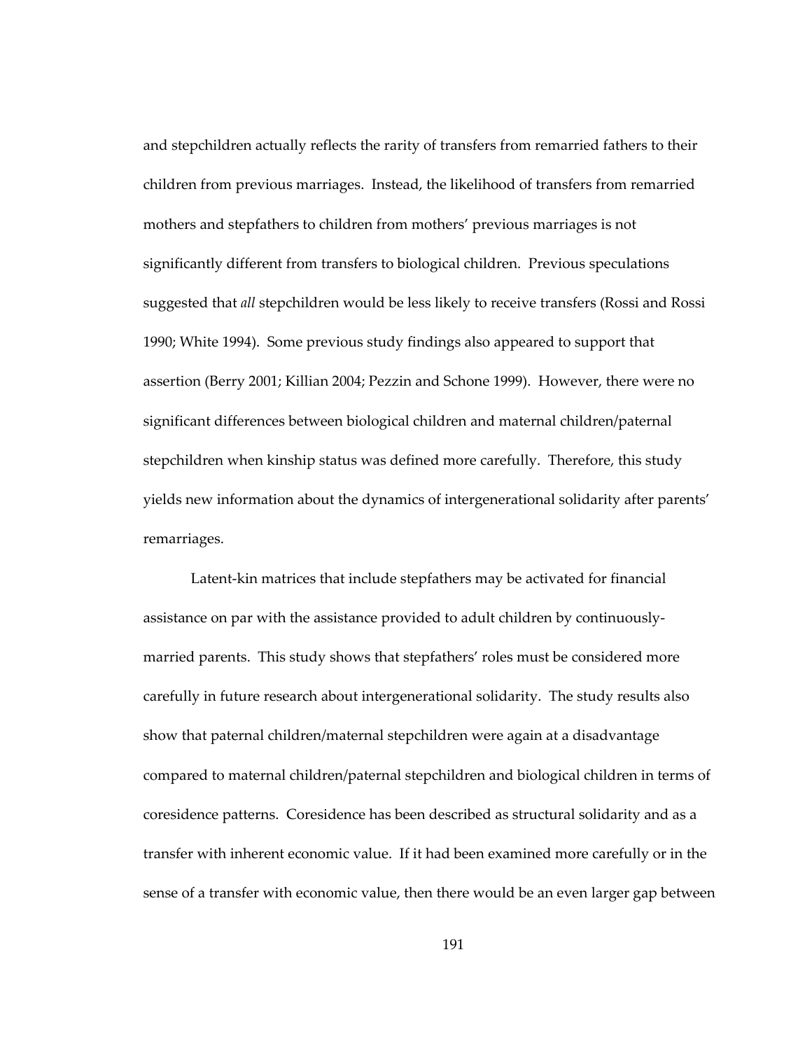and stepchildren actually reflects the rarity of transfers from remarried fathers to their children from previous marriages. Instead, the likelihood of transfers from remarried mothers and stepfathers to children from mothers' previous marriages is not significantly different from transfers to biological children. Previous speculations suggested that *all* stepchildren would be less likely to receive transfers (Rossi and Rossi 1990; White 1994). Some previous study findings also appeared to support that assertion (Berry 2001; Killian 2004; Pezzin and Schone 1999). However, there were no significant differences between biological children and maternal children/paternal stepchildren when kinship status was defined more carefully. Therefore, this study yields new information about the dynamics of intergenerational solidarity after parents' remarriages.

Latent-kin matrices that include stepfathers may be activated for financial assistance on par with the assistance provided to adult children by continuously-married parents. This study shows that stepfathers' roles must be considered more carefully in future research about intergenerational solidarity. The study results also show that paternal children/maternal stepchildren were again at a disadvantage compared to maternal children/paternal stepchildren and biological children in terms of coresidence patterns. Coresidence has been described as structural solidarity and as a transfer with inherent economic value. If it had been examined more carefully or in the sense of a transfer with economic value, then there would be an even larger gap between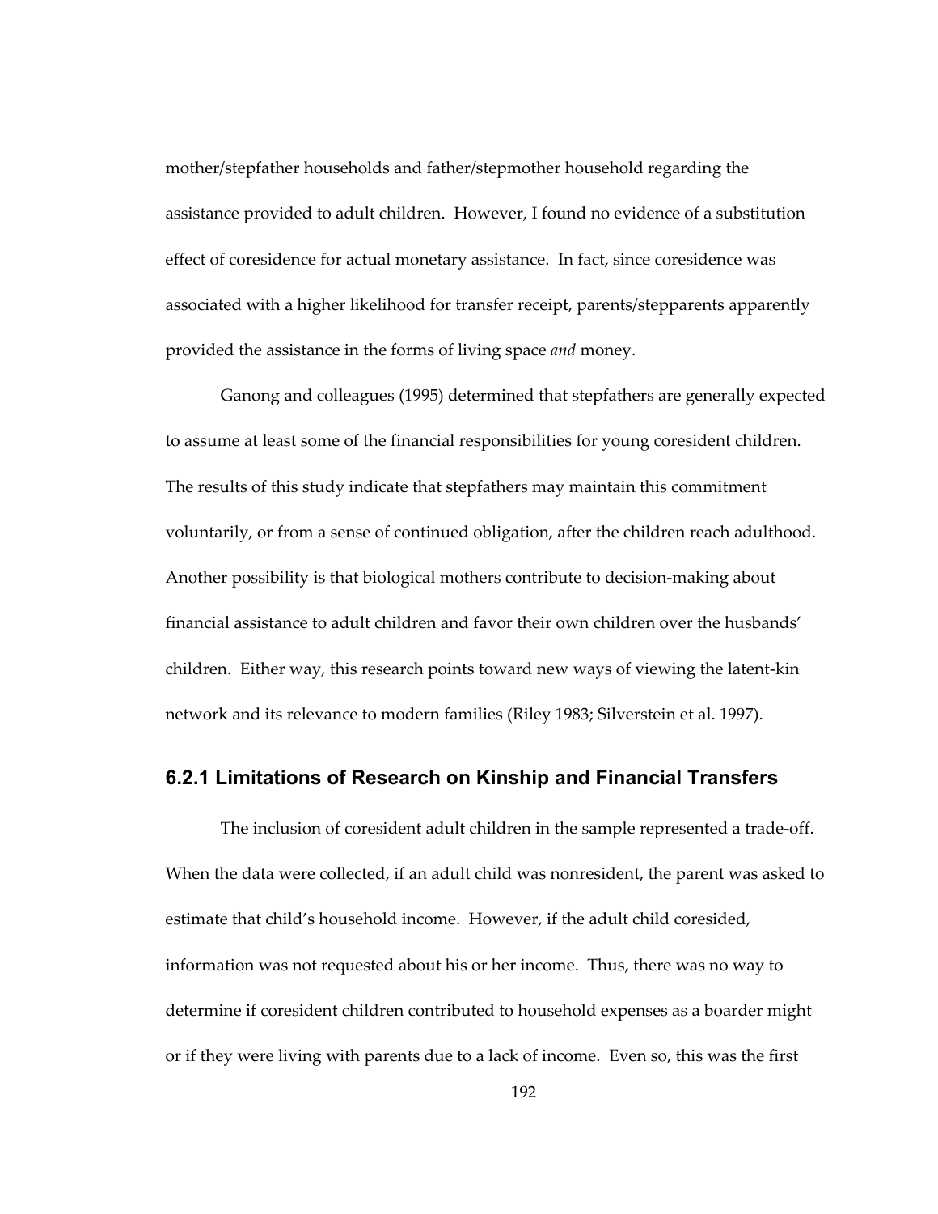mother/stepfather households and father/stepmother household regarding the assistance provided to adult children. However, I found no evidence of a substitution effect of coresidence for actual monetary assistance. In fact, since coresidence was associated with a higher likelihood for transfer receipt, parents/stepparents apparently provided the assistance in the forms of living space *and* money.

Ganong and colleagues (1995) determined that stepfathers are generally expected to assume at least some of the financial responsibilities for young coresident children. The results of this study indicate that stepfathers may maintain this commitment voluntarily, or from a sense of continued obligation, after the children reach adulthood. Another possibility is that biological mothers contribute to decision-making about financial assistance to adult children and favor their own children over the husbands' children. Either way, this research points toward new ways of viewing the latent-kin network and its relevance to modern families (Riley 1983; Silverstein et al. 1997).

### 6.2.1 Limitations of Research on Kinship and Financial Transfers

The inclusion of coresident adult children in the sample represented a trade-off. When the data were collected, if an adult child was nonresident, the parent was asked to estimate that child's household income. However, if the adult child coresided, information was not requested about his or her income. Thus, there was no way to determine if coresident children contributed to household expenses as a boarder might or if they were living with parents due to a lack of income. Even so, this was the first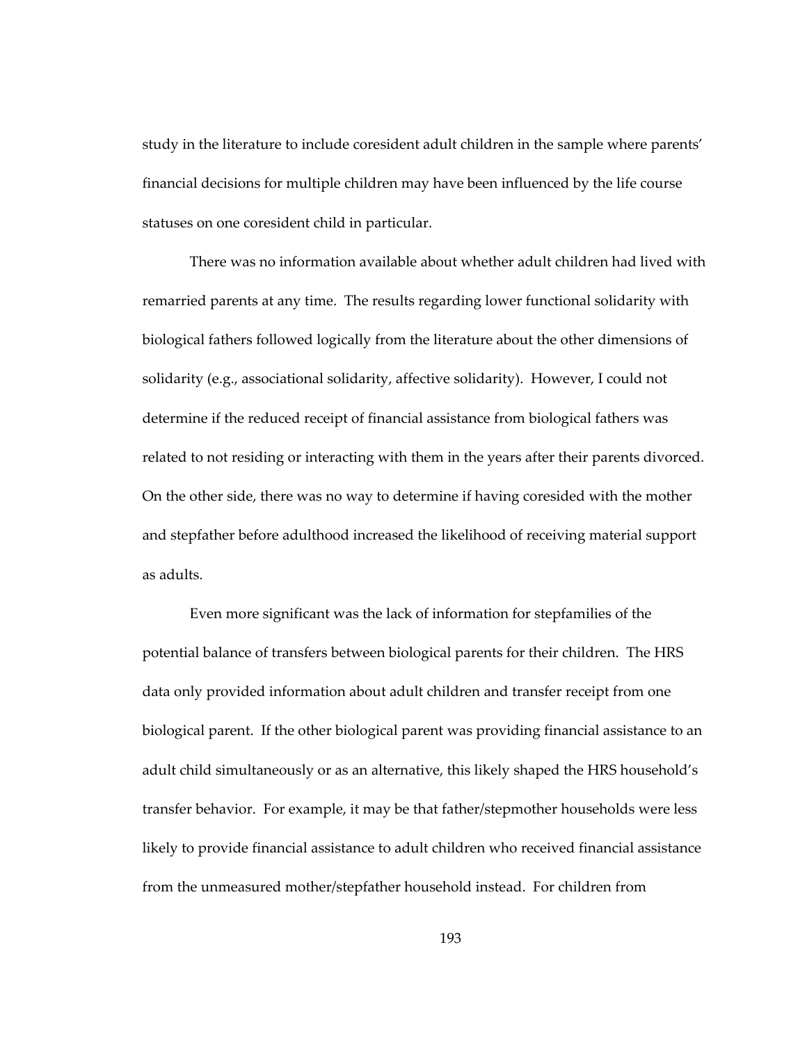study in the literature to include coresident adult children in the sample where parents' financial decisions for multiple children may have been influenced by the life course statuses on one coresident child in particular.

There was no information available about whether adult children had lived with remarried parents at any time. The results regarding lower functional solidarity with biological fathers followed logically from the literature about the other dimensions of solidarity (e.g., associational solidarity, affective solidarity). However, I could not determine if the reduced receipt of financial assistance from biological fathers was related to not residing or interacting with them in the years after their parents divorced. On the other side, there was no way to determine if having coresided with the mother and stepfather before adulthood increased the likelihood of receiving material support as adults.

Even more significant was the lack of information for stepfamilies of the potential balance of transfers between biological parents for their children. The HRS data only provided information about adult children and transfer receipt from one biological parent. If the other biological parent was providing financial assistance to an adult child simultaneously or as an alternative, this likely shaped the HRS household's transfer behavior. For example, it may be that father/stepmother households were less likely to provide financial assistance to adult children who received financial assistance from the unmeasured mother/stepfather household instead. For children from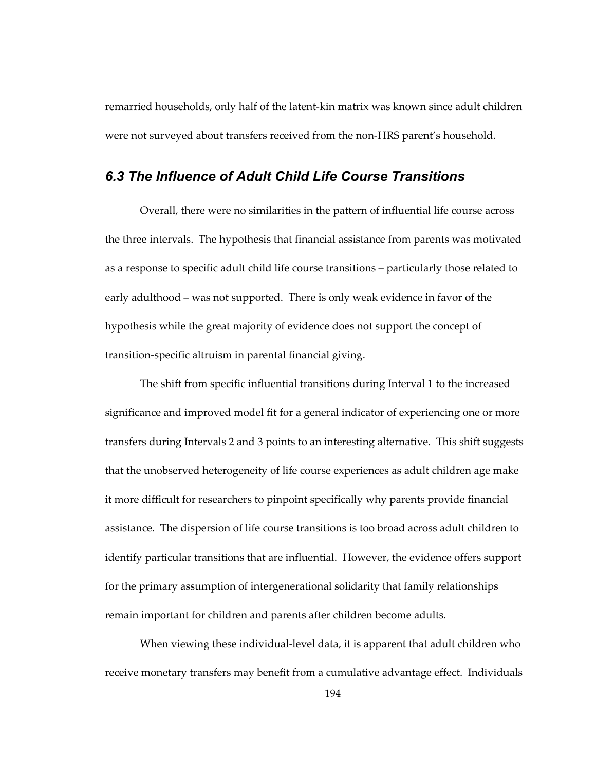remarried households, only half of the latent-kin matrix was known since adult children were not surveyed about transfers received from the non-HRS parent's household.

## *6.3 The Influence of Adult Child Life Course Transitions*

Overall, there were no similarities in the pattern of influential life course across the three intervals. The hypothesis that financial assistance from parents was motivated as a response to specific adult child life course transitions – particularly those related to early adulthood – was not supported. There is only weak evidence in favor of the hypothesis while the great majority of evidence does not support the concept of transition-specific altruism in parental financial giving.

The shift from specific influential transitions during Interval 1 to the increased significance and improved model fit for a general indicator of experiencing one or more transfers during Intervals 2 and 3 points to an interesting alternative. This shift suggests that the unobserved heterogeneity of life course experiences as adult children age make it more difficult for researchers to pinpoint specifically why parents provide financial assistance. The dispersion of life course transitions is too broad across adult children to identify particular transitions that are influential. However, the evidence offers support for the primary assumption of intergenerational solidarity that family relationships remain important for children and parents after children become adults.

When viewing these individual-level data, it is apparent that adult children who receive monetary transfers may benefit from a cumulative advantage effect. Individuals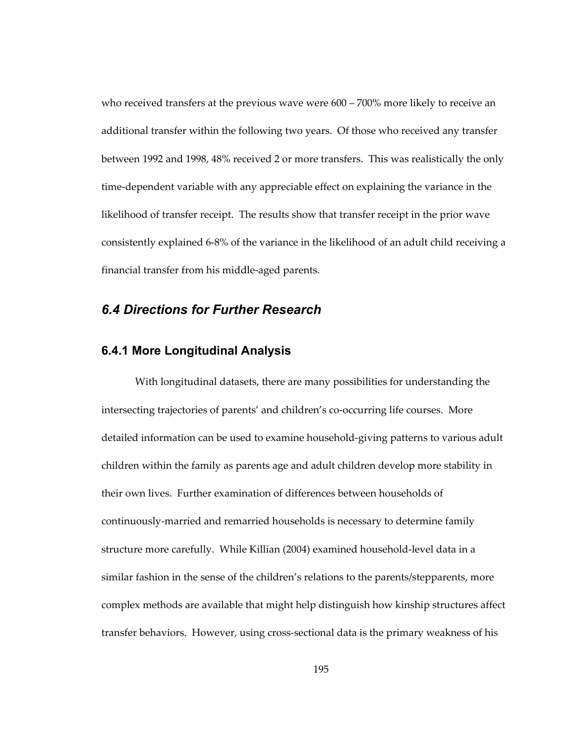who received transfers at the previous wave were 600 – 700% more likely to receive an additional transfer within the following two years. Of those who received any transfer between 1992 and 1998, 48% received 2 or more transfers. This was realistically the only time-dependent variable with any appreciable effect on explaining the variance in the likelihood of transfer receipt. The results show that transfer receipt in the prior wave consistently explained 6-8% of the variance in the likelihood of an adult child receiving a financial transfer from his middle-aged parents.

## *6.4 Directions for Further Research*

### 6.4.1 More Longitudinal Analysis

With longitudinal datasets, there are many possibilities for understanding the intersecting trajectories of parents' and children's co-occurring life courses. More detailed information can be used to examine household-giving patterns to various adult children within the family as parents age and adult children develop more stability in their own lives. Further examination of differences between households of continuously-married and remarried households is necessary to determine family structure more carefully. While Killian (2004) examined household-level data in a similar fashion in the sense of the children's relations to the parents/stepparents, more complex methods are available that might help distinguish how kinship structures affect transfer behaviors. However, using cross-sectional data is the primary weakness of his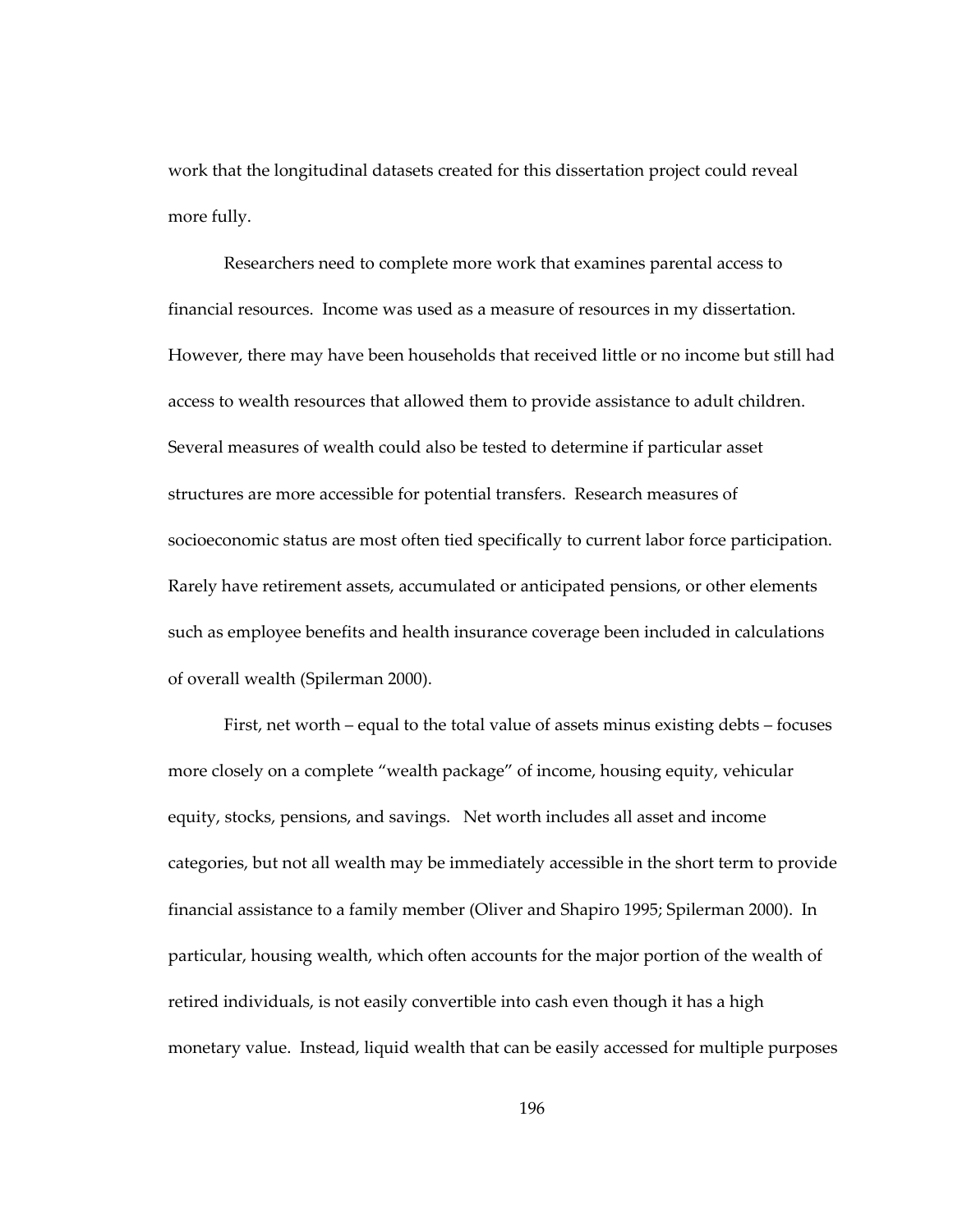work that the longitudinal datasets created for this dissertation project could reveal more fully.

Researchers need to complete more work that examines parental access to financial resources. Income was used as a measure of resources in my dissertation. However, there may have been households that received little or no income but still had access to wealth resources that allowed them to provide assistance to adult children. Several measures of wealth could also be tested to determine if particular asset structures are more accessible for potential transfers. Research measures of socioeconomic status are most often tied specifically to current labor force participation. Rarely have retirement assets, accumulated or anticipated pensions, or other elements such as employee benefits and health insurance coverage been included in calculations of overall wealth (Spilerman 2000).

First, net worth – equal to the total value of assets minus existing debts – focuses more closely on a complete "wealth package" of income, housing equity, vehicular equity, stocks, pensions, and savings. Net worth includes all asset and income categories, but not all wealth may be immediately accessible in the short term to provide financial assistance to a family member (Oliver and Shapiro 1995; Spilerman 2000). In particular, housing wealth, which often accounts for the major portion of the wealth of retired individuals, is not easily convertible into cash even though it has a high monetary value. Instead, liquid wealth that can be easily accessed for multiple purposes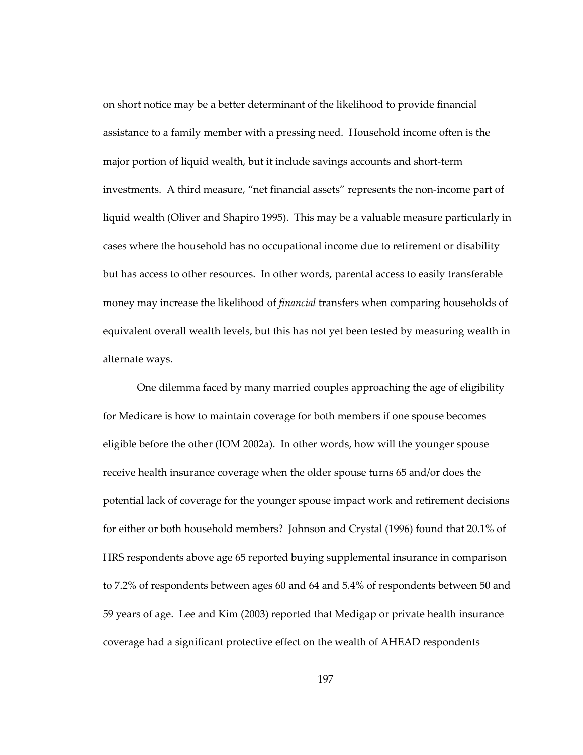on short notice may be a better determinant of the likelihood to provide financial assistance to a family member with a pressing need. Household income often is the major portion of liquid wealth, but it include savings accounts and short-term investments. A third measure, "net financial assets" represents the non-income part of liquid wealth (Oliver and Shapiro 1995). This may be a valuable measure particularly in cases where the household has no occupational income due to retirement or disability but has access to other resources. In other words, parental access to easily transferable money may increase the likelihood of *financial* transfers when comparing households of equivalent overall wealth levels, but this has not yet been tested by measuring wealth in alternate ways.

One dilemma faced by many married couples approaching the age of eligibility for Medicare is how to maintain coverage for both members if one spouse becomes eligible before the other (IOM 2002a). In other words, how will the younger spouse receive health insurance coverage when the older spouse turns 65 and/or does the potential lack of coverage for the younger spouse impact work and retirement decisions for either or both household members? Johnson and Crystal (1996) found that 20.1% of HRS respondents above age 65 reported buying supplemental insurance in comparison to 7.2% of respondents between ages 60 and 64 and 5.4% of respondents between 50 and 59 years of age. Lee and Kim (2003) reported that Medigap or private health insurance coverage had a significant protective effect on the wealth of AHEAD respondents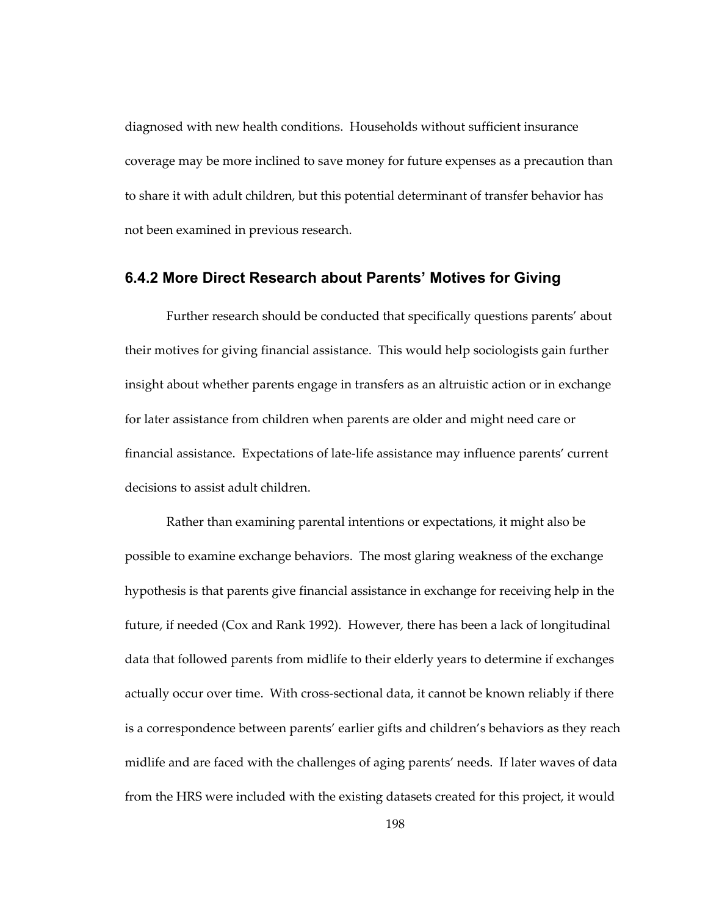diagnosed with new health conditions. Households without sufficient insurance coverage may be more inclined to save money for future expenses as a precaution than to share it with adult children, but this potential determinant of transfer behavior has not been examined in previous research.

### 6.4.2 More Direct Research about Parents' Motives for Giving

Further research should be conducted that specifically questions parents' about their motives for giving financial assistance. This would help sociologists gain further insight about whether parents engage in transfers as an altruistic action or in exchange for later assistance from children when parents are older and might need care or financial assistance. Expectations of late-life assistance may influence parents' current decisions to assist adult children.

Rather than examining parental intentions or expectations, it might also be possible to examine exchange behaviors. The most glaring weakness of the exchange hypothesis is that parents give financial assistance in exchange for receiving help in the future, if needed (Cox and Rank 1992). However, there has been a lack of longitudinal data that followed parents from midlife to their elderly years to determine if exchanges actually occur over time. With cross-sectional data, it cannot be known reliably if there is a correspondence between parents' earlier gifts and children's behaviors as they reach midlife and are faced with the challenges of aging parents' needs. If later waves of data from the HRS were included with the existing datasets created for this project, it would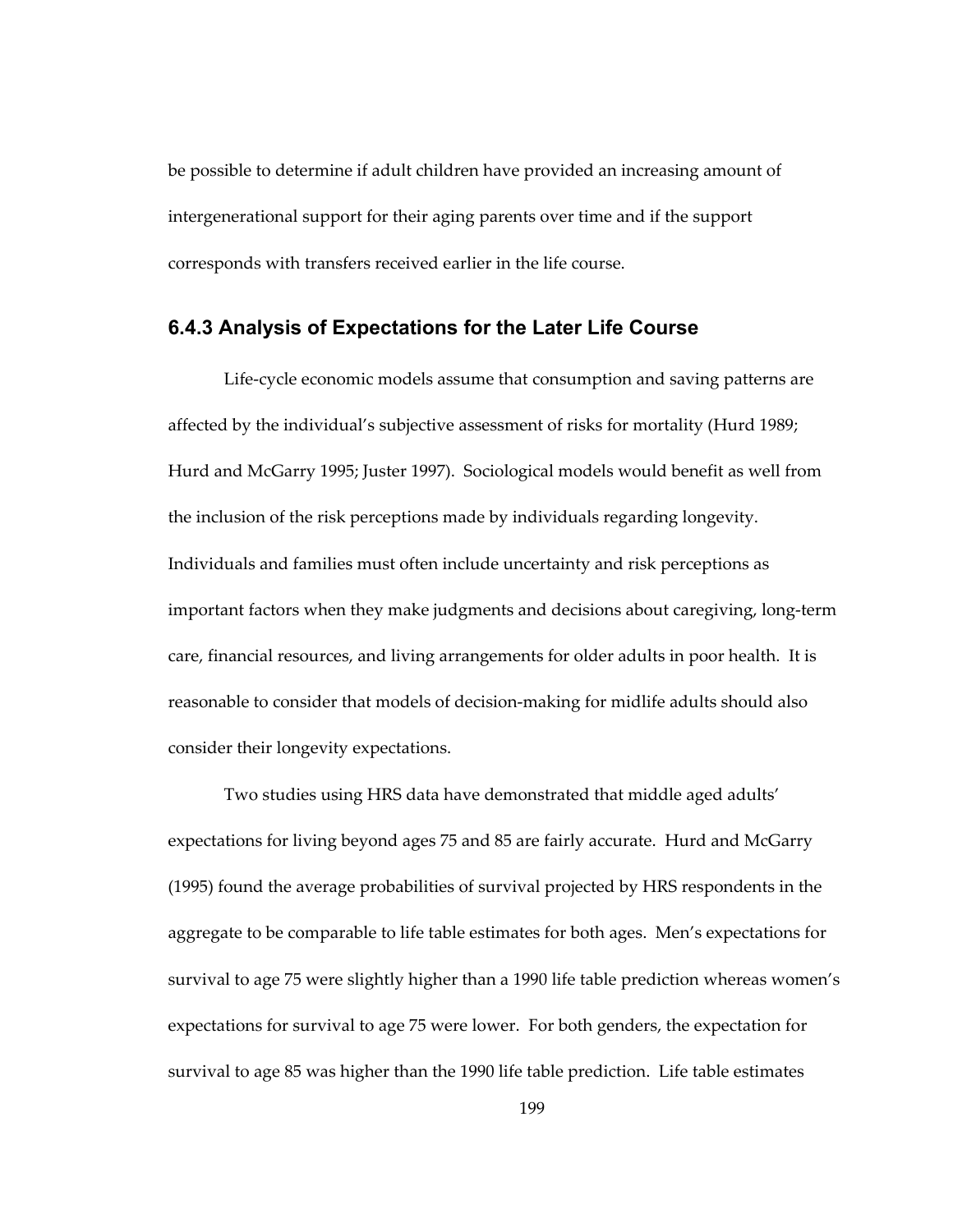be possible to determine if adult children have provided an increasing amount of intergenerational support for their aging parents over time and if the support corresponds with transfers received earlier in the life course.

### 6.4.3 Analysis of Expectations for the Later Life Course

Life-cycle economic models assume that consumption and saving patterns are affected by the individual's subjective assessment of risks for mortality (Hurd 1989; Hurd and McGarry 1995; Juster 1997). Sociological models would benefit as well from the inclusion of the risk perceptions made by individuals regarding longevity. Individuals and families must often include uncertainty and risk perceptions as important factors when they make judgments and decisions about caregiving, long-term care, financial resources, and living arrangements for older adults in poor health. It is reasonable to consider that models of decision-making for midlife adults should also consider their longevity expectations.

Two studies using HRS data have demonstrated that middle aged adults' expectations for living beyond ages 75 and 85 are fairly accurate. Hurd and McGarry (1995) found the average probabilities of survival projected by HRS respondents in the aggregate to be comparable to life table estimates for both ages. Men's expectations for survival to age 75 were slightly higher than a 1990 life table prediction whereas women's expectations for survival to age 75 were lower. For both genders, the expectation for survival to age 85 was higher than the 1990 life table prediction. Life table estimates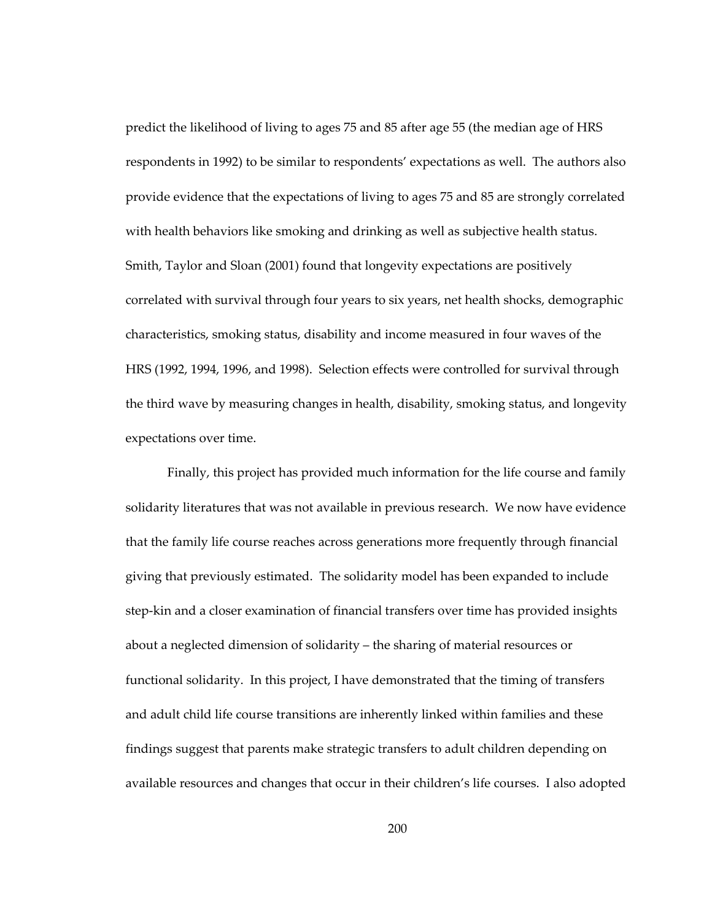predict the likelihood of living to ages 75 and 85 after age 55 (the median age of HRS respondents in 1992) to be similar to respondents' expectations as well. The authors also provide evidence that the expectations of living to ages 75 and 85 are strongly correlated with health behaviors like smoking and drinking as well as subjective health status. Smith, Taylor and Sloan (2001) found that longevity expectations are positively correlated with survival through four years to six years, net health shocks, demographic characteristics, smoking status, disability and income measured in four waves of the HRS (1992, 1994, 1996, and 1998). Selection effects were controlled for survival through the third wave by measuring changes in health, disability, smoking status, and longevity expectations over time.

Finally, this project has provided much information for the life course and family solidarity literatures that was not available in previous research. We now have evidence that the family life course reaches across generations more frequently through financial giving that previously estimated. The solidarity model has been expanded to include step-kin and a closer examination of financial transfers over time has provided insights about a neglected dimension of solidarity – the sharing of material resources or functional solidarity. In this project, I have demonstrated that the timing of transfers and adult child life course transitions are inherently linked within families and these findings suggest that parents make strategic transfers to adult children depending on available resources and changes that occur in their children's life courses. I also adopted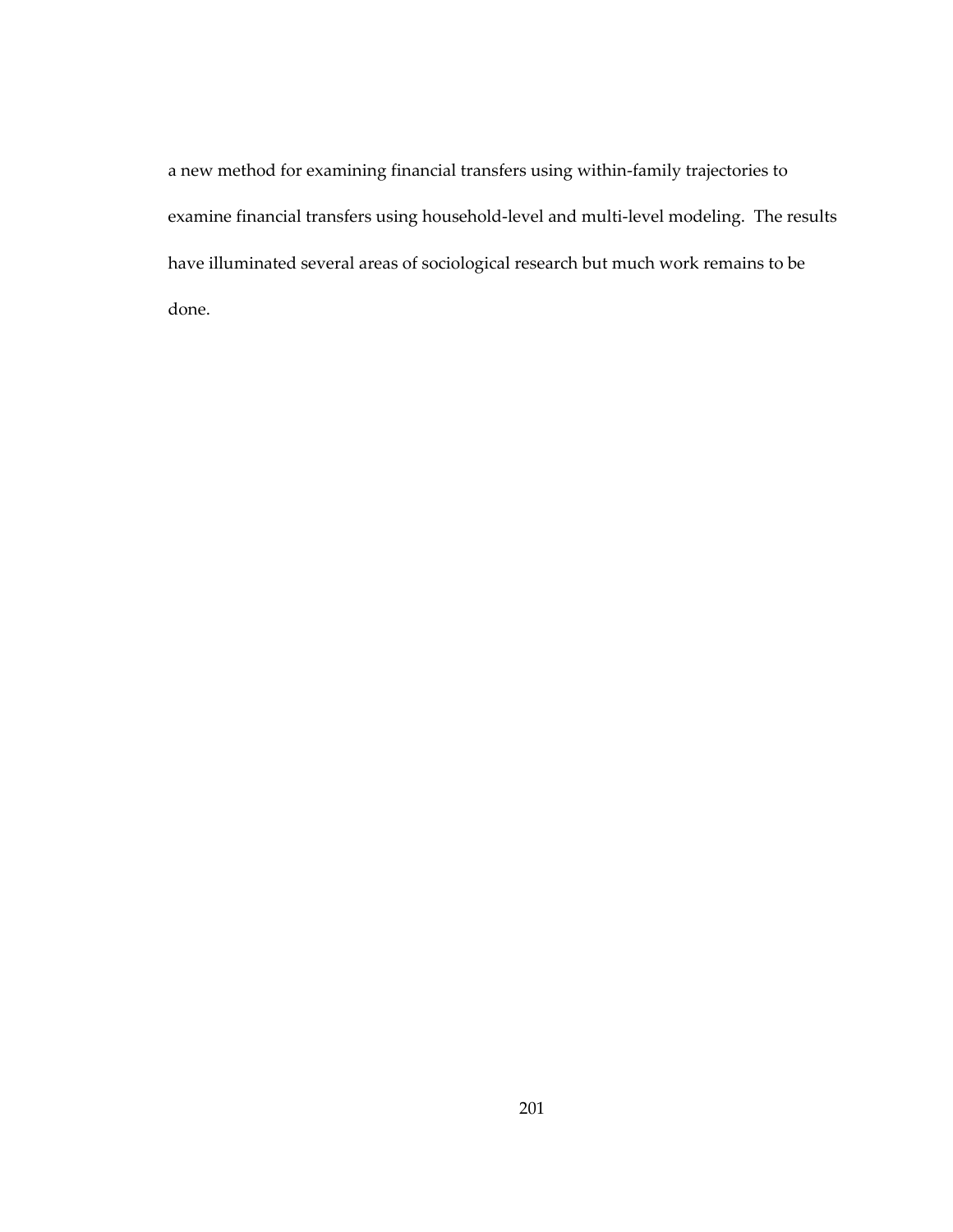a new method for examining financial transfers using within-family trajectories to examine financial transfers using household-level and multi-level modeling. The results have illuminated several areas of sociological research but much work remains to be done.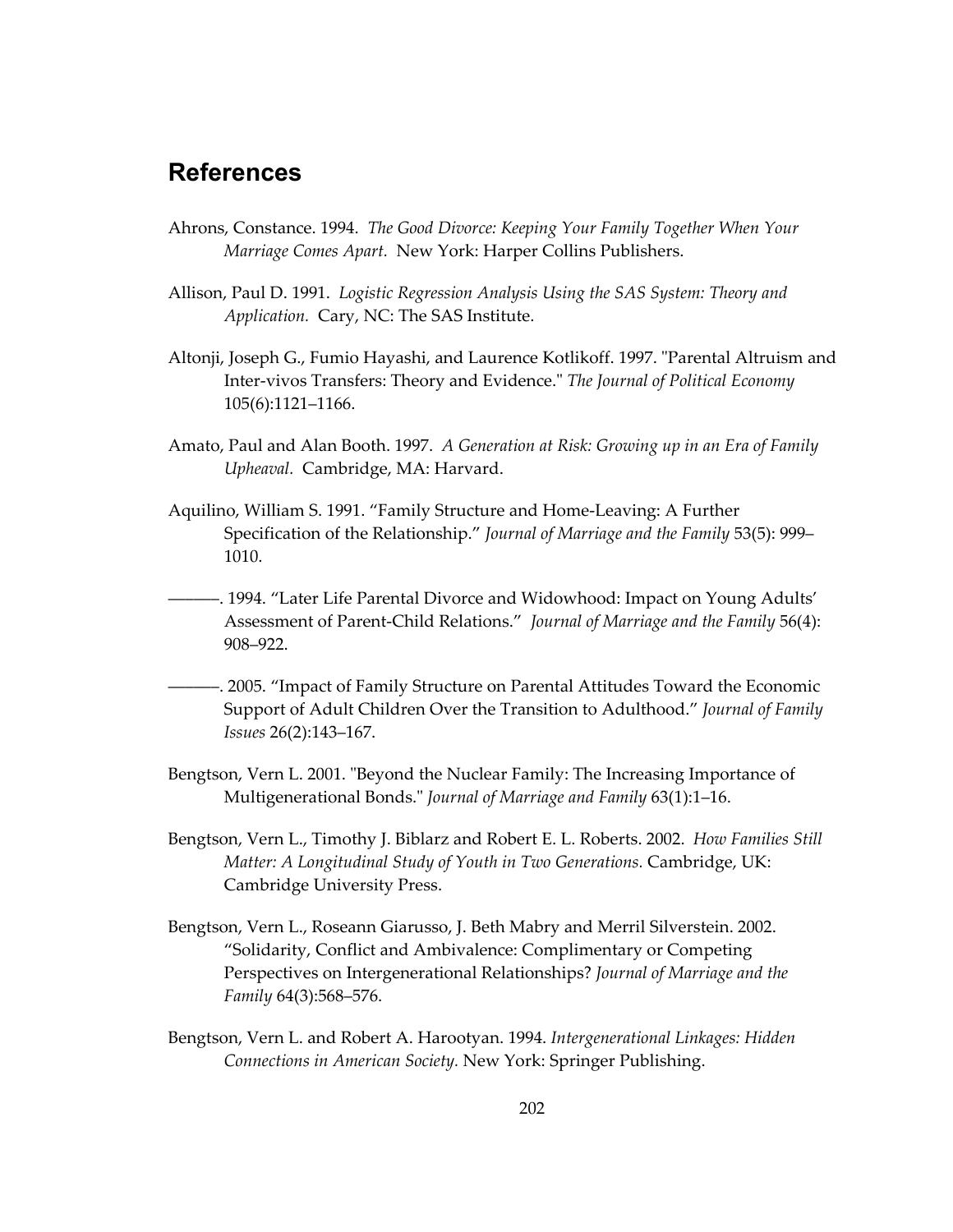## References

Ahrons, Constance. 1994. *The Good Divorce: Keeping Your Family Together When Your Marriage Comes Apart.* New York: Harper Collins Publishers.

Allison, Paul D. 1991. *Logistic Regression Analysis Using the SAS System: Theory and Application.* Cary, NC: The SAS Institute.

Altonji, Joseph G., Fumio Hayashi, and Laurence Kotlikoff. 1997. "Parental Altruism and Inter-vivos Transfers: Theory and Evidence." *The Journal of Political Economy* 105(6):1121–1166.

Amato, Paul and Alan Booth. 1997. *A Generation at Risk: Growing up in an Era of Family Upheaval.* Cambridge, MA: Harvard.

Aquilino, William S. 1991. "Family Structure and Home-Leaving: A Further Specification of the Relationship." *Journal of Marriage and the Family* 53(5): 999–1010.

———. 1994. "Later Life Parental Divorce and Widowhood: Impact on Young Adults' Assessment of Parent-Child Relations." *Journal of Marriage and the Family* 56(4): 908–922.

———. 2005. "Impact of Family Structure on Parental Attitudes Toward the Economic Support of Adult Children Over the Transition to Adulthood." *Journal of Family Issues* 26(2):143–167.

Bengtson, Vern L. 2001. "Beyond the Nuclear Family: The Increasing Importance of Multigenerational Bonds." *Journal of Marriage and Family* 63(1):1–16.

Bengtson, Vern L., Timothy J. Biblarz and Robert E. L. Roberts. 2002. *How Families Still Matter: A Longitudinal Study of Youth in Two Generations.* Cambridge, UK: Cambridge University Press.

Bengtson, Vern L., Roseann Giarusso, J. Beth Mabry and Merril Silverstein. 2002. "Solidarity, Conflict and Ambivalence: Complimentary or Competing Perspectives on Intergenerational Relationships? *Journal of Marriage and the Family* 64(3):568–576.

Bengtson, Vern L. and Robert A. Harootyan. 1994. *Intergenerational Linkages: Hidden Connections in American Society.* New York: Springer Publishing.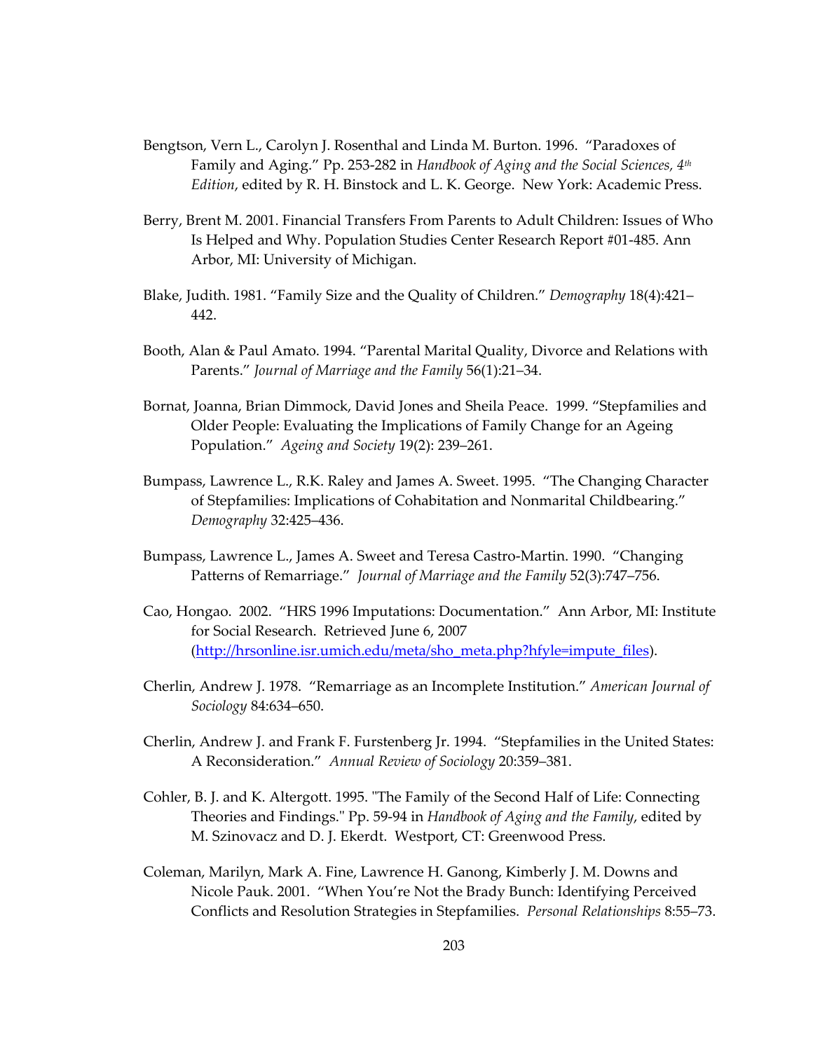Bengtson, Vern L., Carolyn J. Rosenthal and Linda M. Burton. 1996. "Paradoxes of Family and Aging." Pp. 253-282 in *Handbook of Aging and the Social Sciences, 4th Edition*, edited by R. H. Binstock and L. K. George. New York: Academic Press.

Berry, Brent M. 2001. Financial Transfers From Parents to Adult Children: Issues of Who Is Helped and Why. Population Studies Center Research Report #01-485. Ann Arbor, MI: University of Michigan.

Blake, Judith. 1981. "Family Size and the Quality of Children." *Demography* 18(4):421–442.

Booth, Alan & Paul Amato. 1994. "Parental Marital Quality, Divorce and Relations with Parents." *Journal of Marriage and the Family* 56(1):21–34.

Bornat, Joanna, Brian Dimmock, David Jones and Sheila Peace. 1999. "Stepfamilies and Older People: Evaluating the Implications of Family Change for an Ageing Population." *Ageing and Society* 19(2): 239–261.

Bumpass, Lawrence L., R.K. Raley and James A. Sweet. 1995. "The Changing Character of Stepfamilies: Implications of Cohabitation and Nonmarital Childbearing." *Demography* 32:425–436.

Bumpass, Lawrence L., James A. Sweet and Teresa Castro-Martin. 1990. "Changing Patterns of Remarriage." *Journal of Marriage and the Family* 52(3):747–756.

Cao, Hongao. 2002. "HRS 1996 Imputations: Documentation." Ann Arbor, MI: Institute for Social Research. Retrieved June 6, 2007 (http://hrsonline.isr.umich.edu/meta/sho_meta.php?hfyle=impute_files).

Cherlin, Andrew J. 1978. "Remarriage as an Incomplete Institution." *American Journal of Sociology* 84:634–650.

Cherlin, Andrew J. and Frank F. Furstenberg Jr. 1994. "Stepfamilies in the United States: A Reconsideration." *Annual Review of Sociology* 20:359–381.

Cohler, B. J. and K. Altergott. 1995. "The Family of the Second Half of Life: Connecting Theories and Findings." Pp. 59-94 in *Handbook of Aging and the Family*, edited by M. Szinovacz and D. J. Ekerdt. Westport, CT: Greenwood Press.

Coleman, Marilyn, Mark A. Fine, Lawrence H. Ganong, Kimberly J. M. Downs and Nicole Pauk. 2001. "When You're Not the Brady Bunch: Identifying Perceived Conflicts and Resolution Strategies in Stepfamilies. *Personal Relationships* 8:55–73.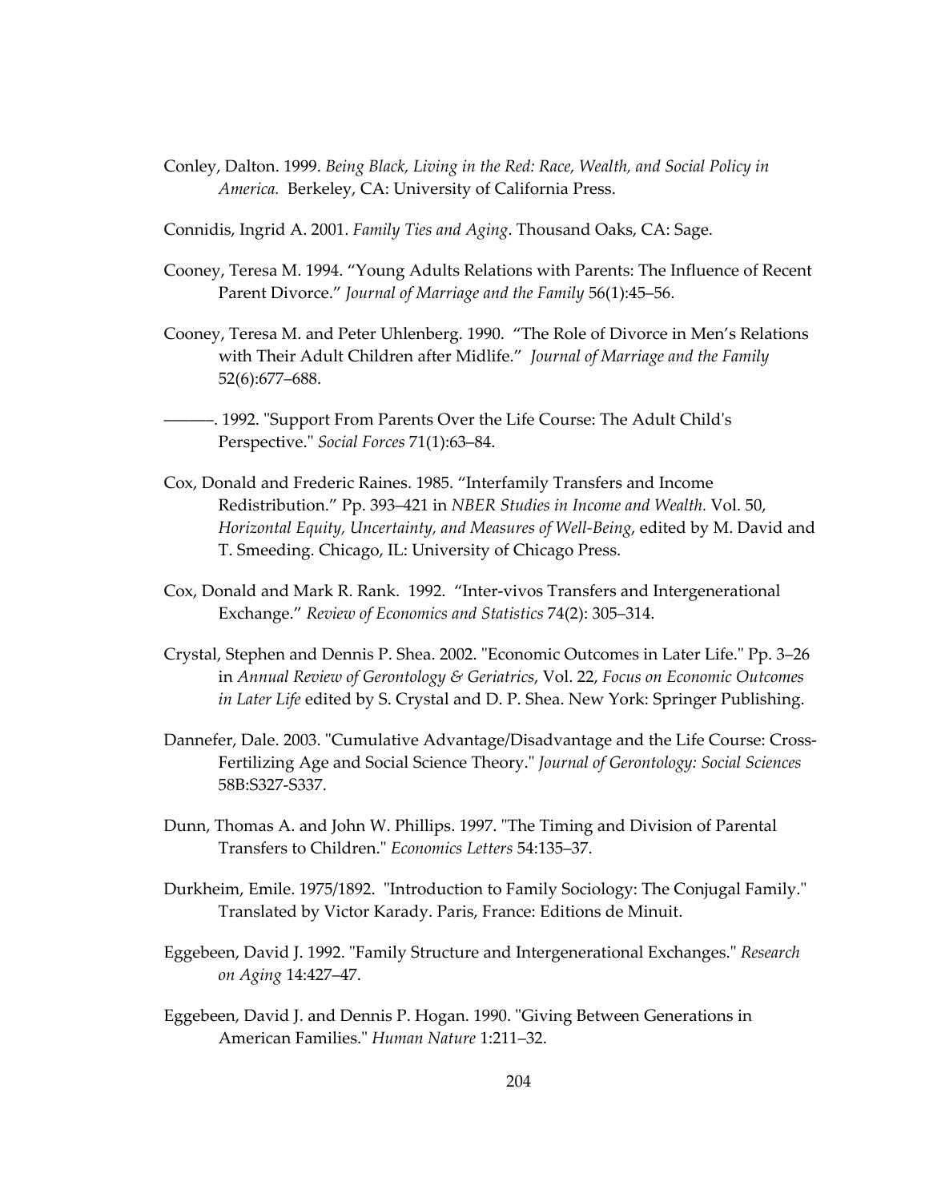Conley, Dalton. 1999. *Being Black, Living in the Red: Race, Wealth, and Social Policy in America.* Berkeley, CA: University of California Press.

Connidis, Ingrid A. 2001. *Family Ties and Aging*. Thousand Oaks, CA: Sage.

Cooney, Teresa M. 1994. "Young Adults Relations with Parents: The Influence of Recent Parent Divorce." *Journal of Marriage and the Family* 56(1):45–56.

Cooney, Teresa M. and Peter Uhlenberg. 1990. "The Role of Divorce in Men's Relations with Their Adult Children after Midlife." *Journal of Marriage and the Family* 52(6):677–688.

———. 1992. "Support From Parents Over the Life Course: The Adult Child's Perspective." *Social Forces* 71(1):63–84.

Cox, Donald and Frederic Raines. 1985. "Interfamily Transfers and Income Redistribution." Pp. 393–421 in *NBER Studies in Income and Wealth.* Vol. 50, *Horizontal Equity, Uncertainty, and Measures of Well-Being*, edited by M. David and T. Smeeding. Chicago, IL: University of Chicago Press.

Cox, Donald and Mark R. Rank. 1992. "Inter-vivos Transfers and Intergenerational Exchange." *Review of Economics and Statistics* 74(2): 305–314.

Crystal, Stephen and Dennis P. Shea. 2002. "Economic Outcomes in Later Life." Pp. 3–26 in *Annual Review of Gerontology & Geriatrics*, Vol. 22, *Focus on Economic Outcomes in Later Life* edited by S. Crystal and D. P. Shea. New York: Springer Publishing.

Dannefer, Dale. 2003. "Cumulative Advantage/Disadvantage and the Life Course: Cross-Fertilizing Age and Social Science Theory." *Journal of Gerontology: Social Sciences* 58B:S327-S337.

Dunn, Thomas A. and John W. Phillips. 1997. "The Timing and Division of Parental Transfers to Children." *Economics Letters* 54:135–37.

Durkheim, Emile. 1975/1892. "Introduction to Family Sociology: The Conjugal Family." Translated by Victor Karady. Paris, France: Editions de Minuit.

Eggebeen, David J. 1992. "Family Structure and Intergenerational Exchanges." *Research on Aging* 14:427–47.

Eggebeen, David J. and Dennis P. Hogan. 1990. "Giving Between Generations in American Families." *Human Nature* 1:211–32.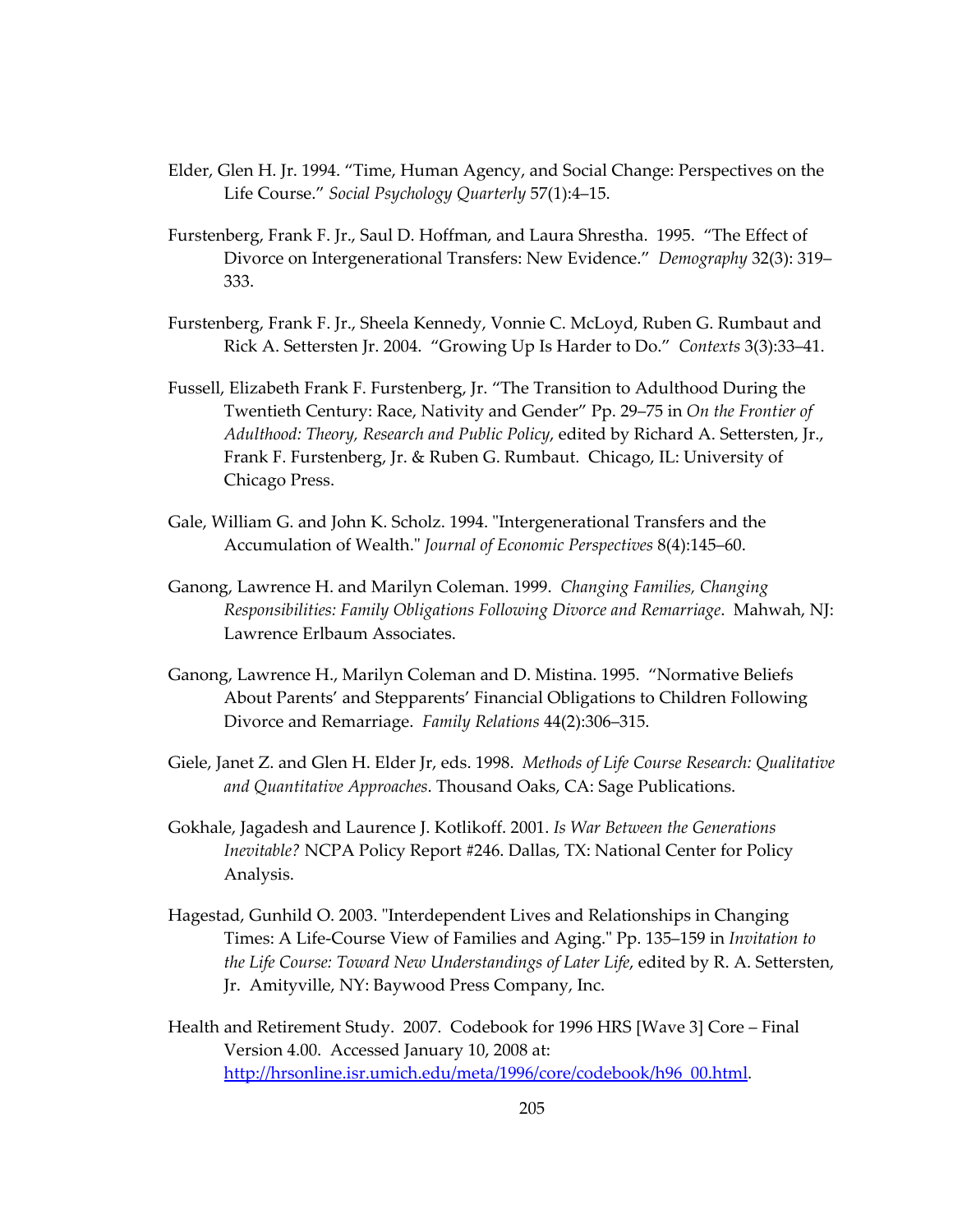Elder, Glen H. Jr. 1994. "Time, Human Agency, and Social Change: Perspectives on the Life Course." *Social Psychology Quarterly* 57(1):4–15.

Furstenberg, Frank F. Jr., Saul D. Hoffman, and Laura Shrestha. 1995. "The Effect of Divorce on Intergenerational Transfers: New Evidence." *Demography* 32(3): 319–333.

Furstenberg, Frank F. Jr., Sheela Kennedy, Vonnie C. McLoyd, Ruben G. Rumbaut and Rick A. Settersten Jr. 2004. "Growing Up Is Harder to Do." *Contexts* 3(3):33–41.

Fussell, Elizabeth Frank F. Furstenberg, Jr. "The Transition to Adulthood During the Twentieth Century: Race, Nativity and Gender" Pp. 29–75 in *On the Frontier of Adulthood: Theory, Research and Public Policy*, edited by Richard A. Settersten, Jr., Frank F. Furstenberg, Jr. & Ruben G. Rumbaut. Chicago, IL: University of Chicago Press.

Gale, William G. and John K. Scholz. 1994. "Intergenerational Transfers and the Accumulation of Wealth." *Journal of Economic Perspectives* 8(4):145–60.

Ganong, Lawrence H. and Marilyn Coleman. 1999. *Changing Families, Changing Responsibilities: Family Obligations Following Divorce and Remarriage*. Mahwah, NJ: Lawrence Erlbaum Associates.

Ganong, Lawrence H., Marilyn Coleman and D. Mistina. 1995. "Normative Beliefs About Parents' and Stepparents' Financial Obligations to Children Following Divorce and Remarriage. *Family Relations* 44(2):306–315.

Giele, Janet Z. and Glen H. Elder Jr, eds. 1998. *Methods of Life Course Research: Qualitative and Quantitative Approaches*. Thousand Oaks, CA: Sage Publications.

Gokhale, Jagadesh and Laurence J. Kotlikoff. 2001. *Is War Between the Generations Inevitable?* NCPA Policy Report #246. Dallas, TX: National Center for Policy Analysis.

Hagestad, Gunhild O. 2003. "Interdependent Lives and Relationships in Changing Times: A Life-Course View of Families and Aging." Pp. 135–159 in *Invitation to the Life Course: Toward New Understandings of Later Life*, edited by R. A. Settersten, Jr. Amityville, NY: Baywood Press Company, Inc.

Health and Retirement Study. 2007. Codebook for 1996 HRS [Wave 3] Core – Final Version 4.00. Accessed January 10, 2008 at: http://hrsonline.isr.umich.edu/meta/1996/core/codebook/h96_00.html.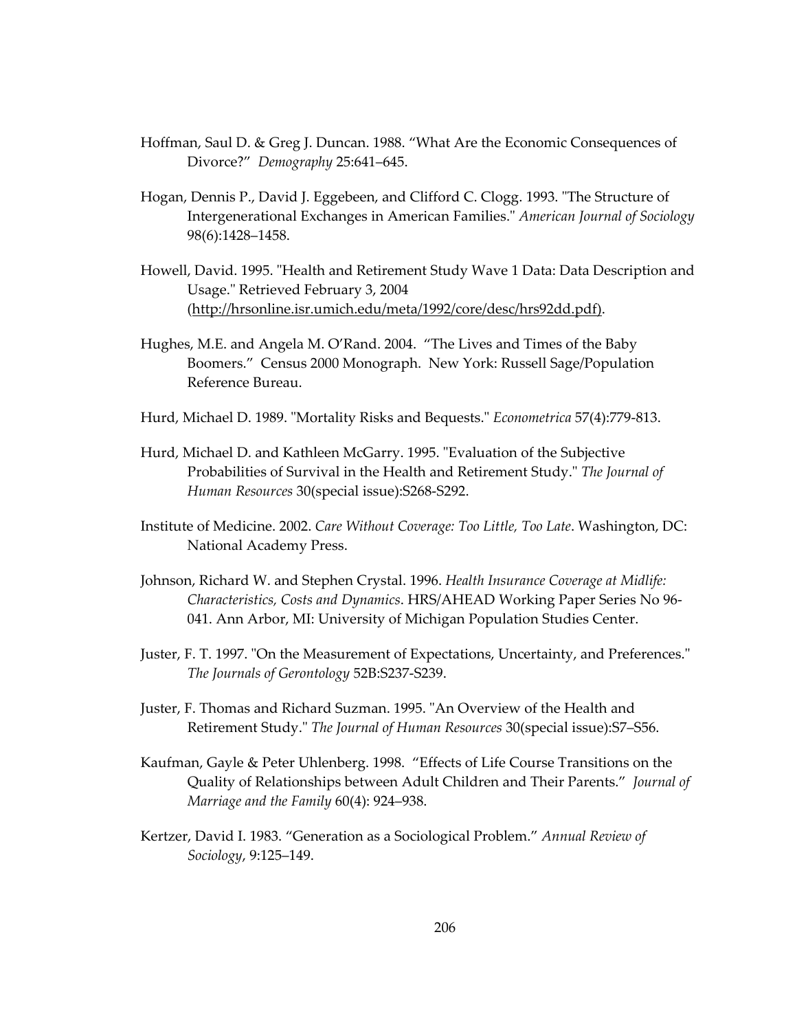Hoffman, Saul D. & Greg J. Duncan. 1988. "What Are the Economic Consequences of Divorce?" *Demography* 25:641–645.

Hogan, Dennis P., David J. Eggebeen, and Clifford C. Clogg. 1993. "The Structure of Intergenerational Exchanges in American Families." *American Journal of Sociology* 98(6):1428–1458.

Howell, David. 1995. "Health and Retirement Study Wave 1 Data: Data Description and Usage." Retrieved February 3, 2004 (http://hrsonline.isr.umich.edu/meta/1992/core/desc/hrs92dd.pdf).

Hughes, M.E. and Angela M. O'Rand. 2004. "The Lives and Times of the Baby Boomers." Census 2000 Monograph. New York: Russell Sage/Population Reference Bureau.

Hurd, Michael D. 1989. "Mortality Risks and Bequests." *Econometrica* 57(4):779-813.

Hurd, Michael D. and Kathleen McGarry. 1995. "Evaluation of the Subjective Probabilities of Survival in the Health and Retirement Study." *The Journal of Human Resources* 30(special issue):S268-S292.

Institute of Medicine. 2002. *Care Without Coverage: Too Little, Too Late*. Washington, DC: National Academy Press.

Johnson, Richard W. and Stephen Crystal. 1996. *Health Insurance Coverage at Midlife: Characteristics, Costs and Dynamics*. HRS/AHEAD Working Paper Series No 96-041. Ann Arbor, MI: University of Michigan Population Studies Center.

Juster, F. T. 1997. "On the Measurement of Expectations, Uncertainty, and Preferences." *The Journals of Gerontology* 52B:S237-S239.

Juster, F. Thomas and Richard Suzman. 1995. "An Overview of the Health and Retirement Study." *The Journal of Human Resources* 30(special issue):S7–S56.

Kaufman, Gayle & Peter Uhlenberg. 1998. "Effects of Life Course Transitions on the Quality of Relationships between Adult Children and Their Parents." *Journal of Marriage and the Family* 60(4): 924–938.

Kertzer, David I. 1983. "Generation as a Sociological Problem." *Annual Review of Sociology*, 9:125–149.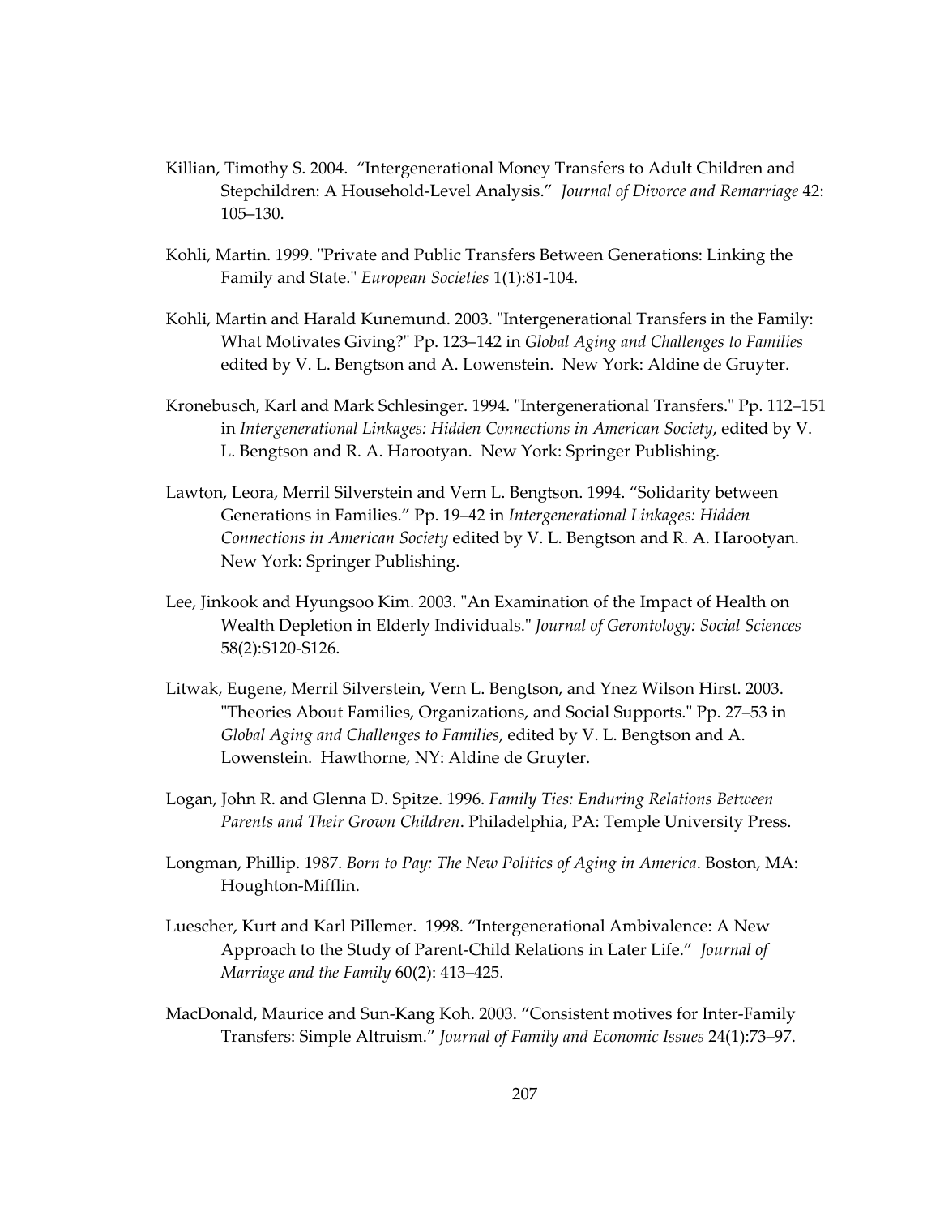Killian, Timothy S. 2004. "Intergenerational Money Transfers to Adult Children and Stepchildren: A Household-Level Analysis." *Journal of Divorce and Remarriage* 42: 105–130.

Kohli, Martin. 1999. "Private and Public Transfers Between Generations: Linking the Family and State." *European Societies* 1(1):81-104.

Kohli, Martin and Harald Kunemund. 2003. "Intergenerational Transfers in the Family: What Motivates Giving?" Pp. 123–142 in *Global Aging and Challenges to Families* edited by V. L. Bengtson and A. Lowenstein. New York: Aldine de Gruyter.

Kronebusch, Karl and Mark Schlesinger. 1994. "Intergenerational Transfers." Pp. 112–151 in *Intergenerational Linkages: Hidden Connections in American Society*, edited by V. L. Bengtson and R. A. Harootyan. New York: Springer Publishing.

Lawton, Leora, Merril Silverstein and Vern L. Bengtson. 1994. "Solidarity between Generations in Families." Pp. 19–42 in *Intergenerational Linkages: Hidden Connections in American Society* edited by V. L. Bengtson and R. A. Harootyan. New York: Springer Publishing.

Lee, Jinkook and Hyungsoo Kim. 2003. "An Examination of the Impact of Health on Wealth Depletion in Elderly Individuals." *Journal of Gerontology: Social Sciences* 58(2):S120-S126.

Litwak, Eugene, Merril Silverstein, Vern L. Bengtson, and Ynez Wilson Hirst. 2003. "Theories About Families, Organizations, and Social Supports." Pp. 27–53 in *Global Aging and Challenges to Families*, edited by V. L. Bengtson and A. Lowenstein. Hawthorne, NY: Aldine de Gruyter.

Logan, John R. and Glenna D. Spitze. 1996. *Family Ties: Enduring Relations Between Parents and Their Grown Children*. Philadelphia, PA: Temple University Press.

Longman, Phillip. 1987. *Born to Pay: The New Politics of Aging in America*. Boston, MA: Houghton-Mifflin.

Luescher, Kurt and Karl Pillemer. 1998. "Intergenerational Ambivalence: A New Approach to the Study of Parent-Child Relations in Later Life." *Journal of Marriage and the Family* 60(2): 413–425.

MacDonald, Maurice and Sun-Kang Koh. 2003. "Consistent motives for Inter-Family Transfers: Simple Altruism." *Journal of Family and Economic Issues* 24(1):73–97.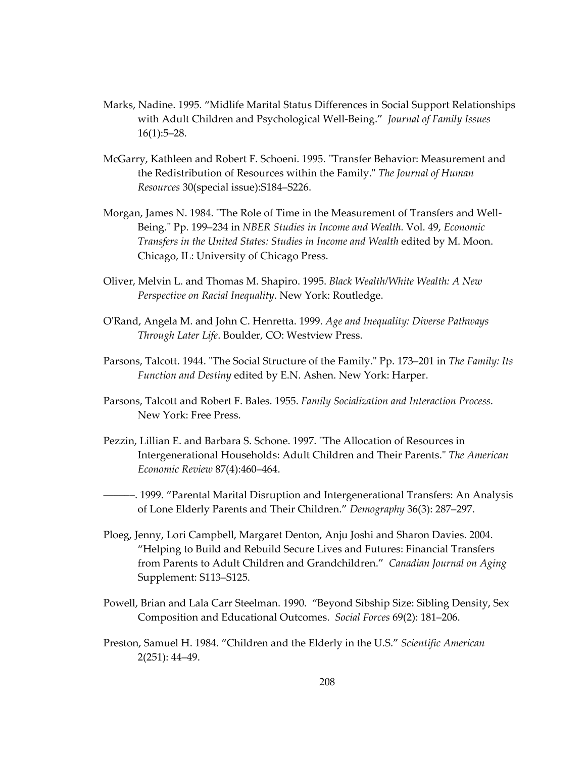Marks, Nadine. 1995. "Midlife Marital Status Differences in Social Support Relationships with Adult Children and Psychological Well-Being." *Journal of Family Issues* 16(1):5–28.

McGarry, Kathleen and Robert F. Schoeni. 1995. "Transfer Behavior: Measurement and the Redistribution of Resources within the Family." *The Journal of Human Resources* 30(special issue):S184–S226.

Morgan, James N. 1984. "The Role of Time in the Measurement of Transfers and Well-Being." Pp. 199–234 in *NBER Studies in Income and Wealth.* Vol. 49, *Economic Transfers in the United States: Studies in Income and Wealth* edited by M. Moon. Chicago, IL: University of Chicago Press.

Oliver, Melvin L. and Thomas M. Shapiro. 1995. *Black Wealth/White Wealth: A New Perspective on Racial Inequality*. New York: Routledge.

O'Rand, Angela M. and John C. Henretta. 1999. *Age and Inequality: Diverse Pathways Through Later Life*. Boulder, CO: Westview Press.

Parsons, Talcott. 1944. "The Social Structure of the Family." Pp. 173–201 in *The Family: Its Function and Destiny* edited by E.N. Ashen. New York: Harper.

Parsons, Talcott and Robert F. Bales. 1955. *Family Socialization and Interaction Process*. New York: Free Press.

Pezzin, Lillian E. and Barbara S. Schone. 1997. "The Allocation of Resources in Intergenerational Households: Adult Children and Their Parents." *The American Economic Review* 87(4):460–464.

———. 1999. "Parental Marital Disruption and Intergenerational Transfers: An Analysis of Lone Elderly Parents and Their Children." *Demography* 36(3): 287–297.

Ploeg, Jenny, Lori Campbell, Margaret Denton, Anju Joshi and Sharon Davies. 2004. "Helping to Build and Rebuild Secure Lives and Futures: Financial Transfers from Parents to Adult Children and Grandchildren." *Canadian Journal on Aging* Supplement: S113–S125.

Powell, Brian and Lala Carr Steelman. 1990. "Beyond Sibship Size: Sibling Density, Sex Composition and Educational Outcomes. *Social Forces* 69(2): 181–206.

Preston, Samuel H. 1984. "Children and the Elderly in the U.S." *Scientific American* 2(251): 44–49.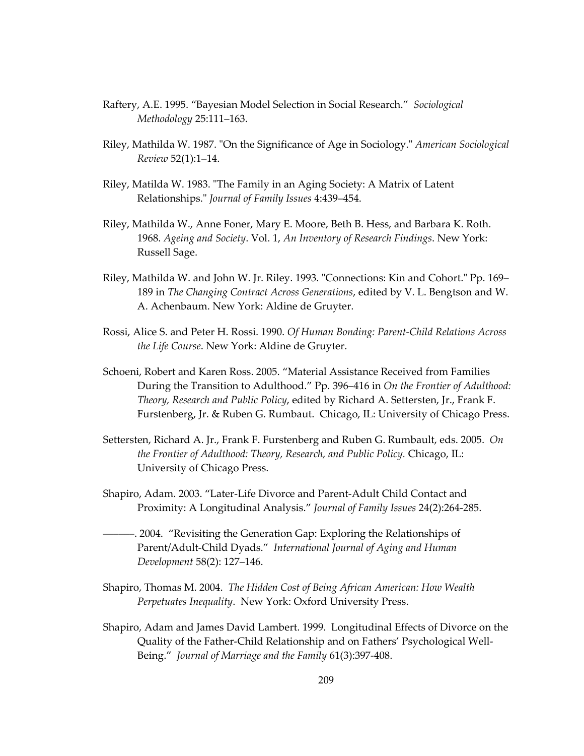Raftery, A.E. 1995. "Bayesian Model Selection in Social Research." *Sociological Methodology* 25:111–163.

Riley, Mathilda W. 1987. "On the Significance of Age in Sociology." *American Sociological Review* 52(1):1–14.

Riley, Matilda W. 1983. "The Family in an Aging Society: A Matrix of Latent Relationships." *Journal of Family Issues* 4:439–454.

Riley, Mathilda W., Anne Foner, Mary E. Moore, Beth B. Hess, and Barbara K. Roth. 1968. *Ageing and Society*. Vol. 1, *An Inventory of Research Findings*. New York: Russell Sage.

Riley, Mathilda W. and John W. Jr. Riley. 1993. "Connections: Kin and Cohort." Pp. 169–189 in *The Changing Contract Across Generations*, edited by V. L. Bengtson and W. A. Achenbaum. New York: Aldine de Gruyter.

Rossi, Alice S. and Peter H. Rossi. 1990. *Of Human Bonding: Parent-Child Relations Across the Life Course*. New York: Aldine de Gruyter.

Schoeni, Robert and Karen Ross. 2005. "Material Assistance Received from Families During the Transition to Adulthood." Pp. 396–416 in *On the Frontier of Adulthood: Theory, Research and Public Policy*, edited by Richard A. Settersten, Jr., Frank F. Furstenberg, Jr. & Ruben G. Rumbaut. Chicago, IL: University of Chicago Press.

Settersten, Richard A. Jr., Frank F. Furstenberg and Ruben G. Rumbault, eds. 2005. *On the Frontier of Adulthood: Theory, Research, and Public Policy.* Chicago, IL: University of Chicago Press.

Shapiro, Adam. 2003. "Later-Life Divorce and Parent-Adult Child Contact and Proximity: A Longitudinal Analysis." *Journal of Family Issues* 24(2):264-285.

———. 2004. "Revisiting the Generation Gap: Exploring the Relationships of Parent/Adult-Child Dyads." *International Journal of Aging and Human Development* 58(2): 127–146.

Shapiro, Thomas M. 2004. *The Hidden Cost of Being African American: How Wealth Perpetuates Inequality*. New York: Oxford University Press.

Shapiro, Adam and James David Lambert. 1999. Longitudinal Effects of Divorce on the Quality of the Father-Child Relationship and on Fathers' Psychological Well-Being." *Journal of Marriage and the Family* 61(3):397-408.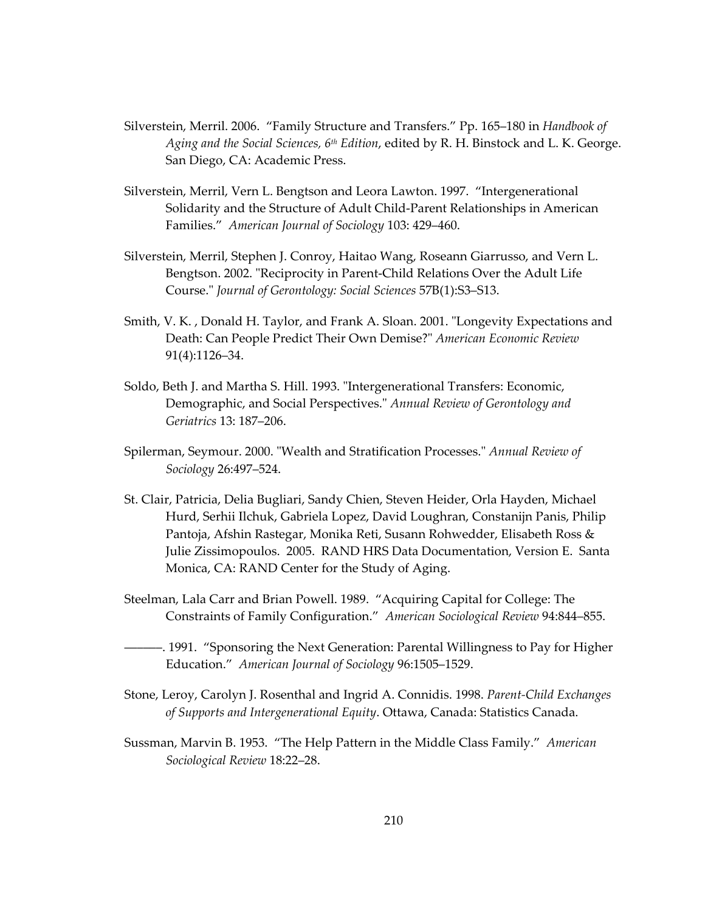Silverstein, Merril. 2006. "Family Structure and Transfers." Pp. 165–180 in *Handbook of Aging and the Social Sciences, 6th Edition*, edited by R. H. Binstock and L. K. George. San Diego, CA: Academic Press.

Silverstein, Merril, Vern L. Bengtson and Leora Lawton. 1997. "Intergenerational Solidarity and the Structure of Adult Child-Parent Relationships in American Families." *American Journal of Sociology* 103: 429–460.

Silverstein, Merril, Stephen J. Conroy, Haitao Wang, Roseann Giarrusso, and Vern L. Bengtson. 2002. "Reciprocity in Parent-Child Relations Over the Adult Life Course." *Journal of Gerontology: Social Sciences* 57B(1):S3–S13.

Smith, V. K. , Donald H. Taylor, and Frank A. Sloan. 2001. "Longevity Expectations and Death: Can People Predict Their Own Demise?" *American Economic Review* 91(4):1126–34.

Soldo, Beth J. and Martha S. Hill. 1993. "Intergenerational Transfers: Economic, Demographic, and Social Perspectives." *Annual Review of Gerontology and Geriatrics* 13: 187–206.

Spilerman, Seymour. 2000. "Wealth and Stratification Processes." *Annual Review of Sociology* 26:497–524.

St. Clair, Patricia, Delia Bugliari, Sandy Chien, Steven Heider, Orla Hayden, Michael Hurd, Serhii Ilchuk, Gabriela Lopez, David Loughran, Constanijn Panis, Philip Pantoja, Afshin Rastegar, Monika Reti, Susann Rohwedder, Elisabeth Ross & Julie Zissimopoulos. 2005. RAND HRS Data Documentation, Version E. Santa Monica, CA: RAND Center for the Study of Aging.

Steelman, Lala Carr and Brian Powell. 1989. "Acquiring Capital for College: The Constraints of Family Configuration." *American Sociological Review* 94:844–855.

———. 1991. "Sponsoring the Next Generation: Parental Willingness to Pay for Higher Education." *American Journal of Sociology* 96:1505–1529.

Stone, Leroy, Carolyn J. Rosenthal and Ingrid A. Connidis. 1998. *Parent-Child Exchanges of Supports and Intergenerational Equity*. Ottawa, Canada: Statistics Canada.

Sussman, Marvin B. 1953. "The Help Pattern in the Middle Class Family." *American Sociological Review* 18:22–28.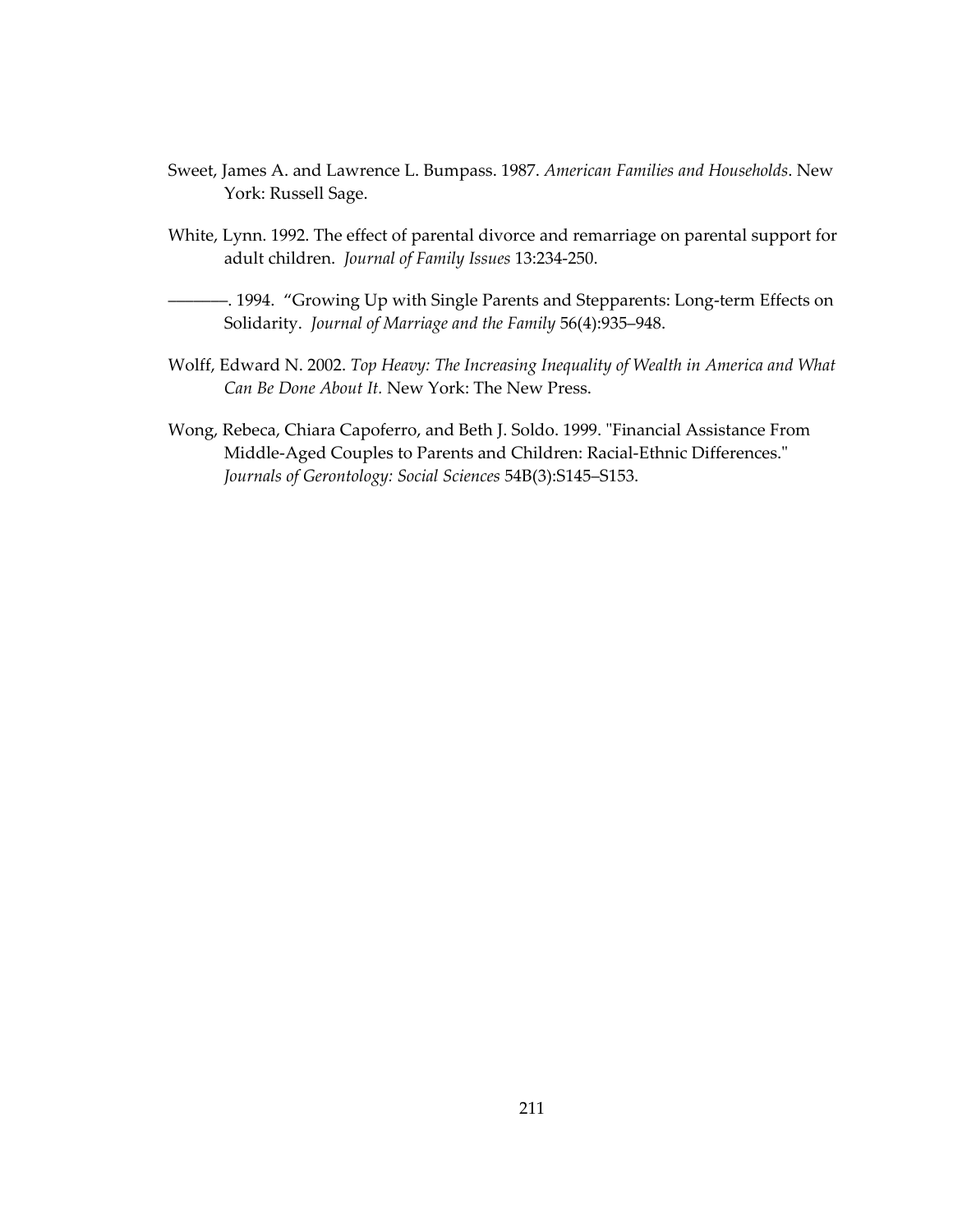Sweet, James A. and Lawrence L. Bumpass. 1987. *American Families and Households*. New York: Russell Sage.

White, Lynn. 1992. The effect of parental divorce and remarriage on parental support for adult children. *Journal of Family Issues* 13:234-250.

————. 1994. "Growing Up with Single Parents and Stepparents: Long-term Effects on Solidarity. *Journal of Marriage and the Family* 56(4):935–948.

Wolff, Edward N. 2002. *Top Heavy: The Increasing Inequality of Wealth in America and What Can Be Done About It.* New York: The New Press.

Wong, Rebeca, Chiara Capoferro, and Beth J. Soldo. 1999. "Financial Assistance From Middle-Aged Couples to Parents and Children: Racial-Ethnic Differences." *Journals of Gerontology: Social Sciences* 54B(3):S145–S153.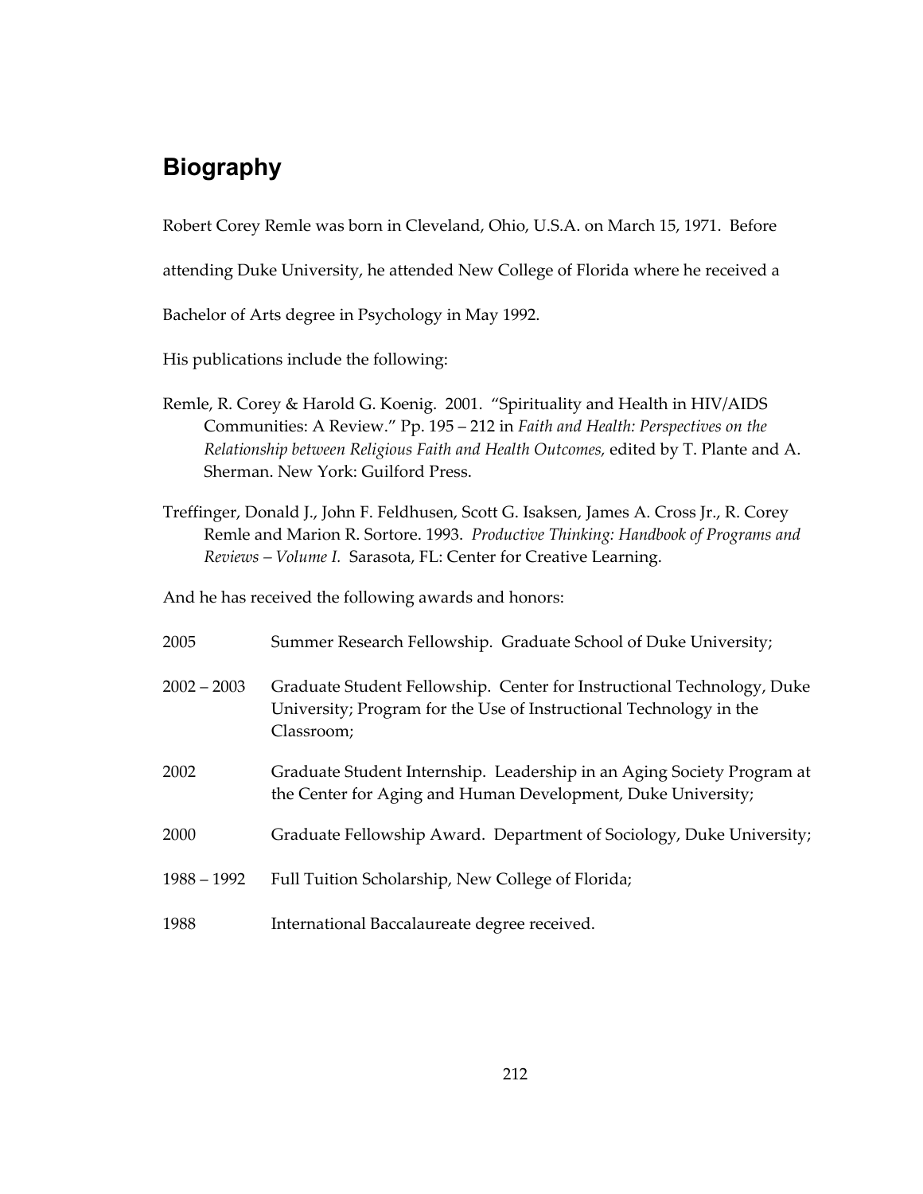## Biography

Robert Corey Remle was born in Cleveland, Ohio, U.S.A. on March 15, 1971. Before attending Duke University, he attended New College of Florida where he received a Bachelor of Arts degree in Psychology in May 1992.

His publications include the following:

Remle, R. Corey & Harold G. Koenig. 2001. "Spirituality and Health in HIV/AIDS Communities: A Review." Pp. 195 – 212 in *Faith and Health: Perspectives on the Relationship between Religious Faith and Health Outcomes,* edited by T. Plante and A. Sherman. New York: Guilford Press.

Treffinger, Donald J., John F. Feldhusen, Scott G. Isaksen, James A. Cross Jr., R. Corey Remle and Marion R. Sortore. 1993. *Productive Thinking: Handbook of Programs and Reviews – Volume I.* Sarasota, FL: Center for Creative Learning.

And he has received the following awards and honors:

| | |
|---|---|
| 2005 | Summer Research Fellowship. Graduate School of Duke University; |
| 2002 – 2003 | Graduate Student Fellowship. Center for Instructional Technology, Duke University; Program for the Use of Instructional Technology in the Classroom; |
| 2002 | Graduate Student Internship. Leadership in an Aging Society Program at the Center for Aging and Human Development, Duke University; |
| 2000 | Graduate Fellowship Award. Department of Sociology, Duke University; |
| 1988 – 1992 | Full Tuition Scholarship, New College of Florida; |
| 1988 | International Baccalaureate degree received. |